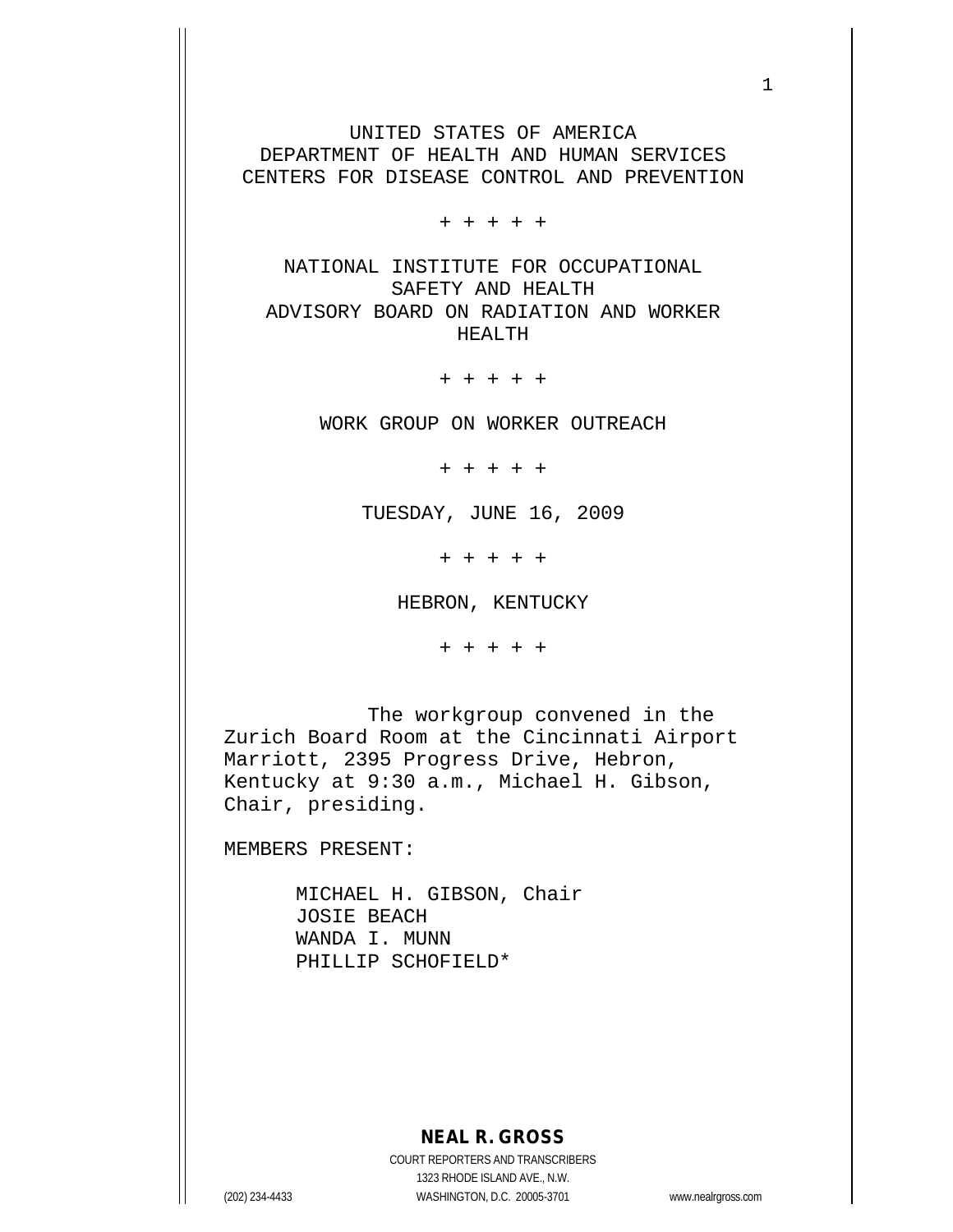UNITED STATES OF AMERICA
DEPARTMENT OF HEALTH AND HUMAN SERVICES
CENTERS FOR DISEASE CONTROL AND PREVENTION

+ + + + +

NATIONAL INSTITUTE FOR OCCUPATIONAL SAFETY AND HEALTH
ADVISORY BOARD ON RADIATION AND WORKER HEALTH

+ + + + +

WORK GROUP ON WORKER OUTREACH

+ + + + +

TUESDAY, JUNE 16, 2009

+ + + + +

HEBRON, KENTUCKY

+ + + + +

The workgroup convened in the Zurich Board Room at the Cincinnati Airport Marriott, 2395 Progress Drive, Hebron, Kentucky at 9:30 a.m., Michael H. Gibson, Chair, presiding.

MEMBERS PRESENT:

MICHAEL H. GIBSON, Chair
JOSIE BEACH
WANDA I. MUNN
PHILLIP SCHOFIELD*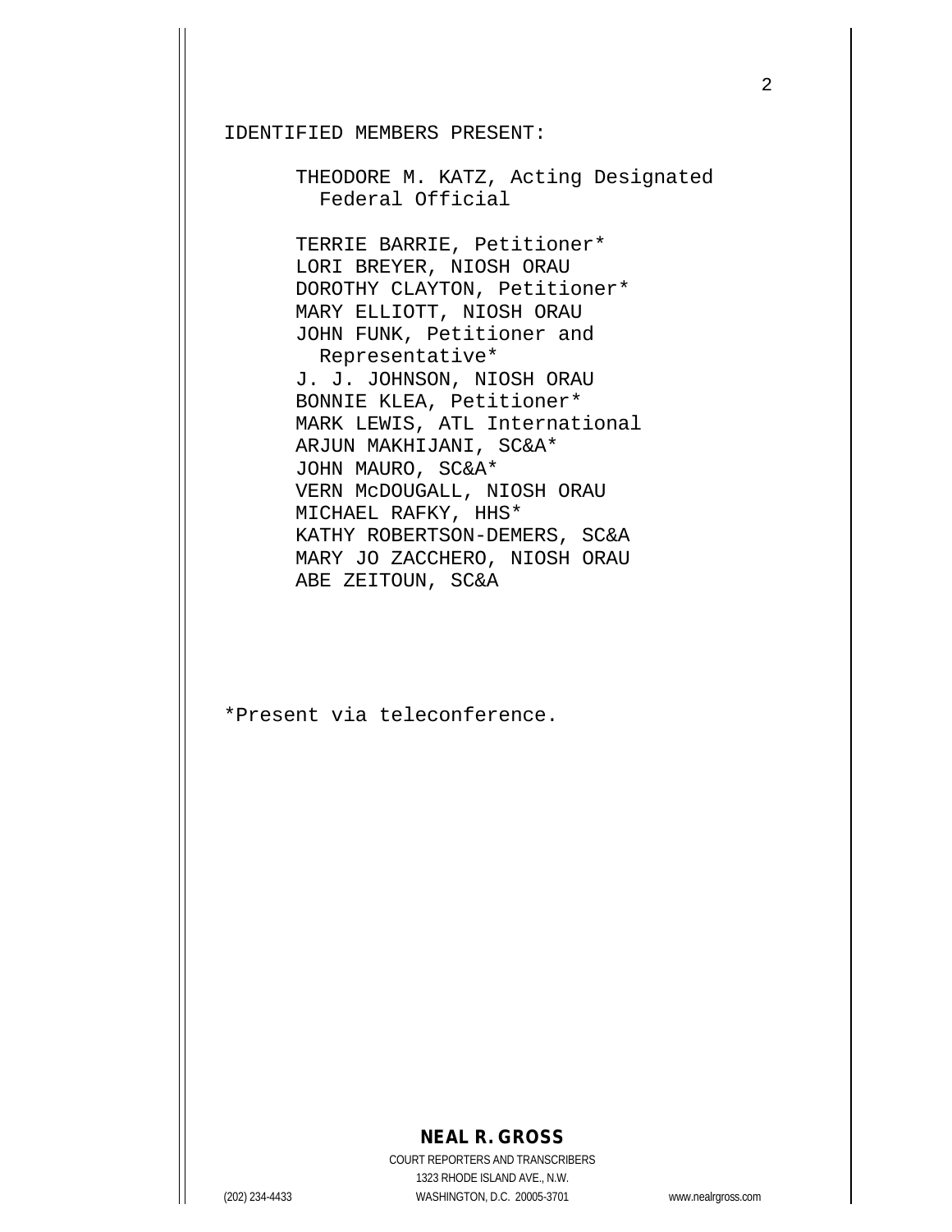IDENTIFIED MEMBERS PRESENT:

THEODORE M. KATZ, Acting Designated Federal Official

TERRIE BARRIE, Petitioner*
LORI BREYER, NIOSH ORAU
DOROTHY CLAYTON, Petitioner*
MARY ELLIOTT, NIOSH ORAU
JOHN FUNK, Petitioner and Representative*
J. J. JOHNSON, NIOSH ORAU
BONNIE KLEA, Petitioner*
MARK LEWIS, ATL International
ARJUN MAKHIJANI, SC&A*
JOHN MAURO, SC&A*
VERN McDOUGALL, NIOSH ORAU
MICHAEL RAFKY, HHS*
KATHY ROBERTSON-DEMERS, SC&A
MARY JO ZACCHERO, NIOSH ORAU
ABE ZEITOUN, SC&A

*Present via teleconference.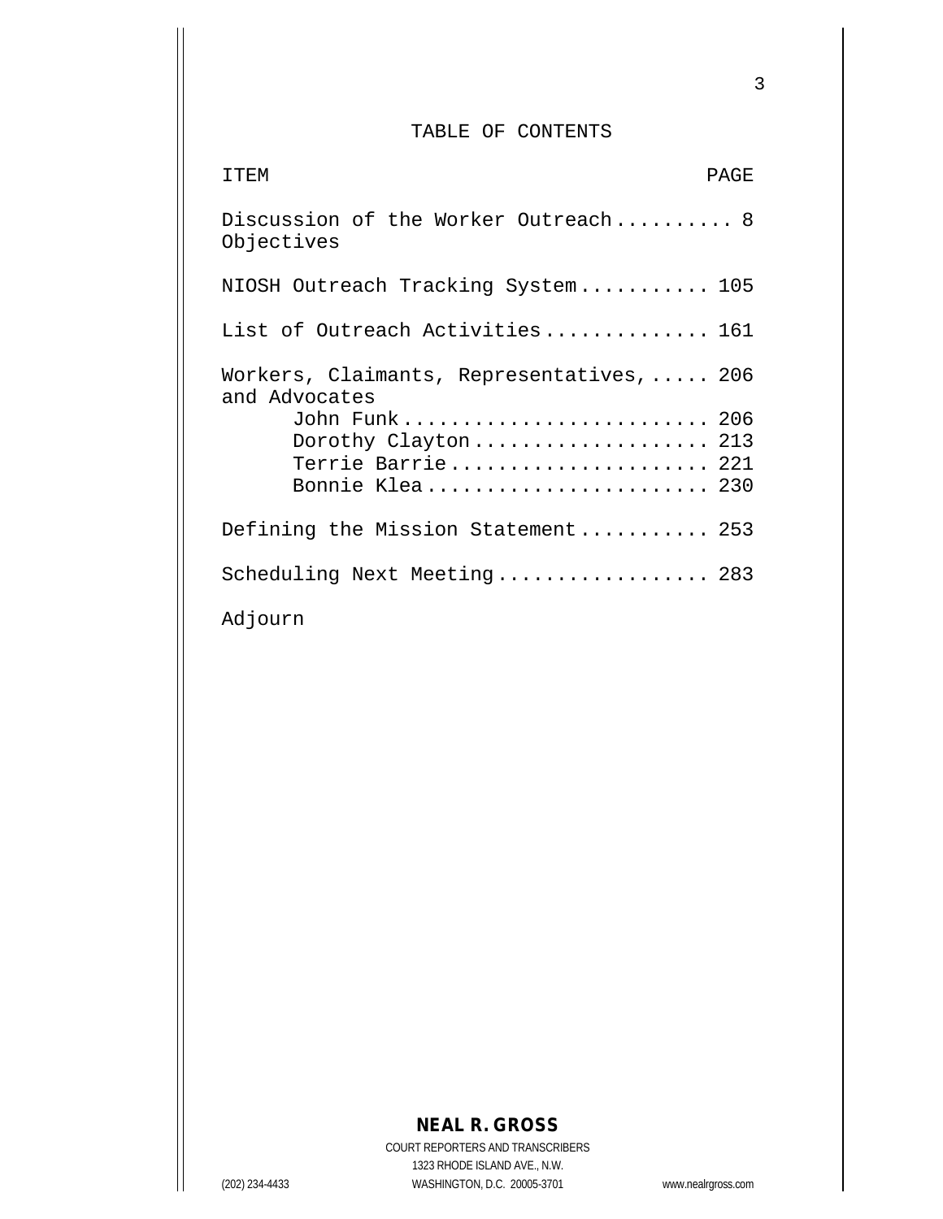# TABLE OF CONTENTS

| ITEM | PAGE |
| --- | --- |
| Discussion of the Worker Outreach Objectives | 8 |
| NIOSH Outreach Tracking System | 105 |
| List of Outreach Activities | 161 |
| Workers, Claimants, Representatives, and Advocates | 206 |
| John Funk | 206 |
| Dorothy Clayton | 213 |
| Terrie Barrie | 221 |
| Bonnie Klea | 230 |
| Defining the Mission Statement | 253 |
| Scheduling Next Meeting | 283 |
| Adjourn | |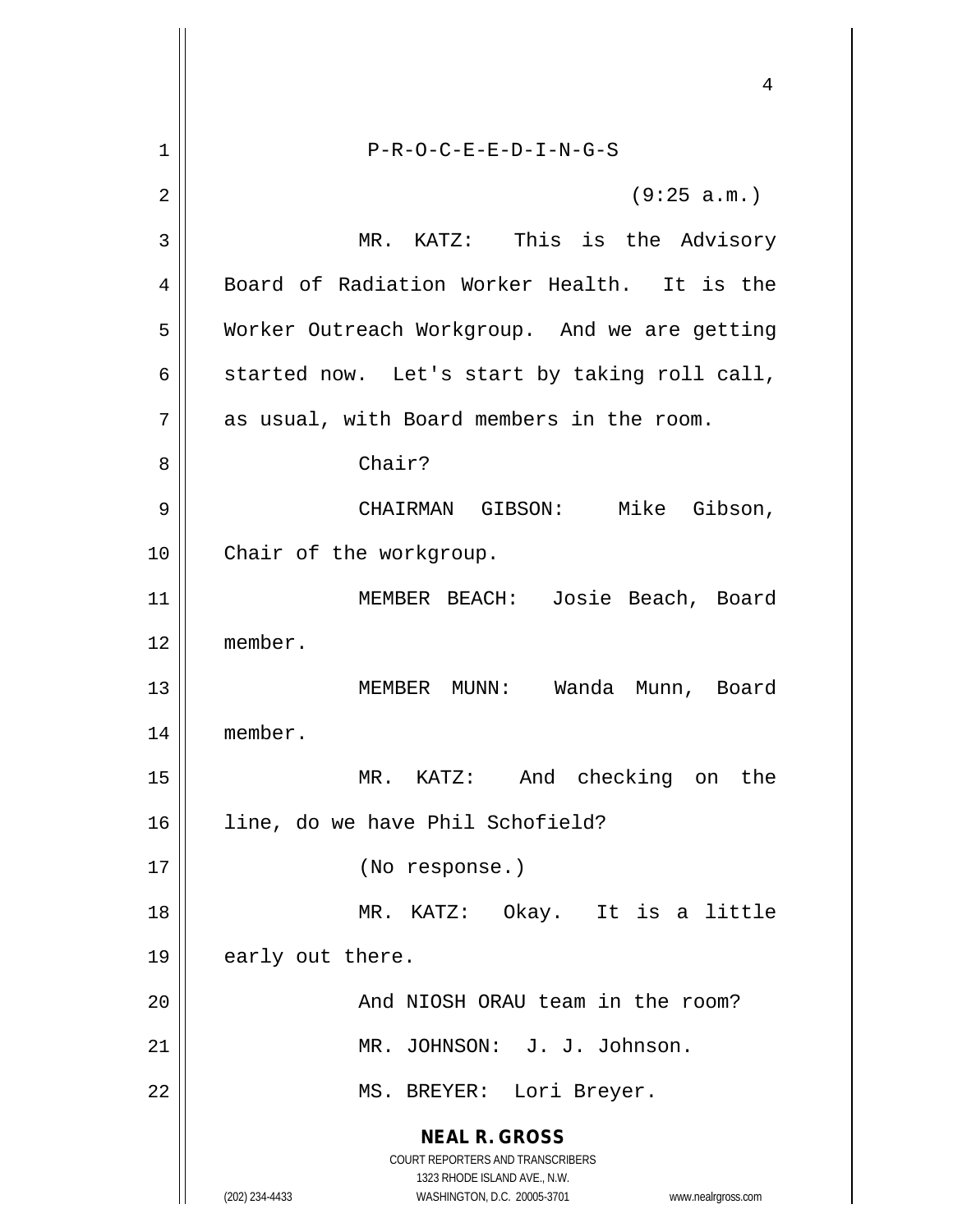P-R-O-C-E-E-D-I-N-G-S

(9:25 a.m.)

MR. KATZ: This is the Advisory Board of Radiation Worker Health. It is the Worker Outreach Workgroup. And we are getting started now. Let's start by taking roll call, as usual, with Board members in the room.

Chair?

CHAIRMAN GIBSON: Mike Gibson, Chair of the workgroup.

MEMBER BEACH: Josie Beach, Board member.

MEMBER MUNN: Wanda Munn, Board member.

MR. KATZ: And checking on the line, do we have Phil Schofield?

(No response.)

MR. KATZ: Okay. It is a little early out there.

And NIOSH ORAU team in the room?

MR. JOHNSON: J. J. Johnson.

MS. BREYER: Lori Breyer.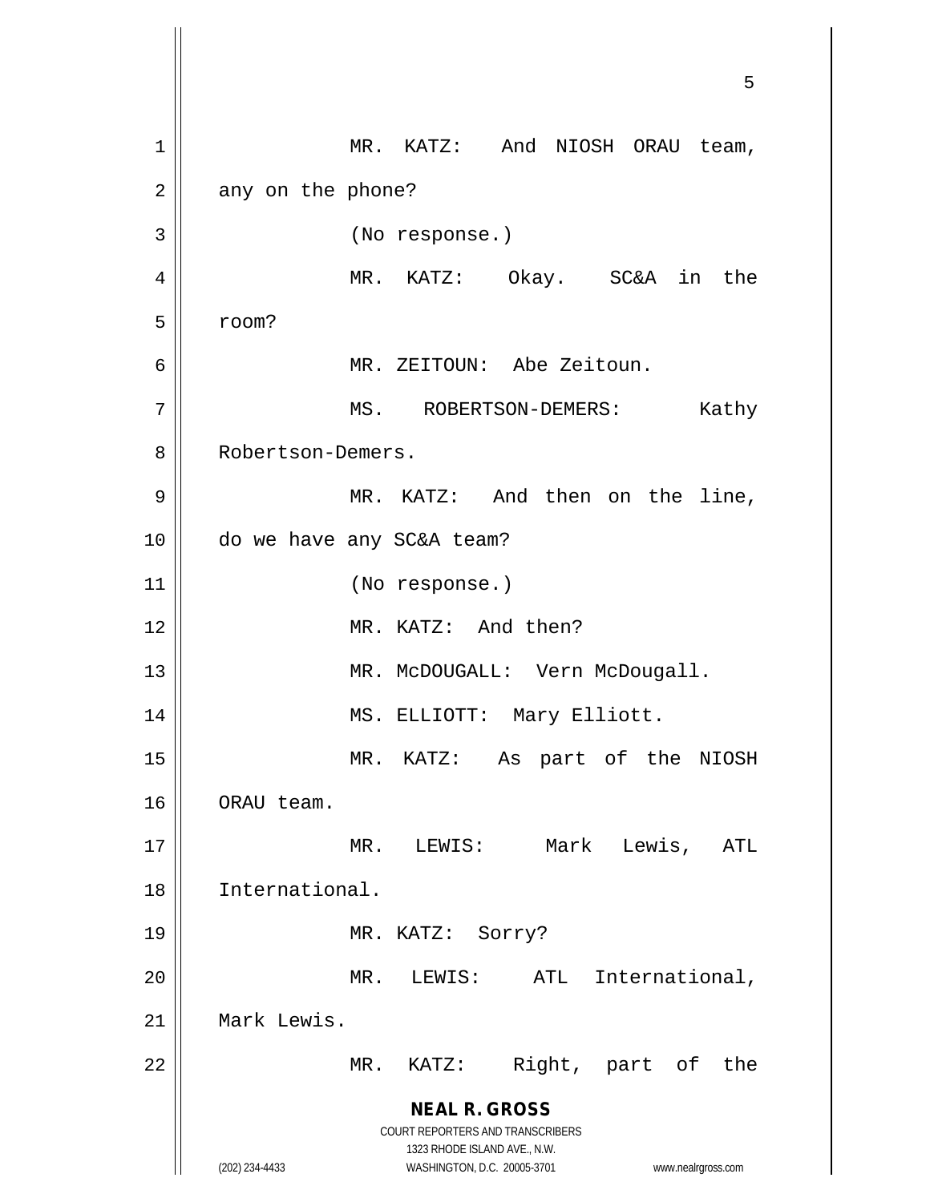MR. KATZ: And NIOSH ORAU team, any on the phone?

(No response.)

MR. KATZ: Okay. SC&A in the room?

MR. ZEITOUN: Abe Zeitoun.

MS. ROBERTSON-DEMERS: Kathy Robertson-Demers.

MR. KATZ: And then on the line, do we have any SC&A team?

(No response.)

MR. KATZ: And then?

MR. McDOUGALL: Vern McDougall.

MS. ELLIOTT: Mary Elliott.

MR. KATZ: As part of the NIOSH ORAU team.

MR. LEWIS: Mark Lewis, ATL International.

MR. KATZ: Sorry?

MR. LEWIS: ATL International, Mark Lewis.

MR. KATZ: Right, part of the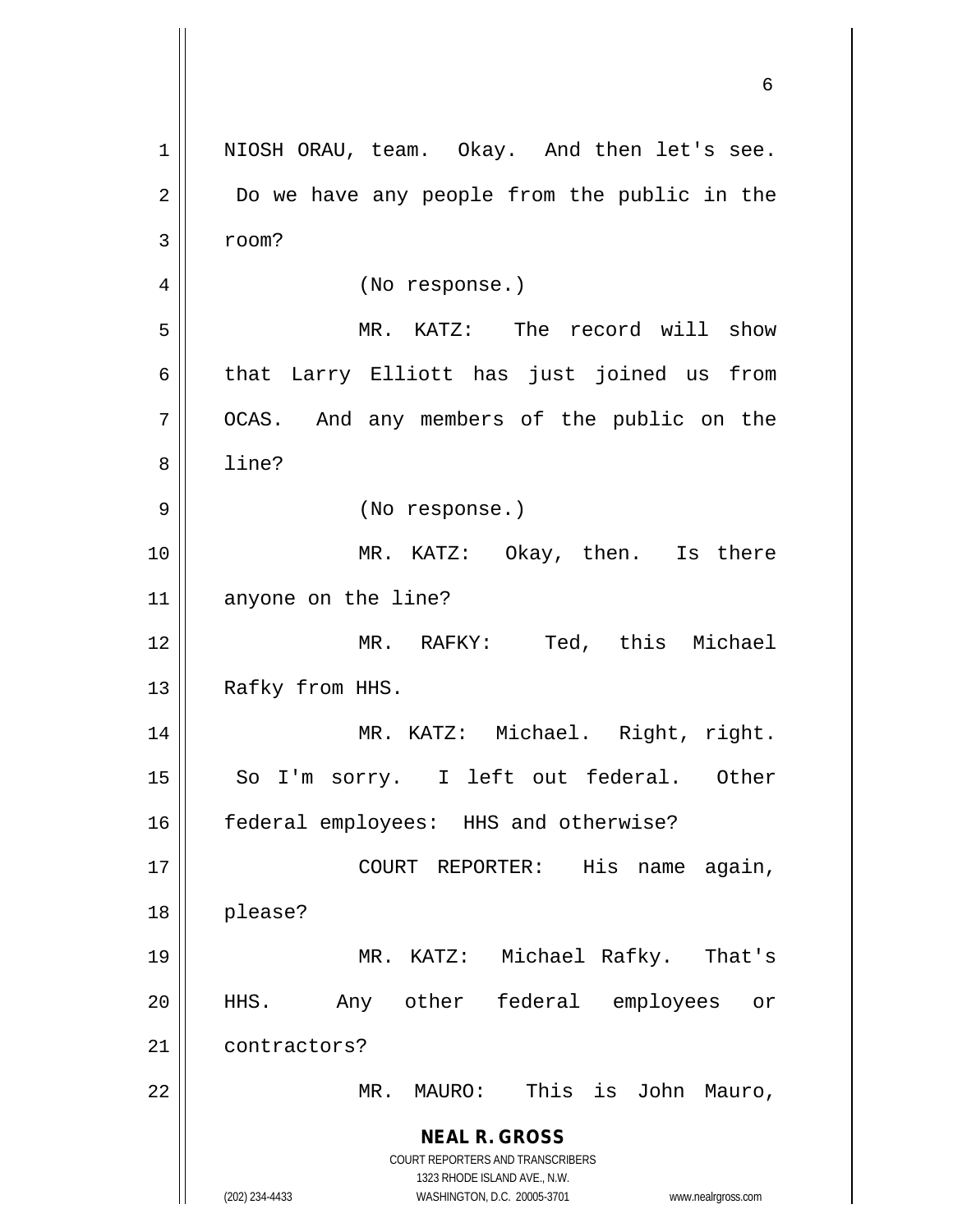NIOSH ORAU, team. Okay. And then let's see. Do we have any people from the public in the room?

(No response.)

MR. KATZ: The record will show that Larry Elliott has just joined us from OCAS. And any members of the public on the line?

(No response.)

MR. KATZ: Okay, then. Is there anyone on the line?

MR. RAFKY: Ted, this Michael Rafky from HHS.

MR. KATZ: Michael. Right, right. So I'm sorry. I left out federal. Other federal employees: HHS and otherwise?

COURT REPORTER: His name again, please?

MR. KATZ: Michael Rafky. That's HHS. Any other federal employees or contractors?

MR. MAURO: This is John Mauro,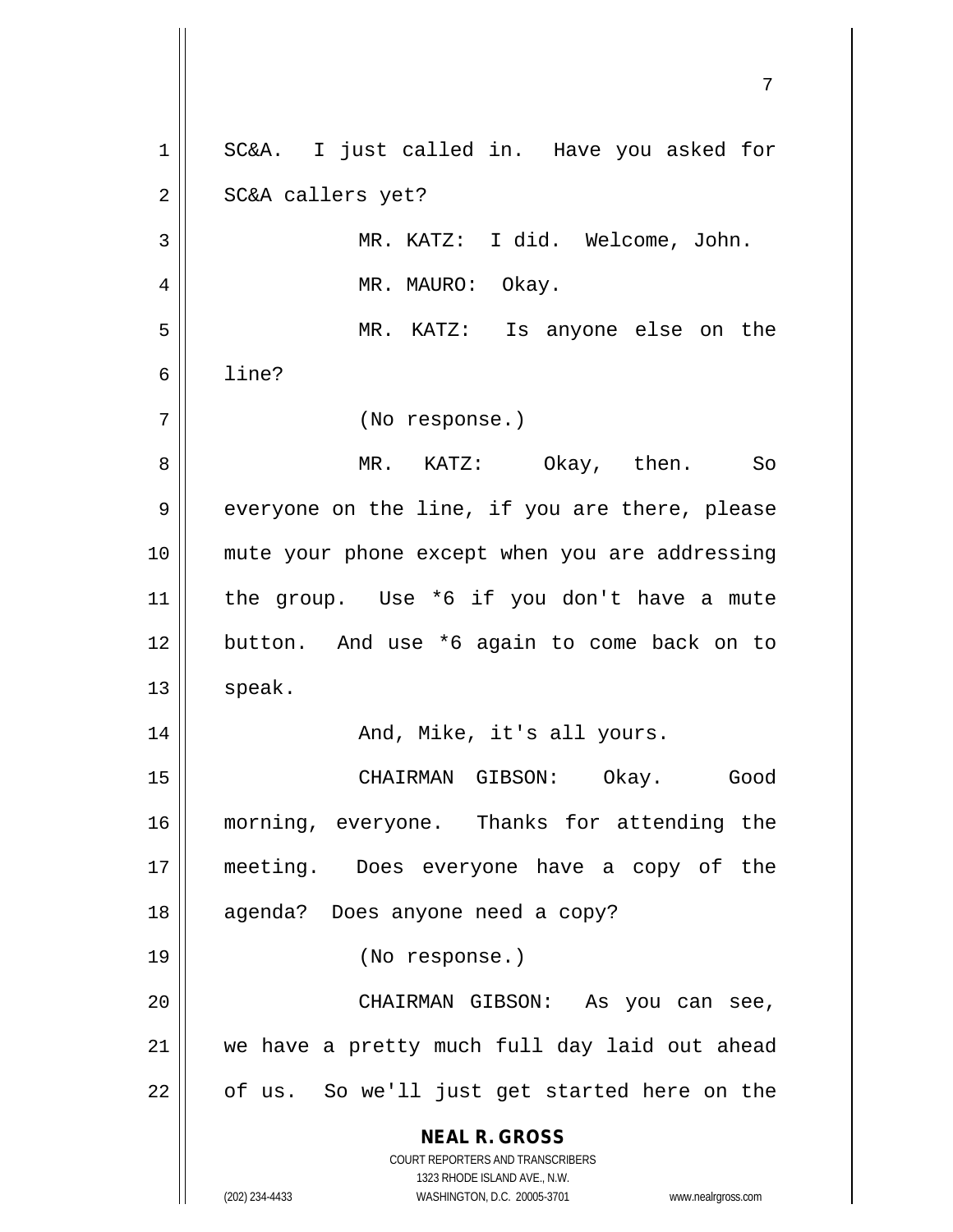SC&A. I just called in. Have you asked for SC&A callers yet?

MR. KATZ: I did. Welcome, John.

MR. MAURO: Okay.

MR. KATZ: Is anyone else on the line?

(No response.)

MR. KATZ: Okay, then. So everyone on the line, if you are there, please mute your phone except when you are addressing the group. Use *6 if you don't have a mute button. And use *6 again to come back on to speak.

And, Mike, it's all yours.

CHAIRMAN GIBSON: Okay. Good morning, everyone. Thanks for attending the meeting. Does everyone have a copy of the agenda? Does anyone need a copy?

(No response.)

CHAIRMAN GIBSON: As you can see, we have a pretty much full day laid out ahead of us. So we'll just get started here on the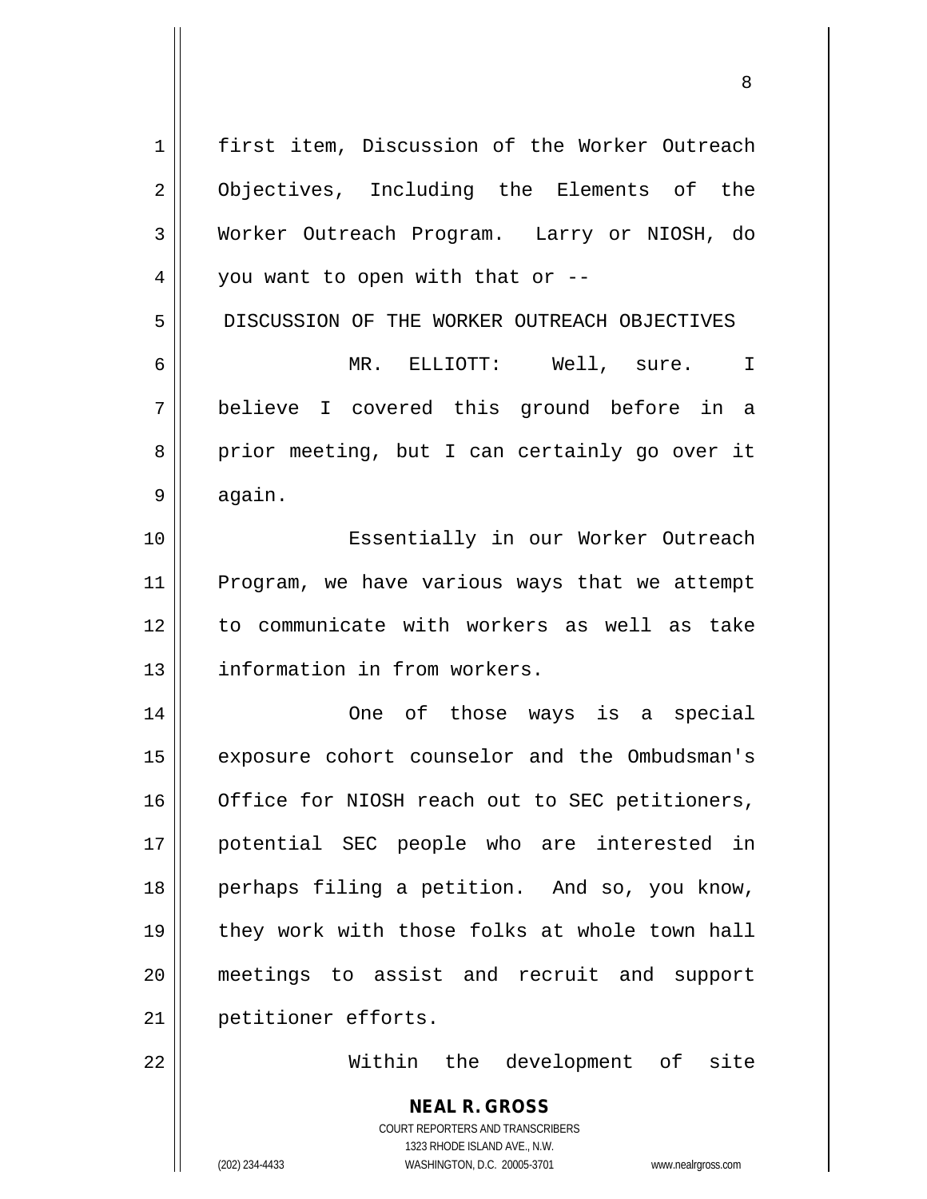first item, Discussion of the Worker Outreach Objectives, Including the Elements of the Worker Outreach Program. Larry or NIOSH, do you want to open with that or --

DISCUSSION OF THE WORKER OUTREACH OBJECTIVES

MR. ELLIOTT: Well, sure. I believe I covered this ground before in a prior meeting, but I can certainly go over it again.

Essentially in our Worker Outreach Program, we have various ways that we attempt to communicate with workers as well as take information in from workers.

One of those ways is a special exposure cohort counselor and the Ombudsman's Office for NIOSH reach out to SEC petitioners, potential SEC people who are interested in perhaps filing a petition. And so, you know, they work with those folks at whole town hall meetings to assist and recruit and support petitioner efforts.

Within the development of site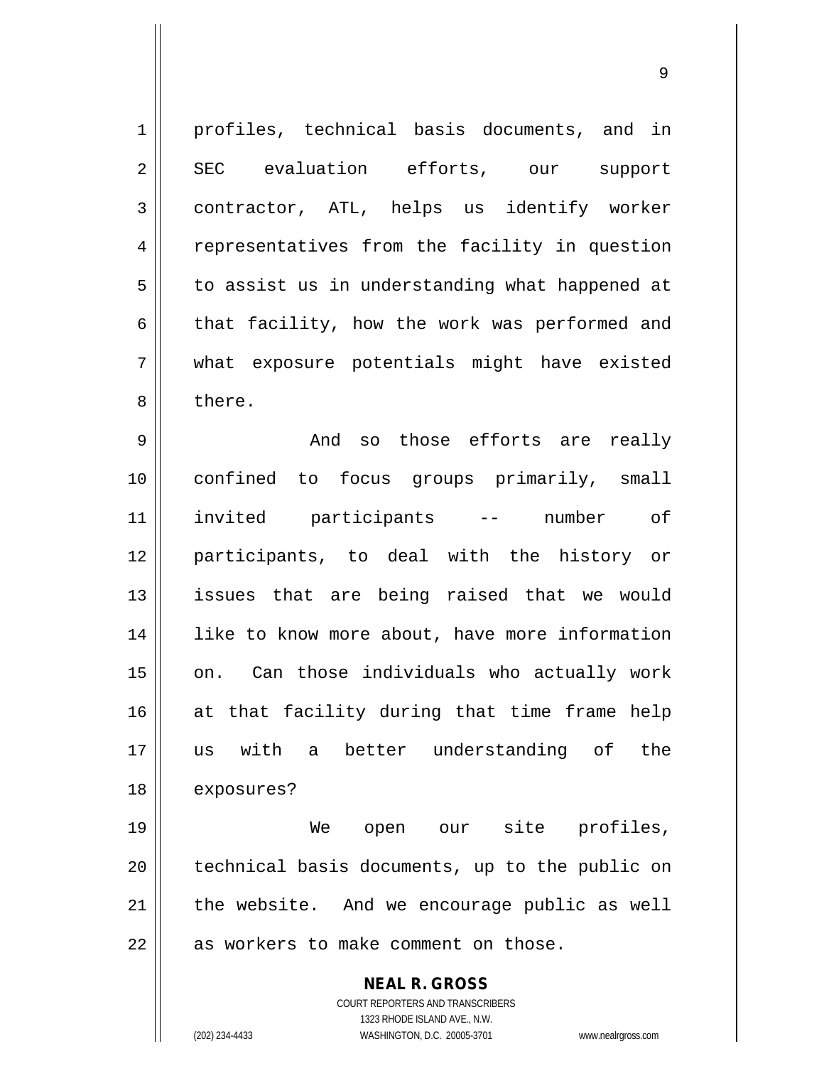profiles, technical basis documents, and in SEC evaluation efforts, our support contractor, ATL, helps us identify worker representatives from the facility in question to assist us in understanding what happened at that facility, how the work was performed and what exposure potentials might have existed there.

And so those efforts are really confined to focus groups primarily, small invited participants -- number of participants, to deal with the history or issues that are being raised that we would like to know more about, have more information on. Can those individuals who actually work at that facility during that time frame help us with a better understanding of the exposures?

We open our site profiles, technical basis documents, up to the public on the website. And we encourage public as well as workers to make comment on those.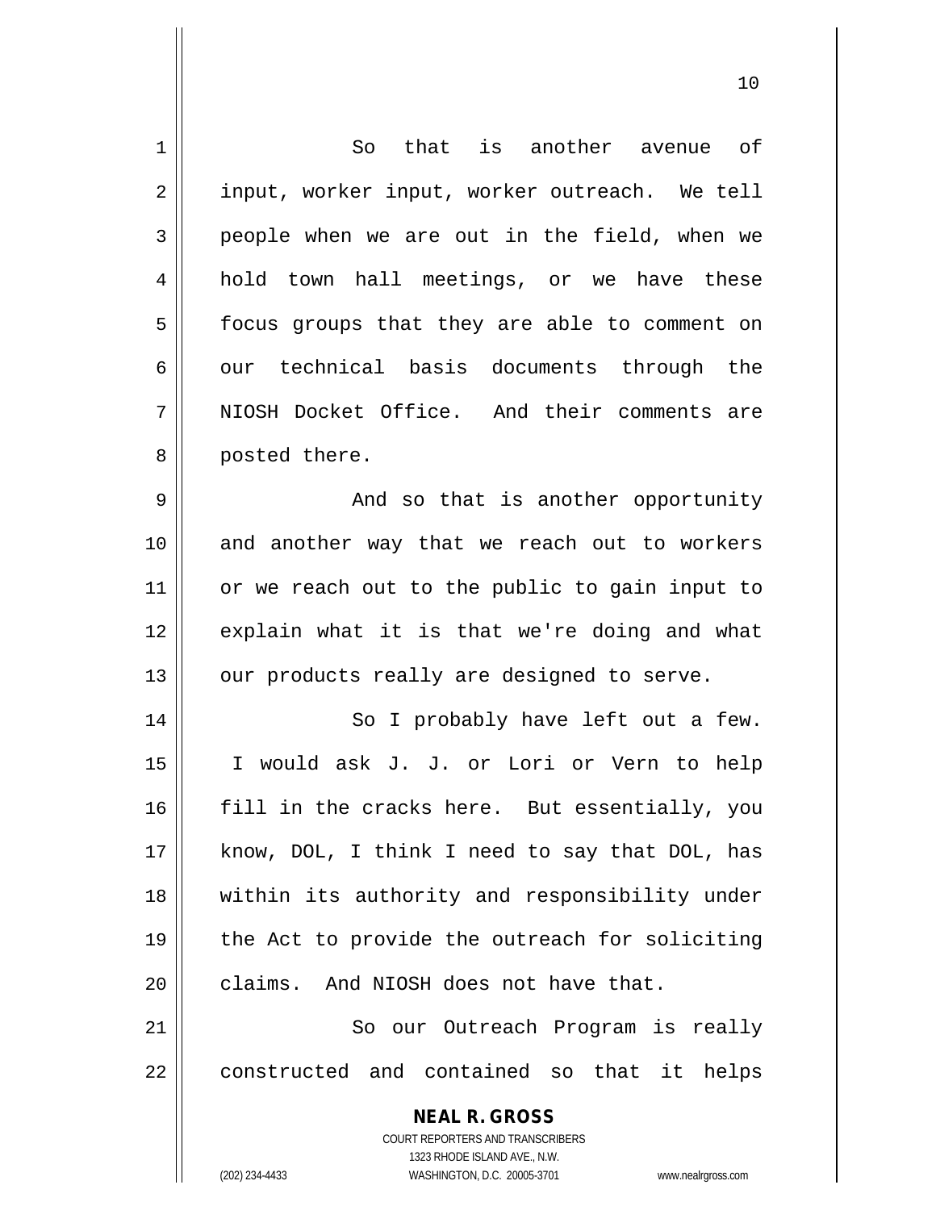So that is another avenue of input, worker input, worker outreach. We tell people when we are out in the field, when we hold town hall meetings, or we have these focus groups that they are able to comment on our technical basis documents through the NIOSH Docket Office. And their comments are posted there.

And so that is another opportunity and another way that we reach out to workers or we reach out to the public to gain input to explain what it is that we're doing and what our products really are designed to serve.

So I probably have left out a few. I would ask J. J. or Lori or Vern to help fill in the cracks here. But essentially, you know, DOL, I think I need to say that DOL, has within its authority and responsibility under the Act to provide the outreach for soliciting claims. And NIOSH does not have that.

So our Outreach Program is really constructed and contained so that it helps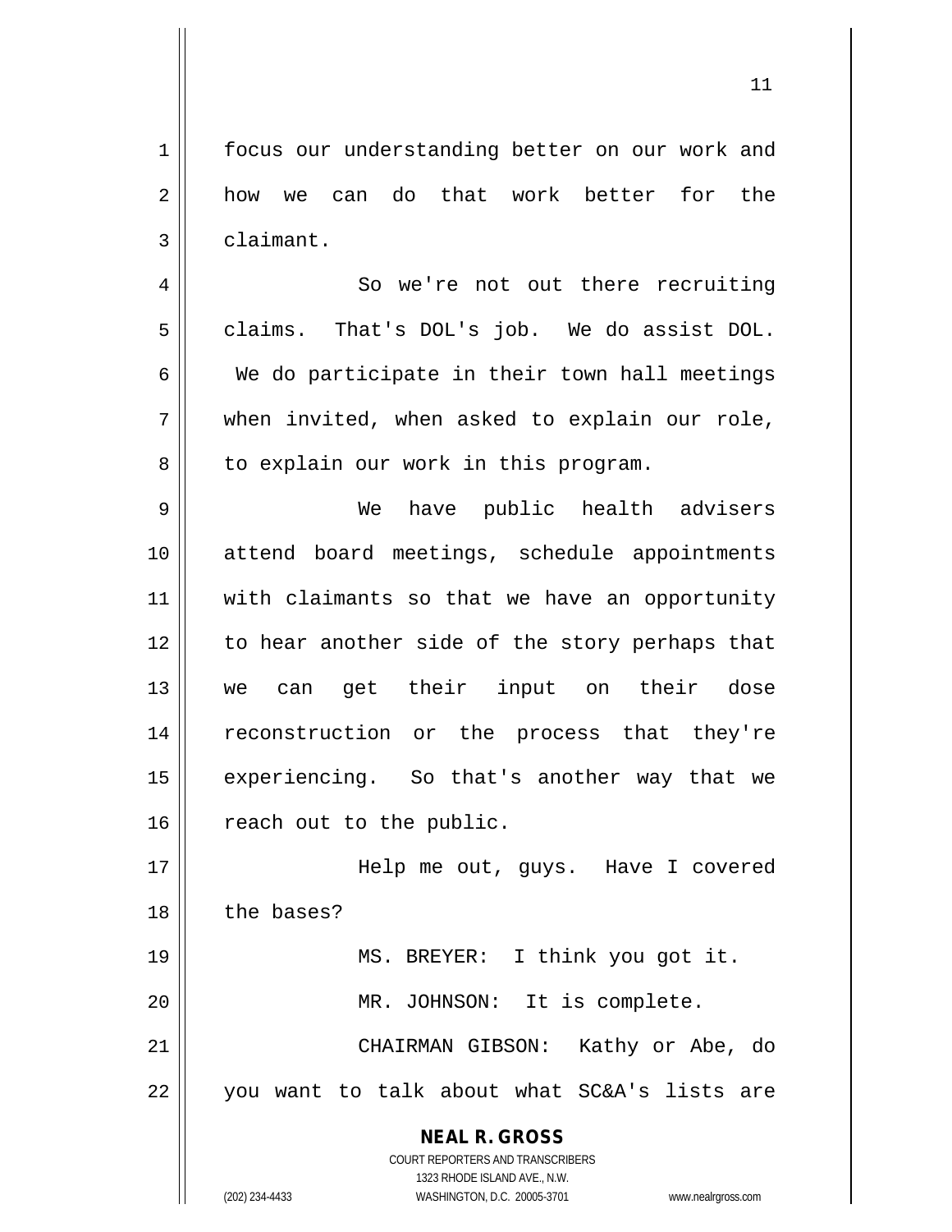focus our understanding better on our work and how we can do that work better for the claimant.

So we're not out there recruiting claims. That's DOL's job. We do assist DOL. We do participate in their town hall meetings when invited, when asked to explain our role, to explain our work in this program.

We have public health advisers attend board meetings, schedule appointments with claimants so that we have an opportunity to hear another side of the story perhaps that we can get their input on their dose reconstruction or the process that they're experiencing. So that's another way that we reach out to the public.

Help me out, guys. Have I covered the bases?

MS. BREYER: I think you got it.

MR. JOHNSON: It is complete.

CHAIRMAN GIBSON: Kathy or Abe, do you want to talk about what SC&A's lists are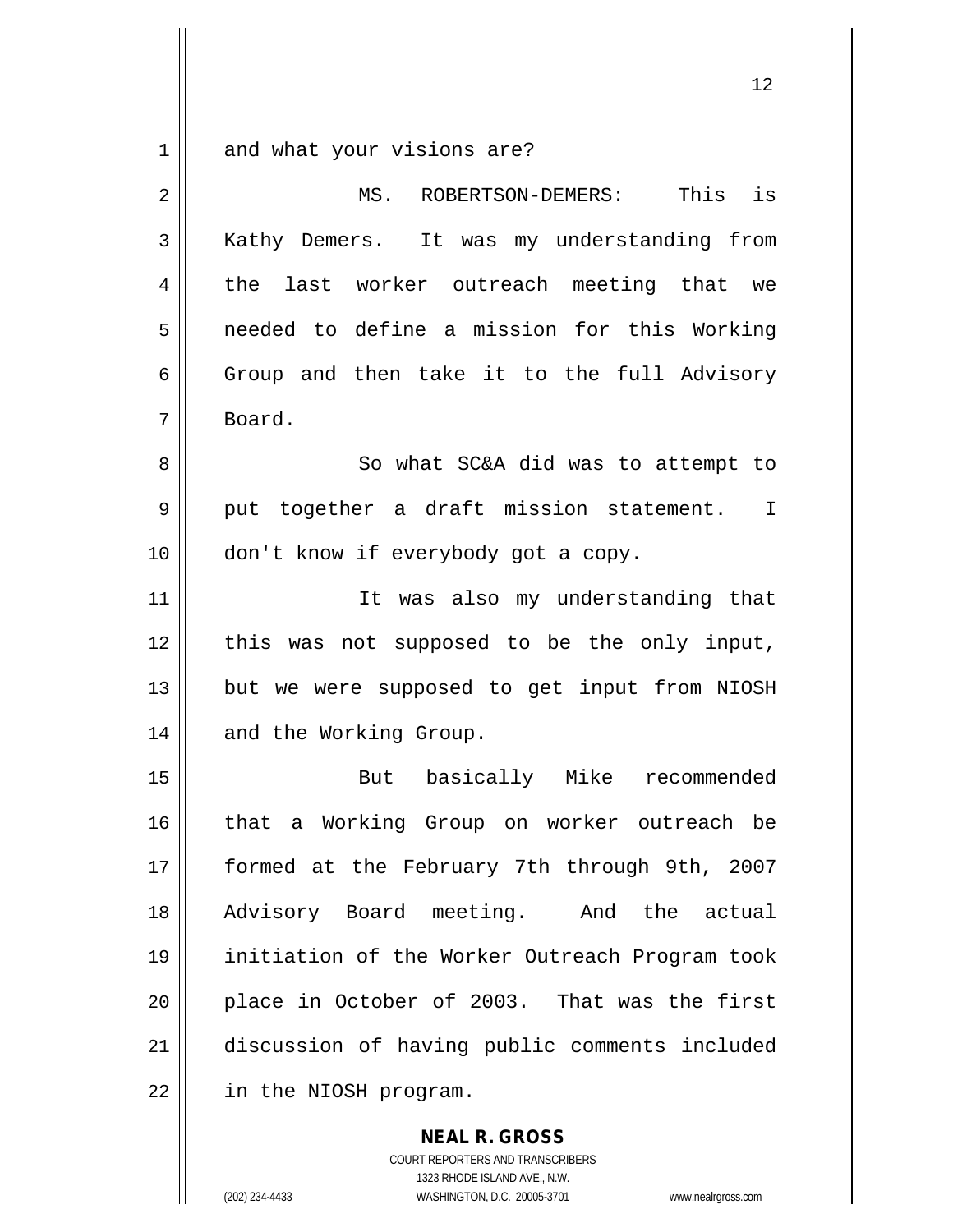and what your visions are?

MS. ROBERTSON-DEMERS: This is Kathy Demers. It was my understanding from the last worker outreach meeting that we needed to define a mission for this Working Group and then take it to the full Advisory Board.

So what SC&A did was to attempt to put together a draft mission statement. I don't know if everybody got a copy.

It was also my understanding that this was not supposed to be the only input, but we were supposed to get input from NIOSH and the Working Group.

But basically Mike recommended that a Working Group on worker outreach be formed at the February 7th through 9th, 2007 Advisory Board meeting. And the actual initiation of the Worker Outreach Program took place in October of 2003. That was the first discussion of having public comments included in the NIOSH program.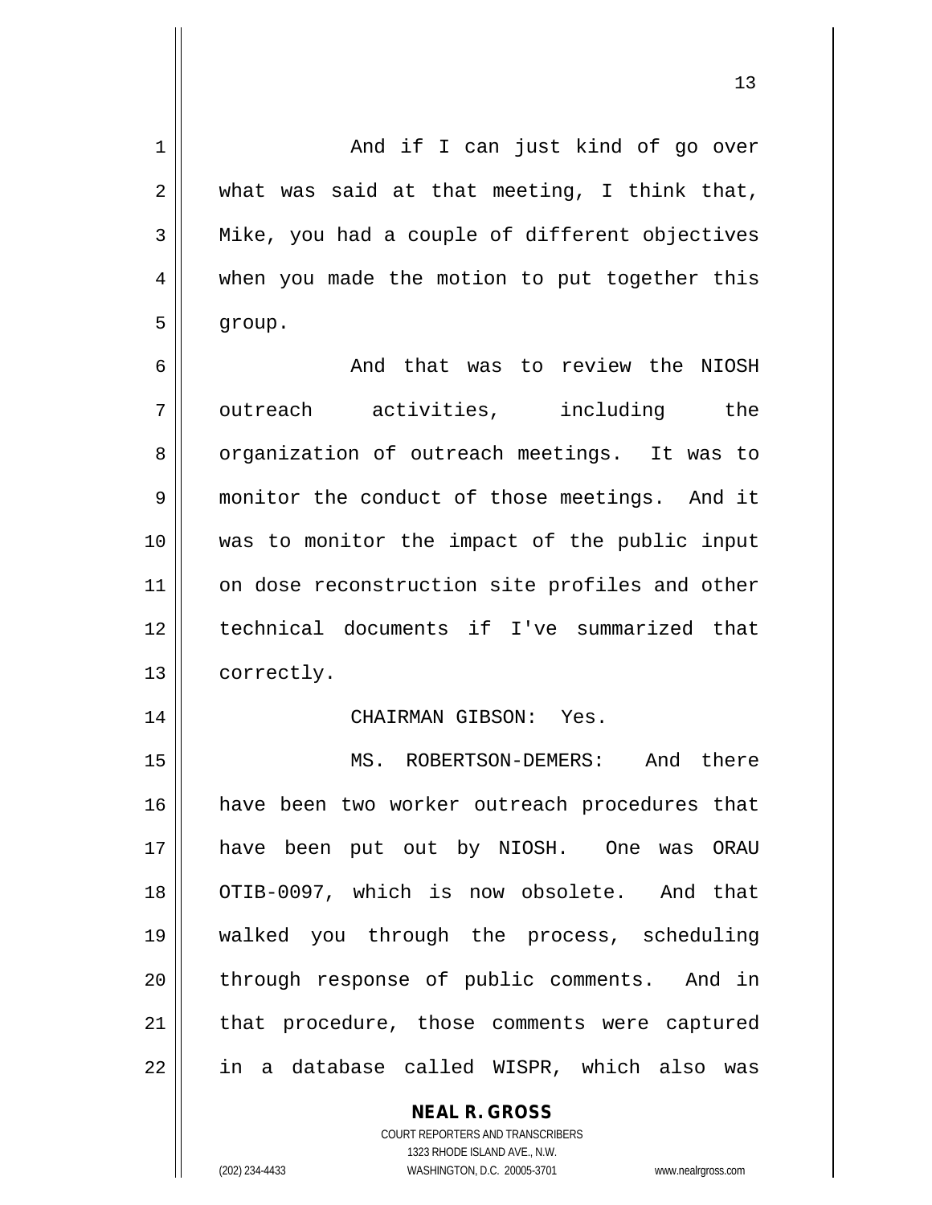And if I can just kind of go over what was said at that meeting, I think that, Mike, you had a couple of different objectives when you made the motion to put together this group.

And that was to review the NIOSH outreach activities, including the organization of outreach meetings. It was to monitor the conduct of those meetings. And it was to monitor the impact of the public input on dose reconstruction site profiles and other technical documents if I've summarized that correctly.

CHAIRMAN GIBSON: Yes.

MS. ROBERTSON-DEMERS: And there have been two worker outreach procedures that have been put out by NIOSH. One was ORAU OTIB-0097, which is now obsolete. And that walked you through the process, scheduling through response of public comments. And in that procedure, those comments were captured in a database called WISPR, which also was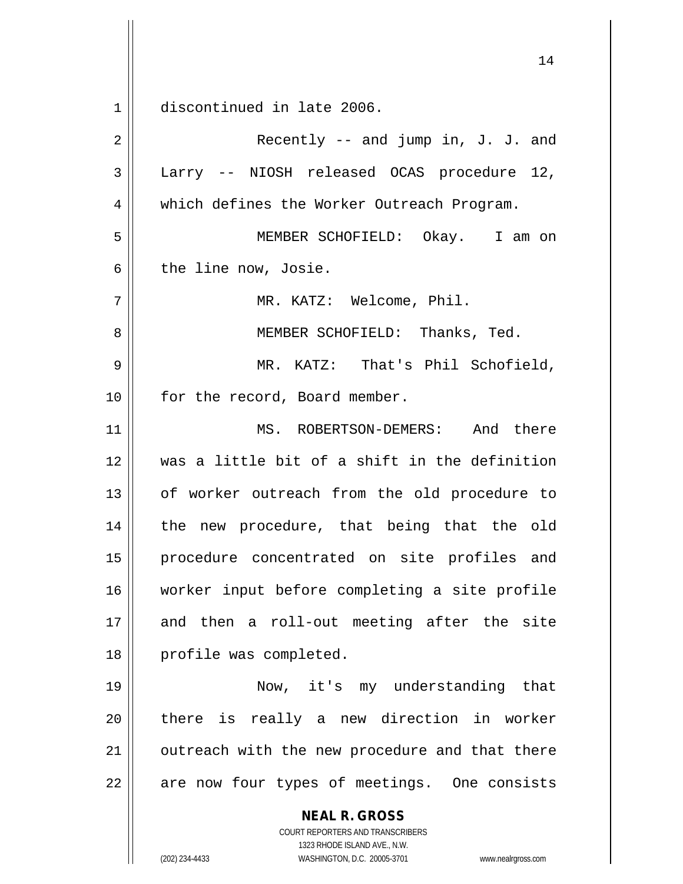discontinued in late 2006.

Recently -- and jump in, J. J. and Larry -- NIOSH released OCAS procedure 12, which defines the Worker Outreach Program.

MEMBER SCHOFIELD: Okay. I am on the line now, Josie.

MR. KATZ: Welcome, Phil.

MEMBER SCHOFIELD: Thanks, Ted.

MR. KATZ: That's Phil Schofield, for the record, Board member.

MS. ROBERTSON-DEMERS: And there was a little bit of a shift in the definition of worker outreach from the old procedure to the new procedure, that being that the old procedure concentrated on site profiles and worker input before completing a site profile and then a roll-out meeting after the site profile was completed.

Now, it's my understanding that there is really a new direction in worker outreach with the new procedure and that there are now four types of meetings. One consists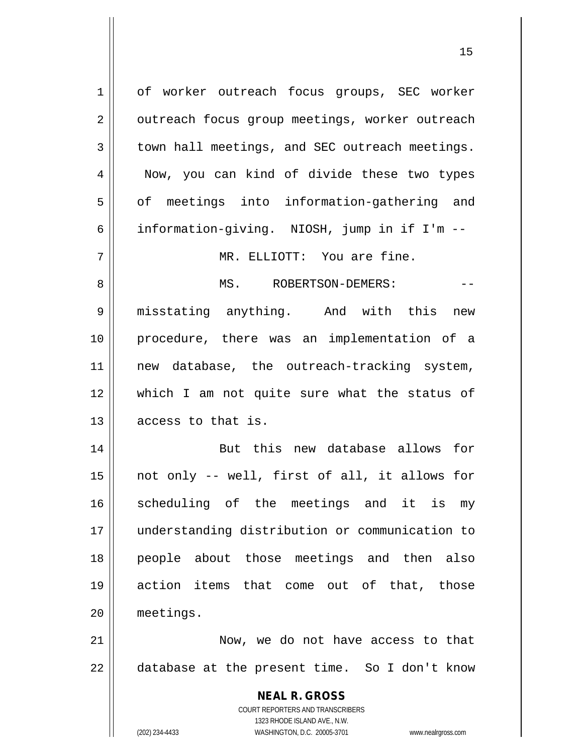of worker outreach focus groups, SEC worker outreach focus group meetings, worker outreach town hall meetings, and SEC outreach meetings. Now, you can kind of divide these two types of meetings into information-gathering and information-giving. NIOSH, jump in if I'm --

MR. ELLIOTT: You are fine.

MS. ROBERTSON-DEMERS: -- misstating anything. And with this new procedure, there was an implementation of a new database, the outreach-tracking system, which I am not quite sure what the status of access to that is.

But this new database allows for not only -- well, first of all, it allows for scheduling of the meetings and it is my understanding distribution or communication to people about those meetings and then also action items that come out of that, those meetings.

Now, we do not have access to that database at the present time. So I don't know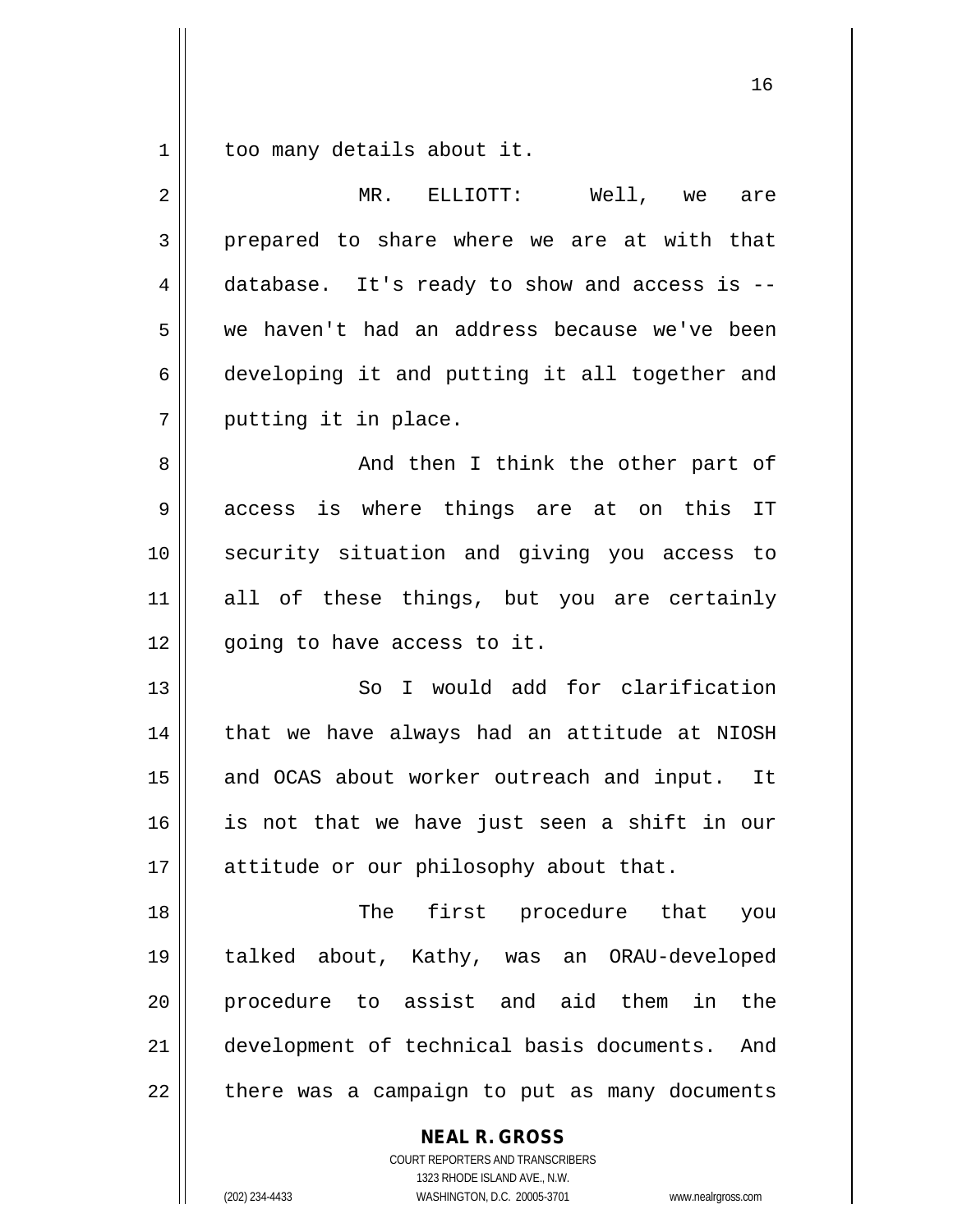too many details about it.

MR. ELLIOTT: Well, we are prepared to share where we are at with that database. It's ready to show and access is -- we haven't had an address because we've been developing it and putting it all together and putting it in place.

And then I think the other part of access is where things are at on this IT security situation and giving you access to all of these things, but you are certainly going to have access to it.

So I would add for clarification that we have always had an attitude at NIOSH and OCAS about worker outreach and input. It is not that we have just seen a shift in our attitude or our philosophy about that.

The first procedure that you talked about, Kathy, was an ORAU-developed procedure to assist and aid them in the development of technical basis documents. And there was a campaign to put as many documents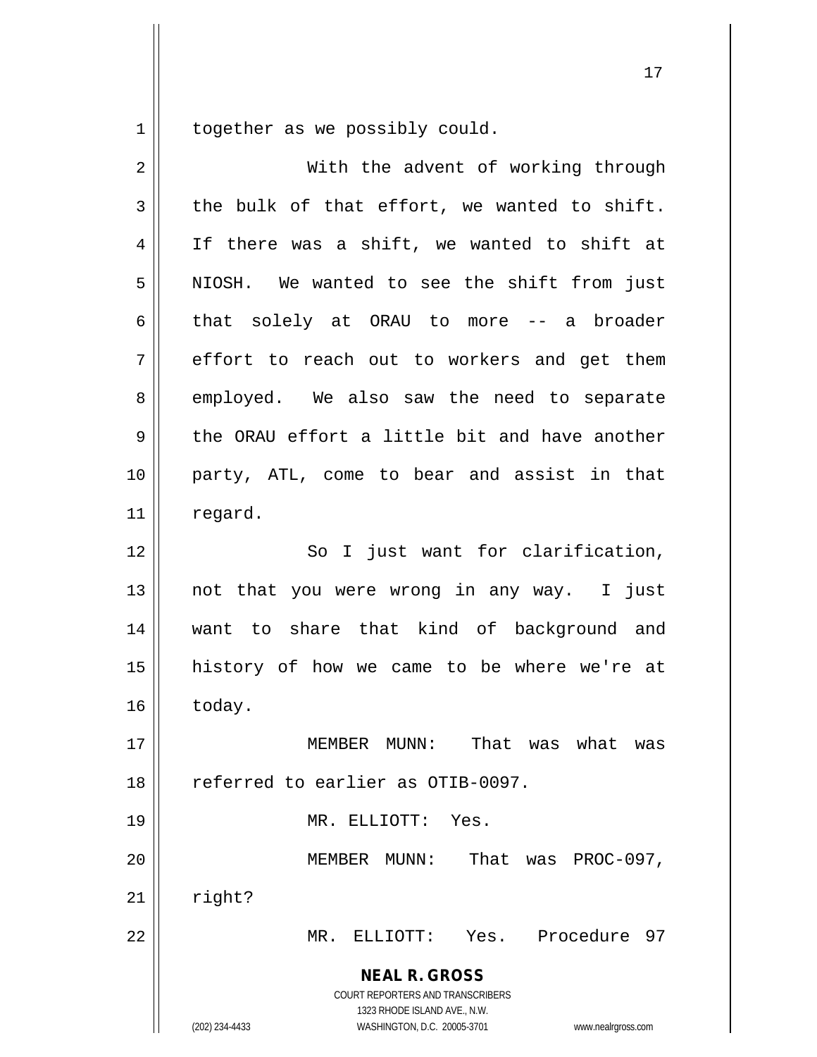together as we possibly could.

With the advent of working through the bulk of that effort, we wanted to shift. If there was a shift, we wanted to shift at NIOSH. We wanted to see the shift from just that solely at ORAU to more -- a broader effort to reach out to workers and get them employed. We also saw the need to separate the ORAU effort a little bit and have another party, ATL, come to bear and assist in that regard.

So I just want for clarification, not that you were wrong in any way. I just want to share that kind of background and history of how we came to be where we're at today.

MEMBER MUNN: That was what was referred to earlier as OTIB-0097.

MR. ELLIOTT: Yes.

MEMBER MUNN: That was PROC-097, right?

MR. ELLIOTT: Yes. Procedure 97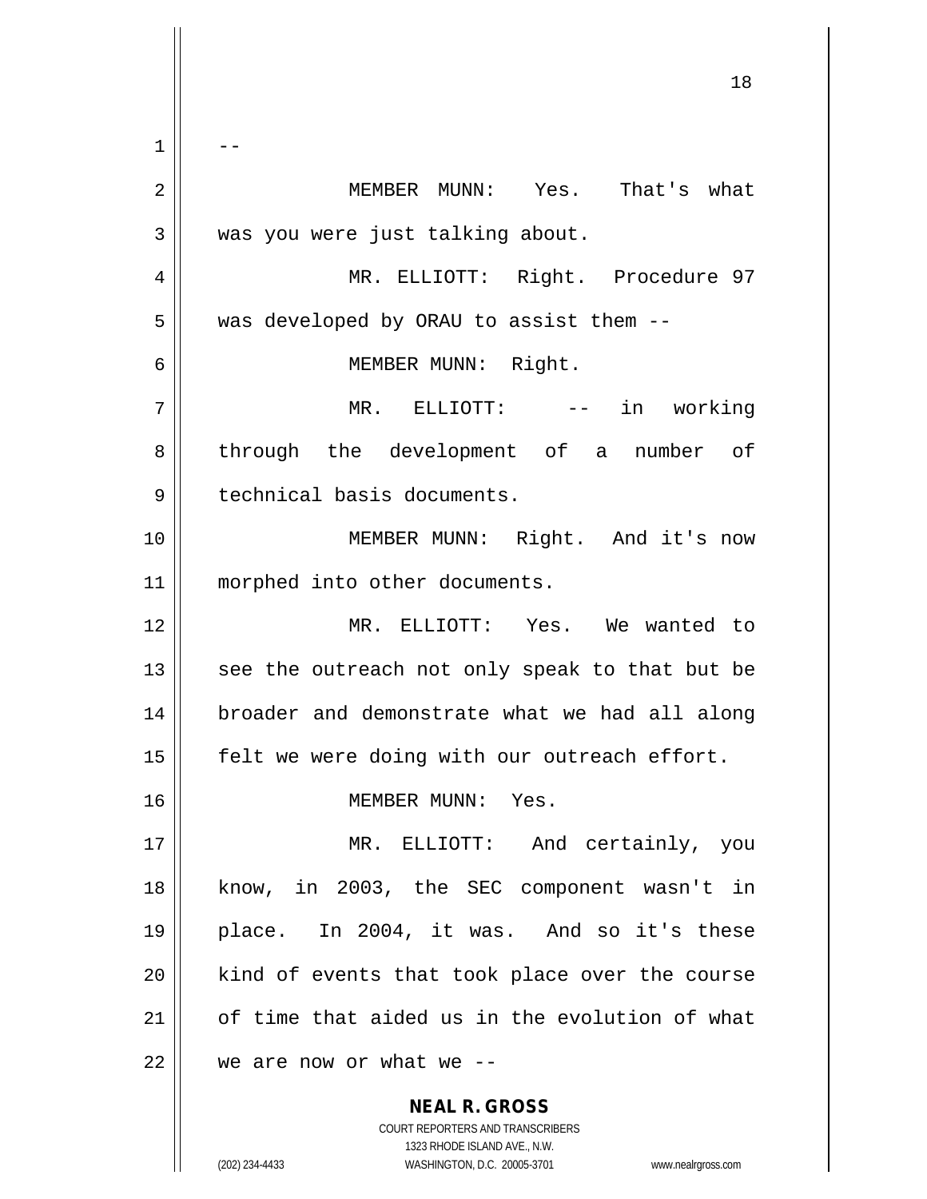--

MEMBER MUNN: Yes. That's what was you were just talking about.

MR. ELLIOTT: Right. Procedure 97 was developed by ORAU to assist them --

MEMBER MUNN: Right.

MR. ELLIOTT: -- in working through the development of a number of technical basis documents.

MEMBER MUNN: Right. And it's now morphed into other documents.

MR. ELLIOTT: Yes. We wanted to see the outreach not only speak to that but be broader and demonstrate what we had all along felt we were doing with our outreach effort.

MEMBER MUNN: Yes.

MR. ELLIOTT: And certainly, you know, in 2003, the SEC component wasn't in place. In 2004, it was. And so it's these kind of events that took place over the course of time that aided us in the evolution of what we are now or what we --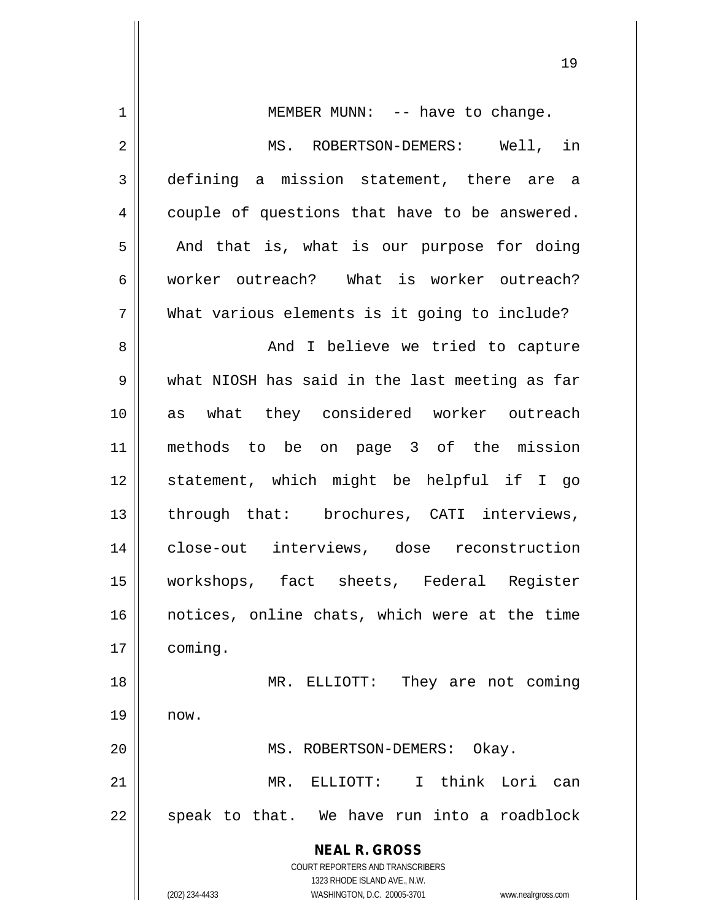MEMBER MUNN: -- have to change.

MS. ROBERTSON-DEMERS: Well, in defining a mission statement, there are a couple of questions that have to be answered. And that is, what is our purpose for doing worker outreach? What is worker outreach? What various elements is it going to include?

And I believe we tried to capture what NIOSH has said in the last meeting as far as what they considered worker outreach methods to be on page 3 of the mission statement, which might be helpful if I go through that: brochures, CATI interviews, close-out interviews, dose reconstruction workshops, fact sheets, Federal Register notices, online chats, which were at the time coming.

MR. ELLIOTT: They are not coming now.

MS. ROBERTSON-DEMERS: Okay.

MR. ELLIOTT: I think Lori can speak to that. We have run into a roadblock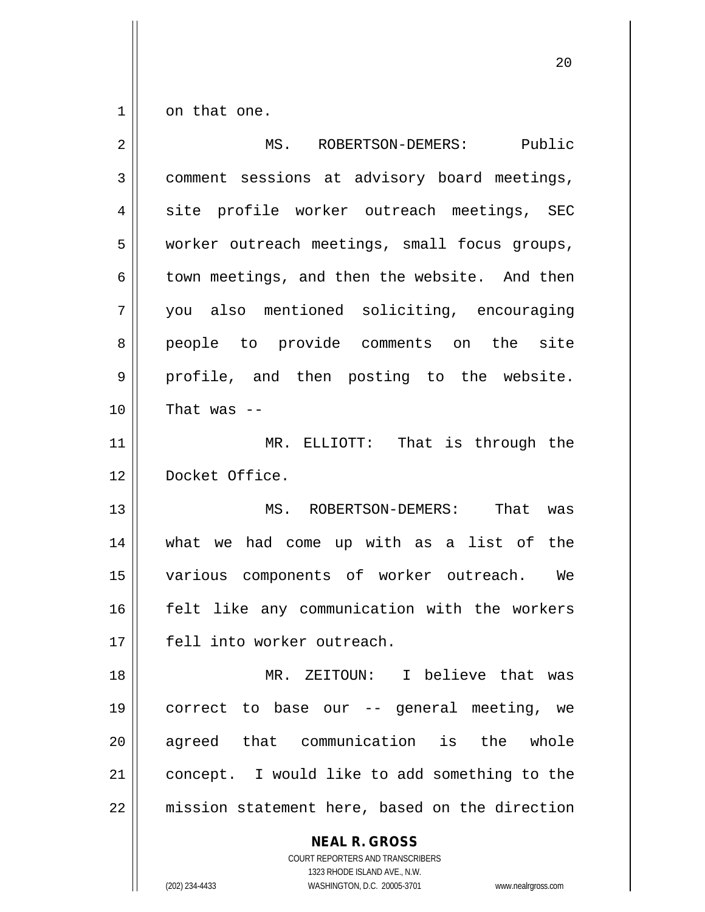on that one.

MS. ROBERTSON-DEMERS: Public comment sessions at advisory board meetings, site profile worker outreach meetings, SEC worker outreach meetings, small focus groups, town meetings, and then the website. And then you also mentioned soliciting, encouraging people to provide comments on the site profile, and then posting to the website. That was --

MR. ELLIOTT: That is through the Docket Office.

MS. ROBERTSON-DEMERS: That was what we had come up with as a list of the various components of worker outreach. We felt like any communication with the workers fell into worker outreach.

MR. ZEITOUN: I believe that was correct to base our -- general meeting, we agreed that communication is the whole concept. I would like to add something to the mission statement here, based on the direction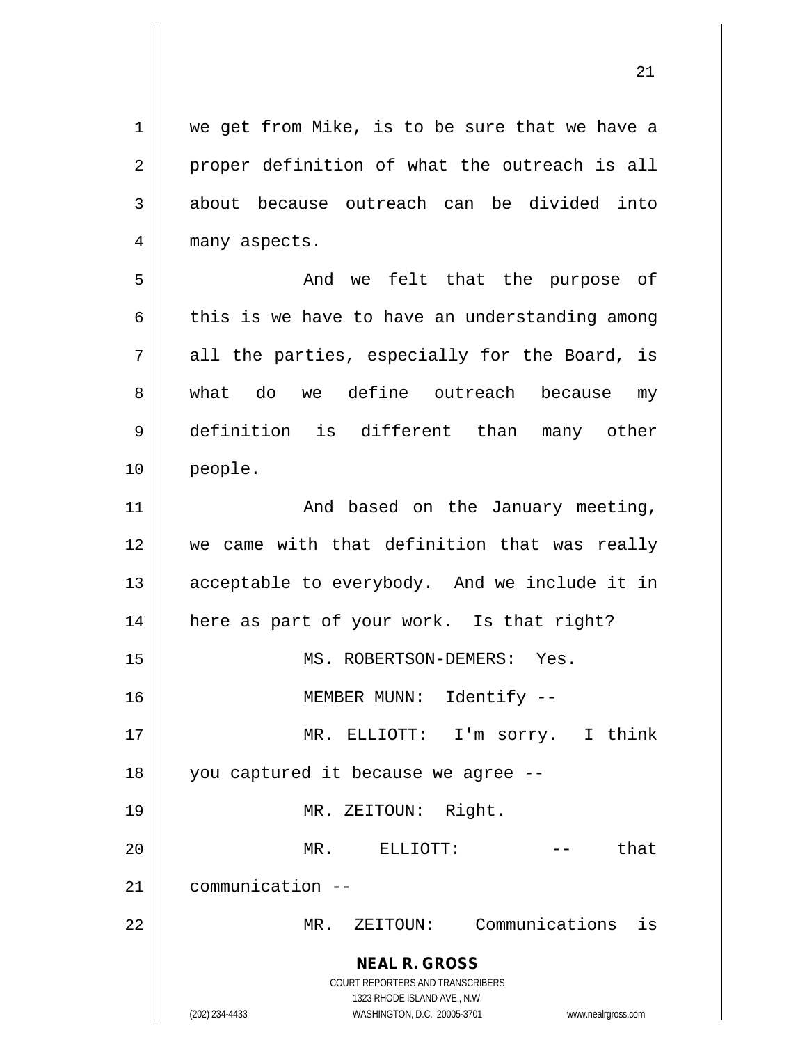we get from Mike, is to be sure that we have a proper definition of what the outreach is all about because outreach can be divided into many aspects.

And we felt that the purpose of this is we have to have an understanding among all the parties, especially for the Board, is what do we define outreach because my definition is different than many other people.

And based on the January meeting, we came with that definition that was really acceptable to everybody. And we include it in here as part of your work. Is that right?

MS. ROBERTSON-DEMERS: Yes.

MEMBER MUNN: Identify --

MR. ELLIOTT: I'm sorry. I think you captured it because we agree --

MR. ZEITOUN: Right.

MR. ELLIOTT: -- that communication --

MR. ZEITOUN: Communications is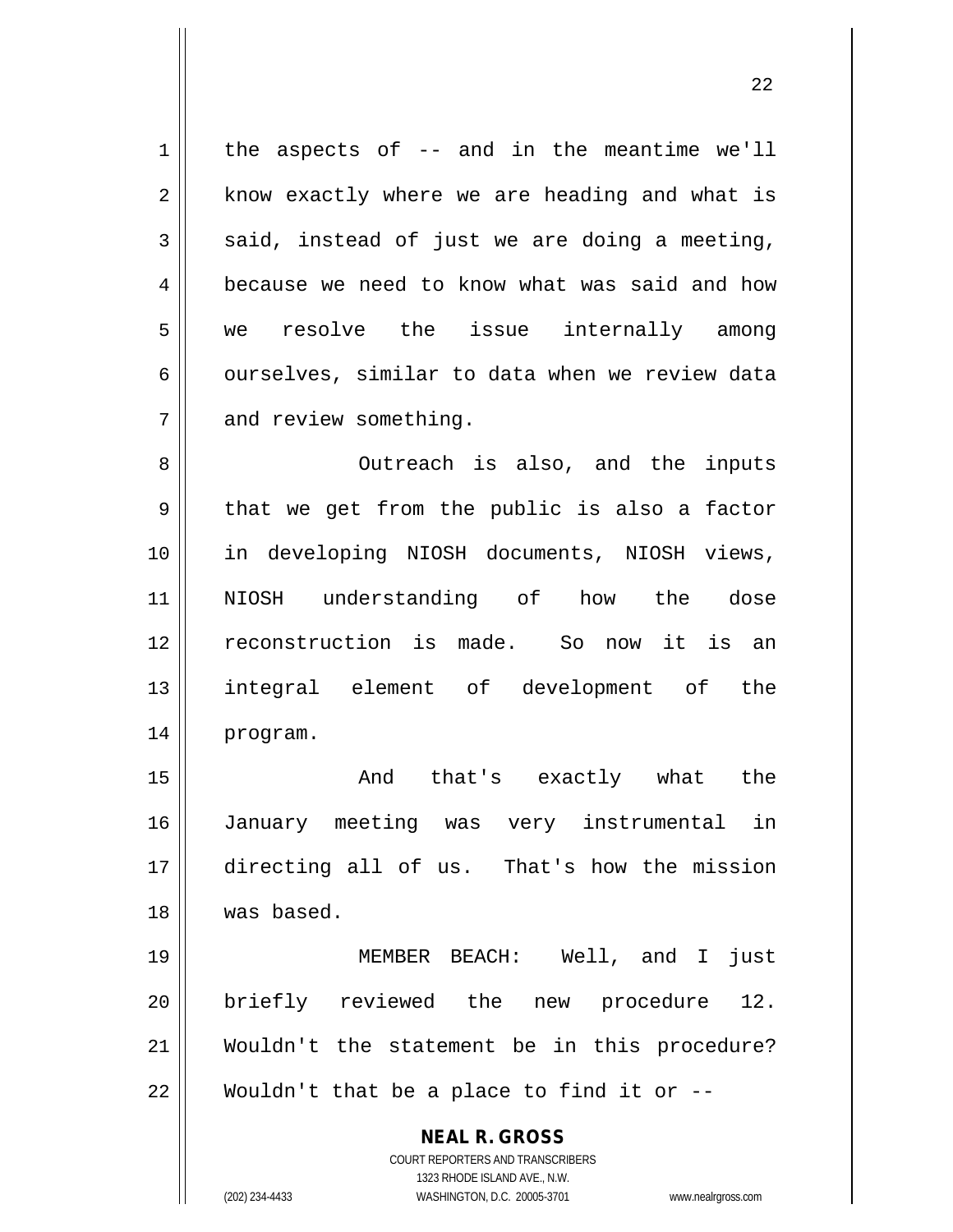the aspects of -- and in the meantime we'll know exactly where we are heading and what is said, instead of just we are doing a meeting, because we need to know what was said and how we resolve the issue internally among ourselves, similar to data when we review data and review something.

Outreach is also, and the inputs that we get from the public is also a factor in developing NIOSH documents, NIOSH views, NIOSH understanding of how the dose reconstruction is made. So now it is an integral element of development of the program.

And that's exactly what the January meeting was very instrumental in directing all of us. That's how the mission was based.

MEMBER BEACH: Well, and I just briefly reviewed the new procedure 12. Wouldn't the statement be in this procedure? Wouldn't that be a place to find it or --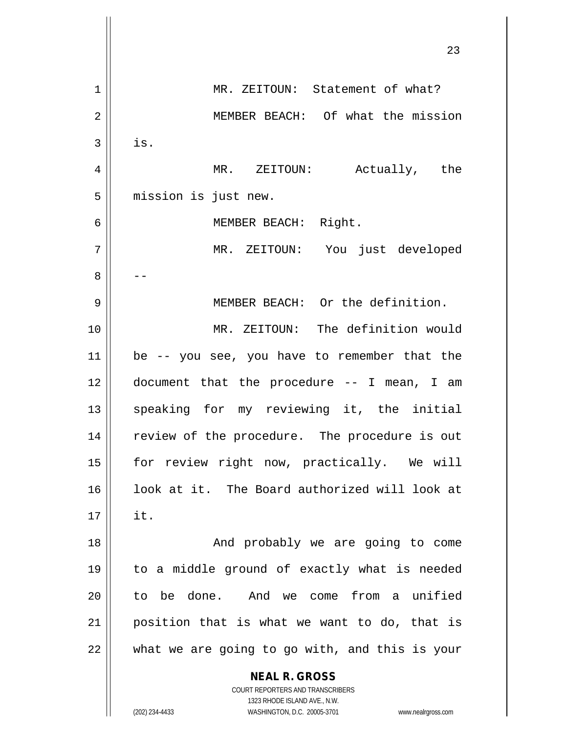MR. ZEITOUN: Statement of what?

MEMBER BEACH: Of what the mission is.

MR. ZEITOUN: Actually, the mission is just new.

MEMBER BEACH: Right.

MR. ZEITOUN: You just developed --

MEMBER BEACH: Or the definition.

MR. ZEITOUN: The definition would be -- you see, you have to remember that the document that the procedure -- I mean, I am speaking for my reviewing it, the initial review of the procedure. The procedure is out for review right now, practically. We will look at it. The Board authorized will look at it.

And probably we are going to come to a middle ground of exactly what is needed to be done. And we come from a unified position that is what we want to do, that is what we are going to go with, and this is your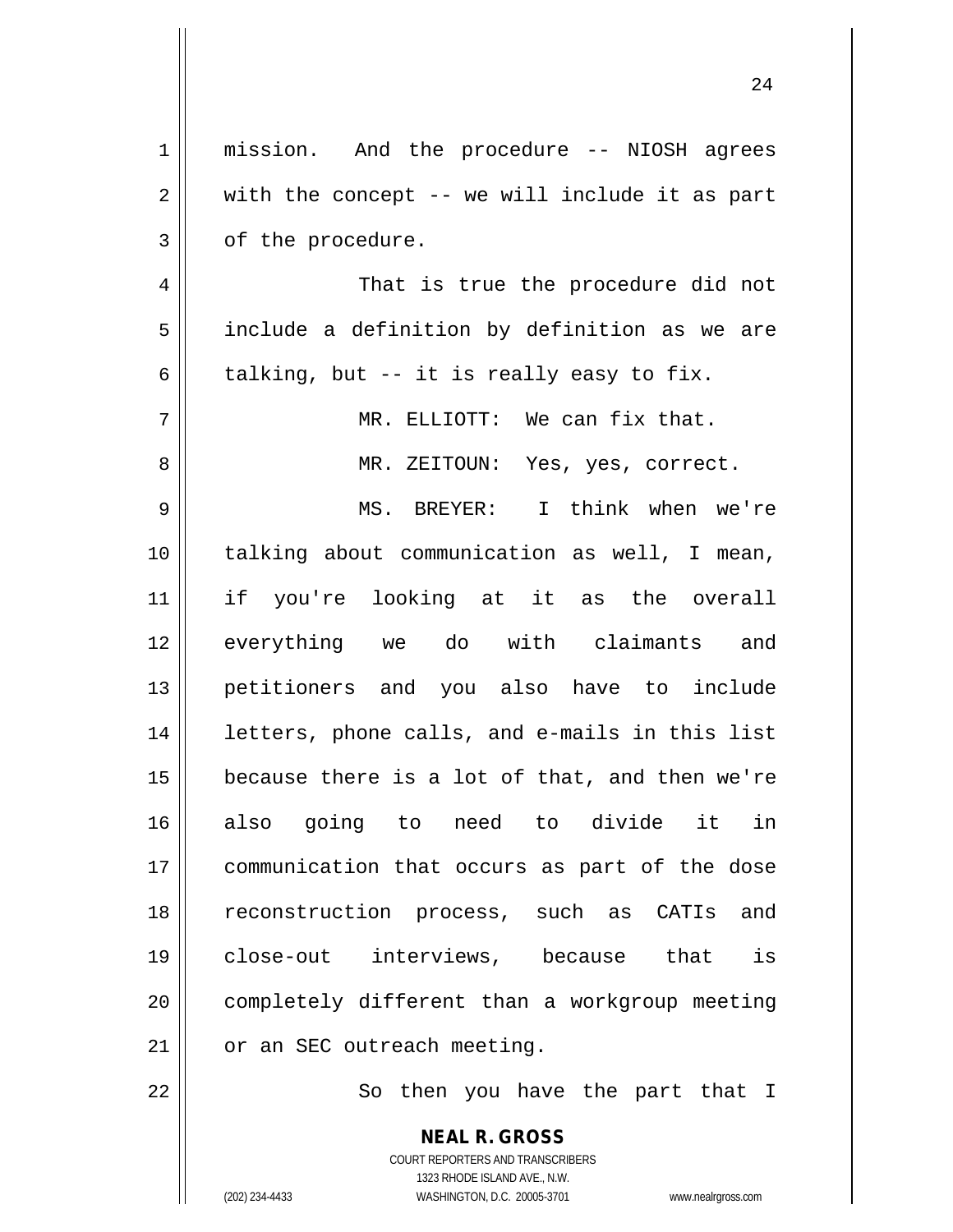mission. And the procedure -- NIOSH agrees with the concept -- we will include it as part of the procedure.

That is true the procedure did not include a definition by definition as we are talking, but -- it is really easy to fix.

MR. ELLIOTT: We can fix that.

MR. ZEITOUN: Yes, yes, correct.

MS. BREYER: I think when we're talking about communication as well, I mean, if you're looking at it as the overall everything we do with claimants and petitioners and you also have to include letters, phone calls, and e-mails in this list because there is a lot of that, and then we're also going to need to divide it in communication that occurs as part of the dose reconstruction process, such as CATIs and close-out interviews, because that is completely different than a workgroup meeting or an SEC outreach meeting.

So then you have the part that I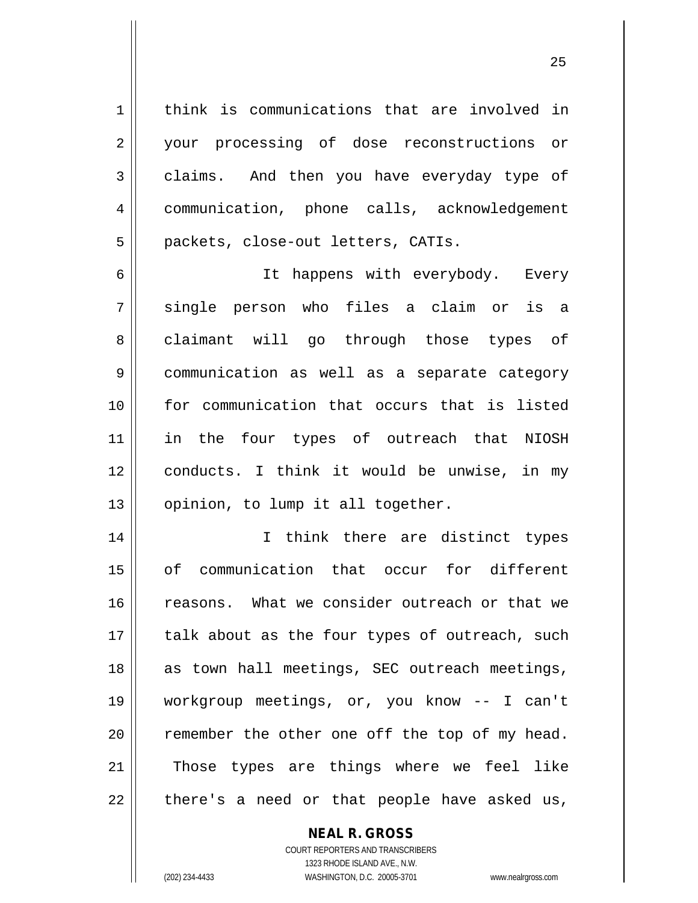think is communications that are involved in your processing of dose reconstructions or claims. And then you have everyday type of communication, phone calls, acknowledgement packets, close-out letters, CATIs.

It happens with everybody. Every single person who files a claim or is a claimant will go through those types of communication as well as a separate category for communication that occurs that is listed in the four types of outreach that NIOSH conducts. I think it would be unwise, in my opinion, to lump it all together.

I think there are distinct types of communication that occur for different reasons. What we consider outreach or that we talk about as the four types of outreach, such as town hall meetings, SEC outreach meetings, workgroup meetings, or, you know -- I can't remember the other one off the top of my head. Those types are things where we feel like there's a need or that people have asked us,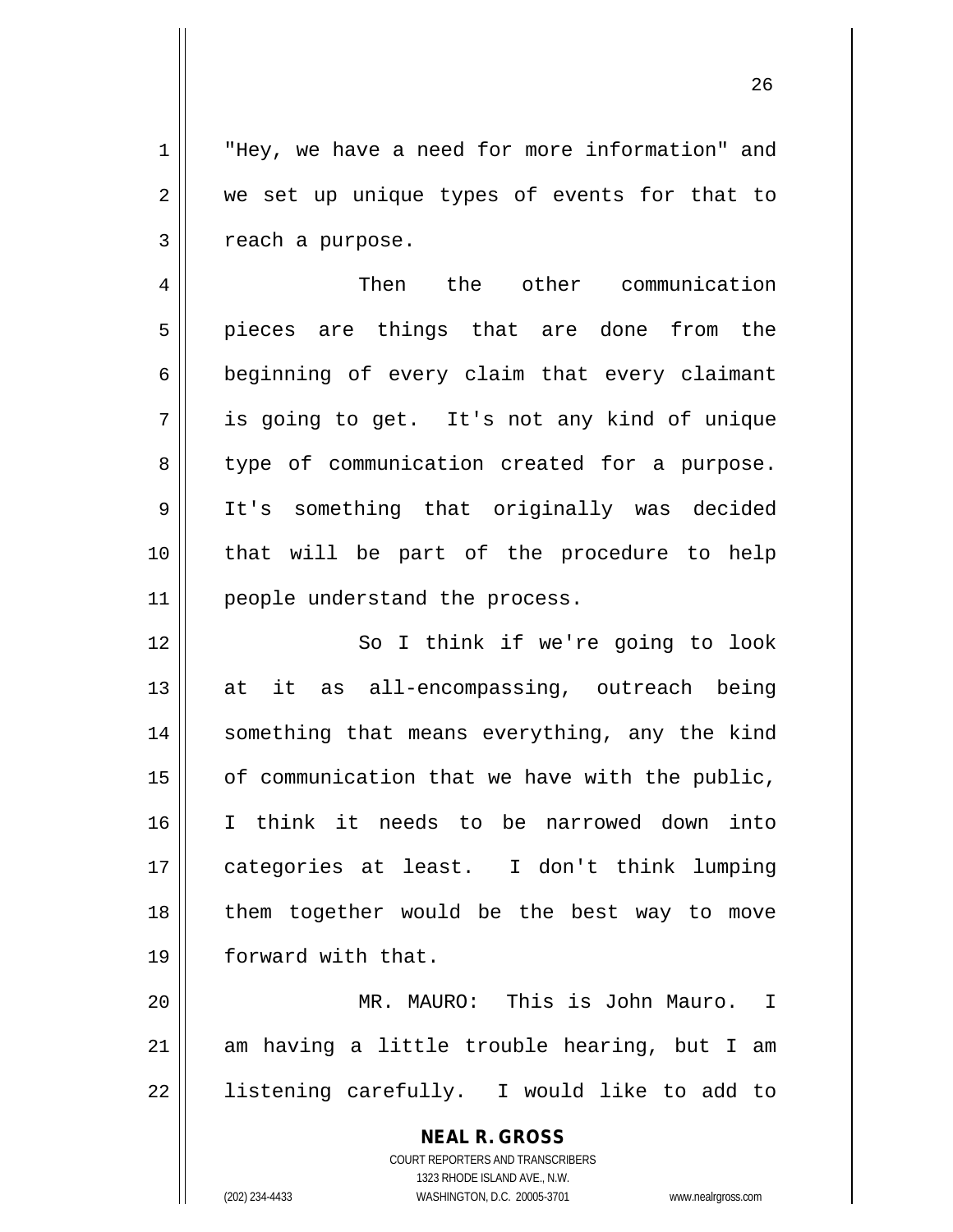"Hey, we have a need for more information" and we set up unique types of events for that to reach a purpose.

Then the other communication pieces are things that are done from the beginning of every claim that every claimant is going to get. It's not any kind of unique type of communication created for a purpose. It's something that originally was decided that will be part of the procedure to help people understand the process.

So I think if we're going to look at it as all-encompassing, outreach being something that means everything, any the kind of communication that we have with the public, I think it needs to be narrowed down into categories at least. I don't think lumping them together would be the best way to move forward with that.

MR. MAURO: This is John Mauro. I am having a little trouble hearing, but I am listening carefully. I would like to add to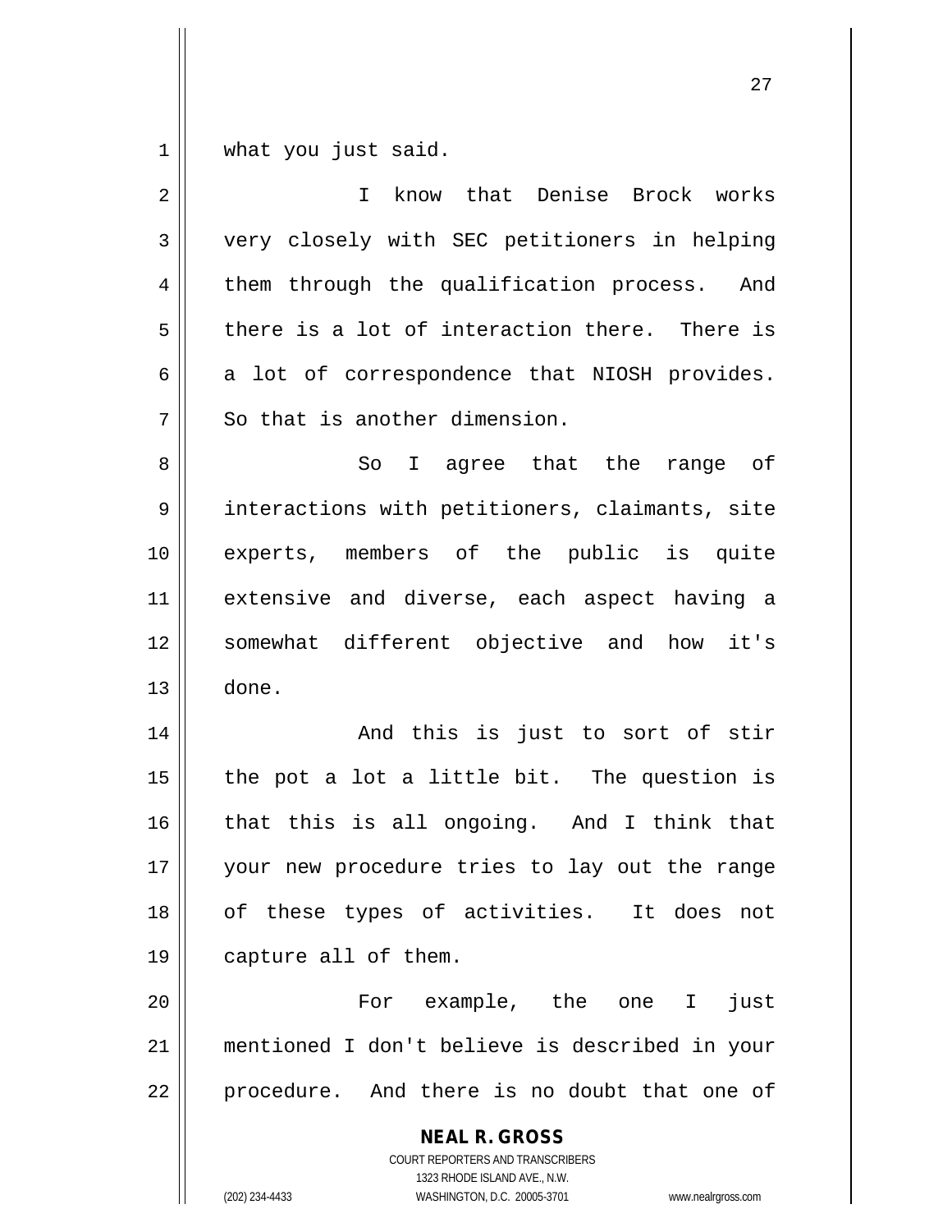what you just said.

I know that Denise Brock works very closely with SEC petitioners in helping them through the qualification process. And there is a lot of interaction there. There is a lot of correspondence that NIOSH provides. So that is another dimension.

So I agree that the range of interactions with petitioners, claimants, site experts, members of the public is quite extensive and diverse, each aspect having a somewhat different objective and how it's done.

And this is just to sort of stir the pot a lot a little bit. The question is that this is all ongoing. And I think that your new procedure tries to lay out the range of these types of activities. It does not capture all of them.

For example, the one I just mentioned I don't believe is described in your procedure. And there is no doubt that one of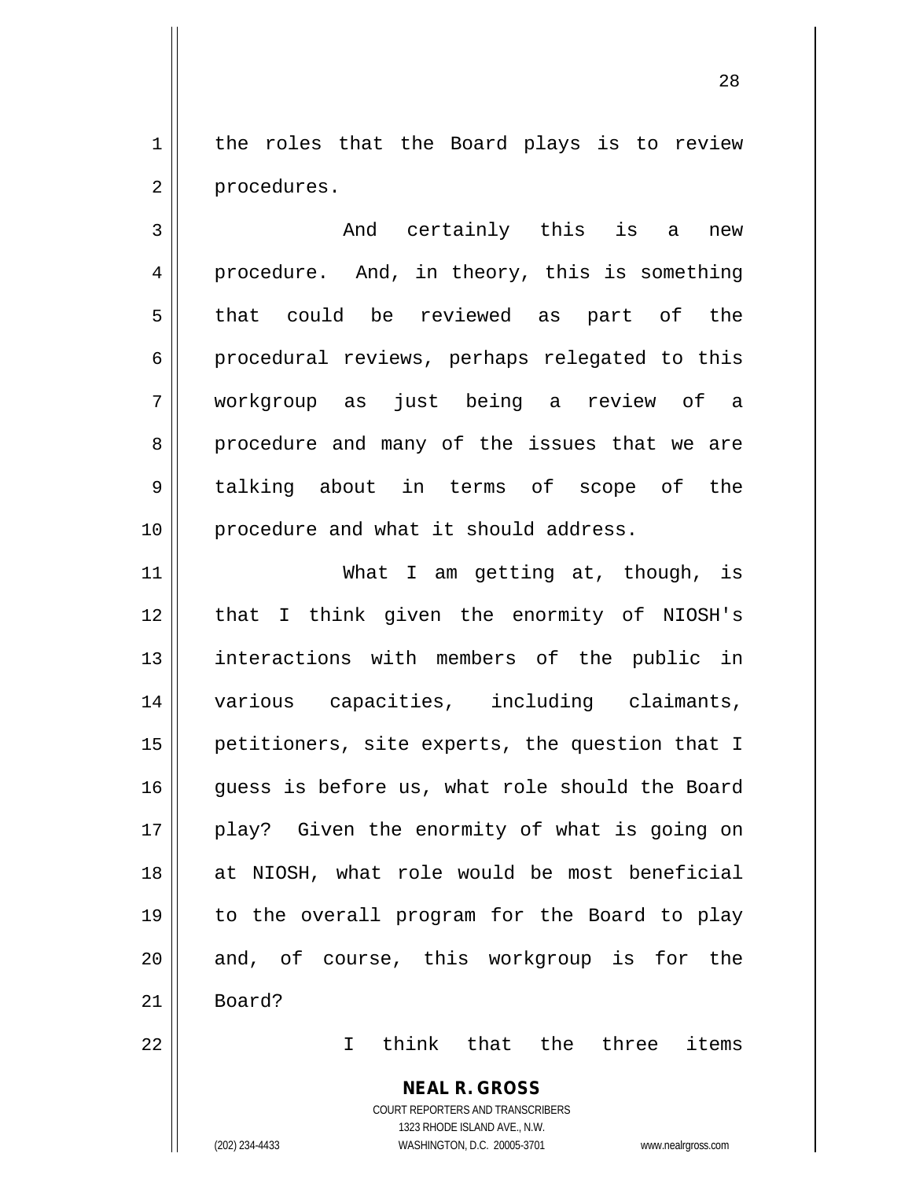the roles that the Board plays is to review procedures.

And certainly this is a new procedure. And, in theory, this is something that could be reviewed as part of the procedural reviews, perhaps relegated to this workgroup as just being a review of a procedure and many of the issues that we are talking about in terms of scope of the procedure and what it should address.

What I am getting at, though, is that I think given the enormity of NIOSH's interactions with members of the public in various capacities, including claimants, petitioners, site experts, the question that I guess is before us, what role should the Board play? Given the enormity of what is going on at NIOSH, what role would be most beneficial to the overall program for the Board to play and, of course, this workgroup is for the Board?

I think that the three items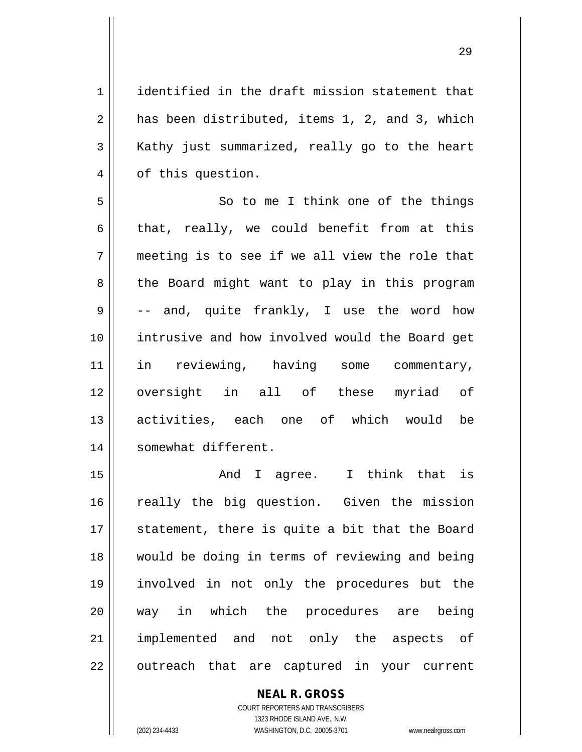identified in the draft mission statement that has been distributed, items 1, 2, and 3, which Kathy just summarized, really go to the heart of this question.

So to me I think one of the things that, really, we could benefit from at this meeting is to see if we all view the role that the Board might want to play in this program -- and, quite frankly, I use the word how intrusive and how involved would the Board get in reviewing, having some commentary, oversight in all of these myriad of activities, each one of which would be somewhat different.

And I agree. I think that is really the big question. Given the mission statement, there is quite a bit that the Board would be doing in terms of reviewing and being involved in not only the procedures but the way in which the procedures are being implemented and not only the aspects of outreach that are captured in your current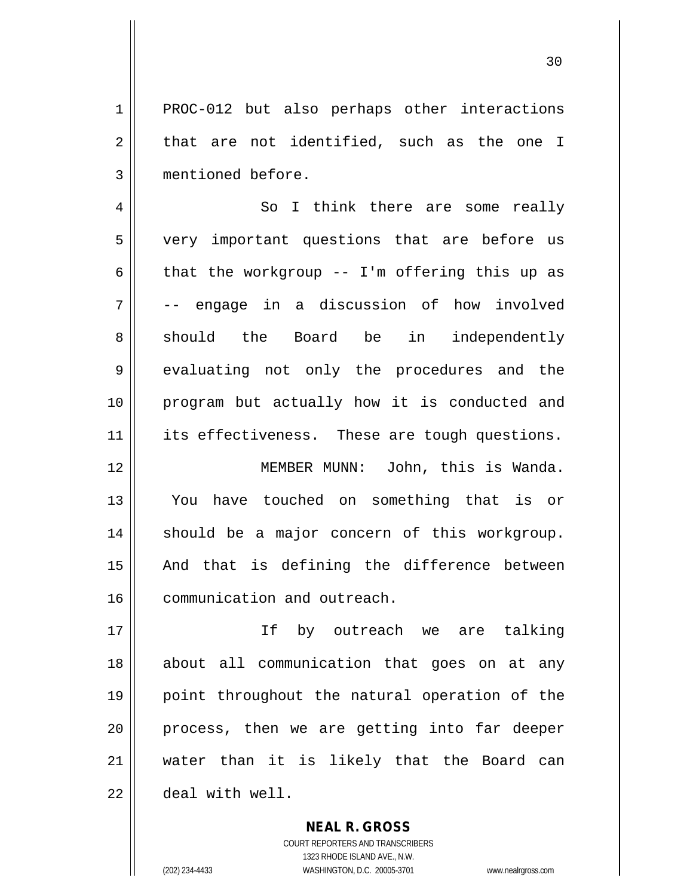PROC-012 but also perhaps other interactions that are not identified, such as the one I mentioned before.

So I think there are some really very important questions that are before us that the workgroup -- I'm offering this up as -- engage in a discussion of how involved should the Board be in independently evaluating not only the procedures and the program but actually how it is conducted and its effectiveness. These are tough questions.

MEMBER MUNN: John, this is Wanda. You have touched on something that is or should be a major concern of this workgroup. And that is defining the difference between communication and outreach.

If by outreach we are talking about all communication that goes on at any point throughout the natural operation of the process, then we are getting into far deeper water than it is likely that the Board can deal with well.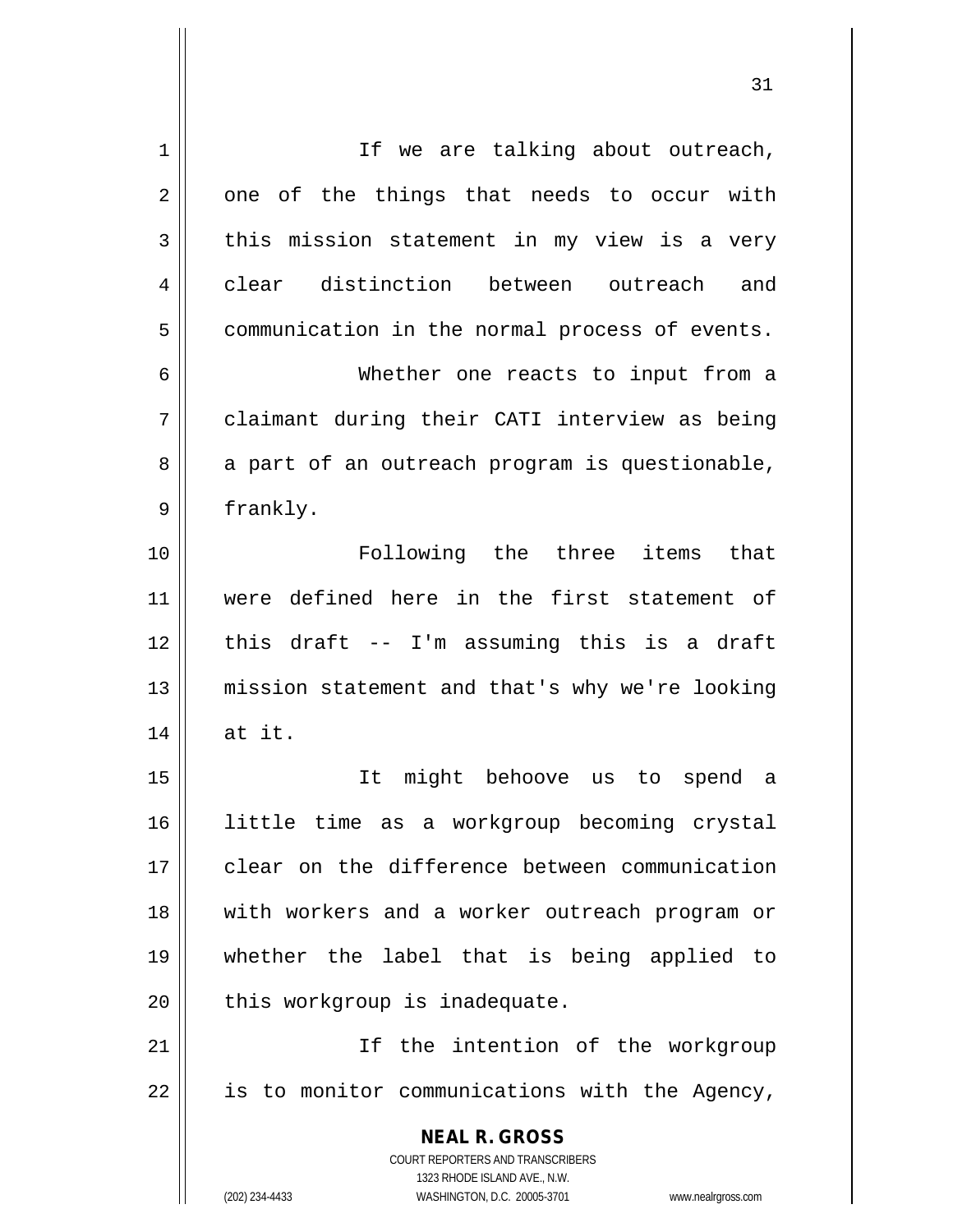If we are talking about outreach, one of the things that needs to occur with this mission statement in my view is a very clear distinction between outreach and communication in the normal process of events.

Whether one reacts to input from a claimant during their CATI interview as being a part of an outreach program is questionable, frankly.

Following the three items that were defined here in the first statement of this draft -- I'm assuming this is a draft mission statement and that's why we're looking at it.

It might behoove us to spend a little time as a workgroup becoming crystal clear on the difference between communication with workers and a worker outreach program or whether the label that is being applied to this workgroup is inadequate.

If the intention of the workgroup is to monitor communications with the Agency,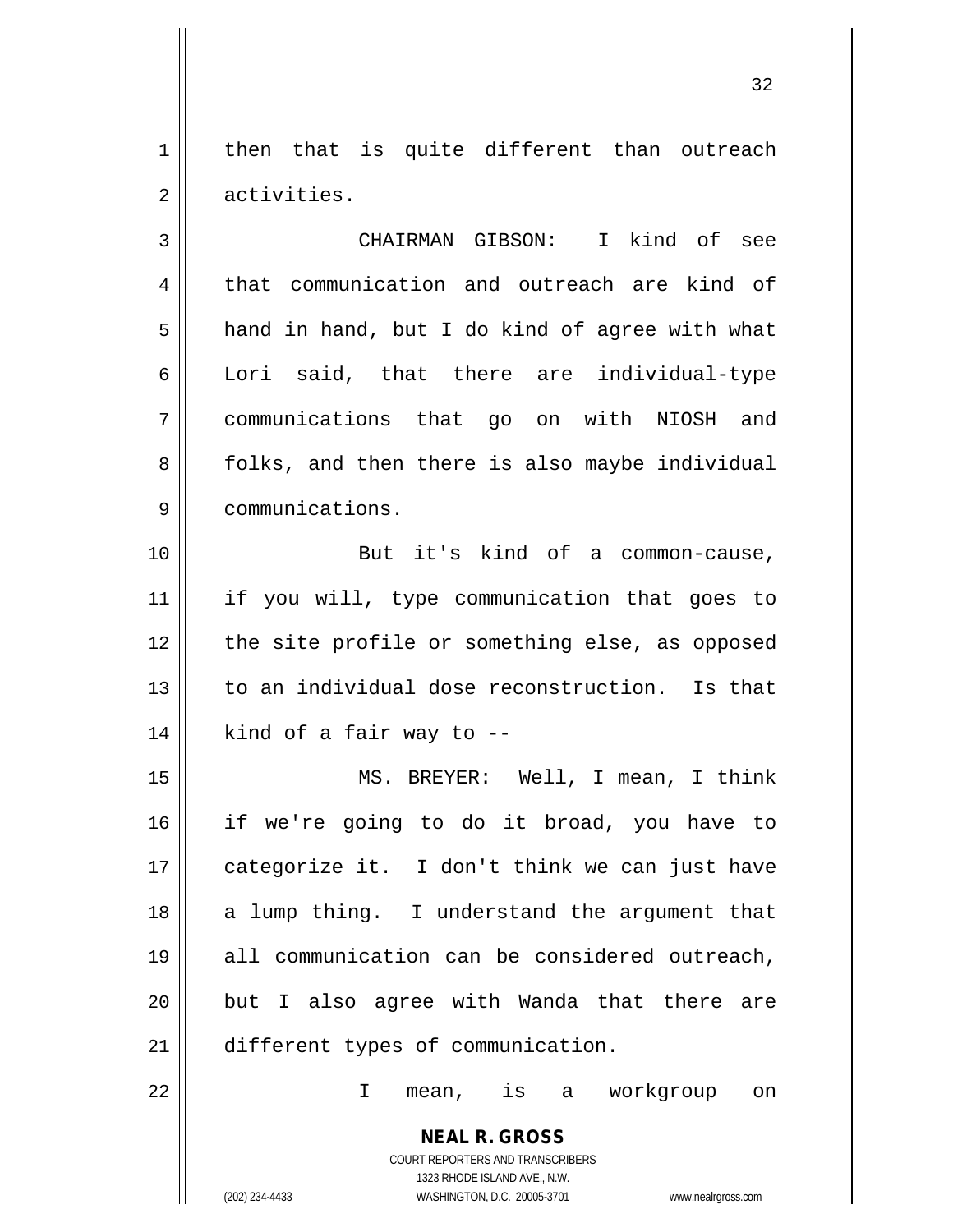then that is quite different than outreach activities.

CHAIRMAN GIBSON: I kind of see that communication and outreach are kind of hand in hand, but I do kind of agree with what Lori said, that there are individual-type communications that go on with NIOSH and folks, and then there is also maybe individual communications.

But it's kind of a common-cause, if you will, type communication that goes to the site profile or something else, as opposed to an individual dose reconstruction. Is that kind of a fair way to --

MS. BREYER: Well, I mean, I think if we're going to do it broad, you have to categorize it. I don't think we can just have a lump thing. I understand the argument that all communication can be considered outreach, but I also agree with Wanda that there are different types of communication.

I mean, is a workgroup on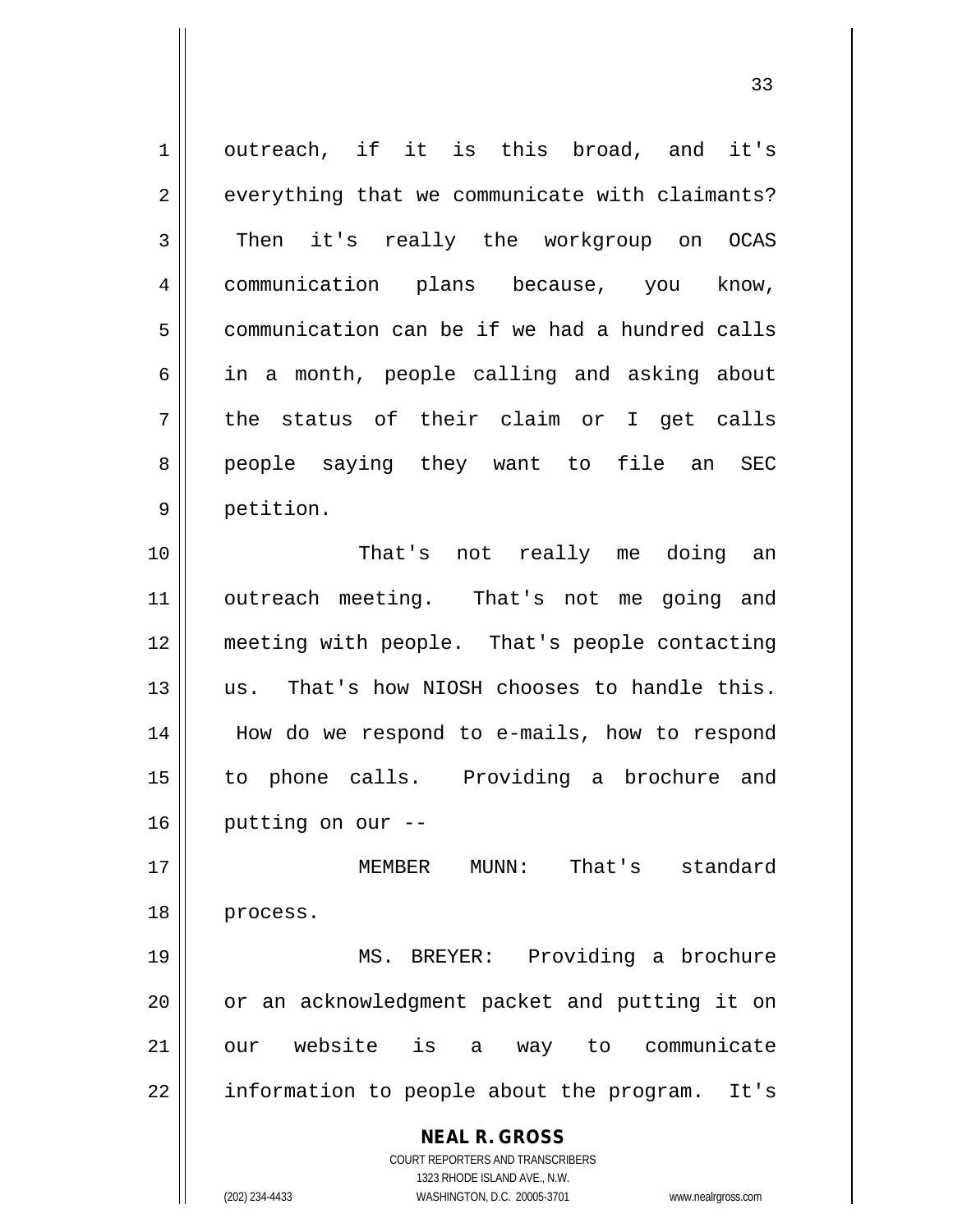outreach, if it is this broad, and it's everything that we communicate with claimants? Then it's really the workgroup on OCAS communication plans because, you know, communication can be if we had a hundred calls in a month, people calling and asking about the status of their claim or I get calls people saying they want to file an SEC petition.

That's not really me doing an outreach meeting. That's not me going and meeting with people. That's people contacting us. That's how NIOSH chooses to handle this. How do we respond to e-mails, how to respond to phone calls. Providing a brochure and putting on our --

MEMBER MUNN: That's standard process.

MS. BREYER: Providing a brochure or an acknowledgment packet and putting it on our website is a way to communicate information to people about the program. It's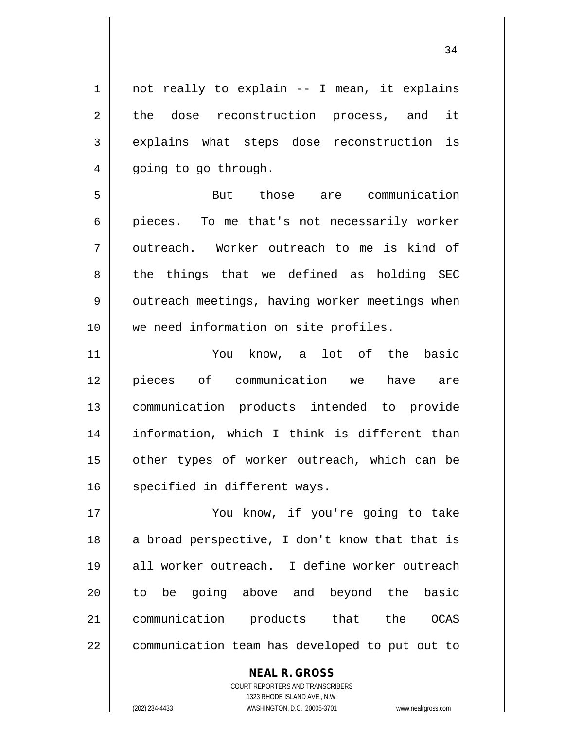not really to explain -- I mean, it explains the dose reconstruction process, and it explains what steps dose reconstruction is going to go through.

But those are communication pieces. To me that's not necessarily worker outreach. Worker outreach to me is kind of the things that we defined as holding SEC outreach meetings, having worker meetings when we need information on site profiles.

You know, a lot of the basic pieces of communication we have are communication products intended to provide information, which I think is different than other types of worker outreach, which can be specified in different ways.

You know, if you're going to take a broad perspective, I don't know that that is all worker outreach. I define worker outreach to be going above and beyond the basic communication products that the OCAS communication team has developed to put out to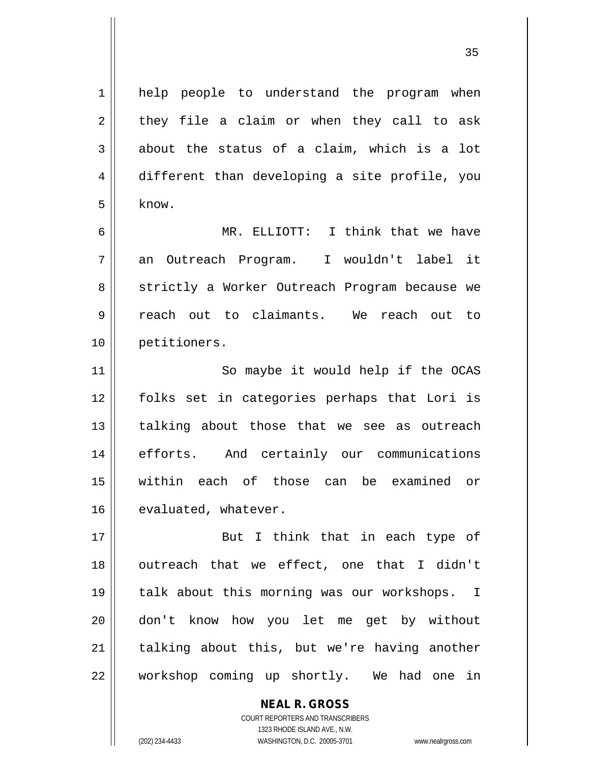help people to understand the program when they file a claim or when they call to ask about the status of a claim, which is a lot different than developing a site profile, you know.

MR. ELLIOTT: I think that we have an Outreach Program. I wouldn't label it strictly a Worker Outreach Program because we reach out to claimants. We reach out to petitioners.

So maybe it would help if the OCAS folks set in categories perhaps that Lori is talking about those that we see as outreach efforts. And certainly our communications within each of those can be examined or evaluated, whatever.

But I think that in each type of outreach that we effect, one that I didn't talk about this morning was our workshops. I don't know how you let me get by without talking about this, but we're having another workshop coming up shortly. We had one in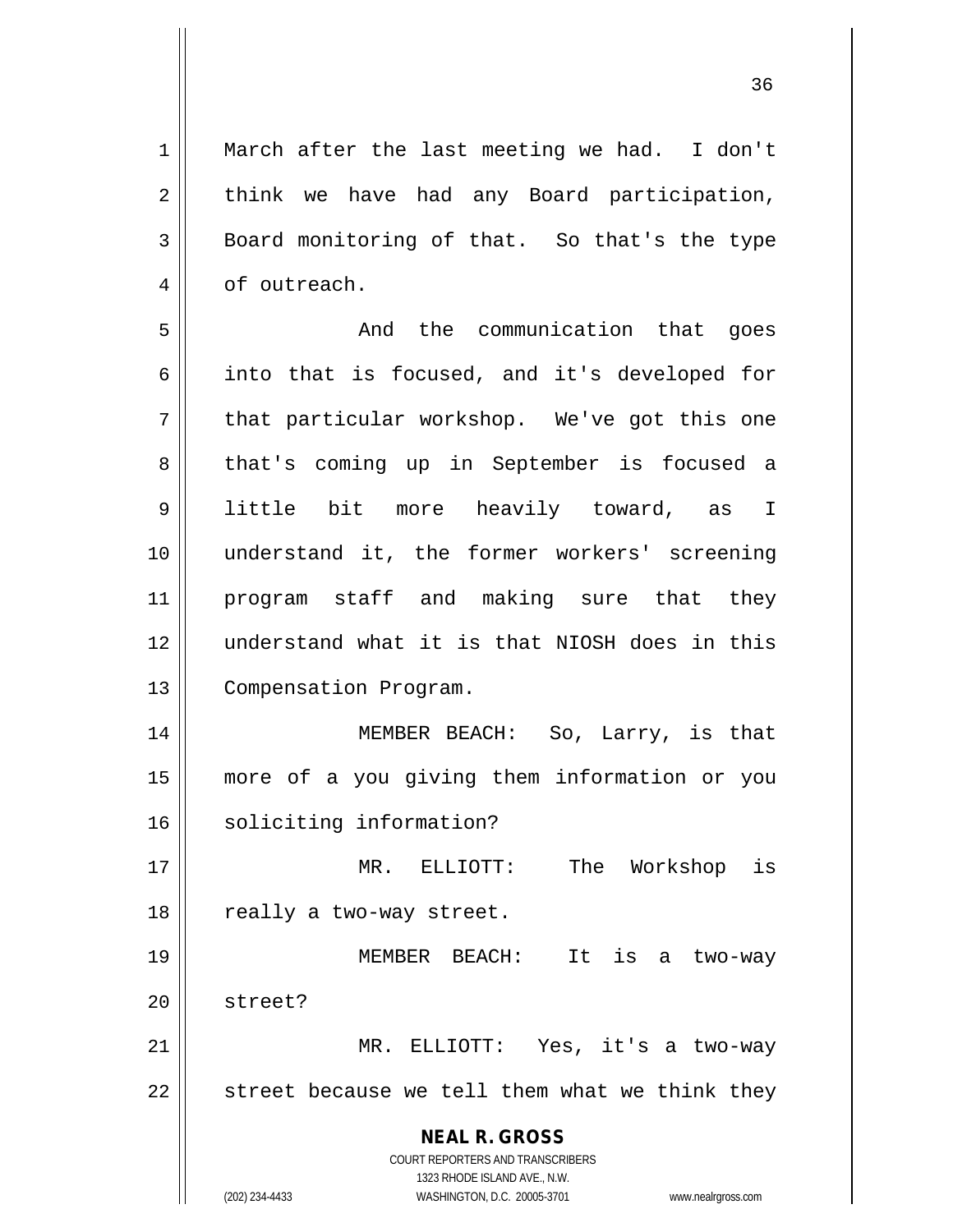March after the last meeting we had. I don't think we have had any Board participation, Board monitoring of that. So that's the type of outreach.

And the communication that goes into that is focused, and it's developed for that particular workshop. We've got this one that's coming up in September is focused a little bit more heavily toward, as I understand it, the former workers' screening program staff and making sure that they understand what it is that NIOSH does in this Compensation Program.

MEMBER BEACH: So, Larry, is that more of a you giving them information or you soliciting information?

MR. ELLIOTT: The Workshop is really a two-way street.

MEMBER BEACH: It is a two-way street?

MR. ELLIOTT: Yes, it's a two-way street because we tell them what we think they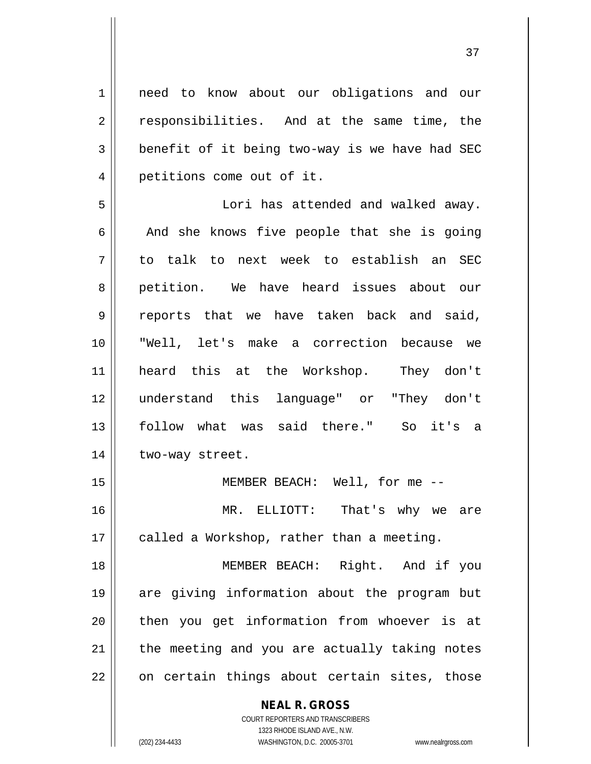need to know about our obligations and our responsibilities. And at the same time, the benefit of it being two-way is we have had SEC petitions come out of it.

Lori has attended and walked away. And she knows five people that she is going to talk to next week to establish an SEC petition. We have heard issues about our reports that we have taken back and said, "Well, let's make a correction because we heard this at the Workshop. They don't understand this language" or "They don't follow what was said there." So it's a two-way street.

MEMBER BEACH: Well, for me --

MR. ELLIOTT: That's why we are called a Workshop, rather than a meeting.

MEMBER BEACH: Right. And if you are giving information about the program but then you get information from whoever is at the meeting and you are actually taking notes on certain things about certain sites, those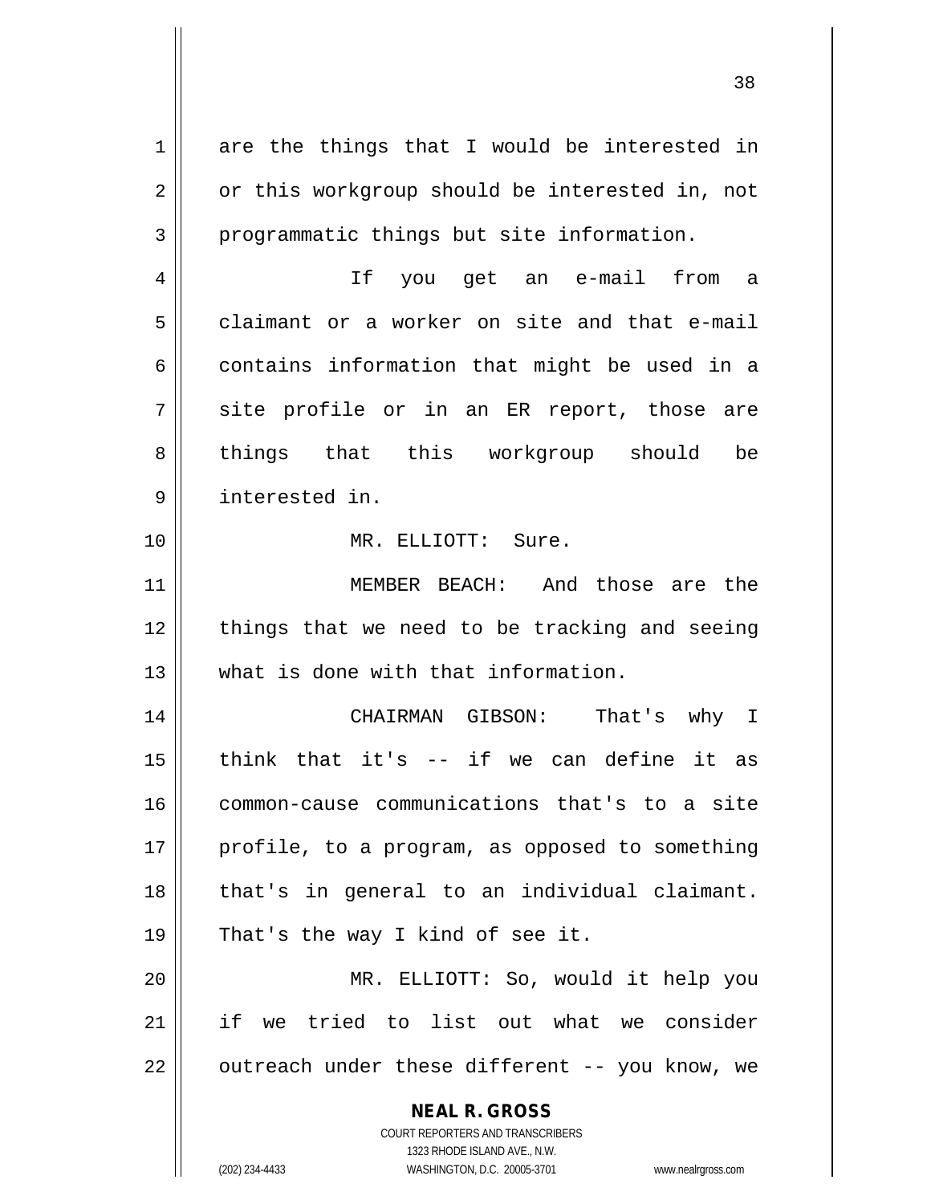are the things that I would be interested in or this workgroup should be interested in, not programmatic things but site information.

If you get an e-mail from a claimant or a worker on site and that e-mail contains information that might be used in a site profile or in an ER report, those are things that this workgroup should be interested in.

MR. ELLIOTT: Sure.

MEMBER BEACH: And those are the things that we need to be tracking and seeing what is done with that information.

CHAIRMAN GIBSON: That's why I think that it's -- if we can define it as common-cause communications that's to a site profile, to a program, as opposed to something that's in general to an individual claimant. That's the way I kind of see it.

MR. ELLIOTT: So, would it help you if we tried to list out what we consider outreach under these different -- you know, we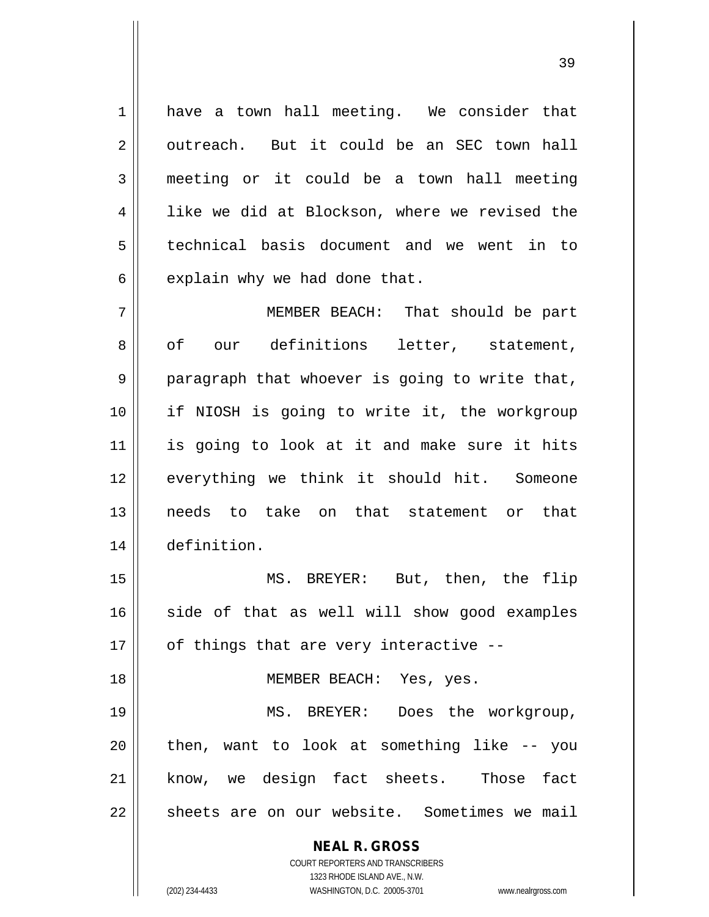have a town hall meeting. We consider that outreach. But it could be an SEC town hall meeting or it could be a town hall meeting like we did at Blockson, where we revised the technical basis document and we went in to explain why we had done that.

MEMBER BEACH: That should be part of our definitions letter, statement, paragraph that whoever is going to write that, if NIOSH is going to write it, the workgroup is going to look at it and make sure it hits everything we think it should hit. Someone needs to take on that statement or that definition.

MS. BREYER: But, then, the flip side of that as well will show good examples of things that are very interactive --

MEMBER BEACH: Yes, yes.

MS. BREYER: Does the workgroup, then, want to look at something like -- you know, we design fact sheets. Those fact sheets are on our website. Sometimes we mail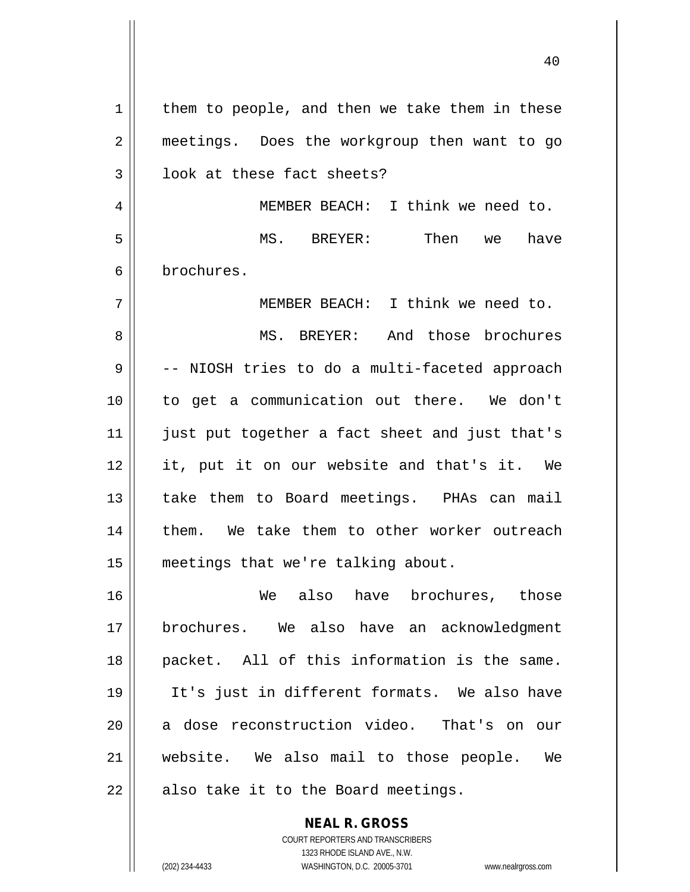them to people, and then we take them in these meetings. Does the workgroup then want to go look at these fact sheets?

MEMBER BEACH: I think we need to.

MS. BREYER: Then we have brochures.

MEMBER BEACH: I think we need to.

MS. BREYER: And those brochures -- NIOSH tries to do a multi-faceted approach to get a communication out there. We don't just put together a fact sheet and just that's it, put it on our website and that's it. We take them to Board meetings. PHAs can mail them. We take them to other worker outreach meetings that we're talking about.

We also have brochures, those brochures. We also have an acknowledgment packet. All of this information is the same. It's just in different formats. We also have a dose reconstruction video. That's on our website. We also mail to those people. We also take it to the Board meetings.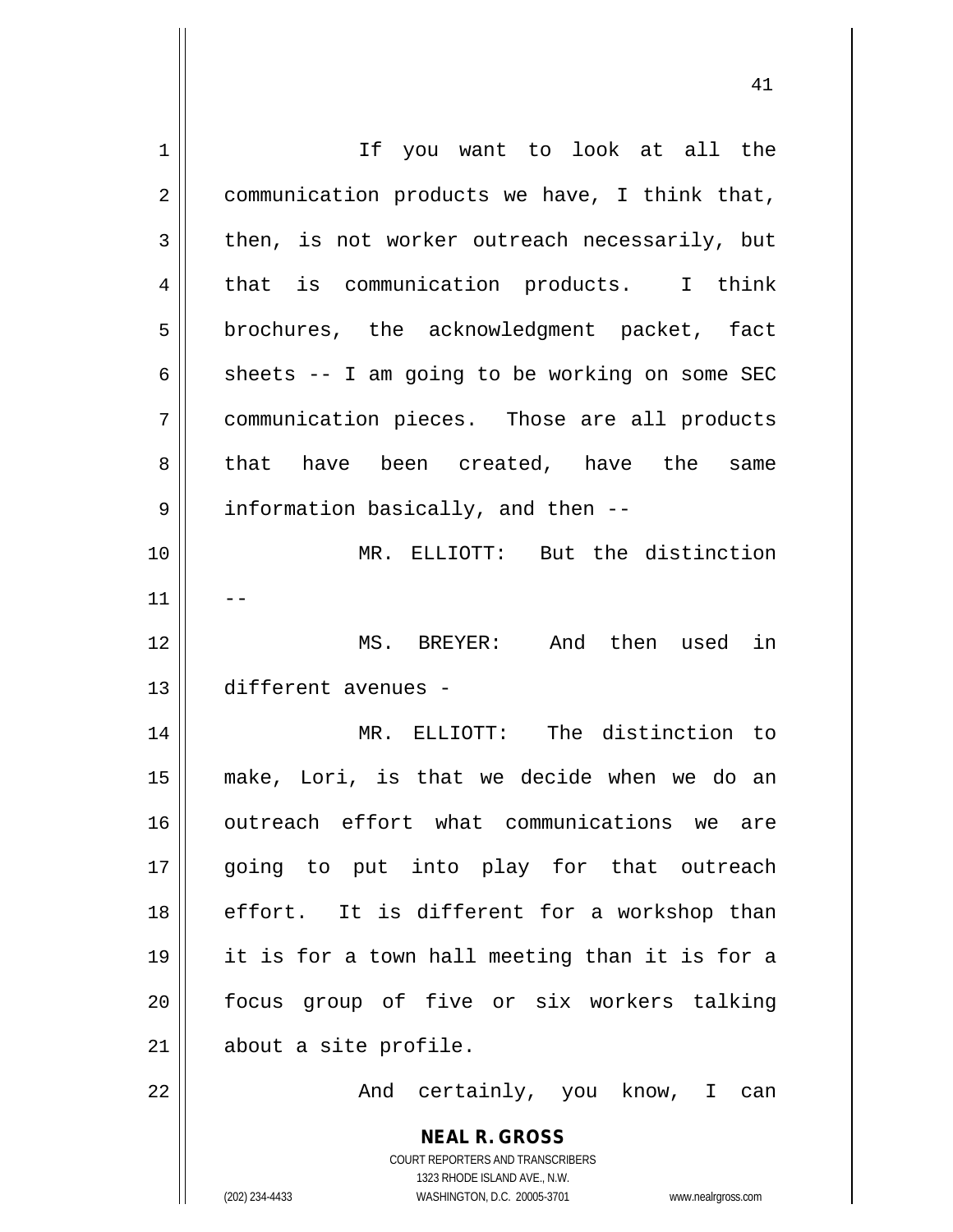If you want to look at all the communication products we have, I think that, then, is not worker outreach necessarily, but that is communication products. I think brochures, the acknowledgment packet, fact sheets -- I am going to be working on some SEC communication pieces. Those are all products that have been created, have the same information basically, and then --

MR. ELLIOTT: But the distinction --

MS. BREYER: And then used in different avenues -

MR. ELLIOTT: The distinction to make, Lori, is that we decide when we do an outreach effort what communications we are going to put into play for that outreach effort. It is different for a workshop than it is for a town hall meeting than it is for a focus group of five or six workers talking about a site profile.

And certainly, you know, I can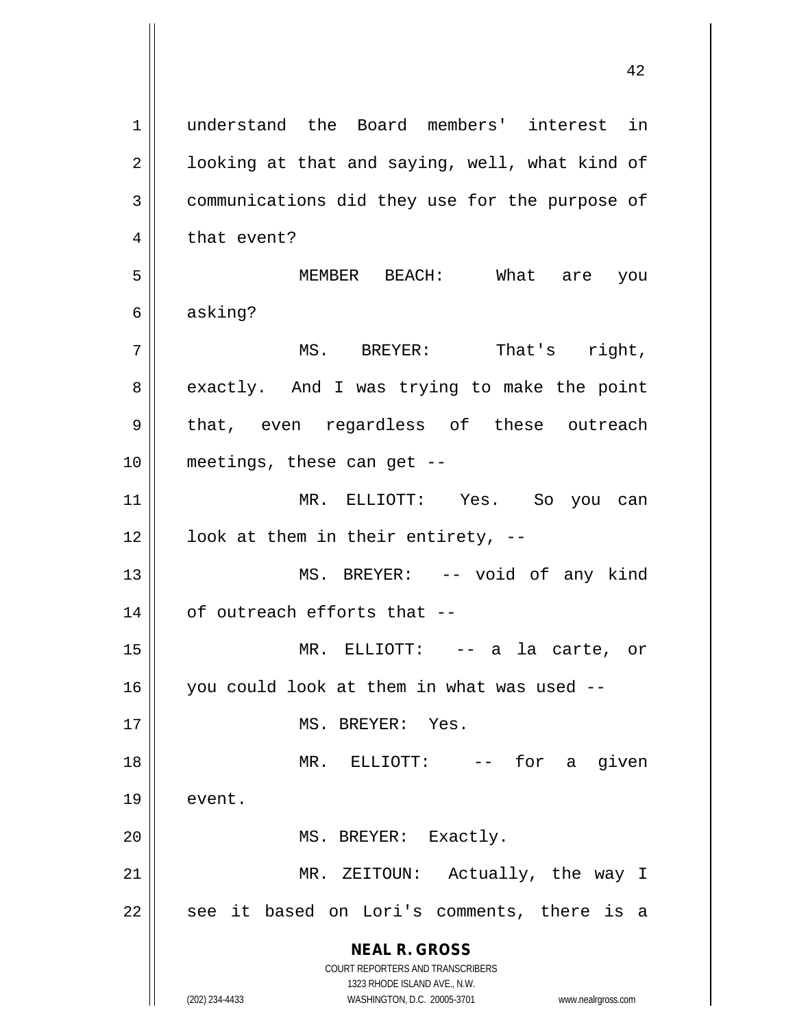understand the Board members' interest in looking at that and saying, well, what kind of communications did they use for the purpose of that event?

MEMBER BEACH: What are you asking?

MS. BREYER: That's right, exactly. And I was trying to make the point that, even regardless of these outreach meetings, these can get --

MR. ELLIOTT: Yes. So you can look at them in their entirety, --

MS. BREYER: -- void of any kind of outreach efforts that --

MR. ELLIOTT: -- a la carte, or you could look at them in what was used --

MS. BREYER: Yes.

MR. ELLIOTT: -- for a given event.

MS. BREYER: Exactly.

MR. ZEITOUN: Actually, the way I see it based on Lori's comments, there is a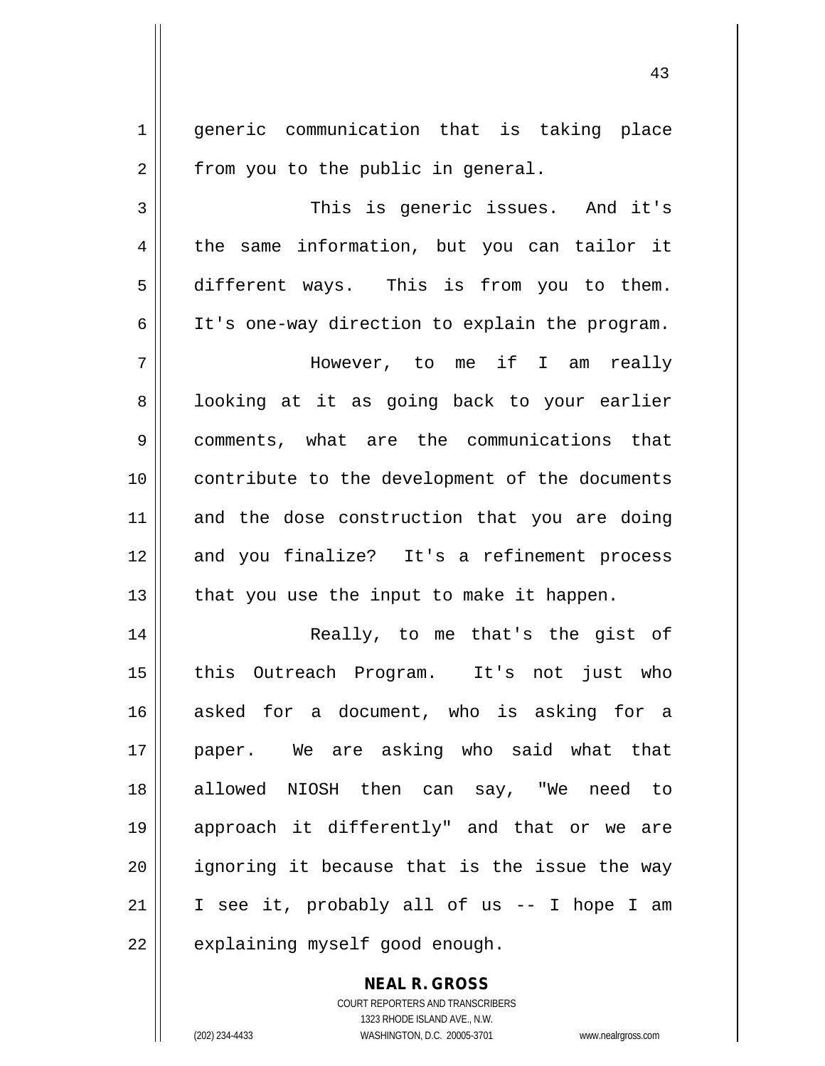generic communication that is taking place from you to the public in general.

This is generic issues. And it's the same information, but you can tailor it different ways. This is from you to them. It's one-way direction to explain the program.

However, to me if I am really looking at it as going back to your earlier comments, what are the communications that contribute to the development of the documents and the dose construction that you are doing and you finalize? It's a refinement process that you use the input to make it happen.

Really, to me that's the gist of this Outreach Program. It's not just who asked for a document, who is asking for a paper. We are asking who said what that allowed NIOSH then can say, "We need to approach it differently" and that or we are ignoring it because that is the issue the way I see it, probably all of us -- I hope I am explaining myself good enough.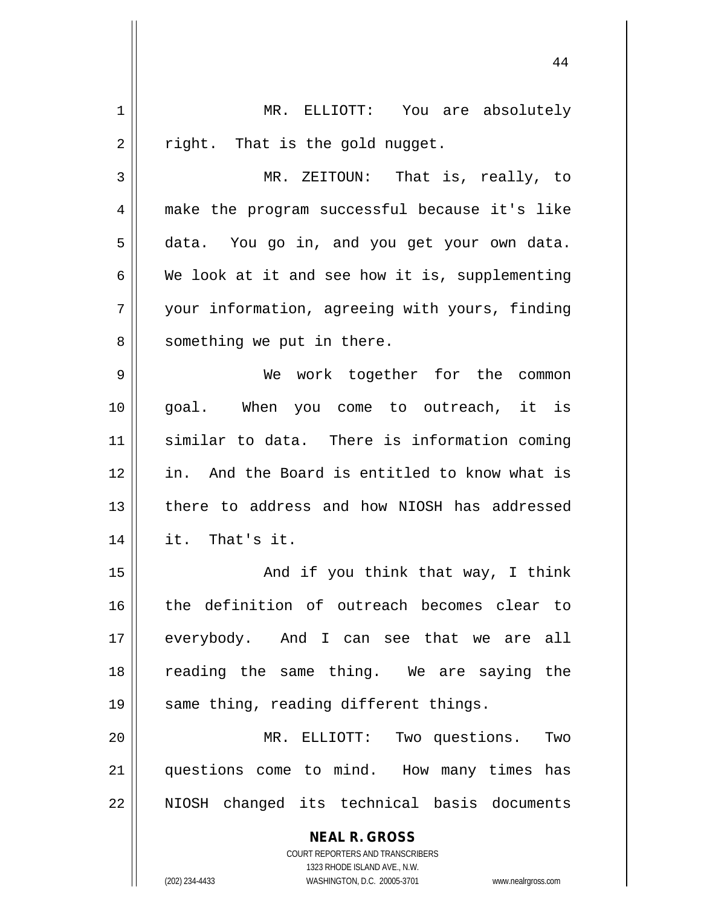MR. ELLIOTT: You are absolutely right. That is the gold nugget.

MR. ZEITOUN: That is, really, to make the program successful because it's like data. You go in, and you get your own data. We look at it and see how it is, supplementing your information, agreeing with yours, finding something we put in there.

We work together for the common goal. When you come to outreach, it is similar to data. There is information coming in. And the Board is entitled to know what is there to address and how NIOSH has addressed it. That's it.

And if you think that way, I think the definition of outreach becomes clear to everybody. And I can see that we are all reading the same thing. We are saying the same thing, reading different things.

MR. ELLIOTT: Two questions. Two questions come to mind. How many times has NIOSH changed its technical basis documents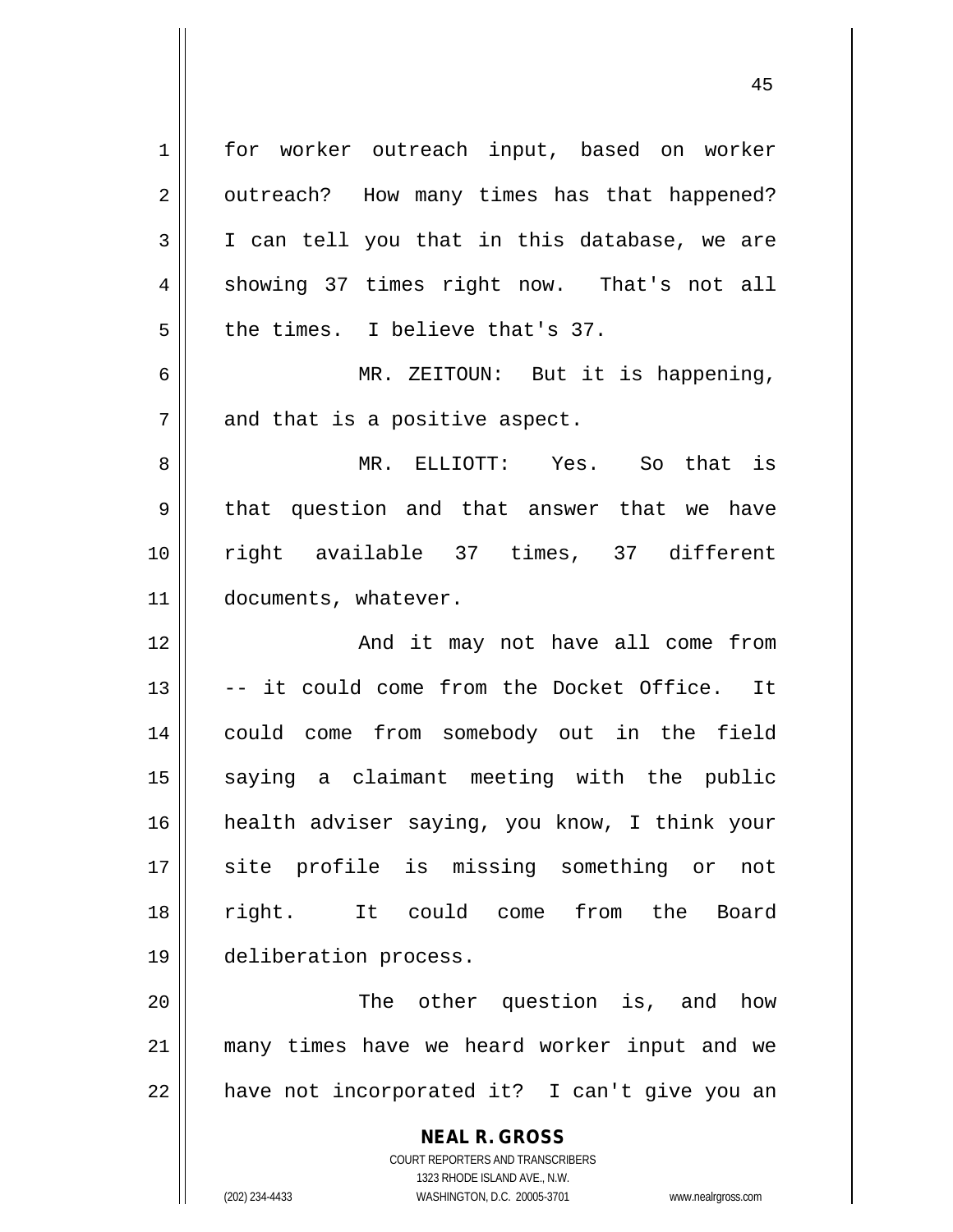for worker outreach input, based on worker outreach? How many times has that happened? I can tell you that in this database, we are showing 37 times right now. That's not all the times. I believe that's 37.

MR. ZEITOUN: But it is happening, and that is a positive aspect.

MR. ELLIOTT: Yes. So that is that question and that answer that we have right available 37 times, 37 different documents, whatever.

And it may not have all come from -- it could come from the Docket Office. It could come from somebody out in the field saying a claimant meeting with the public health adviser saying, you know, I think your site profile is missing something or not right. It could come from the Board deliberation process.

The other question is, and how many times have we heard worker input and we have not incorporated it? I can't give you an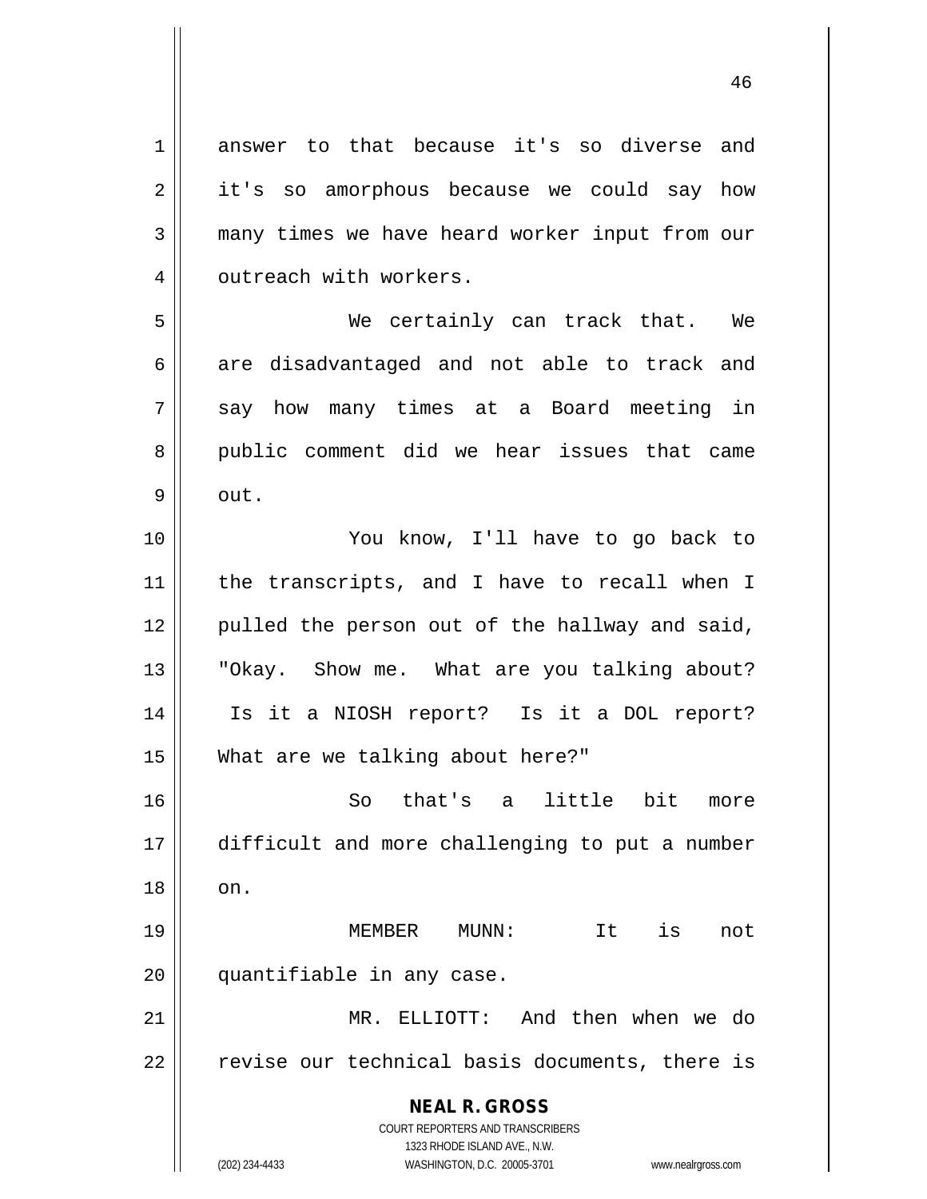answer to that because it's so diverse and it's so amorphous because we could say how many times we have heard worker input from our outreach with workers.

We certainly can track that. We are disadvantaged and not able to track and say how many times at a Board meeting in public comment did we hear issues that came out.

You know, I'll have to go back to the transcripts, and I have to recall when I pulled the person out of the hallway and said, "Okay. Show me. What are you talking about? Is it a NIOSH report? Is it a DOL report? What are we talking about here?"

So that's a little bit more difficult and more challenging to put a number on.

MEMBER MUNN: It is not quantifiable in any case.

MR. ELLIOTT: And then when we do revise our technical basis documents, there is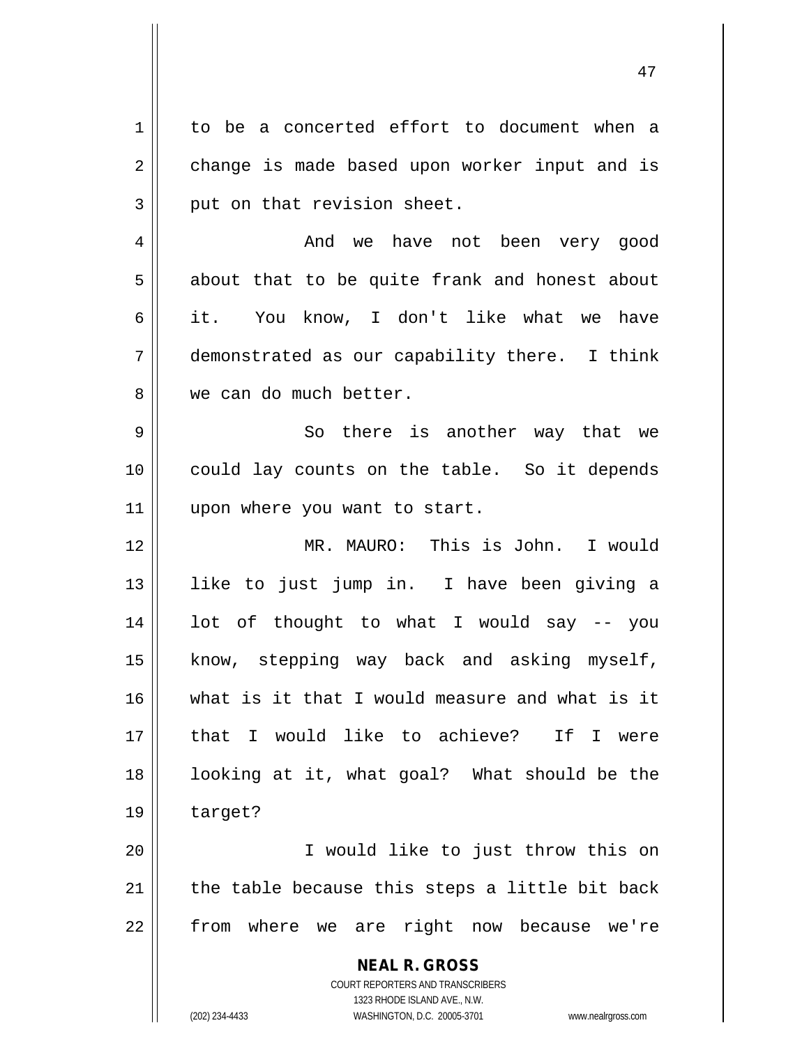to be a concerted effort to document when a change is made based upon worker input and is put on that revision sheet.

And we have not been very good about that to be quite frank and honest about it. You know, I don't like what we have demonstrated as our capability there. I think we can do much better.

So there is another way that we could lay counts on the table. So it depends upon where you want to start.

MR. MAURO: This is John. I would like to just jump in. I have been giving a lot of thought to what I would say -- you know, stepping way back and asking myself, what is it that I would measure and what is it that I would like to achieve? If I were looking at it, what goal? What should be the target?

I would like to just throw this on the table because this steps a little bit back from where we are right now because we're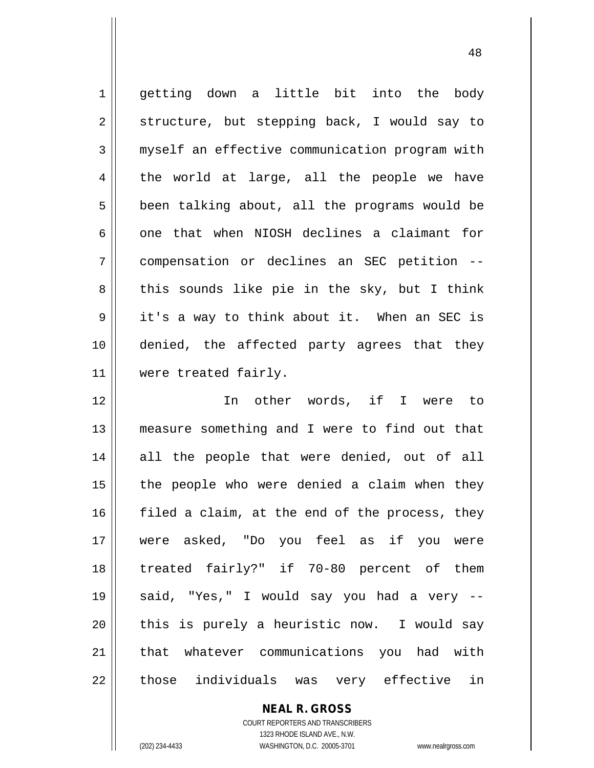getting down a little bit into the body structure, but stepping back, I would say to myself an effective communication program with the world at large, all the people we have been talking about, all the programs would be one that when NIOSH declines a claimant for compensation or declines an SEC petition -- this sounds like pie in the sky, but I think it's a way to think about it. When an SEC is denied, the affected party agrees that they were treated fairly.

In other words, if I were to measure something and I were to find out that all the people that were denied, out of all the people who were denied a claim when they filed a claim, at the end of the process, they were asked, "Do you feel as if you were treated fairly?" if 70-80 percent of them said, "Yes," I would say you had a very -- this is purely a heuristic now. I would say that whatever communications you had with those individuals was very effective in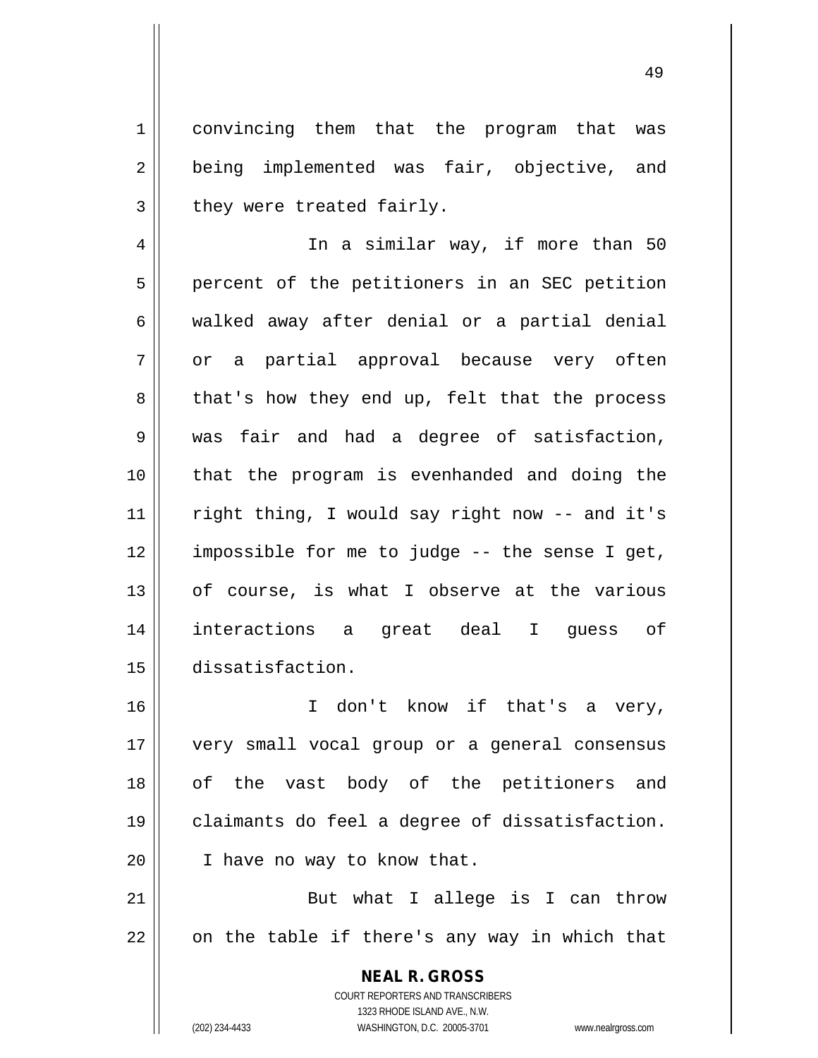convincing them that the program that was being implemented was fair, objective, and they were treated fairly.

In a similar way, if more than 50 percent of the petitioners in an SEC petition walked away after denial or a partial denial or a partial approval because very often that's how they end up, felt that the process was fair and had a degree of satisfaction, that the program is evenhanded and doing the right thing, I would say right now -- and it's impossible for me to judge -- the sense I get, of course, is what I observe at the various interactions a great deal I guess of dissatisfaction.

I don't know if that's a very, very small vocal group or a general consensus of the vast body of the petitioners and claimants do feel a degree of dissatisfaction. I have no way to know that.

But what I allege is I can throw on the table if there's any way in which that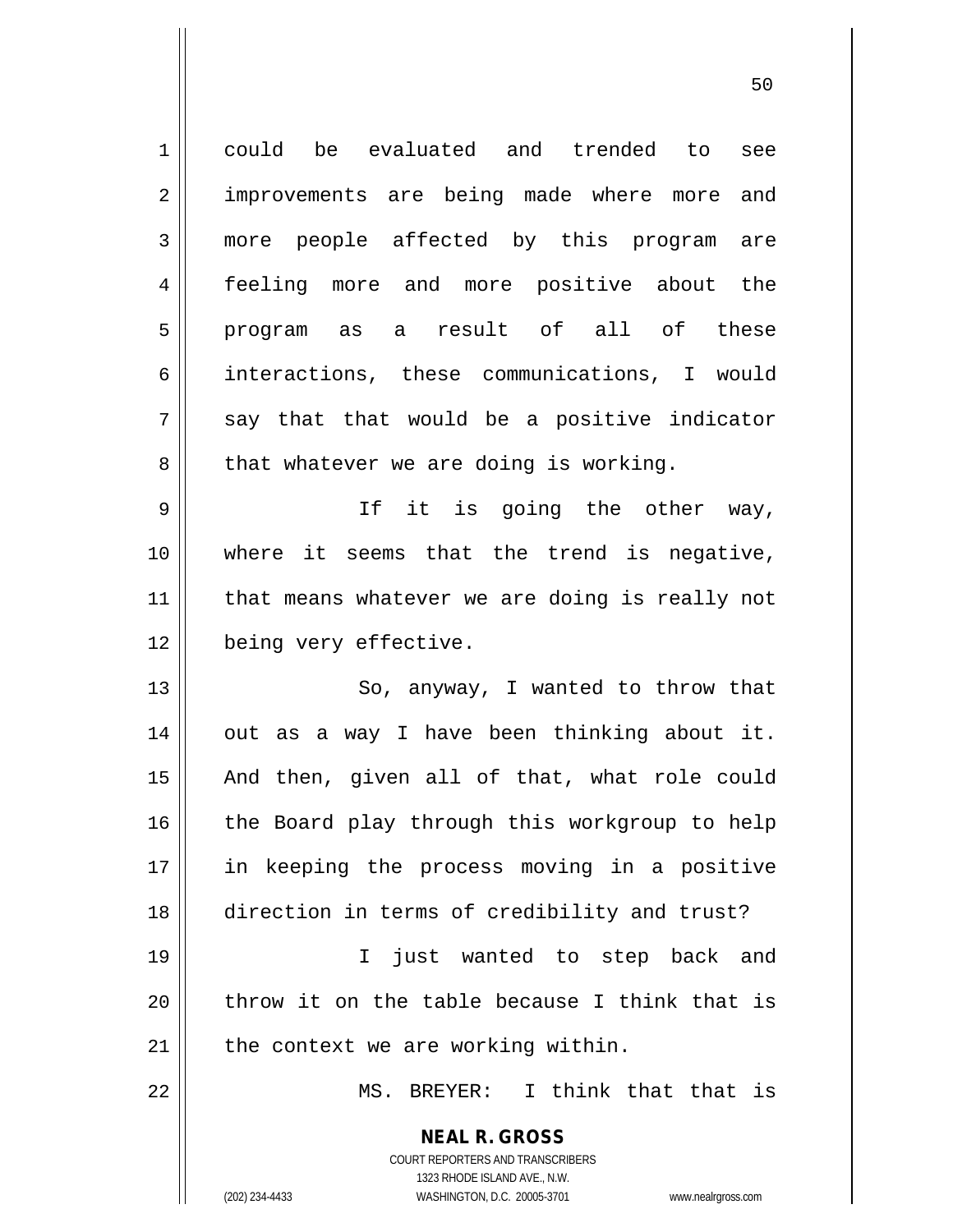could be evaluated and trended to see improvements are being made where more and more people affected by this program are feeling more and more positive about the program as a result of all of these interactions, these communications, I would say that that would be a positive indicator that whatever we are doing is working.

If it is going the other way, where it seems that the trend is negative, that means whatever we are doing is really not being very effective.

So, anyway, I wanted to throw that out as a way I have been thinking about it. And then, given all of that, what role could the Board play through this workgroup to help in keeping the process moving in a positive direction in terms of credibility and trust?

I just wanted to step back and throw it on the table because I think that is the context we are working within.

MS. BREYER: I think that that is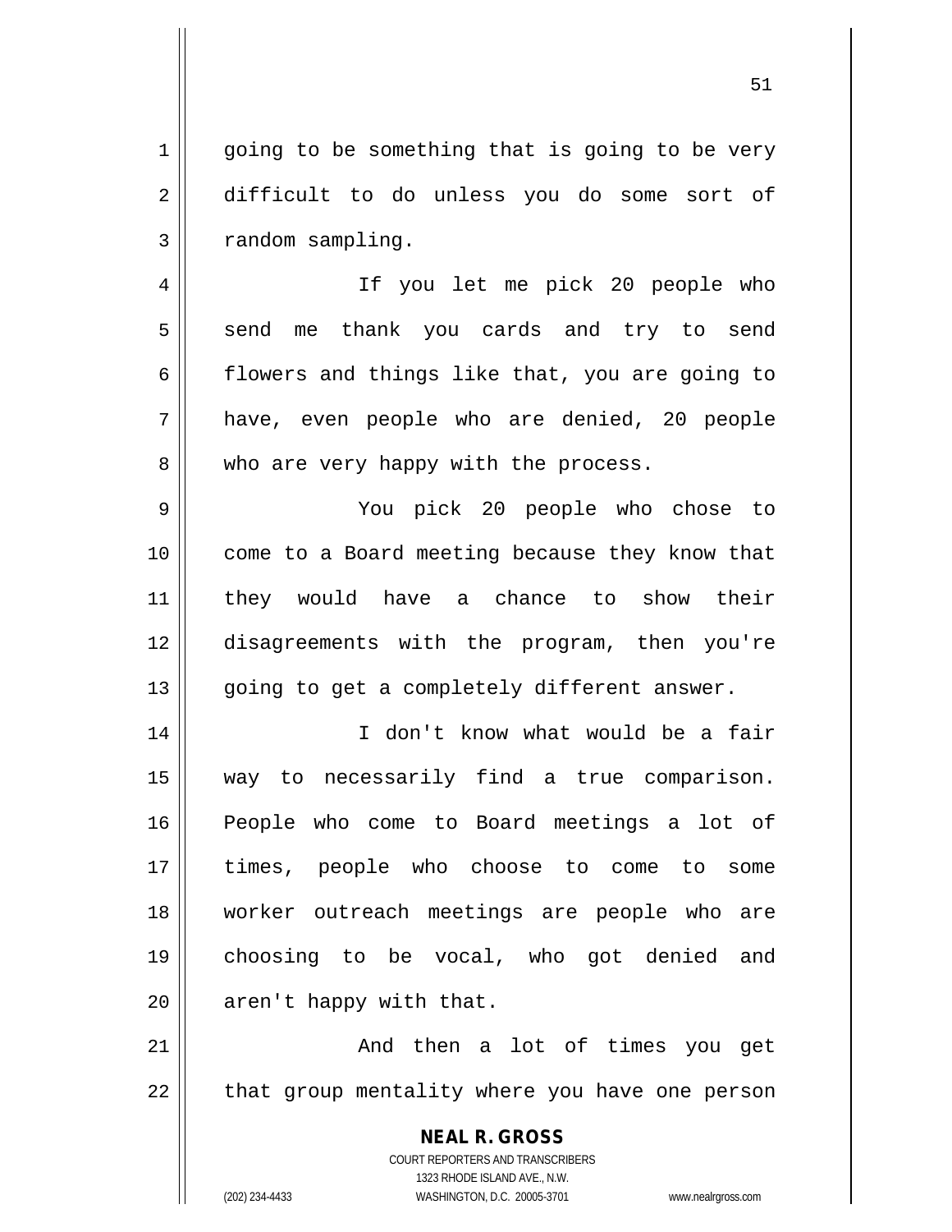going to be something that is going to be very difficult to do unless you do some sort of random sampling.

If you let me pick 20 people who send me thank you cards and try to send flowers and things like that, you are going to have, even people who are denied, 20 people who are very happy with the process.

You pick 20 people who chose to come to a Board meeting because they know that they would have a chance to show their disagreements with the program, then you're going to get a completely different answer.

I don't know what would be a fair way to necessarily find a true comparison. People who come to Board meetings a lot of times, people who choose to come to some worker outreach meetings are people who are choosing to be vocal, who got denied and aren't happy with that.

And then a lot of times you get that group mentality where you have one person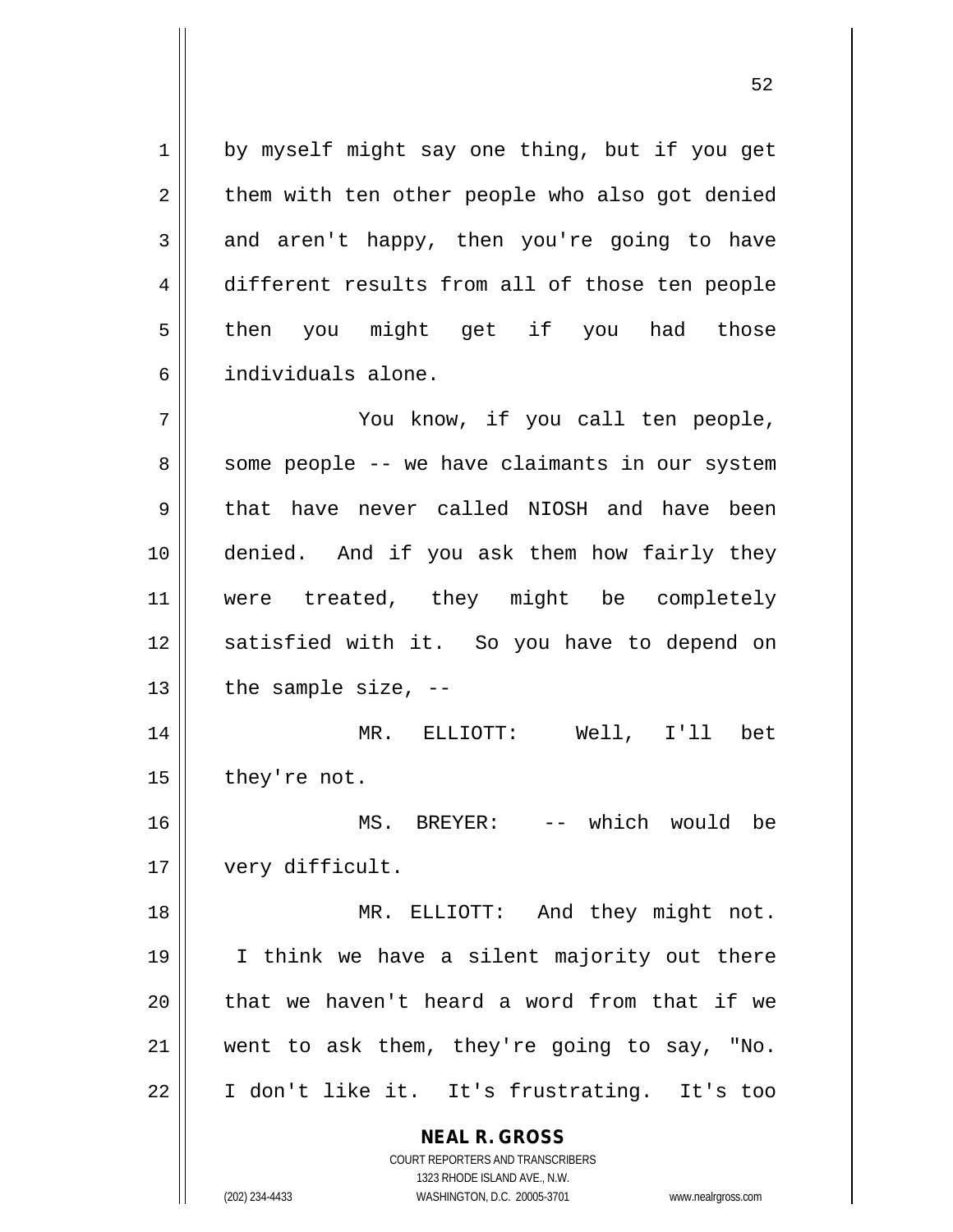by myself might say one thing, but if you get them with ten other people who also got denied and aren't happy, then you're going to have different results from all of those ten people then you might get if you had those individuals alone.

You know, if you call ten people, some people -- we have claimants in our system that have never called NIOSH and have been denied. And if you ask them how fairly they were treated, they might be completely satisfied with it. So you have to depend on the sample size, --

MR. ELLIOTT: Well, I'll bet they're not.

MS. BREYER: -- which would be very difficult.

MR. ELLIOTT: And they might not. I think we have a silent majority out there that we haven't heard a word from that if we went to ask them, they're going to say, "No. I don't like it. It's frustrating. It's too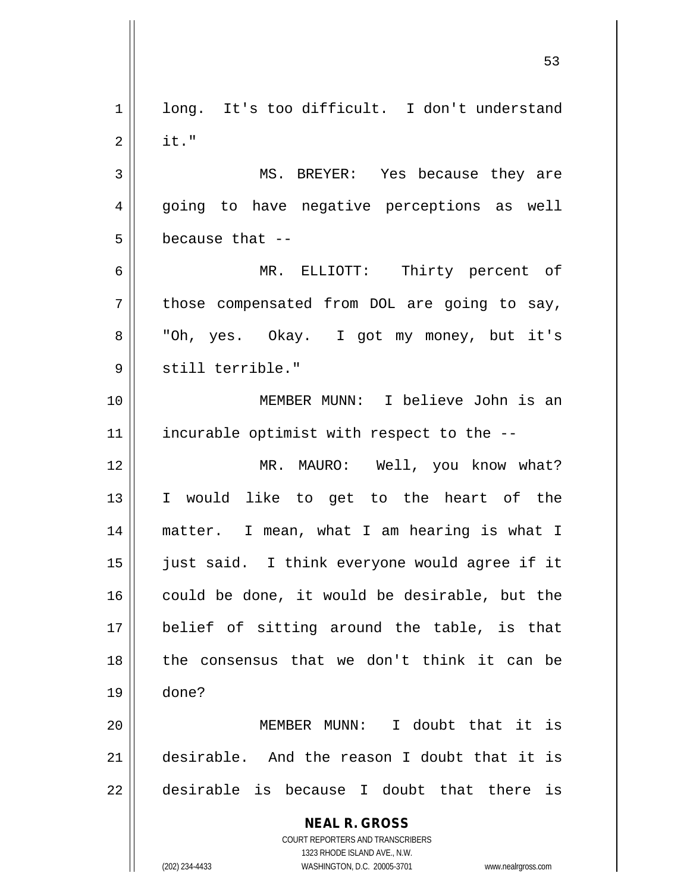long. It's too difficult. I don't understand it."

MS. BREYER: Yes because they are going to have negative perceptions as well because that --

MR. ELLIOTT: Thirty percent of those compensated from DOL are going to say, "Oh, yes. Okay. I got my money, but it's still terrible."

MEMBER MUNN: I believe John is an incurable optimist with respect to the --

MR. MAURO: Well, you know what? I would like to get to the heart of the matter. I mean, what I am hearing is what I just said. I think everyone would agree if it could be done, it would be desirable, but the belief of sitting around the table, is that the consensus that we don't think it can be done?

MEMBER MUNN: I doubt that it is desirable. And the reason I doubt that it is desirable is because I doubt that there is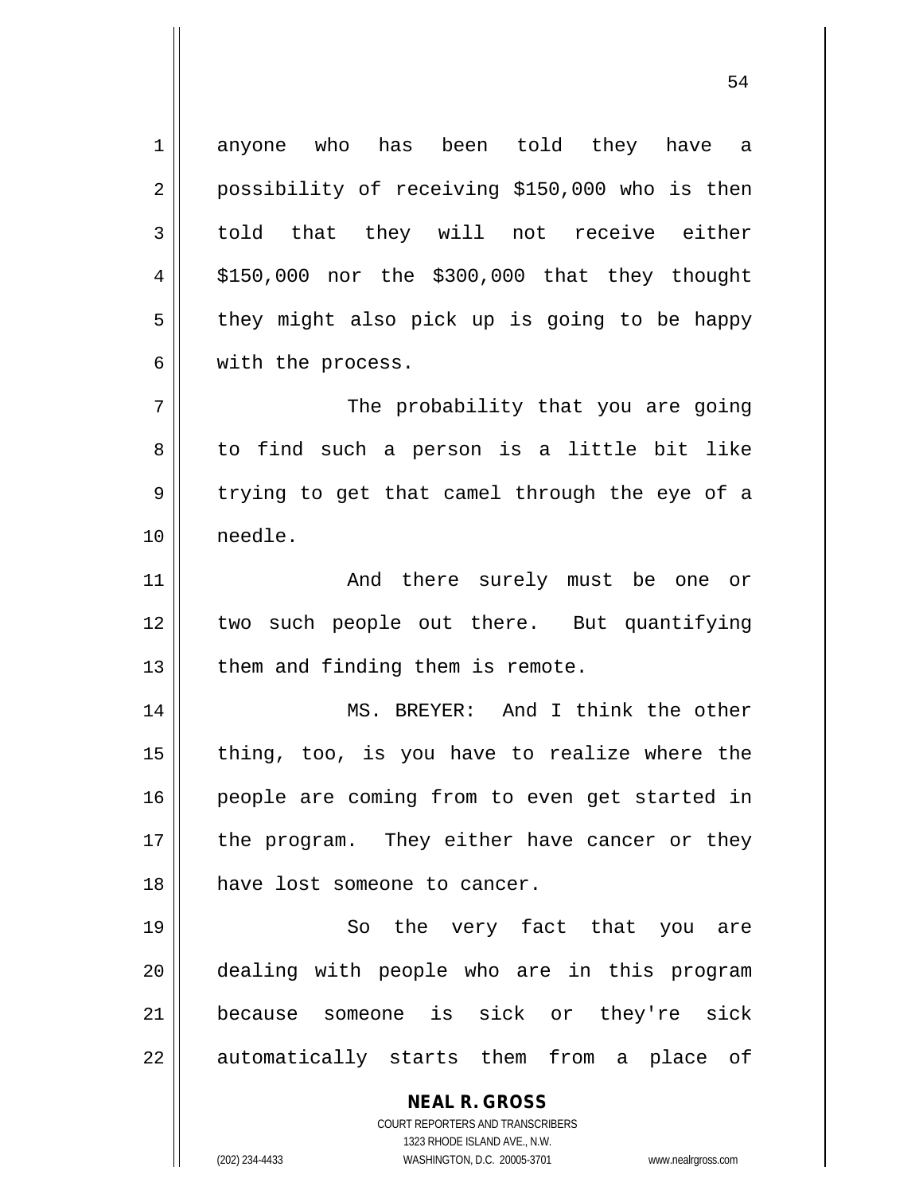anyone who has been told they have a possibility of receiving $150,000 who is then told that they will not receive either $150,000 nor the $300,000 that they thought they might also pick up is going to be happy with the process.

The probability that you are going to find such a person is a little bit like trying to get that camel through the eye of a needle.

And there surely must be one or two such people out there. But quantifying them and finding them is remote.

MS. BREYER: And I think the other thing, too, is you have to realize where the people are coming from to even get started in the program. They either have cancer or they have lost someone to cancer.

So the very fact that you are dealing with people who are in this program because someone is sick or they're sick automatically starts them from a place of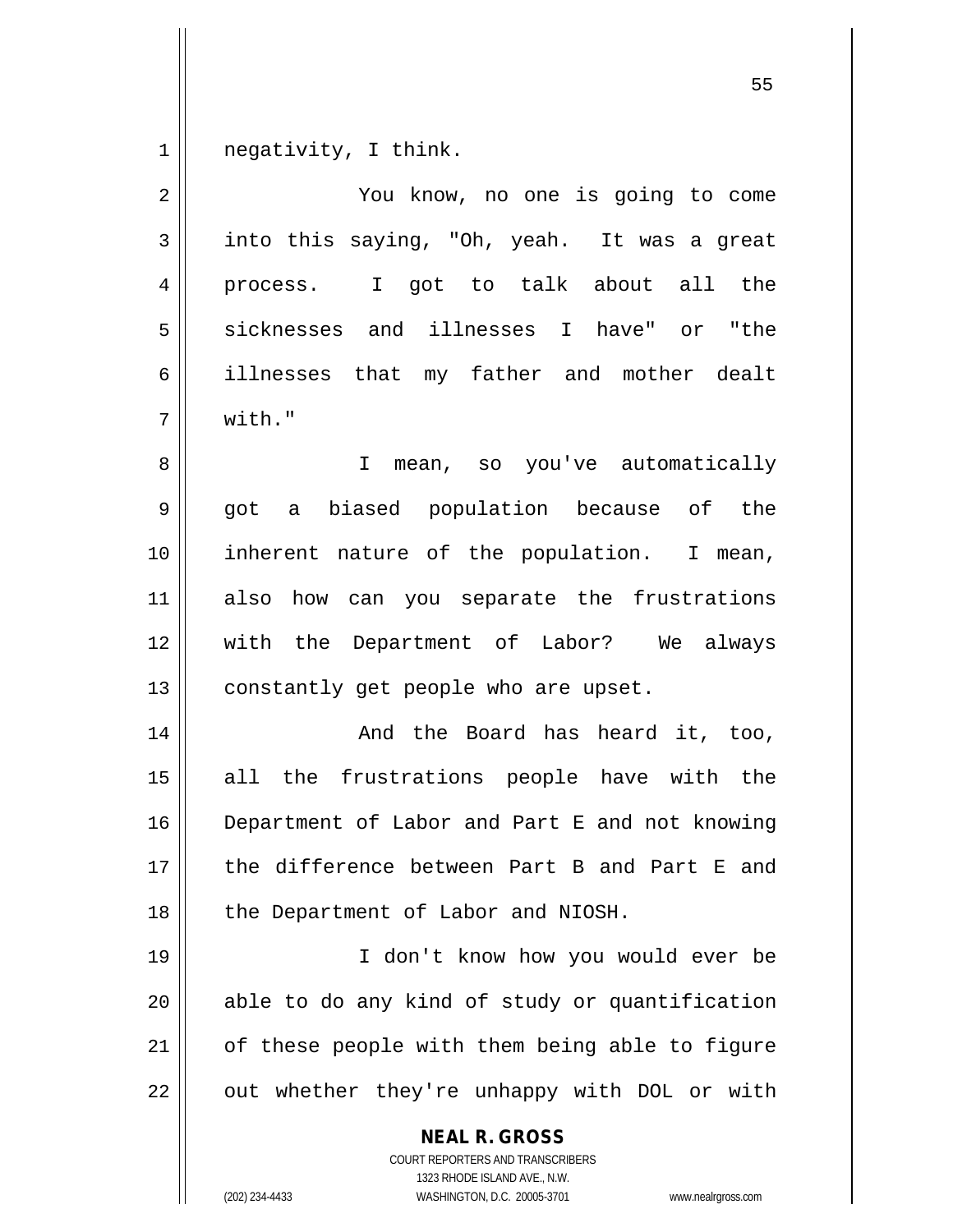negativity, I think.

You know, no one is going to come into this saying, "Oh, yeah. It was a great process. I got to talk about all the sicknesses and illnesses I have" or "the illnesses that my father and mother dealt with."

I mean, so you've automatically got a biased population because of the inherent nature of the population. I mean, also how can you separate the frustrations with the Department of Labor? We always constantly get people who are upset.

And the Board has heard it, too, all the frustrations people have with the Department of Labor and Part E and not knowing the difference between Part B and Part E and the Department of Labor and NIOSH.

I don't know how you would ever be able to do any kind of study or quantification of these people with them being able to figure out whether they're unhappy with DOL or with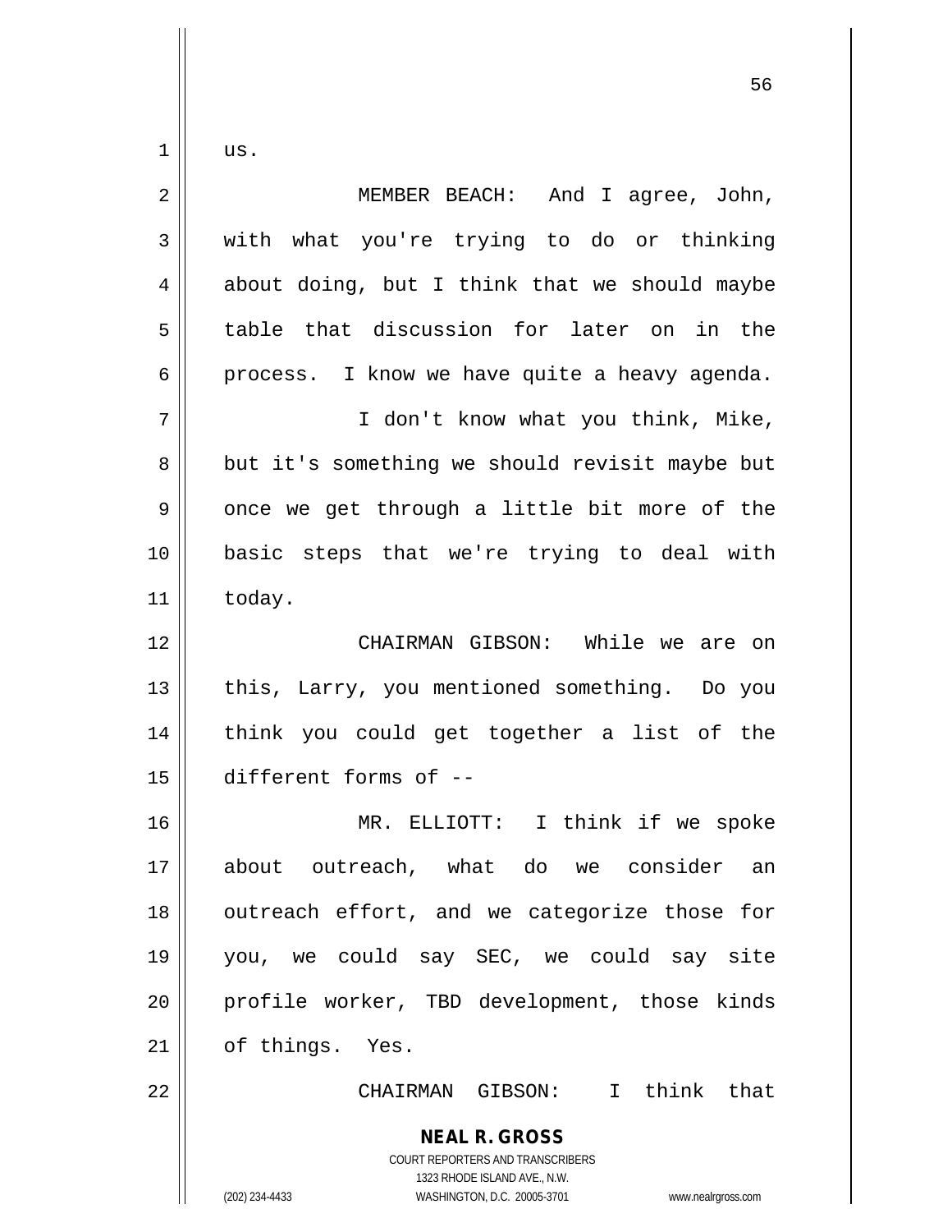us.

MEMBER BEACH: And I agree, John, with what you're trying to do or thinking about doing, but I think that we should maybe table that discussion for later on in the process. I know we have quite a heavy agenda.

I don't know what you think, Mike, but it's something we should revisit maybe but once we get through a little bit more of the basic steps that we're trying to deal with today.

CHAIRMAN GIBSON: While we are on this, Larry, you mentioned something. Do you think you could get together a list of the different forms of --

MR. ELLIOTT: I think if we spoke about outreach, what do we consider an outreach effort, and we categorize those for you, we could say SEC, we could say site profile worker, TBD development, those kinds of things. Yes.

CHAIRMAN GIBSON: I think that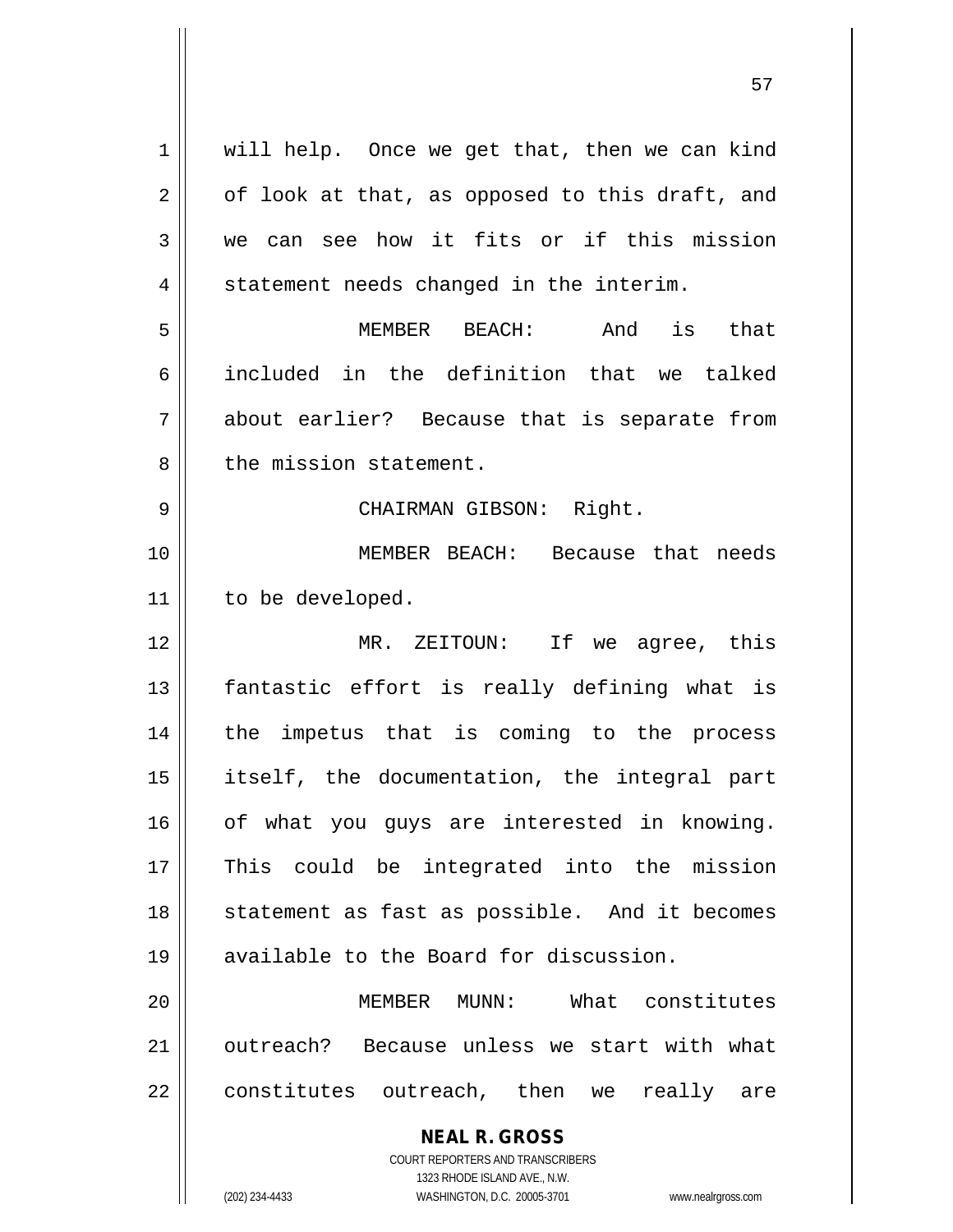will help. Once we get that, then we can kind of look at that, as opposed to this draft, and we can see how it fits or if this mission statement needs changed in the interim.

MEMBER BEACH: And is that included in the definition that we talked about earlier? Because that is separate from the mission statement.

CHAIRMAN GIBSON: Right.

MEMBER BEACH: Because that needs to be developed.

MR. ZEITOUN: If we agree, this fantastic effort is really defining what is the impetus that is coming to the process itself, the documentation, the integral part of what you guys are interested in knowing. This could be integrated into the mission statement as fast as possible. And it becomes available to the Board for discussion.

MEMBER MUNN: What constitutes outreach? Because unless we start with what constitutes outreach, then we really are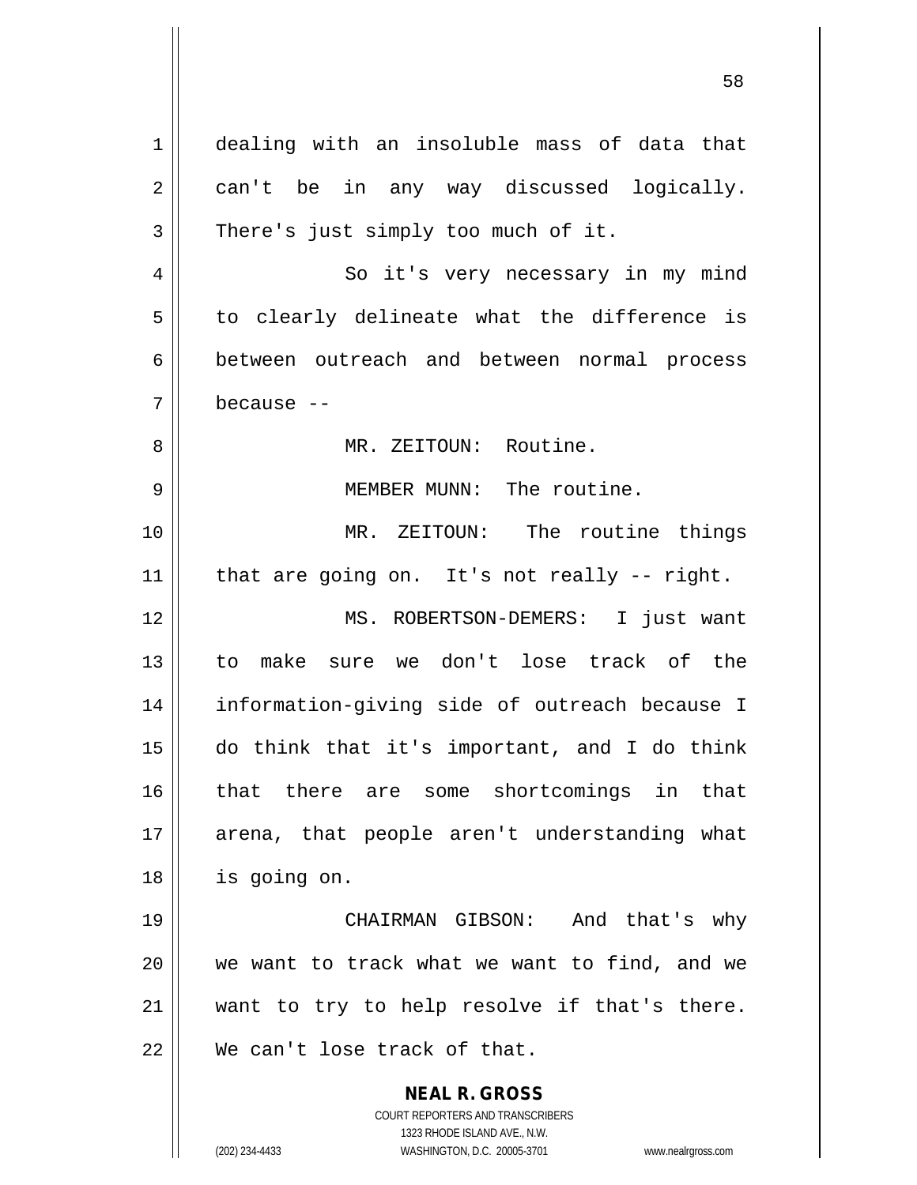dealing with an insoluble mass of data that can't be in any way discussed logically. There's just simply too much of it.

So it's very necessary in my mind to clearly delineate what the difference is between outreach and between normal process because --

MR. ZEITOUN: Routine.

MEMBER MUNN: The routine.

MR. ZEITOUN: The routine things that are going on. It's not really -- right.

MS. ROBERTSON-DEMERS: I just want to make sure we don't lose track of the information-giving side of outreach because I do think that it's important, and I do think that there are some shortcomings in that arena, that people aren't understanding what is going on.

CHAIRMAN GIBSON: And that's why we want to track what we want to find, and we want to try to help resolve if that's there. We can't lose track of that.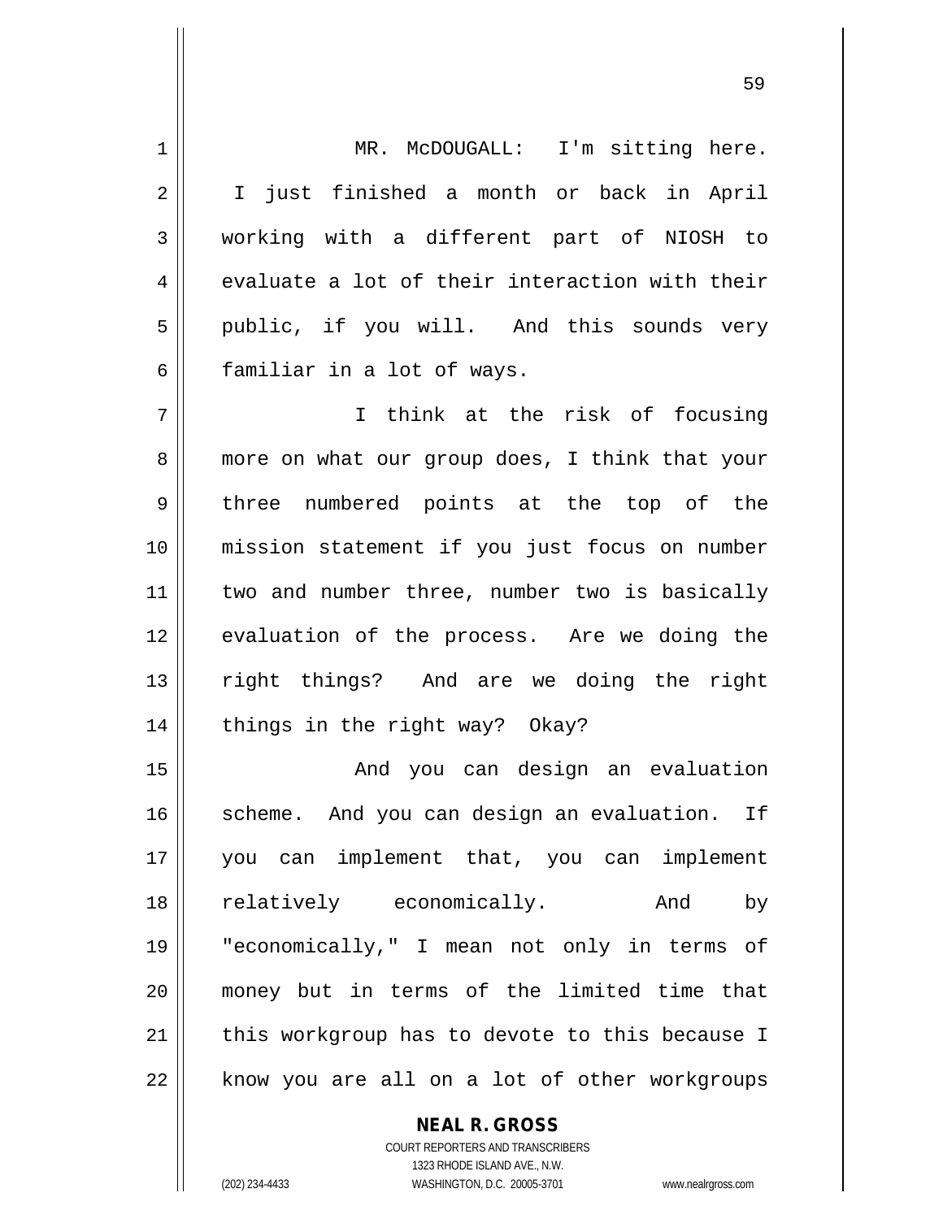MR. McDOUGALL: I'm sitting here. I just finished a month or back in April working with a different part of NIOSH to evaluate a lot of their interaction with their public, if you will. And this sounds very familiar in a lot of ways.

I think at the risk of focusing more on what our group does, I think that your three numbered points at the top of the mission statement if you just focus on number two and number three, number two is basically evaluation of the process. Are we doing the right things? And are we doing the right things in the right way? Okay?

And you can design an evaluation scheme. And you can design an evaluation. If you can implement that, you can implement relatively economically. And by "economically," I mean not only in terms of money but in terms of the limited time that this workgroup has to devote to this because I know you are all on a lot of other workgroups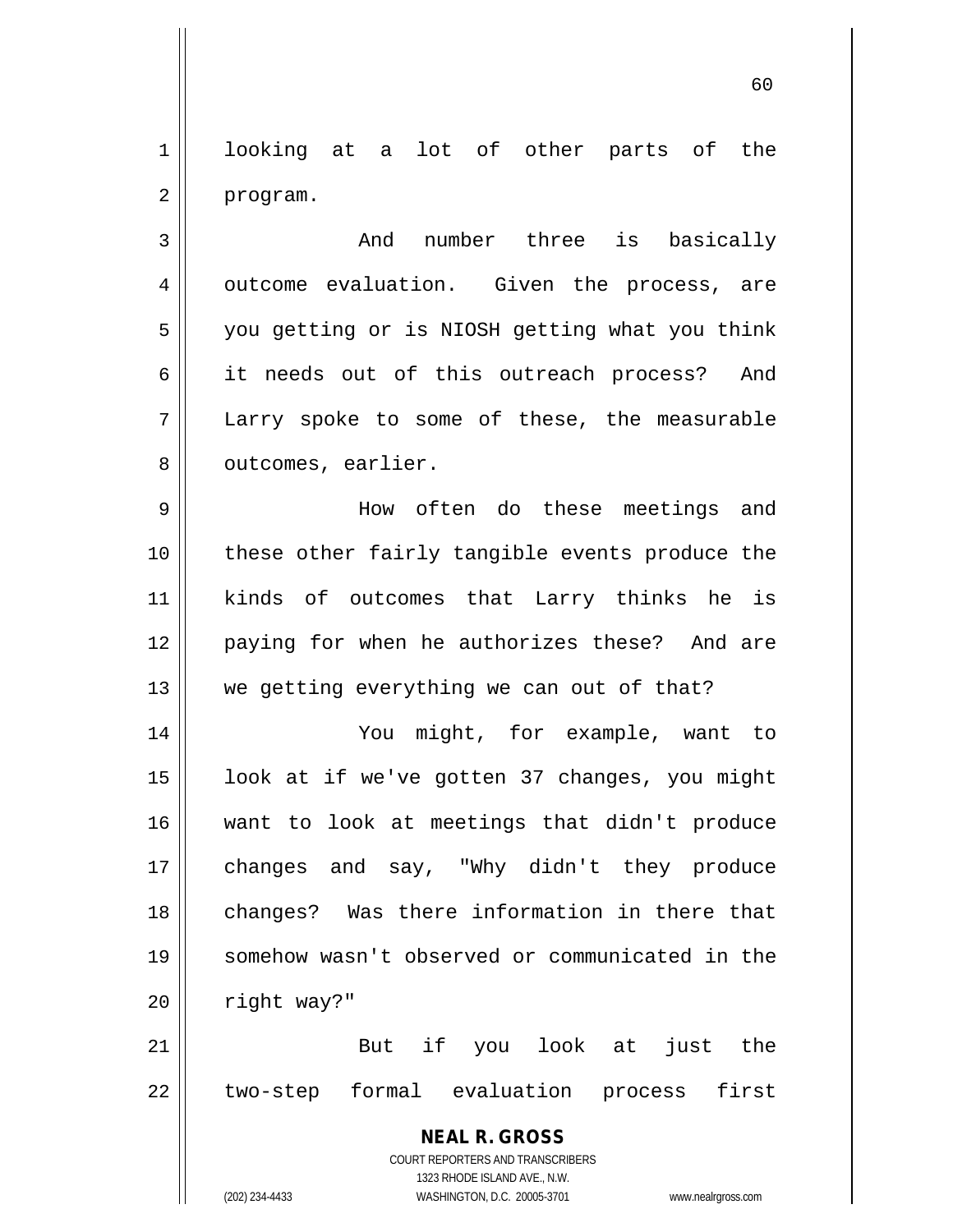looking at a lot of other parts of the program.

And number three is basically outcome evaluation. Given the process, are you getting or is NIOSH getting what you think it needs out of this outreach process? And Larry spoke to some of these, the measurable outcomes, earlier.

How often do these meetings and these other fairly tangible events produce the kinds of outcomes that Larry thinks he is paying for when he authorizes these? And are we getting everything we can out of that?

You might, for example, want to look at if we've gotten 37 changes, you might want to look at meetings that didn't produce changes and say, "Why didn't they produce changes? Was there information in there that somehow wasn't observed or communicated in the right way?"

But if you look at just the two-step formal evaluation process first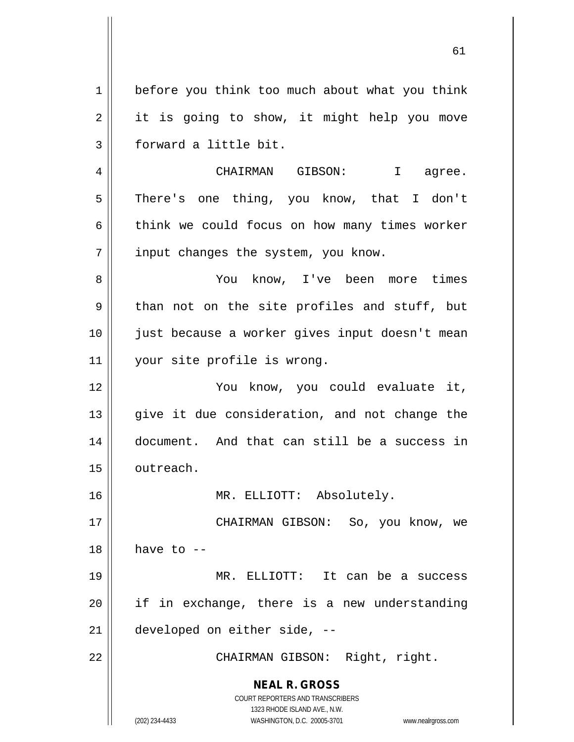before you think too much about what you think it is going to show, it might help you move forward a little bit.

CHAIRMAN GIBSON: I agree. There's one thing, you know, that I don't think we could focus on how many times worker input changes the system, you know.

You know, I've been more times than not on the site profiles and stuff, but just because a worker gives input doesn't mean your site profile is wrong.

You know, you could evaluate it, give it due consideration, and not change the document. And that can still be a success in outreach.

MR. ELLIOTT: Absolutely.

CHAIRMAN GIBSON: So, you know, we have to --

MR. ELLIOTT: It can be a success if in exchange, there is a new understanding developed on either side, --

CHAIRMAN GIBSON: Right, right.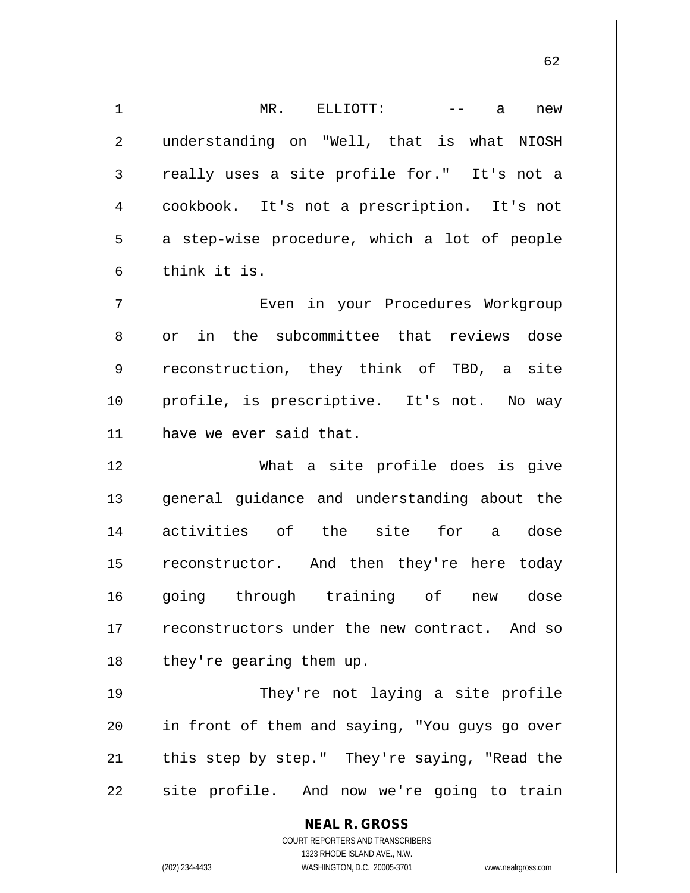MR. ELLIOTT: -- a new understanding on "Well, that is what NIOSH really uses a site profile for." It's not a cookbook. It's not a prescription. It's not a step-wise procedure, which a lot of people think it is.

Even in your Procedures Workgroup or in the subcommittee that reviews dose reconstruction, they think of TBD, a site profile, is prescriptive. It's not. No way have we ever said that.

What a site profile does is give general guidance and understanding about the activities of the site for a dose reconstructor. And then they're here today going through training of new dose reconstructors under the new contract. And so they're gearing them up.

They're not laying a site profile in front of them and saying, "You guys go over this step by step." They're saying, "Read the site profile. And now we're going to train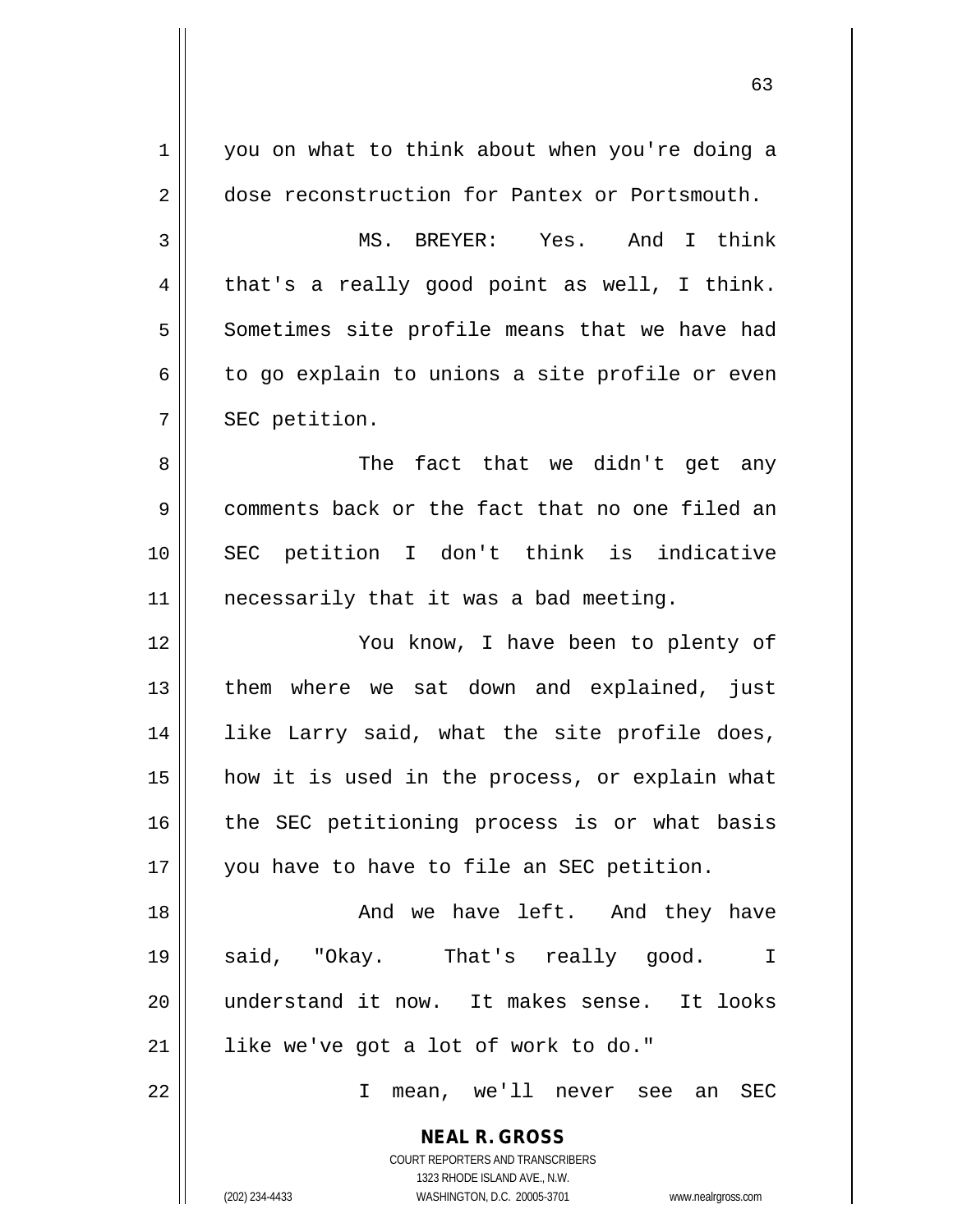you on what to think about when you're doing a dose reconstruction for Pantex or Portsmouth.

MS. BREYER: Yes. And I think that's a really good point as well, I think. Sometimes site profile means that we have had to go explain to unions a site profile or even SEC petition.

The fact that we didn't get any comments back or the fact that no one filed an SEC petition I don't think is indicative necessarily that it was a bad meeting.

You know, I have been to plenty of them where we sat down and explained, just like Larry said, what the site profile does, how it is used in the process, or explain what the SEC petitioning process is or what basis you have to have to file an SEC petition.

And we have left. And they have said, "Okay. That's really good. I understand it now. It makes sense. It looks like we've got a lot of work to do."

I mean, we'll never see an SEC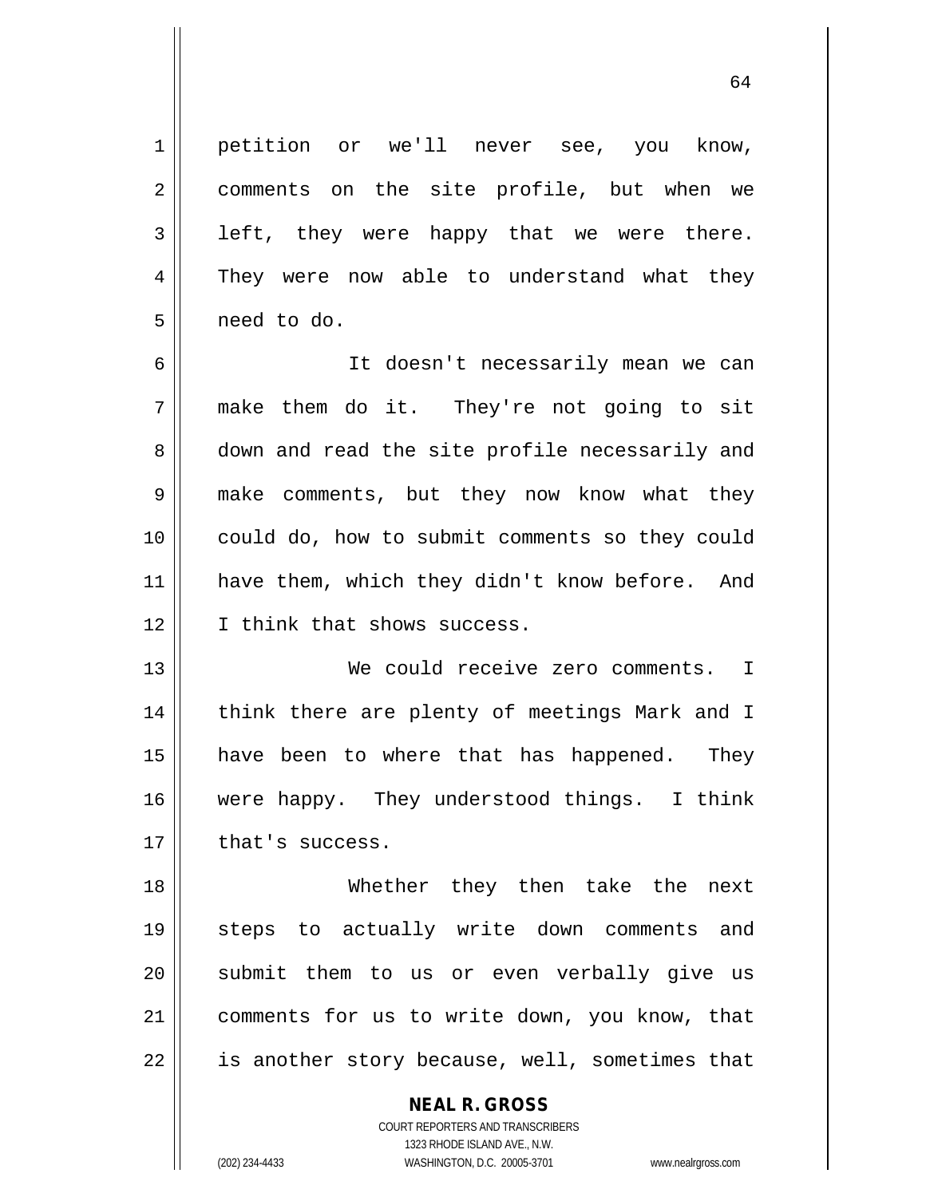petition or we'll never see, you know, comments on the site profile, but when we left, they were happy that we were there. They were now able to understand what they need to do.

It doesn't necessarily mean we can make them do it. They're not going to sit down and read the site profile necessarily and make comments, but they now know what they could do, how to submit comments so they could have them, which they didn't know before. And I think that shows success.

We could receive zero comments. I think there are plenty of meetings Mark and I have been to where that has happened. They were happy. They understood things. I think that's success.

Whether they then take the next steps to actually write down comments and submit them to us or even verbally give us comments for us to write down, you know, that is another story because, well, sometimes that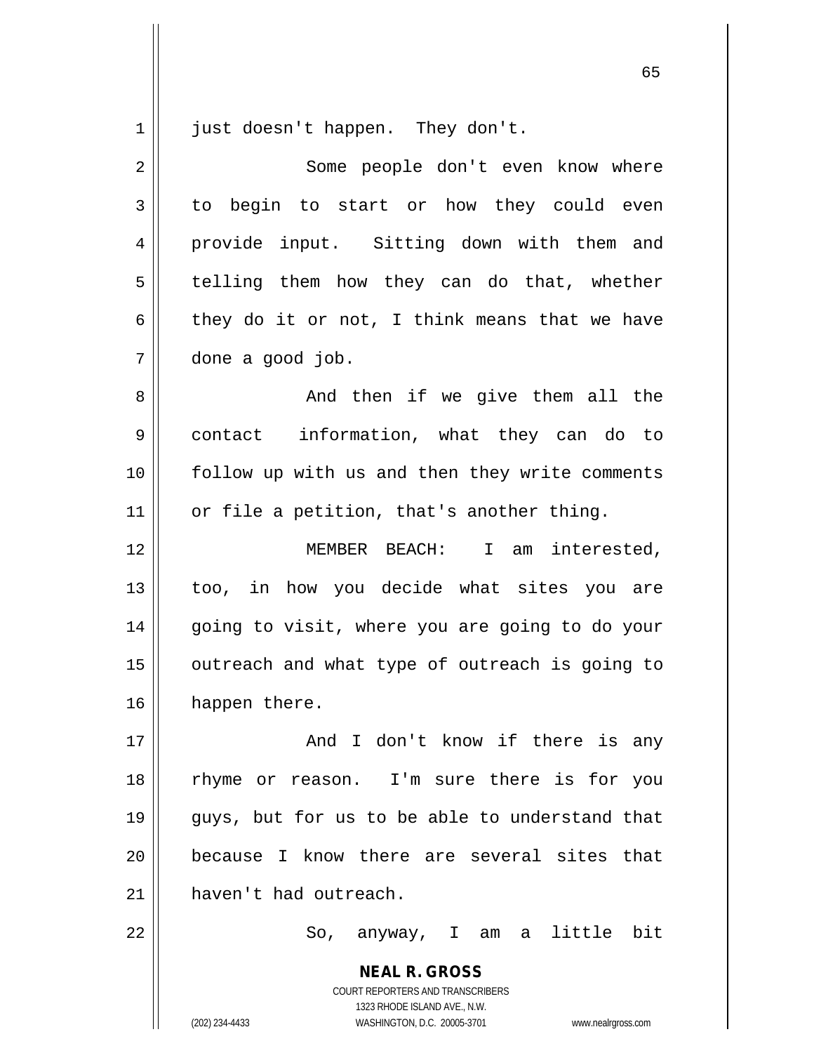just doesn't happen. They don't.

Some people don't even know where to begin to start or how they could even provide input. Sitting down with them and telling them how they can do that, whether they do it or not, I think means that we have done a good job.

And then if we give them all the contact information, what they can do to follow up with us and then they write comments or file a petition, that's another thing.

MEMBER BEACH: I am interested, too, in how you decide what sites you are going to visit, where you are going to do your outreach and what type of outreach is going to happen there.

And I don't know if there is any rhyme or reason. I'm sure there is for you guys, but for us to be able to understand that because I know there are several sites that haven't had outreach.

So, anyway, I am a little bit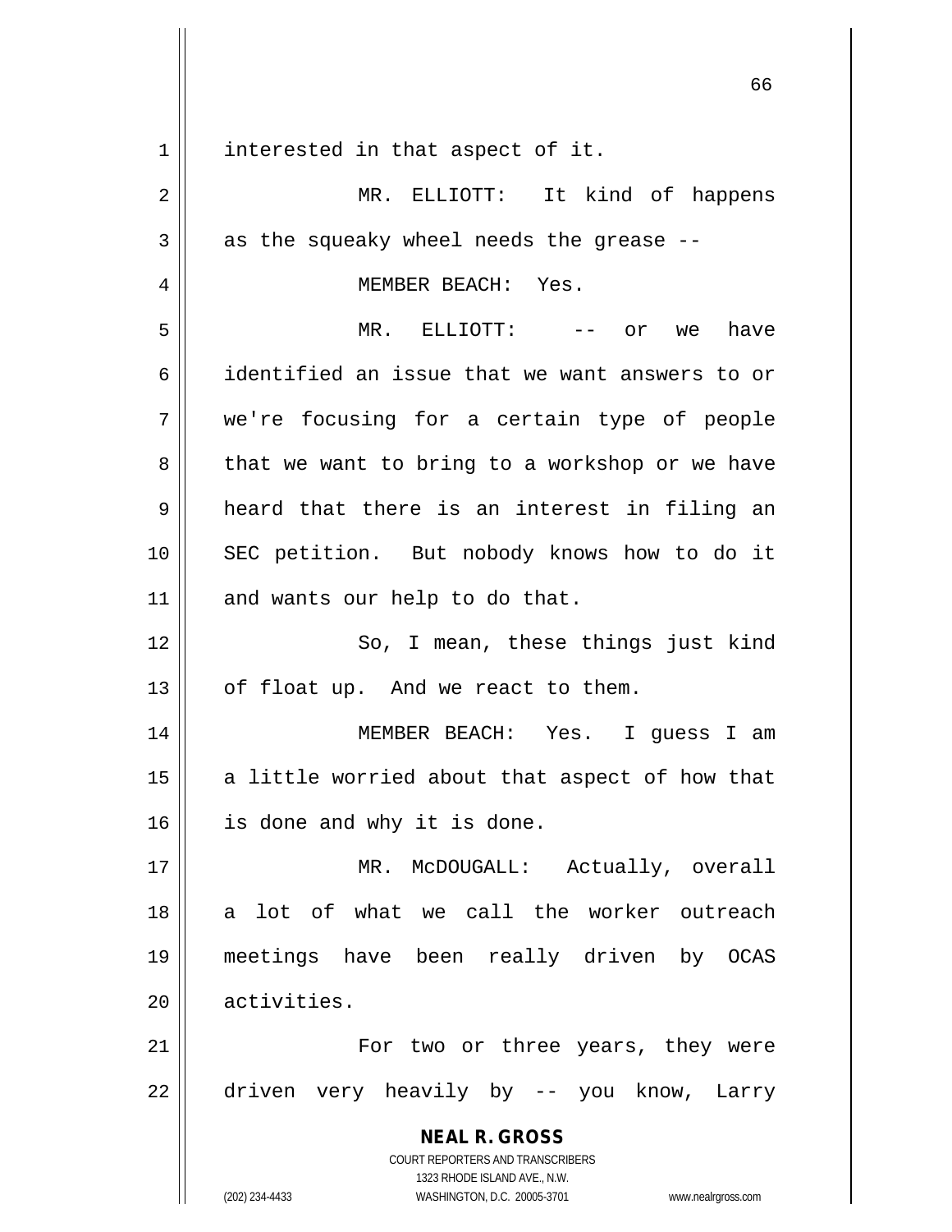interested in that aspect of it.

MR. ELLIOTT: It kind of happens as the squeaky wheel needs the grease --

MEMBER BEACH: Yes.

MR. ELLIOTT: -- or we have identified an issue that we want answers to or we're focusing for a certain type of people that we want to bring to a workshop or we have heard that there is an interest in filing an SEC petition. But nobody knows how to do it and wants our help to do that.

So, I mean, these things just kind of float up. And we react to them.

MEMBER BEACH: Yes. I guess I am a little worried about that aspect of how that is done and why it is done.

MR. McDOUGALL: Actually, overall a lot of what we call the worker outreach meetings have been really driven by OCAS activities.

For two or three years, they were driven very heavily by -- you know, Larry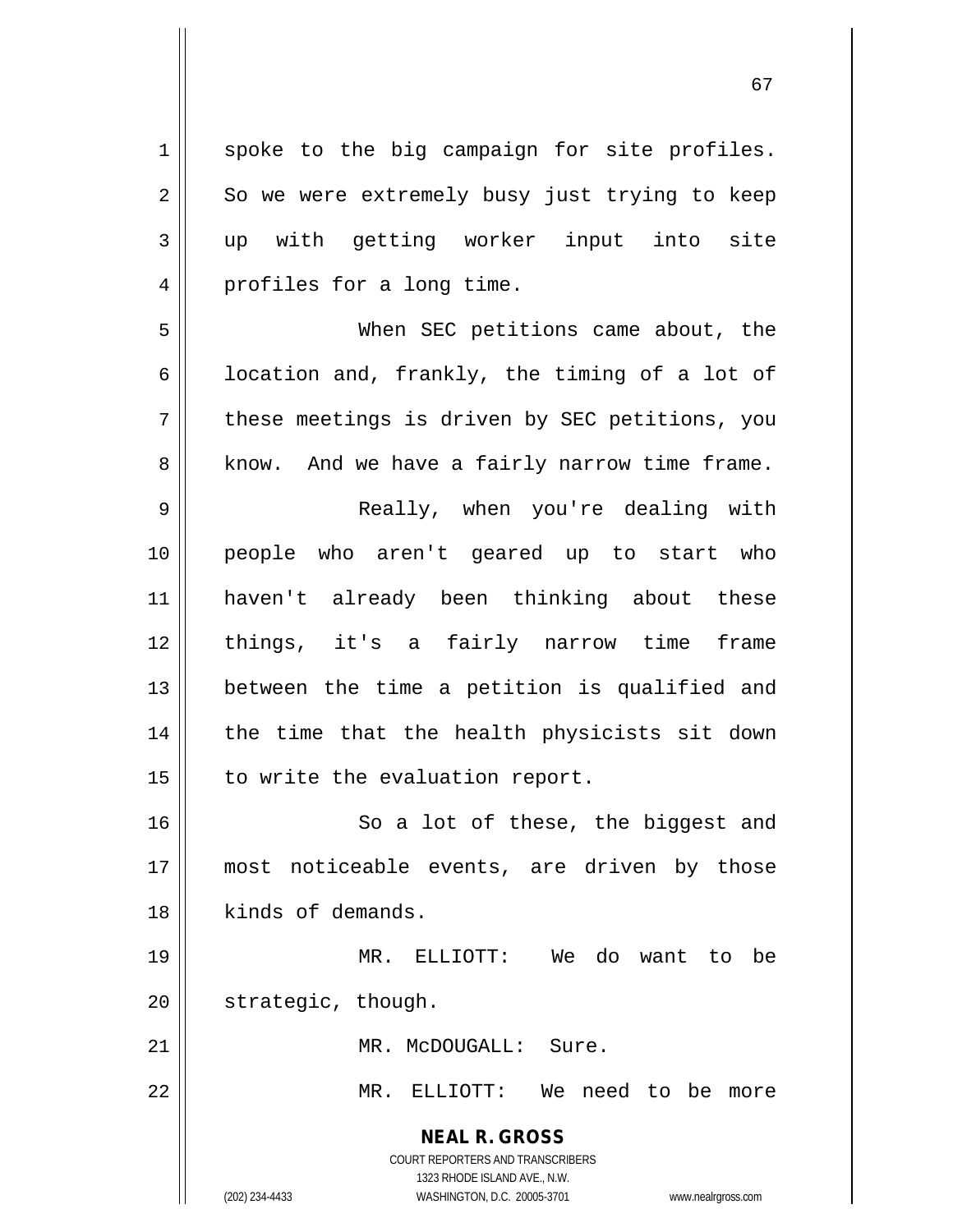spoke to the big campaign for site profiles. So we were extremely busy just trying to keep up with getting worker input into site profiles for a long time.

When SEC petitions came about, the location and, frankly, the timing of a lot of these meetings is driven by SEC petitions, you know. And we have a fairly narrow time frame.

Really, when you're dealing with people who aren't geared up to start who haven't already been thinking about these things, it's a fairly narrow time frame between the time a petition is qualified and the time that the health physicists sit down to write the evaluation report.

So a lot of these, the biggest and most noticeable events, are driven by those kinds of demands.

MR. ELLIOTT: We do want to be strategic, though.

MR. McDOUGALL: Sure.

MR. ELLIOTT: We need to be more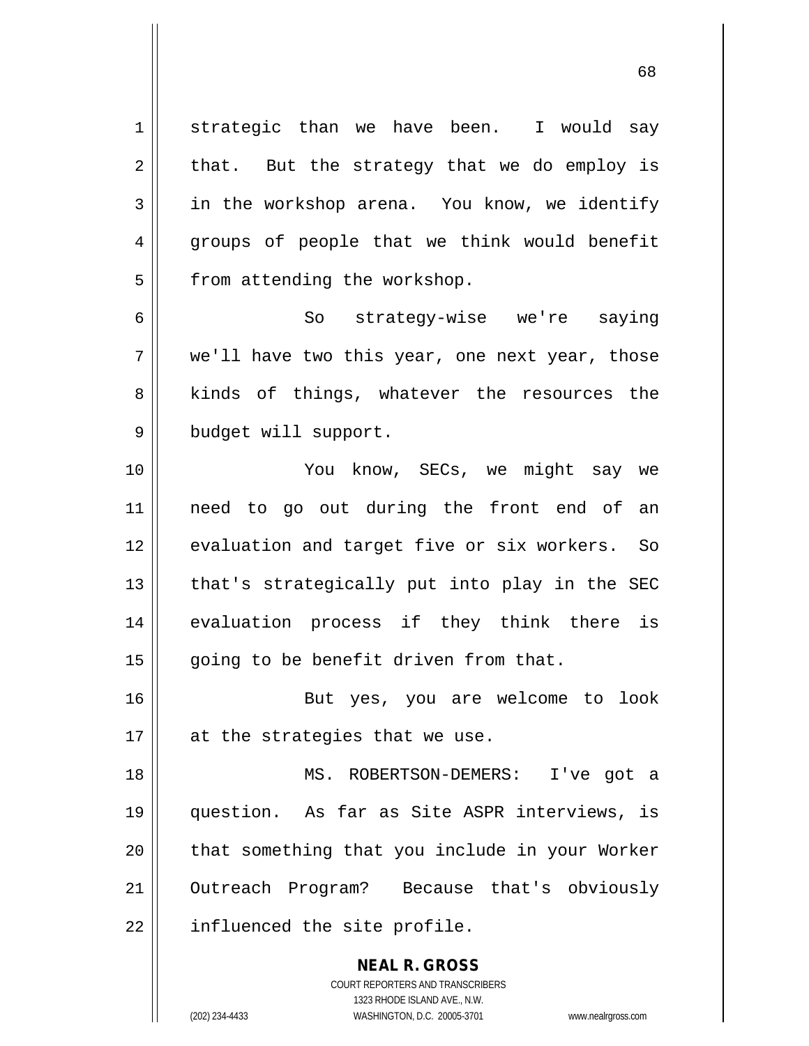strategic than we have been. I would say that. But the strategy that we do employ is in the workshop arena. You know, we identify groups of people that we think would benefit from attending the workshop.

So strategy-wise we're saying we'll have two this year, one next year, those kinds of things, whatever the resources the budget will support.

You know, SECs, we might say we need to go out during the front end of an evaluation and target five or six workers. So that's strategically put into play in the SEC evaluation process if they think there is going to be benefit driven from that.

But yes, you are welcome to look at the strategies that we use.

MS. ROBERTSON-DEMERS: I've got a question. As far as Site ASPR interviews, is that something that you include in your Worker Outreach Program? Because that's obviously influenced the site profile.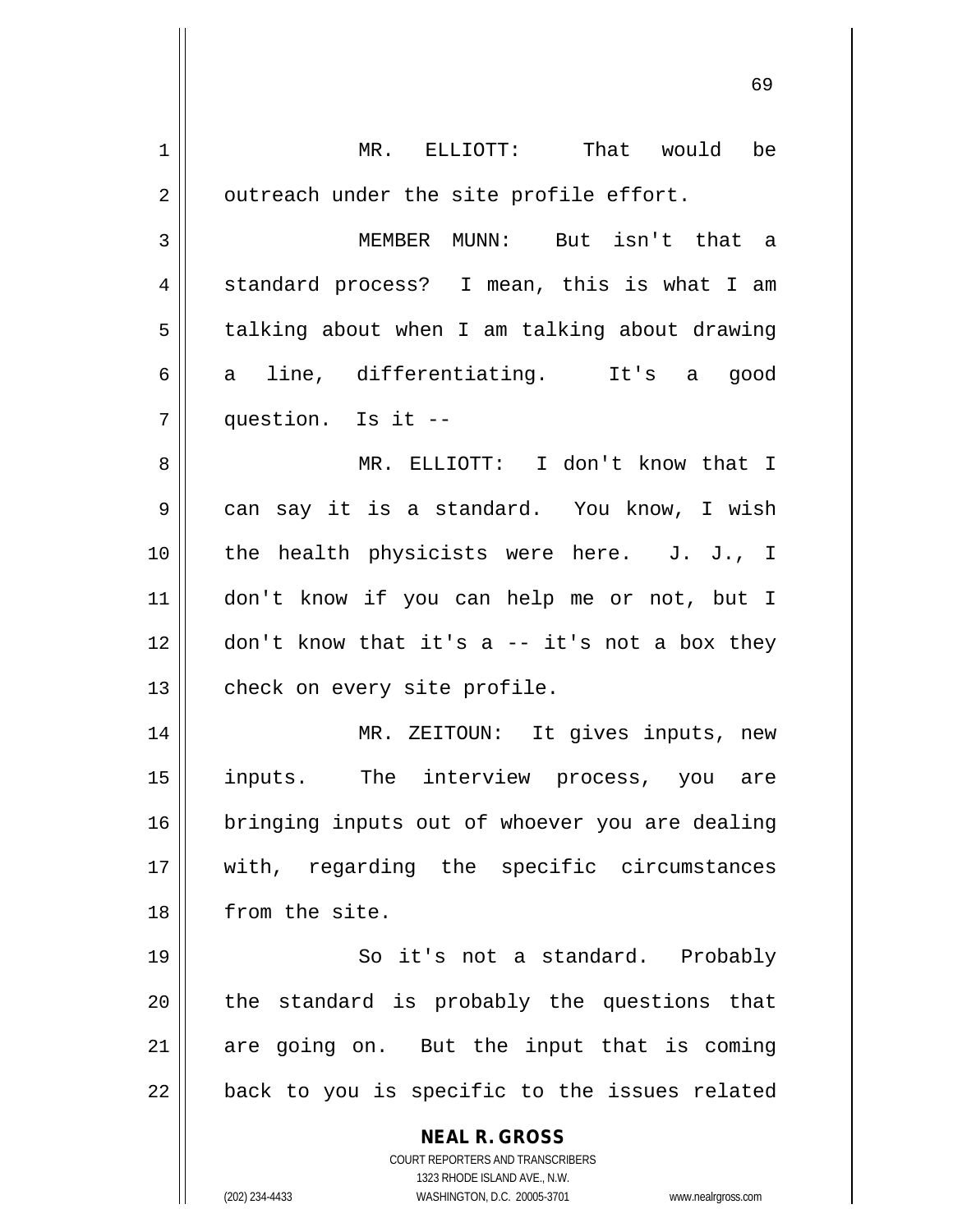MR. ELLIOTT: That would be outreach under the site profile effort.

MEMBER MUNN: But isn't that a standard process? I mean, this is what I am talking about when I am talking about drawing a line, differentiating. It's a good question. Is it --

MR. ELLIOTT: I don't know that I can say it is a standard. You know, I wish the health physicists were here. J. J., I don't know if you can help me or not, but I don't know that it's a -- it's not a box they check on every site profile.

MR. ZEITOUN: It gives inputs, new inputs. The interview process, you are bringing inputs out of whoever you are dealing with, regarding the specific circumstances from the site.

So it's not a standard. Probably the standard is probably the questions that are going on. But the input that is coming back to you is specific to the issues related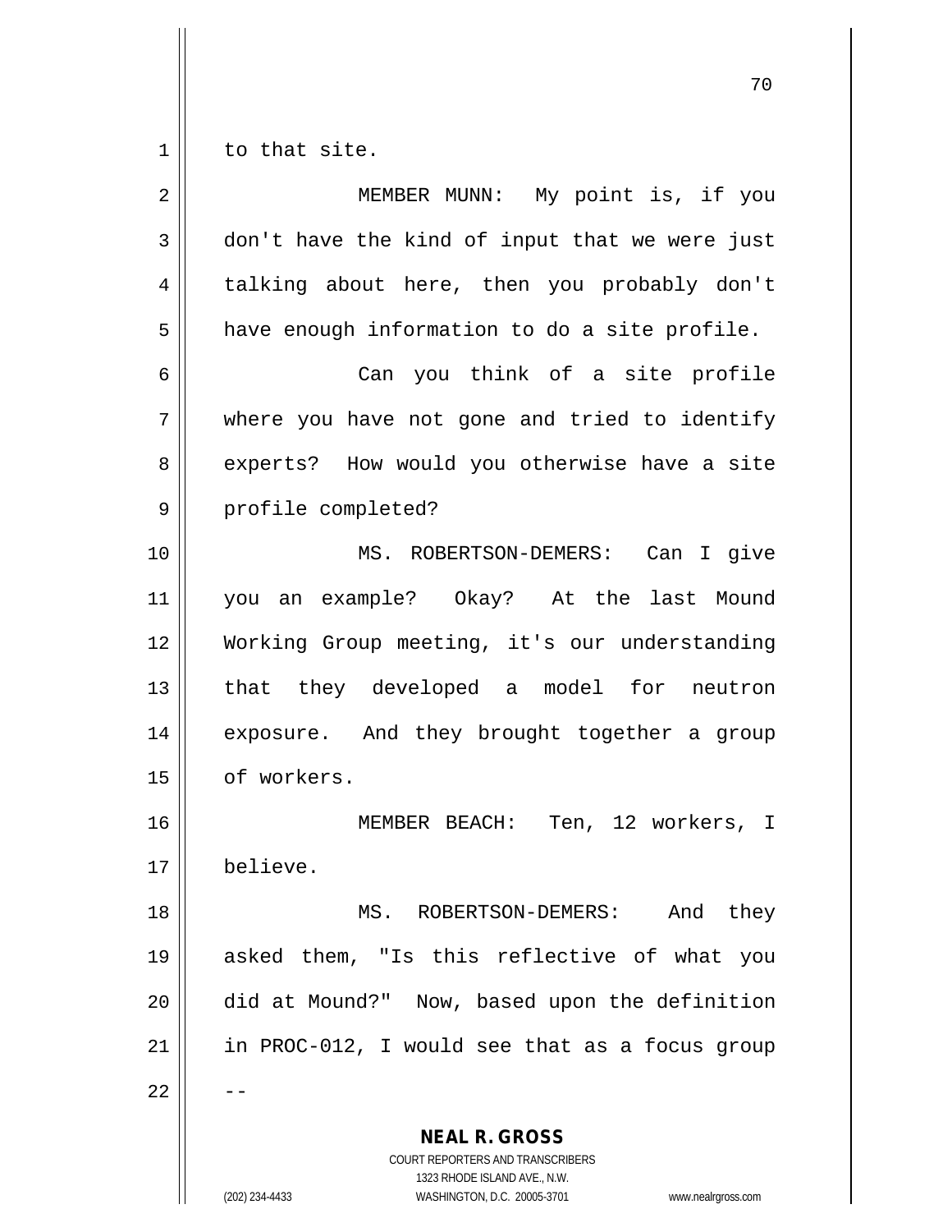to that site.

MEMBER MUNN: My point is, if you don't have the kind of input that we were just talking about here, then you probably don't have enough information to do a site profile.

Can you think of a site profile where you have not gone and tried to identify experts? How would you otherwise have a site profile completed?

MS. ROBERTSON-DEMERS: Can I give you an example? Okay? At the last Mound Working Group meeting, it's our understanding that they developed a model for neutron exposure. And they brought together a group of workers.

MEMBER BEACH: Ten, 12 workers, I believe.

MS. ROBERTSON-DEMERS: And they asked them, "Is this reflective of what you did at Mound?" Now, based upon the definition in PROC-012, I would see that as a focus group --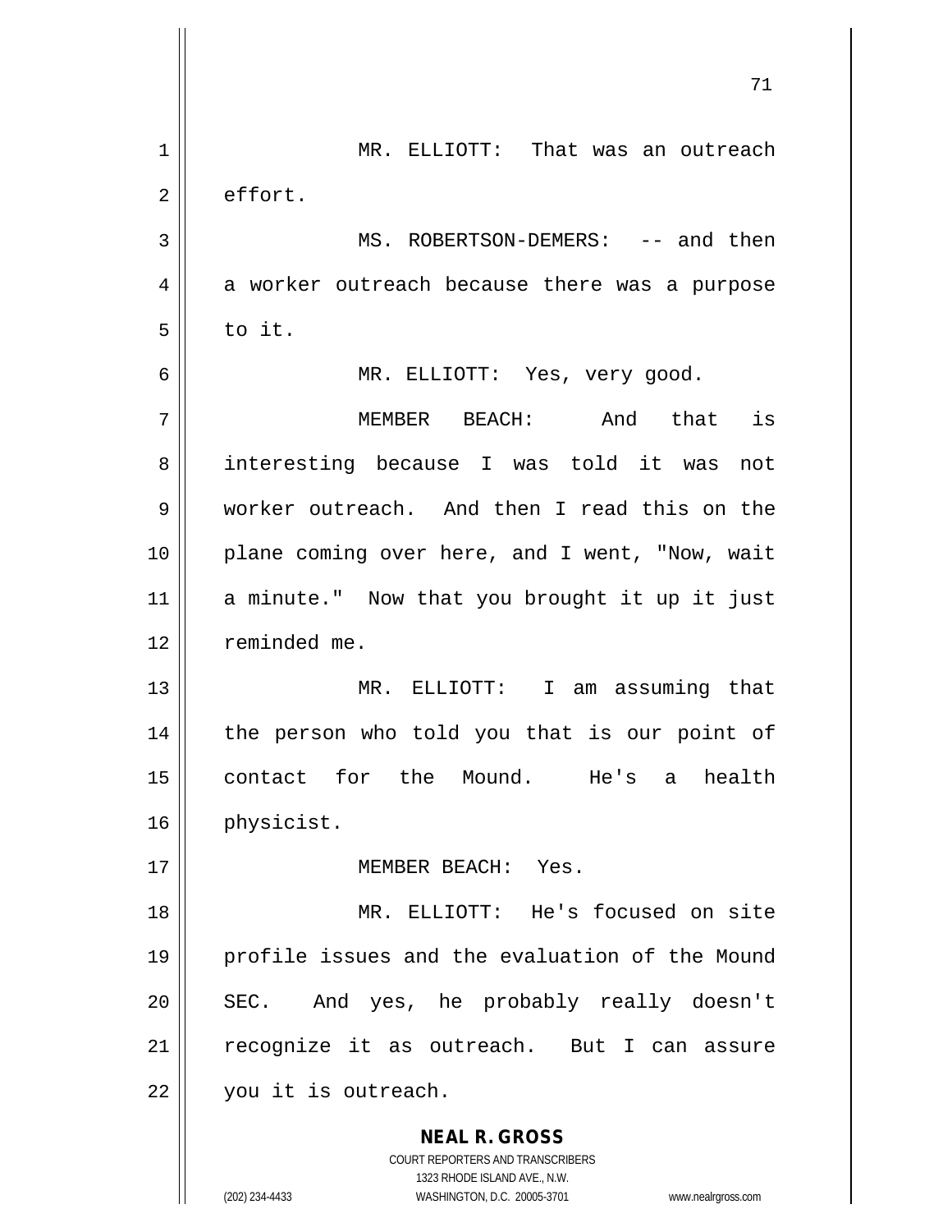MR. ELLIOTT: That was an outreach effort.

MS. ROBERTSON-DEMERS: -- and then a worker outreach because there was a purpose to it.

MR. ELLIOTT: Yes, very good.

MEMBER BEACH: And that is interesting because I was told it was not worker outreach. And then I read this on the plane coming over here, and I went, "Now, wait a minute." Now that you brought it up it just reminded me.

MR. ELLIOTT: I am assuming that the person who told you that is our point of contact for the Mound. He's a health physicist.

MEMBER BEACH: Yes.

MR. ELLIOTT: He's focused on site profile issues and the evaluation of the Mound SEC. And yes, he probably really doesn't recognize it as outreach. But I can assure you it is outreach.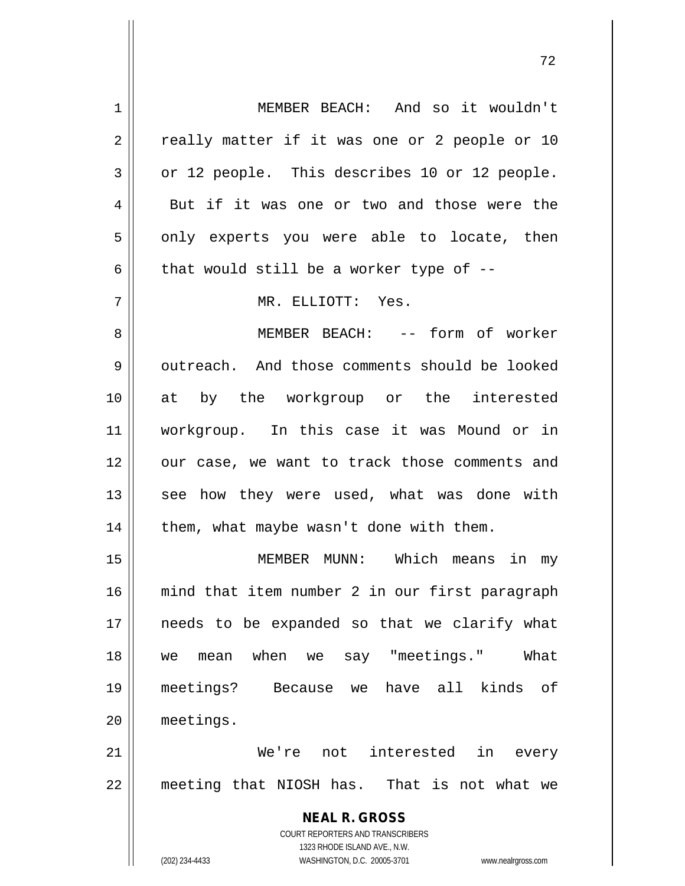MEMBER BEACH: And so it wouldn't really matter if it was one or 2 people or 10 or 12 people. This describes 10 or 12 people. But if it was one or two and those were the only experts you were able to locate, then that would still be a worker type of --

MR. ELLIOTT: Yes.

MEMBER BEACH: -- form of worker outreach. And those comments should be looked at by the workgroup or the interested workgroup. In this case it was Mound or in our case, we want to track those comments and see how they were used, what was done with them, what maybe wasn't done with them.

MEMBER MUNN: Which means in my mind that item number 2 in our first paragraph needs to be expanded so that we clarify what we mean when we say "meetings." What meetings? Because we have all kinds of meetings.

We're not interested in every meeting that NIOSH has. That is not what we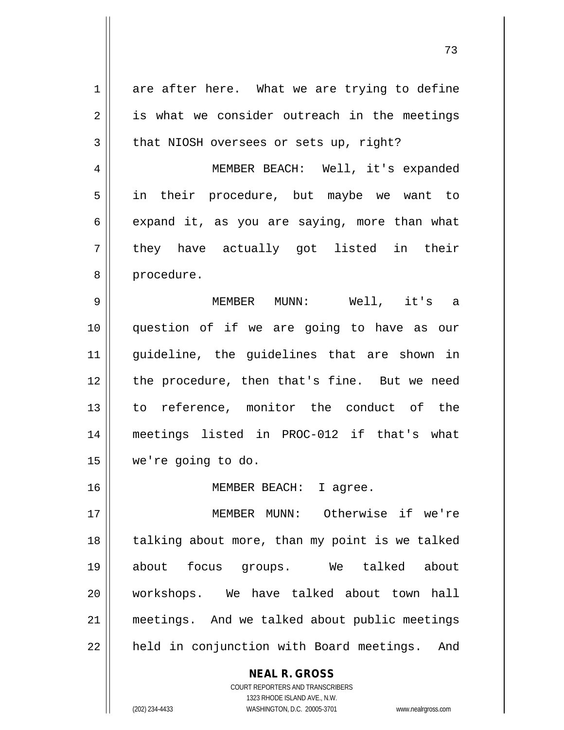are after here. What we are trying to define is what we consider outreach in the meetings that NIOSH oversees or sets up, right?

MEMBER BEACH: Well, it's expanded in their procedure, but maybe we want to expand it, as you are saying, more than what they have actually got listed in their procedure.

MEMBER MUNN: Well, it's a question of if we are going to have as our guideline, the guidelines that are shown in the procedure, then that's fine. But we need to reference, monitor the conduct of the meetings listed in PROC-012 if that's what we're going to do.

MEMBER BEACH: I agree.

MEMBER MUNN: Otherwise if we're talking about more, than my point is we talked about focus groups. We talked about workshops. We have talked about town hall meetings. And we talked about public meetings held in conjunction with Board meetings. And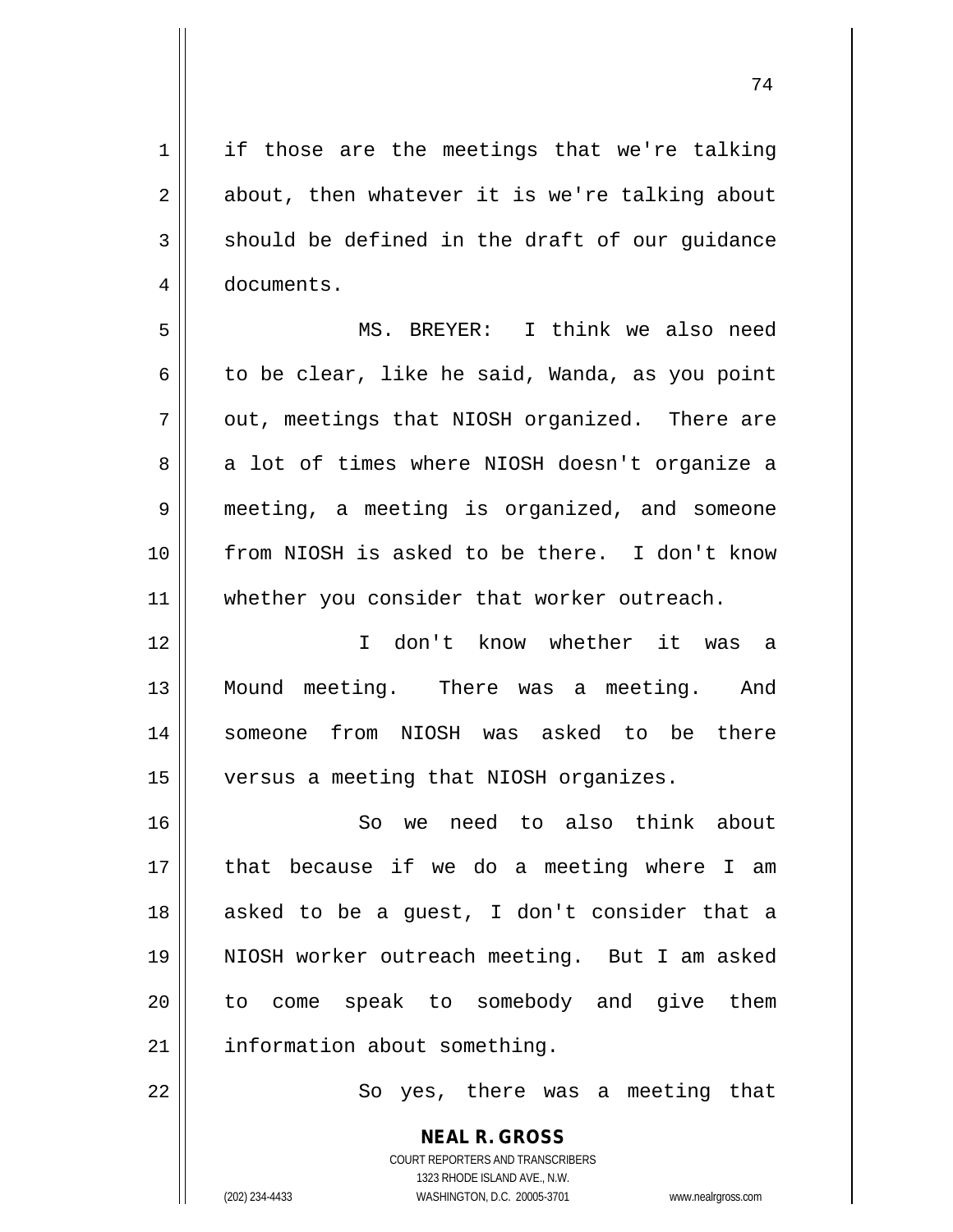if those are the meetings that we're talking about, then whatever it is we're talking about should be defined in the draft of our guidance documents.

MS. BREYER: I think we also need to be clear, like he said, Wanda, as you point out, meetings that NIOSH organized. There are a lot of times where NIOSH doesn't organize a meeting, a meeting is organized, and someone from NIOSH is asked to be there. I don't know whether you consider that worker outreach.

I don't know whether it was a Mound meeting. There was a meeting. And someone from NIOSH was asked to be there versus a meeting that NIOSH organizes.

So we need to also think about that because if we do a meeting where I am asked to be a guest, I don't consider that a NIOSH worker outreach meeting. But I am asked to come speak to somebody and give them information about something.

So yes, there was a meeting that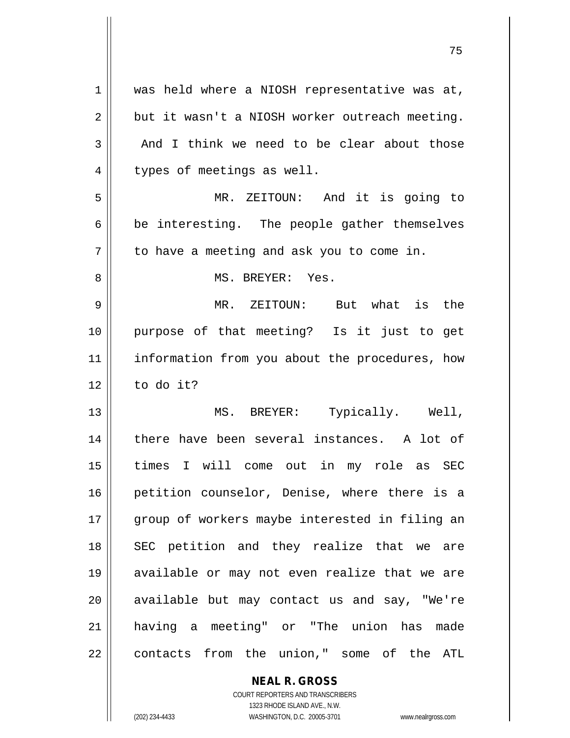was held where a NIOSH representative was at, but it wasn't a NIOSH worker outreach meeting. And I think we need to be clear about those types of meetings as well.

MR. ZEITOUN: And it is going to be interesting. The people gather themselves to have a meeting and ask you to come in.

MS. BREYER: Yes.

MR. ZEITOUN: But what is the purpose of that meeting? Is it just to get information from you about the procedures, how to do it?

MS. BREYER: Typically. Well, there have been several instances. A lot of times I will come out in my role as SEC petition counselor, Denise, where there is a group of workers maybe interested in filing an SEC petition and they realize that we are available or may not even realize that we are available but may contact us and say, "We're having a meeting" or "The union has made contacts from the union," some of the ATL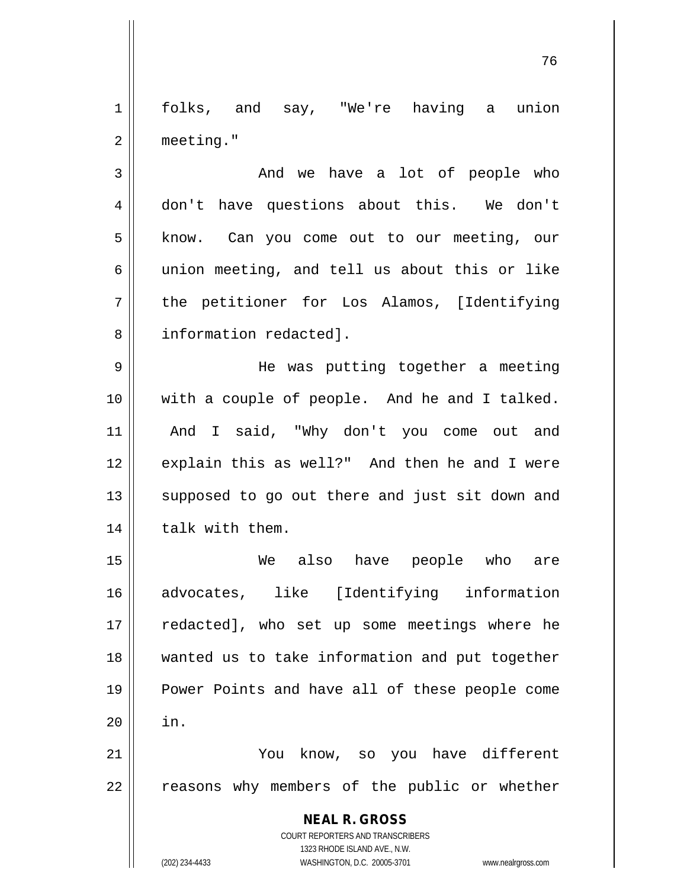folks, and say, "We're having a union meeting."

And we have a lot of people who don't have questions about this. We don't know. Can you come out to our meeting, our union meeting, and tell us about this or like the petitioner for Los Alamos, [Identifying information redacted].

He was putting together a meeting with a couple of people. And he and I talked. And I said, "Why don't you come out and explain this as well?" And then he and I were supposed to go out there and just sit down and talk with them.

We also have people who are advocates, like [Identifying information redacted], who set up some meetings where he wanted us to take information and put together Power Points and have all of these people come in.

You know, so you have different reasons why members of the public or whether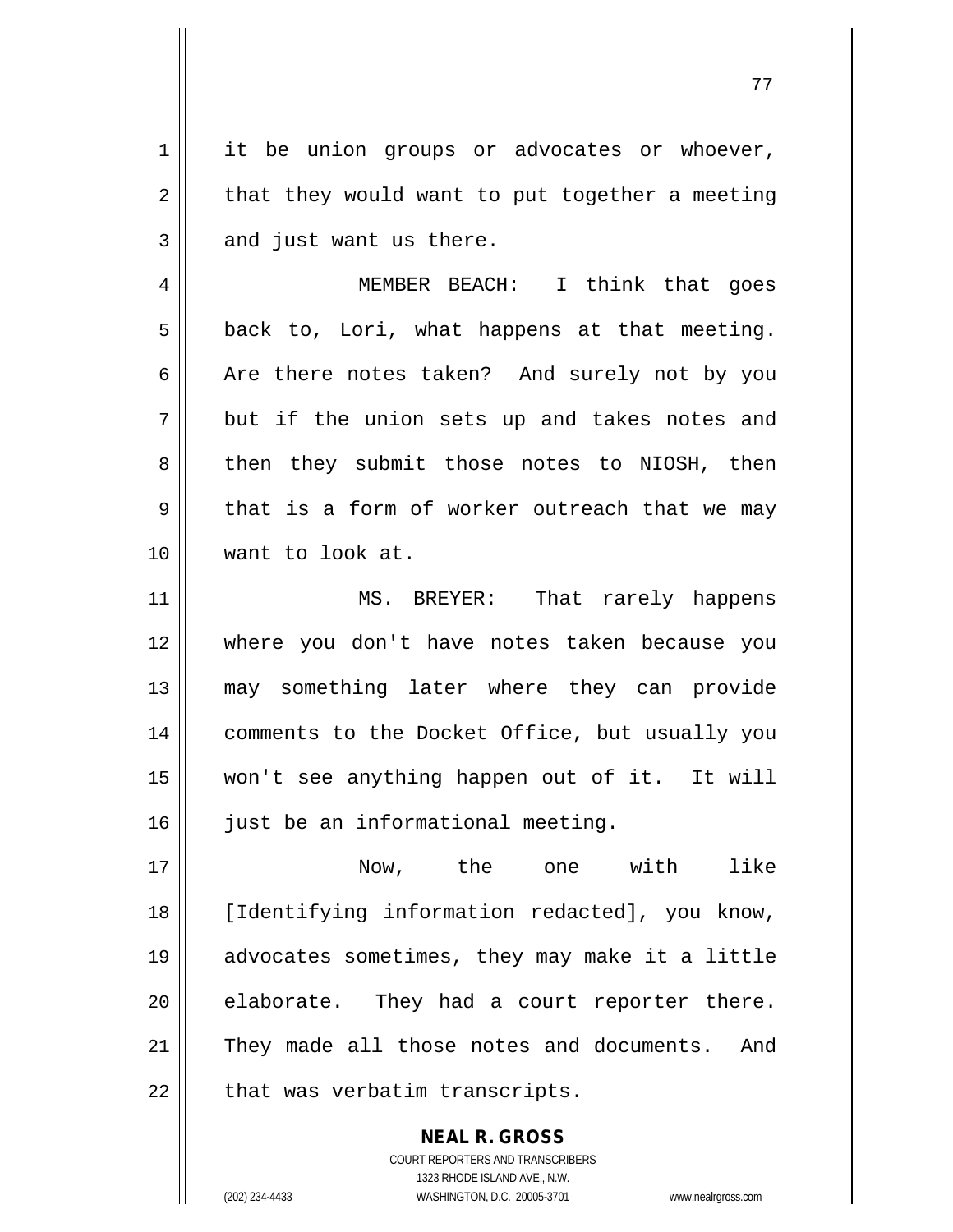it be union groups or advocates or whoever, that they would want to put together a meeting and just want us there.

MEMBER BEACH: I think that goes back to, Lori, what happens at that meeting. Are there notes taken? And surely not by you but if the union sets up and takes notes and then they submit those notes to NIOSH, then that is a form of worker outreach that we may want to look at.

MS. BREYER: That rarely happens where you don't have notes taken because you may something later where they can provide comments to the Docket Office, but usually you won't see anything happen out of it. It will just be an informational meeting.

Now, the one with like [Identifying information redacted], you know, advocates sometimes, they may make it a little elaborate. They had a court reporter there. They made all those notes and documents. And that was verbatim transcripts.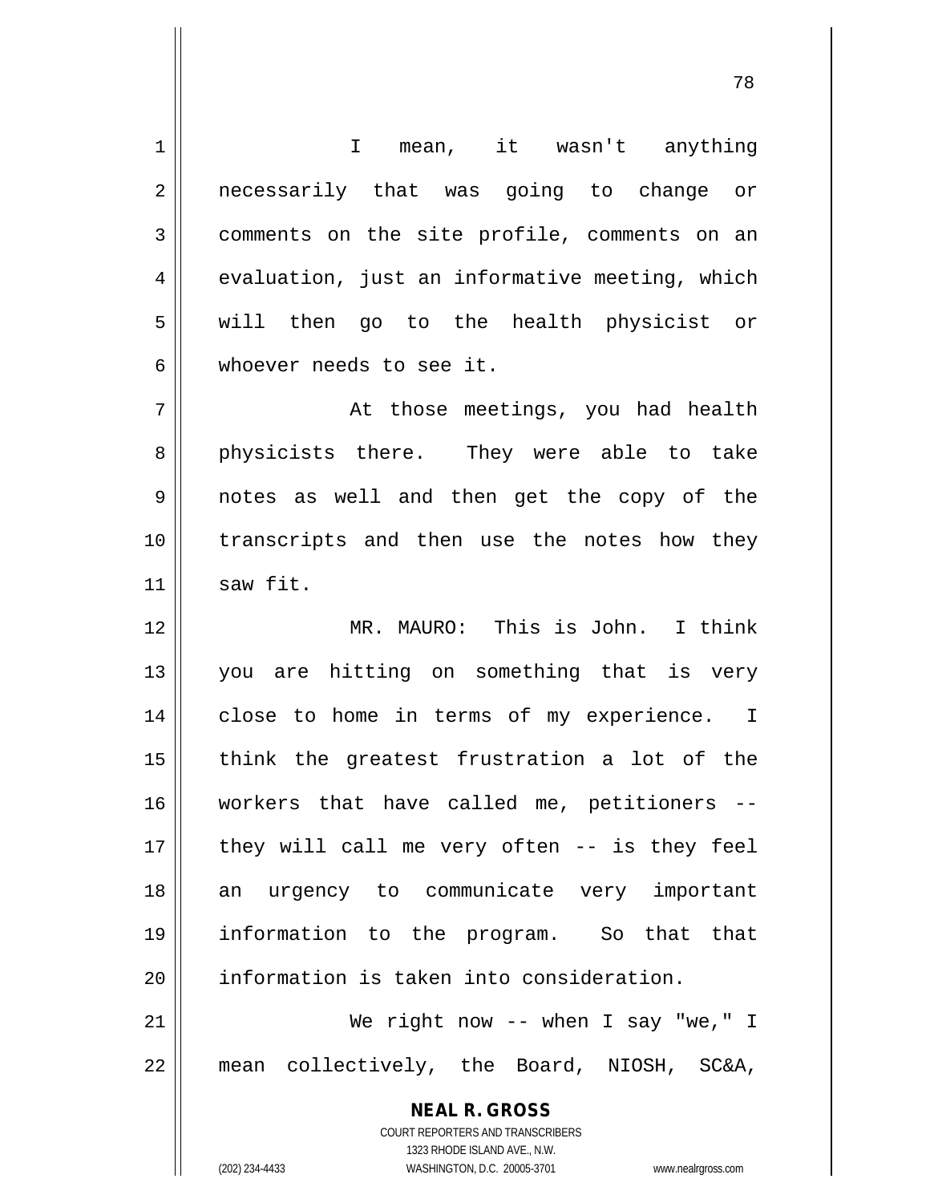I mean, it wasn't anything necessarily that was going to change or comments on the site profile, comments on an evaluation, just an informative meeting, which will then go to the health physicist or whoever needs to see it.

At those meetings, you had health physicists there. They were able to take notes as well and then get the copy of the transcripts and then use the notes how they saw fit.

MR. MAURO: This is John. I think you are hitting on something that is very close to home in terms of my experience. I think the greatest frustration a lot of the workers that have called me, petitioners -- they will call me very often -- is they feel an urgency to communicate very important information to the program. So that that information is taken into consideration.

We right now -- when I say "we," I mean collectively, the Board, NIOSH, SC&A,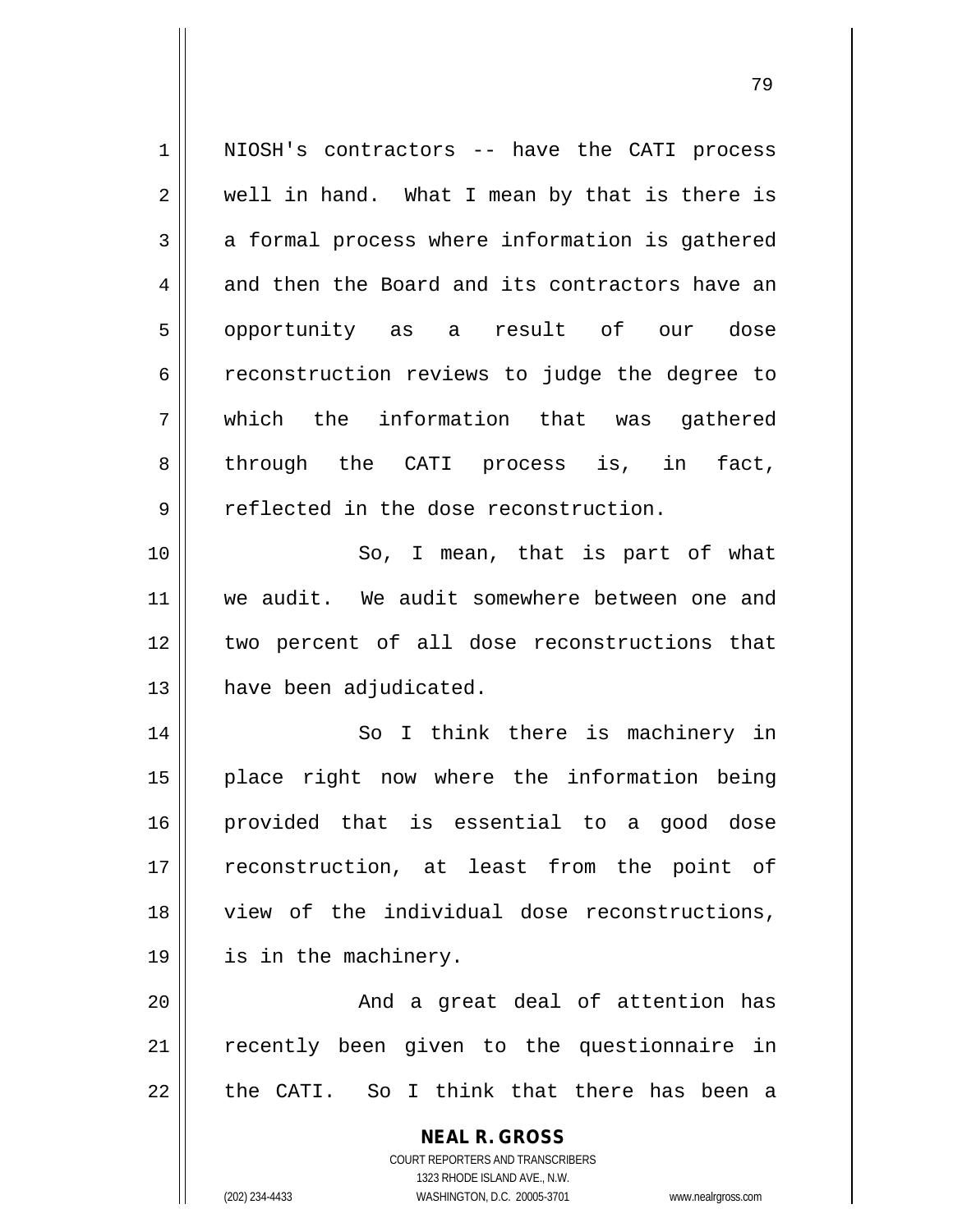NIOSH's contractors -- have the CATI process well in hand. What I mean by that is there is a formal process where information is gathered and then the Board and its contractors have an opportunity as a result of our dose reconstruction reviews to judge the degree to which the information that was gathered through the CATI process is, in fact, reflected in the dose reconstruction.

So, I mean, that is part of what we audit. We audit somewhere between one and two percent of all dose reconstructions that have been adjudicated.

So I think there is machinery in place right now where the information being provided that is essential to a good dose reconstruction, at least from the point of view of the individual dose reconstructions, is in the machinery.

And a great deal of attention has recently been given to the questionnaire in the CATI. So I think that there has been a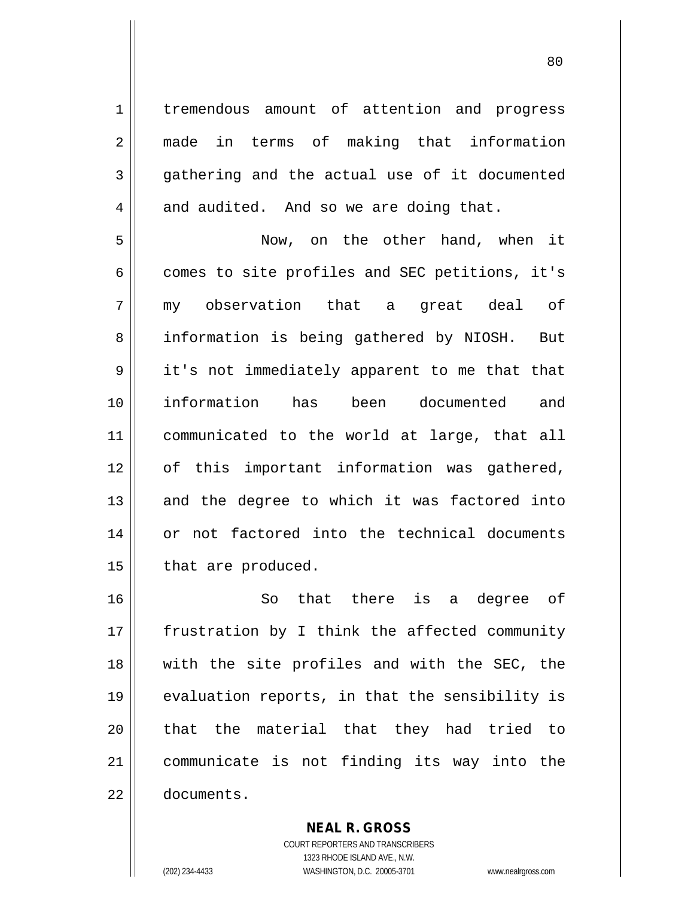tremendous amount of attention and progress made in terms of making that information gathering and the actual use of it documented and audited. And so we are doing that.

Now, on the other hand, when it comes to site profiles and SEC petitions, it's my observation that a great deal of information is being gathered by NIOSH. But it's not immediately apparent to me that that information has been documented and communicated to the world at large, that all of this important information was gathered, and the degree to which it was factored into or not factored into the technical documents that are produced.

So that there is a degree of frustration by I think the affected community with the site profiles and with the SEC, the evaluation reports, in that the sensibility is that the material that they had tried to communicate is not finding its way into the documents.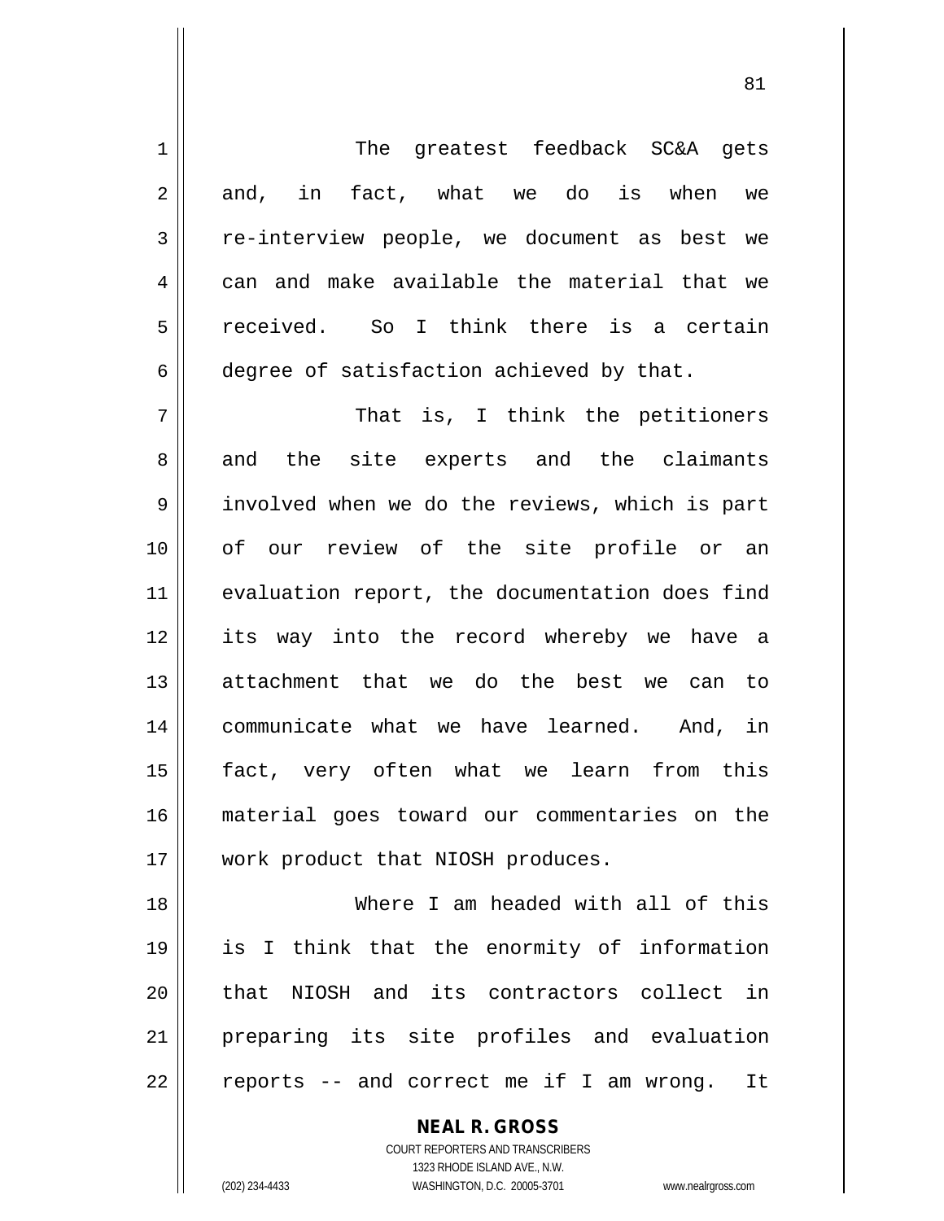The greatest feedback SC&A gets and, in fact, what we do is when we re-interview people, we document as best we can and make available the material that we received. So I think there is a certain degree of satisfaction achieved by that.

That is, I think the petitioners and the site experts and the claimants involved when we do the reviews, which is part of our review of the site profile or an evaluation report, the documentation does find its way into the record whereby we have a attachment that we do the best we can to communicate what we have learned. And, in fact, very often what we learn from this material goes toward our commentaries on the work product that NIOSH produces.

Where I am headed with all of this is I think that the enormity of information that NIOSH and its contractors collect in preparing its site profiles and evaluation reports -- and correct me if I am wrong. It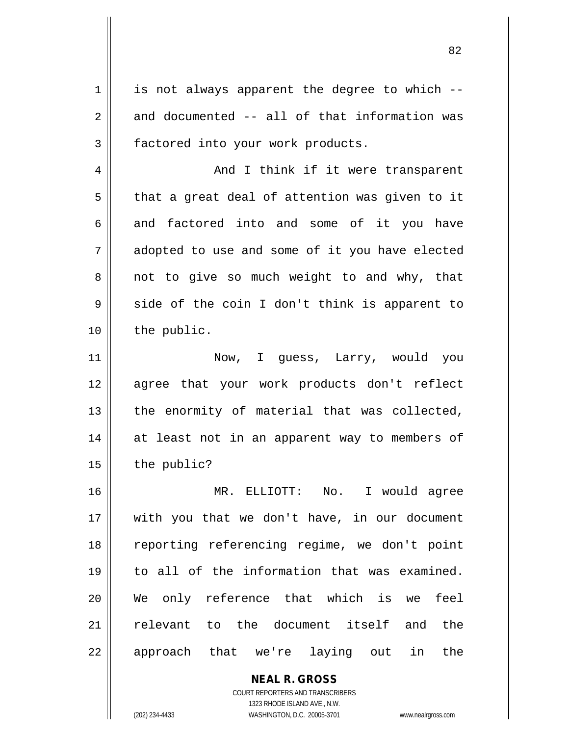is not always apparent the degree to which -- and documented -- all of that information was factored into your work products.

And I think if it were transparent that a great deal of attention was given to it and factored into and some of it you have adopted to use and some of it you have elected not to give so much weight to and why, that side of the coin I don't think is apparent to the public.

Now, I guess, Larry, would you agree that your work products don't reflect the enormity of material that was collected, at least not in an apparent way to members of the public?

MR. ELLIOTT: No. I would agree with you that we don't have, in our document reporting referencing regime, we don't point to all of the information that was examined. We only reference that which is we feel relevant to the document itself and the approach that we're laying out in the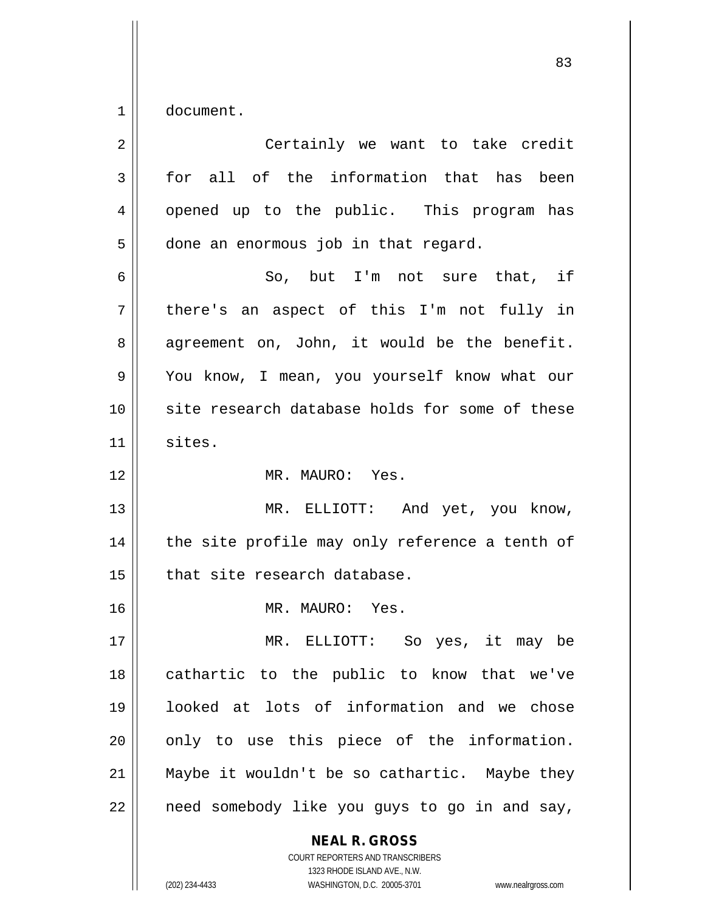document.

Certainly we want to take credit for all of the information that has been opened up to the public. This program has done an enormous job in that regard.

So, but I'm not sure that, if there's an aspect of this I'm not fully in agreement on, John, it would be the benefit. You know, I mean, you yourself know what our site research database holds for some of these sites.

MR. MAURO: Yes.

MR. ELLIOTT: And yet, you know, the site profile may only reference a tenth of that site research database.

MR. MAURO: Yes.

MR. ELLIOTT: So yes, it may be cathartic to the public to know that we've looked at lots of information and we chose only to use this piece of the information. Maybe it wouldn't be so cathartic. Maybe they need somebody like you guys to go in and say,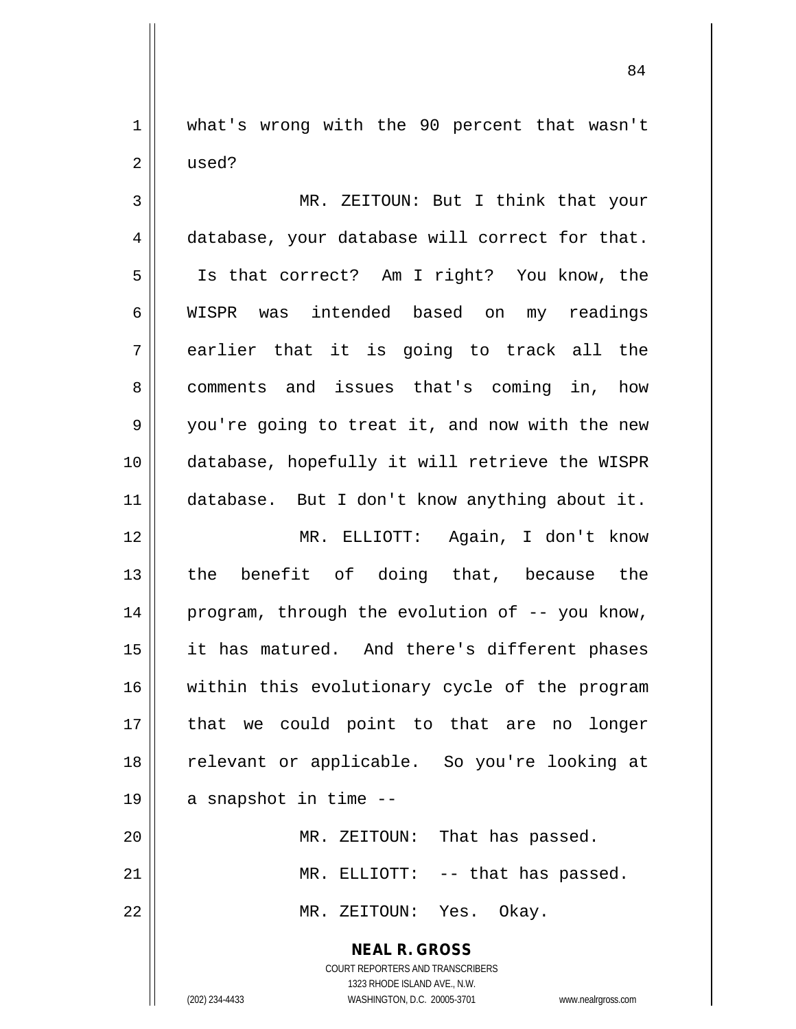what's wrong with the 90 percent that wasn't used?

MR. ZEITOUN: But I think that your database, your database will correct for that. Is that correct? Am I right? You know, the WISPR was intended based on my readings earlier that it is going to track all the comments and issues that's coming in, how you're going to treat it, and now with the new database, hopefully it will retrieve the WISPR database. But I don't know anything about it.

MR. ELLIOTT: Again, I don't know the benefit of doing that, because the program, through the evolution of -- you know, it has matured. And there's different phases within this evolutionary cycle of the program that we could point to that are no longer relevant or applicable. So you're looking at a snapshot in time --

MR. ZEITOUN: That has passed.

MR. ELLIOTT: -- that has passed.

MR. ZEITOUN: Yes. Okay.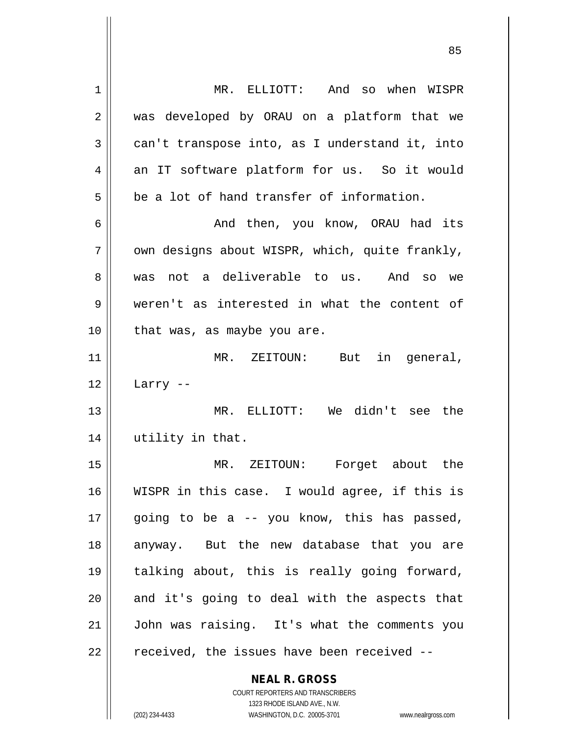MR. ELLIOTT: And so when WISPR was developed by ORAU on a platform that we can't transpose into, as I understand it, into an IT software platform for us. So it would be a lot of hand transfer of information.

And then, you know, ORAU had its own designs about WISPR, which, quite frankly, was not a deliverable to us. And so we weren't as interested in what the content of that was, as maybe you are.

MR. ZEITOUN: But in general, Larry --

MR. ELLIOTT: We didn't see the utility in that.

MR. ZEITOUN: Forget about the WISPR in this case. I would agree, if this is going to be a -- you know, this has passed, anyway. But the new database that you are talking about, this is really going forward, and it's going to deal with the aspects that John was raising. It's what the comments you received, the issues have been received --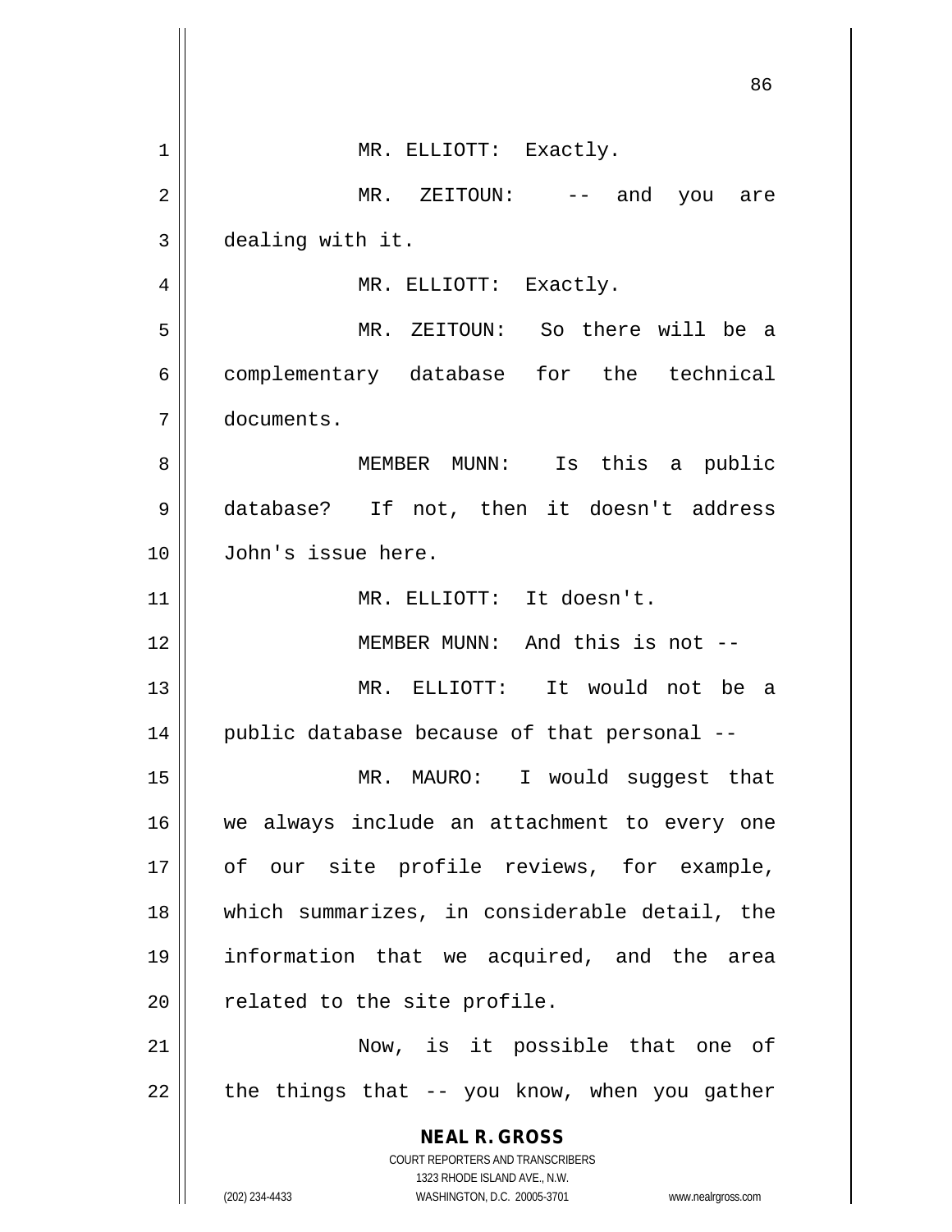MR. ELLIOTT: Exactly.

MR. ZEITOUN: -- and you are dealing with it.

MR. ELLIOTT: Exactly.

MR. ZEITOUN: So there will be a complementary database for the technical documents.

MEMBER MUNN: Is this a public database? If not, then it doesn't address John's issue here.

MR. ELLIOTT: It doesn't.

MEMBER MUNN: And this is not --

MR. ELLIOTT: It would not be a public database because of that personal --

MR. MAURO: I would suggest that we always include an attachment to every one of our site profile reviews, for example, which summarizes, in considerable detail, the information that we acquired, and the area related to the site profile.

Now, is it possible that one of the things that -- you know, when you gather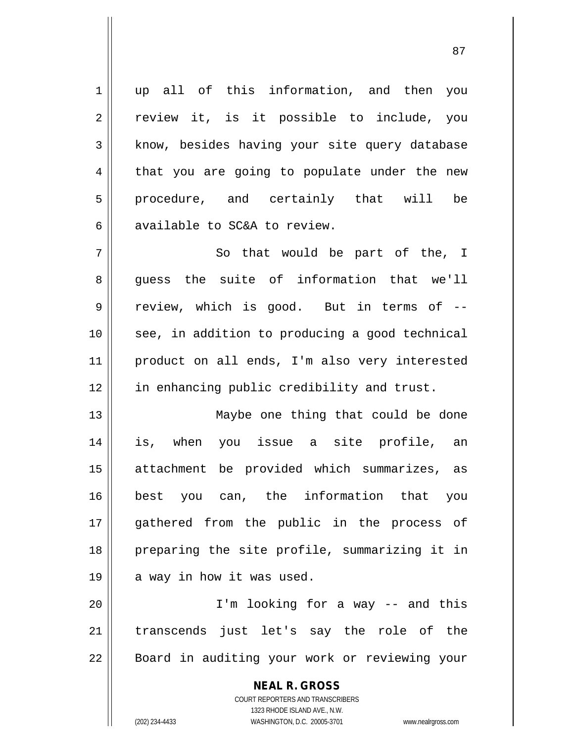up all of this information, and then you review it, is it possible to include, you know, besides having your site query database that you are going to populate under the new procedure, and certainly that will be available to SC&A to review.

So that would be part of the, I guess the suite of information that we'll review, which is good. But in terms of -- see, in addition to producing a good technical product on all ends, I'm also very interested in enhancing public credibility and trust.

Maybe one thing that could be done is, when you issue a site profile, an attachment be provided which summarizes, as best you can, the information that you gathered from the public in the process of preparing the site profile, summarizing it in a way in how it was used.

I'm looking for a way -- and this transcends just let's say the role of the Board in auditing your work or reviewing your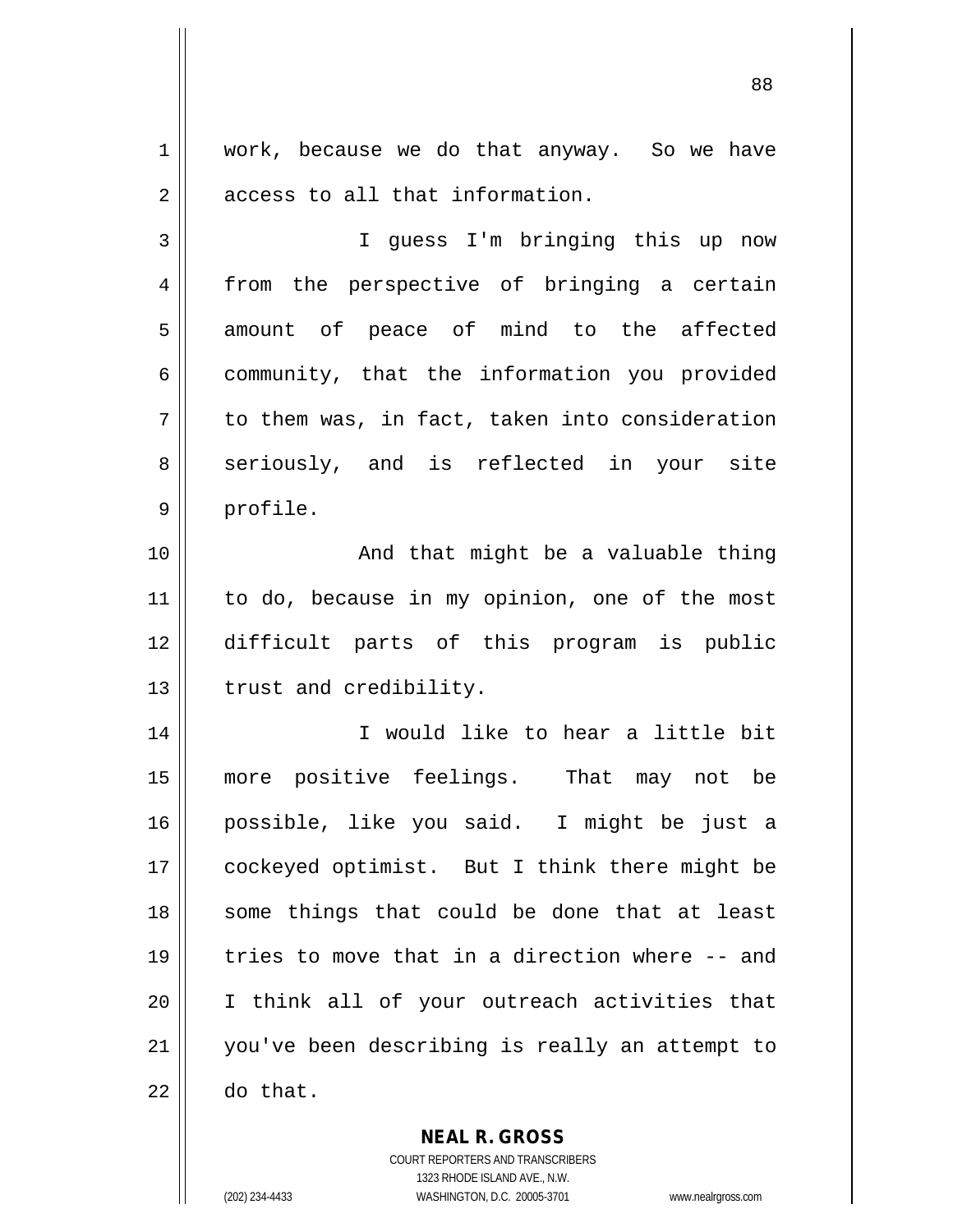work, because we do that anyway. So we have access to all that information.

I guess I'm bringing this up now from the perspective of bringing a certain amount of peace of mind to the affected community, that the information you provided to them was, in fact, taken into consideration seriously, and is reflected in your site profile.

And that might be a valuable thing to do, because in my opinion, one of the most difficult parts of this program is public trust and credibility.

I would like to hear a little bit more positive feelings. That may not be possible, like you said. I might be just a cockeyed optimist. But I think there might be some things that could be done that at least tries to move that in a direction where -- and I think all of your outreach activities that you've been describing is really an attempt to do that.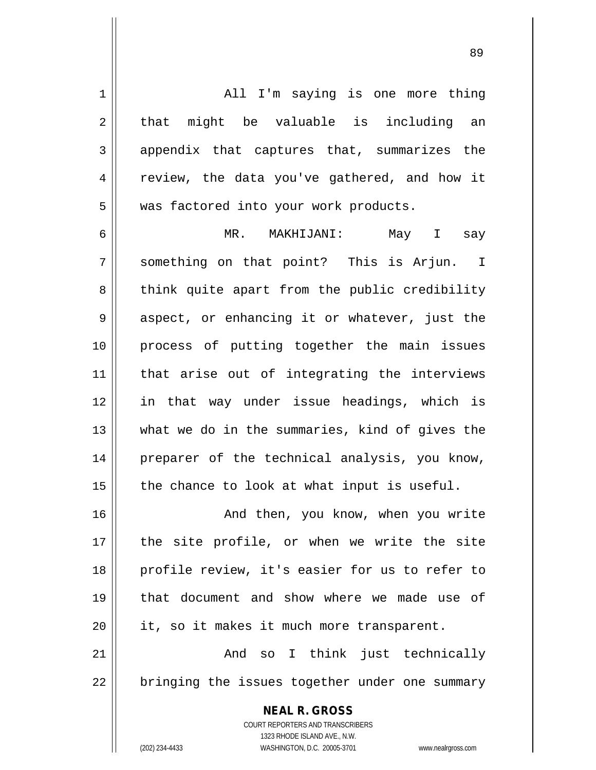All I'm saying is one more thing that might be valuable is including an appendix that captures that, summarizes the review, the data you've gathered, and how it was factored into your work products.

MR. MAKHIJANI: May I say something on that point? This is Arjun. I think quite apart from the public credibility aspect, or enhancing it or whatever, just the process of putting together the main issues that arise out of integrating the interviews in that way under issue headings, which is what we do in the summaries, kind of gives the preparer of the technical analysis, you know, the chance to look at what input is useful.

And then, you know, when you write the site profile, or when we write the site profile review, it's easier for us to refer to that document and show where we made use of it, so it makes it much more transparent.

And so I think just technically bringing the issues together under one summary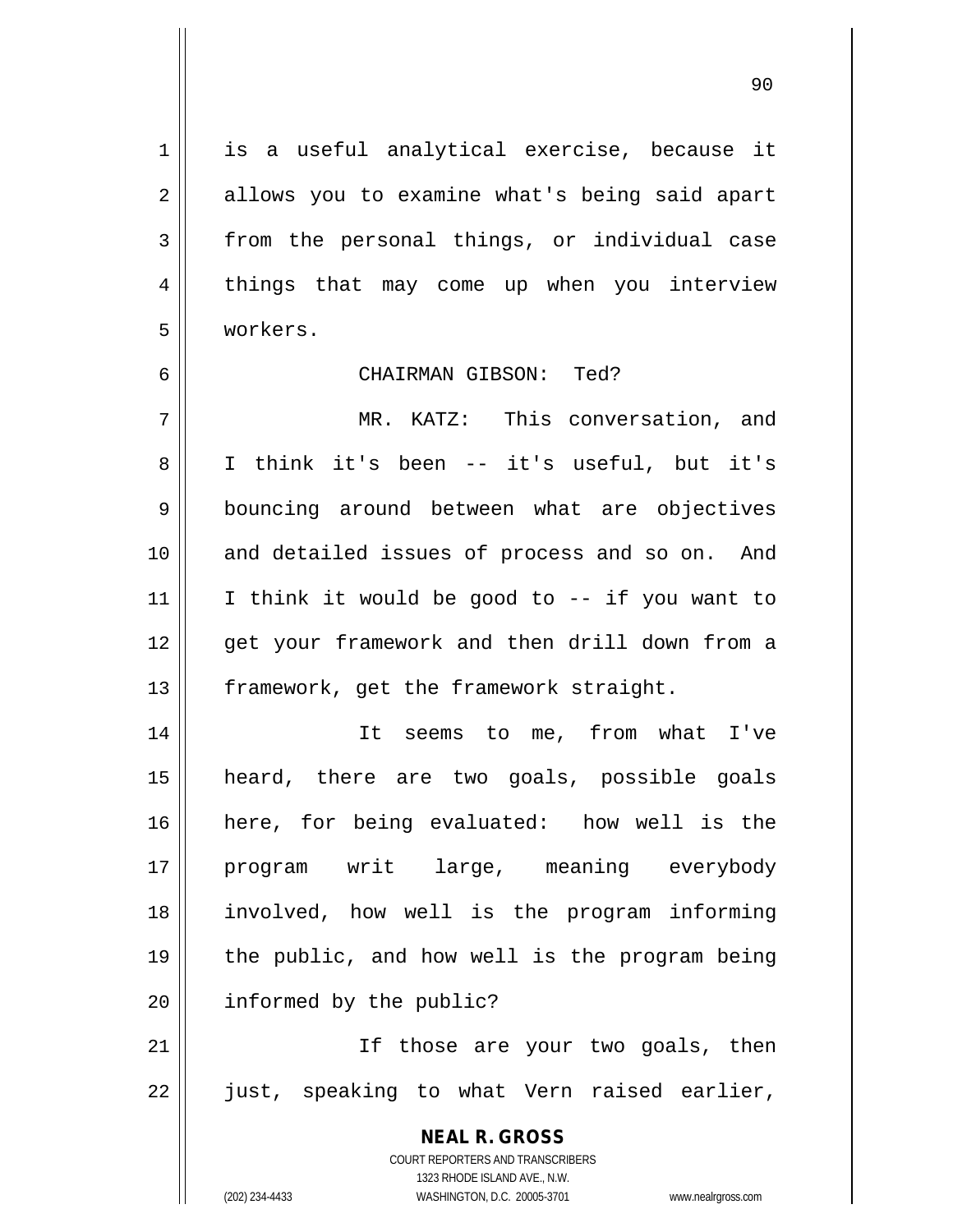is a useful analytical exercise, because it allows you to examine what's being said apart from the personal things, or individual case things that may come up when you interview workers.

CHAIRMAN GIBSON: Ted?

MR. KATZ: This conversation, and I think it's been -- it's useful, but it's bouncing around between what are objectives and detailed issues of process and so on. And I think it would be good to -- if you want to get your framework and then drill down from a framework, get the framework straight.

It seems to me, from what I've heard, there are two goals, possible goals here, for being evaluated: how well is the program writ large, meaning everybody involved, how well is the program informing the public, and how well is the program being informed by the public?

If those are your two goals, then just, speaking to what Vern raised earlier,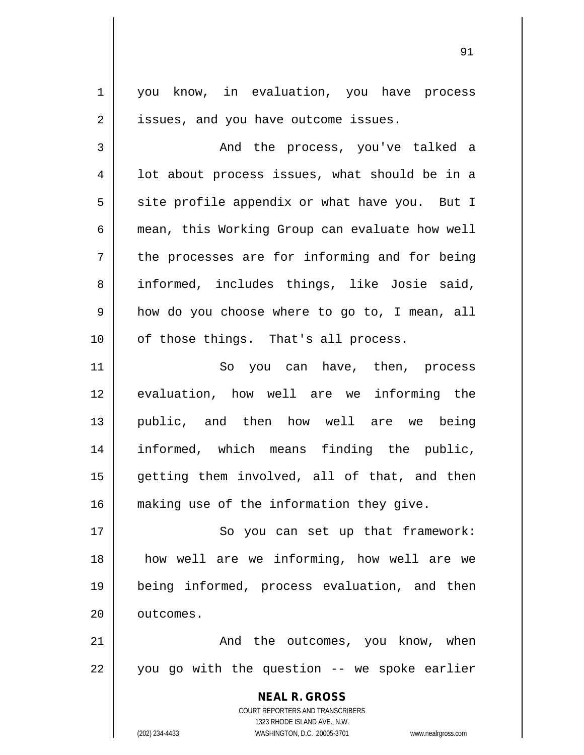you know, in evaluation, you have process issues, and you have outcome issues.

And the process, you've talked a lot about process issues, what should be in a site profile appendix or what have you. But I mean, this Working Group can evaluate how well the processes are for informing and for being informed, includes things, like Josie said, how do you choose where to go to, I mean, all of those things. That's all process.

So you can have, then, process evaluation, how well are we informing the public, and then how well are we being informed, which means finding the public, getting them involved, all of that, and then making use of the information they give.

So you can set up that framework: how well are we informing, how well are we being informed, process evaluation, and then outcomes.

And the outcomes, you know, when you go with the question -- we spoke earlier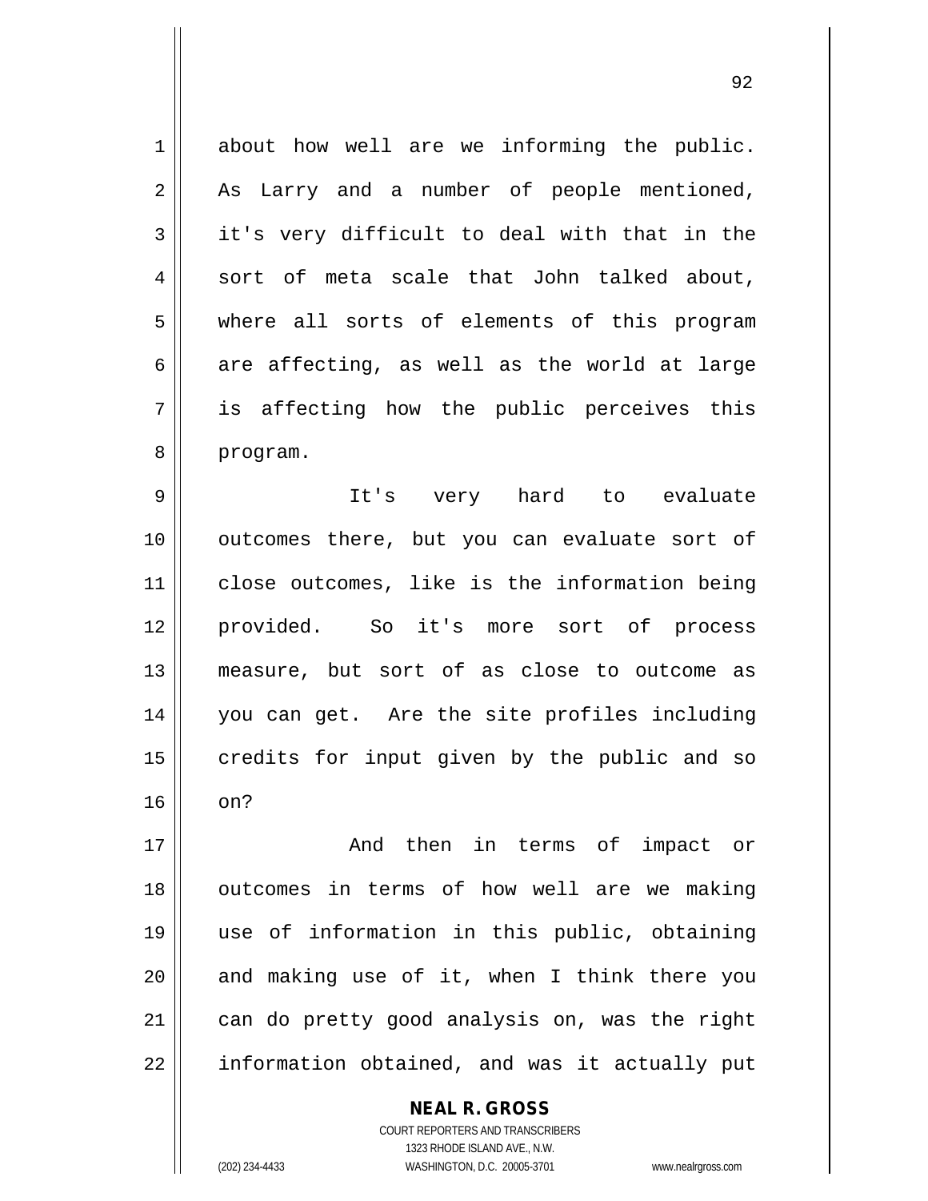about how well are we informing the public. As Larry and a number of people mentioned, it's very difficult to deal with that in the sort of meta scale that John talked about, where all sorts of elements of this program are affecting, as well as the world at large is affecting how the public perceives this program.

It's very hard to evaluate outcomes there, but you can evaluate sort of close outcomes, like is the information being provided. So it's more sort of process measure, but sort of as close to outcome as you can get. Are the site profiles including credits for input given by the public and so on?

And then in terms of impact or outcomes in terms of how well are we making use of information in this public, obtaining and making use of it, when I think there you can do pretty good analysis on, was the right information obtained, and was it actually put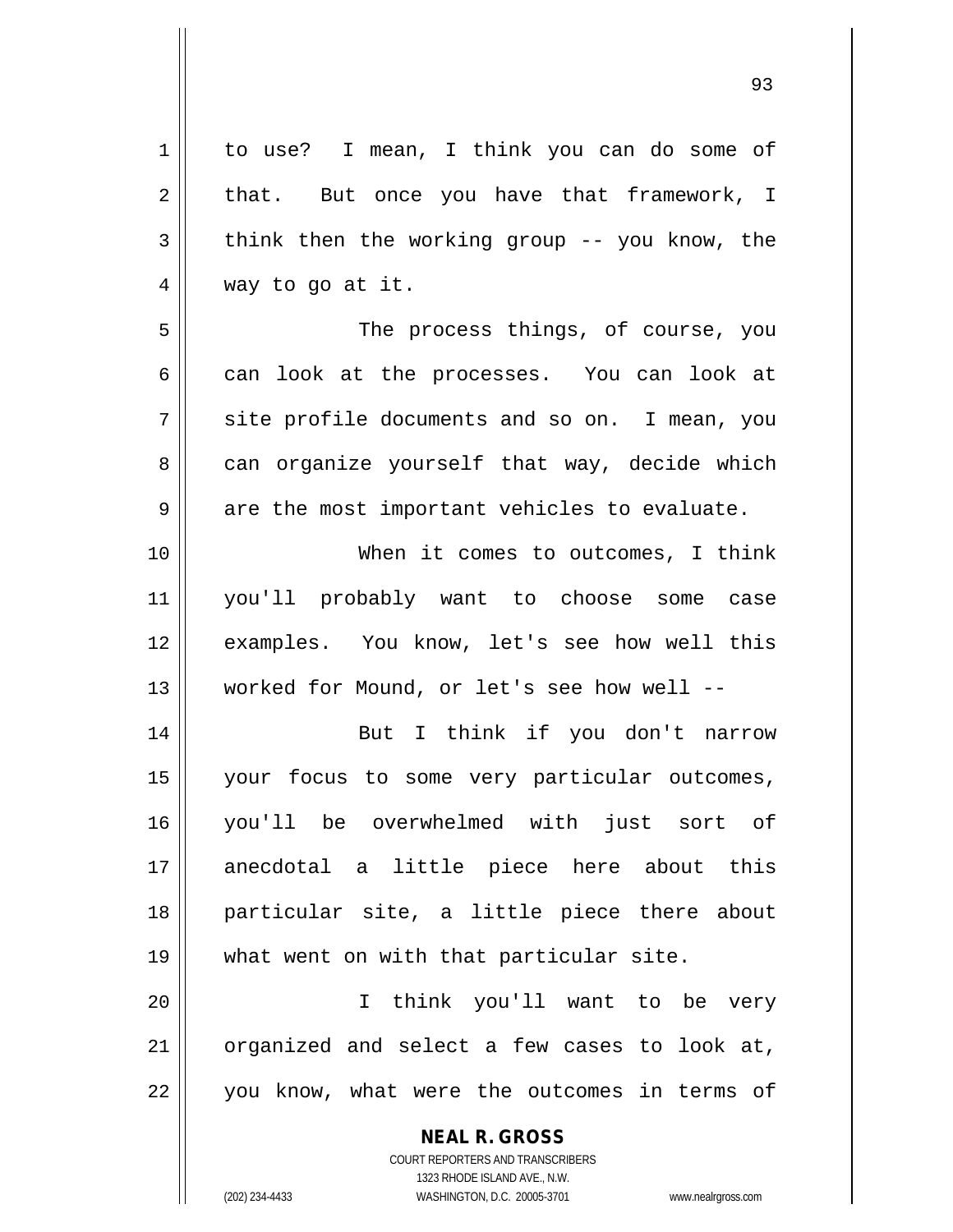to use? I mean, I think you can do some of that. But once you have that framework, I think then the working group -- you know, the way to go at it.

The process things, of course, you can look at the processes. You can look at site profile documents and so on. I mean, you can organize yourself that way, decide which are the most important vehicles to evaluate.

When it comes to outcomes, I think you'll probably want to choose some case examples. You know, let's see how well this worked for Mound, or let's see how well --

But I think if you don't narrow your focus to some very particular outcomes, you'll be overwhelmed with just sort of anecdotal a little piece here about this particular site, a little piece there about what went on with that particular site.

I think you'll want to be very organized and select a few cases to look at, you know, what were the outcomes in terms of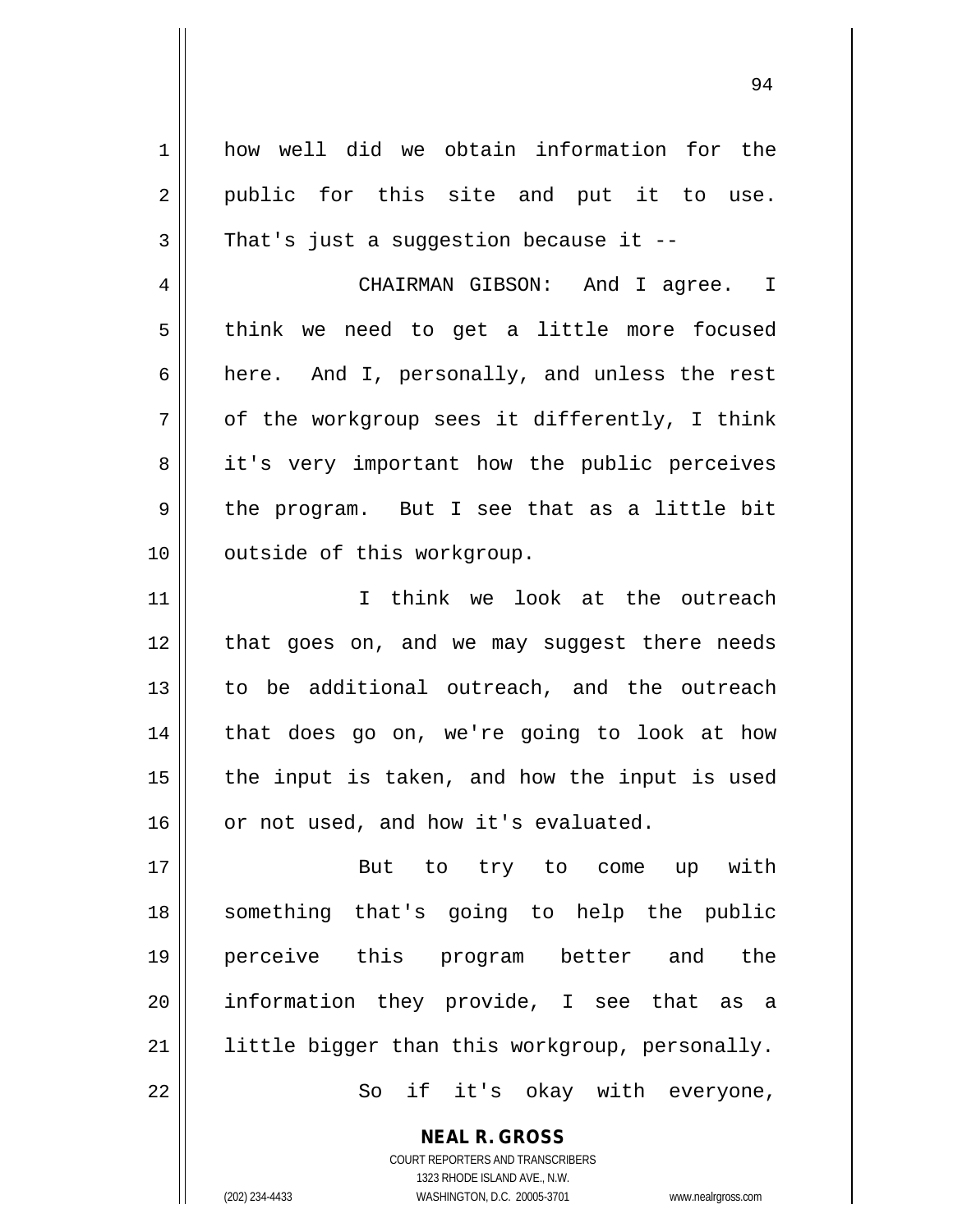how well did we obtain information for the public for this site and put it to use. That's just a suggestion because it --

CHAIRMAN GIBSON: And I agree. I think we need to get a little more focused here. And I, personally, and unless the rest of the workgroup sees it differently, I think it's very important how the public perceives the program. But I see that as a little bit outside of this workgroup.

I think we look at the outreach that goes on, and we may suggest there needs to be additional outreach, and the outreach that does go on, we're going to look at how the input is taken, and how the input is used or not used, and how it's evaluated.

But to try to come up with something that's going to help the public perceive this program better and the information they provide, I see that as a little bigger than this workgroup, personally.

So if it's okay with everyone,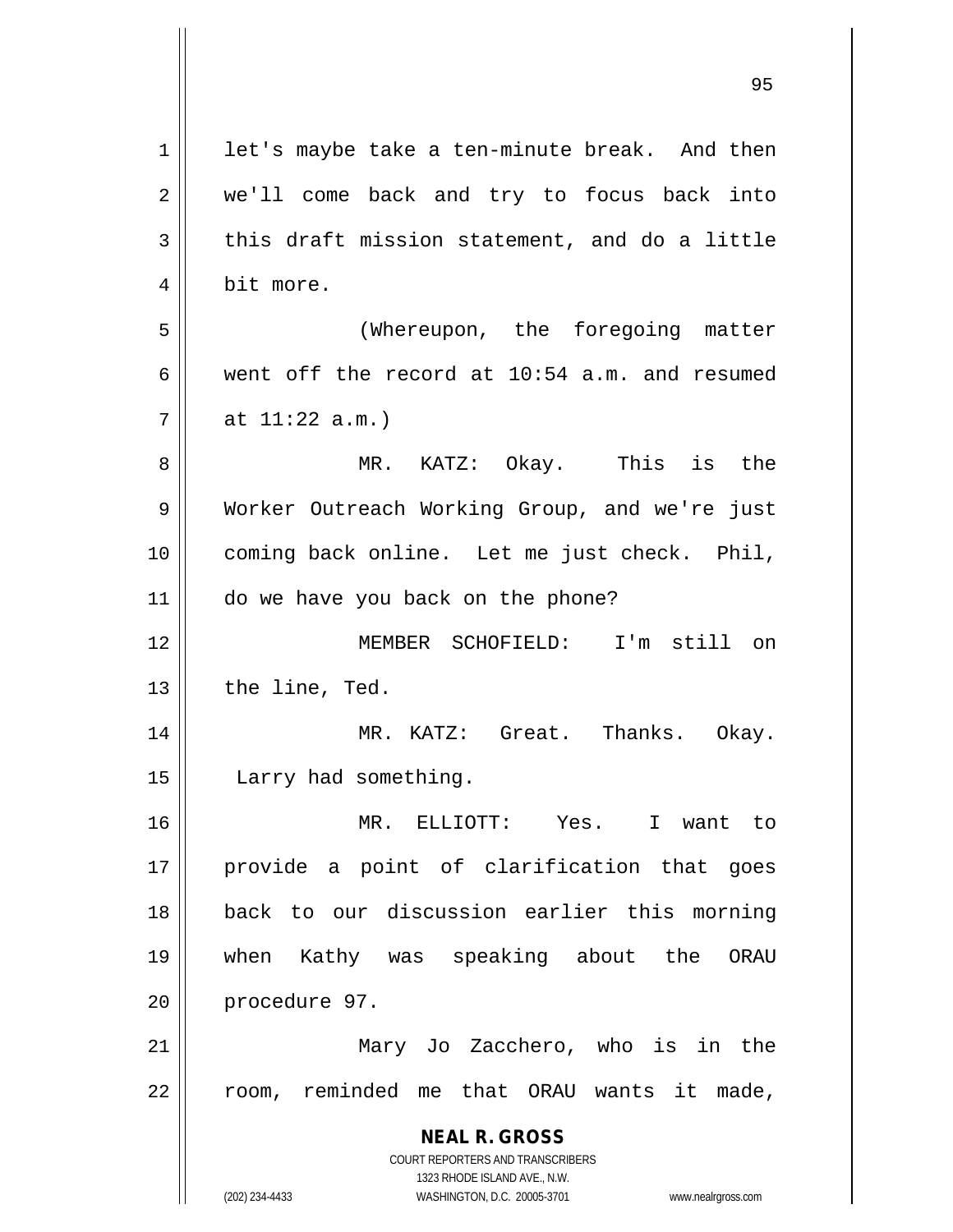let's maybe take a ten-minute break. And then we'll come back and try to focus back into this draft mission statement, and do a little bit more.

(Whereupon, the foregoing matter went off the record at 10:54 a.m. and resumed at 11:22 a.m.)

MR. KATZ: Okay. This is the Worker Outreach Working Group, and we're just coming back online. Let me just check. Phil, do we have you back on the phone?

MEMBER SCHOFIELD: I'm still on the line, Ted.

MR. KATZ: Great. Thanks. Okay. Larry had something.

MR. ELLIOTT: Yes. I want to provide a point of clarification that goes back to our discussion earlier this morning when Kathy was speaking about the ORAU procedure 97.

Mary Jo Zacchero, who is in the room, reminded me that ORAU wants it made,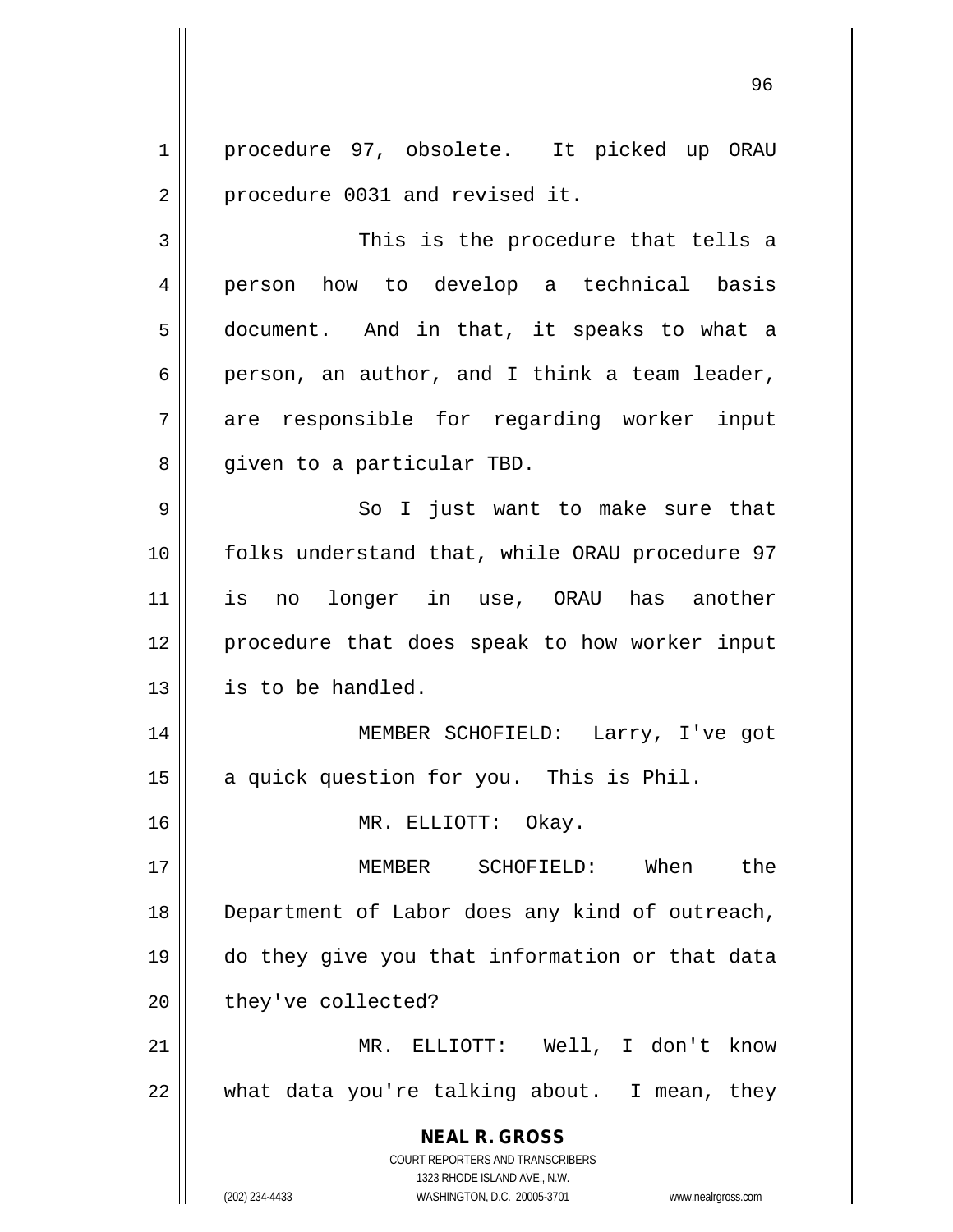procedure 97, obsolete. It picked up ORAU procedure 0031 and revised it.

This is the procedure that tells a person how to develop a technical basis document. And in that, it speaks to what a person, an author, and I think a team leader, are responsible for regarding worker input given to a particular TBD.

So I just want to make sure that folks understand that, while ORAU procedure 97 is no longer in use, ORAU has another procedure that does speak to how worker input is to be handled.

MEMBER SCHOFIELD: Larry, I've got a quick question for you. This is Phil.

MR. ELLIOTT: Okay.

MEMBER SCHOFIELD: When the Department of Labor does any kind of outreach, do they give you that information or that data they've collected?

MR. ELLIOTT: Well, I don't know what data you're talking about. I mean, they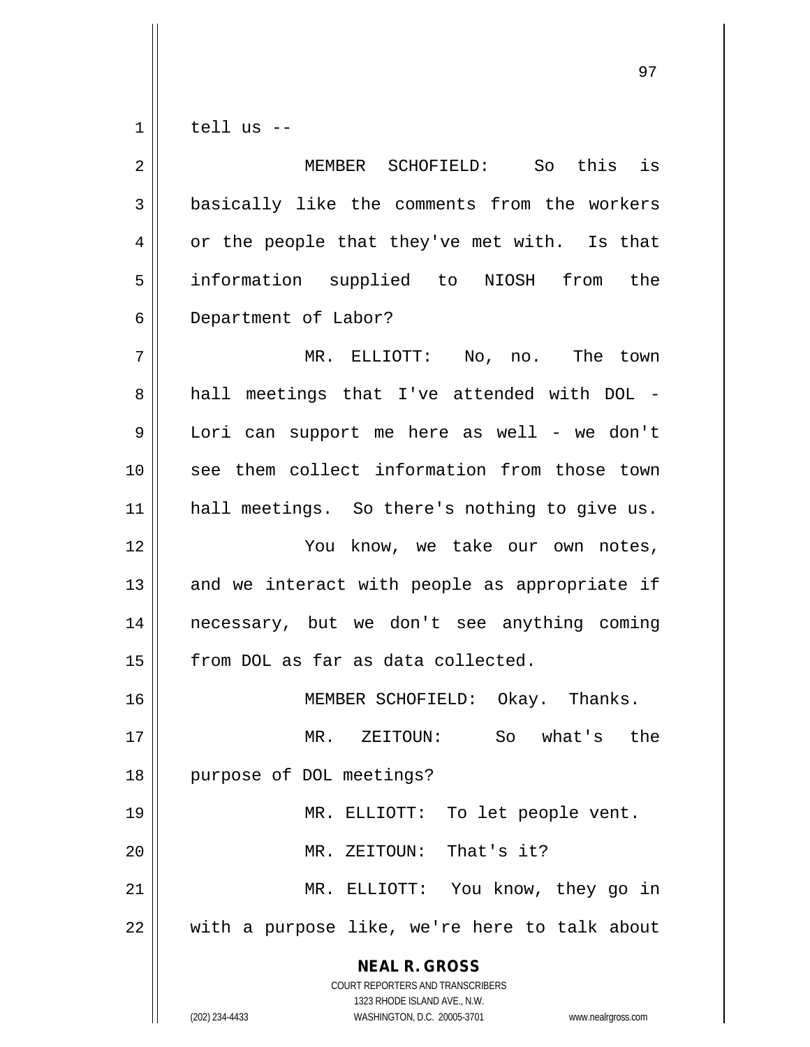tell us --

MEMBER SCHOFIELD: So this is basically like the comments from the workers or the people that they've met with. Is that information supplied to NIOSH from the Department of Labor?

MR. ELLIOTT: No, no. The town hall meetings that I've attended with DOL - Lori can support me here as well - we don't see them collect information from those town hall meetings. So there's nothing to give us.

You know, we take our own notes, and we interact with people as appropriate if necessary, but we don't see anything coming from DOL as far as data collected.

MEMBER SCHOFIELD: Okay. Thanks.

MR. ZEITOUN: So what's the purpose of DOL meetings?

MR. ELLIOTT: To let people vent.

MR. ZEITOUN: That's it?

MR. ELLIOTT: You know, they go in with a purpose like, we're here to talk about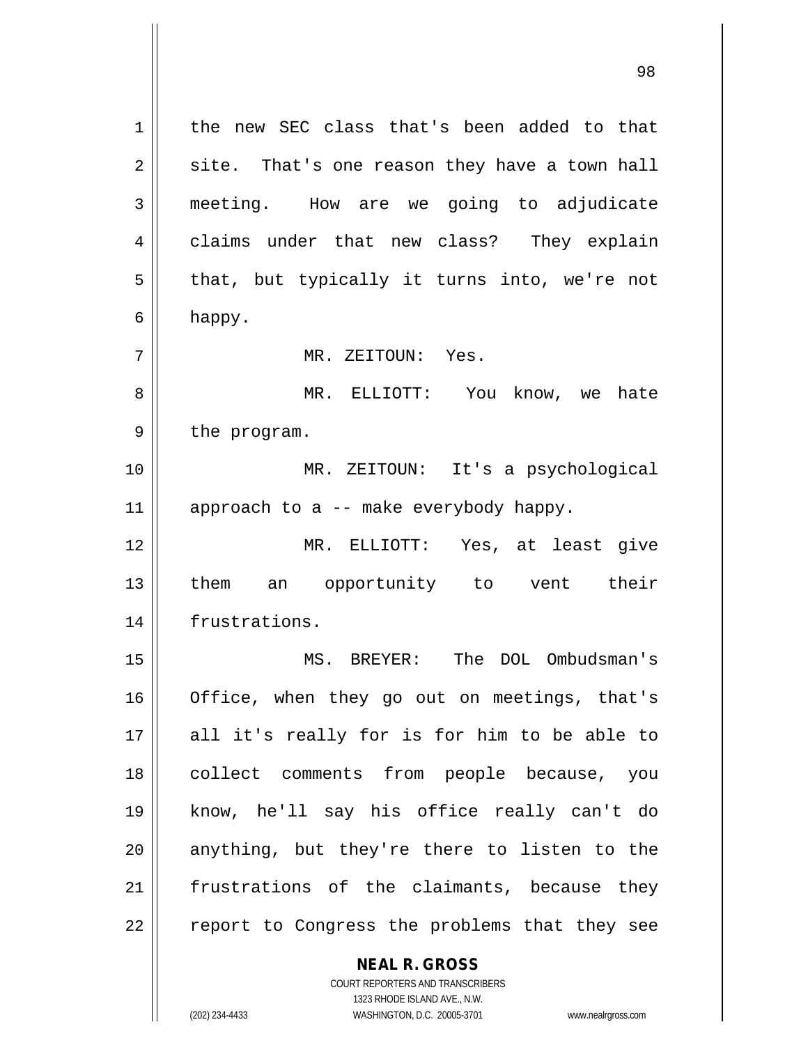the new SEC class that's been added to that site. That's one reason they have a town hall meeting. How are we going to adjudicate claims under that new class? They explain that, but typically it turns into, we're not happy.

MR. ZEITOUN: Yes.

MR. ELLIOTT: You know, we hate the program.

MR. ZEITOUN: It's a psychological approach to a -- make everybody happy.

MR. ELLIOTT: Yes, at least give them an opportunity to vent their frustrations.

MS. BREYER: The DOL Ombudsman's Office, when they go out on meetings, that's all it's really for is for him to be able to collect comments from people because, you know, he'll say his office really can't do anything, but they're there to listen to the frustrations of the claimants, because they report to Congress the problems that they see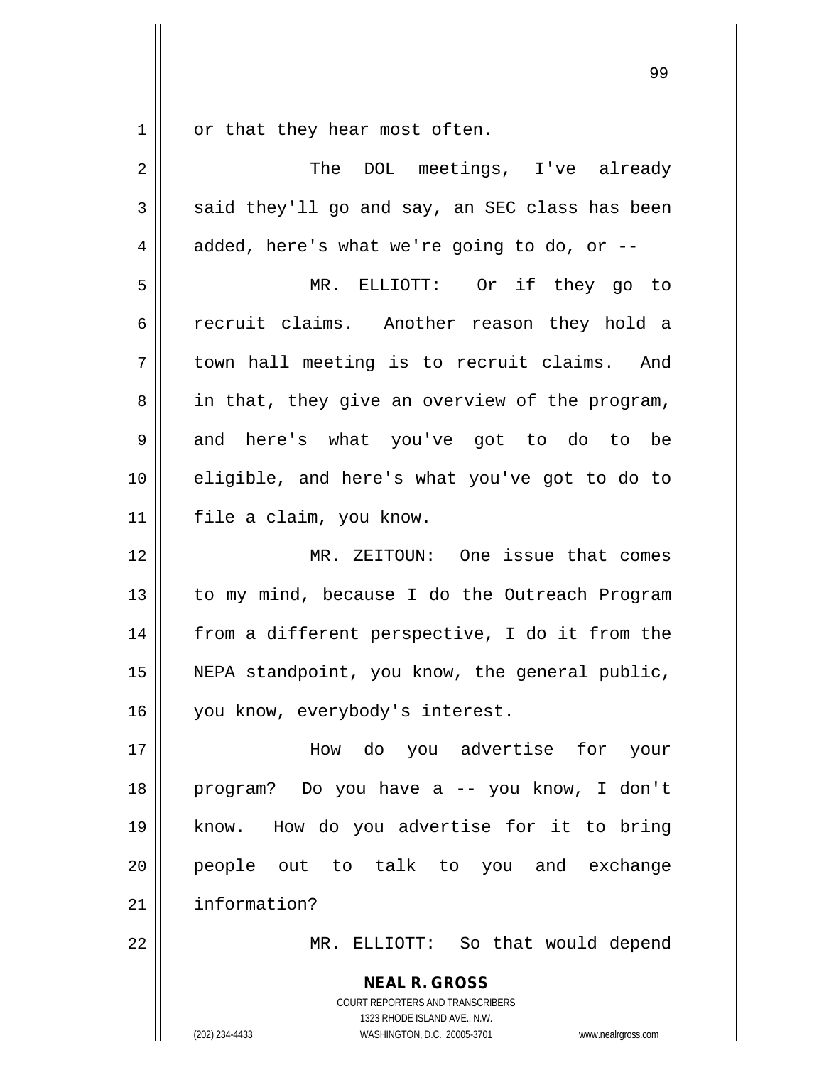or that they hear most often.

The DOL meetings, I've already said they'll go and say, an SEC class has been added, here's what we're going to do, or --

MR. ELLIOTT: Or if they go to recruit claims. Another reason they hold a town hall meeting is to recruit claims. And in that, they give an overview of the program, and here's what you've got to do to be eligible, and here's what you've got to do to file a claim, you know.

MR. ZEITOUN: One issue that comes to my mind, because I do the Outreach Program from a different perspective, I do it from the NEPA standpoint, you know, the general public, you know, everybody's interest.

How do you advertise for your program? Do you have a -- you know, I don't know. How do you advertise for it to bring people out to talk to you and exchange information?

MR. ELLIOTT: So that would depend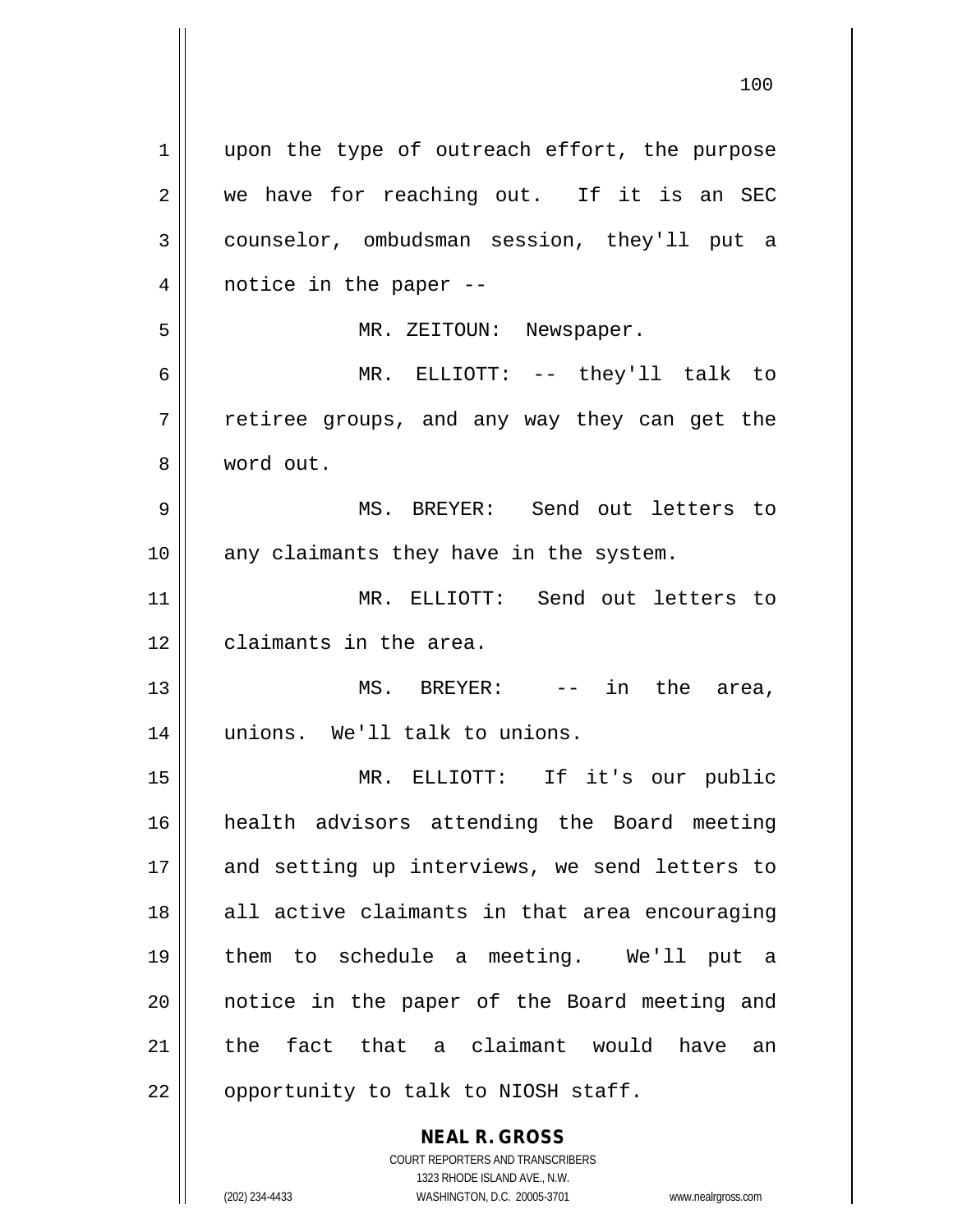upon the type of outreach effort, the purpose we have for reaching out. If it is an SEC counselor, ombudsman session, they'll put a notice in the paper --

MR. ZEITOUN: Newspaper.

MR. ELLIOTT: -- they'll talk to retiree groups, and any way they can get the word out.

MS. BREYER: Send out letters to any claimants they have in the system.

MR. ELLIOTT: Send out letters to claimants in the area.

MS. BREYER: -- in the area, unions. We'll talk to unions.

MR. ELLIOTT: If it's our public health advisors attending the Board meeting and setting up interviews, we send letters to all active claimants in that area encouraging them to schedule a meeting. We'll put a notice in the paper of the Board meeting and the fact that a claimant would have an opportunity to talk to NIOSH staff.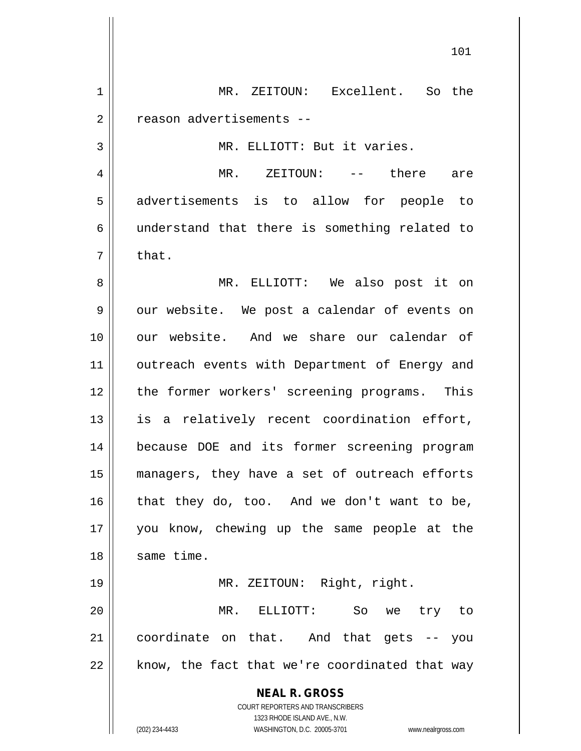MR. ZEITOUN: Excellent. So the reason advertisements --

MR. ELLIOTT: But it varies.

MR. ZEITOUN: -- there are advertisements is to allow for people to understand that there is something related to that.

MR. ELLIOTT: We also post it on our website. We post a calendar of events on our website. And we share our calendar of outreach events with Department of Energy and the former workers' screening programs. This is a relatively recent coordination effort, because DOE and its former screening program managers, they have a set of outreach efforts that they do, too. And we don't want to be, you know, chewing up the same people at the same time.

MR. ZEITOUN: Right, right.

MR. ELLIOTT: So we try to coordinate on that. And that gets -- you know, the fact that we're coordinated that way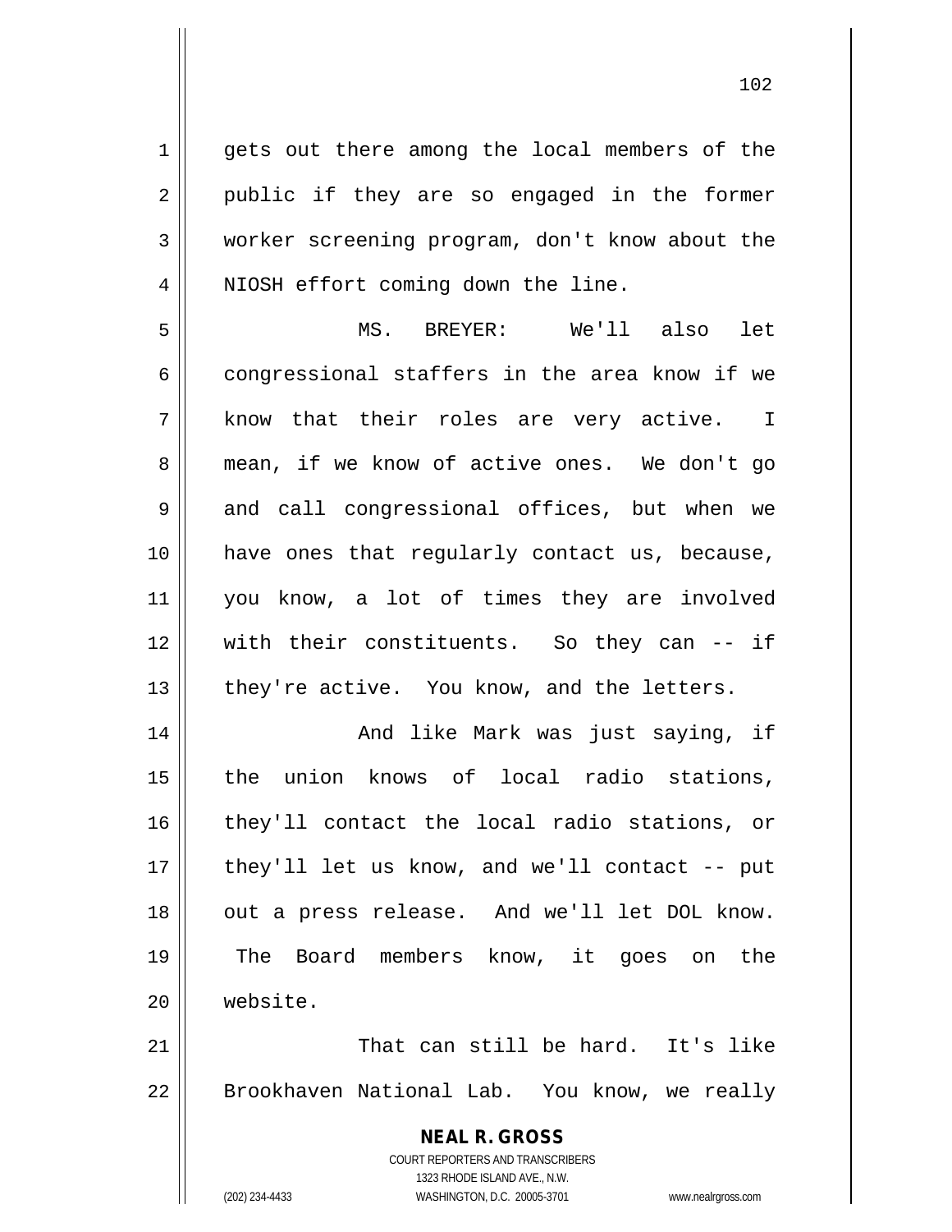gets out there among the local members of the public if they are so engaged in the former worker screening program, don't know about the NIOSH effort coming down the line.

MS. BREYER: We'll also let congressional staffers in the area know if we know that their roles are very active. I mean, if we know of active ones. We don't go and call congressional offices, but when we have ones that regularly contact us, because, you know, a lot of times they are involved with their constituents. So they can -- if they're active. You know, and the letters.

And like Mark was just saying, if the union knows of local radio stations, they'll contact the local radio stations, or they'll let us know, and we'll contact -- put out a press release. And we'll let DOL know. The Board members know, it goes on the website.

That can still be hard. It's like Brookhaven National Lab. You know, we really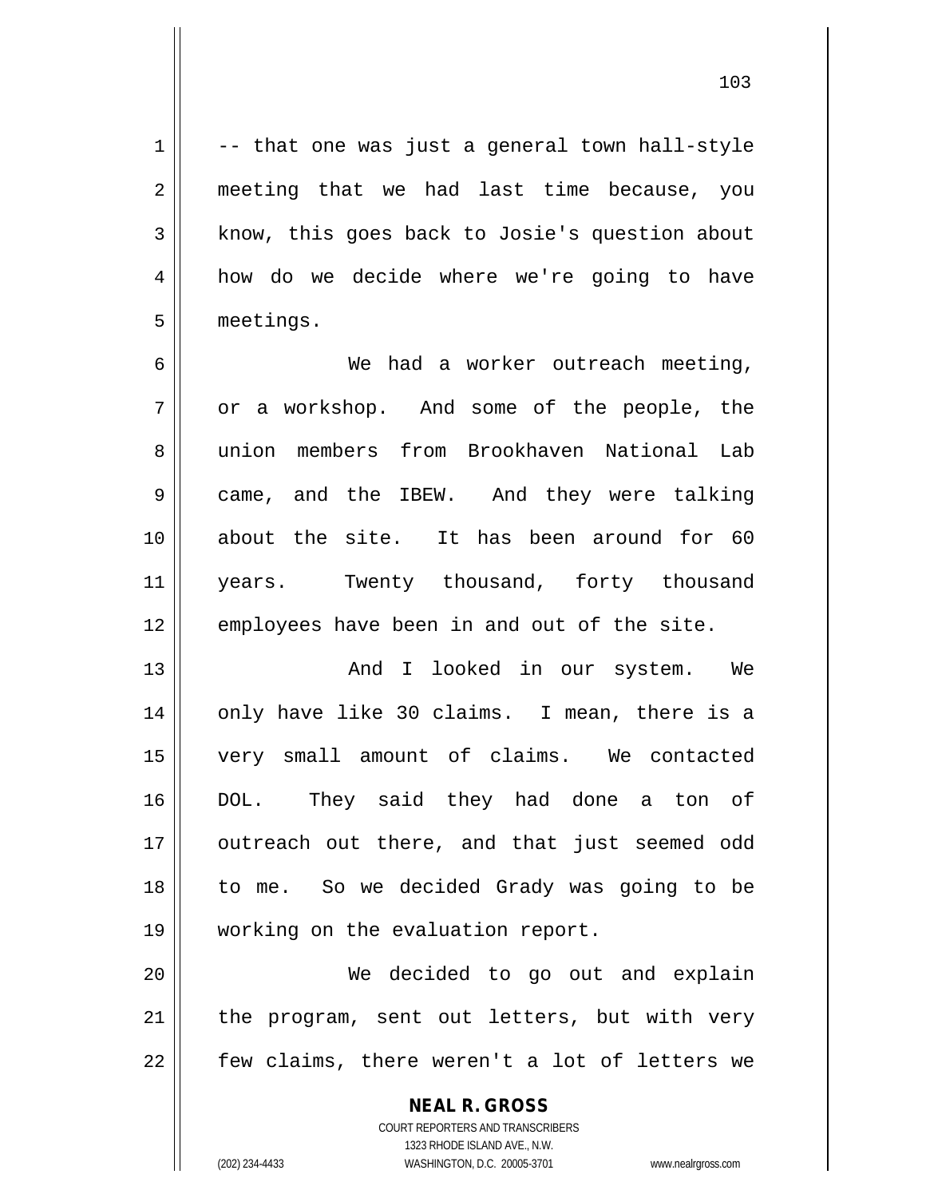-- that one was just a general town hall-style meeting that we had last time because, you know, this goes back to Josie's question about how do we decide where we're going to have meetings.

We had a worker outreach meeting, or a workshop. And some of the people, the union members from Brookhaven National Lab came, and the IBEW. And they were talking about the site. It has been around for 60 years. Twenty thousand, forty thousand employees have been in and out of the site.

And I looked in our system. We only have like 30 claims. I mean, there is a very small amount of claims. We contacted DOL. They said they had done a ton of outreach out there, and that just seemed odd to me. So we decided Grady was going to be working on the evaluation report.

We decided to go out and explain the program, sent out letters, but with very few claims, there weren't a lot of letters we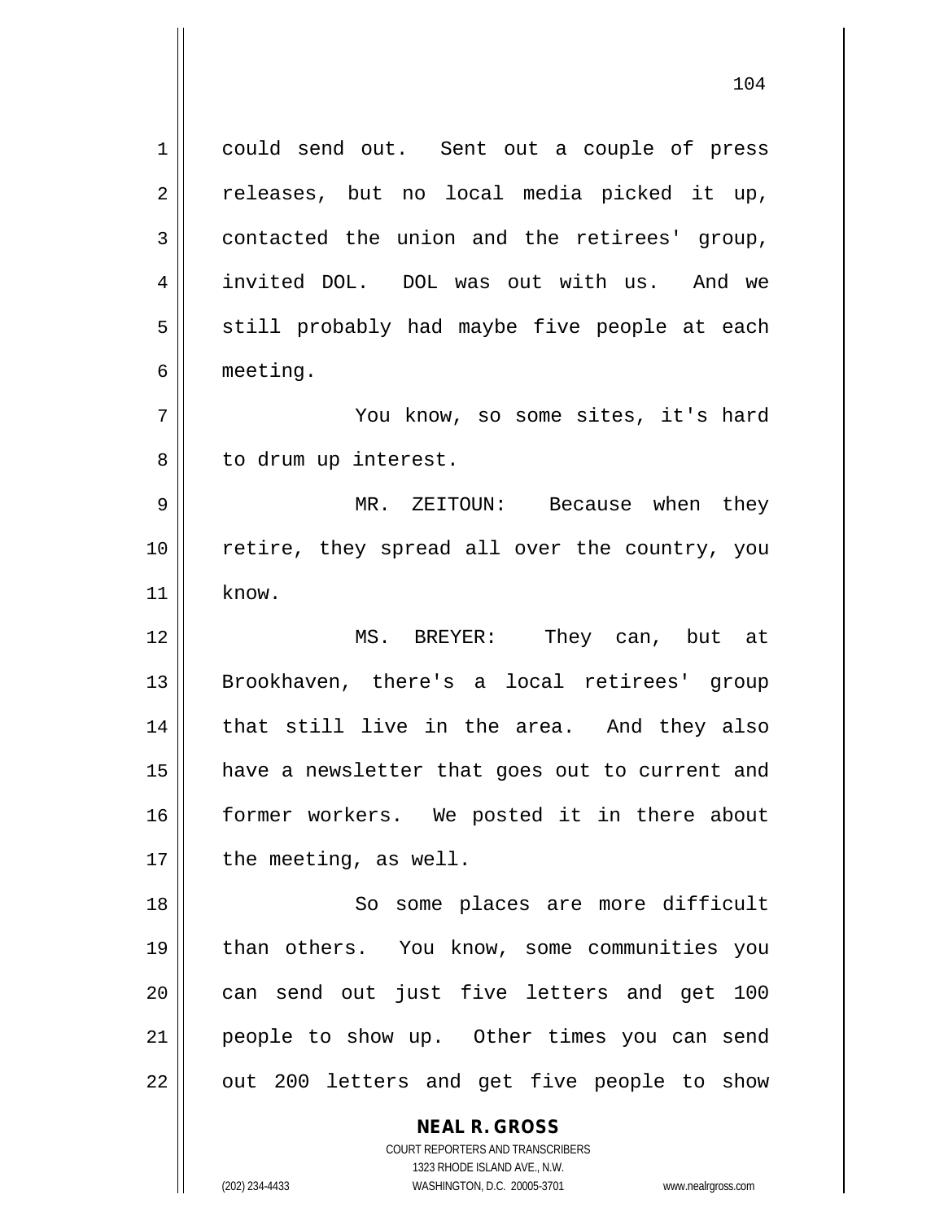could send out. Sent out a couple of press releases, but no local media picked it up, contacted the union and the retirees' group, invited DOL. DOL was out with us. And we still probably had maybe five people at each meeting.

You know, so some sites, it's hard to drum up interest.

MR. ZEITOUN: Because when they retire, they spread all over the country, you know.

MS. BREYER: They can, but at Brookhaven, there's a local retirees' group that still live in the area. And they also have a newsletter that goes out to current and former workers. We posted it in there about the meeting, as well.

So some places are more difficult than others. You know, some communities you can send out just five letters and get 100 people to show up. Other times you can send out 200 letters and get five people to show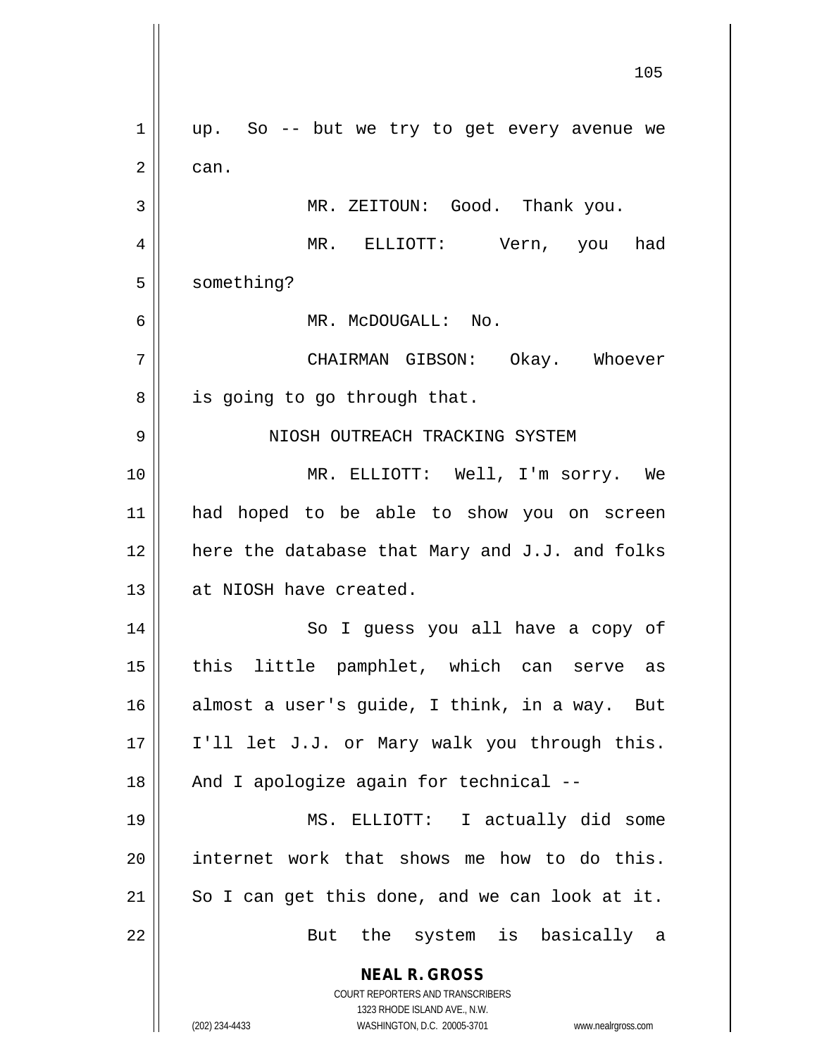up. So -- but we try to get every avenue we can.

MR. ZEITOUN: Good. Thank you.

MR. ELLIOTT: Vern, you had something?

MR. McDOUGALL: No.

CHAIRMAN GIBSON: Okay. Whoever is going to go through that.

NIOSH OUTREACH TRACKING SYSTEM

MR. ELLIOTT: Well, I'm sorry. We had hoped to be able to show you on screen here the database that Mary and J.J. and folks at NIOSH have created.

So I guess you all have a copy of this little pamphlet, which can serve as almost a user's guide, I think, in a way. But I'll let J.J. or Mary walk you through this. And I apologize again for technical --

MS. ELLIOTT: I actually did some internet work that shows me how to do this. So I can get this done, and we can look at it.

But the system is basically a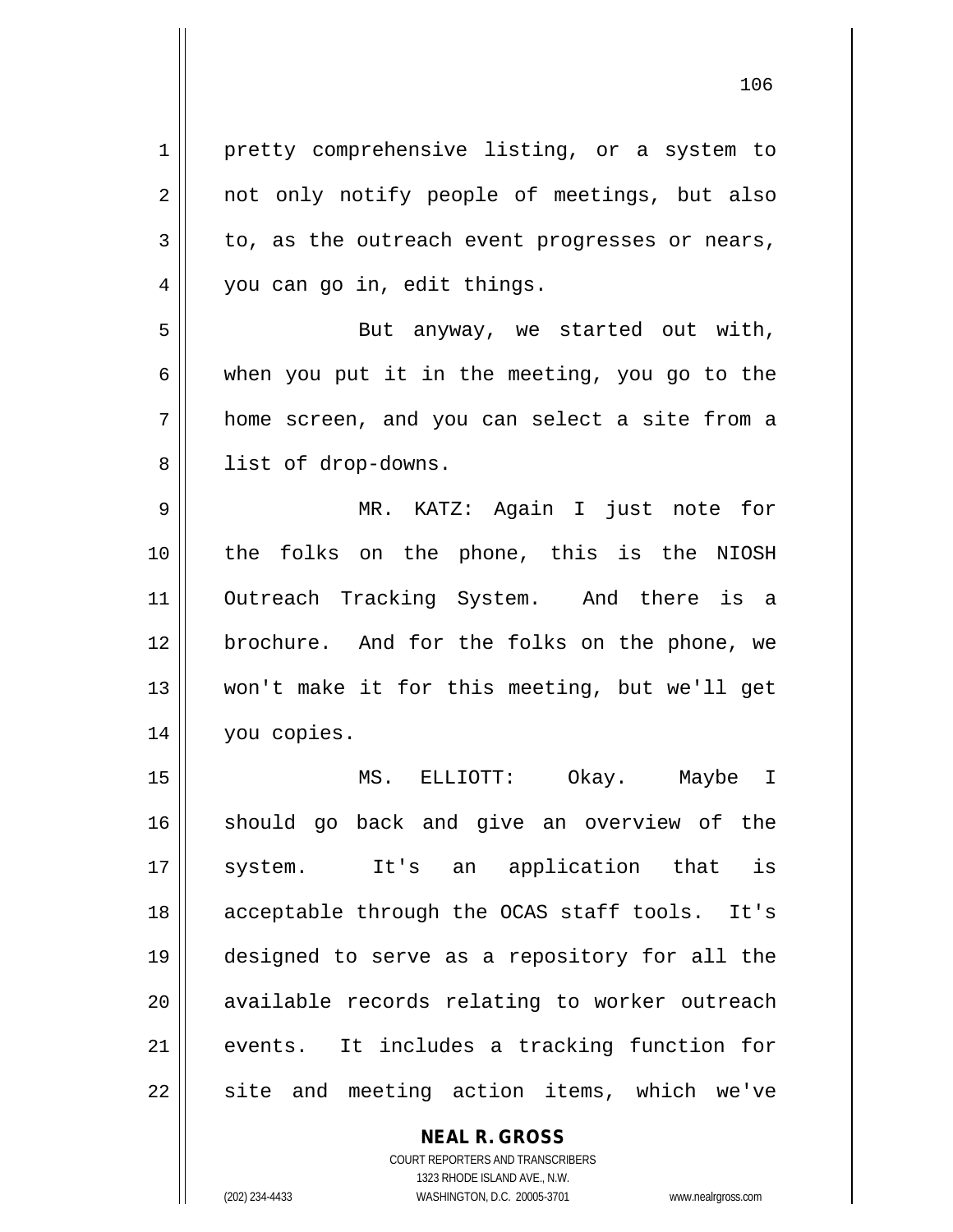pretty comprehensive listing, or a system to not only notify people of meetings, but also to, as the outreach event progresses or nears, you can go in, edit things.

But anyway, we started out with, when you put it in the meeting, you go to the home screen, and you can select a site from a list of drop-downs.

MR. KATZ: Again I just note for the folks on the phone, this is the NIOSH Outreach Tracking System. And there is a brochure. And for the folks on the phone, we won't make it for this meeting, but we'll get you copies.

MS. ELLIOTT: Okay. Maybe I should go back and give an overview of the system. It's an application that is acceptable through the OCAS staff tools. It's designed to serve as a repository for all the available records relating to worker outreach events. It includes a tracking function for site and meeting action items, which we've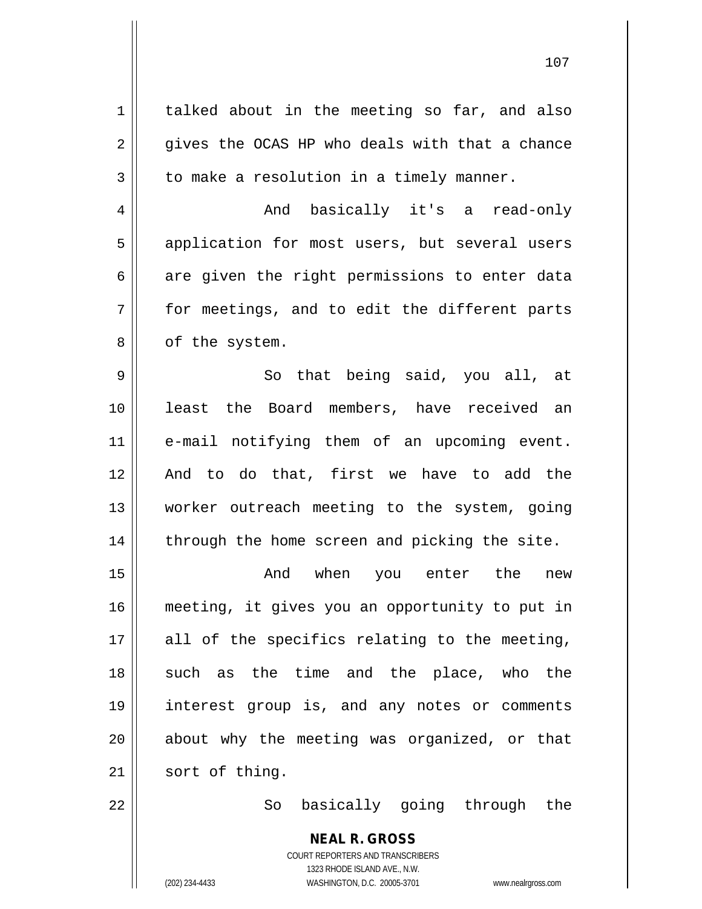talked about in the meeting so far, and also gives the OCAS HP who deals with that a chance to make a resolution in a timely manner.

And basically it's a read-only application for most users, but several users are given the right permissions to enter data for meetings, and to edit the different parts of the system.

So that being said, you all, at least the Board members, have received an e-mail notifying them of an upcoming event. And to do that, first we have to add the worker outreach meeting to the system, going through the home screen and picking the site.

And when you enter the new meeting, it gives you an opportunity to put in all of the specifics relating to the meeting, such as the time and the place, who the interest group is, and any notes or comments about why the meeting was organized, or that sort of thing.

So basically going through the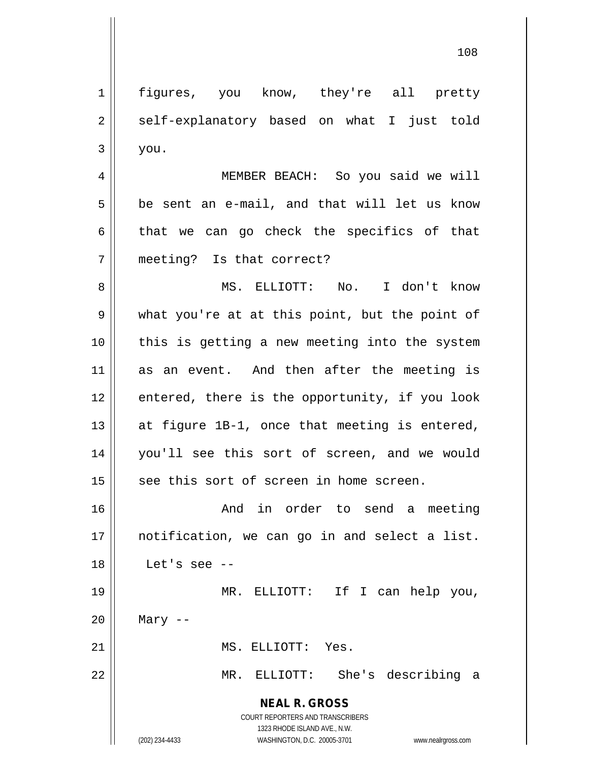figures, you know, they're all pretty self-explanatory based on what I just told you.

MEMBER BEACH: So you said we will be sent an e-mail, and that will let us know that we can go check the specifics of that meeting? Is that correct?

MS. ELLIOTT: No. I don't know what you're at at this point, but the point of this is getting a new meeting into the system as an event. And then after the meeting is entered, there is the opportunity, if you look at figure 1B-1, once that meeting is entered, you'll see this sort of screen, and we would see this sort of screen in home screen.

And in order to send a meeting notification, we can go in and select a list. Let's see --

MR. ELLIOTT: If I can help you, Mary --

MS. ELLIOTT: Yes.

MR. ELLIOTT: She's describing a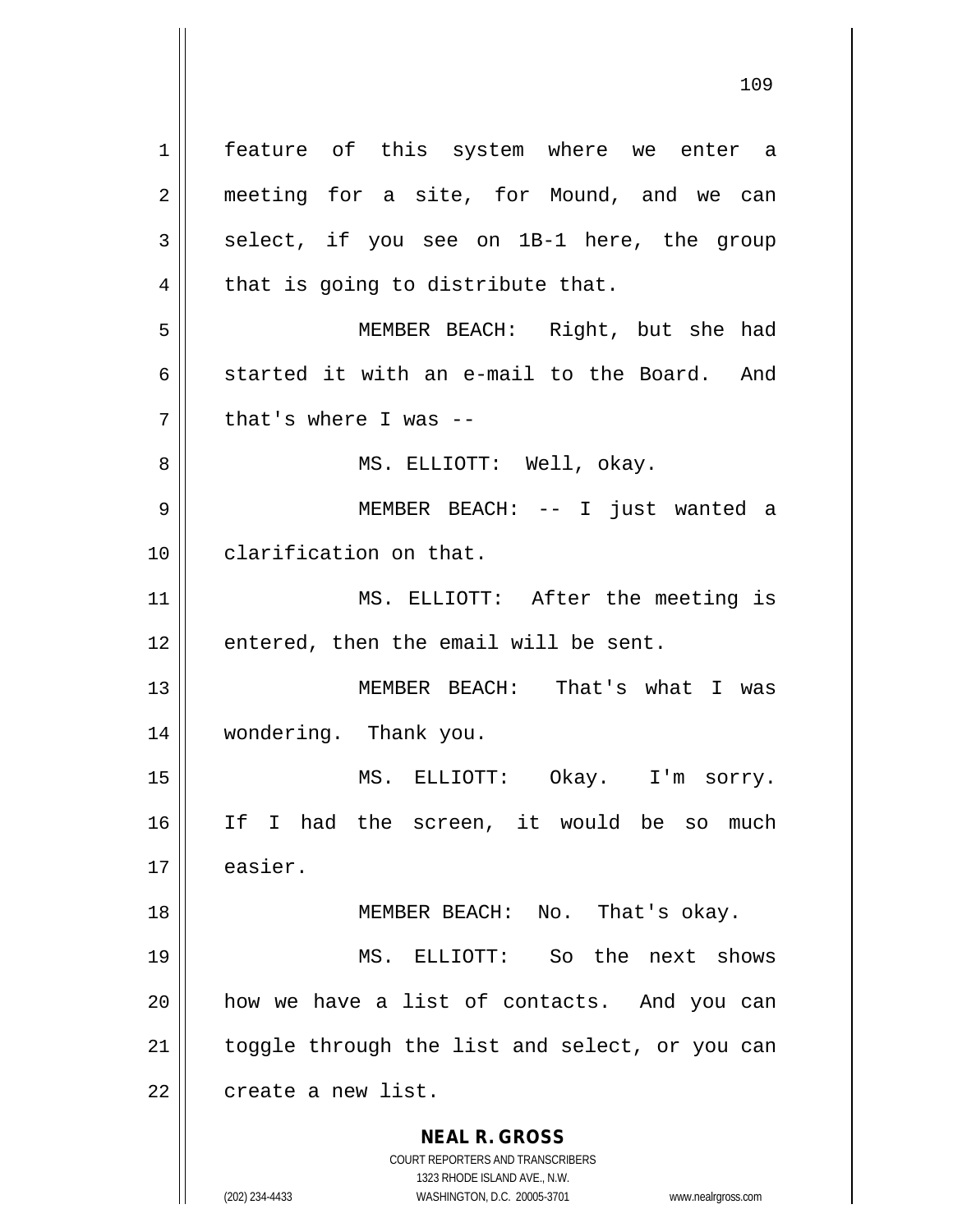feature of this system where we enter a meeting for a site, for Mound, and we can select, if you see on 1B-1 here, the group that is going to distribute that.

MEMBER BEACH: Right, but she had started it with an e-mail to the Board. And that's where I was --

MS. ELLIOTT: Well, okay.

MEMBER BEACH: -- I just wanted a clarification on that.

MS. ELLIOTT: After the meeting is entered, then the email will be sent.

MEMBER BEACH: That's what I was wondering. Thank you.

MS. ELLIOTT: Okay. I'm sorry. If I had the screen, it would be so much easier.

MEMBER BEACH: No. That's okay.

MS. ELLIOTT: So the next shows how we have a list of contacts. And you can toggle through the list and select, or you can create a new list.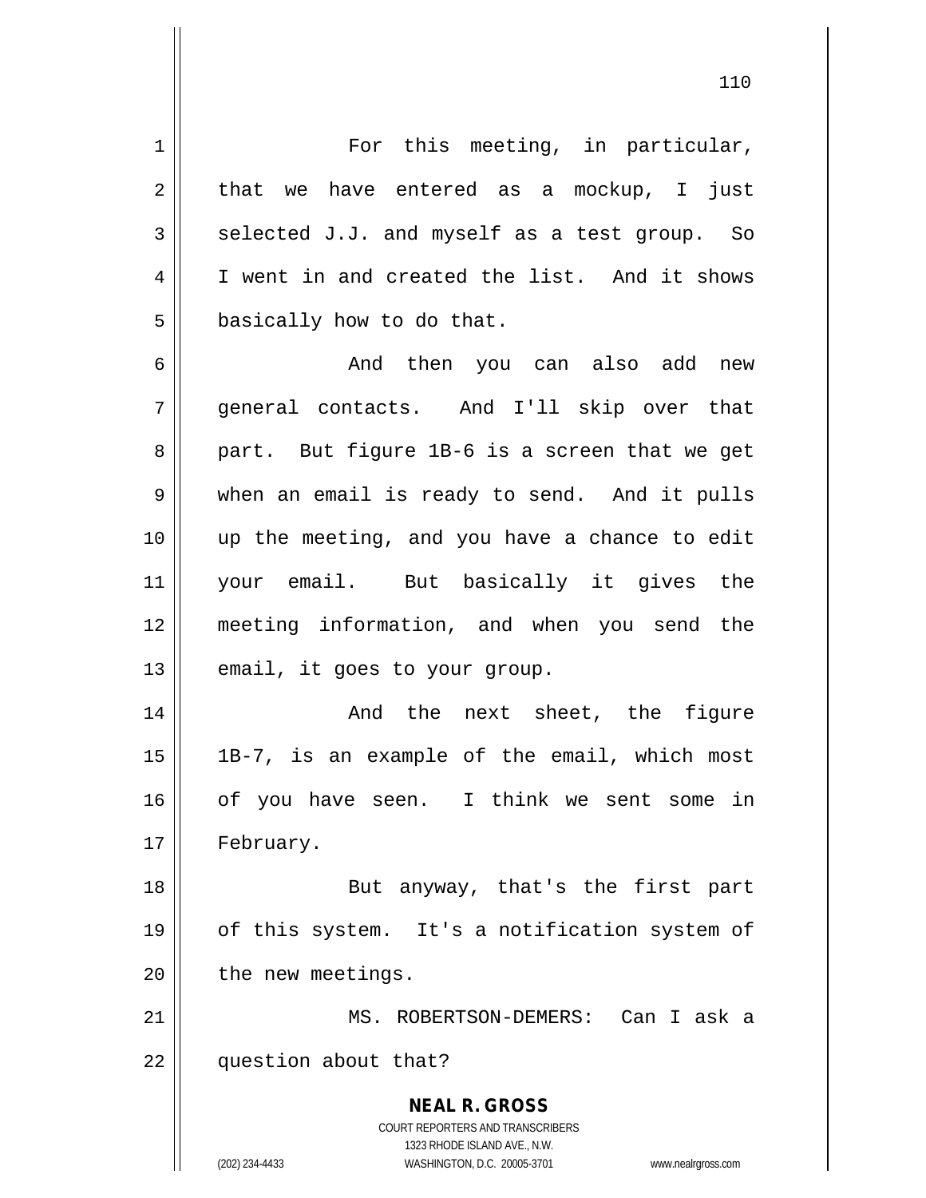For this meeting, in particular, that we have entered as a mockup, I just selected J.J. and myself as a test group. So I went in and created the list. And it shows basically how to do that.

And then you can also add new general contacts. And I'll skip over that part. But figure 1B-6 is a screen that we get when an email is ready to send. And it pulls up the meeting, and you have a chance to edit your email. But basically it gives the meeting information, and when you send the email, it goes to your group.

And the next sheet, the figure 1B-7, is an example of the email, which most of you have seen. I think we sent some in February.

But anyway, that's the first part of this system. It's a notification system of the new meetings.

MS. ROBERTSON-DEMERS: Can I ask a question about that?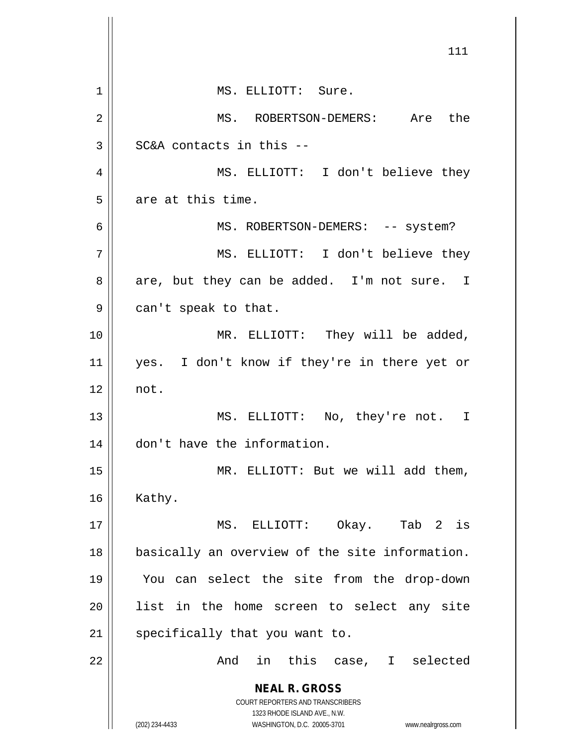MS. ELLIOTT: Sure.

MS. ROBERTSON-DEMERS: Are the SC&A contacts in this --

MS. ELLIOTT: I don't believe they are at this time.

MS. ROBERTSON-DEMERS: -- system?

MS. ELLIOTT: I don't believe they are, but they can be added. I'm not sure. I can't speak to that.

MR. ELLIOTT: They will be added, yes. I don't know if they're in there yet or not.

MS. ELLIOTT: No, they're not. I don't have the information.

MR. ELLIOTT: But we will add them, Kathy.

MS. ELLIOTT: Okay. Tab 2 is basically an overview of the site information. You can select the site from the drop-down list in the home screen to select any site specifically that you want to.

And in this case, I selected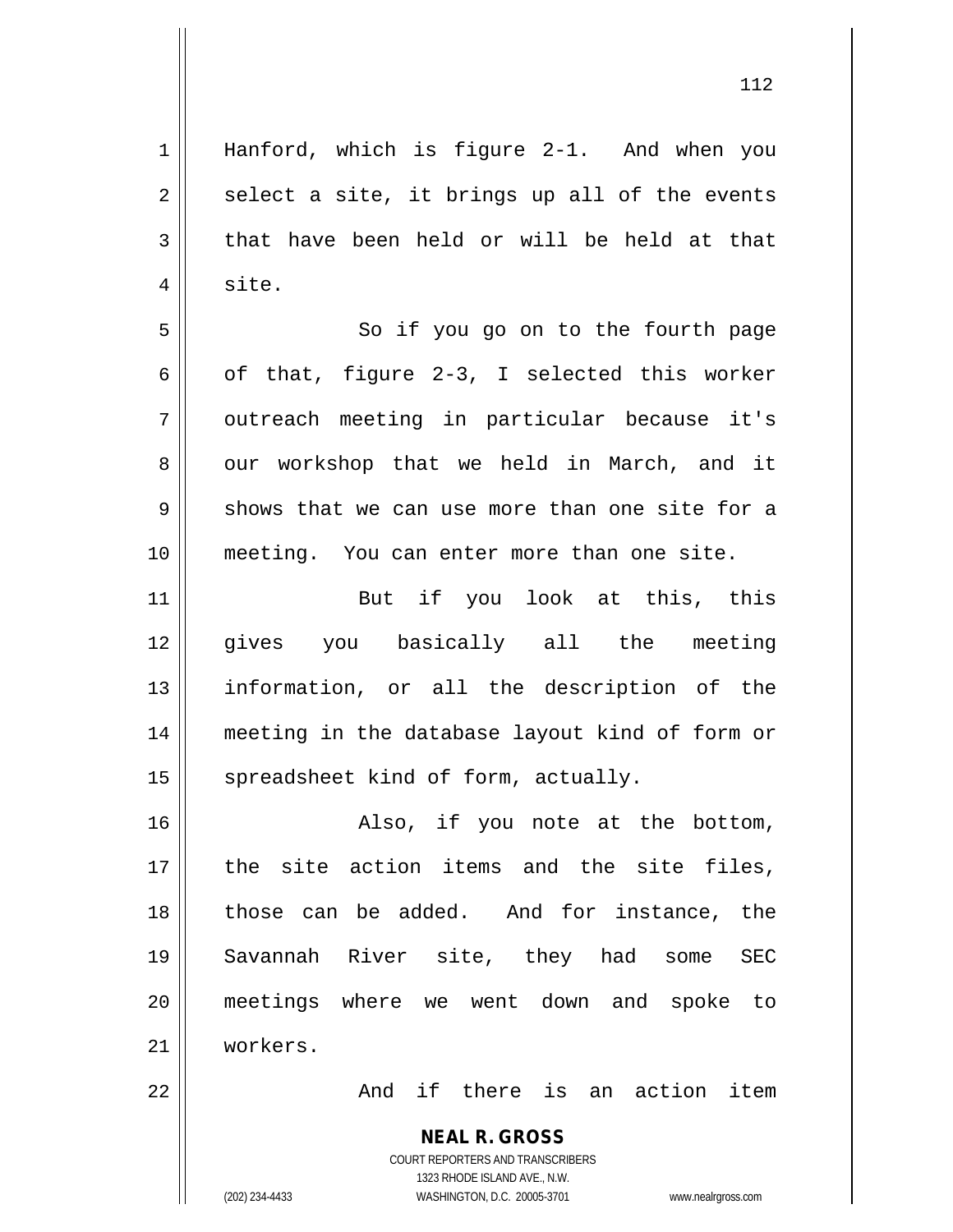Hanford, which is figure 2-1. And when you select a site, it brings up all of the events that have been held or will be held at that site.

So if you go on to the fourth page of that, figure 2-3, I selected this worker outreach meeting in particular because it's our workshop that we held in March, and it shows that we can use more than one site for a meeting. You can enter more than one site.

But if you look at this, this gives you basically all the meeting information, or all the description of the meeting in the database layout kind of form or spreadsheet kind of form, actually.

Also, if you note at the bottom, the site action items and the site files, those can be added. And for instance, the Savannah River site, they had some SEC meetings where we went down and spoke to workers.

And if there is an action item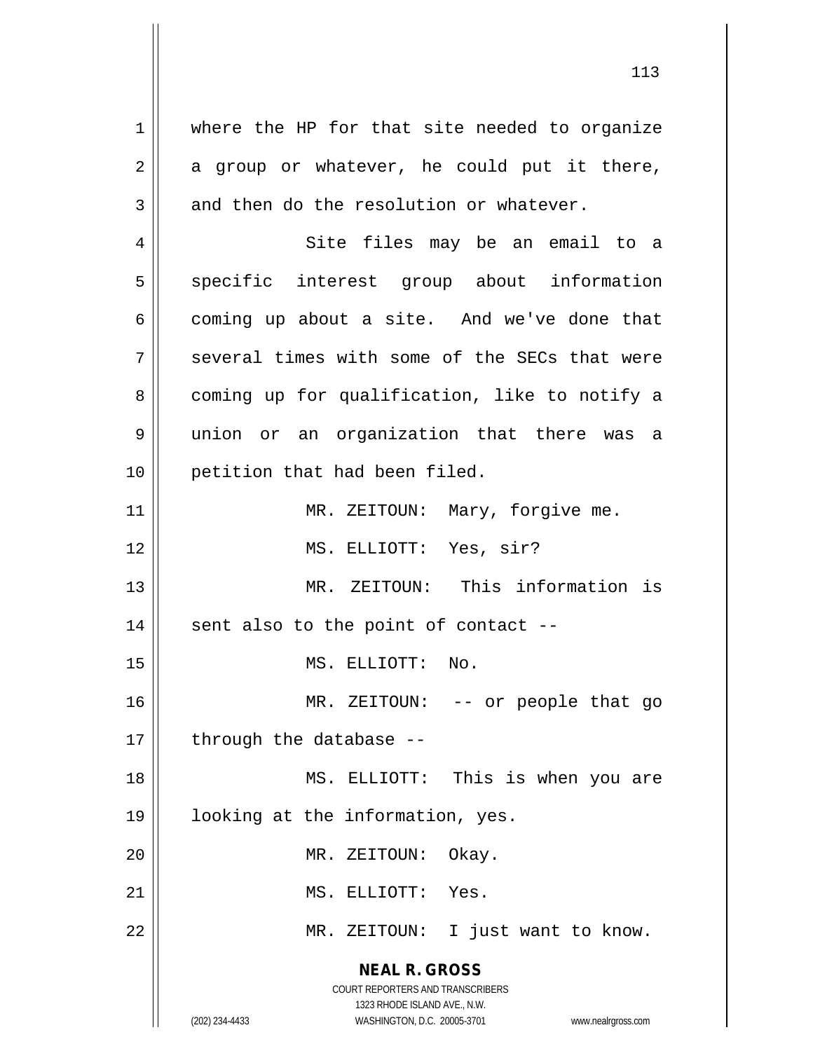where the HP for that site needed to organize a group or whatever, he could put it there, and then do the resolution or whatever.

Site files may be an email to a specific interest group about information coming up about a site. And we've done that several times with some of the SECs that were coming up for qualification, like to notify a union or an organization that there was a petition that had been filed.

MR. ZEITOUN: Mary, forgive me.

MS. ELLIOTT: Yes, sir?

MR. ZEITOUN: This information is sent also to the point of contact --

MS. ELLIOTT: No.

MR. ZEITOUN: -- or people that go through the database --

MS. ELLIOTT: This is when you are looking at the information, yes.

MR. ZEITOUN: Okay.

MS. ELLIOTT: Yes.

MR. ZEITOUN: I just want to know.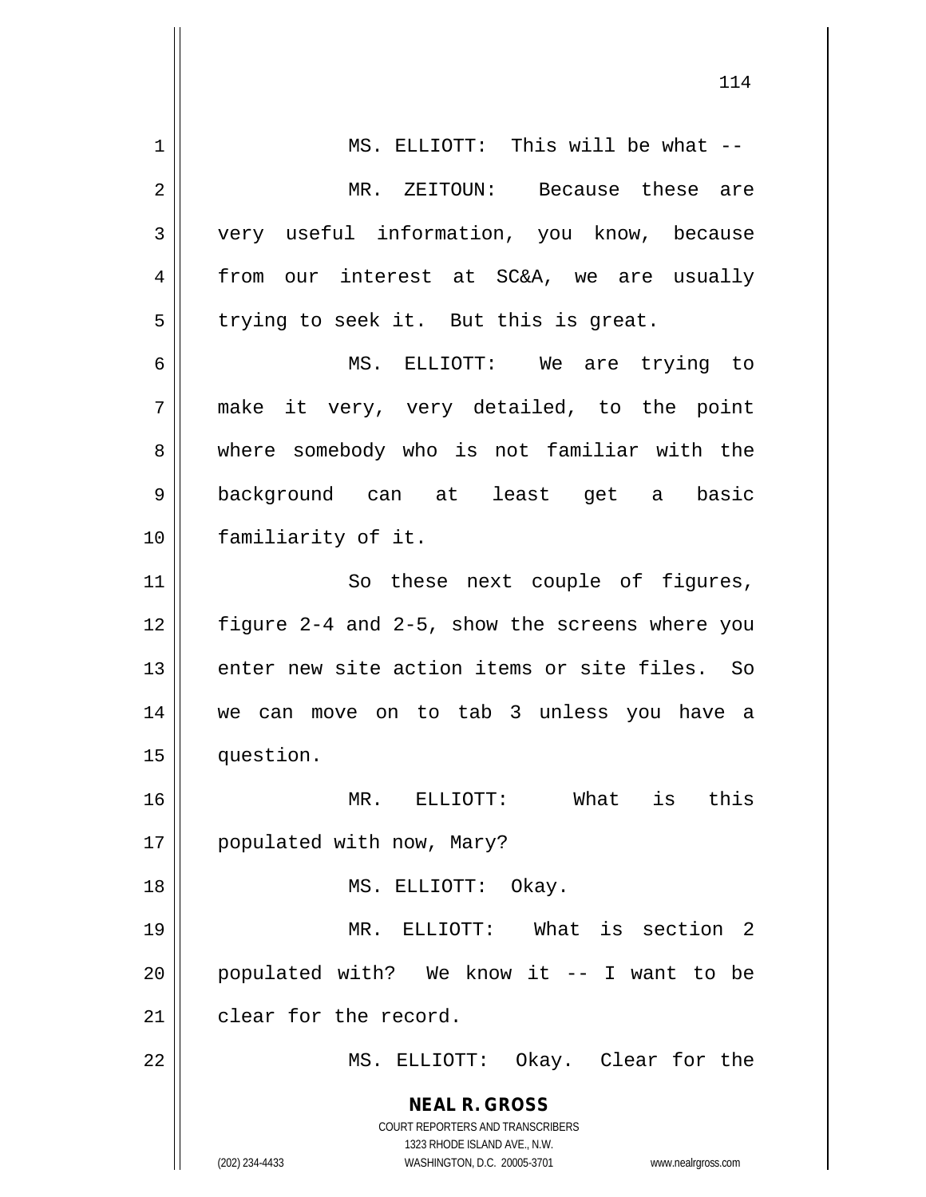MS. ELLIOTT: This will be what --

MR. ZEITOUN: Because these are very useful information, you know, because from our interest at SC&A, we are usually trying to seek it. But this is great.

MS. ELLIOTT: We are trying to make it very, very detailed, to the point where somebody who is not familiar with the background can at least get a basic familiarity of it.

So these next couple of figures, figure 2-4 and 2-5, show the screens where you enter new site action items or site files. So we can move on to tab 3 unless you have a question.

MR. ELLIOTT: What is this populated with now, Mary?

MS. ELLIOTT: Okay.

MR. ELLIOTT: What is section 2 populated with? We know it -- I want to be clear for the record.

MS. ELLIOTT: Okay. Clear for the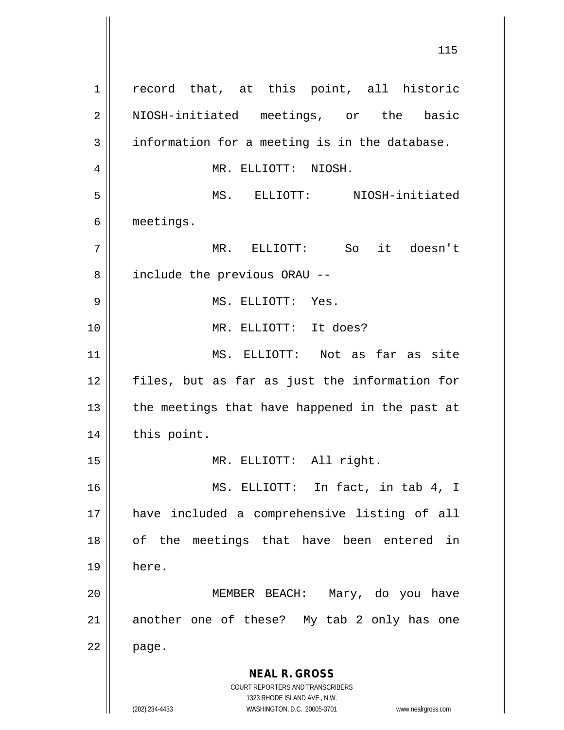record that, at this point, all historic NIOSH-initiated meetings, or the basic information for a meeting is in the database.

MR. ELLIOTT: NIOSH.

MS. ELLIOTT: NIOSH-initiated meetings.

MR. ELLIOTT: So it doesn't include the previous ORAU --

MS. ELLIOTT: Yes.

MR. ELLIOTT: It does?

MS. ELLIOTT: Not as far as site files, but as far as just the information for the meetings that have happened in the past at this point.

MR. ELLIOTT: All right.

MS. ELLIOTT: In fact, in tab 4, I have included a comprehensive listing of all of the meetings that have been entered in here.

MEMBER BEACH: Mary, do you have another one of these? My tab 2 only has one page.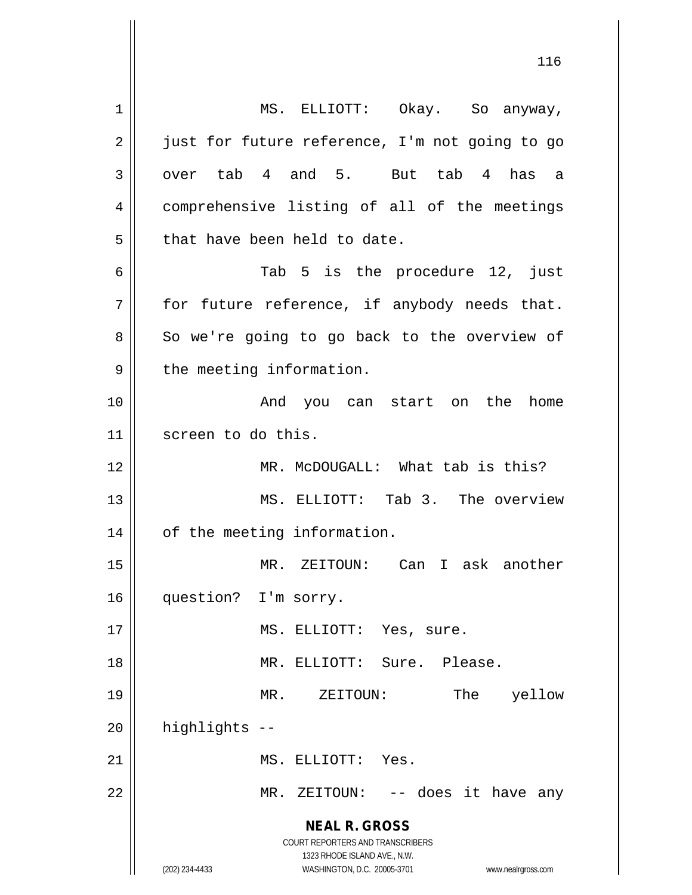MS. ELLIOTT: Okay. So anyway, just for future reference, I'm not going to go over tab 4 and 5. But tab 4 has a comprehensive listing of all of the meetings that have been held to date.

Tab 5 is the procedure 12, just for future reference, if anybody needs that. So we're going to go back to the overview of the meeting information.

And you can start on the home screen to do this.

MR. McDOUGALL: What tab is this?

MS. ELLIOTT: Tab 3. The overview of the meeting information.

MR. ZEITOUN: Can I ask another question? I'm sorry.

MS. ELLIOTT: Yes, sure.

MR. ELLIOTT: Sure. Please.

MR. ZEITOUN: The yellow highlights --

MS. ELLIOTT: Yes.

MR. ZEITOUN: -- does it have any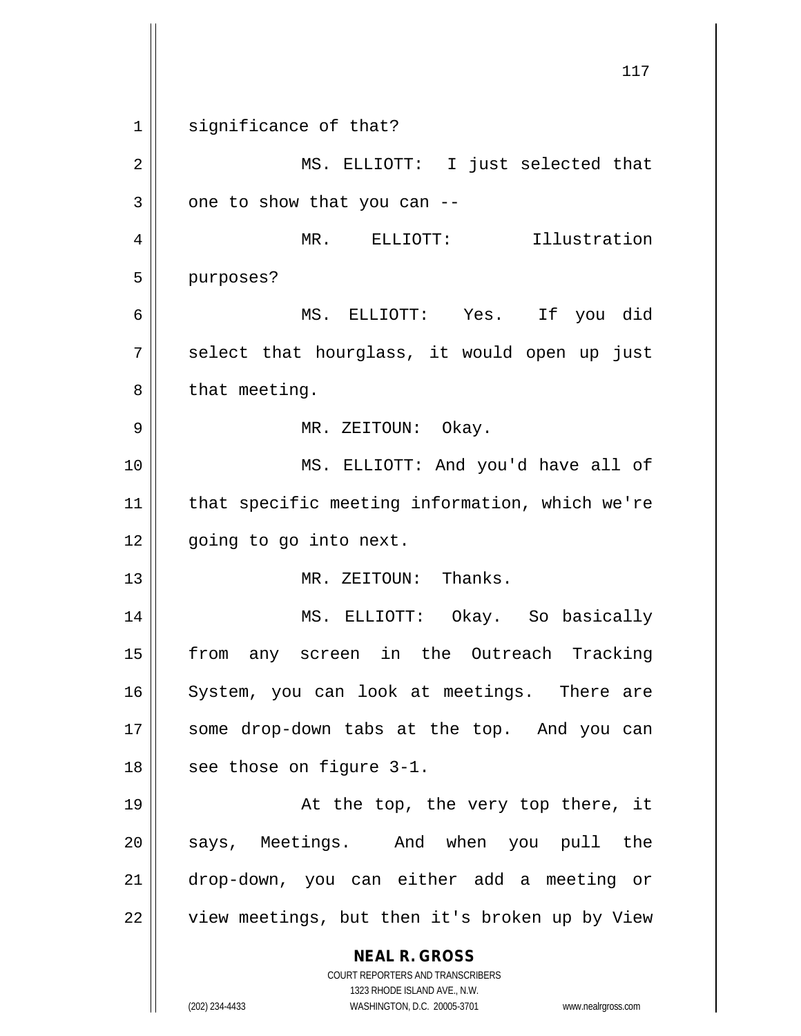significance of that?

MS. ELLIOTT: I just selected that one to show that you can --

MR. ELLIOTT: Illustration purposes?

MS. ELLIOTT: Yes. If you did select that hourglass, it would open up just that meeting.

MR. ZEITOUN: Okay.

MS. ELLIOTT: And you'd have all of that specific meeting information, which we're going to go into next.

MR. ZEITOUN: Thanks.

MS. ELLIOTT: Okay. So basically from any screen in the Outreach Tracking System, you can look at meetings. There are some drop-down tabs at the top. And you can see those on figure 3-1.

At the top, the very top there, it says, Meetings. And when you pull the drop-down, you can either add a meeting or view meetings, but then it's broken up by View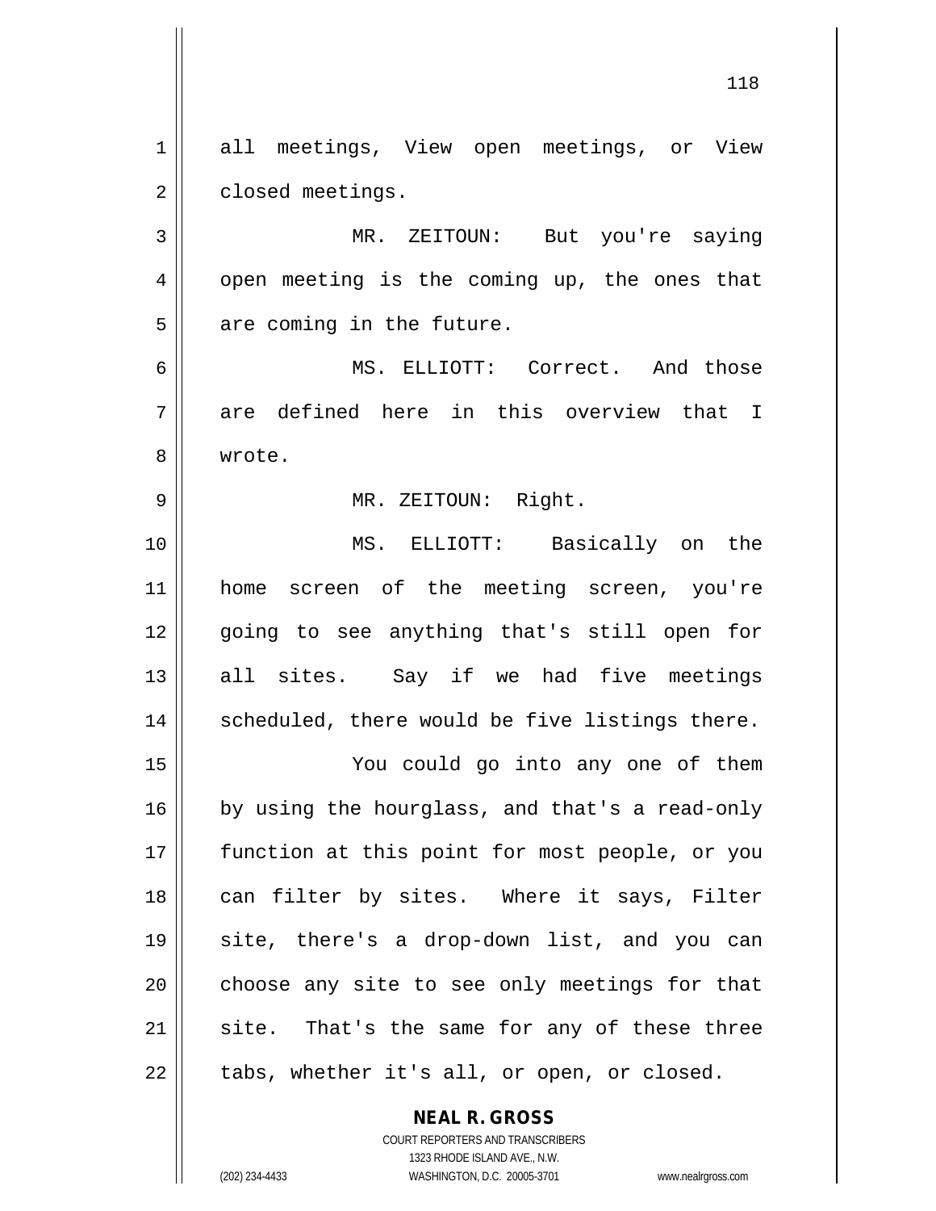all meetings, View open meetings, or View closed meetings.

MR. ZEITOUN: But you're saying open meeting is the coming up, the ones that are coming in the future.

MS. ELLIOTT: Correct. And those are defined here in this overview that I wrote.

MR. ZEITOUN: Right.

MS. ELLIOTT: Basically on the home screen of the meeting screen, you're going to see anything that's still open for all sites. Say if we had five meetings scheduled, there would be five listings there.

You could go into any one of them by using the hourglass, and that's a read-only function at this point for most people, or you can filter by sites. Where it says, Filter site, there's a drop-down list, and you can choose any site to see only meetings for that site. That's the same for any of these three tabs, whether it's all, or open, or closed.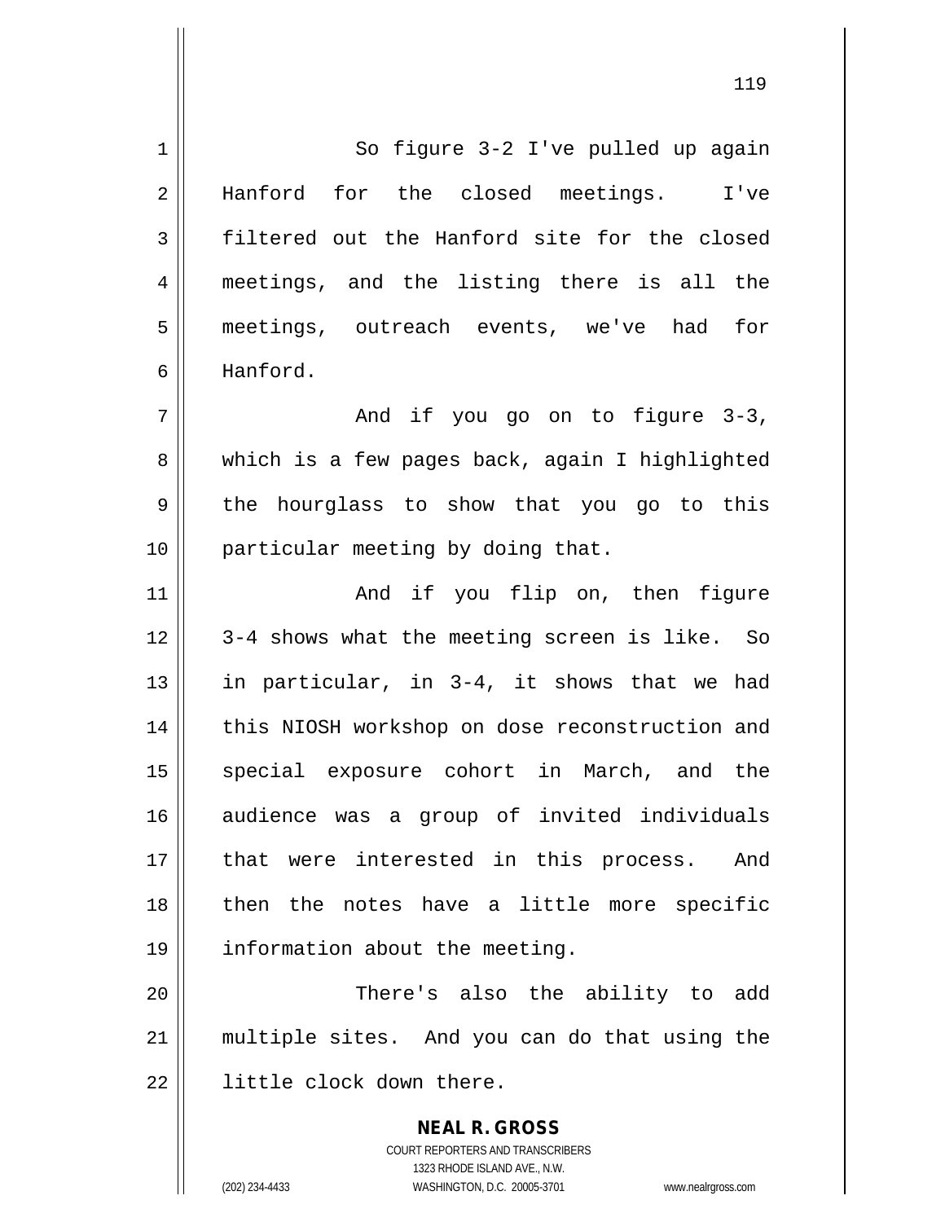So figure 3-2 I've pulled up again Hanford for the closed meetings. I've filtered out the Hanford site for the closed meetings, and the listing there is all the meetings, outreach events, we've had for Hanford.

And if you go on to figure 3-3, which is a few pages back, again I highlighted the hourglass to show that you go to this particular meeting by doing that.

And if you flip on, then figure 3-4 shows what the meeting screen is like. So in particular, in 3-4, it shows that we had this NIOSH workshop on dose reconstruction and special exposure cohort in March, and the audience was a group of invited individuals that were interested in this process. And then the notes have a little more specific information about the meeting.

There's also the ability to add multiple sites. And you can do that using the little clock down there.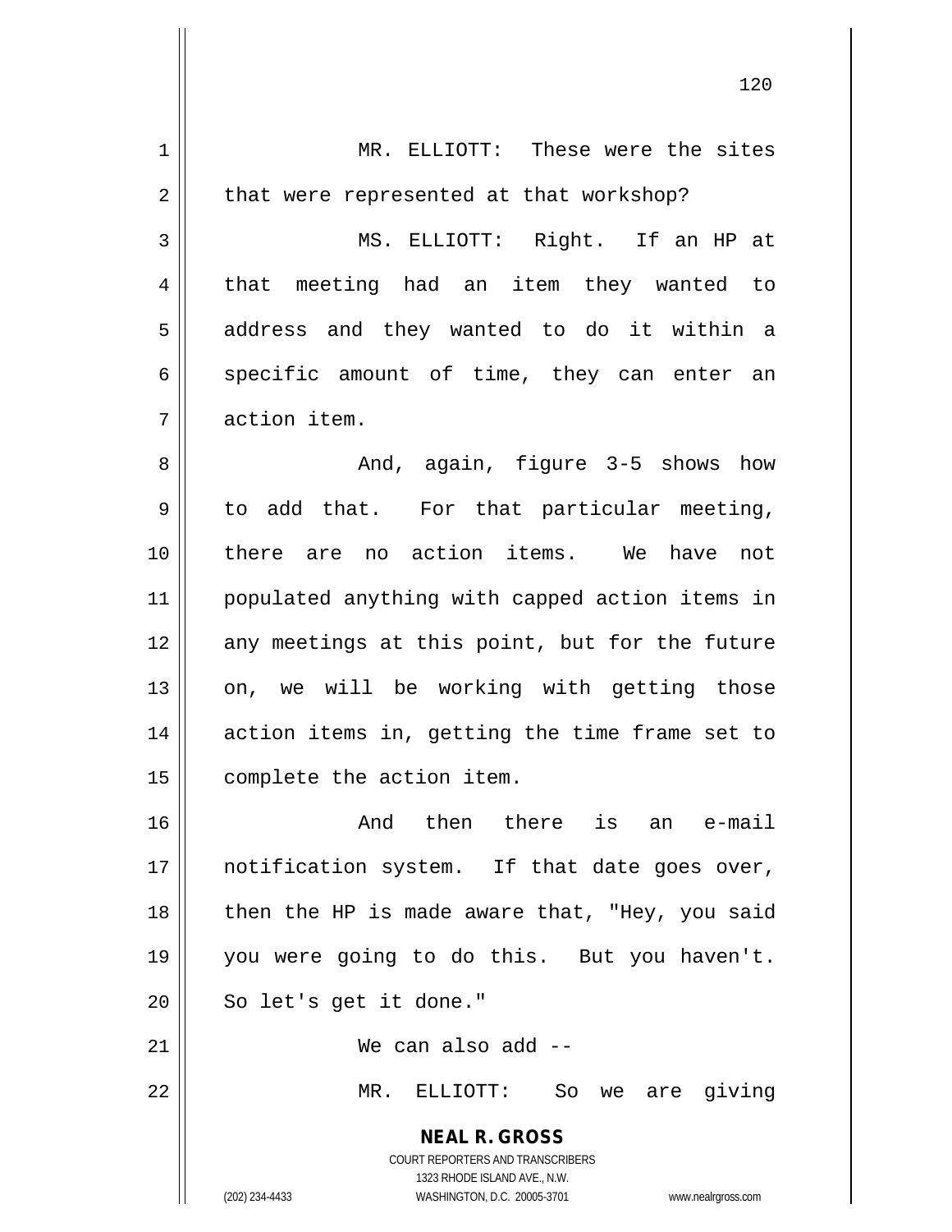MR. ELLIOTT: These were the sites that were represented at that workshop?

MS. ELLIOTT: Right. If an HP at that meeting had an item they wanted to address and they wanted to do it within a specific amount of time, they can enter an action item.

And, again, figure 3-5 shows how to add that. For that particular meeting, there are no action items. We have not populated anything with capped action items in any meetings at this point, but for the future on, we will be working with getting those action items in, getting the time frame set to complete the action item.

And then there is an e-mail notification system. If that date goes over, then the HP is made aware that, "Hey, you said you were going to do this. But you haven't. So let's get it done."

We can also add --

MR. ELLIOTT: So we are giving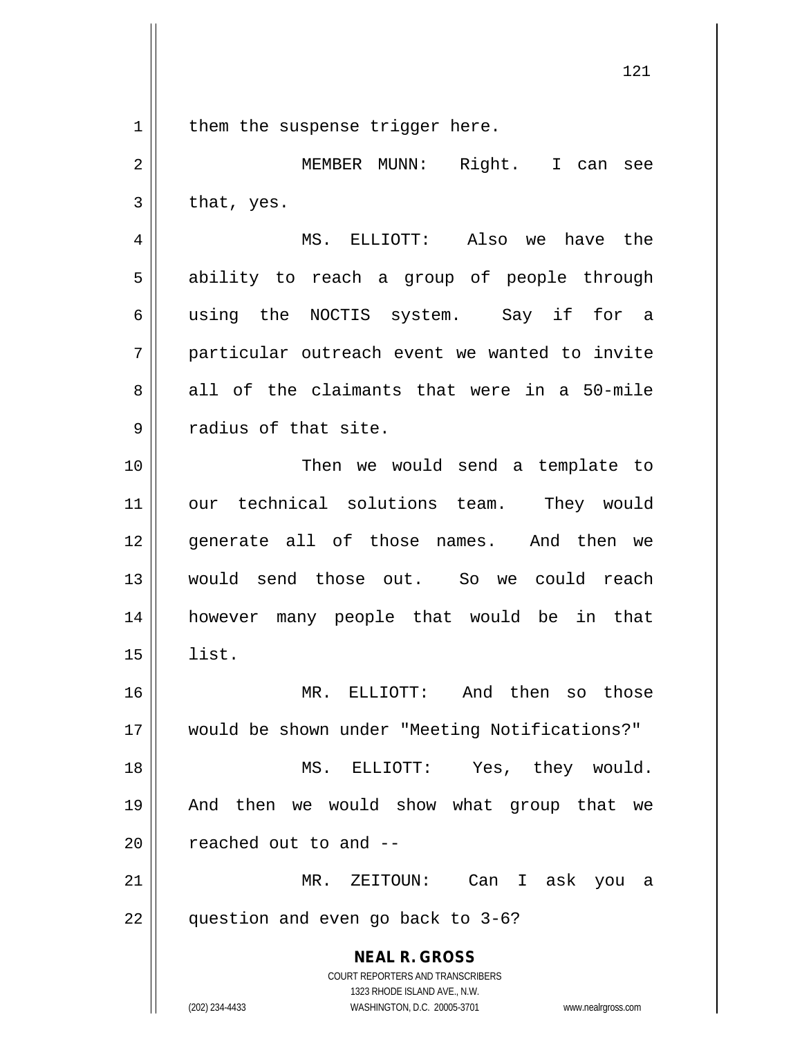them the suspense trigger here.

MEMBER MUNN: Right. I can see that, yes.

MS. ELLIOTT: Also we have the ability to reach a group of people through using the NOCTIS system. Say if for a particular outreach event we wanted to invite all of the claimants that were in a 50-mile radius of that site.

Then we would send a template to our technical solutions team. They would generate all of those names. And then we would send those out. So we could reach however many people that would be in that list.

MR. ELLIOTT: And then so those would be shown under "Meeting Notifications?"

MS. ELLIOTT: Yes, they would. And then we would show what group that we reached out to and --

MR. ZEITOUN: Can I ask you a question and even go back to 3-6?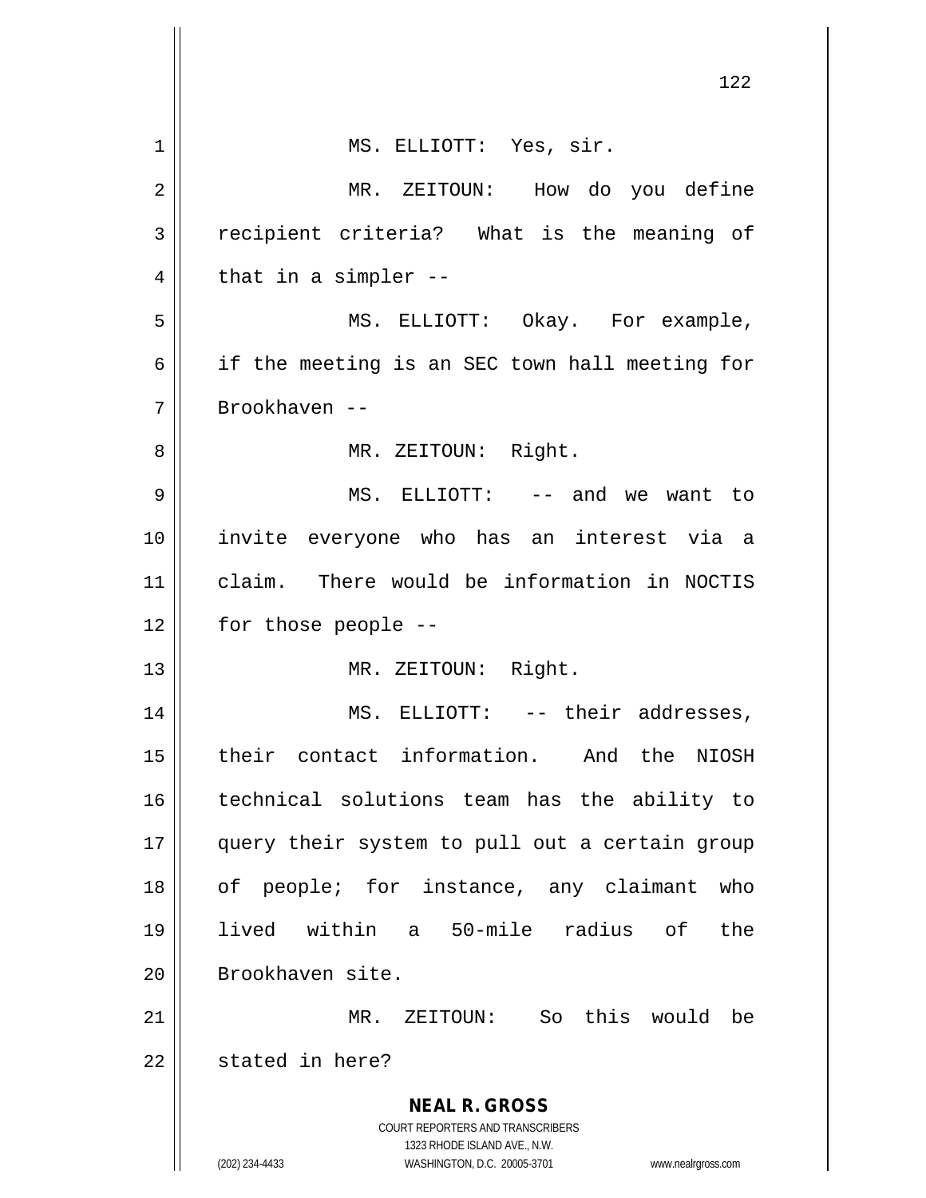MS. ELLIOTT: Yes, sir.

MR. ZEITOUN: How do you define recipient criteria? What is the meaning of that in a simpler --

MS. ELLIOTT: Okay. For example, if the meeting is an SEC town hall meeting for Brookhaven --

MR. ZEITOUN: Right.

MS. ELLIOTT: -- and we want to invite everyone who has an interest via a claim. There would be information in NOCTIS for those people --

MR. ZEITOUN: Right.

MS. ELLIOTT: -- their addresses, their contact information. And the NIOSH technical solutions team has the ability to query their system to pull out a certain group of people; for instance, any claimant who lived within a 50-mile radius of the Brookhaven site.

MR. ZEITOUN: So this would be stated in here?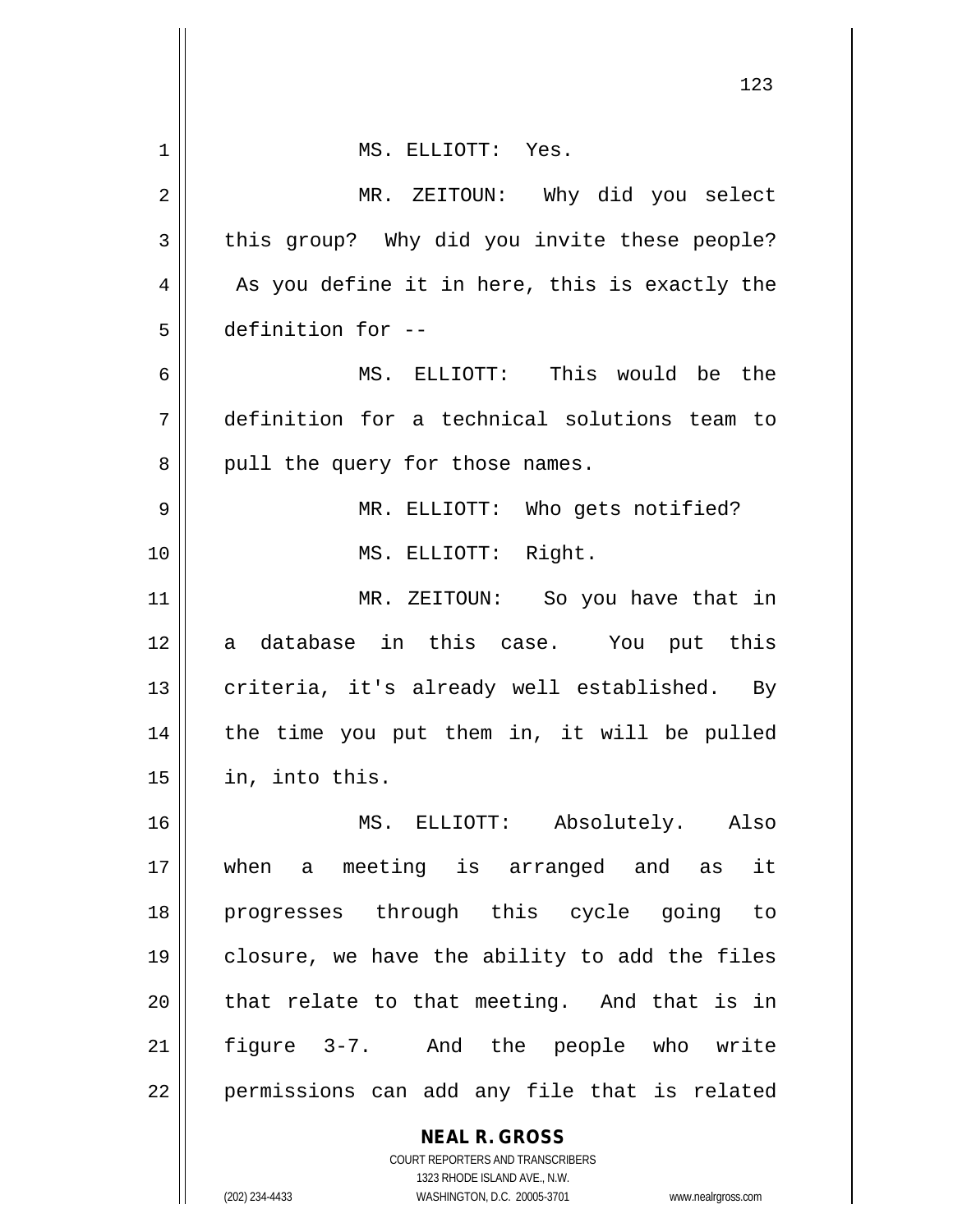MS. ELLIOTT: Yes.

MR. ZEITOUN: Why did you select this group? Why did you invite these people? As you define it in here, this is exactly the definition for --

MS. ELLIOTT: This would be the definition for a technical solutions team to pull the query for those names.

MR. ELLIOTT: Who gets notified?

MS. ELLIOTT: Right.

MR. ZEITOUN: So you have that in a database in this case. You put this criteria, it's already well established. By the time you put them in, it will be pulled in, into this.

MS. ELLIOTT: Absolutely. Also when a meeting is arranged and as it progresses through this cycle going to closure, we have the ability to add the files that relate to that meeting. And that is in figure 3-7. And the people who write permissions can add any file that is related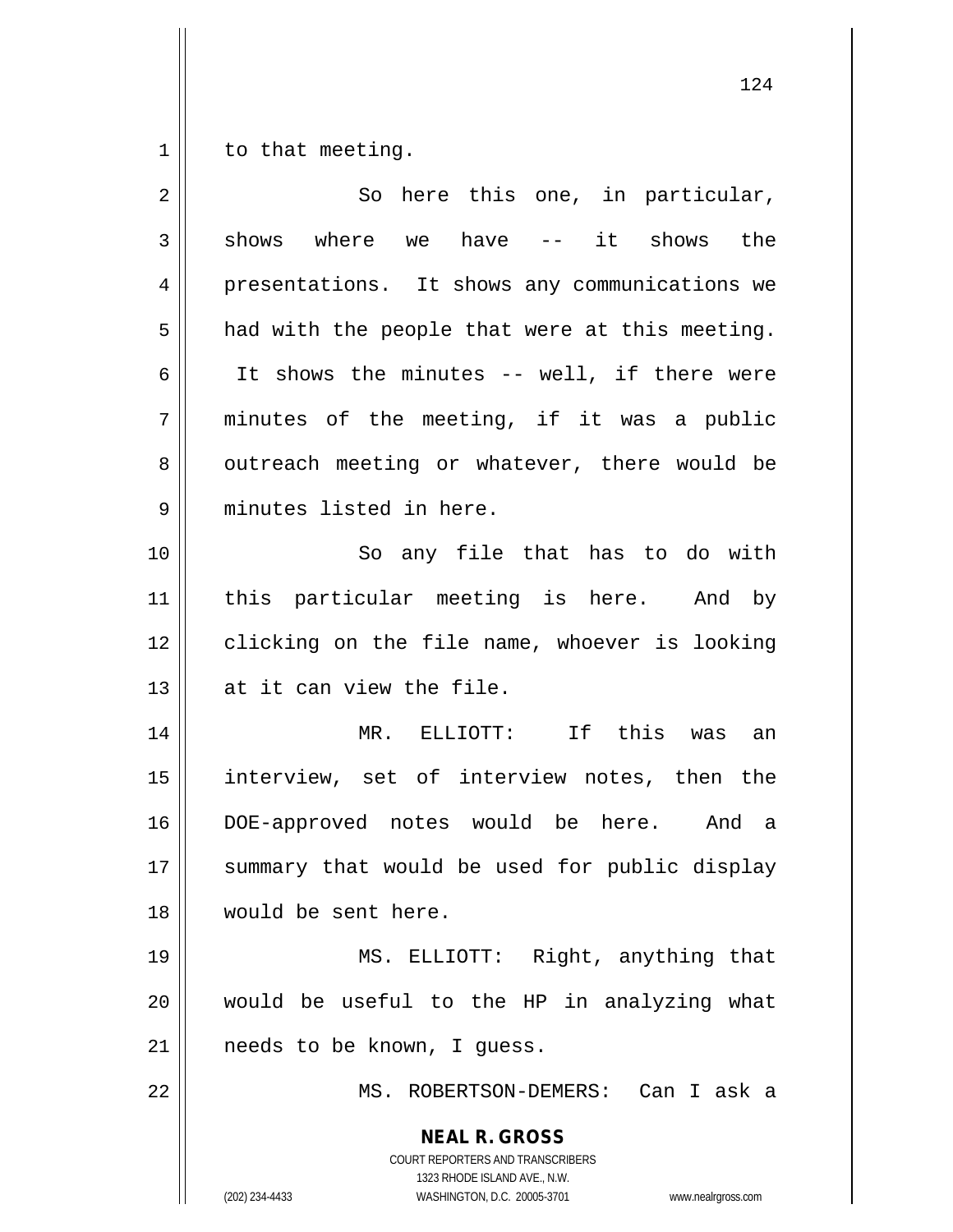to that meeting.

So here this one, in particular, shows where we have -- it shows the presentations. It shows any communications we had with the people that were at this meeting. It shows the minutes -- well, if there were minutes of the meeting, if it was a public outreach meeting or whatever, there would be minutes listed in here.

So any file that has to do with this particular meeting is here. And by clicking on the file name, whoever is looking at it can view the file.

MR. ELLIOTT: If this was an interview, set of interview notes, then the DOE-approved notes would be here. And a summary that would be used for public display would be sent here.

MS. ELLIOTT: Right, anything that would be useful to the HP in analyzing what needs to be known, I guess.

MS. ROBERTSON-DEMERS: Can I ask a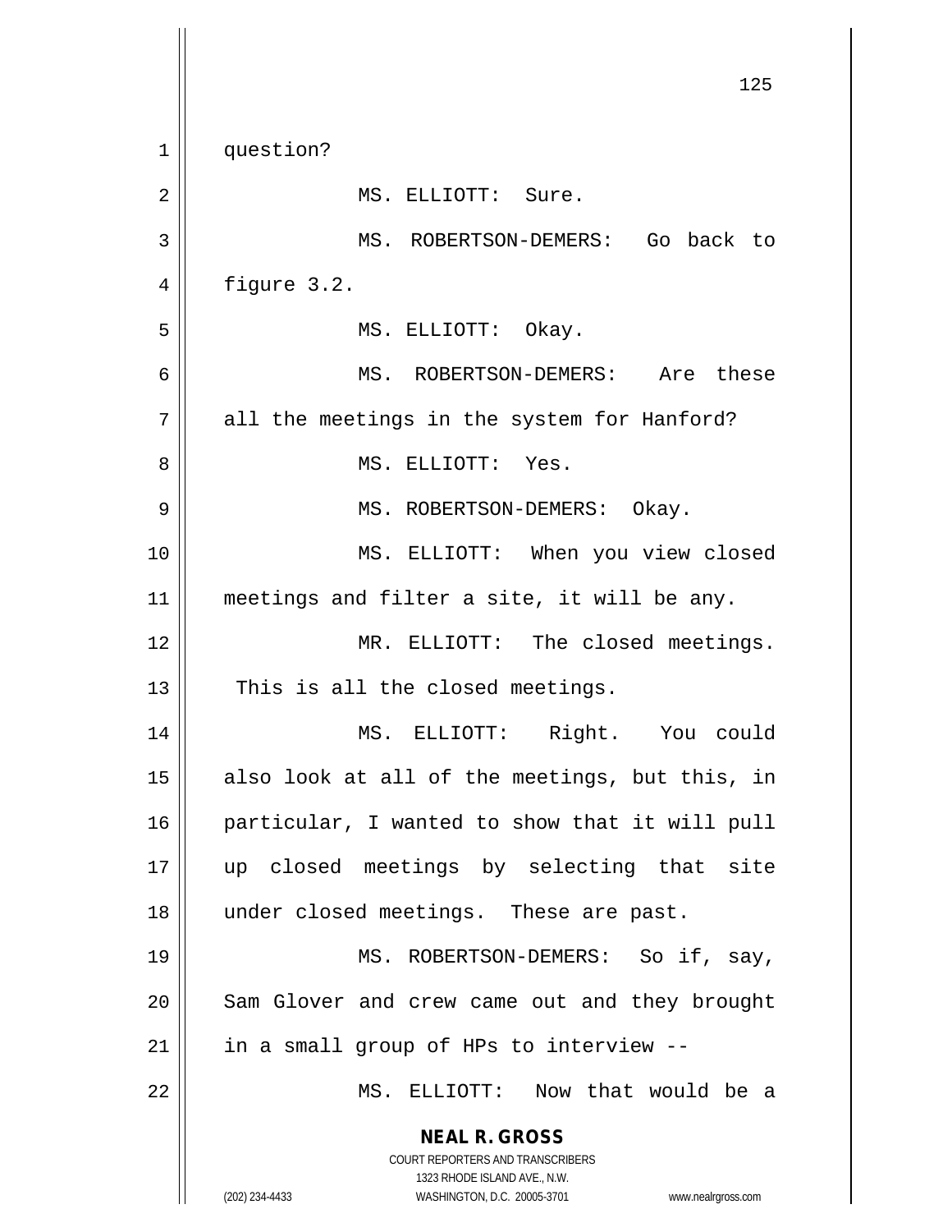question?

MS. ELLIOTT: Sure.

MS. ROBERTSON-DEMERS: Go back to figure 3.2.

MS. ELLIOTT: Okay.

MS. ROBERTSON-DEMERS: Are these all the meetings in the system for Hanford?

MS. ELLIOTT: Yes.

MS. ROBERTSON-DEMERS: Okay.

MS. ELLIOTT: When you view closed meetings and filter a site, it will be any.

MR. ELLIOTT: The closed meetings. This is all the closed meetings.

MS. ELLIOTT: Right. You could also look at all of the meetings, but this, in particular, I wanted to show that it will pull up closed meetings by selecting that site under closed meetings. These are past.

MS. ROBERTSON-DEMERS: So if, say, Sam Glover and crew came out and they brought in a small group of HPs to interview --

MS. ELLIOTT: Now that would be a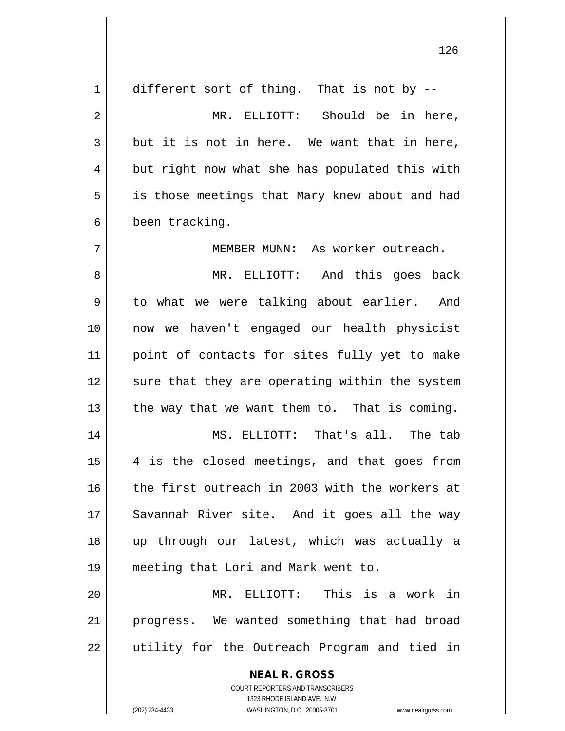different sort of thing. That is not by --

MR. ELLIOTT: Should be in here, but it is not in here. We want that in here, but right now what she has populated this with is those meetings that Mary knew about and had been tracking.

MEMBER MUNN: As worker outreach.

MR. ELLIOTT: And this goes back to what we were talking about earlier. And now we haven't engaged our health physicist point of contacts for sites fully yet to make sure that they are operating within the system the way that we want them to. That is coming.

MS. ELLIOTT: That's all. The tab 4 is the closed meetings, and that goes from the first outreach in 2003 with the workers at Savannah River site. And it goes all the way up through our latest, which was actually a meeting that Lori and Mark went to.

MR. ELLIOTT: This is a work in progress. We wanted something that had broad utility for the Outreach Program and tied in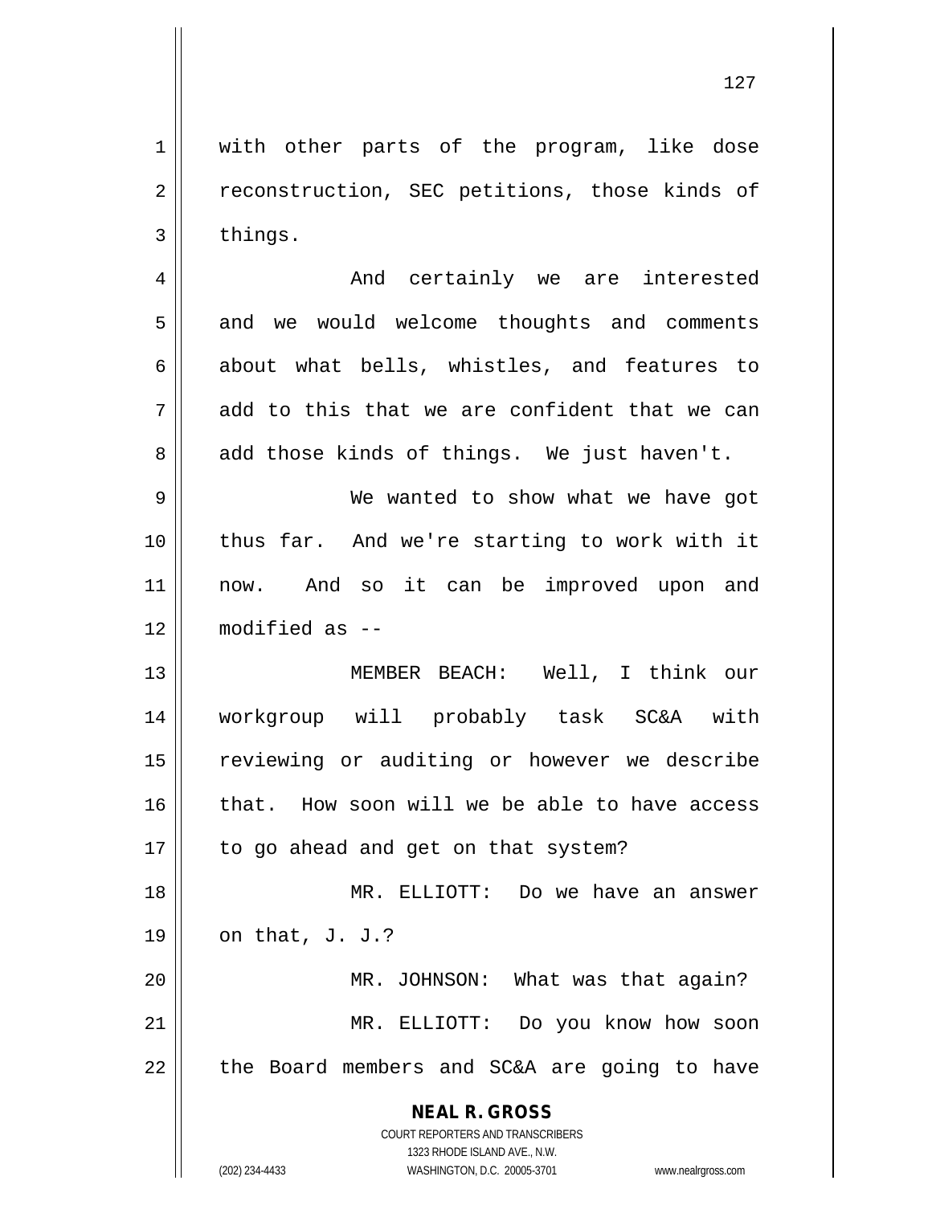with other parts of the program, like dose reconstruction, SEC petitions, those kinds of things.

And certainly we are interested and we would welcome thoughts and comments about what bells, whistles, and features to add to this that we are confident that we can add those kinds of things. We just haven't.

We wanted to show what we have got thus far. And we're starting to work with it now. And so it can be improved upon and modified as --

MEMBER BEACH: Well, I think our workgroup will probably task SC&A with reviewing or auditing or however we describe that. How soon will we be able to have access to go ahead and get on that system?

MR. ELLIOTT: Do we have an answer on that, J. J.?

MR. JOHNSON: What was that again?

MR. ELLIOTT: Do you know how soon the Board members and SC&A are going to have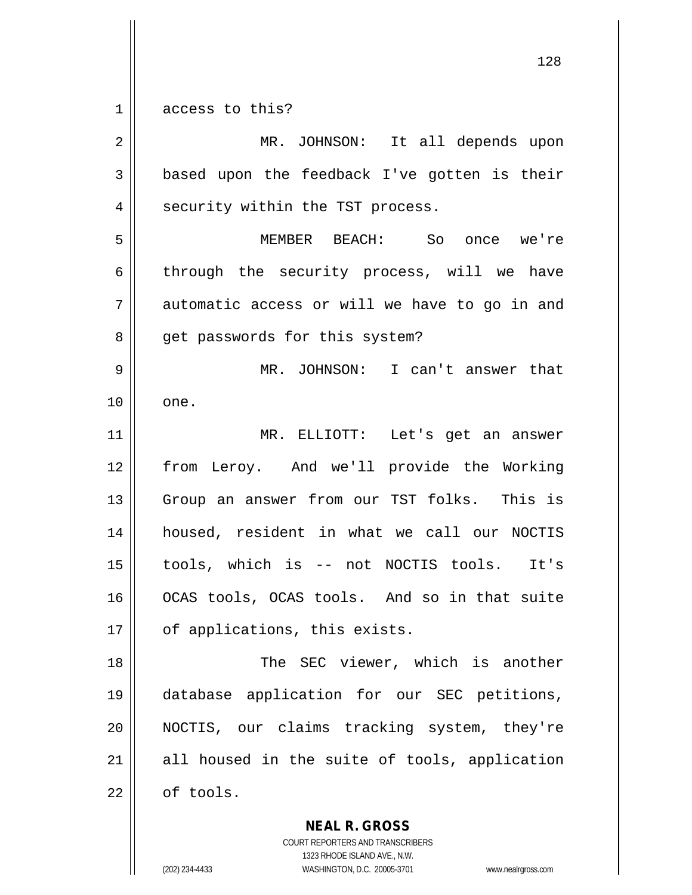access to this?

MR. JOHNSON: It all depends upon based upon the feedback I've gotten is their security within the TST process.

MEMBER BEACH: So once we're through the security process, will we have automatic access or will we have to go in and get passwords for this system?

MR. JOHNSON: I can't answer that one.

MR. ELLIOTT: Let's get an answer from Leroy. And we'll provide the Working Group an answer from our TST folks. This is housed, resident in what we call our NOCTIS tools, which is -- not NOCTIS tools. It's OCAS tools, OCAS tools. And so in that suite of applications, this exists.

The SEC viewer, which is another database application for our SEC petitions, NOCTIS, our claims tracking system, they're all housed in the suite of tools, application of tools.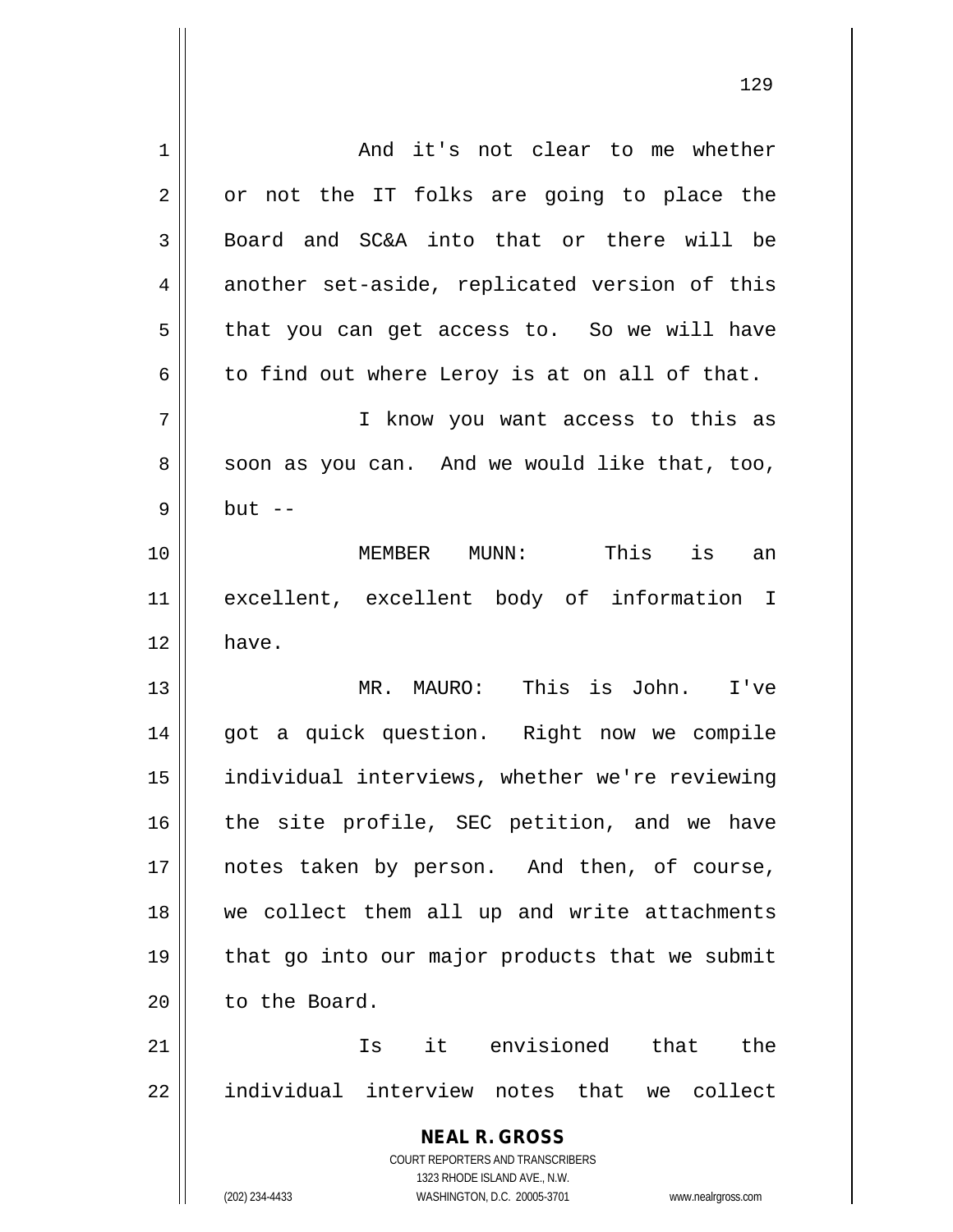And it's not clear to me whether or not the IT folks are going to place the Board and SC&A into that or there will be another set-aside, replicated version of this that you can get access to. So we will have to find out where Leroy is at on all of that.

I know you want access to this as soon as you can. And we would like that, too, but --

MEMBER MUNN: This is an excellent, excellent body of information I have.

MR. MAURO: This is John. I've got a quick question. Right now we compile individual interviews, whether we're reviewing the site profile, SEC petition, and we have notes taken by person. And then, of course, we collect them all up and write attachments that go into our major products that we submit to the Board.

Is it envisioned that the individual interview notes that we collect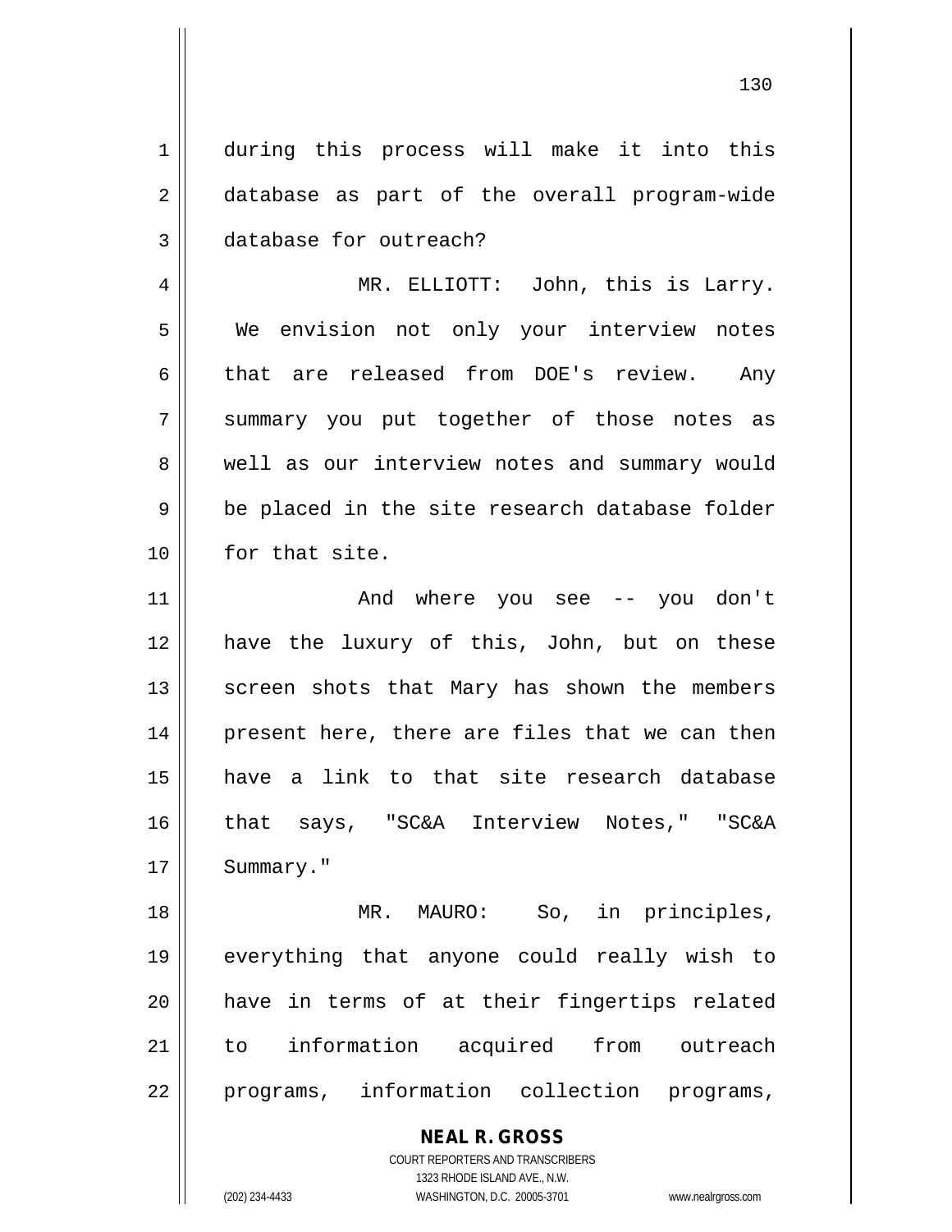during this process will make it into this database as part of the overall program-wide database for outreach?

MR. ELLIOTT: John, this is Larry. We envision not only your interview notes that are released from DOE's review. Any summary you put together of those notes as well as our interview notes and summary would be placed in the site research database folder for that site.

And where you see -- you don't have the luxury of this, John, but on these screen shots that Mary has shown the members present here, there are files that we can then have a link to that site research database that says, "SC&A Interview Notes," "SC&A Summary."

MR. MAURO: So, in principles, everything that anyone could really wish to have in terms of at their fingertips related to information acquired from outreach programs, information collection programs,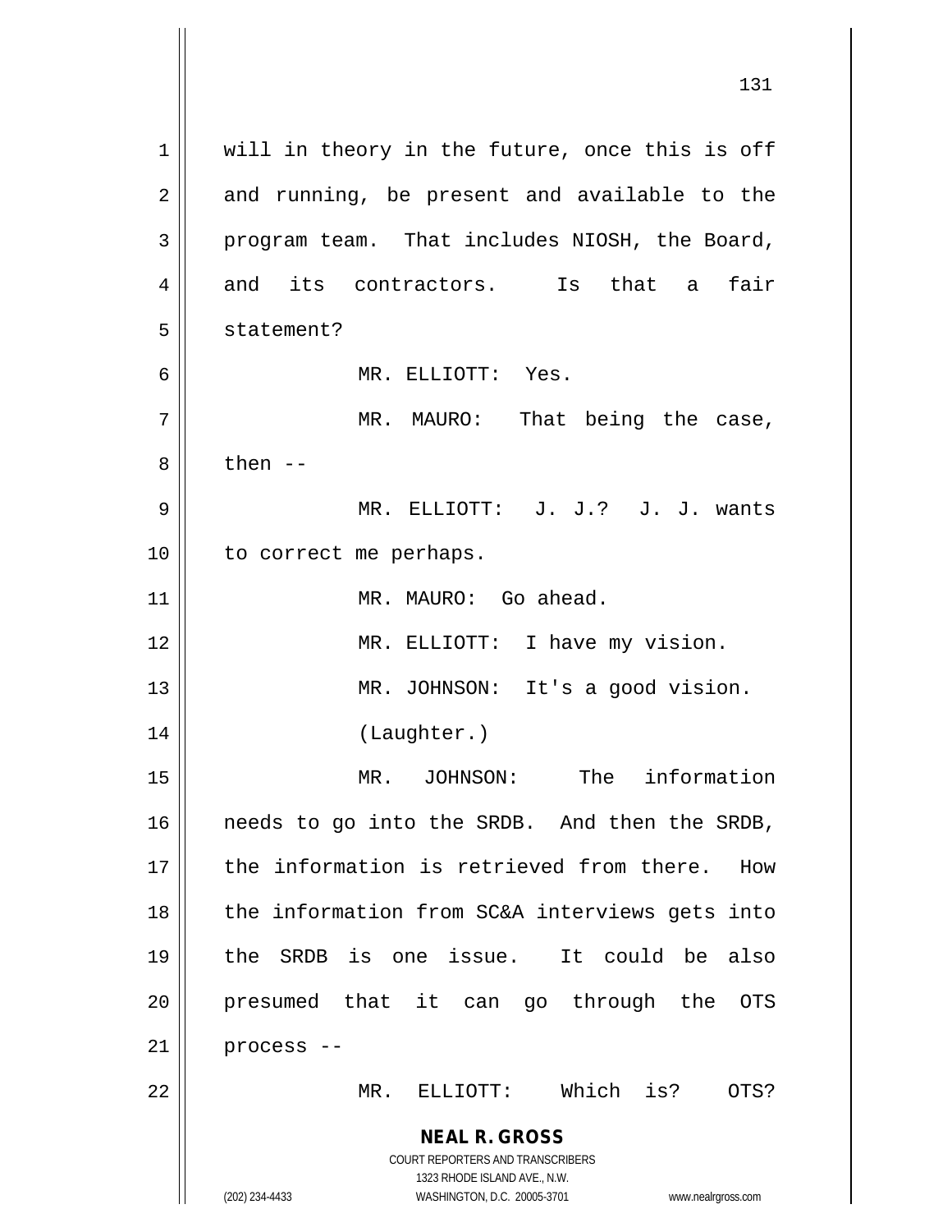will in theory in the future, once this is off and running, be present and available to the program team. That includes NIOSH, the Board, and its contractors. Is that a fair statement?

MR. ELLIOTT: Yes.

MR. MAURO: That being the case, then --

MR. ELLIOTT: J. J.? J. J. wants to correct me perhaps.

MR. MAURO: Go ahead.

MR. ELLIOTT: I have my vision.

MR. JOHNSON: It's a good vision.

(Laughter.)

MR. JOHNSON: The information needs to go into the SRDB. And then the SRDB, the information is retrieved from there. How the information from SC&A interviews gets into the SRDB is one issue. It could be also presumed that it can go through the OTS process --

MR. ELLIOTT: Which is? OTS?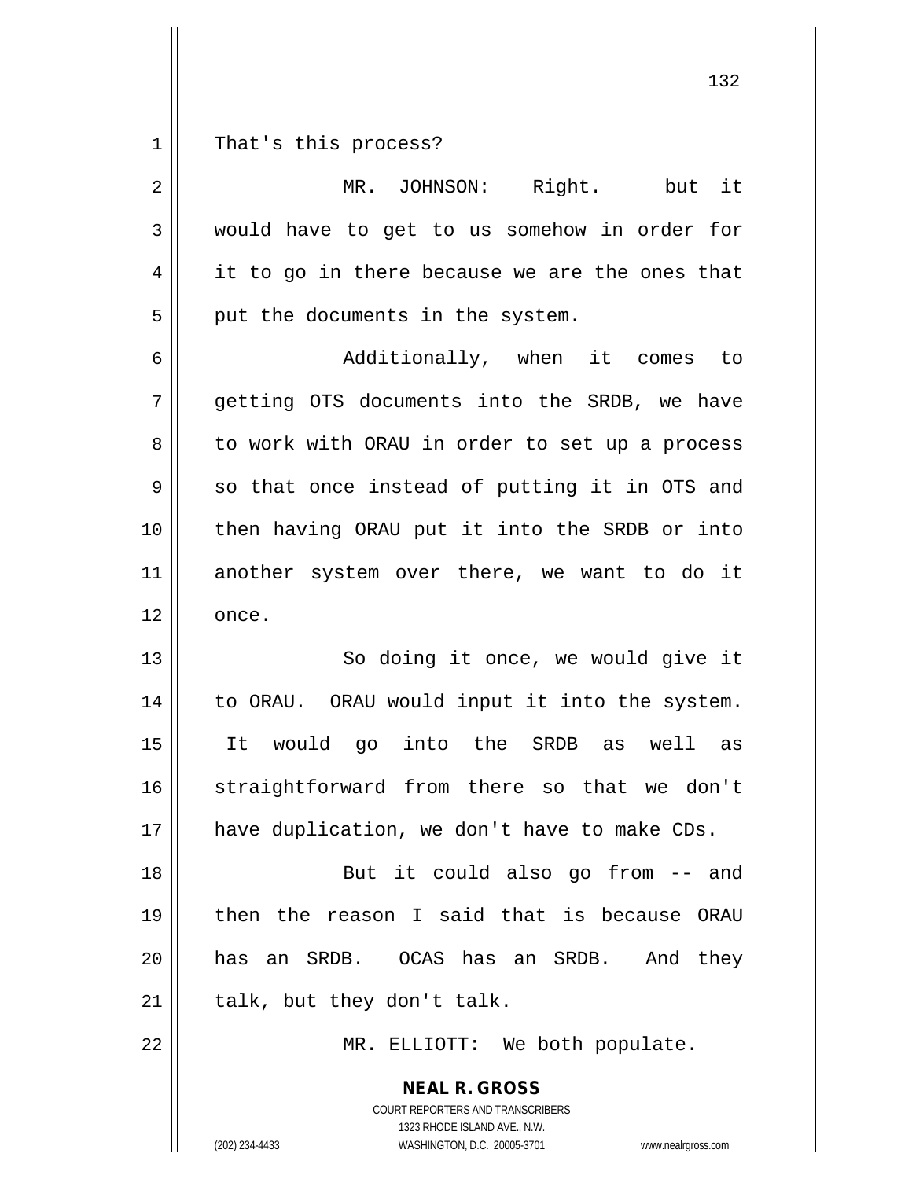That's this process?

MR. JOHNSON: Right. but it would have to get to us somehow in order for it to go in there because we are the ones that put the documents in the system.

Additionally, when it comes to getting OTS documents into the SRDB, we have to work with ORAU in order to set up a process so that once instead of putting it in OTS and then having ORAU put it into the SRDB or into another system over there, we want to do it once.

So doing it once, we would give it to ORAU. ORAU would input it into the system. It would go into the SRDB as well as straightforward from there so that we don't have duplication, we don't have to make CDs.

But it could also go from -- and then the reason I said that is because ORAU has an SRDB. OCAS has an SRDB. And they talk, but they don't talk.

MR. ELLIOTT: We both populate.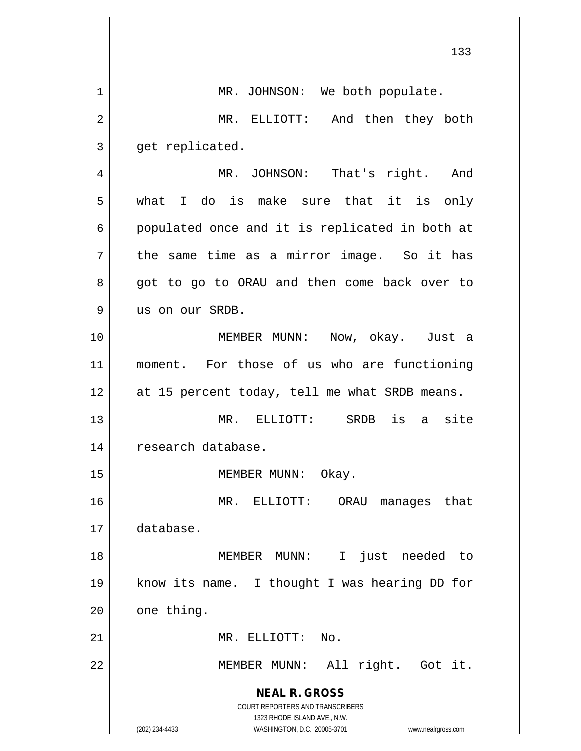MR. JOHNSON: We both populate.

MR. ELLIOTT: And then they both get replicated.

MR. JOHNSON: That's right. And what I do is make sure that it is only populated once and it is replicated in both at the same time as a mirror image. So it has got to go to ORAU and then come back over to us on our SRDB.

MEMBER MUNN: Now, okay. Just a moment. For those of us who are functioning at 15 percent today, tell me what SRDB means.

MR. ELLIOTT: SRDB is a site research database.

MEMBER MUNN: Okay.

MR. ELLIOTT: ORAU manages that database.

MEMBER MUNN: I just needed to know its name. I thought I was hearing DD for one thing.

MR. ELLIOTT: No.

MEMBER MUNN: All right. Got it.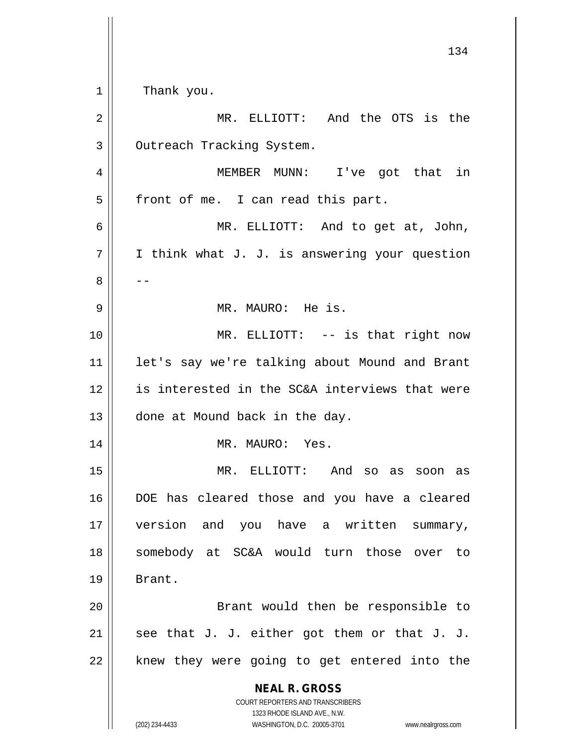Thank you.

MR. ELLIOTT: And the OTS is the Outreach Tracking System.

MEMBER MUNN: I've got that in front of me. I can read this part.

MR. ELLIOTT: And to get at, John, I think what J. J. is answering your question --

MR. MAURO: He is.

MR. ELLIOTT: -- is that right now let's say we're talking about Mound and Brant is interested in the SC&A interviews that were done at Mound back in the day.

MR. MAURO: Yes.

MR. ELLIOTT: And so as soon as DOE has cleared those and you have a cleared version and you have a written summary, somebody at SC&A would turn those over to Brant.

Brant would then be responsible to see that J. J. either got them or that J. J. knew they were going to get entered into the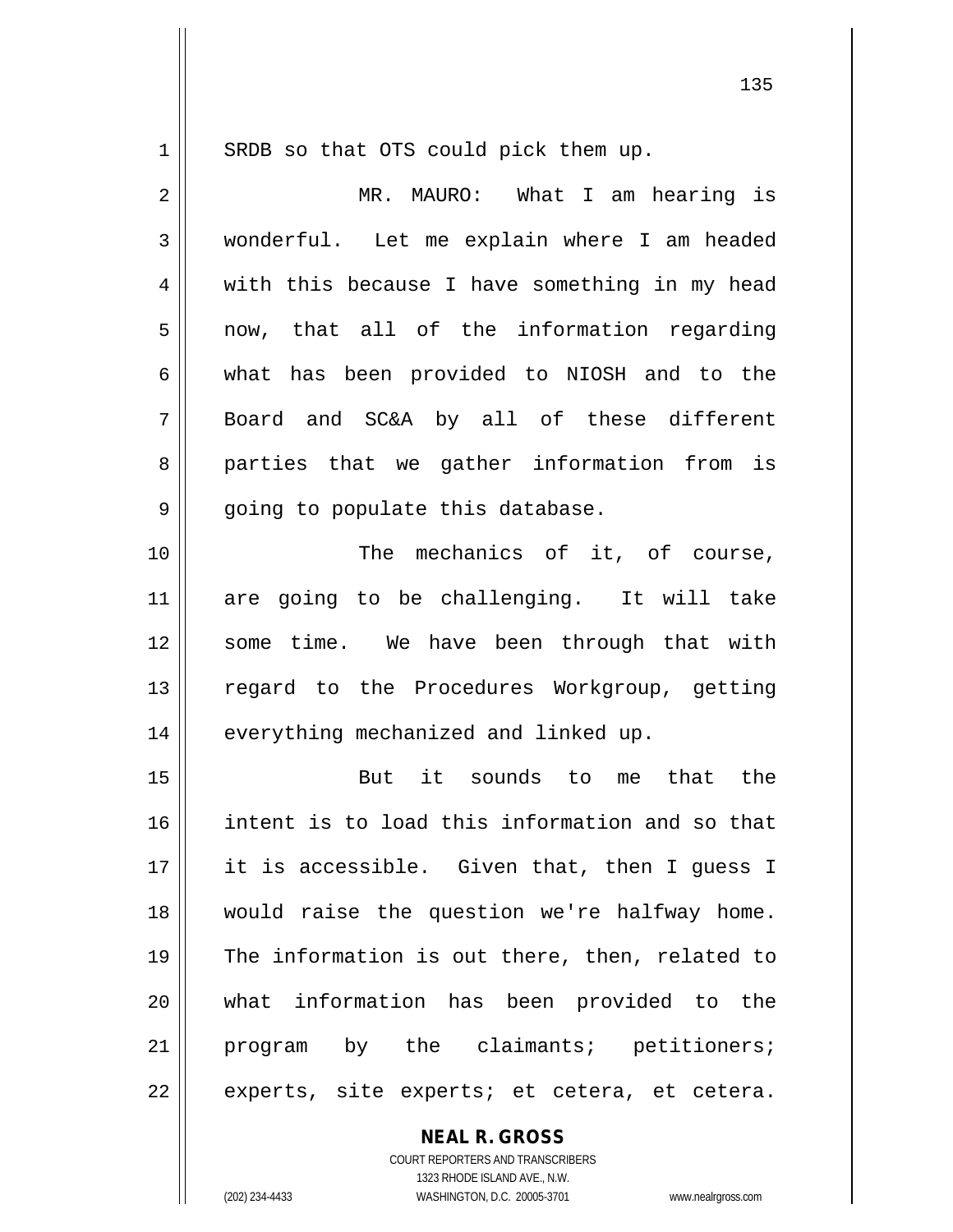SRDB so that OTS could pick them up.

MR. MAURO: What I am hearing is wonderful. Let me explain where I am headed with this because I have something in my head now, that all of the information regarding what has been provided to NIOSH and to the Board and SC&A by all of these different parties that we gather information from is going to populate this database.

The mechanics of it, of course, are going to be challenging. It will take some time. We have been through that with regard to the Procedures Workgroup, getting everything mechanized and linked up.

But it sounds to me that the intent is to load this information and so that it is accessible. Given that, then I guess I would raise the question we're halfway home. The information is out there, then, related to what information has been provided to the program by the claimants; petitioners; experts, site experts; et cetera, et cetera.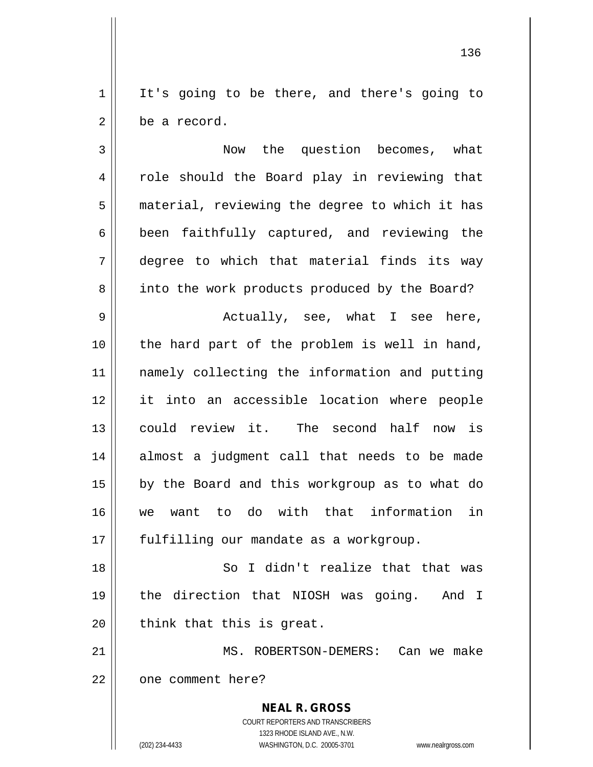It's going to be there, and there's going to be a record.

Now the question becomes, what role should the Board play in reviewing that material, reviewing the degree to which it has been faithfully captured, and reviewing the degree to which that material finds its way into the work products produced by the Board?

Actually, see, what I see here, the hard part of the problem is well in hand, namely collecting the information and putting it into an accessible location where people could review it. The second half now is almost a judgment call that needs to be made by the Board and this workgroup as to what do we want to do with that information in fulfilling our mandate as a workgroup.

So I didn't realize that that was the direction that NIOSH was going. And I think that this is great.

MS. ROBERTSON-DEMERS: Can we make one comment here?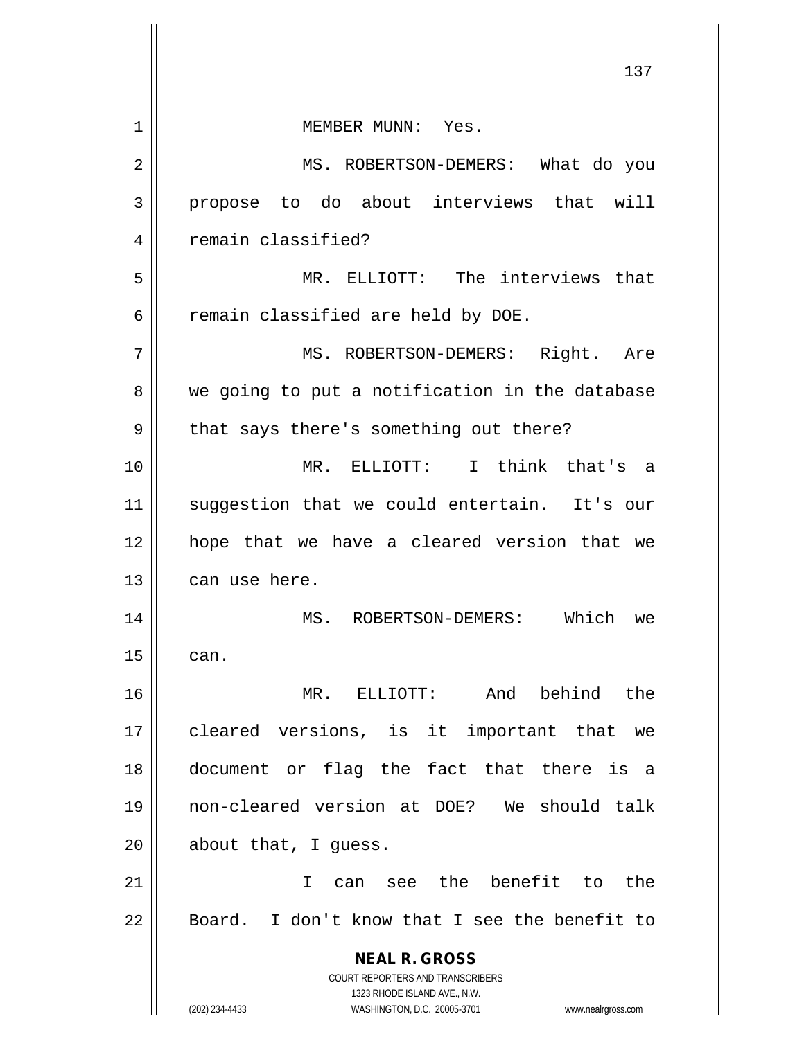MEMBER MUNN: Yes.

MS. ROBERTSON-DEMERS: What do you propose to do about interviews that will remain classified?

MR. ELLIOTT: The interviews that remain classified are held by DOE.

MS. ROBERTSON-DEMERS: Right. Are we going to put a notification in the database that says there's something out there?

MR. ELLIOTT: I think that's a suggestion that we could entertain. It's our hope that we have a cleared version that we can use here.

MS. ROBERTSON-DEMERS: Which we can.

MR. ELLIOTT: And behind the cleared versions, is it important that we document or flag the fact that there is a non-cleared version at DOE? We should talk about that, I guess.

I can see the benefit to the Board. I don't know that I see the benefit to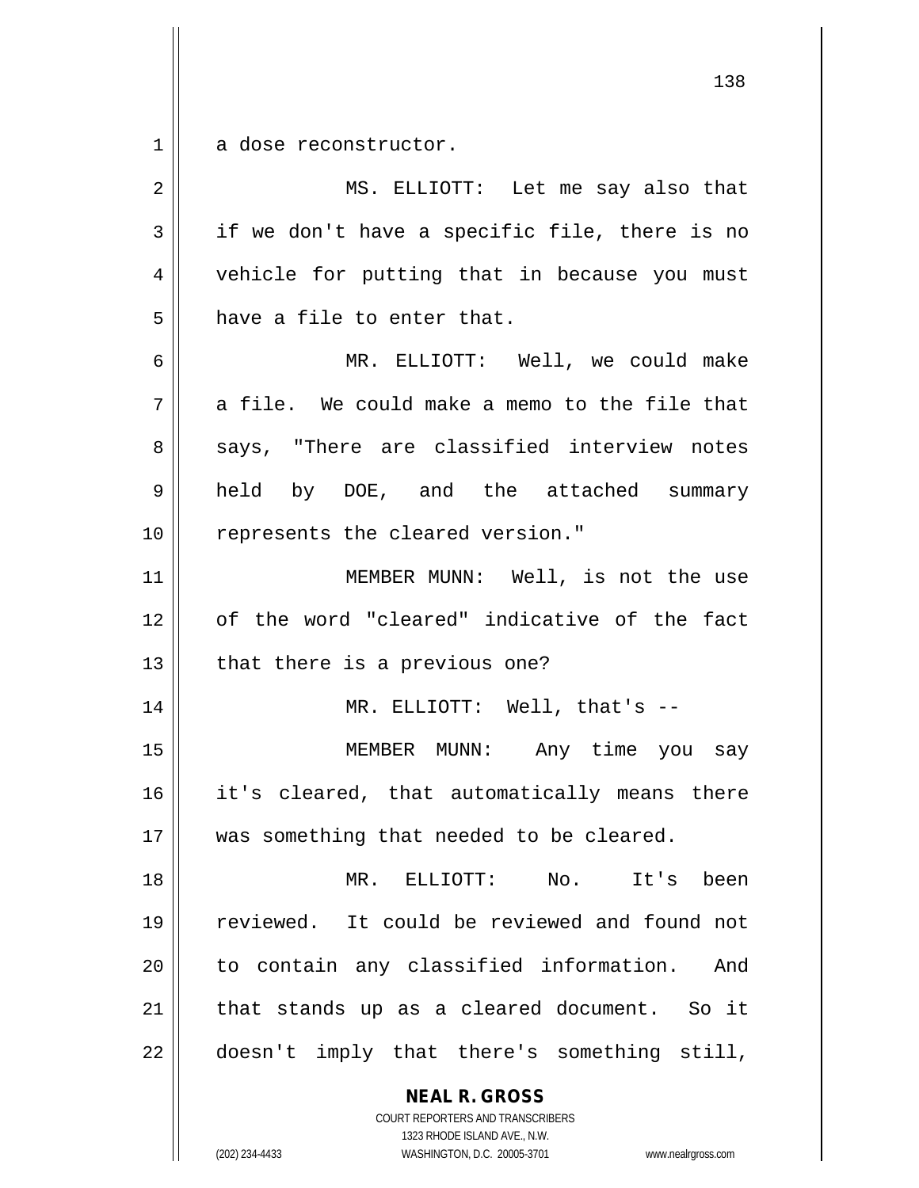a dose reconstructor.

MS. ELLIOTT: Let me say also that if we don't have a specific file, there is no vehicle for putting that in because you must have a file to enter that.

MR. ELLIOTT: Well, we could make a file. We could make a memo to the file that says, "There are classified interview notes held by DOE, and the attached summary represents the cleared version."

MEMBER MUNN: Well, is not the use of the word "cleared" indicative of the fact that there is a previous one?

MR. ELLIOTT: Well, that's --

MEMBER MUNN: Any time you say it's cleared, that automatically means there was something that needed to be cleared.

MR. ELLIOTT: No. It's been reviewed. It could be reviewed and found not to contain any classified information. And that stands up as a cleared document. So it doesn't imply that there's something still,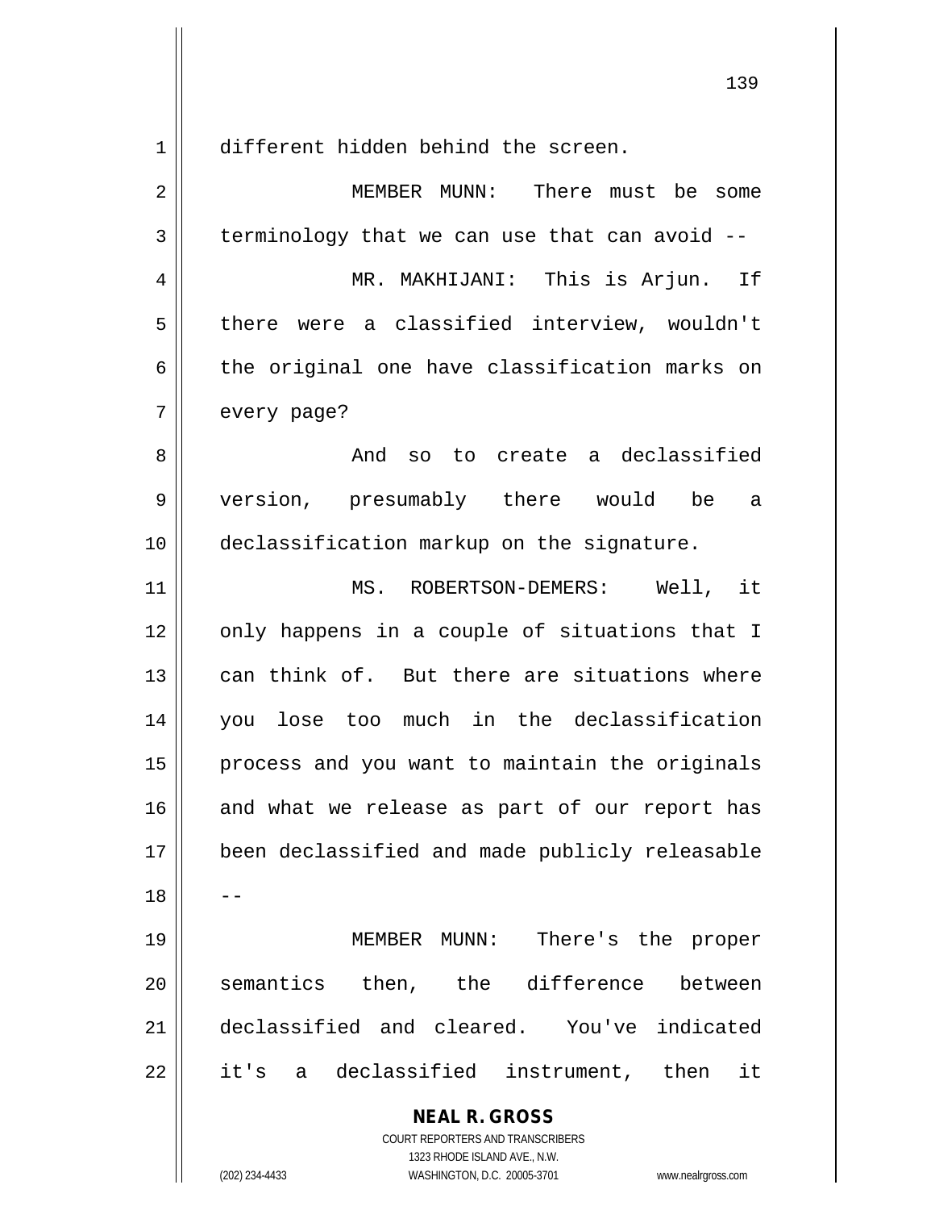different hidden behind the screen.

MEMBER MUNN: There must be some terminology that we can use that can avoid --

MR. MAKHIJANI: This is Arjun. If there were a classified interview, wouldn't the original one have classification marks on every page?

And so to create a declassified version, presumably there would be a declassification markup on the signature.

MS. ROBERTSON-DEMERS: Well, it only happens in a couple of situations that I can think of. But there are situations where you lose too much in the declassification process and you want to maintain the originals and what we release as part of our report has been declassified and made publicly releasable --

MEMBER MUNN: There's the proper semantics then, the difference between declassified and cleared. You've indicated it's a declassified instrument, then it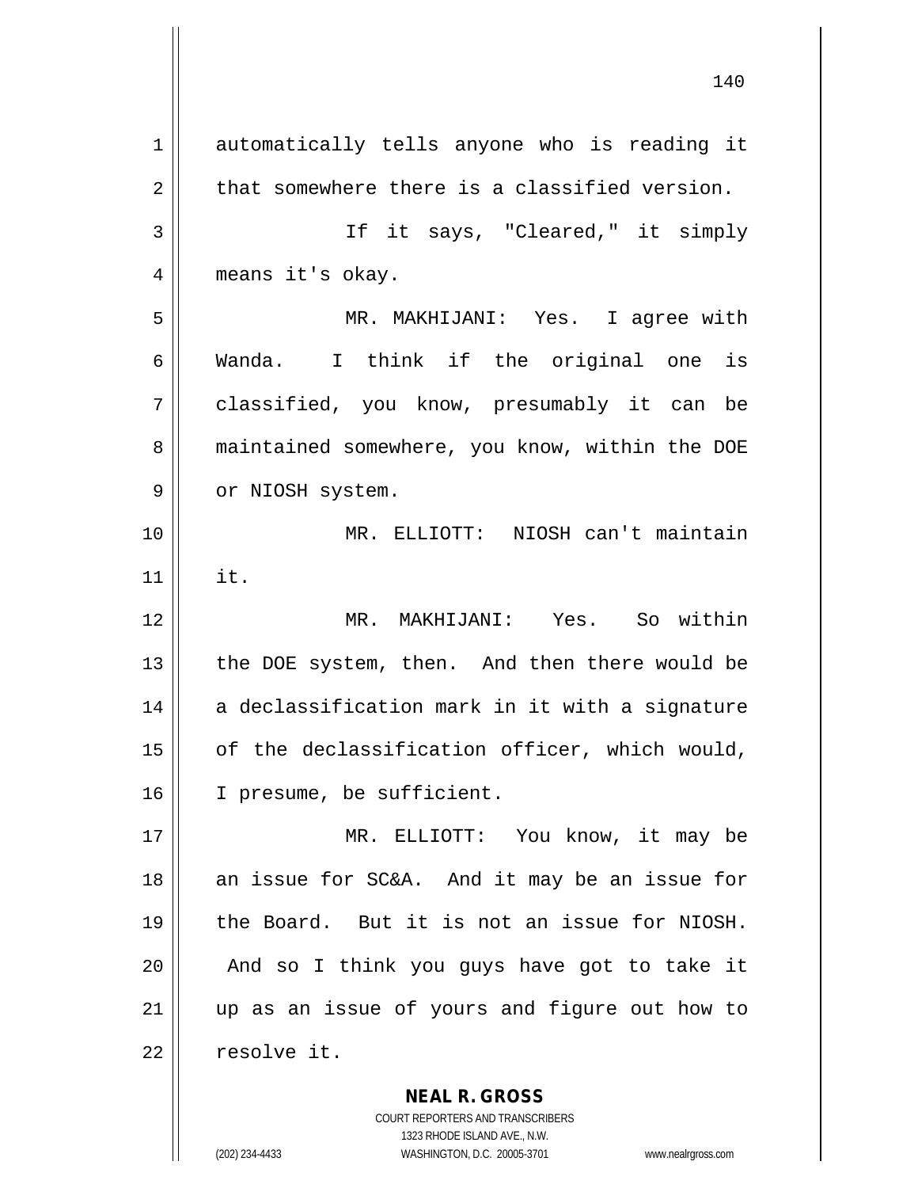automatically tells anyone who is reading it that somewhere there is a classified version.

If it says, "Cleared," it simply means it's okay.

MR. MAKHIJANI: Yes. I agree with Wanda. I think if the original one is classified, you know, presumably it can be maintained somewhere, you know, within the DOE or NIOSH system.

MR. ELLIOTT: NIOSH can't maintain it.

MR. MAKHIJANI: Yes. So within the DOE system, then. And then there would be a declassification mark in it with a signature of the declassification officer, which would, I presume, be sufficient.

MR. ELLIOTT: You know, it may be an issue for SC&A. And it may be an issue for the Board. But it is not an issue for NIOSH. And so I think you guys have got to take it up as an issue of yours and figure out how to resolve it.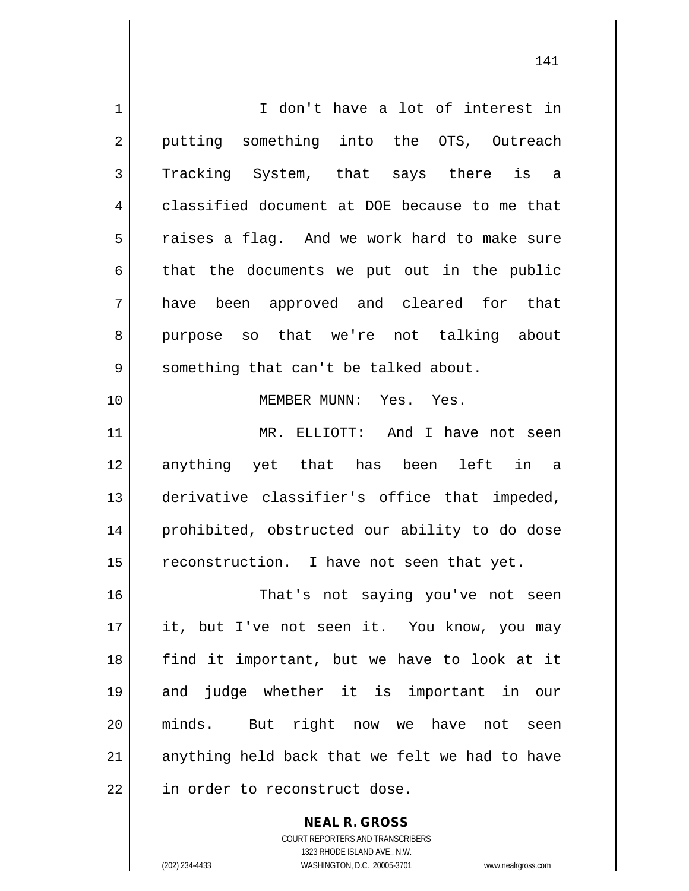I don't have a lot of interest in putting something into the OTS, Outreach Tracking System, that says there is a classified document at DOE because to me that raises a flag. And we work hard to make sure that the documents we put out in the public have been approved and cleared for that purpose so that we're not talking about something that can't be talked about.

MEMBER MUNN: Yes. Yes.

MR. ELLIOTT: And I have not seen anything yet that has been left in a derivative classifier's office that impeded, prohibited, obstructed our ability to do dose reconstruction. I have not seen that yet.

That's not saying you've not seen it, but I've not seen it. You know, you may find it important, but we have to look at it and judge whether it is important in our minds. But right now we have not seen anything held back that we felt we had to have in order to reconstruct dose.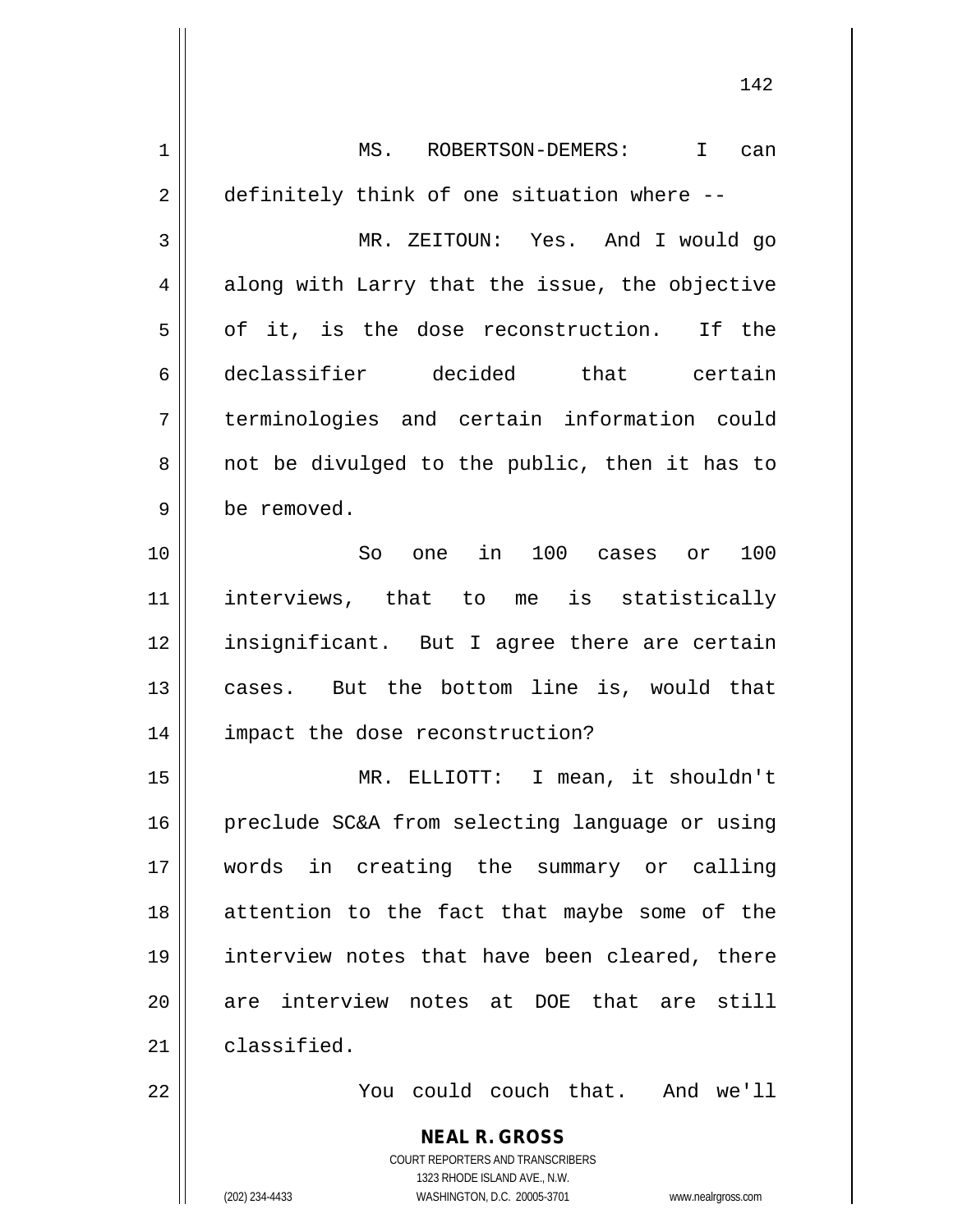MS. ROBERTSON-DEMERS: I can definitely think of one situation where --

MR. ZEITOUN: Yes. And I would go along with Larry that the issue, the objective of it, is the dose reconstruction. If the declassifier decided that certain terminologies and certain information could not be divulged to the public, then it has to be removed.

So one in 100 cases or 100 interviews, that to me is statistically insignificant. But I agree there are certain cases. But the bottom line is, would that impact the dose reconstruction?

MR. ELLIOTT: I mean, it shouldn't preclude SC&A from selecting language or using words in creating the summary or calling attention to the fact that maybe some of the interview notes that have been cleared, there are interview notes at DOE that are still classified.

You could couch that. And we'll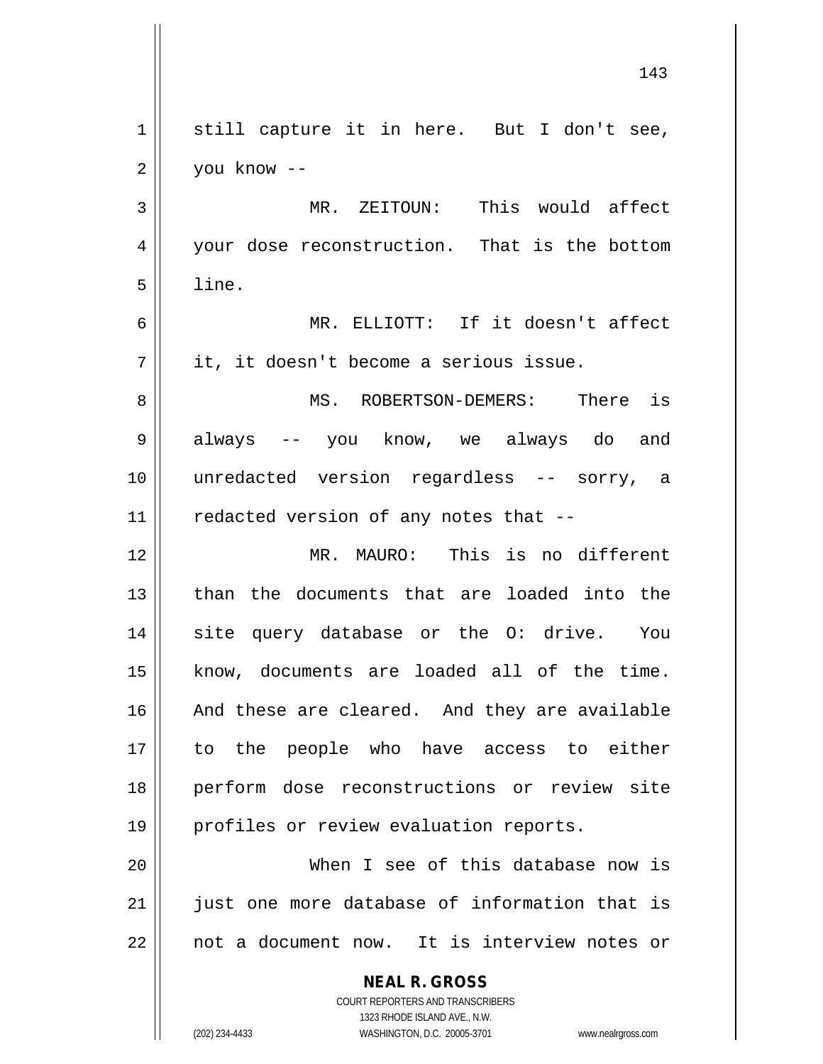still capture it in here. But I don't see, you know --

MR. ZEITOUN: This would affect your dose reconstruction. That is the bottom line.

MR. ELLIOTT: If it doesn't affect it, it doesn't become a serious issue.

MS. ROBERTSON-DEMERS: There is always -- you know, we always do and unredacted version regardless -- sorry, a redacted version of any notes that --

MR. MAURO: This is no different than the documents that are loaded into the site query database or the O: drive. You know, documents are loaded all of the time. And these are cleared. And they are available to the people who have access to either perform dose reconstructions or review site profiles or review evaluation reports.

When I see of this database now is just one more database of information that is not a document now. It is interview notes or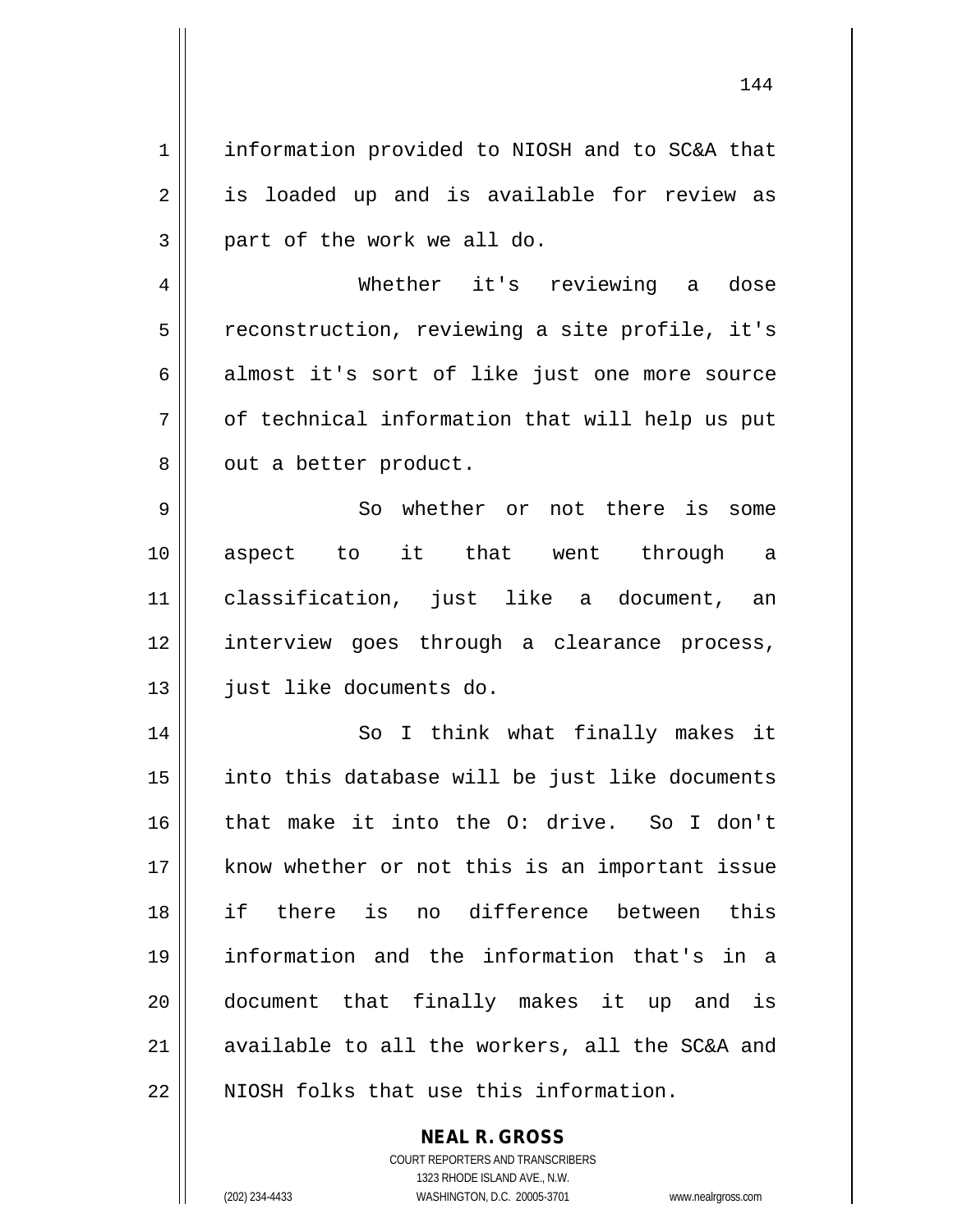information provided to NIOSH and to SC&A that is loaded up and is available for review as part of the work we all do.

Whether it's reviewing a dose reconstruction, reviewing a site profile, it's almost it's sort of like just one more source of technical information that will help us put out a better product.

So whether or not there is some aspect to it that went through a classification, just like a document, an interview goes through a clearance process, just like documents do.

So I think what finally makes it into this database will be just like documents that make it into the O: drive. So I don't know whether or not this is an important issue if there is no difference between this information and the information that's in a document that finally makes it up and is available to all the workers, all the SC&A and NIOSH folks that use this information.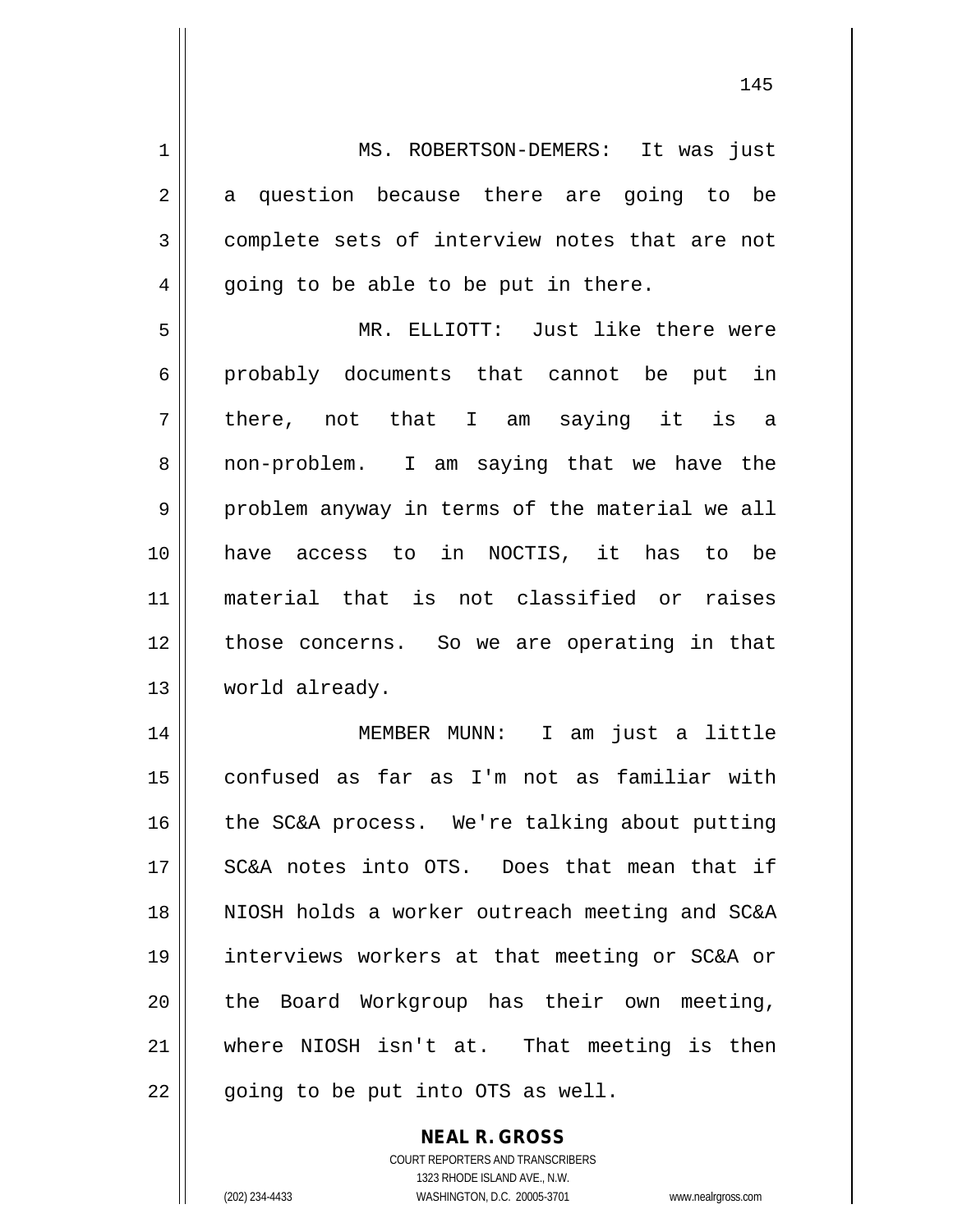MS. ROBERTSON-DEMERS: It was just a question because there are going to be complete sets of interview notes that are not going to be able to be put in there.

MR. ELLIOTT: Just like there were probably documents that cannot be put in there, not that I am saying it is a non-problem. I am saying that we have the problem anyway in terms of the material we all have access to in NOCTIS, it has to be material that is not classified or raises those concerns. So we are operating in that world already.

MEMBER MUNN: I am just a little confused as far as I'm not as familiar with the SC&A process. We're talking about putting SC&A notes into OTS. Does that mean that if NIOSH holds a worker outreach meeting and SC&A interviews workers at that meeting or SC&A or the Board Workgroup has their own meeting, where NIOSH isn't at. That meeting is then going to be put into OTS as well.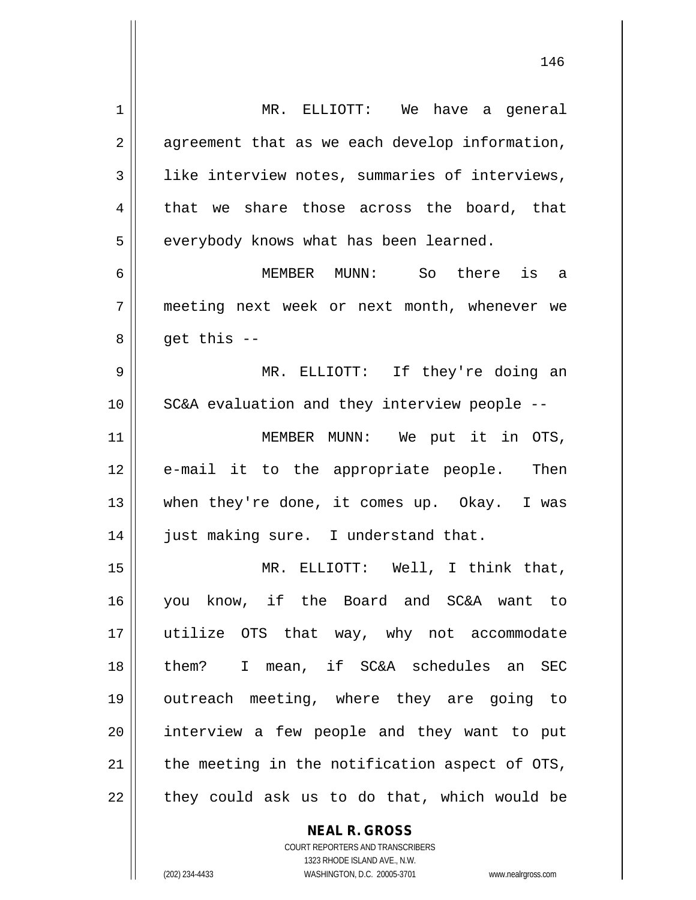MR. ELLIOTT: We have a general agreement that as we each develop information, like interview notes, summaries of interviews, that we share those across the board, that everybody knows what has been learned.

MEMBER MUNN: So there is a meeting next week or next month, whenever we get this --

MR. ELLIOTT: If they're doing an SC&A evaluation and they interview people --

MEMBER MUNN: We put it in OTS, e-mail it to the appropriate people. Then when they're done, it comes up. Okay. I was just making sure. I understand that.

MR. ELLIOTT: Well, I think that, you know, if the Board and SC&A want to utilize OTS that way, why not accommodate them? I mean, if SC&A schedules an SEC outreach meeting, where they are going to interview a few people and they want to put the meeting in the notification aspect of OTS, they could ask us to do that, which would be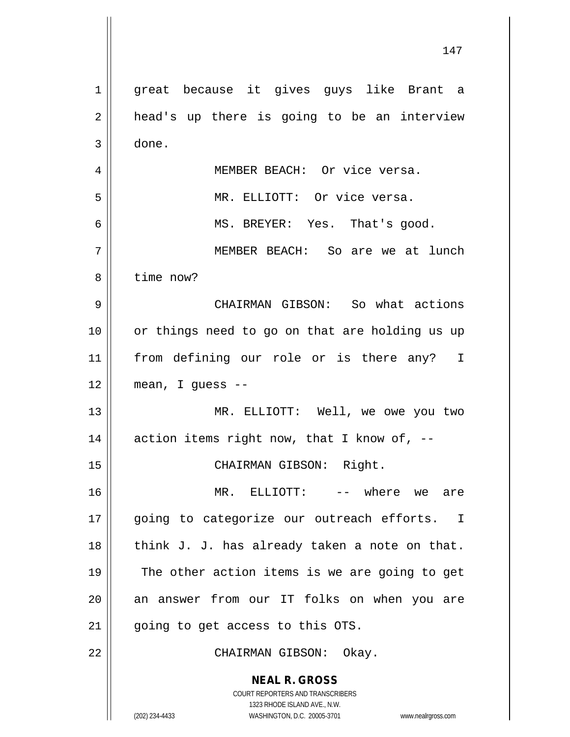great because it gives guys like Brant a head's up there is going to be an interview done.

MEMBER BEACH: Or vice versa.

MR. ELLIOTT: Or vice versa.

MS. BREYER: Yes. That's good.

MEMBER BEACH: So are we at lunch time now?

CHAIRMAN GIBSON: So what actions or things need to go on that are holding us up from defining our role or is there any? I mean, I guess --

MR. ELLIOTT: Well, we owe you two action items right now, that I know of, --

CHAIRMAN GIBSON: Right.

MR. ELLIOTT: -- where we are going to categorize our outreach efforts. I think J. J. has already taken a note on that. The other action items is we are going to get an answer from our IT folks on when you are going to get access to this OTS.

CHAIRMAN GIBSON: Okay.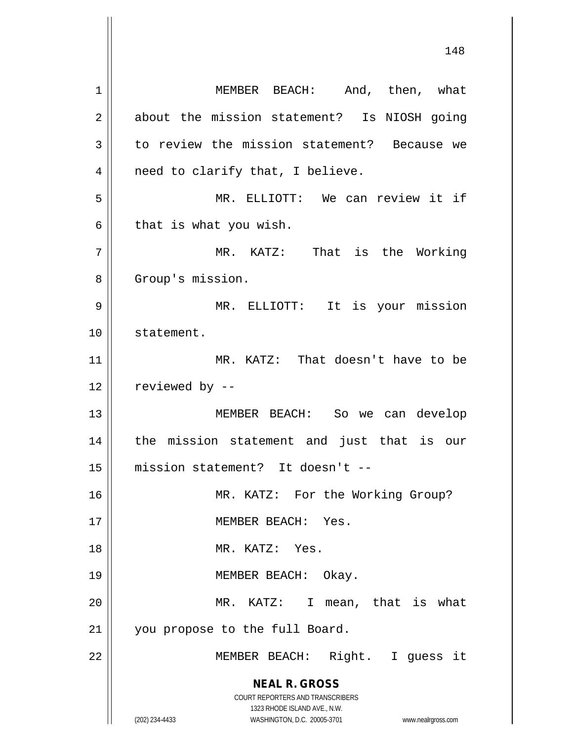MEMBER BEACH: And, then, what about the mission statement? Is NIOSH going to review the mission statement? Because we need to clarify that, I believe.

MR. ELLIOTT: We can review it if that is what you wish.

MR. KATZ: That is the Working Group's mission.

MR. ELLIOTT: It is your mission statement.

MR. KATZ: That doesn't have to be reviewed by --

MEMBER BEACH: So we can develop the mission statement and just that is our mission statement? It doesn't --

MR. KATZ: For the Working Group?

MEMBER BEACH: Yes.

MR. KATZ: Yes.

MEMBER BEACH: Okay.

MR. KATZ: I mean, that is what you propose to the full Board.

MEMBER BEACH: Right. I guess it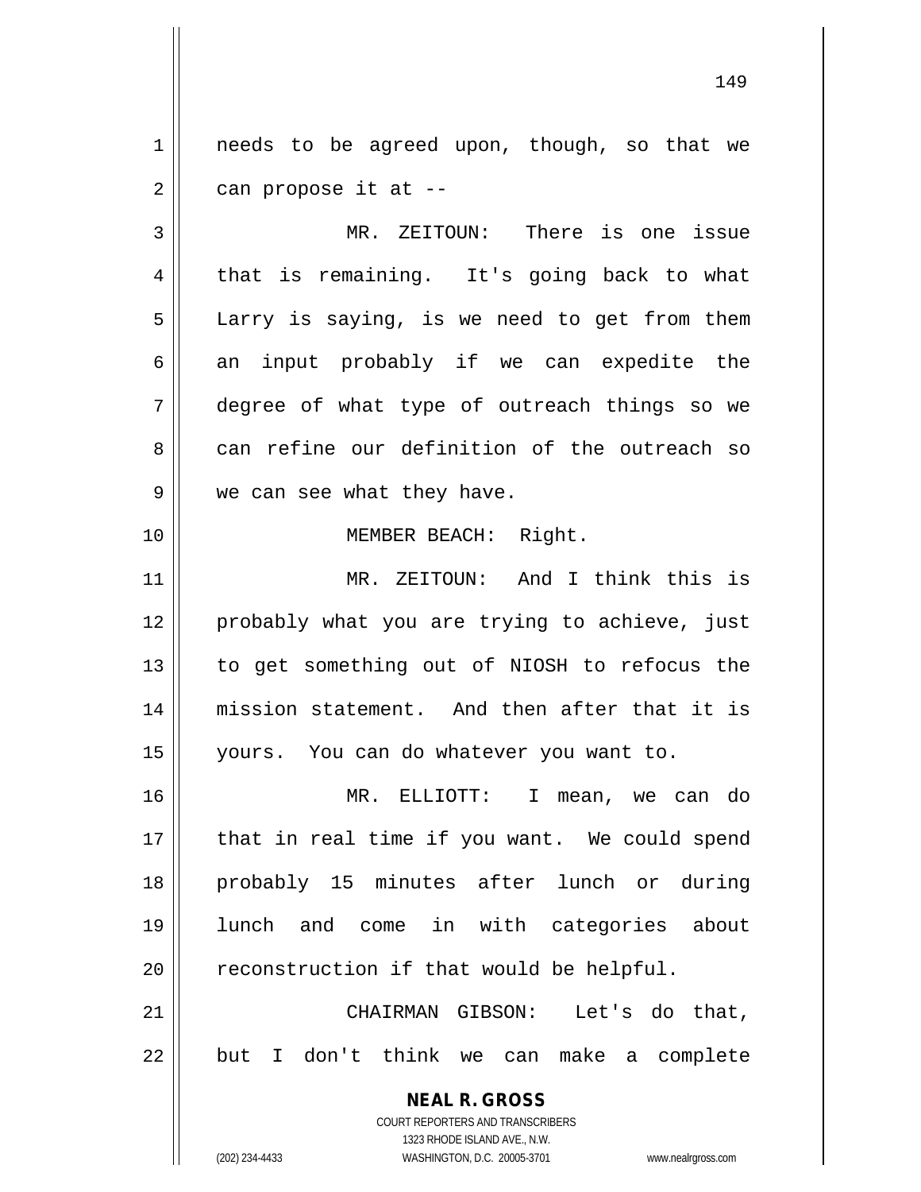needs to be agreed upon, though, so that we can propose it at --

MR. ZEITOUN: There is one issue that is remaining. It's going back to what Larry is saying, is we need to get from them an input probably if we can expedite the degree of what type of outreach things so we can refine our definition of the outreach so we can see what they have.

MEMBER BEACH: Right.

MR. ZEITOUN: And I think this is probably what you are trying to achieve, just to get something out of NIOSH to refocus the mission statement. And then after that it is yours. You can do whatever you want to.

MR. ELLIOTT: I mean, we can do that in real time if you want. We could spend probably 15 minutes after lunch or during lunch and come in with categories about reconstruction if that would be helpful.

CHAIRMAN GIBSON: Let's do that, but I don't think we can make a complete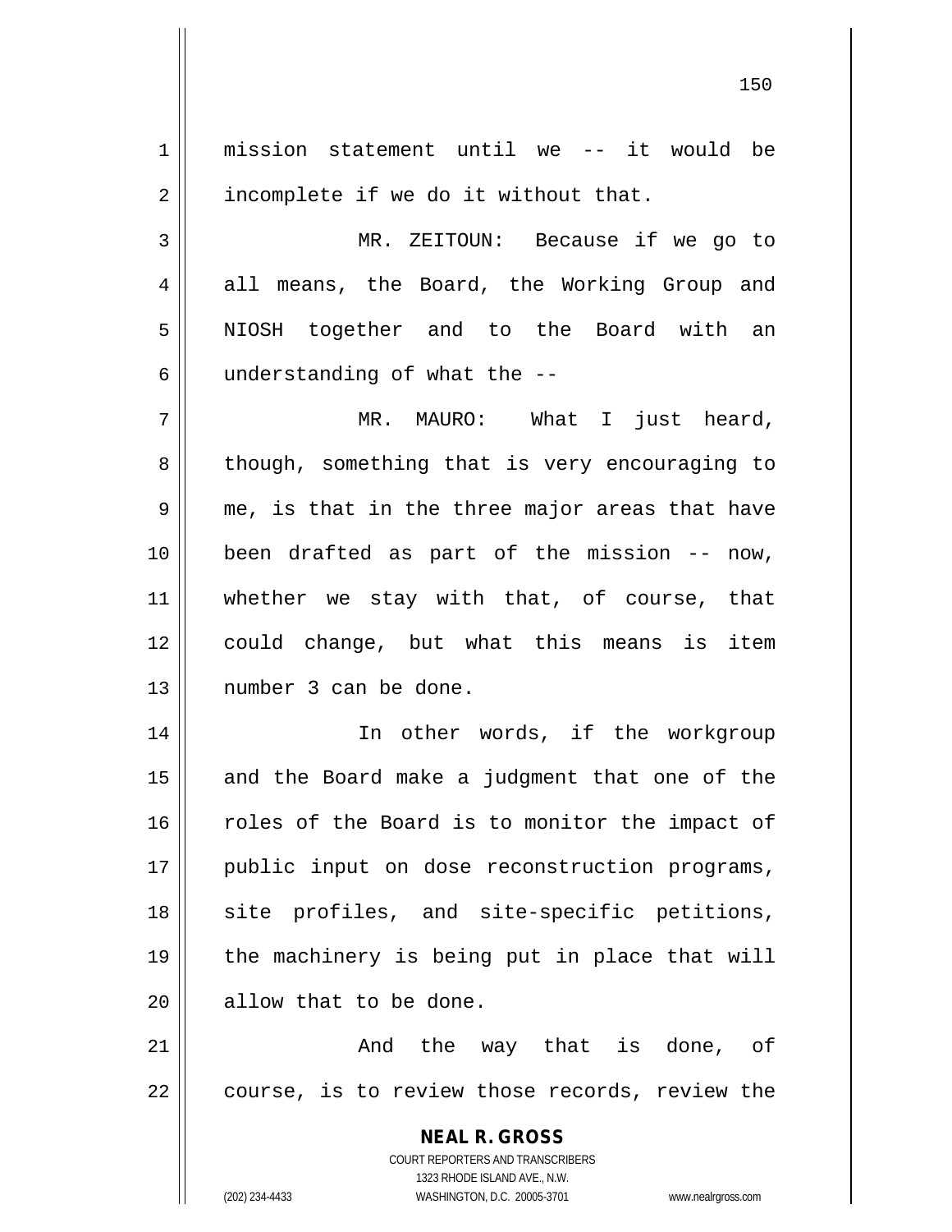mission statement until we -- it would be incomplete if we do it without that.

MR. ZEITOUN: Because if we go to all means, the Board, the Working Group and NIOSH together and to the Board with an understanding of what the --

MR. MAURO: What I just heard, though, something that is very encouraging to me, is that in the three major areas that have been drafted as part of the mission -- now, whether we stay with that, of course, that could change, but what this means is item number 3 can be done.

In other words, if the workgroup and the Board make a judgment that one of the roles of the Board is to monitor the impact of public input on dose reconstruction programs, site profiles, and site-specific petitions, the machinery is being put in place that will allow that to be done.

And the way that is done, of course, is to review those records, review the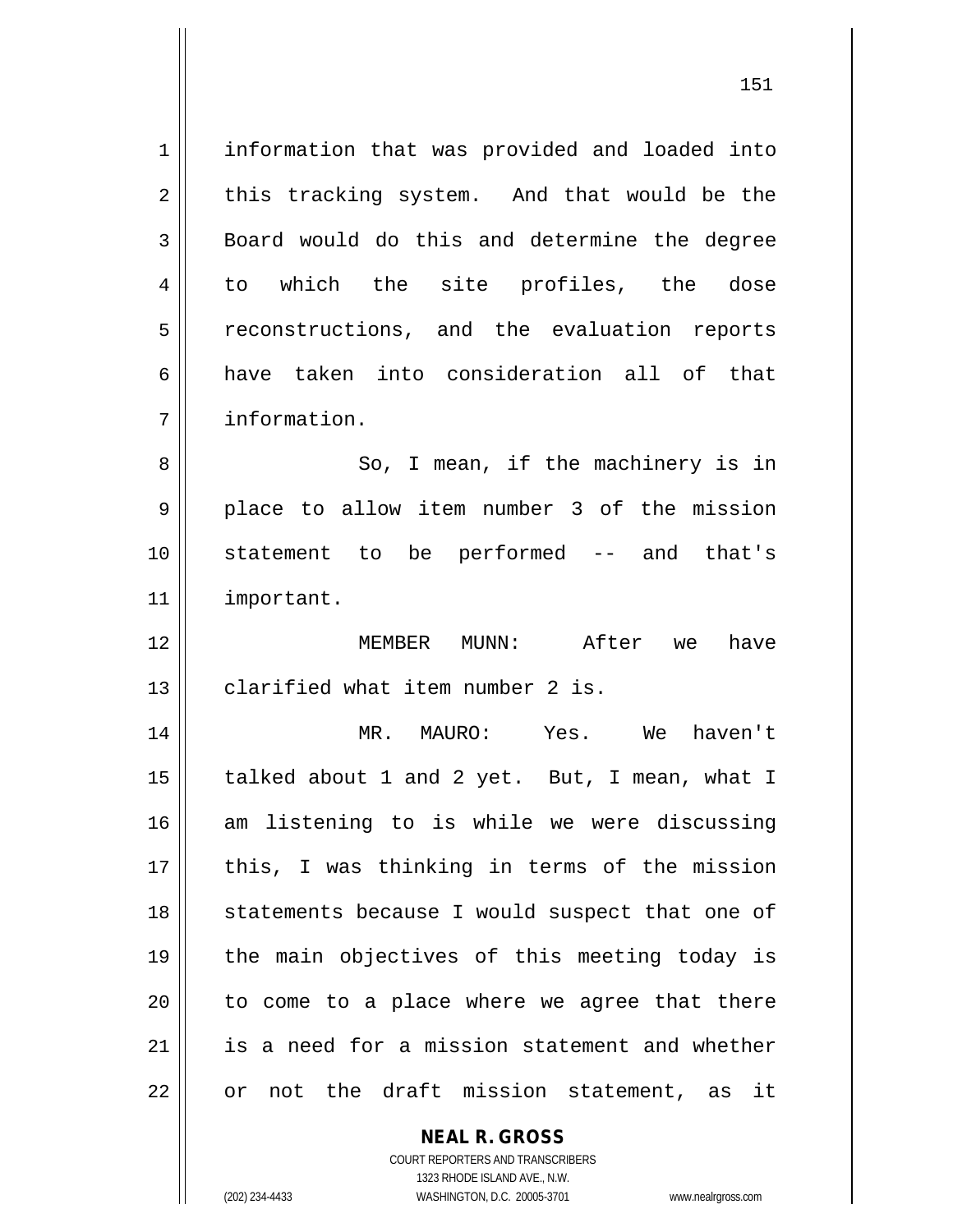information that was provided and loaded into this tracking system. And that would be the Board would do this and determine the degree to which the site profiles, the dose reconstructions, and the evaluation reports have taken into consideration all of that information.

So, I mean, if the machinery is in place to allow item number 3 of the mission statement to be performed -- and that's important.

MEMBER MUNN: After we have clarified what item number 2 is.

MR. MAURO: Yes. We haven't talked about 1 and 2 yet. But, I mean, what I am listening to is while we were discussing this, I was thinking in terms of the mission statements because I would suspect that one of the main objectives of this meeting today is to come to a place where we agree that there is a need for a mission statement and whether or not the draft mission statement, as it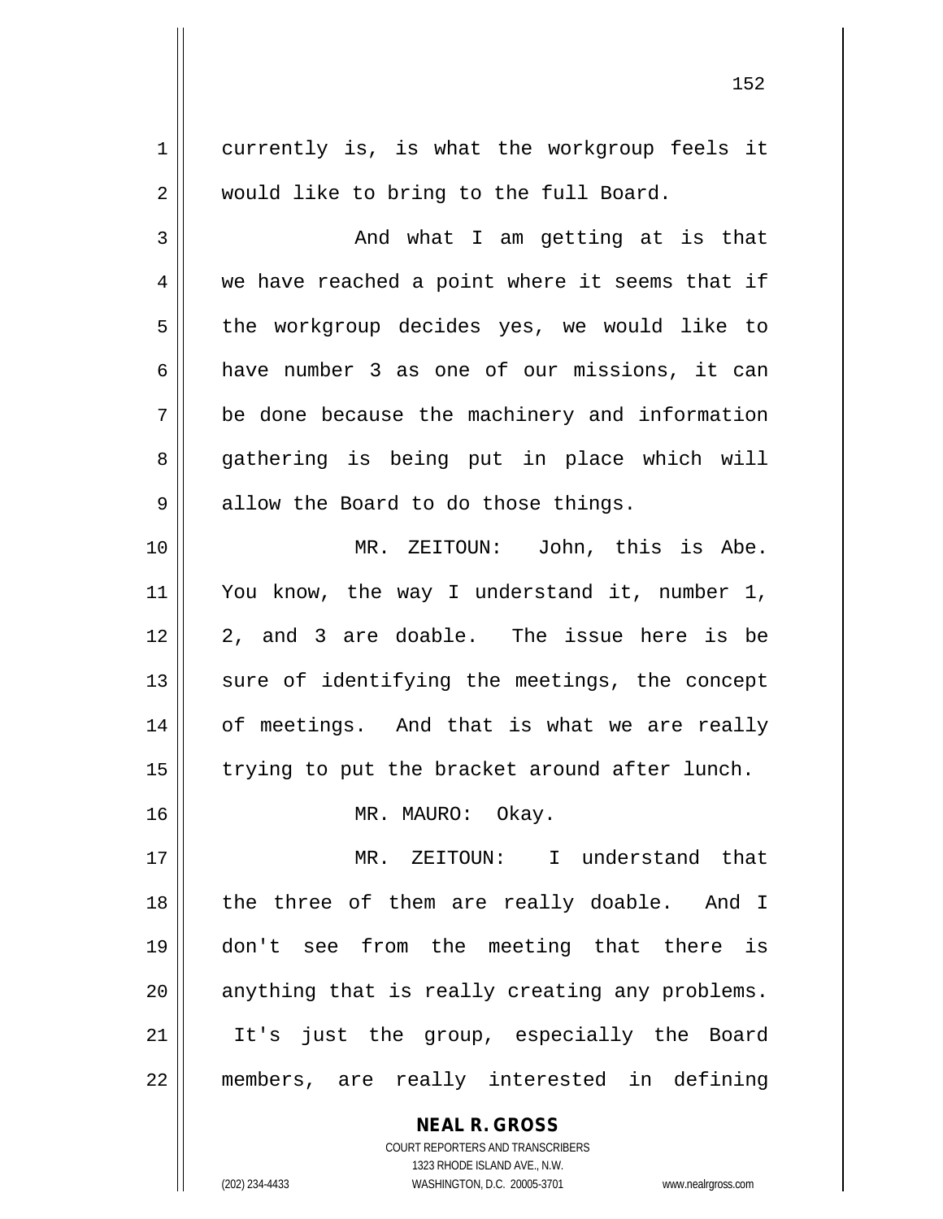currently is, is what the workgroup feels it would like to bring to the full Board.

And what I am getting at is that we have reached a point where it seems that if the workgroup decides yes, we would like to have number 3 as one of our missions, it can be done because the machinery and information gathering is being put in place which will allow the Board to do those things.

MR. ZEITOUN: John, this is Abe. You know, the way I understand it, number 1, 2, and 3 are doable. The issue here is be sure of identifying the meetings, the concept of meetings. And that is what we are really trying to put the bracket around after lunch.

MR. MAURO: Okay.

MR. ZEITOUN: I understand that the three of them are really doable. And I don't see from the meeting that there is anything that is really creating any problems. It's just the group, especially the Board members, are really interested in defining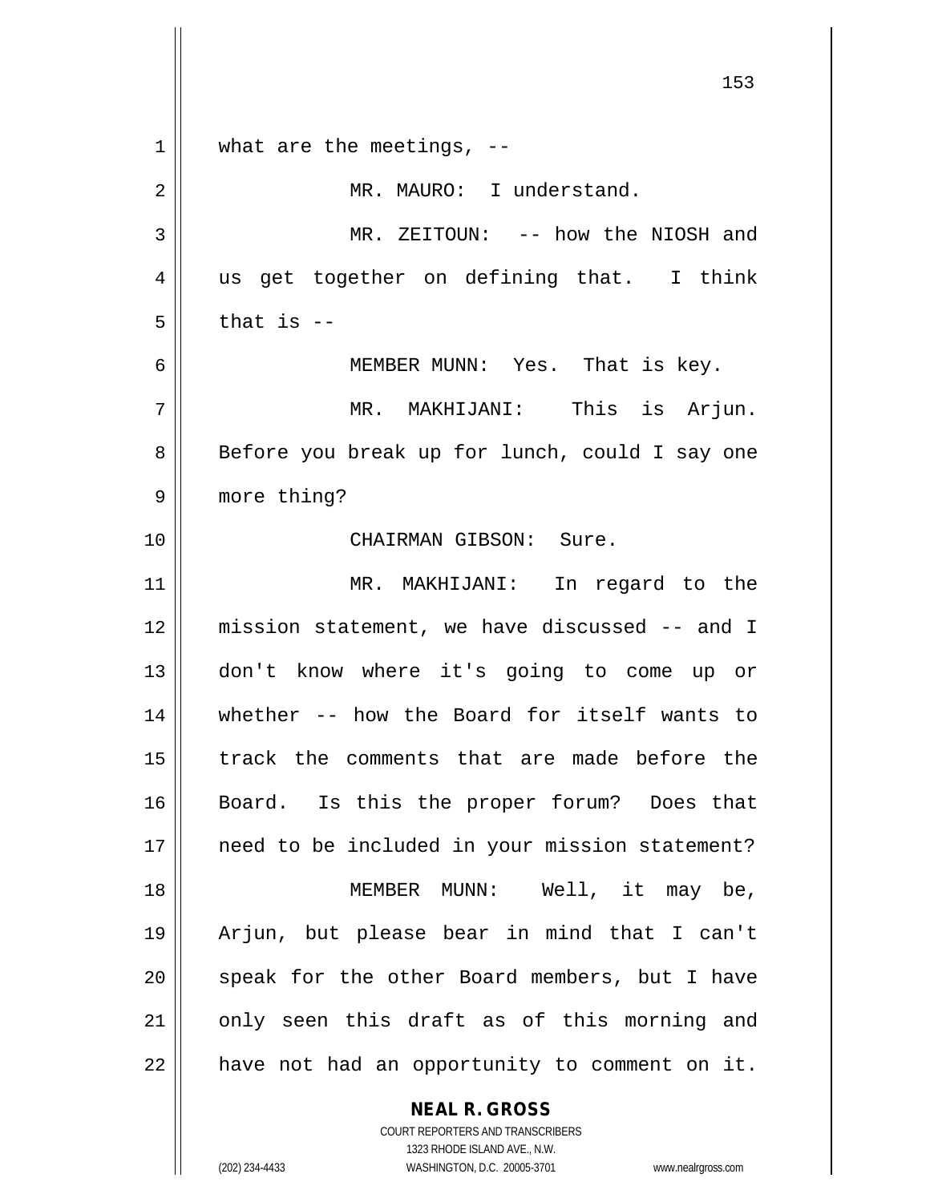what are the meetings, --

MR. MAURO: I understand.

MR. ZEITOUN: -- how the NIOSH and us get together on defining that. I think that is --

MEMBER MUNN: Yes. That is key.

MR. MAKHIJANI: This is Arjun. Before you break up for lunch, could I say one more thing?

CHAIRMAN GIBSON: Sure.

MR. MAKHIJANI: In regard to the mission statement, we have discussed -- and I don't know where it's going to come up or whether -- how the Board for itself wants to track the comments that are made before the Board. Is this the proper forum? Does that need to be included in your mission statement?

MEMBER MUNN: Well, it may be, Arjun, but please bear in mind that I can't speak for the other Board members, but I have only seen this draft as of this morning and have not had an opportunity to comment on it.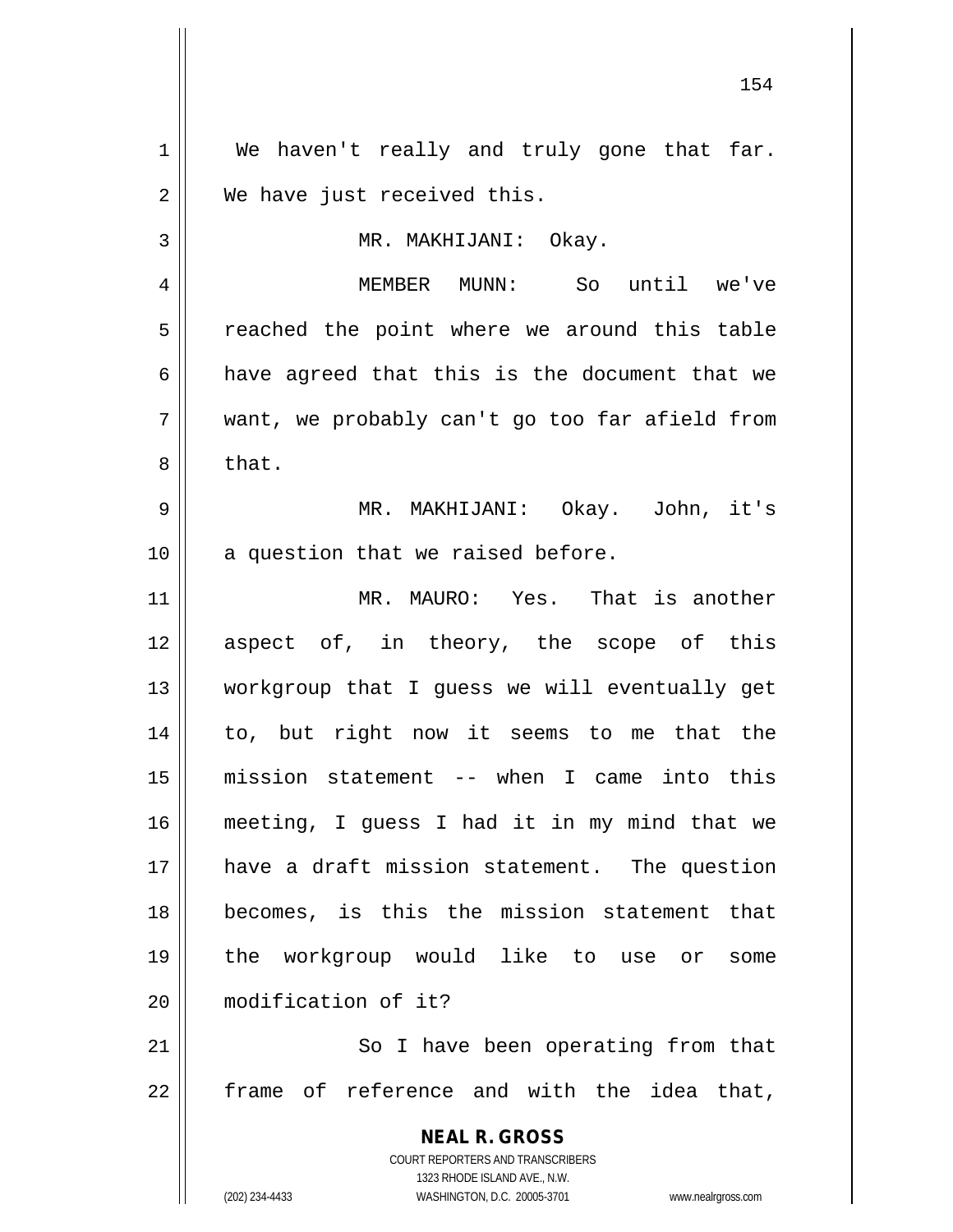We haven't really and truly gone that far. We have just received this.

MR. MAKHIJANI: Okay.

MEMBER MUNN: So until we've reached the point where we around this table have agreed that this is the document that we want, we probably can't go too far afield from that.

MR. MAKHIJANI: Okay. John, it's a question that we raised before.

MR. MAURO: Yes. That is another aspect of, in theory, the scope of this workgroup that I guess we will eventually get to, but right now it seems to me that the mission statement -- when I came into this meeting, I guess I had it in my mind that we have a draft mission statement. The question becomes, is this the mission statement that the workgroup would like to use or some modification of it?

So I have been operating from that frame of reference and with the idea that,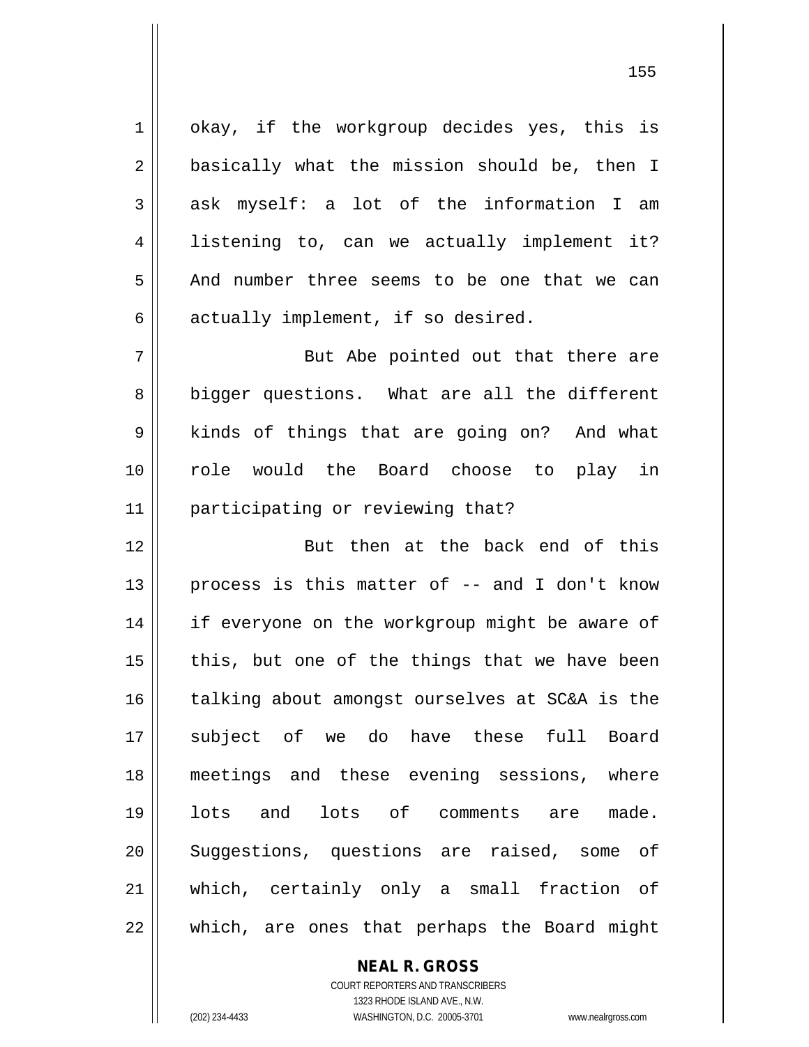okay, if the workgroup decides yes, this is basically what the mission should be, then I ask myself: a lot of the information I am listening to, can we actually implement it? And number three seems to be one that we can actually implement, if so desired.

But Abe pointed out that there are bigger questions. What are all the different kinds of things that are going on? And what role would the Board choose to play in participating or reviewing that?

But then at the back end of this process is this matter of -- and I don't know if everyone on the workgroup might be aware of this, but one of the things that we have been talking about amongst ourselves at SC&A is the subject of we do have these full Board meetings and these evening sessions, where lots and lots of comments are made. Suggestions, questions are raised, some of which, certainly only a small fraction of which, are ones that perhaps the Board might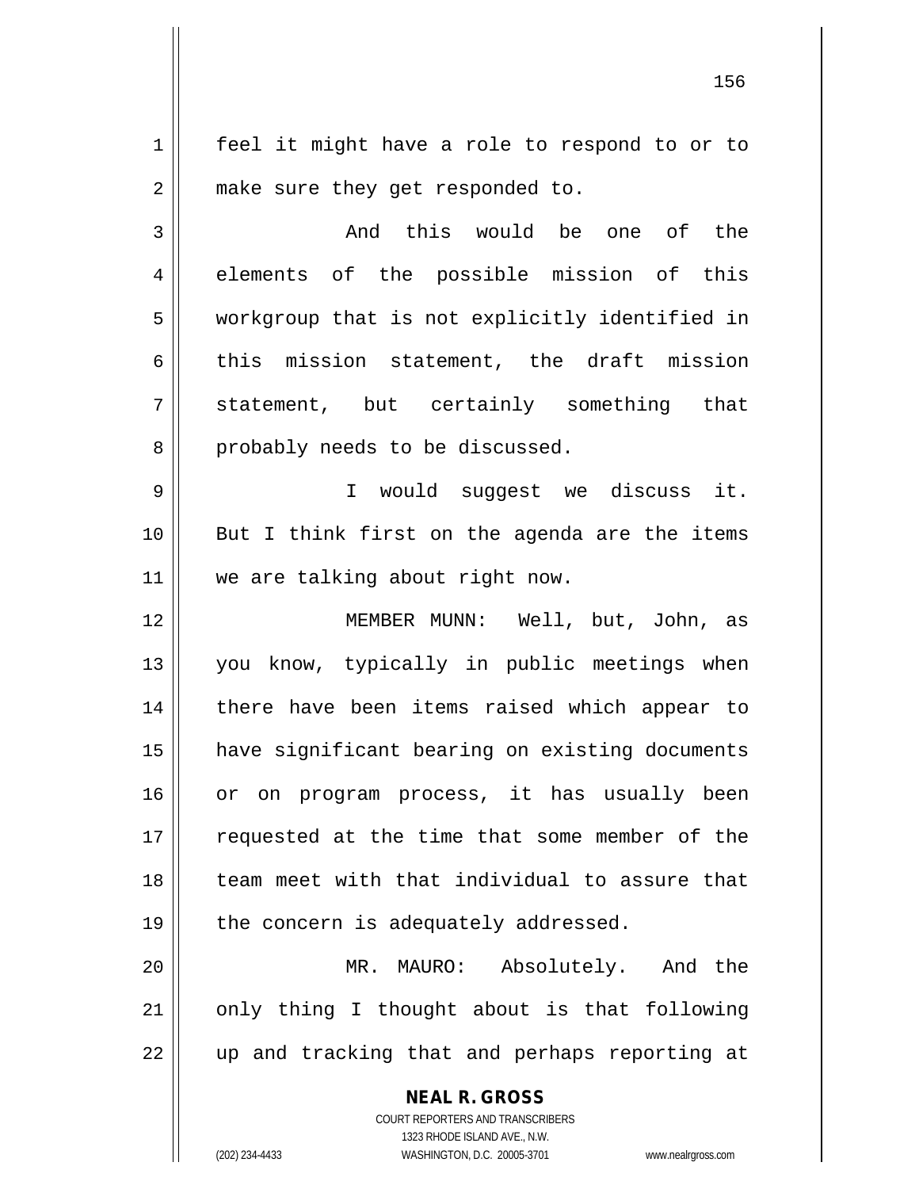feel it might have a role to respond to or to make sure they get responded to.

And this would be one of the elements of the possible mission of this workgroup that is not explicitly identified in this mission statement, the draft mission statement, but certainly something that probably needs to be discussed.

I would suggest we discuss it. But I think first on the agenda are the items we are talking about right now.

MEMBER MUNN: Well, but, John, as you know, typically in public meetings when there have been items raised which appear to have significant bearing on existing documents or on program process, it has usually been requested at the time that some member of the team meet with that individual to assure that the concern is adequately addressed.

MR. MAURO: Absolutely. And the only thing I thought about is that following up and tracking that and perhaps reporting at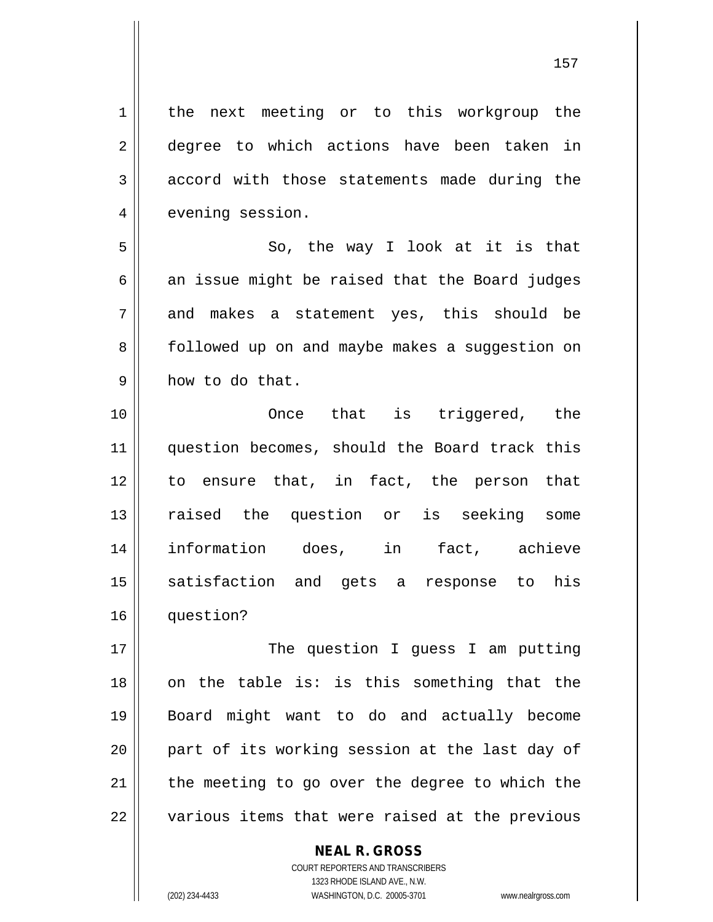the next meeting or to this workgroup the degree to which actions have been taken in accord with those statements made during the evening session.

So, the way I look at it is that an issue might be raised that the Board judges and makes a statement yes, this should be followed up on and maybe makes a suggestion on how to do that.

Once that is triggered, the question becomes, should the Board track this to ensure that, in fact, the person that raised the question or is seeking some information does, in fact, achieve satisfaction and gets a response to his question?

The question I guess I am putting on the table is: is this something that the Board might want to do and actually become part of its working session at the last day of the meeting to go over the degree to which the various items that were raised at the previous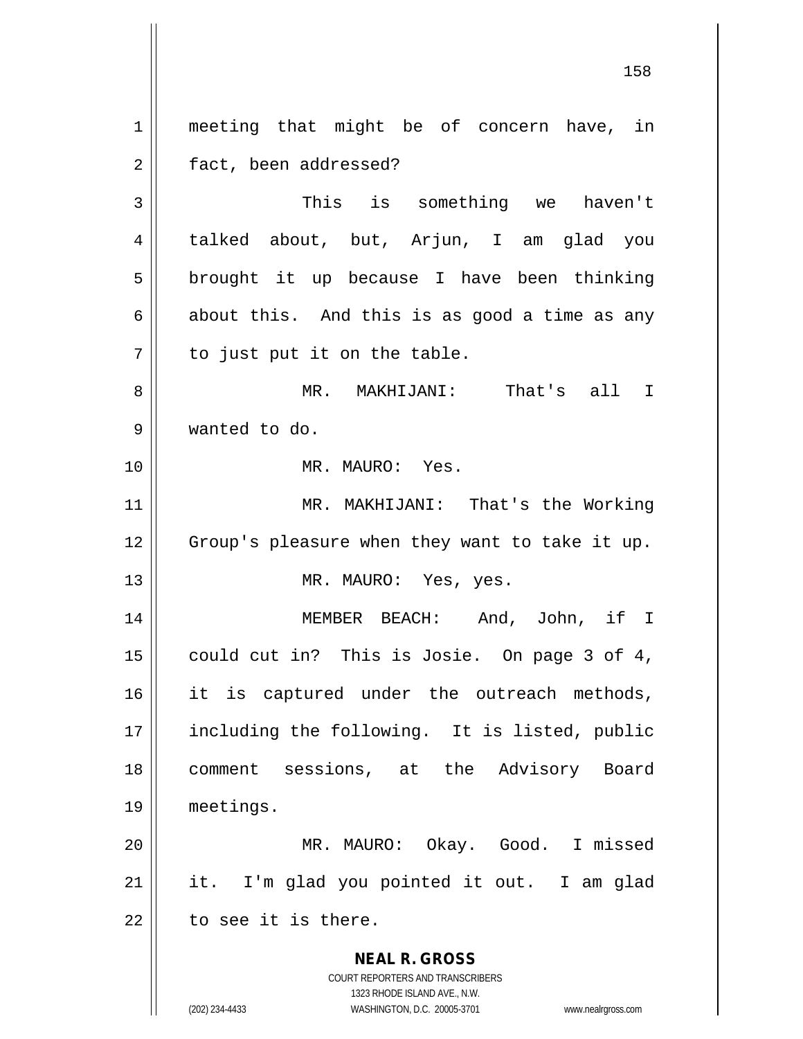meeting that might be of concern have, in fact, been addressed?

This is something we haven't talked about, but, Arjun, I am glad you brought it up because I have been thinking about this. And this is as good a time as any to just put it on the table.

MR. MAKHIJANI: That's all I wanted to do.

MR. MAURO: Yes.

MR. MAKHIJANI: That's the Working Group's pleasure when they want to take it up.

MR. MAURO: Yes, yes.

MEMBER BEACH: And, John, if I could cut in? This is Josie. On page 3 of 4, it is captured under the outreach methods, including the following. It is listed, public comment sessions, at the Advisory Board meetings.

MR. MAURO: Okay. Good. I missed it. I'm glad you pointed it out. I am glad to see it is there.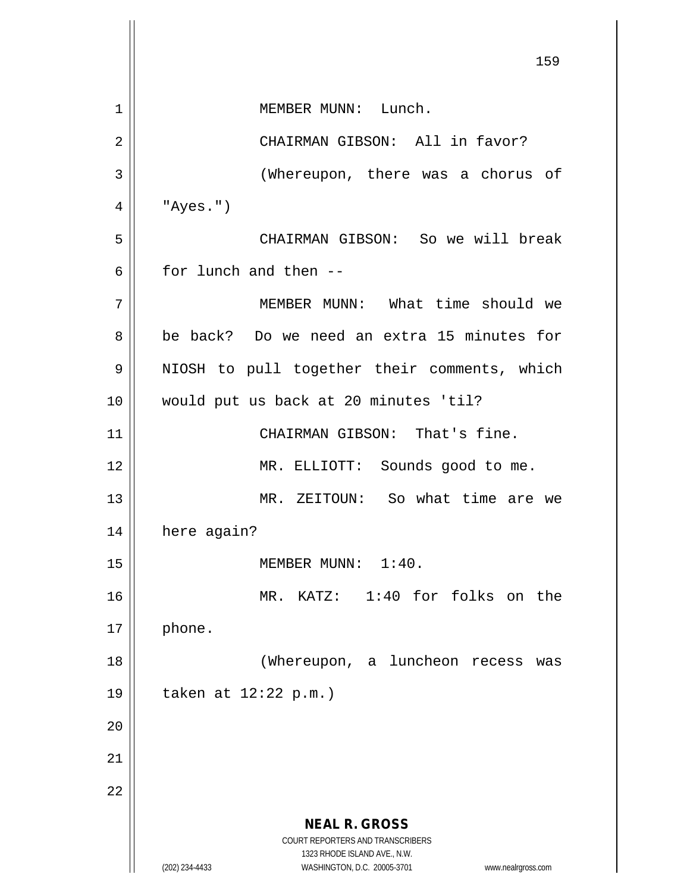MEMBER MUNN: Lunch.

CHAIRMAN GIBSON: All in favor?

(Whereupon, there was a chorus of "Ayes.")

CHAIRMAN GIBSON: So we will break for lunch and then --

MEMBER MUNN: What time should we be back? Do we need an extra 15 minutes for NIOSH to pull together their comments, which would put us back at 20 minutes 'til?

CHAIRMAN GIBSON: That's fine.

MR. ELLIOTT: Sounds good to me.

MR. ZEITOUN: So what time are we here again?

MEMBER MUNN: 1:40.

MR. KATZ: 1:40 for folks on the phone.

(Whereupon, a luncheon recess was taken at 12:22 p.m.)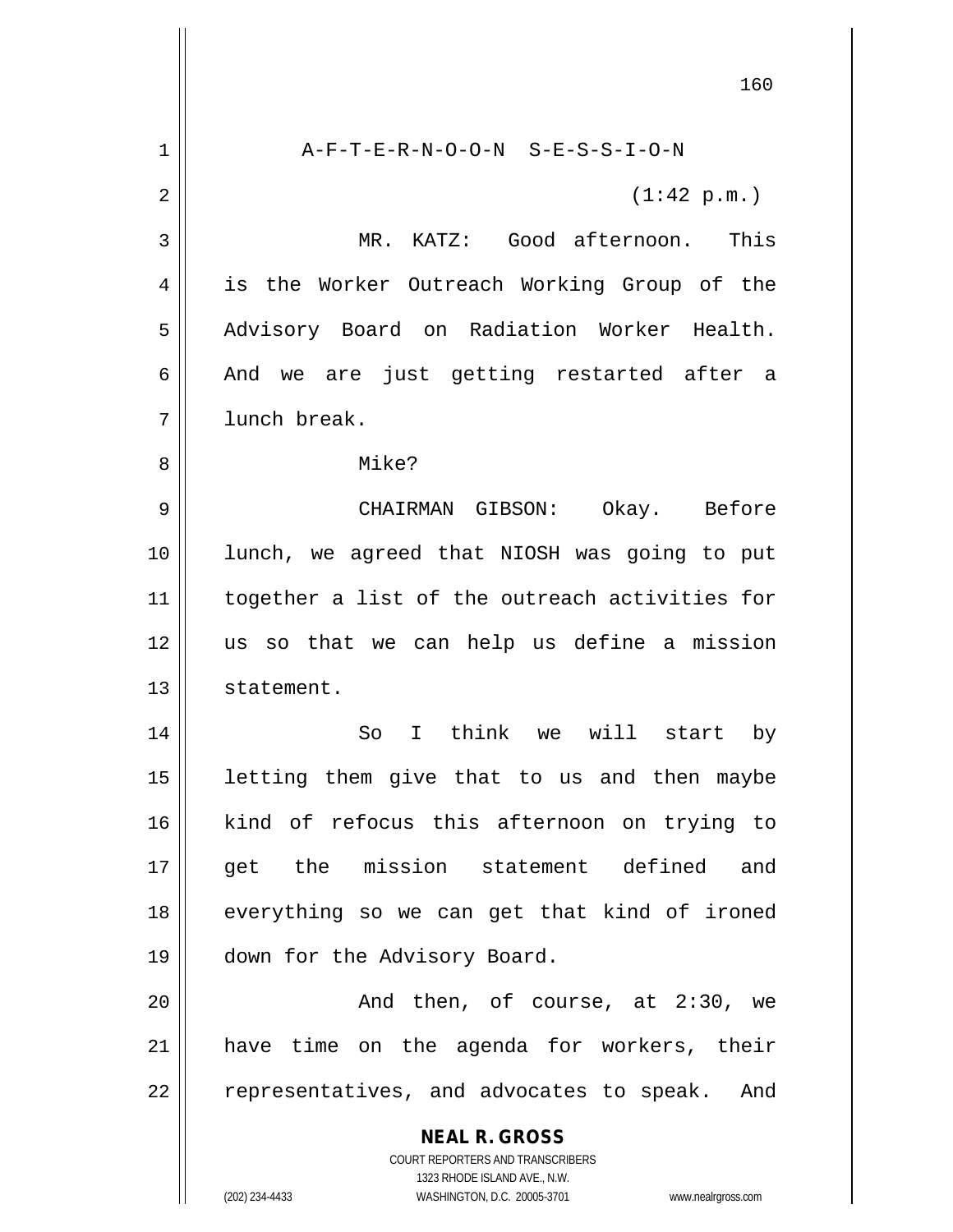A-F-T-E-R-N-O-O-N S-E-S-S-I-O-N

(1:42 p.m.)

MR. KATZ: Good afternoon. This is the Worker Outreach Working Group of the Advisory Board on Radiation Worker Health. And we are just getting restarted after a lunch break.

Mike?

CHAIRMAN GIBSON: Okay. Before lunch, we agreed that NIOSH was going to put together a list of the outreach activities for us so that we can help us define a mission statement.

So I think we will start by letting them give that to us and then maybe kind of refocus this afternoon on trying to get the mission statement defined and everything so we can get that kind of ironed down for the Advisory Board.

And then, of course, at 2:30, we have time on the agenda for workers, their representatives, and advocates to speak. And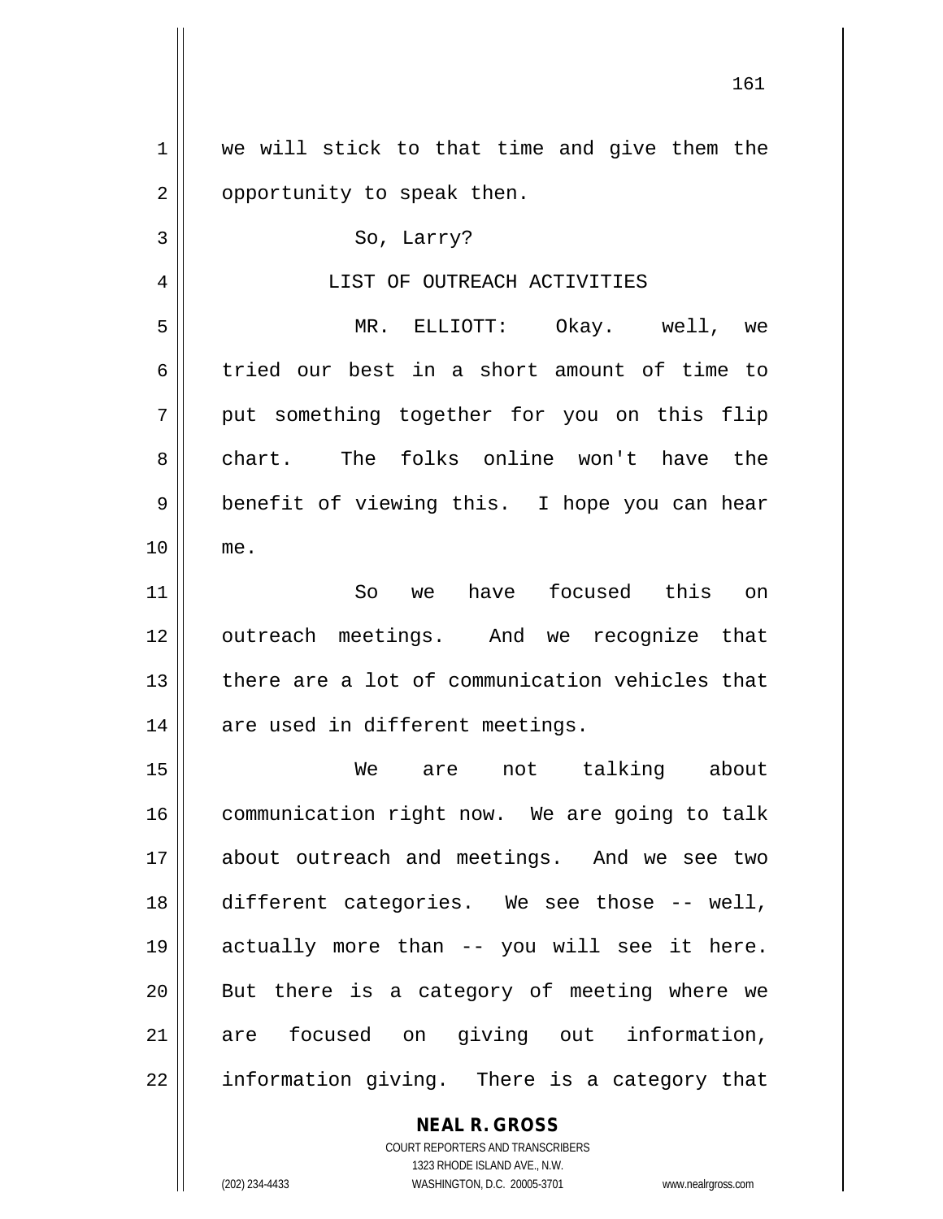we will stick to that time and give them the opportunity to speak then.

So, Larry?

LIST OF OUTREACH ACTIVITIES

MR. ELLIOTT: Okay. well, we tried our best in a short amount of time to put something together for you on this flip chart. The folks online won't have the benefit of viewing this. I hope you can hear me.

So we have focused this on outreach meetings. And we recognize that there are a lot of communication vehicles that are used in different meetings.

We are not talking about communication right now. We are going to talk about outreach and meetings. And we see two different categories. We see those -- well, actually more than -- you will see it here. But there is a category of meeting where we are focused on giving out information, information giving. There is a category that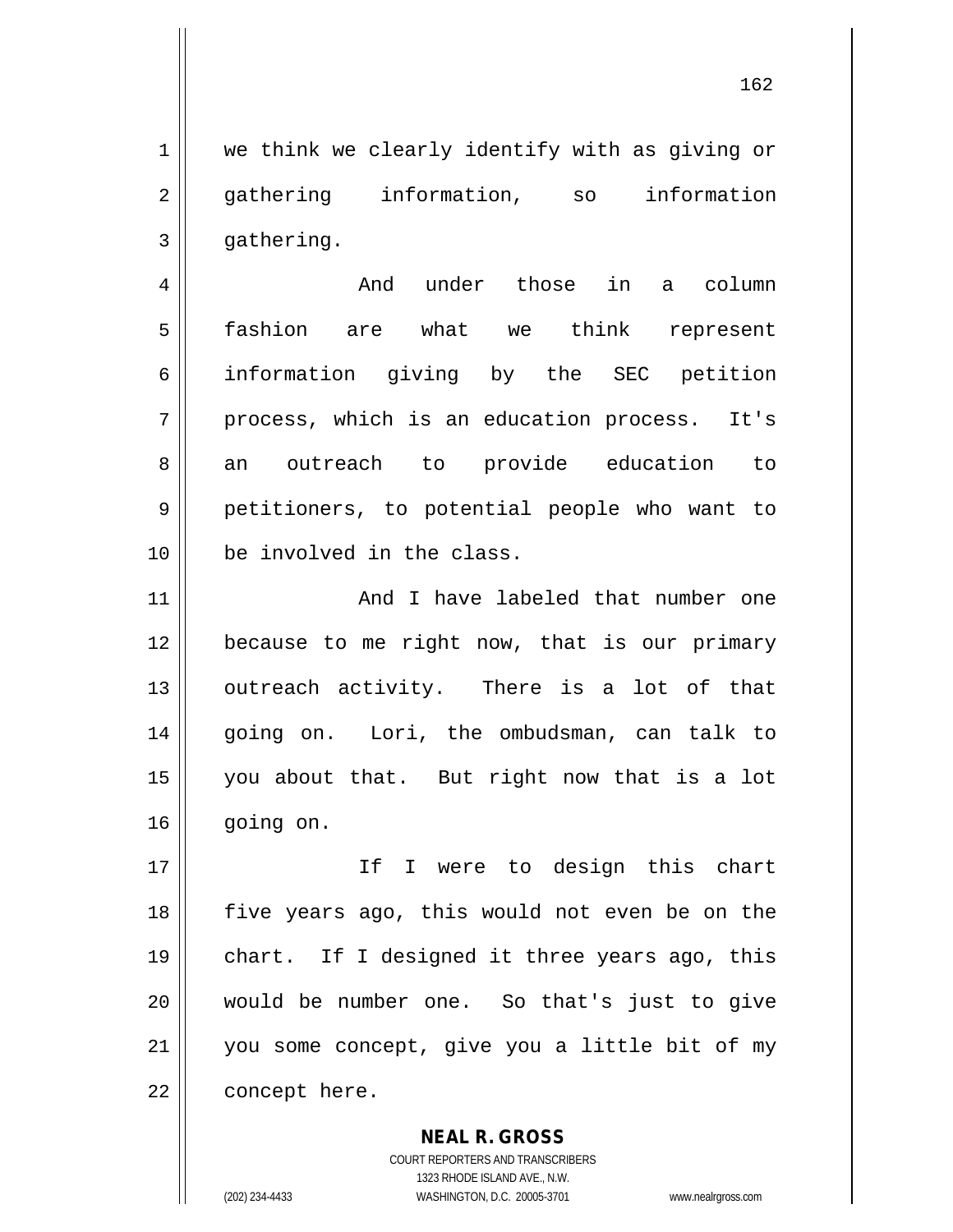we think we clearly identify with as giving or gathering information, so information gathering.

And under those in a column fashion are what we think represent information giving by the SEC petition process, which is an education process. It's an outreach to provide education to petitioners, to potential people who want to be involved in the class.

And I have labeled that number one because to me right now, that is our primary outreach activity. There is a lot of that going on. Lori, the ombudsman, can talk to you about that. But right now that is a lot going on.

If I were to design this chart five years ago, this would not even be on the chart. If I designed it three years ago, this would be number one. So that's just to give you some concept, give you a little bit of my concept here.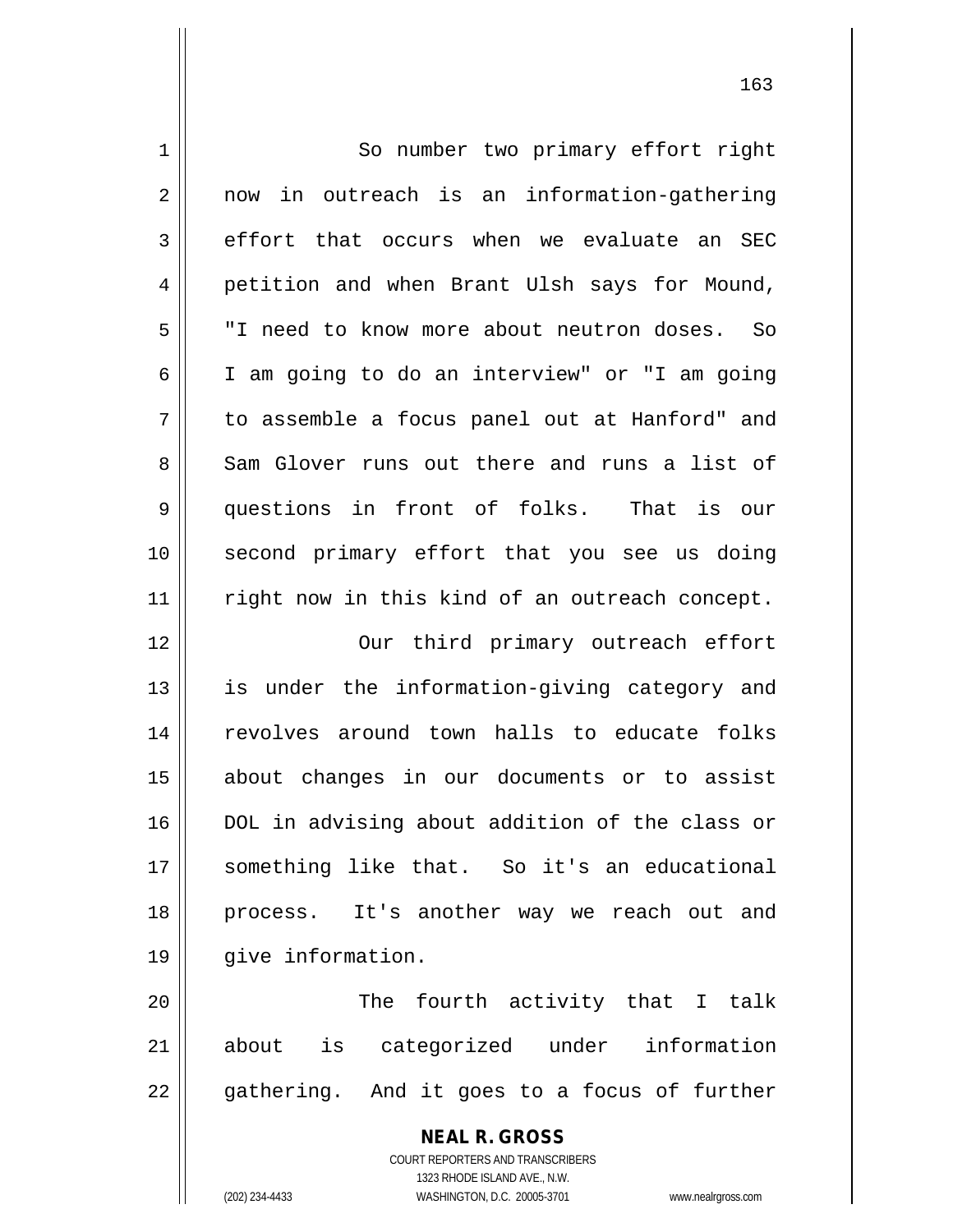So number two primary effort right now in outreach is an information-gathering effort that occurs when we evaluate an SEC petition and when Brant Ulsh says for Mound, "I need to know more about neutron doses. So I am going to do an interview" or "I am going to assemble a focus panel out at Hanford" and Sam Glover runs out there and runs a list of questions in front of folks. That is our second primary effort that you see us doing right now in this kind of an outreach concept.

Our third primary outreach effort is under the information-giving category and revolves around town halls to educate folks about changes in our documents or to assist DOL in advising about addition of the class or something like that. So it's an educational process. It's another way we reach out and give information.

The fourth activity that I talk about is categorized under information gathering. And it goes to a focus of further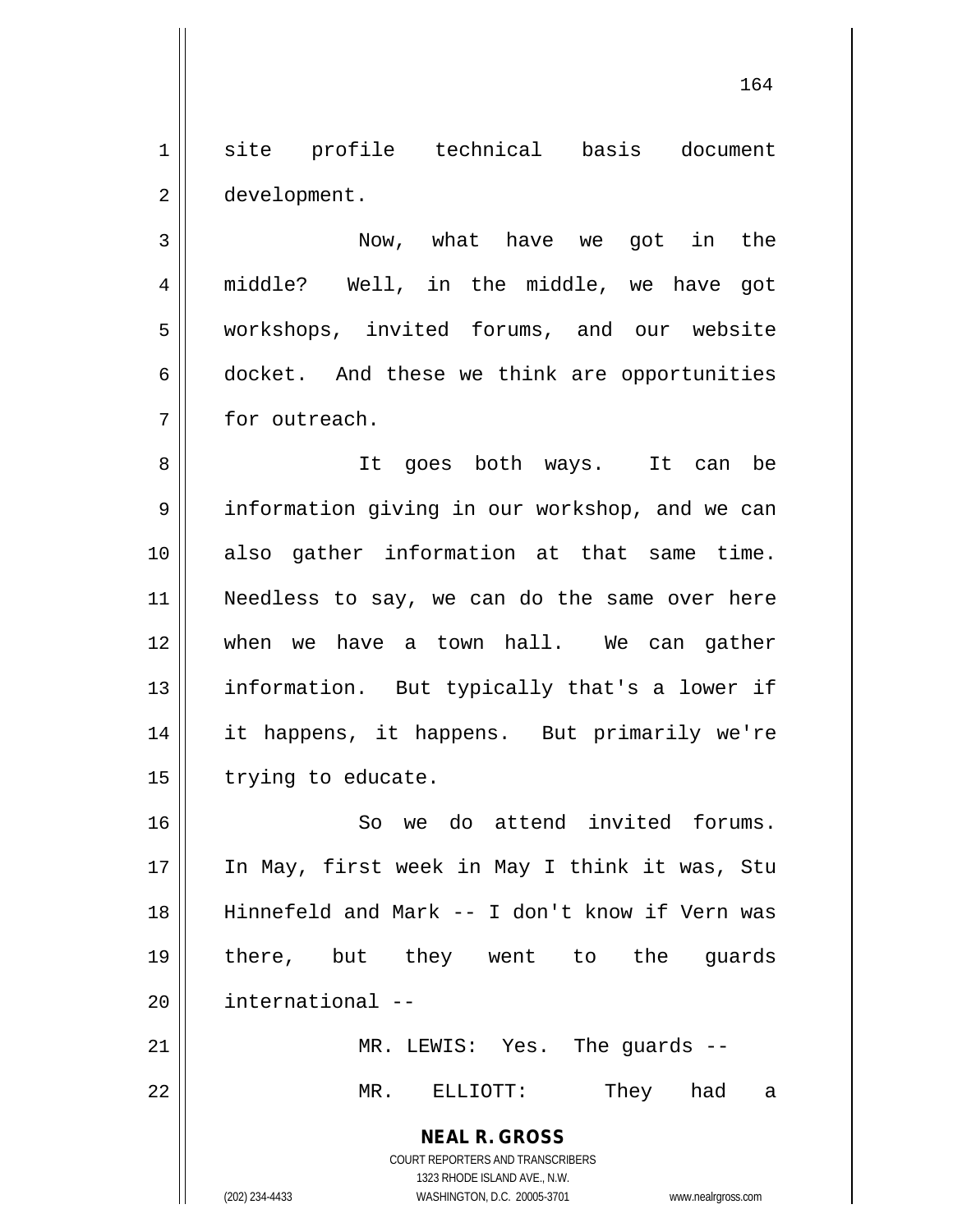site profile technical basis document development.

Now, what have we got in the middle? Well, in the middle, we have got workshops, invited forums, and our website docket. And these we think are opportunities for outreach.

It goes both ways. It can be information giving in our workshop, and we can also gather information at that same time. Needless to say, we can do the same over here when we have a town hall. We can gather information. But typically that's a lower if it happens, it happens. But primarily we're trying to educate.

So we do attend invited forums. In May, first week in May I think it was, Stu Hinnefeld and Mark -- I don't know if Vern was there, but they went to the guards international --

MR. LEWIS: Yes. The guards --

MR. ELLIOTT: They had a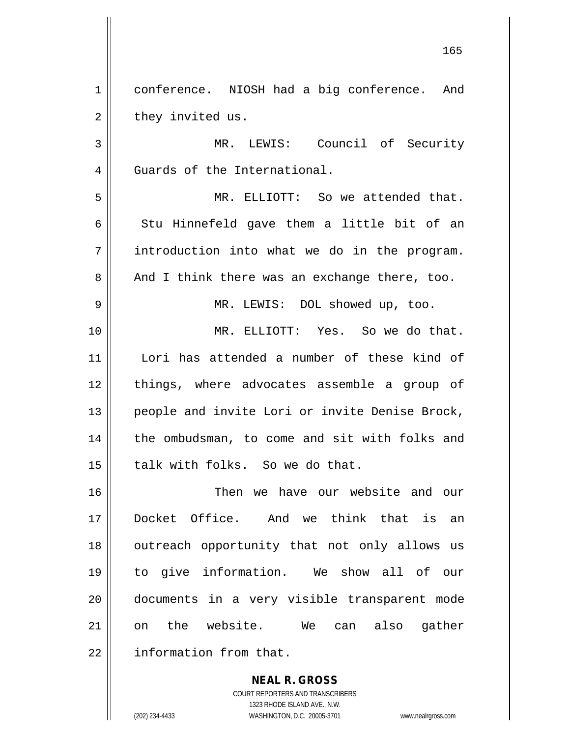conference. NIOSH had a big conference. And they invited us.

MR. LEWIS: Council of Security Guards of the International.

MR. ELLIOTT: So we attended that. Stu Hinnefeld gave them a little bit of an introduction into what we do in the program. And I think there was an exchange there, too.

MR. LEWIS: DOL showed up, too.

MR. ELLIOTT: Yes. So we do that. Lori has attended a number of these kind of things, where advocates assemble a group of people and invite Lori or invite Denise Brock, the ombudsman, to come and sit with folks and talk with folks. So we do that.

Then we have our website and our Docket Office. And we think that is an outreach opportunity that not only allows us to give information. We show all of our documents in a very visible transparent mode on the website. We can also gather information from that.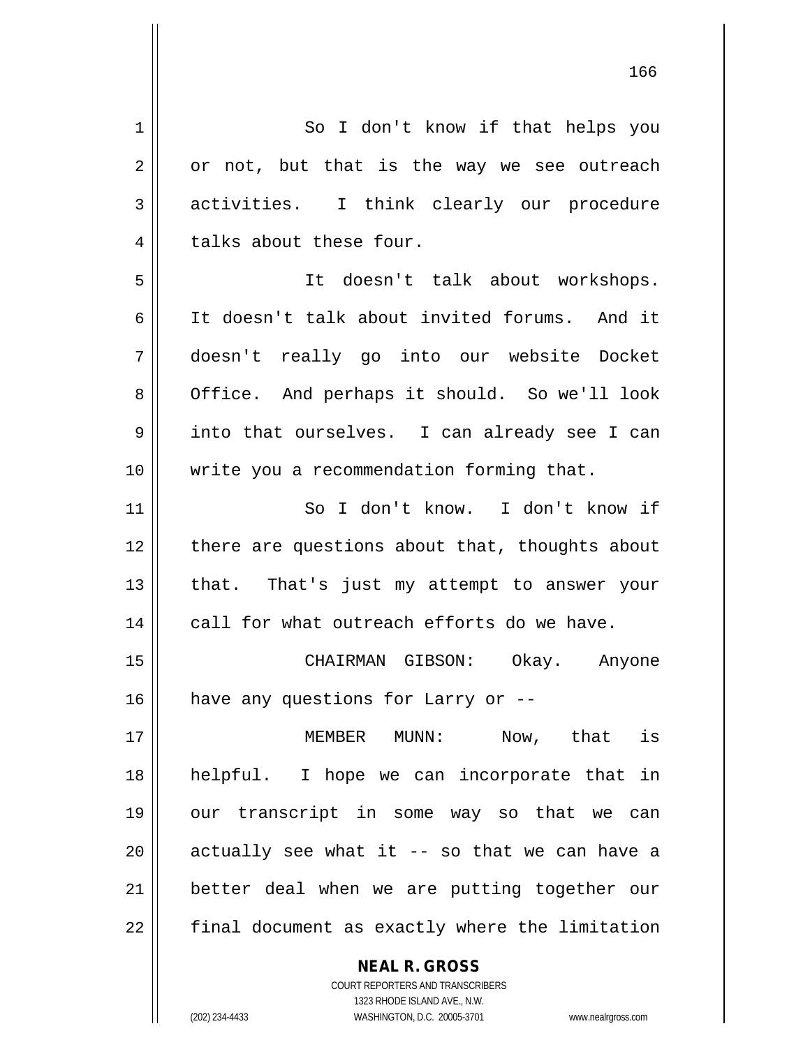So I don't know if that helps you or not, but that is the way we see outreach activities. I think clearly our procedure talks about these four.

It doesn't talk about workshops. It doesn't talk about invited forums. And it doesn't really go into our website Docket Office. And perhaps it should. So we'll look into that ourselves. I can already see I can write you a recommendation forming that.

So I don't know. I don't know if there are questions about that, thoughts about that. That's just my attempt to answer your call for what outreach efforts do we have.

CHAIRMAN GIBSON: Okay. Anyone have any questions for Larry or --

MEMBER MUNN: Now, that is helpful. I hope we can incorporate that in our transcript in some way so that we can actually see what it -- so that we can have a better deal when we are putting together our final document as exactly where the limitation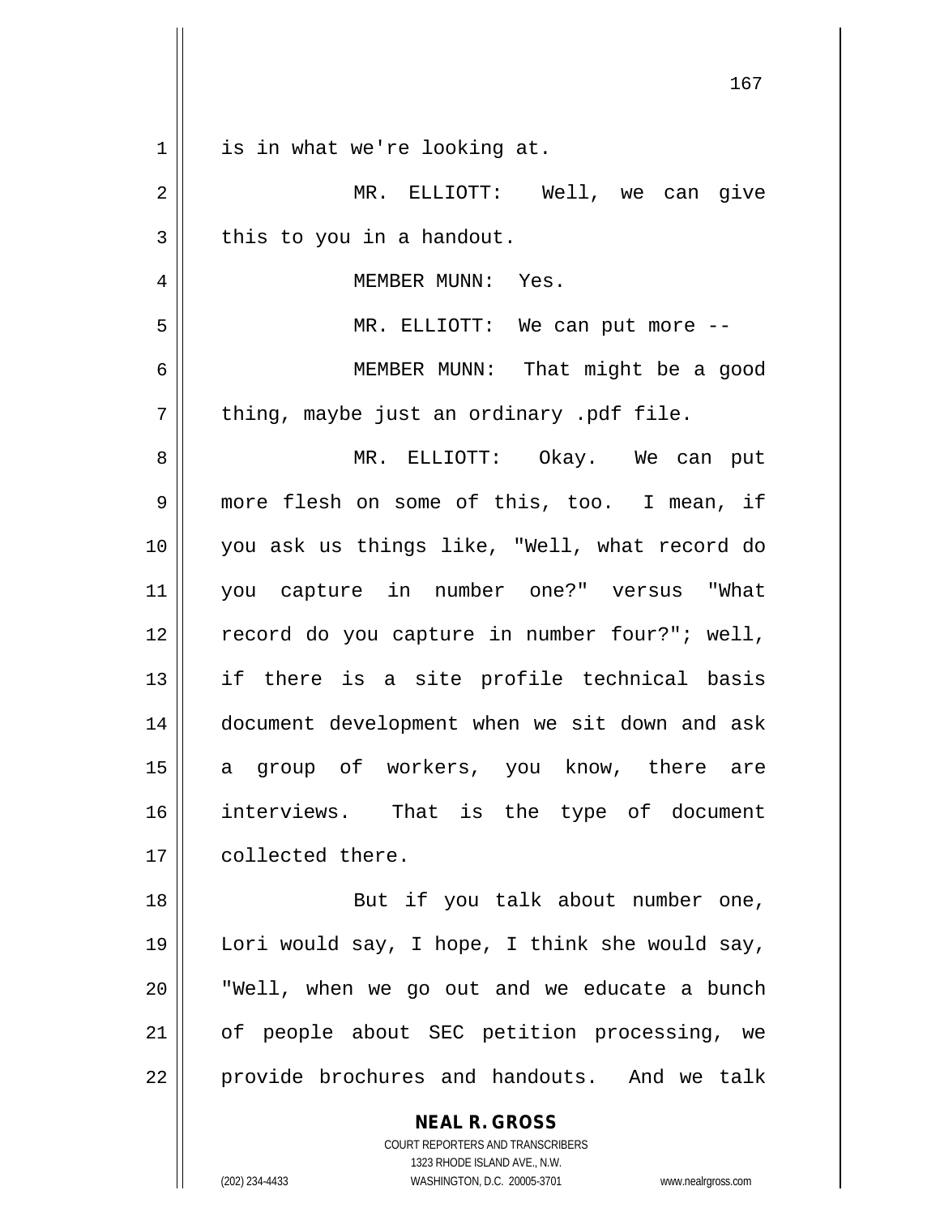is in what we're looking at.

MR. ELLIOTT: Well, we can give this to you in a handout.

MEMBER MUNN: Yes.

MR. ELLIOTT: We can put more --

MEMBER MUNN: That might be a good thing, maybe just an ordinary .pdf file.

MR. ELLIOTT: Okay. We can put more flesh on some of this, too. I mean, if you ask us things like, "Well, what record do you capture in number one?" versus "What record do you capture in number four?"; well, if there is a site profile technical basis document development when we sit down and ask a group of workers, you know, there are interviews. That is the type of document collected there.

But if you talk about number one, Lori would say, I hope, I think she would say, "Well, when we go out and we educate a bunch of people about SEC petition processing, we provide brochures and handouts. And we talk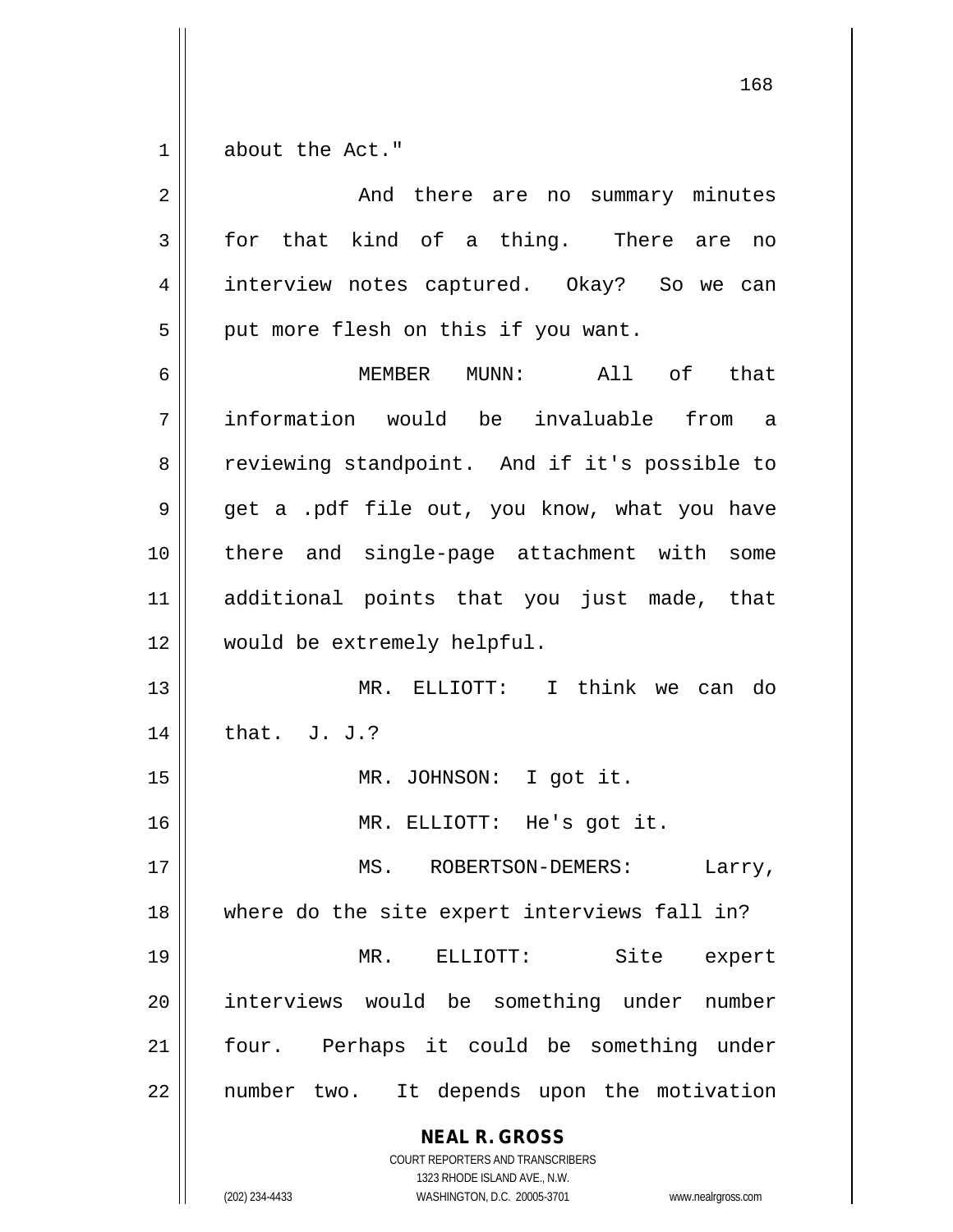about the Act."

And there are no summary minutes for that kind of a thing. There are no interview notes captured. Okay? So we can put more flesh on this if you want.

MEMBER MUNN: All of that information would be invaluable from a reviewing standpoint. And if it's possible to get a .pdf file out, you know, what you have there and single-page attachment with some additional points that you just made, that would be extremely helpful.

MR. ELLIOTT: I think we can do that. J. J.?

MR. JOHNSON: I got it.

MR. ELLIOTT: He's got it.

MS. ROBERTSON-DEMERS: Larry, where do the site expert interviews fall in?

MR. ELLIOTT: Site expert interviews would be something under number four. Perhaps it could be something under number two. It depends upon the motivation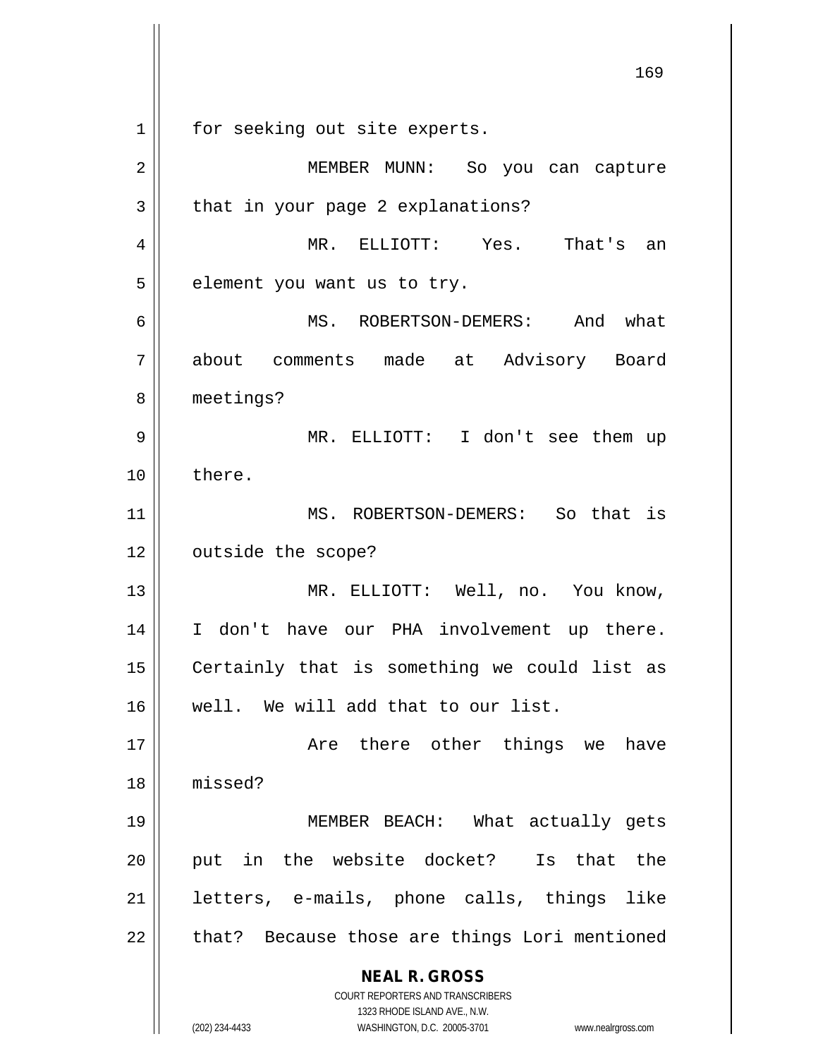for seeking out site experts.

MEMBER MUNN: So you can capture that in your page 2 explanations?

MR. ELLIOTT: Yes. That's an element you want us to try.

MS. ROBERTSON-DEMERS: And what about comments made at Advisory Board meetings?

MR. ELLIOTT: I don't see them up there.

MS. ROBERTSON-DEMERS: So that is outside the scope?

MR. ELLIOTT: Well, no. You know, I don't have our PHA involvement up there. Certainly that is something we could list as well. We will add that to our list.

Are there other things we have missed?

MEMBER BEACH: What actually gets put in the website docket? Is that the letters, e-mails, phone calls, things like that? Because those are things Lori mentioned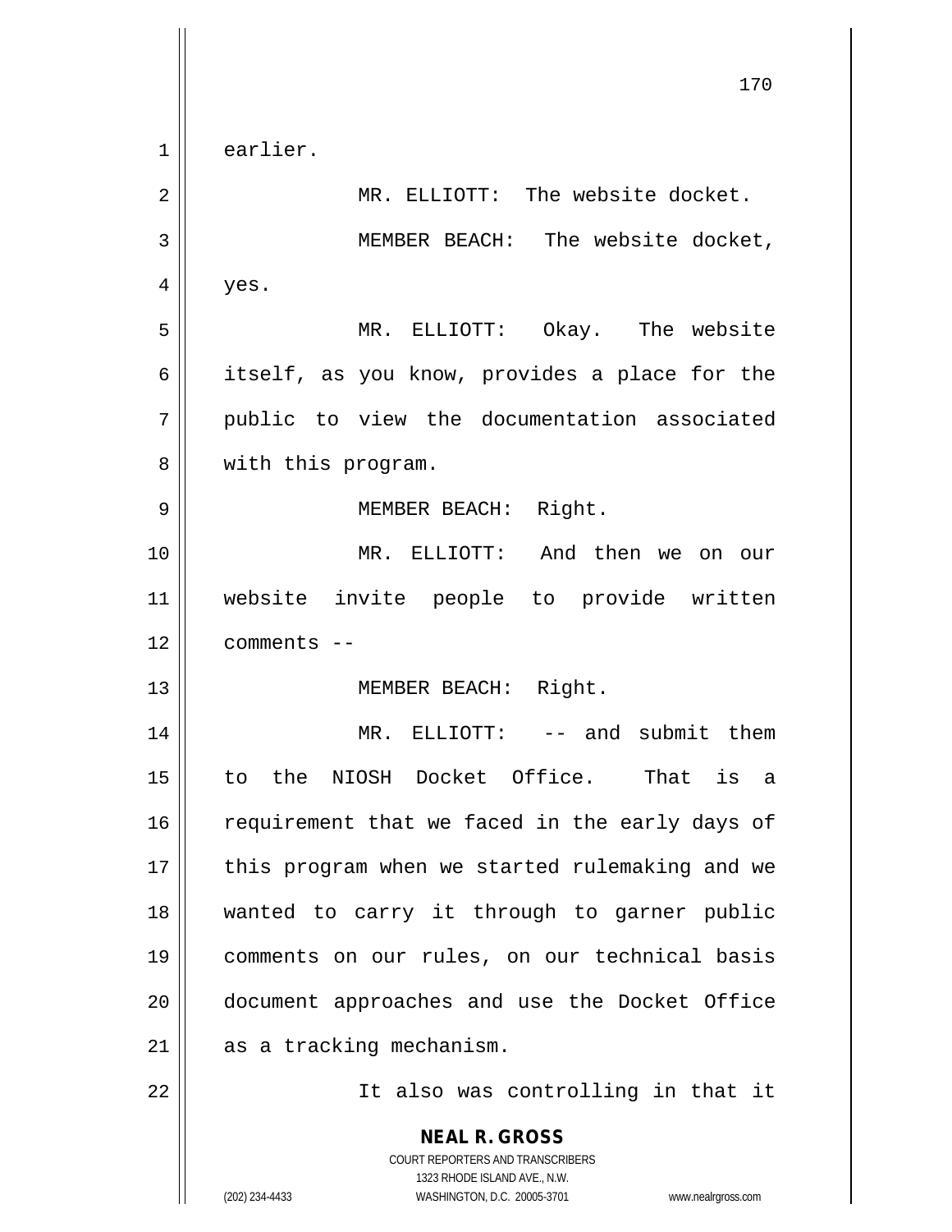earlier.

MR. ELLIOTT: The website docket.

MEMBER BEACH: The website docket, yes.

MR. ELLIOTT: Okay. The website itself, as you know, provides a place for the public to view the documentation associated with this program.

MEMBER BEACH: Right.

MR. ELLIOTT: And then we on our website invite people to provide written comments --

MEMBER BEACH: Right.

MR. ELLIOTT: -- and submit them to the NIOSH Docket Office. That is a requirement that we faced in the early days of this program when we started rulemaking and we wanted to carry it through to garner public comments on our rules, on our technical basis document approaches and use the Docket Office as a tracking mechanism.

It also was controlling in that it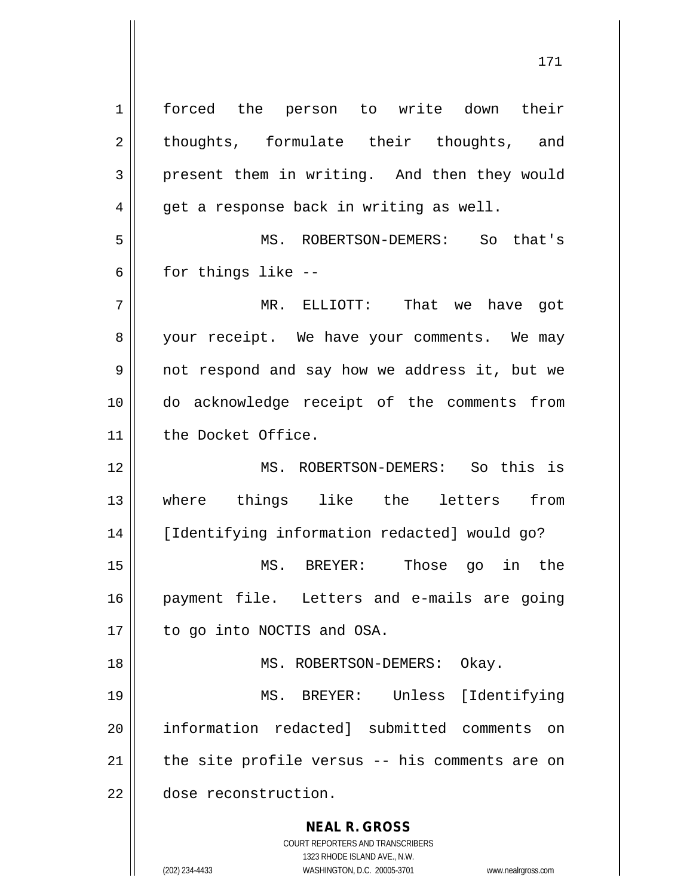forced the person to write down their thoughts, formulate their thoughts, and present them in writing. And then they would get a response back in writing as well.

MS. ROBERTSON-DEMERS: So that's for things like --

MR. ELLIOTT: That we have got your receipt. We have your comments. We may not respond and say how we address it, but we do acknowledge receipt of the comments from the Docket Office.

MS. ROBERTSON-DEMERS: So this is where things like the letters from [Identifying information redacted] would go?

MS. BREYER: Those go in the payment file. Letters and e-mails are going to go into NOCTIS and OSA.

MS. ROBERTSON-DEMERS: Okay.

MS. BREYER: Unless [Identifying information redacted] submitted comments on the site profile versus -- his comments are on dose reconstruction.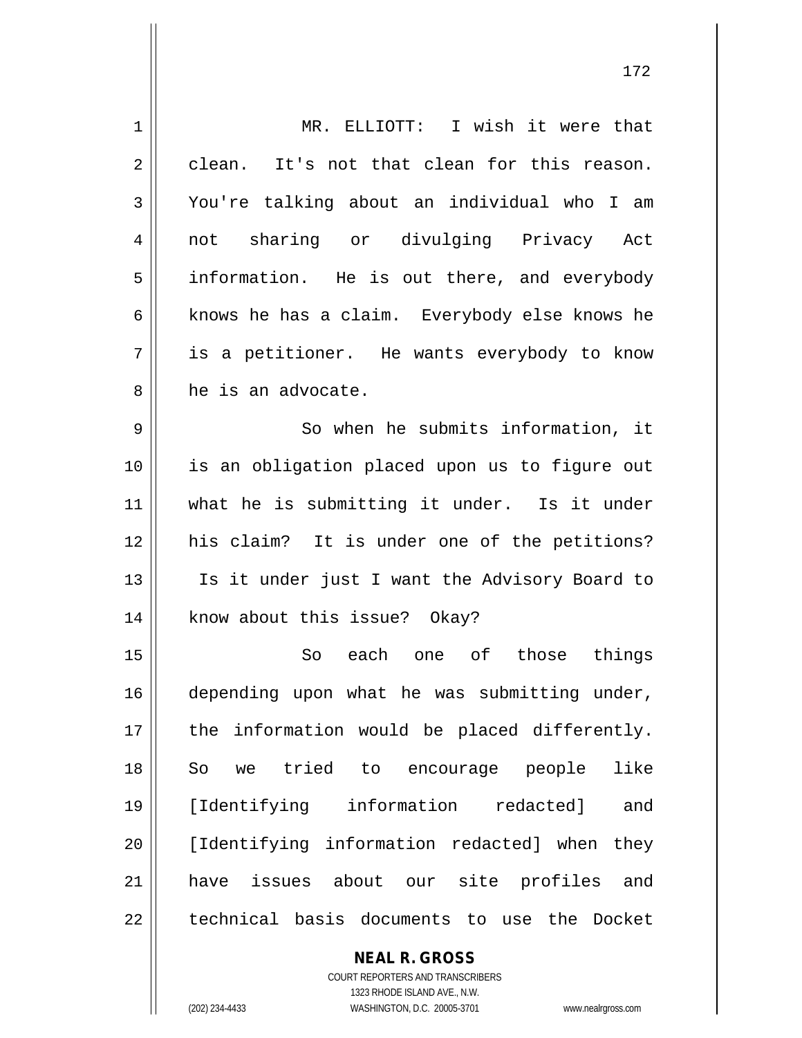MR. ELLIOTT: I wish it were that clean. It's not that clean for this reason. You're talking about an individual who I am not sharing or divulging Privacy Act information. He is out there, and everybody knows he has a claim. Everybody else knows he is a petitioner. He wants everybody to know he is an advocate.

So when he submits information, it is an obligation placed upon us to figure out what he is submitting it under. Is it under his claim? It is under one of the petitions? Is it under just I want the Advisory Board to know about this issue? Okay?

So each one of those things depending upon what he was submitting under, the information would be placed differently. So we tried to encourage people like [Identifying information redacted] and [Identifying information redacted] when they have issues about our site profiles and technical basis documents to use the Docket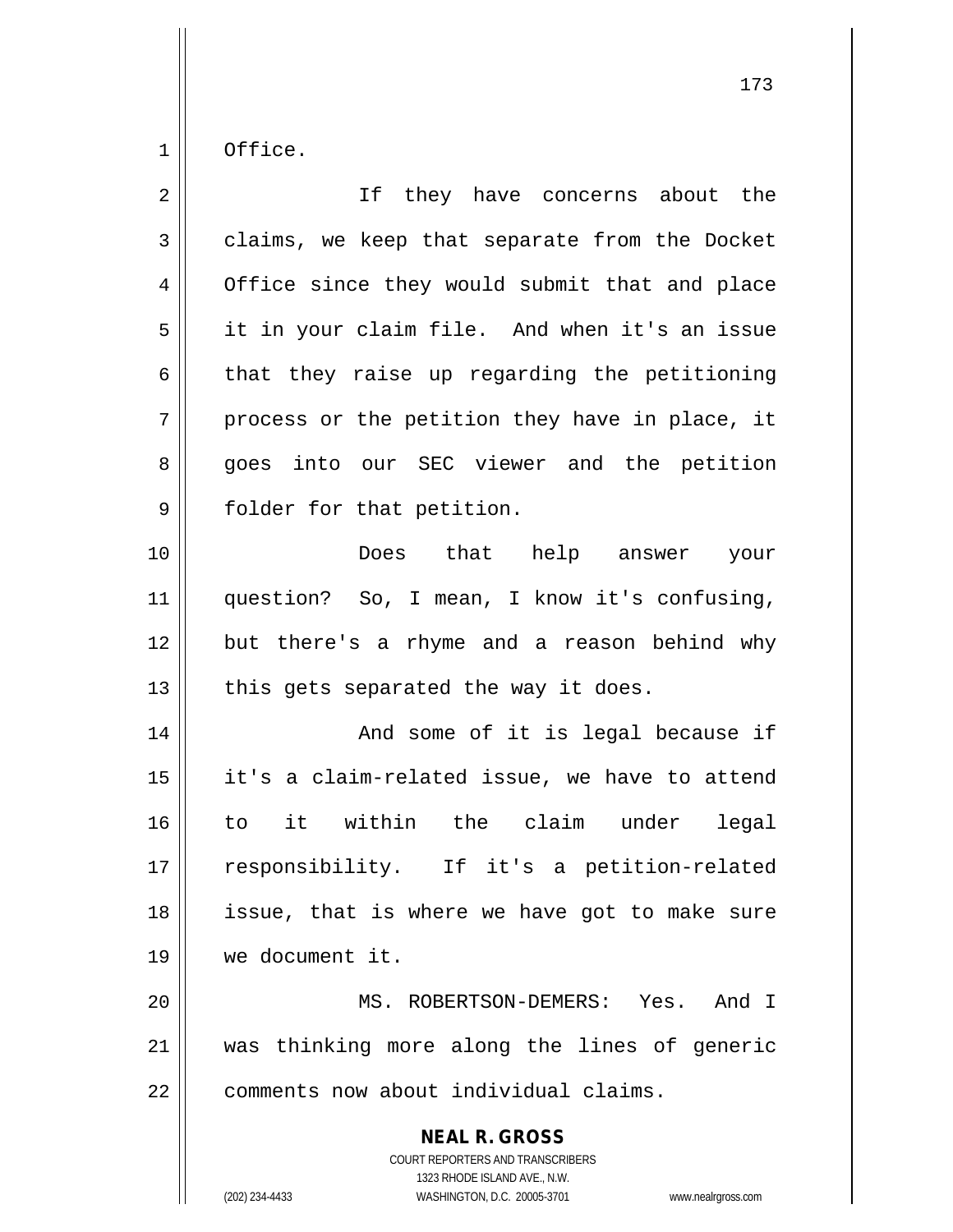Office.

If they have concerns about the claims, we keep that separate from the Docket Office since they would submit that and place it in your claim file. And when it's an issue that they raise up regarding the petitioning process or the petition they have in place, it goes into our SEC viewer and the petition folder for that petition.

Does that help answer your question? So, I mean, I know it's confusing, but there's a rhyme and a reason behind why this gets separated the way it does.

And some of it is legal because if it's a claim-related issue, we have to attend to it within the claim under legal responsibility. If it's a petition-related issue, that is where we have got to make sure we document it.

MS. ROBERTSON-DEMERS: Yes. And I was thinking more along the lines of generic comments now about individual claims.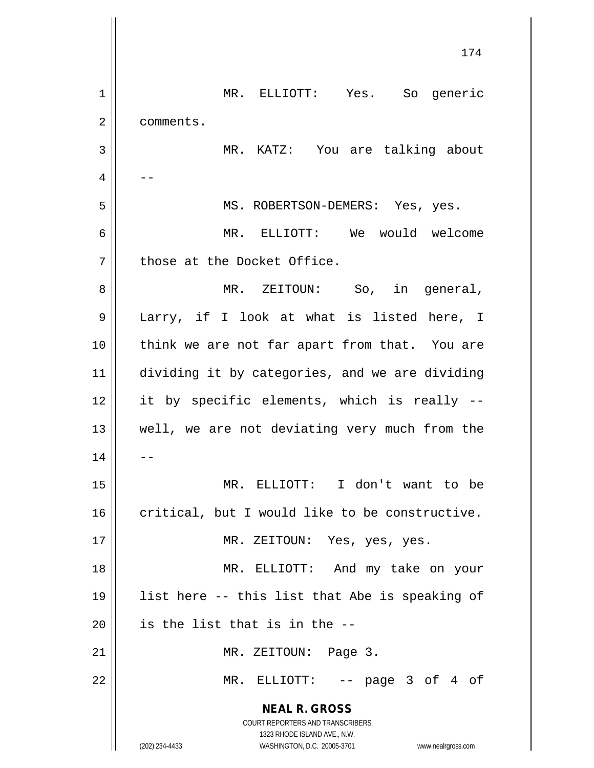MR. ELLIOTT: Yes. So generic comments.

MR. KATZ: You are talking about --

MS. ROBERTSON-DEMERS: Yes, yes.

MR. ELLIOTT: We would welcome those at the Docket Office.

MR. ZEITOUN: So, in general, Larry, if I look at what is listed here, I think we are not far apart from that. You are dividing it by categories, and we are dividing it by specific elements, which is really -- well, we are not deviating very much from the --

MR. ELLIOTT: I don't want to be critical, but I would like to be constructive.

MR. ZEITOUN: Yes, yes, yes.

MR. ELLIOTT: And my take on your list here -- this list that Abe is speaking of is the list that is in the --

MR. ZEITOUN: Page 3.

MR. ELLIOTT: -- page 3 of 4 of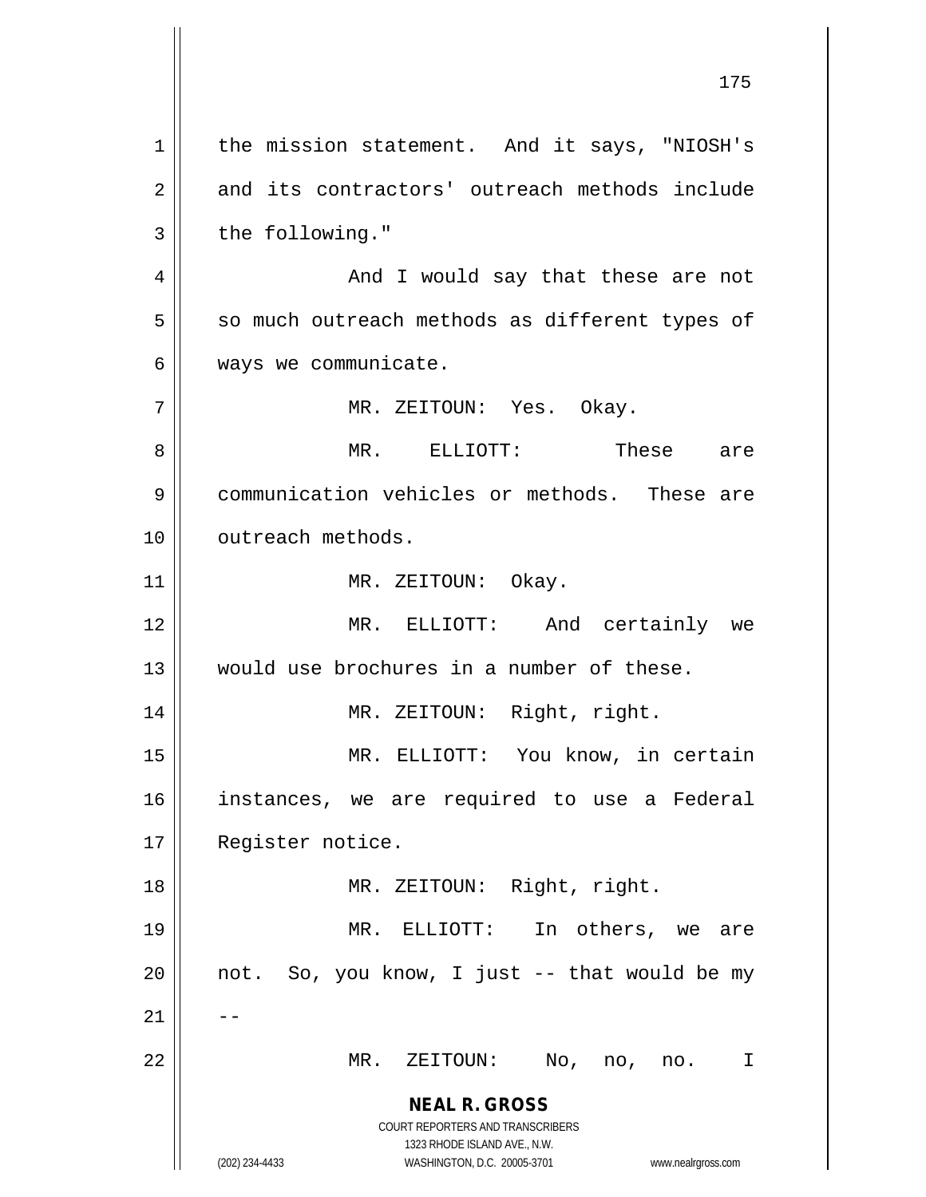the mission statement. And it says, "NIOSH's and its contractors' outreach methods include the following."

And I would say that these are not so much outreach methods as different types of ways we communicate.

MR. ZEITOUN: Yes. Okay.

MR. ELLIOTT: These are communication vehicles or methods. These are outreach methods.

MR. ZEITOUN: Okay.

MR. ELLIOTT: And certainly we would use brochures in a number of these.

MR. ZEITOUN: Right, right.

MR. ELLIOTT: You know, in certain instances, we are required to use a Federal Register notice.

MR. ZEITOUN: Right, right.

MR. ELLIOTT: In others, we are not. So, you know, I just -- that would be my --

MR. ZEITOUN: No, no, no. I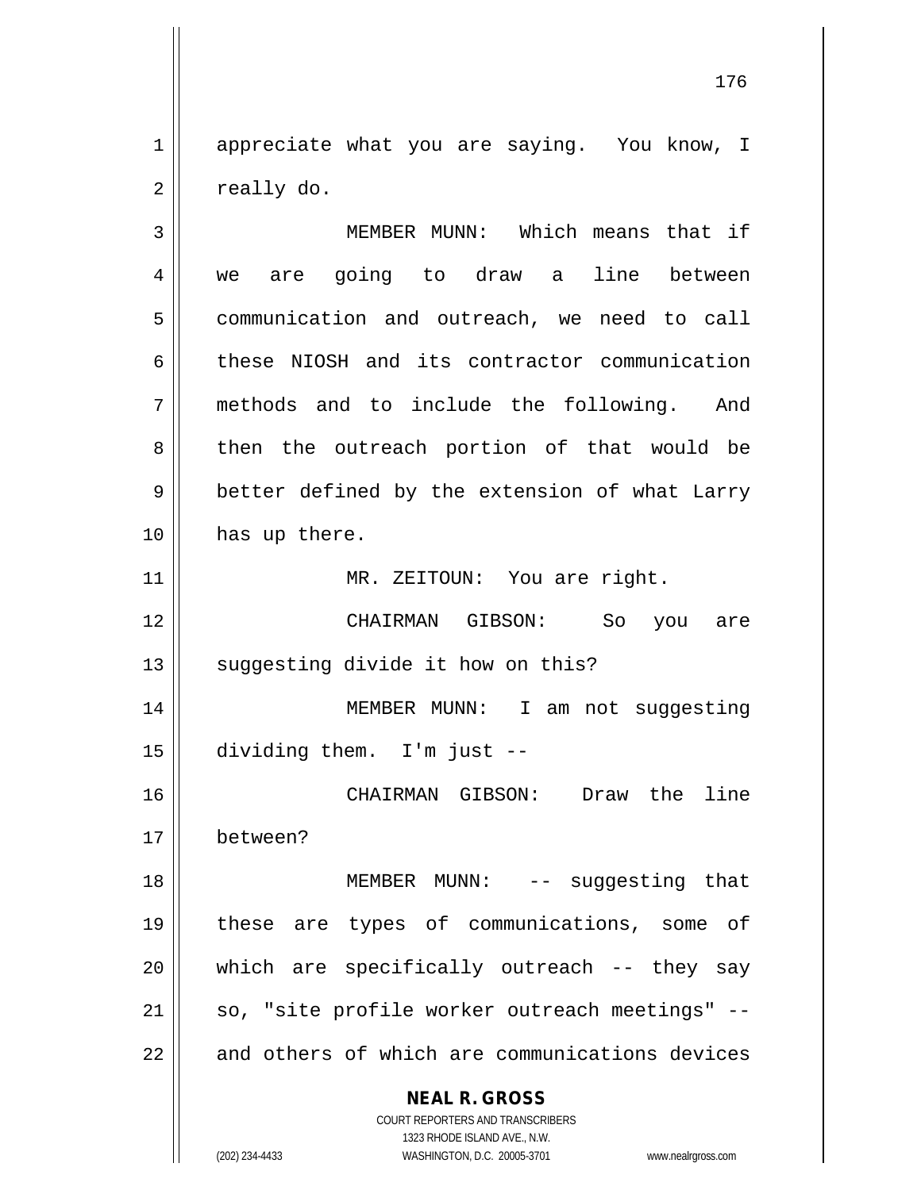appreciate what you are saying. You know, I really do.

MEMBER MUNN: Which means that if we are going to draw a line between communication and outreach, we need to call these NIOSH and its contractor communication methods and to include the following. And then the outreach portion of that would be better defined by the extension of what Larry has up there.

MR. ZEITOUN: You are right.

CHAIRMAN GIBSON: So you are suggesting divide it how on this?

MEMBER MUNN: I am not suggesting dividing them. I'm just --

CHAIRMAN GIBSON: Draw the line between?

MEMBER MUNN: -- suggesting that these are types of communications, some of which are specifically outreach -- they say so, "site profile worker outreach meetings" -- and others of which are communications devices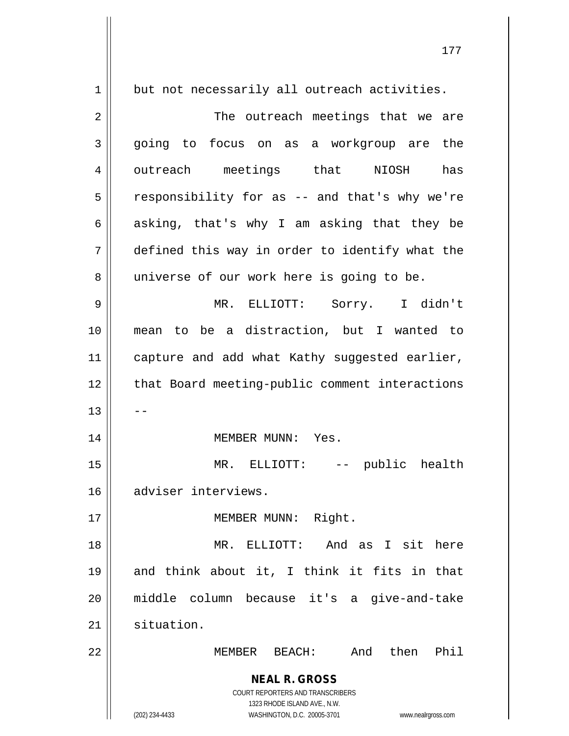but not necessarily all outreach activities.

The outreach meetings that we are going to focus on as a workgroup are the outreach meetings that NIOSH has responsibility for as -- and that's why we're asking, that's why I am asking that they be defined this way in order to identify what the universe of our work here is going to be.

MR. ELLIOTT: Sorry. I didn't mean to be a distraction, but I wanted to capture and add what Kathy suggested earlier, that Board meeting-public comment interactions --

MEMBER MUNN: Yes.

MR. ELLIOTT: -- public health adviser interviews.

MEMBER MUNN: Right.

MR. ELLIOTT: And as I sit here and think about it, I think it fits in that middle column because it's a give-and-take situation.

MEMBER BEACH: And then Phil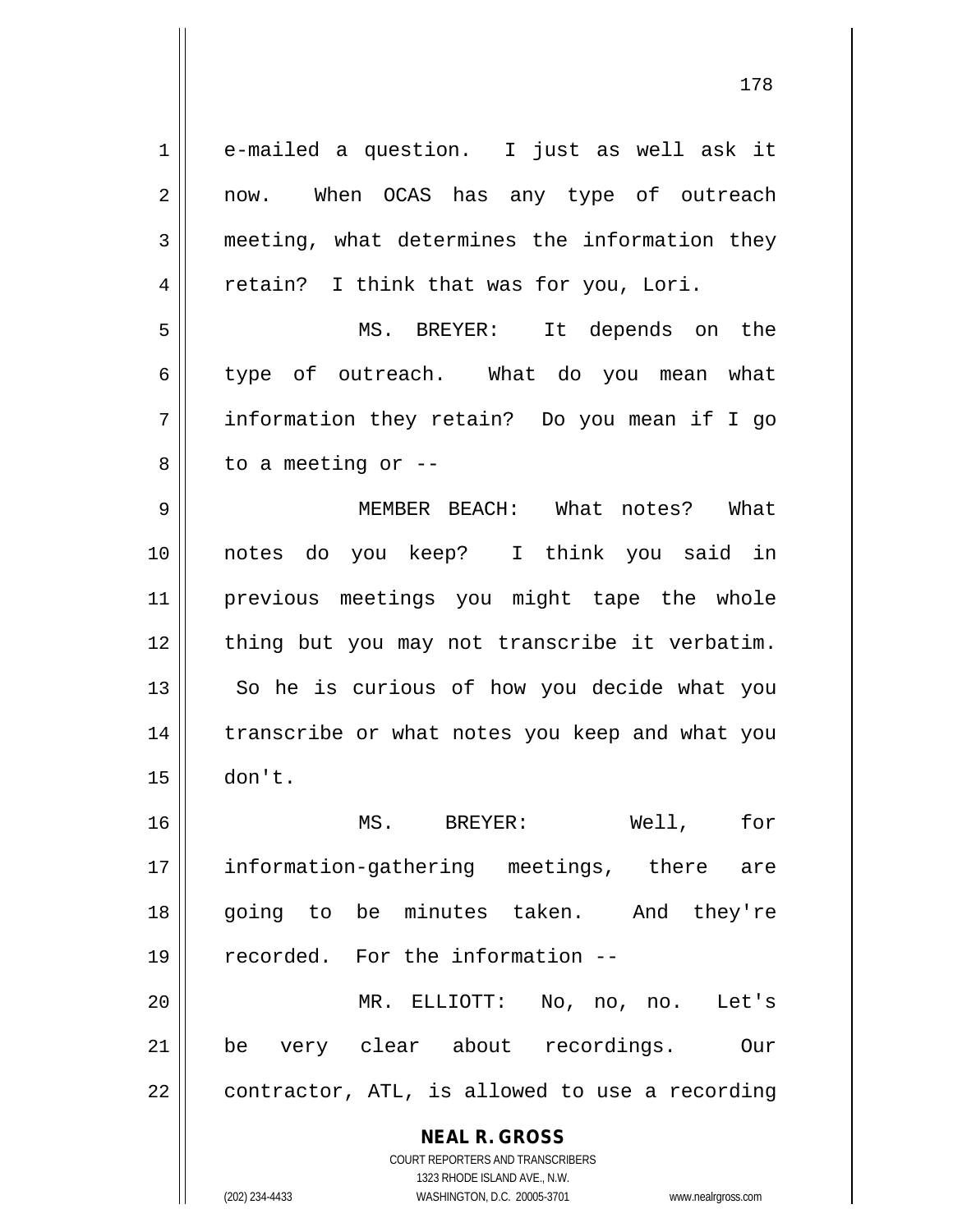e-mailed a question. I just as well ask it now. When OCAS has any type of outreach meeting, what determines the information they retain? I think that was for you, Lori.

MS. BREYER: It depends on the type of outreach. What do you mean what information they retain? Do you mean if I go to a meeting or --

MEMBER BEACH: What notes? What notes do you keep? I think you said in previous meetings you might tape the whole thing but you may not transcribe it verbatim. So he is curious of how you decide what you transcribe or what notes you keep and what you don't.

MS. BREYER: Well, for information-gathering meetings, there are going to be minutes taken. And they're recorded. For the information --

MR. ELLIOTT: No, no, no. Let's be very clear about recordings. Our contractor, ATL, is allowed to use a recording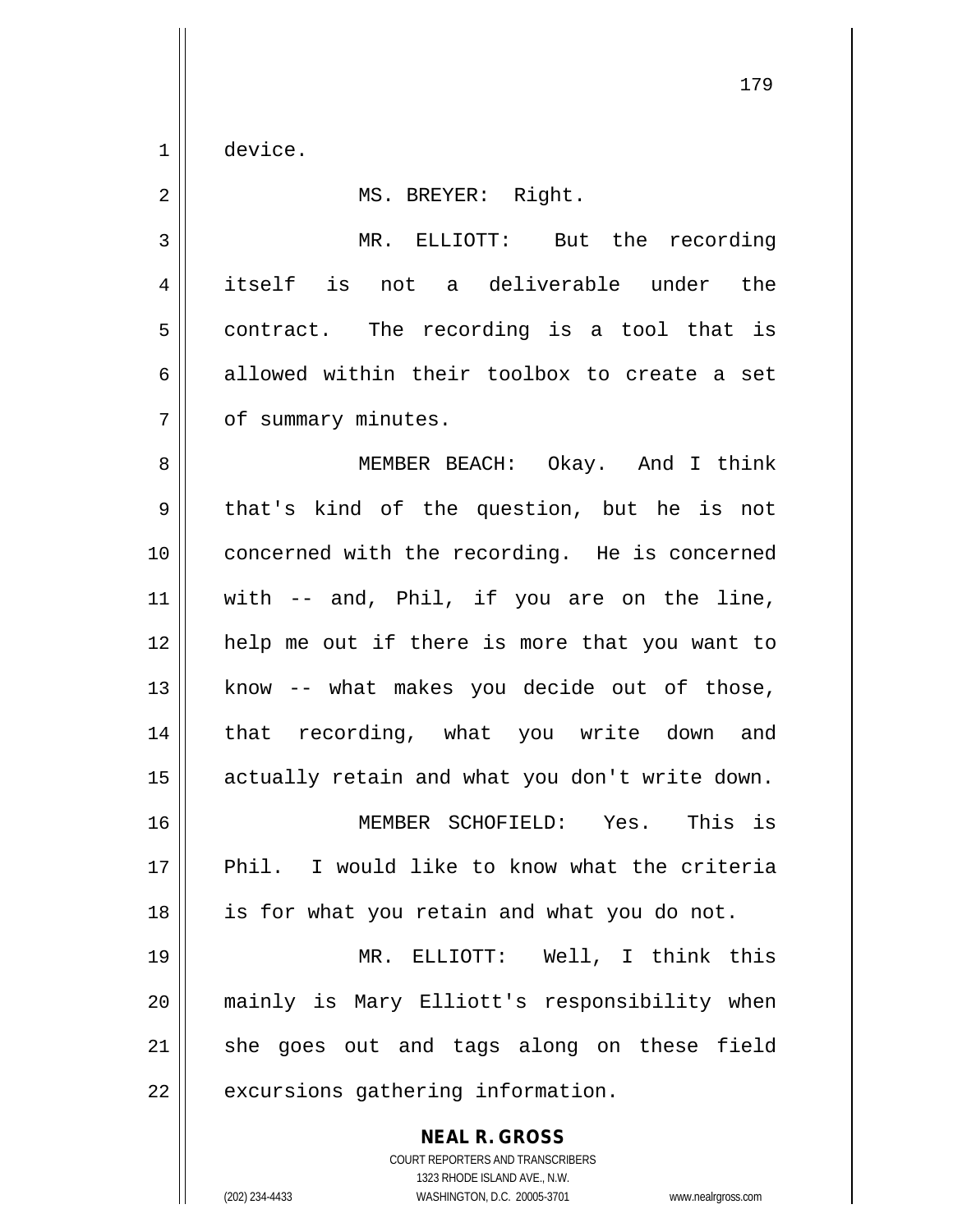device.

MS. BREYER: Right.

MR. ELLIOTT: But the recording itself is not a deliverable under the contract. The recording is a tool that is allowed within their toolbox to create a set of summary minutes.

MEMBER BEACH: Okay. And I think that's kind of the question, but he is not concerned with the recording. He is concerned with -- and, Phil, if you are on the line, help me out if there is more that you want to know -- what makes you decide out of those, that recording, what you write down and actually retain and what you don't write down.

MEMBER SCHOFIELD: Yes. This is Phil. I would like to know what the criteria is for what you retain and what you do not.

MR. ELLIOTT: Well, I think this mainly is Mary Elliott's responsibility when she goes out and tags along on these field excursions gathering information.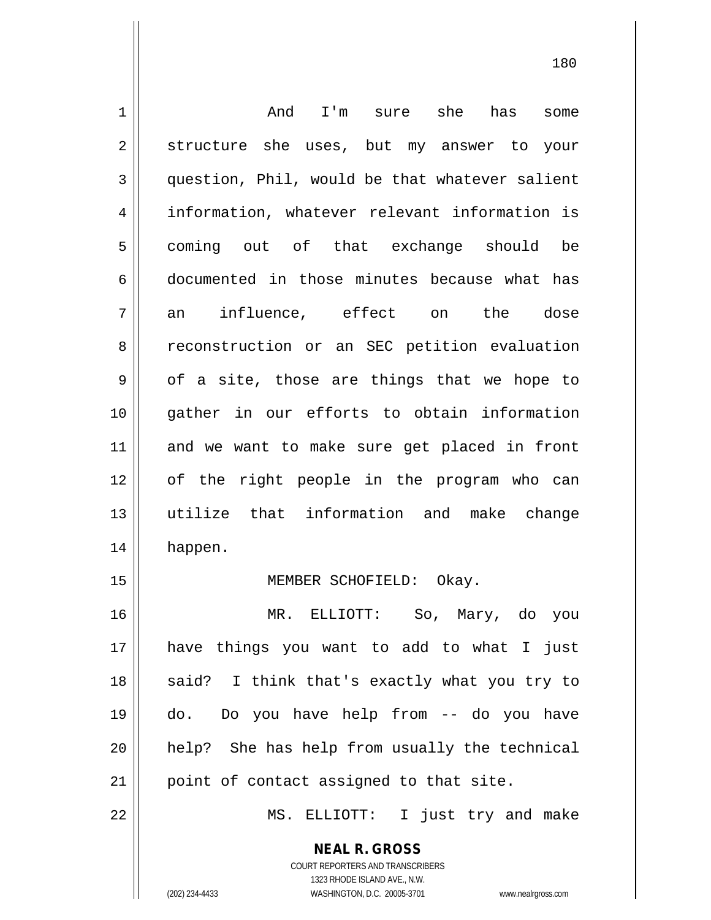And I'm sure she has some structure she uses, but my answer to your question, Phil, would be that whatever salient information, whatever relevant information is coming out of that exchange should be documented in those minutes because what has an influence, effect on the dose reconstruction or an SEC petition evaluation of a site, those are things that we hope to gather in our efforts to obtain information and we want to make sure get placed in front of the right people in the program who can utilize that information and make change happen.

MEMBER SCHOFIELD: Okay.

MR. ELLIOTT: So, Mary, do you have things you want to add to what I just said? I think that's exactly what you try to do. Do you have help from -- do you have help? She has help from usually the technical point of contact assigned to that site.

MS. ELLIOTT: I just try and make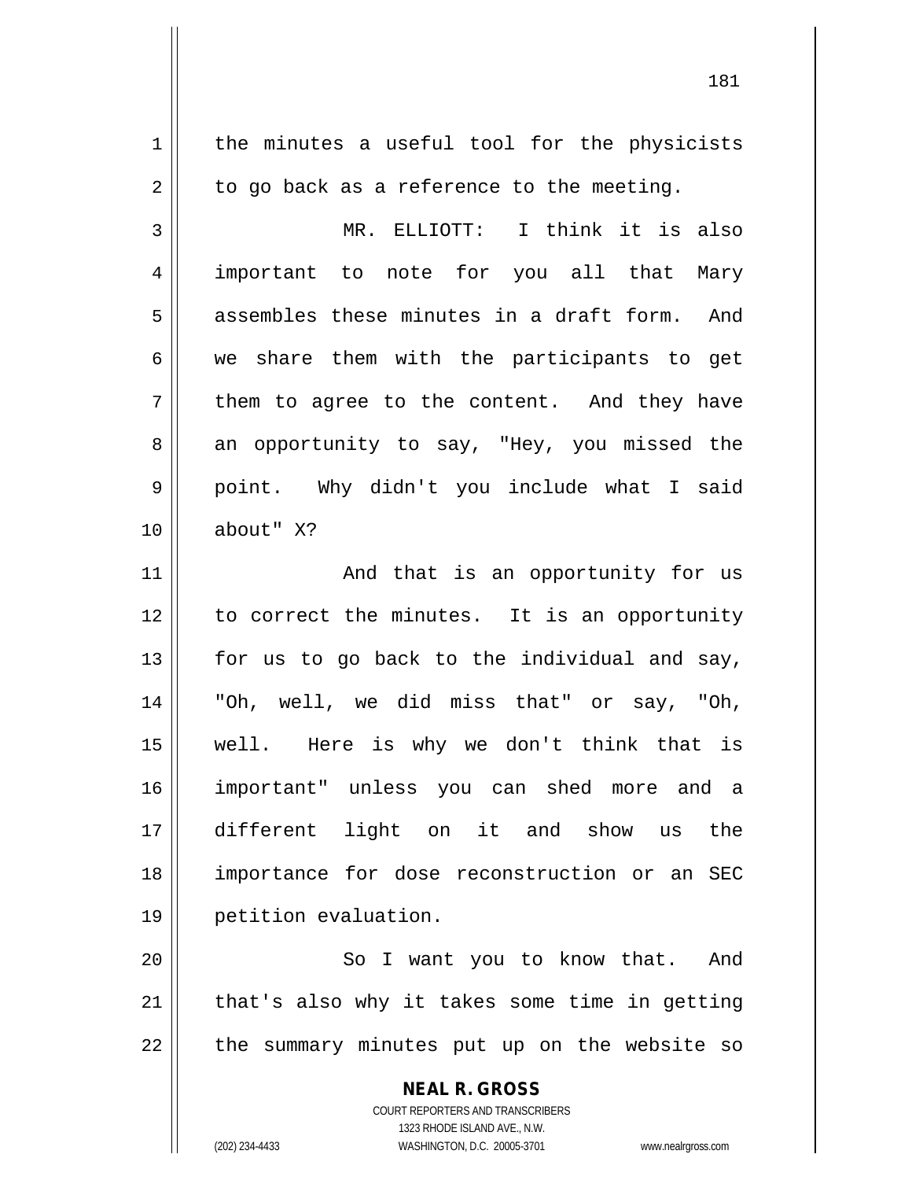the minutes a useful tool for the physicists to go back as a reference to the meeting.

MR. ELLIOTT: I think it is also important to note for you all that Mary assembles these minutes in a draft form. And we share them with the participants to get them to agree to the content. And they have an opportunity to say, "Hey, you missed the point. Why didn't you include what I said about" X?

And that is an opportunity for us to correct the minutes. It is an opportunity for us to go back to the individual and say, "Oh, well, we did miss that" or say, "Oh, well. Here is why we don't think that is important" unless you can shed more and a different light on it and show us the importance for dose reconstruction or an SEC petition evaluation.

So I want you to know that. And that's also why it takes some time in getting the summary minutes put up on the website so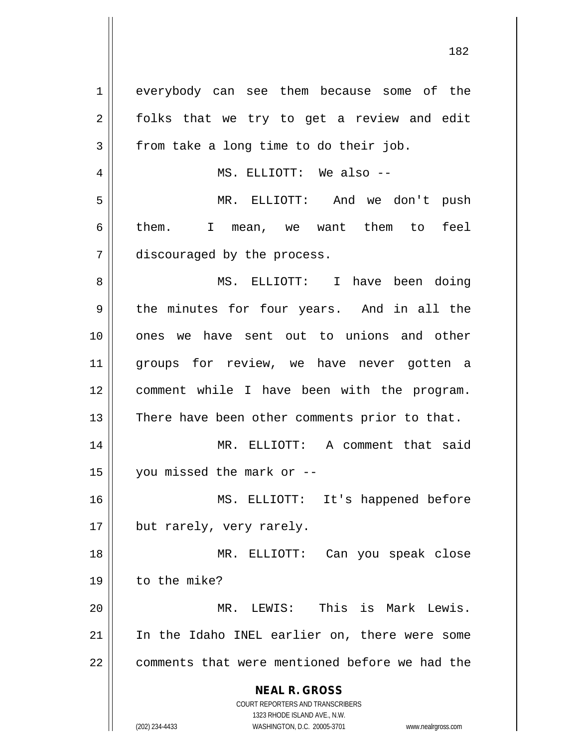everybody can see them because some of the folks that we try to get a review and edit from take a long time to do their job.

MS. ELLIOTT: We also --

MR. ELLIOTT: And we don't push them. I mean, we want them to feel discouraged by the process.

MS. ELLIOTT: I have been doing the minutes for four years. And in all the ones we have sent out to unions and other groups for review, we have never gotten a comment while I have been with the program. There have been other comments prior to that.

MR. ELLIOTT: A comment that said you missed the mark or --

MS. ELLIOTT: It's happened before but rarely, very rarely.

MR. ELLIOTT: Can you speak close to the mike?

MR. LEWIS: This is Mark Lewis. In the Idaho INEL earlier on, there were some comments that were mentioned before we had the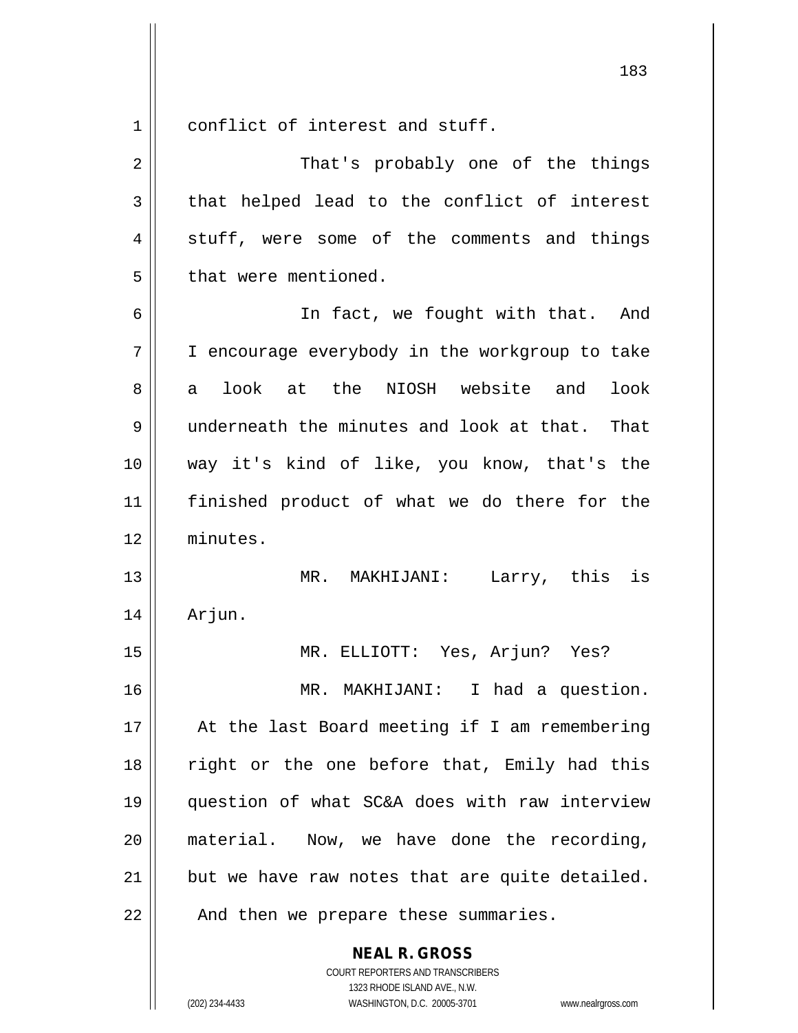conflict of interest and stuff.

That's probably one of the things that helped lead to the conflict of interest stuff, were some of the comments and things that were mentioned.

In fact, we fought with that. And I encourage everybody in the workgroup to take a look at the NIOSH website and look underneath the minutes and look at that. That way it's kind of like, you know, that's the finished product of what we do there for the minutes.

MR. MAKHIJANI: Larry, this is Arjun.

MR. ELLIOTT: Yes, Arjun? Yes?

MR. MAKHIJANI: I had a question. At the last Board meeting if I am remembering right or the one before that, Emily had this question of what SC&A does with raw interview material. Now, we have done the recording, but we have raw notes that are quite detailed. And then we prepare these summaries.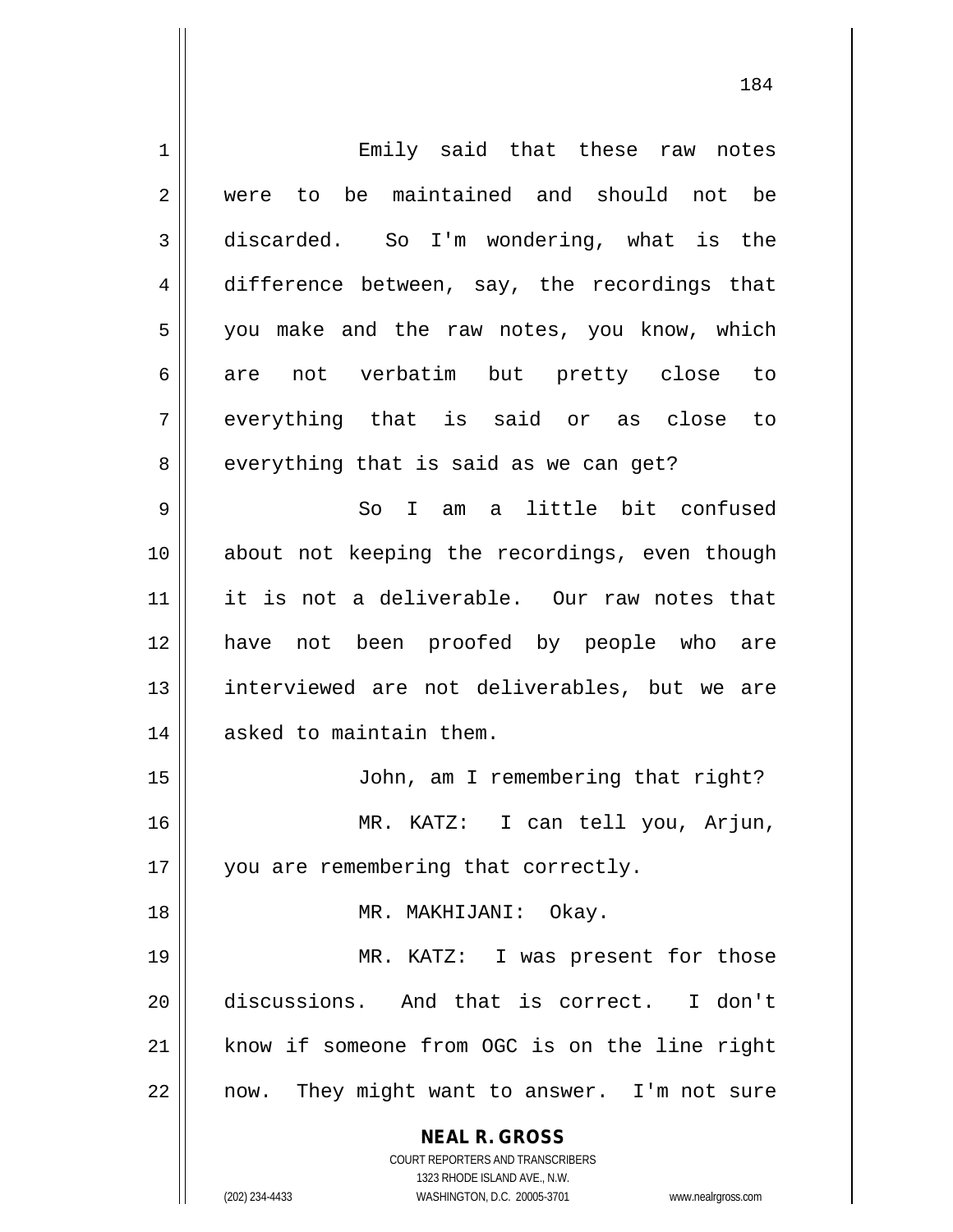Emily said that these raw notes were to be maintained and should not be discarded. So I'm wondering, what is the difference between, say, the recordings that you make and the raw notes, you know, which are not verbatim but pretty close to everything that is said or as close to everything that is said as we can get?

So I am a little bit confused about not keeping the recordings, even though it is not a deliverable. Our raw notes that have not been proofed by people who are interviewed are not deliverables, but we are asked to maintain them.

John, am I remembering that right?

MR. KATZ: I can tell you, Arjun, you are remembering that correctly.

MR. MAKHIJANI: Okay.

MR. KATZ: I was present for those discussions. And that is correct. I don't know if someone from OGC is on the line right now. They might want to answer. I'm not sure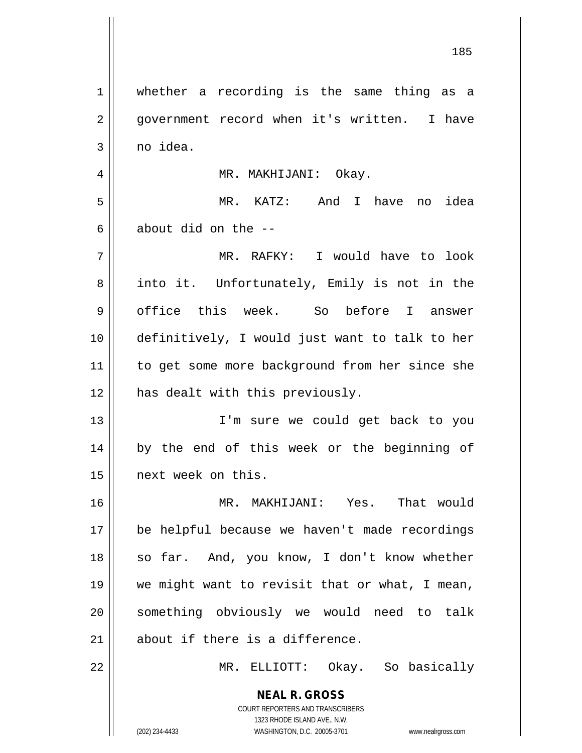whether a recording is the same thing as a government record when it's written. I have no idea.

MR. MAKHIJANI: Okay.

MR. KATZ: And I have no idea about did on the --

MR. RAFKY: I would have to look into it. Unfortunately, Emily is not in the office this week. So before I answer definitively, I would just want to talk to her to get some more background from her since she has dealt with this previously.

I'm sure we could get back to you by the end of this week or the beginning of next week on this.

MR. MAKHIJANI: Yes. That would be helpful because we haven't made recordings so far. And, you know, I don't know whether we might want to revisit that or what, I mean, something obviously we would need to talk about if there is a difference.

MR. ELLIOTT: Okay. So basically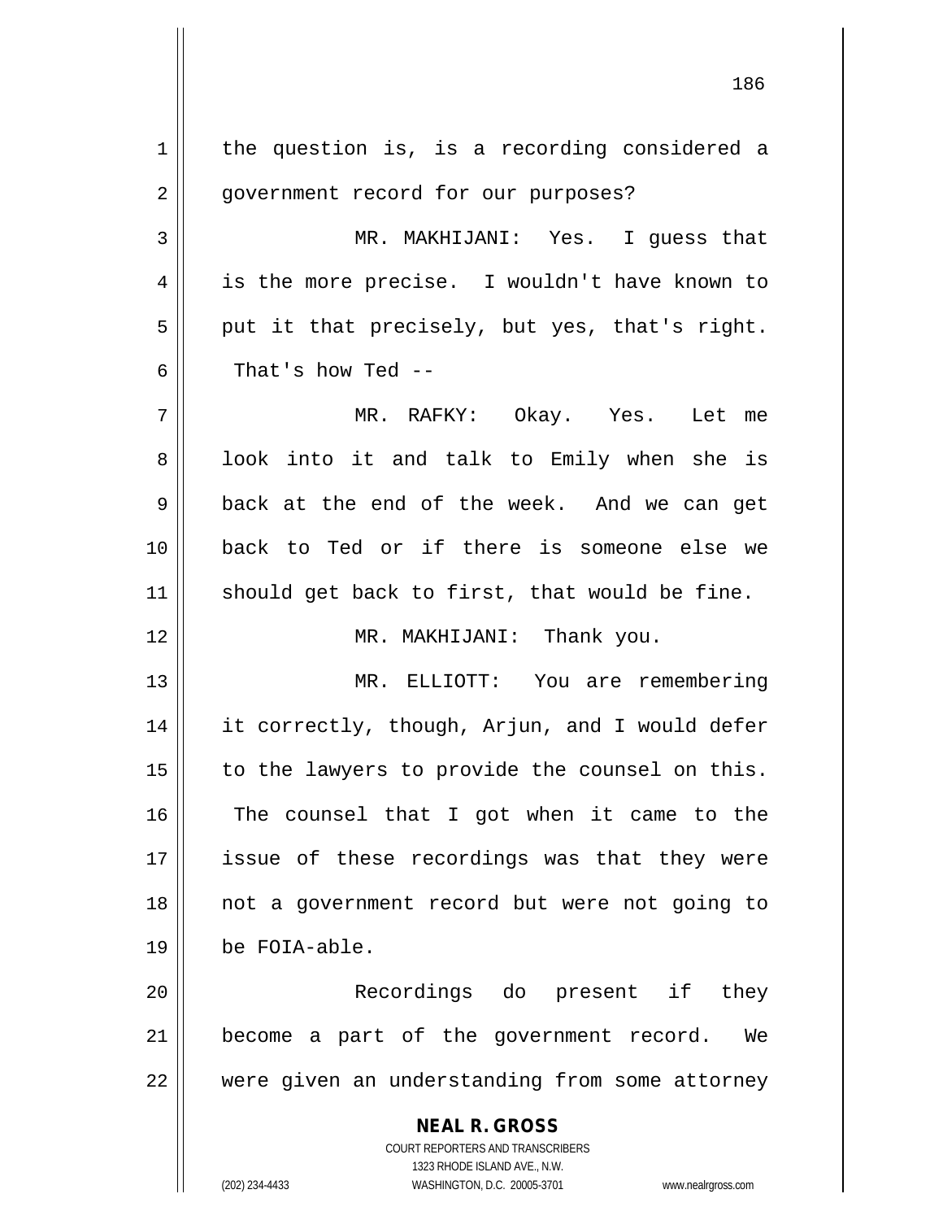the question is, is a recording considered a government record for our purposes?

MR. MAKHIJANI: Yes. I guess that is the more precise. I wouldn't have known to put it that precisely, but yes, that's right. That's how Ted --

MR. RAFKY: Okay. Yes. Let me look into it and talk to Emily when she is back at the end of the week. And we can get back to Ted or if there is someone else we should get back to first, that would be fine.

MR. MAKHIJANI: Thank you.

MR. ELLIOTT: You are remembering it correctly, though, Arjun, and I would defer to the lawyers to provide the counsel on this. The counsel that I got when it came to the issue of these recordings was that they were not a government record but were not going to be FOIA-able.

Recordings do present if they become a part of the government record. We were given an understanding from some attorney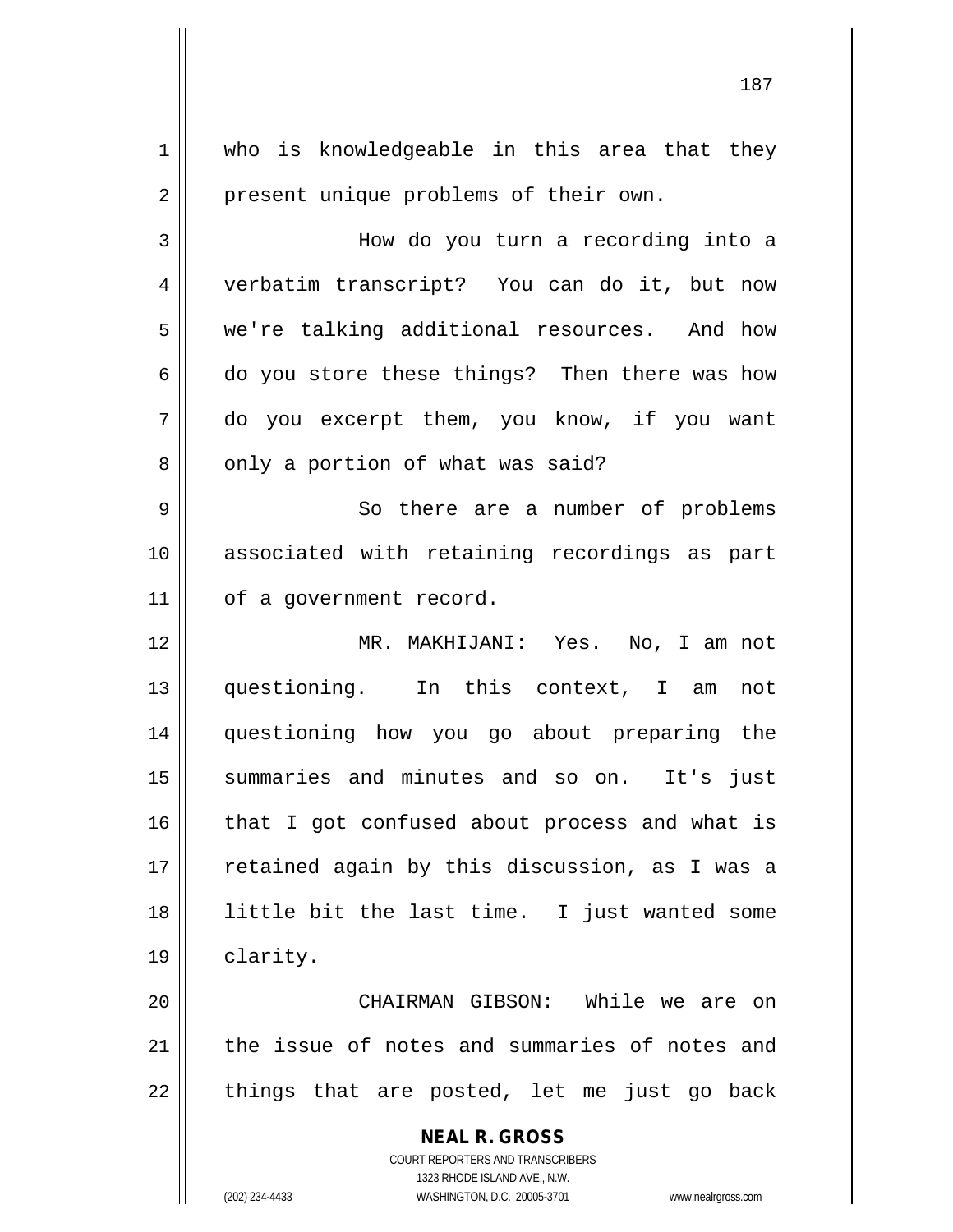who is knowledgeable in this area that they present unique problems of their own.

How do you turn a recording into a verbatim transcript? You can do it, but now we're talking additional resources. And how do you store these things? Then there was how do you excerpt them, you know, if you want only a portion of what was said?

So there are a number of problems associated with retaining recordings as part of a government record.

MR. MAKHIJANI: Yes. No, I am not questioning. In this context, I am not questioning how you go about preparing the summaries and minutes and so on. It's just that I got confused about process and what is retained again by this discussion, as I was a little bit the last time. I just wanted some clarity.

CHAIRMAN GIBSON: While we are on the issue of notes and summaries of notes and things that are posted, let me just go back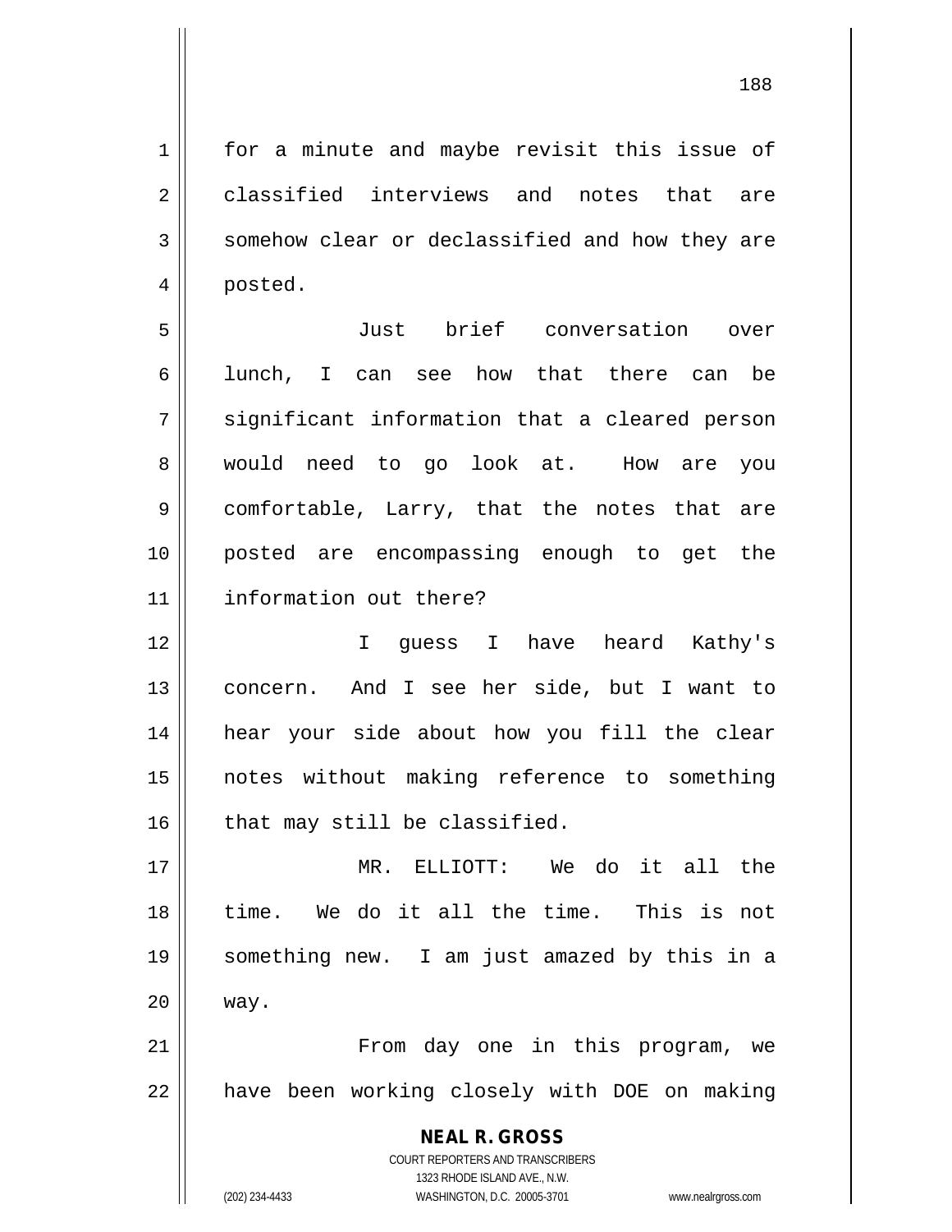for a minute and maybe revisit this issue of classified interviews and notes that are somehow clear or declassified and how they are posted.

Just brief conversation over lunch, I can see how that there can be significant information that a cleared person would need to go look at. How are you comfortable, Larry, that the notes that are posted are encompassing enough to get the information out there?

I guess I have heard Kathy's concern. And I see her side, but I want to hear your side about how you fill the clear notes without making reference to something that may still be classified.

MR. ELLIOTT: We do it all the time. We do it all the time. This is not something new. I am just amazed by this in a way.

From day one in this program, we have been working closely with DOE on making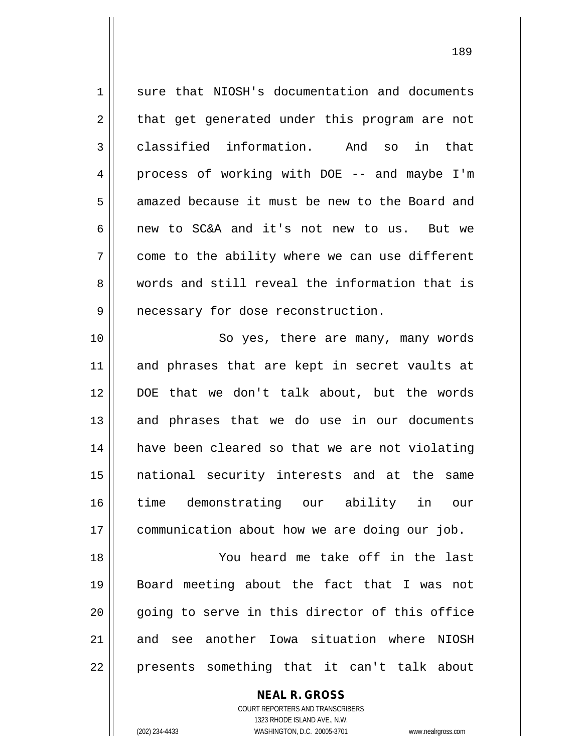sure that NIOSH's documentation and documents that get generated under this program are not classified information. And so in that process of working with DOE -- and maybe I'm amazed because it must be new to the Board and new to SC&A and it's not new to us. But we come to the ability where we can use different words and still reveal the information that is necessary for dose reconstruction.

So yes, there are many, many words and phrases that are kept in secret vaults at DOE that we don't talk about, but the words and phrases that we do use in our documents have been cleared so that we are not violating national security interests and at the same time demonstrating our ability in our communication about how we are doing our job.

You heard me take off in the last Board meeting about the fact that I was not going to serve in this director of this office and see another Iowa situation where NIOSH presents something that it can't talk about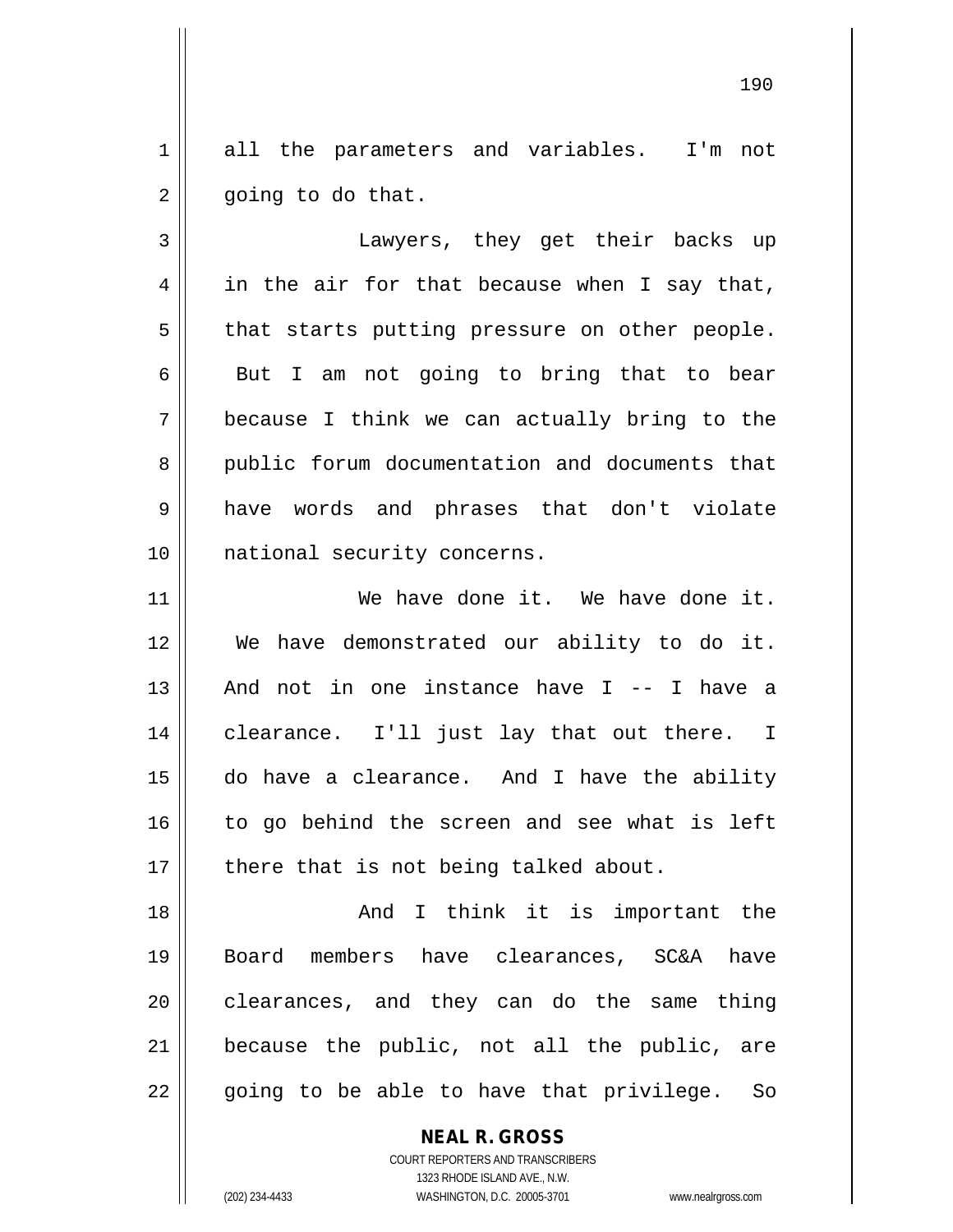all the parameters and variables. I'm not going to do that.

Lawyers, they get their backs up in the air for that because when I say that, that starts putting pressure on other people. But I am not going to bring that to bear because I think we can actually bring to the public forum documentation and documents that have words and phrases that don't violate national security concerns.

We have done it. We have done it. We have demonstrated our ability to do it. And not in one instance have I -- I have a clearance. I'll just lay that out there. I do have a clearance. And I have the ability to go behind the screen and see what is left there that is not being talked about.

And I think it is important the Board members have clearances, SC&A have clearances, and they can do the same thing because the public, not all the public, are going to be able to have that privilege. So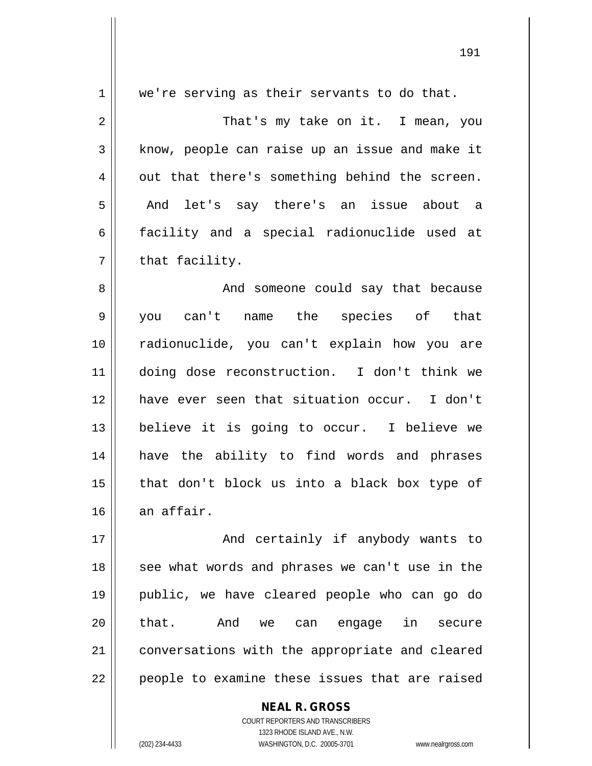we're serving as their servants to do that.

That's my take on it. I mean, you know, people can raise up an issue and make it out that there's something behind the screen. And let's say there's an issue about a facility and a special radionuclide used at that facility.

And someone could say that because you can't name the species of that radionuclide, you can't explain how you are doing dose reconstruction. I don't think we have ever seen that situation occur. I don't believe it is going to occur. I believe we have the ability to find words and phrases that don't block us into a black box type of an affair.

And certainly if anybody wants to see what words and phrases we can't use in the public, we have cleared people who can go do that. And we can engage in secure conversations with the appropriate and cleared people to examine these issues that are raised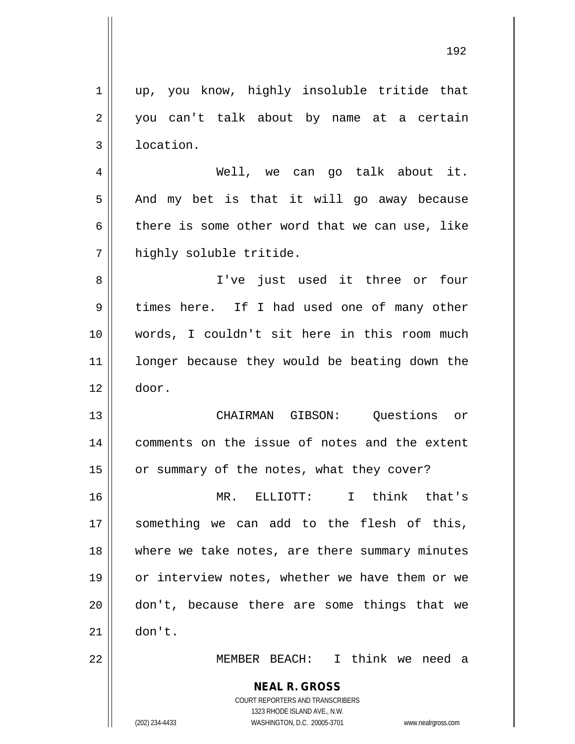up, you know, highly insoluble tritide that you can't talk about by name at a certain location.

Well, we can go talk about it. And my bet is that it will go away because there is some other word that we can use, like highly soluble tritide.

I've just used it three or four times here. If I had used one of many other words, I couldn't sit here in this room much longer because they would be beating down the door.

CHAIRMAN GIBSON: Questions or comments on the issue of notes and the extent or summary of the notes, what they cover?

MR. ELLIOTT: I think that's something we can add to the flesh of this, where we take notes, are there summary minutes or interview notes, whether we have them or we don't, because there are some things that we don't.

MEMBER BEACH: I think we need a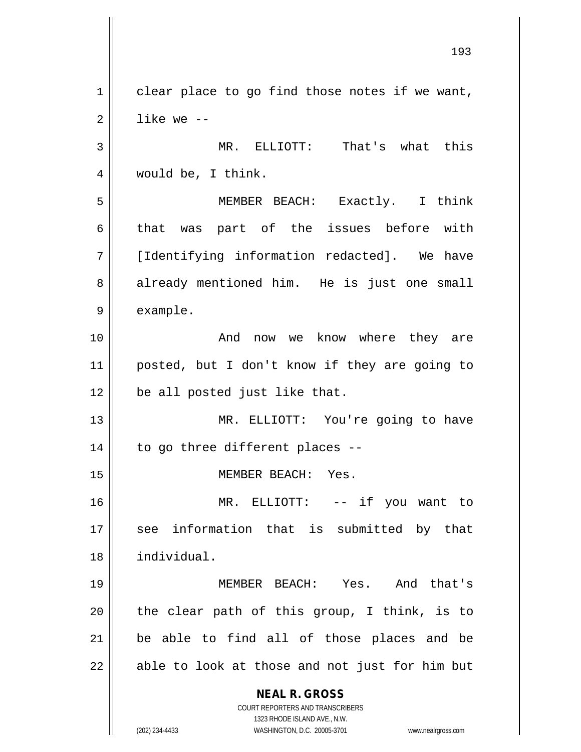clear place to go find those notes if we want, like we --

MR. ELLIOTT: That's what this would be, I think.

MEMBER BEACH: Exactly. I think that was part of the issues before with [Identifying information redacted]. We have already mentioned him. He is just one small example.

And now we know where they are posted, but I don't know if they are going to be all posted just like that.

MR. ELLIOTT: You're going to have to go three different places --

MEMBER BEACH: Yes.

MR. ELLIOTT: -- if you want to see information that is submitted by that individual.

MEMBER BEACH: Yes. And that's the clear path of this group, I think, is to be able to find all of those places and be able to look at those and not just for him but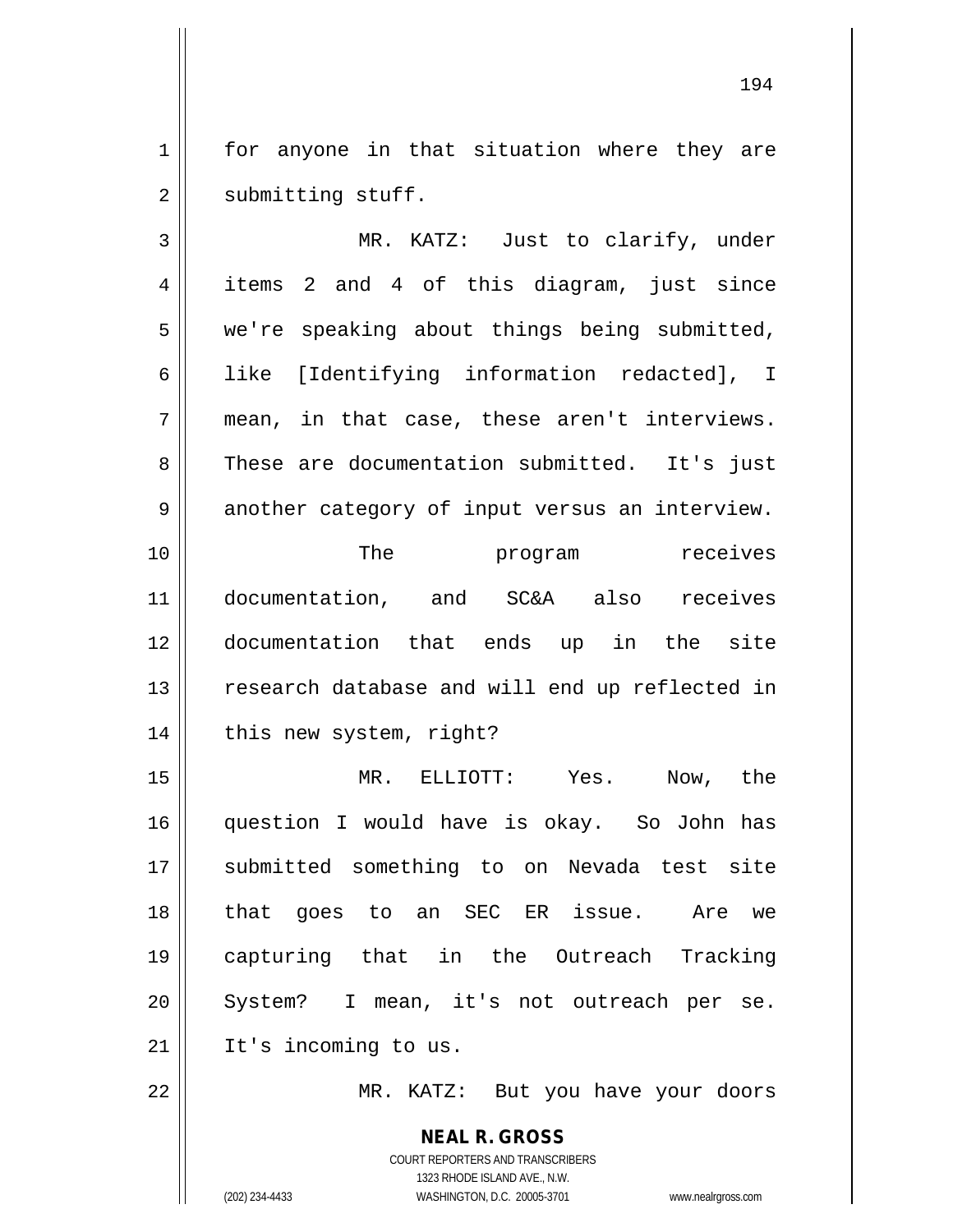for anyone in that situation where they are submitting stuff.

MR. KATZ: Just to clarify, under items 2 and 4 of this diagram, just since we're speaking about things being submitted, like [Identifying information redacted], I mean, in that case, these aren't interviews. These are documentation submitted. It's just another category of input versus an interview.

The program receives documentation, and SC&A also receives documentation that ends up in the site research database and will end up reflected in this new system, right?

MR. ELLIOTT: Yes. Now, the question I would have is okay. So John has submitted something to on Nevada test site that goes to an SEC ER issue. Are we capturing that in the Outreach Tracking System? I mean, it's not outreach per se. It's incoming to us.

MR. KATZ: But you have your doors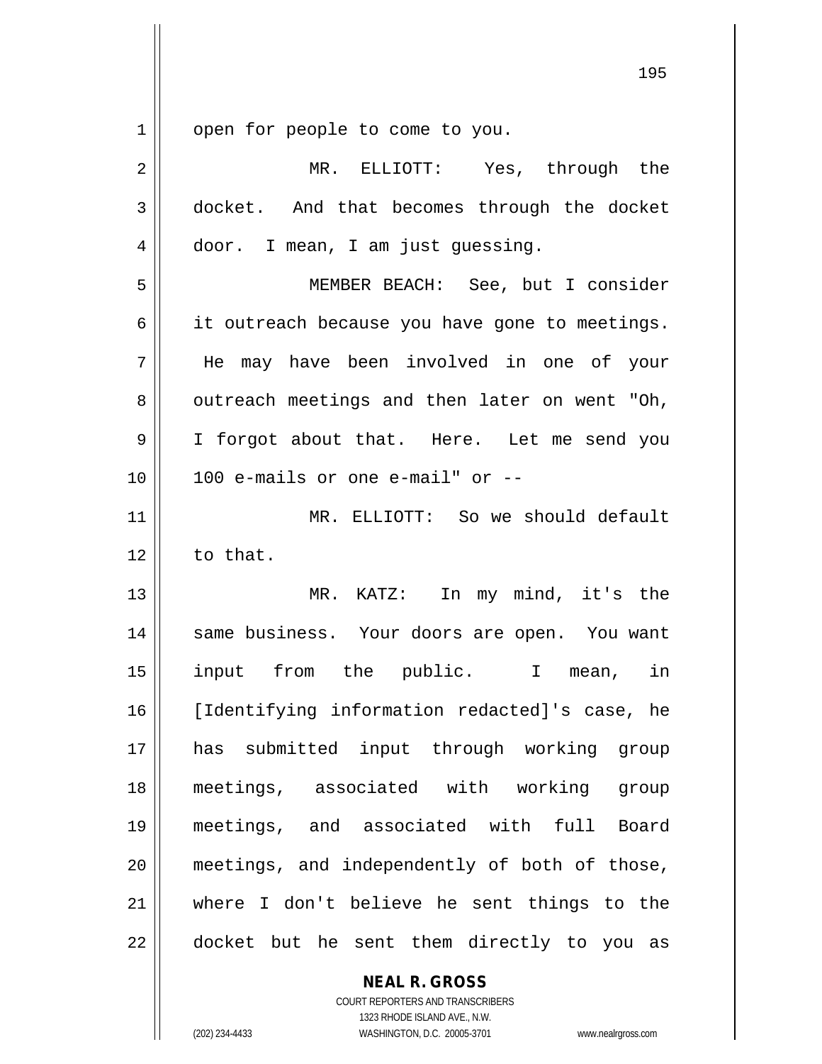open for people to come to you.

MR. ELLIOTT: Yes, through the docket. And that becomes through the docket door. I mean, I am just guessing.

MEMBER BEACH: See, but I consider it outreach because you have gone to meetings. He may have been involved in one of your outreach meetings and then later on went "Oh, I forgot about that. Here. Let me send you 100 e-mails or one e-mail" or --

MR. ELLIOTT: So we should default to that.

MR. KATZ: In my mind, it's the same business. Your doors are open. You want input from the public. I mean, in [Identifying information redacted]'s case, he has submitted input through working group meetings, associated with working group meetings, and associated with full Board meetings, and independently of both of those, where I don't believe he sent things to the docket but he sent them directly to you as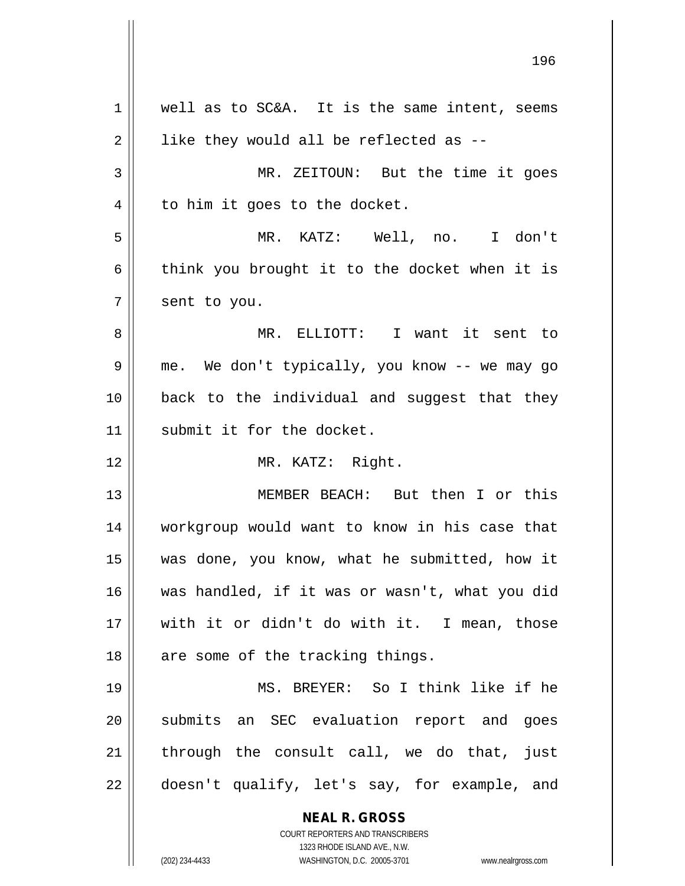well as to SC&A. It is the same intent, seems like they would all be reflected as --

MR. ZEITOUN: But the time it goes to him it goes to the docket.

MR. KATZ: Well, no. I don't think you brought it to the docket when it is sent to you.

MR. ELLIOTT: I want it sent to me. We don't typically, you know -- we may go back to the individual and suggest that they submit it for the docket.

MR. KATZ: Right.

MEMBER BEACH: But then I or this workgroup would want to know in his case that was done, you know, what he submitted, how it was handled, if it was or wasn't, what you did with it or didn't do with it. I mean, those are some of the tracking things.

MS. BREYER: So I think like if he submits an SEC evaluation report and goes through the consult call, we do that, just doesn't qualify, let's say, for example, and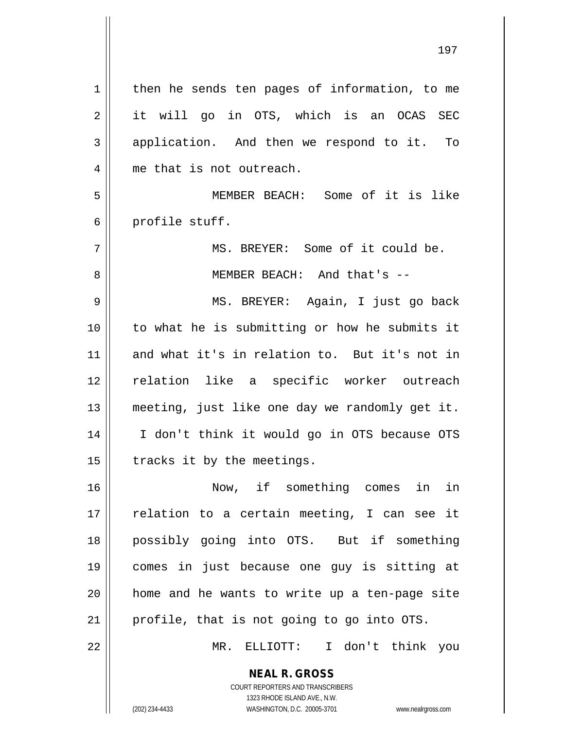then he sends ten pages of information, to me it will go in OTS, which is an OCAS SEC application. And then we respond to it. To me that is not outreach.

MEMBER BEACH: Some of it is like profile stuff.

MS. BREYER: Some of it could be.

MEMBER BEACH: And that's --

MS. BREYER: Again, I just go back to what he is submitting or how he submits it and what it's in relation to. But it's not in relation like a specific worker outreach meeting, just like one day we randomly get it. I don't think it would go in OTS because OTS tracks it by the meetings.

Now, if something comes in in relation to a certain meeting, I can see it possibly going into OTS. But if something comes in just because one guy is sitting at home and he wants to write up a ten-page site profile, that is not going to go into OTS.

MR. ELLIOTT: I don't think you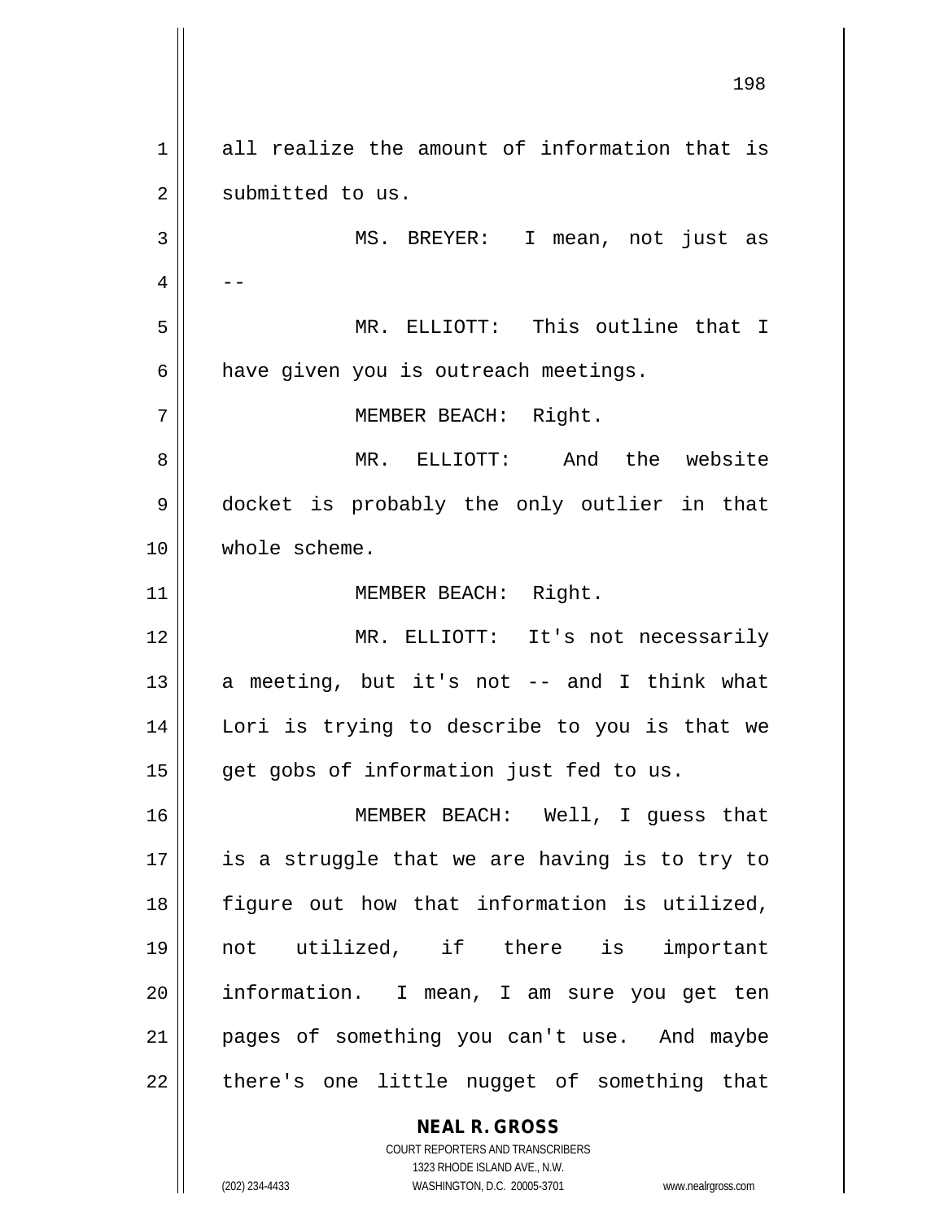all realize the amount of information that is submitted to us.

MS. BREYER: I mean, not just as --

MR. ELLIOTT: This outline that I have given you is outreach meetings.

MEMBER BEACH: Right.

MR. ELLIOTT: And the website docket is probably the only outlier in that whole scheme.

MEMBER BEACH: Right.

MR. ELLIOTT: It's not necessarily a meeting, but it's not -- and I think what Lori is trying to describe to you is that we get gobs of information just fed to us.

MEMBER BEACH: Well, I guess that is a struggle that we are having is to try to figure out how that information is utilized, not utilized, if there is important information. I mean, I am sure you get ten pages of something you can't use. And maybe there's one little nugget of something that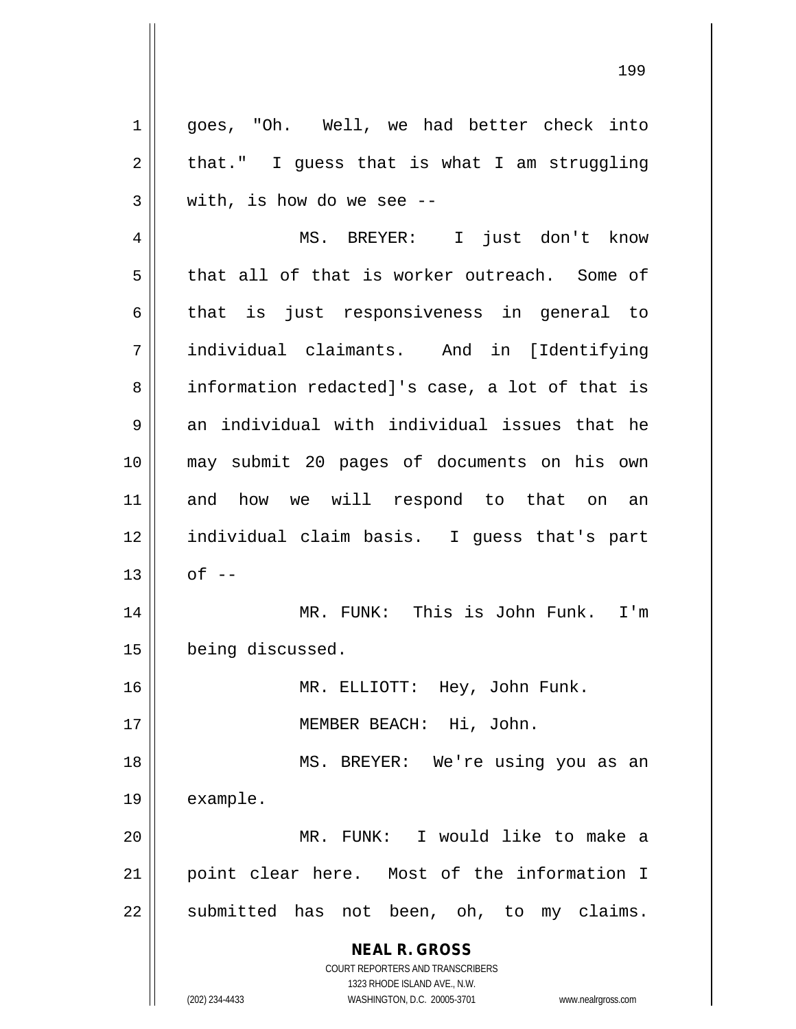goes, "Oh. Well, we had better check into that." I guess that is what I am struggling with, is how do we see --

MS. BREYER: I just don't know that all of that is worker outreach. Some of that is just responsiveness in general to individual claimants. And in [Identifying information redacted]'s case, a lot of that is an individual with individual issues that he may submit 20 pages of documents on his own and how we will respond to that on an individual claim basis. I guess that's part of --

MR. FUNK: This is John Funk. I'm being discussed.

MR. ELLIOTT: Hey, John Funk.

MEMBER BEACH: Hi, John.

MS. BREYER: We're using you as an example.

MR. FUNK: I would like to make a point clear here. Most of the information I submitted has not been, oh, to my claims.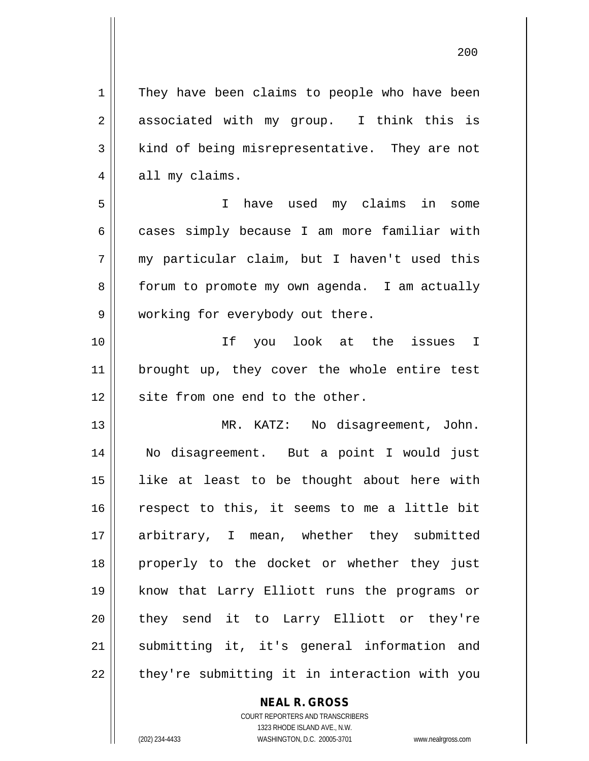They have been claims to people who have been associated with my group. I think this is kind of being misrepresentative. They are not all my claims.

I have used my claims in some cases simply because I am more familiar with my particular claim, but I haven't used this forum to promote my own agenda. I am actually working for everybody out there.

If you look at the issues I brought up, they cover the whole entire test site from one end to the other.

MR. KATZ: No disagreement, John. No disagreement. But a point I would just like at least to be thought about here with respect to this, it seems to me a little bit arbitrary, I mean, whether they submitted properly to the docket or whether they just know that Larry Elliott runs the programs or they send it to Larry Elliott or they're submitting it, it's general information and they're submitting it in interaction with you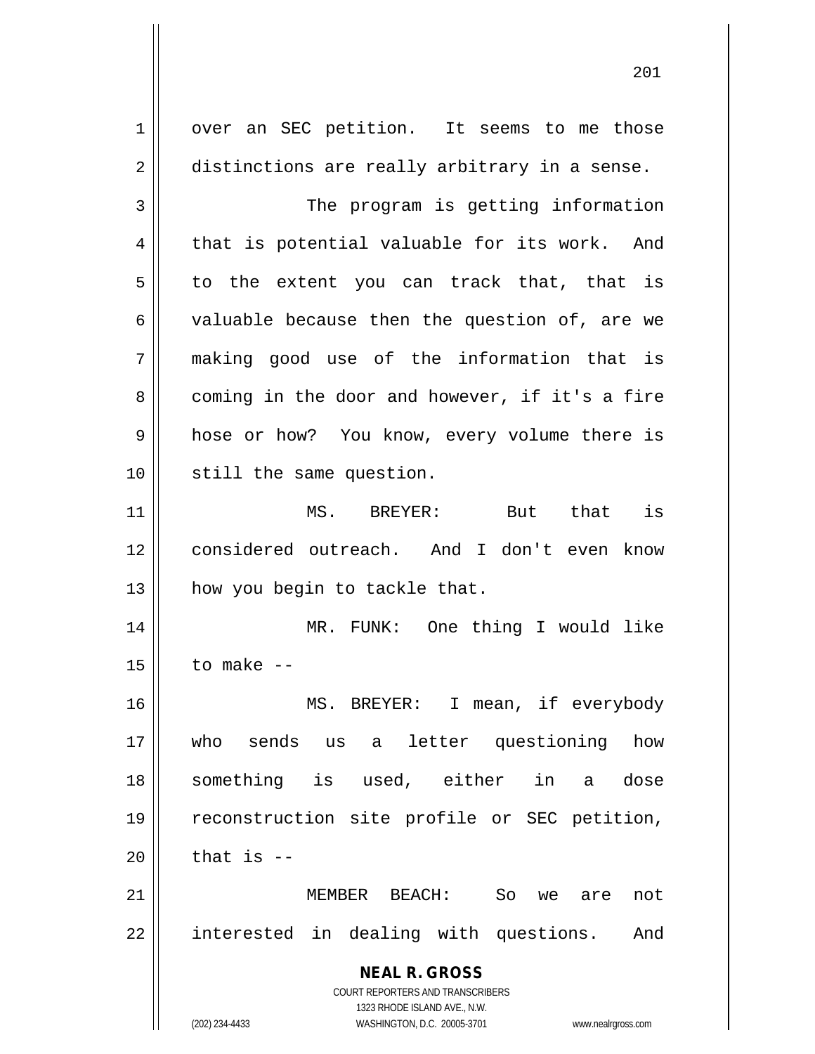over an SEC petition. It seems to me those distinctions are really arbitrary in a sense.

The program is getting information that is potential valuable for its work. And to the extent you can track that, that is valuable because then the question of, are we making good use of the information that is coming in the door and however, if it's a fire hose or how? You know, every volume there is still the same question.

MS. BREYER: But that is considered outreach. And I don't even know how you begin to tackle that.

MR. FUNK: One thing I would like to make --

MS. BREYER: I mean, if everybody who sends us a letter questioning how something is used, either in a dose reconstruction site profile or SEC petition, that is --

MEMBER BEACH: So we are not interested in dealing with questions. And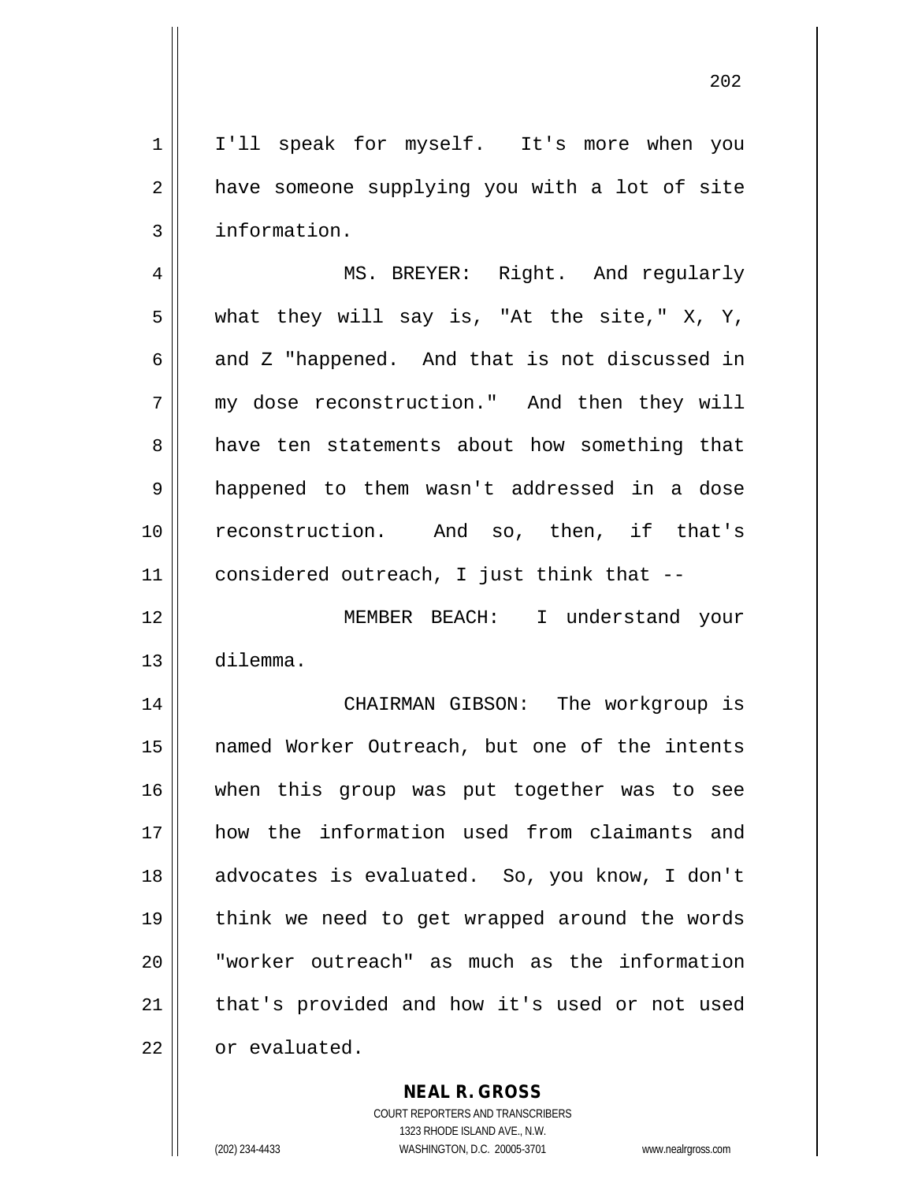I'll speak for myself. It's more when you have someone supplying you with a lot of site information.

MS. BREYER: Right. And regularly what they will say is, "At the site," X, Y, and Z "happened. And that is not discussed in my dose reconstruction." And then they will have ten statements about how something that happened to them wasn't addressed in a dose reconstruction. And so, then, if that's considered outreach, I just think that --

MEMBER BEACH: I understand your dilemma.

CHAIRMAN GIBSON: The workgroup is named Worker Outreach, but one of the intents when this group was put together was to see how the information used from claimants and advocates is evaluated. So, you know, I don't think we need to get wrapped around the words "worker outreach" as much as the information that's provided and how it's used or not used or evaluated.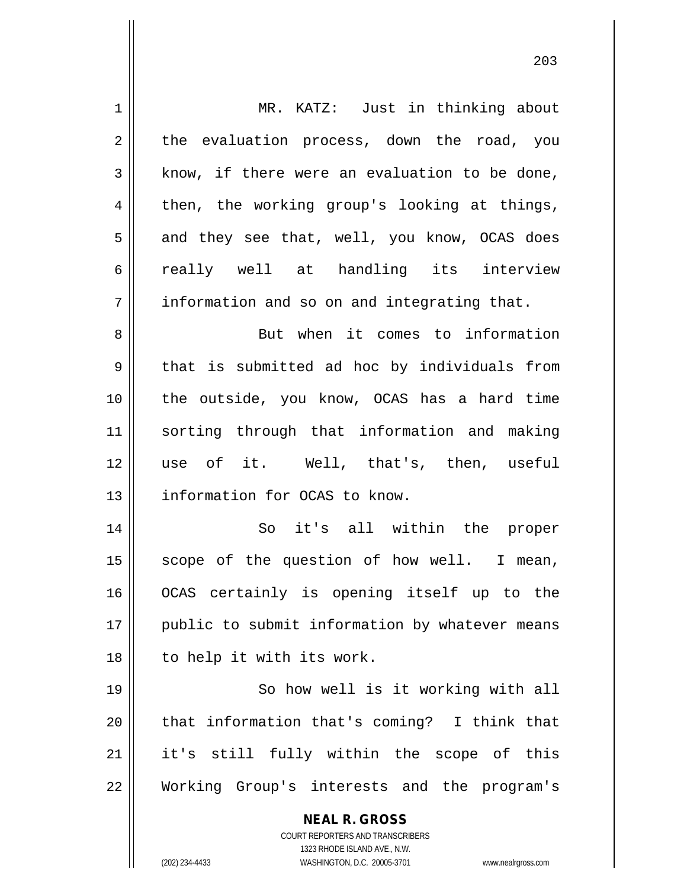MR. KATZ: Just in thinking about the evaluation process, down the road, you know, if there were an evaluation to be done, then, the working group's looking at things, and they see that, well, you know, OCAS does really well at handling its interview information and so on and integrating that.

But when it comes to information that is submitted ad hoc by individuals from the outside, you know, OCAS has a hard time sorting through that information and making use of it. Well, that's, then, useful information for OCAS to know.

So it's all within the proper scope of the question of how well. I mean, OCAS certainly is opening itself up to the public to submit information by whatever means to help it with its work.

So how well is it working with all that information that's coming? I think that it's still fully within the scope of this Working Group's interests and the program's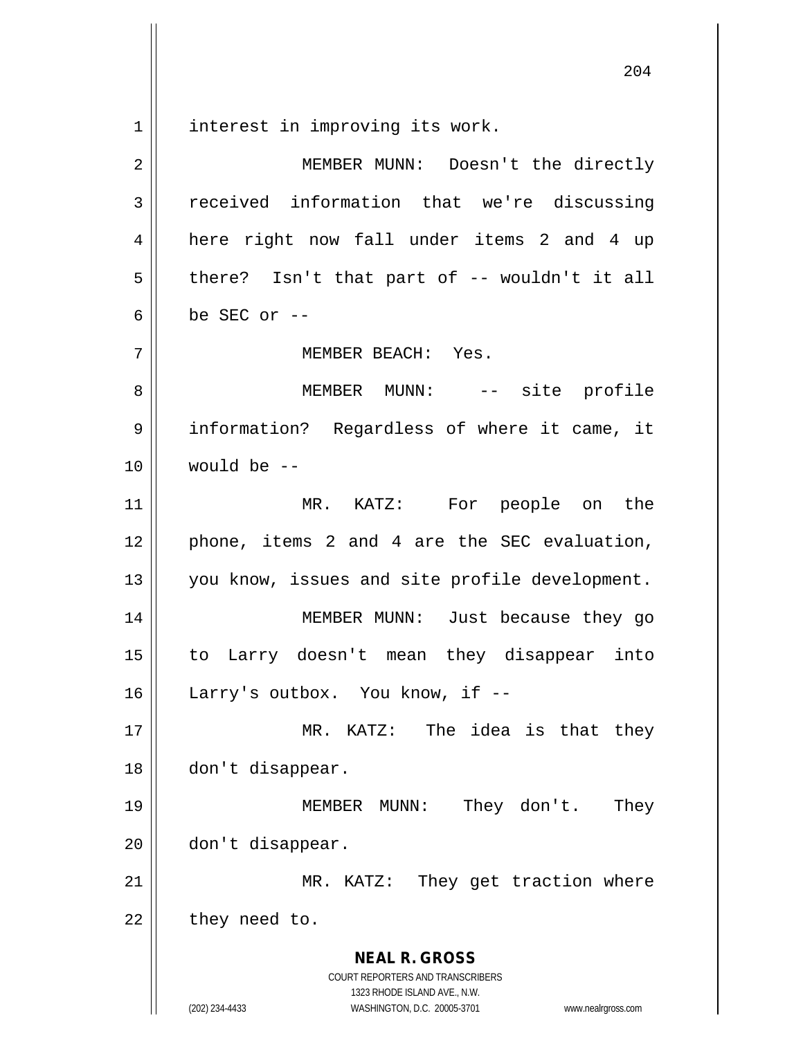interest in improving its work.

MEMBER MUNN: Doesn't the directly received information that we're discussing here right now fall under items 2 and 4 up there? Isn't that part of -- wouldn't it all be SEC or --

MEMBER BEACH: Yes.

MEMBER MUNN: -- site profile information? Regardless of where it came, it would be --

MR. KATZ: For people on the phone, items 2 and 4 are the SEC evaluation, you know, issues and site profile development.

MEMBER MUNN: Just because they go to Larry doesn't mean they disappear into Larry's outbox. You know, if --

MR. KATZ: The idea is that they don't disappear.

MEMBER MUNN: They don't. They don't disappear.

MR. KATZ: They get traction where they need to.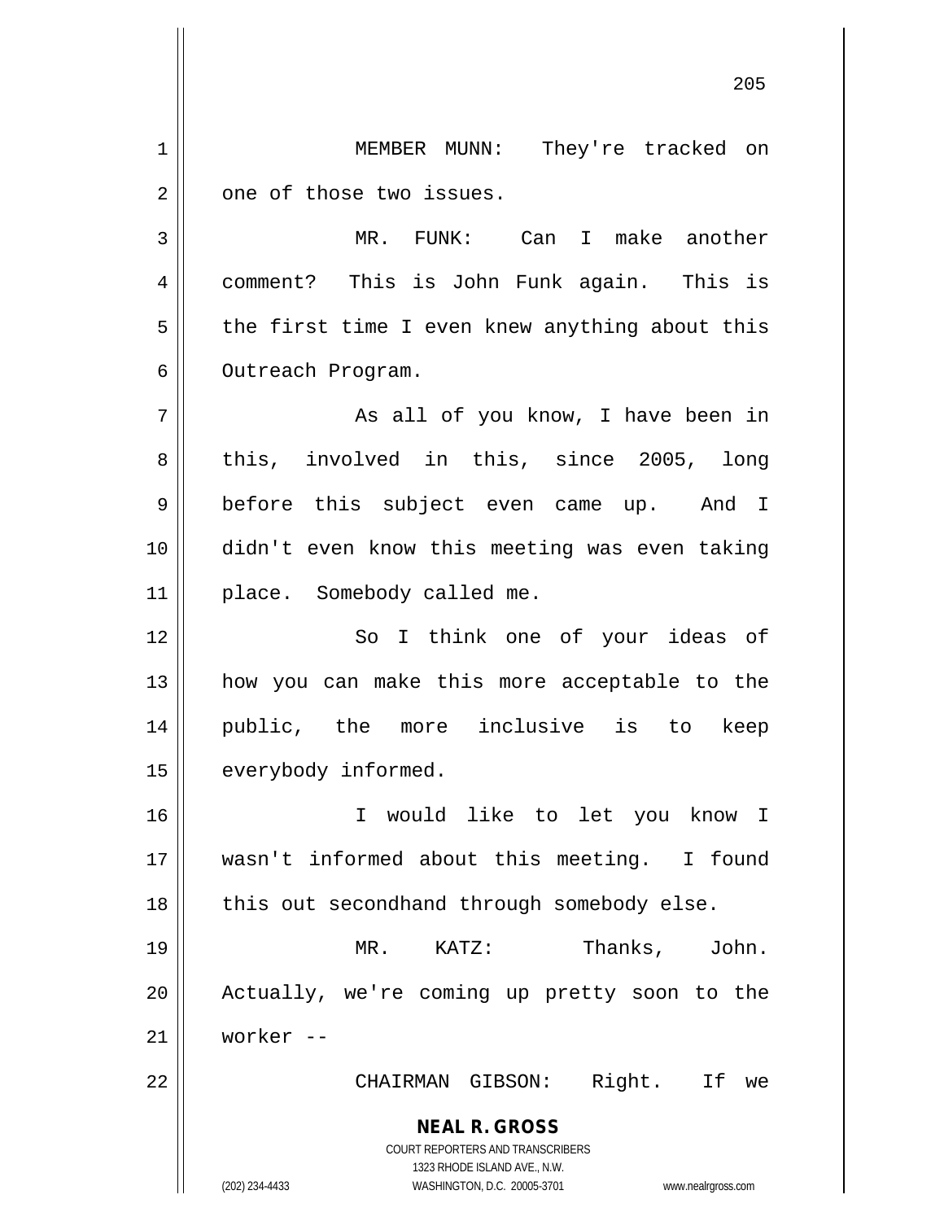MEMBER MUNN: They're tracked on one of those two issues.

MR. FUNK: Can I make another comment? This is John Funk again. This is the first time I even knew anything about this Outreach Program.

As all of you know, I have been in this, involved in this, since 2005, long before this subject even came up. And I didn't even know this meeting was even taking place. Somebody called me.

So I think one of your ideas of how you can make this more acceptable to the public, the more inclusive is to keep everybody informed.

I would like to let you know I wasn't informed about this meeting. I found this out secondhand through somebody else.

MR. KATZ: Thanks, John. Actually, we're coming up pretty soon to the worker --

CHAIRMAN GIBSON: Right. If we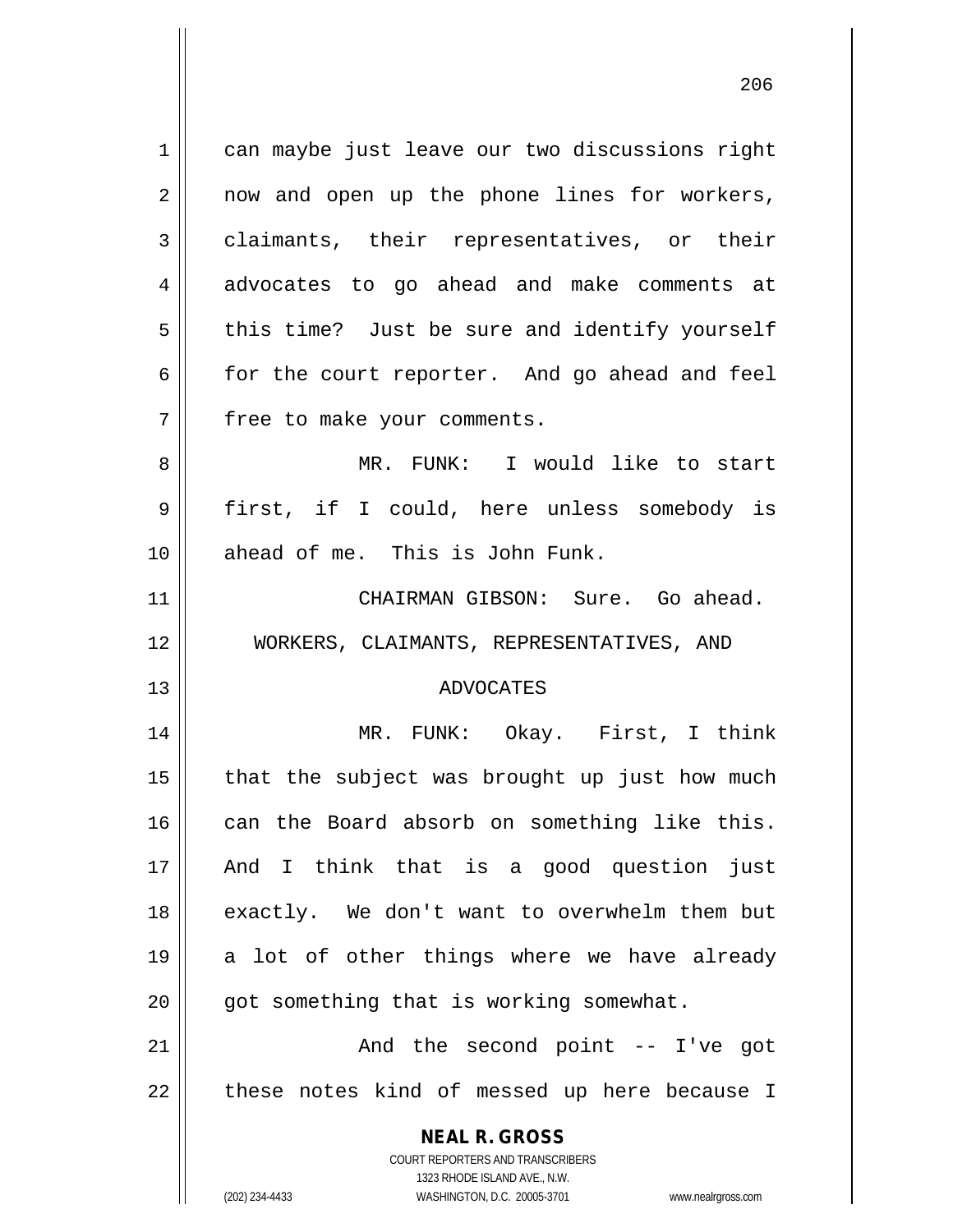can maybe just leave our two discussions right now and open up the phone lines for workers, claimants, their representatives, or their advocates to go ahead and make comments at this time? Just be sure and identify yourself for the court reporter. And go ahead and feel free to make your comments.

MR. FUNK: I would like to start first, if I could, here unless somebody is ahead of me. This is John Funk.

CHAIRMAN GIBSON: Sure. Go ahead.

## WORKERS, CLAIMANTS, REPRESENTATIVES, AND ADVOCATES

MR. FUNK: Okay. First, I think that the subject was brought up just how much can the Board absorb on something like this. And I think that is a good question just exactly. We don't want to overwhelm them but a lot of other things where we have already got something that is working somewhat.

And the second point -- I've got these notes kind of messed up here because I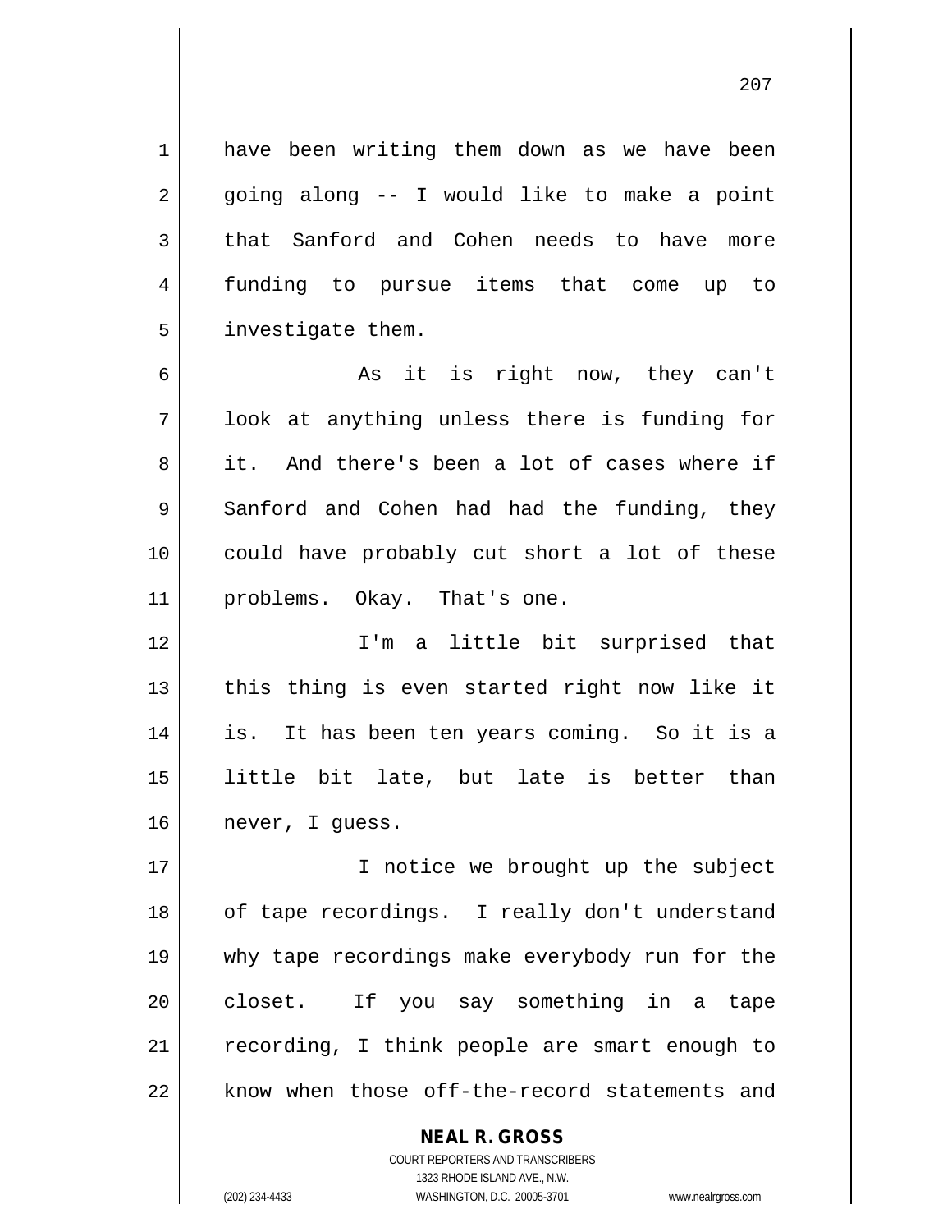have been writing them down as we have been going along -- I would like to make a point that Sanford and Cohen needs to have more funding to pursue items that come up to investigate them.

As it is right now, they can't look at anything unless there is funding for it. And there's been a lot of cases where if Sanford and Cohen had had the funding, they could have probably cut short a lot of these problems. Okay. That's one.

I'm a little bit surprised that this thing is even started right now like it is. It has been ten years coming. So it is a little bit late, but late is better than never, I guess.

I notice we brought up the subject of tape recordings. I really don't understand why tape recordings make everybody run for the closet. If you say something in a tape recording, I think people are smart enough to know when those off-the-record statements and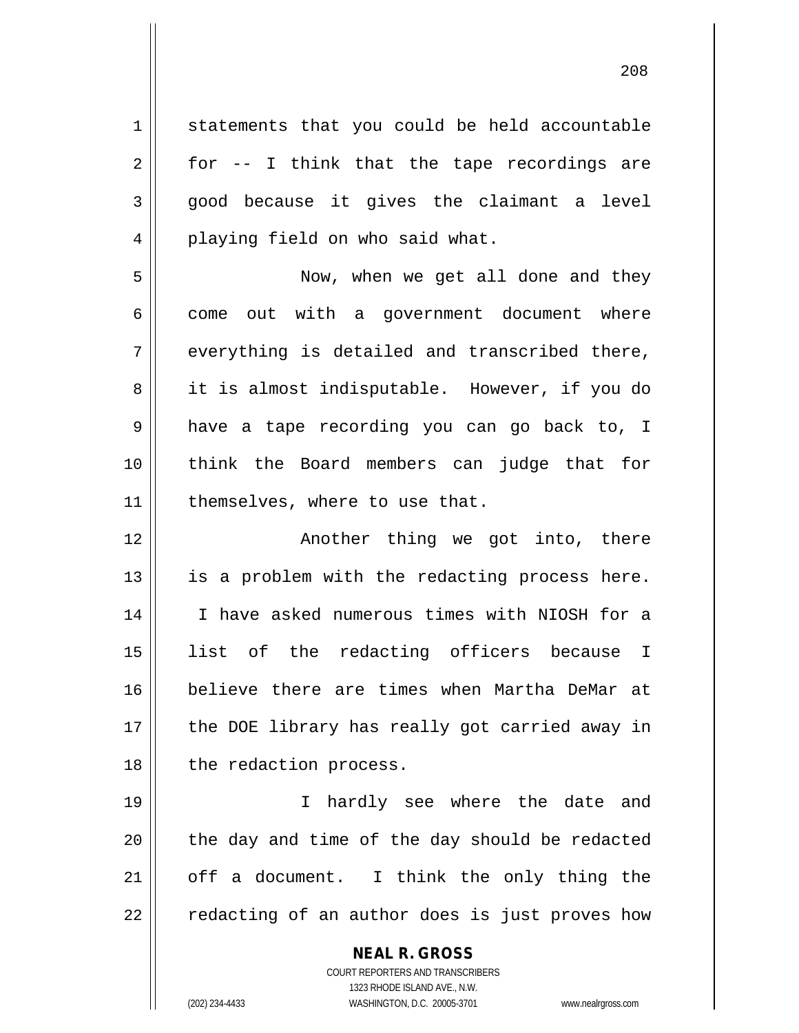statements that you could be held accountable for -- I think that the tape recordings are good because it gives the claimant a level playing field on who said what.

Now, when we get all done and they come out with a government document where everything is detailed and transcribed there, it is almost indisputable. However, if you do have a tape recording you can go back to, I think the Board members can judge that for themselves, where to use that.

Another thing we got into, there is a problem with the redacting process here. I have asked numerous times with NIOSH for a list of the redacting officers because I believe there are times when Martha DeMar at the DOE library has really got carried away in the redaction process.

I hardly see where the date and the day and time of the day should be redacted off a document. I think the only thing the redacting of an author does is just proves how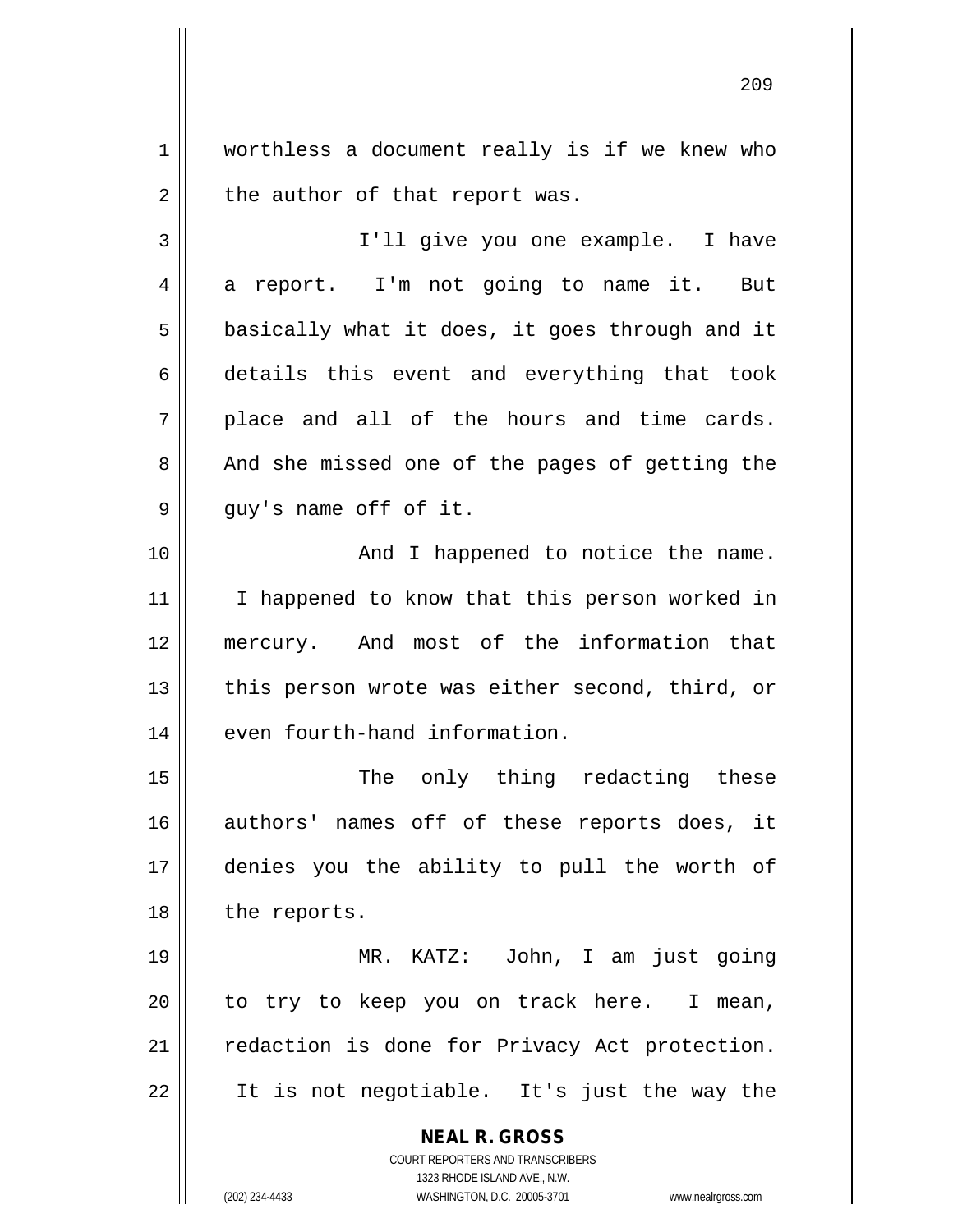worthless a document really is if we knew who the author of that report was.

I'll give you one example. I have a report. I'm not going to name it. But basically what it does, it goes through and it details this event and everything that took place and all of the hours and time cards. And she missed one of the pages of getting the guy's name off of it.

And I happened to notice the name. I happened to know that this person worked in mercury. And most of the information that this person wrote was either second, third, or even fourth-hand information.

The only thing redacting these authors' names off of these reports does, it denies you the ability to pull the worth of the reports.

MR. KATZ: John, I am just going to try to keep you on track here. I mean, redaction is done for Privacy Act protection. It is not negotiable. It's just the way the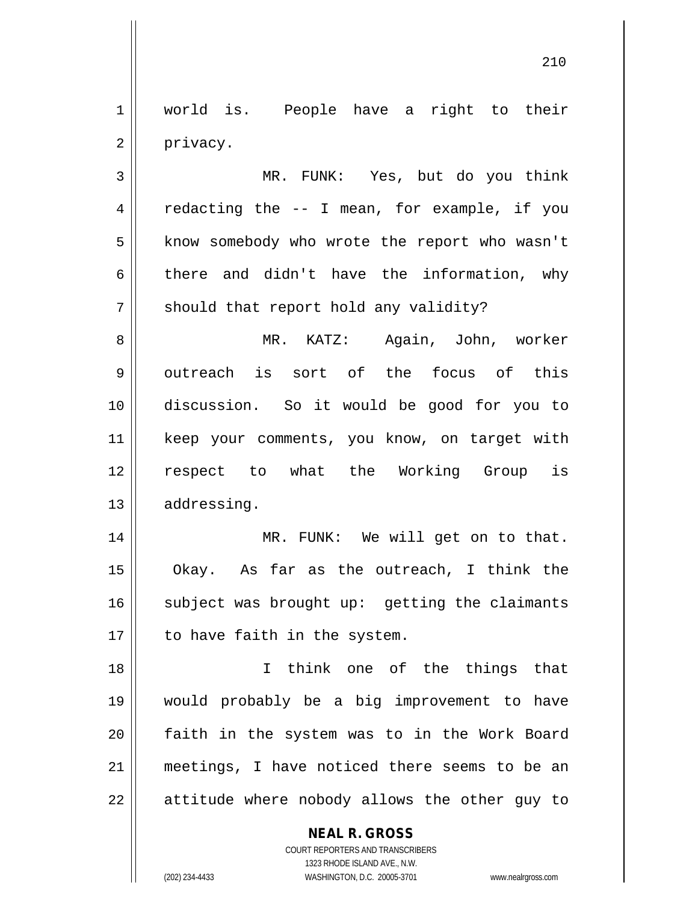world is. People have a right to their privacy.

MR. FUNK: Yes, but do you think redacting the -- I mean, for example, if you know somebody who wrote the report who wasn't there and didn't have the information, why should that report hold any validity?

MR. KATZ: Again, John, worker outreach is sort of the focus of this discussion. So it would be good for you to keep your comments, you know, on target with respect to what the Working Group is addressing.

MR. FUNK: We will get on to that. Okay. As far as the outreach, I think the subject was brought up: getting the claimants to have faith in the system.

I think one of the things that would probably be a big improvement to have faith in the system was to in the Work Board meetings, I have noticed there seems to be an attitude where nobody allows the other guy to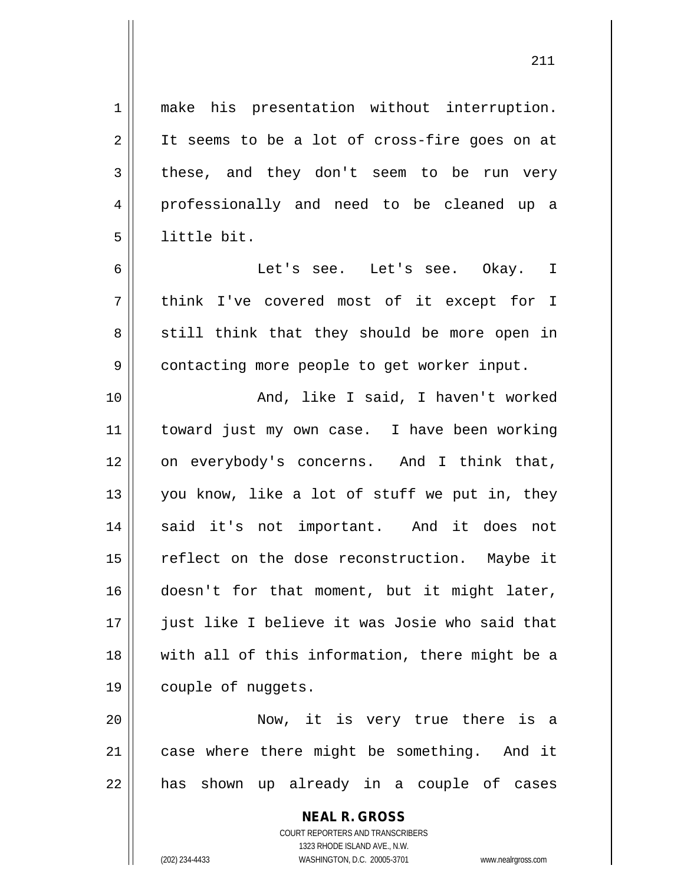make his presentation without interruption. It seems to be a lot of cross-fire goes on at these, and they don't seem to be run very professionally and need to be cleaned up a little bit.

Let's see. Let's see. Okay. I think I've covered most of it except for I still think that they should be more open in contacting more people to get worker input.

And, like I said, I haven't worked toward just my own case. I have been working on everybody's concerns. And I think that, you know, like a lot of stuff we put in, they said it's not important. And it does not reflect on the dose reconstruction. Maybe it doesn't for that moment, but it might later, just like I believe it was Josie who said that with all of this information, there might be a couple of nuggets.

Now, it is very true there is a case where there might be something. And it has shown up already in a couple of cases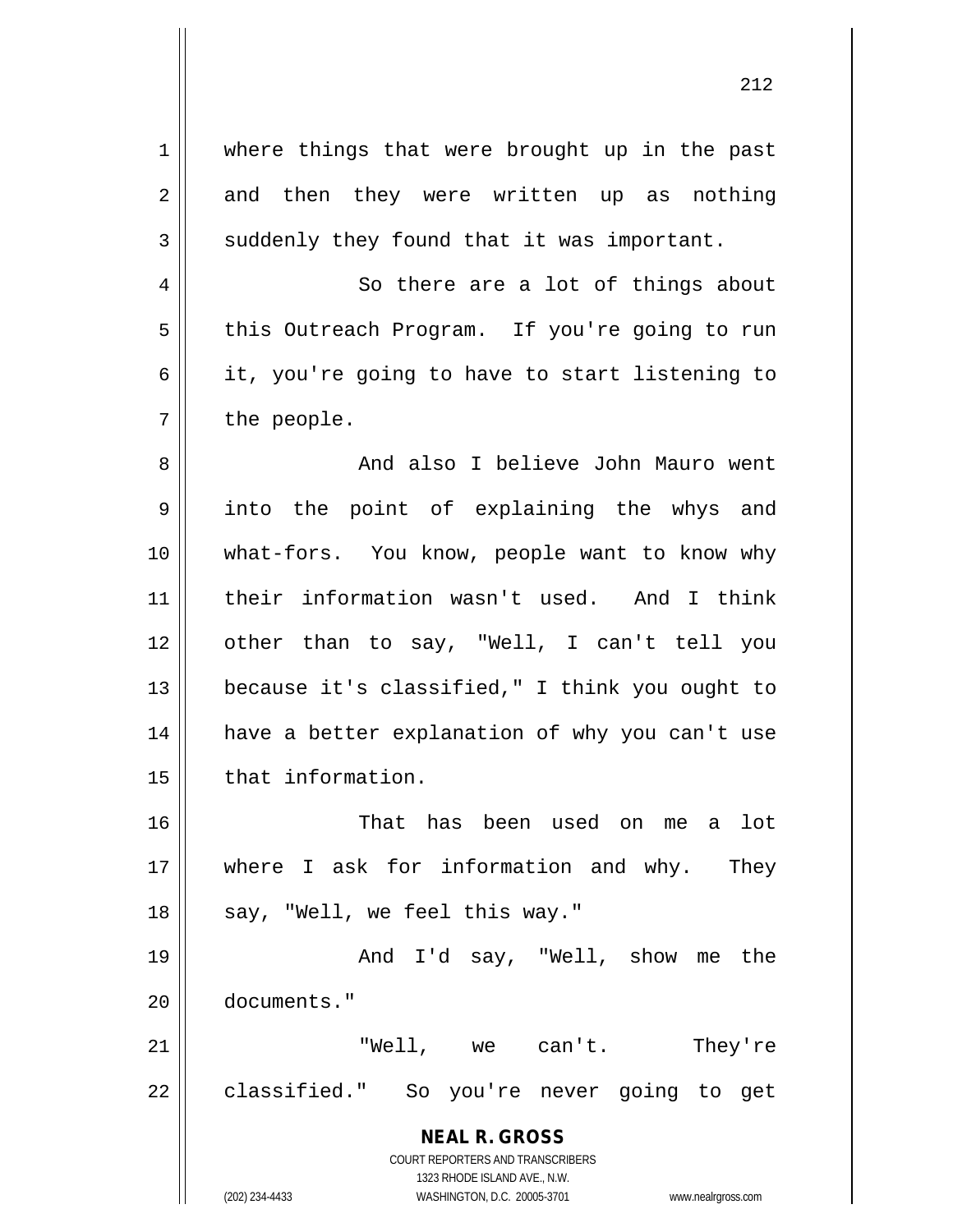where things that were brought up in the past and then they were written up as nothing suddenly they found that it was important.

So there are a lot of things about this Outreach Program. If you're going to run it, you're going to have to start listening to the people.

And also I believe John Mauro went into the point of explaining the whys and what-fors. You know, people want to know why their information wasn't used. And I think other than to say, "Well, I can't tell you because it's classified," I think you ought to have a better explanation of why you can't use that information.

That has been used on me a lot where I ask for information and why. They say, "Well, we feel this way."

And I'd say, "Well, show me the documents."

"Well, we can't. They're classified." So you're never going to get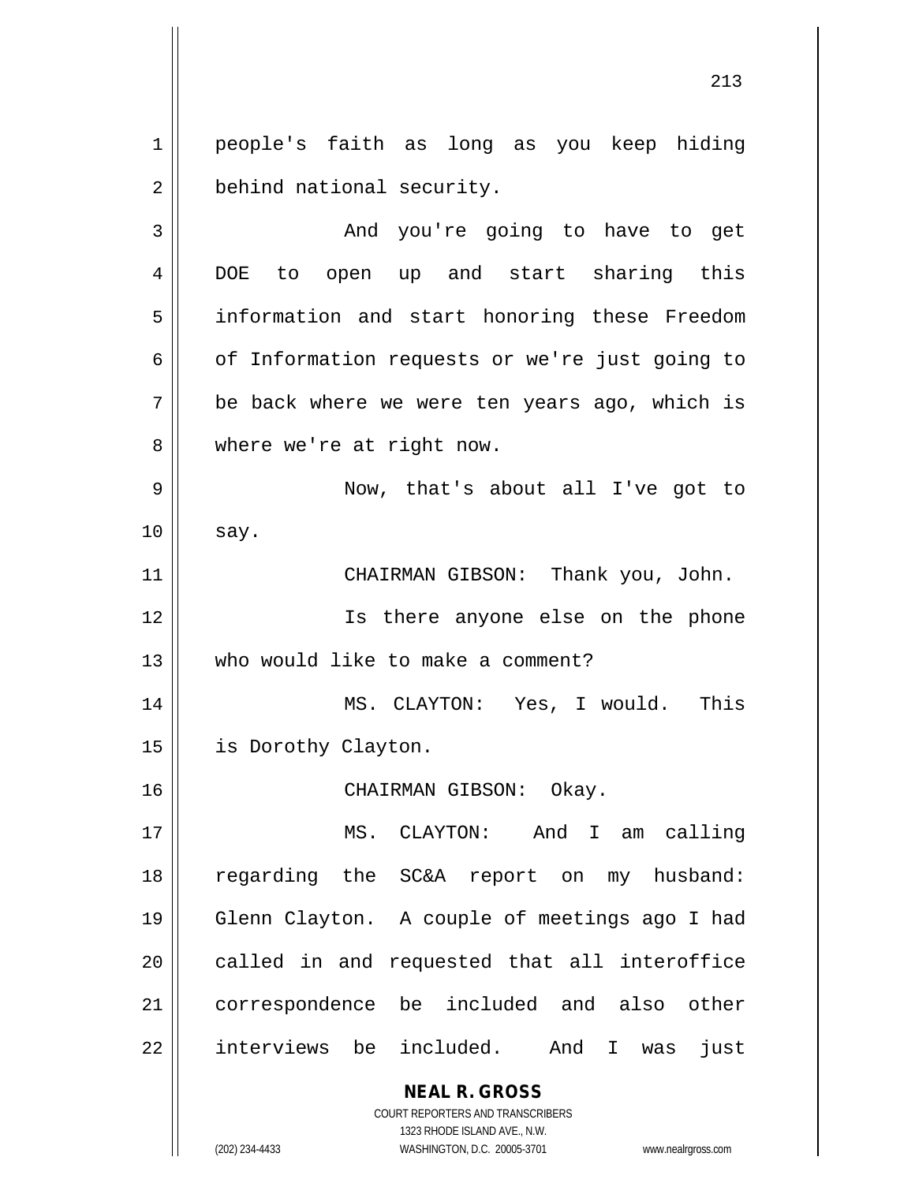people's faith as long as you keep hiding behind national security.

And you're going to have to get DOE to open up and start sharing this information and start honoring these Freedom of Information requests or we're just going to be back where we were ten years ago, which is where we're at right now.

Now, that's about all I've got to say.

CHAIRMAN GIBSON: Thank you, John.

Is there anyone else on the phone who would like to make a comment?

MS. CLAYTON: Yes, I would. This is Dorothy Clayton.

CHAIRMAN GIBSON: Okay.

MS. CLAYTON: And I am calling regarding the SC&A report on my husband: Glenn Clayton. A couple of meetings ago I had called in and requested that all interoffice correspondence be included and also other interviews be included. And I was just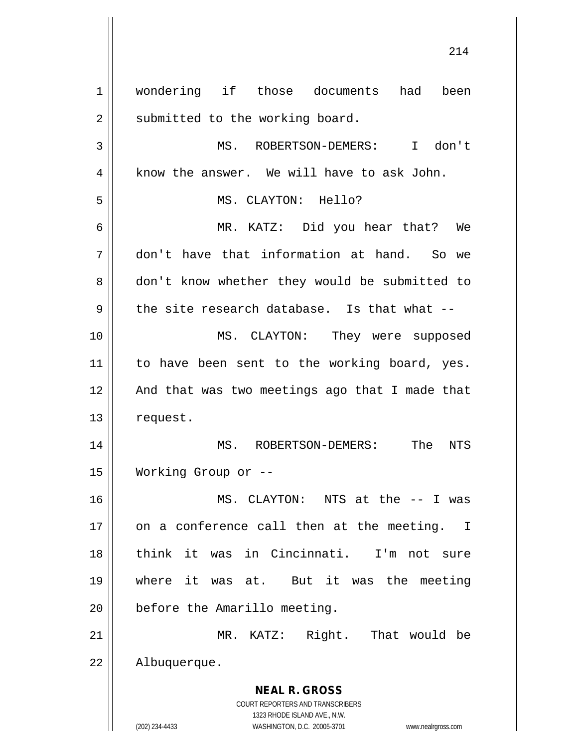wondering if those documents had been submitted to the working board.

MS. ROBERTSON-DEMERS: I don't know the answer. We will have to ask John.

MS. CLAYTON: Hello?

MR. KATZ: Did you hear that? We don't have that information at hand. So we don't know whether they would be submitted to the site research database. Is that what --

MS. CLAYTON: They were supposed to have been sent to the working board, yes. And that was two meetings ago that I made that request.

MS. ROBERTSON-DEMERS: The NTS Working Group or --

MS. CLAYTON: NTS at the -- I was on a conference call then at the meeting. I think it was in Cincinnati. I'm not sure where it was at. But it was the meeting before the Amarillo meeting.

MR. KATZ: Right. That would be Albuquerque.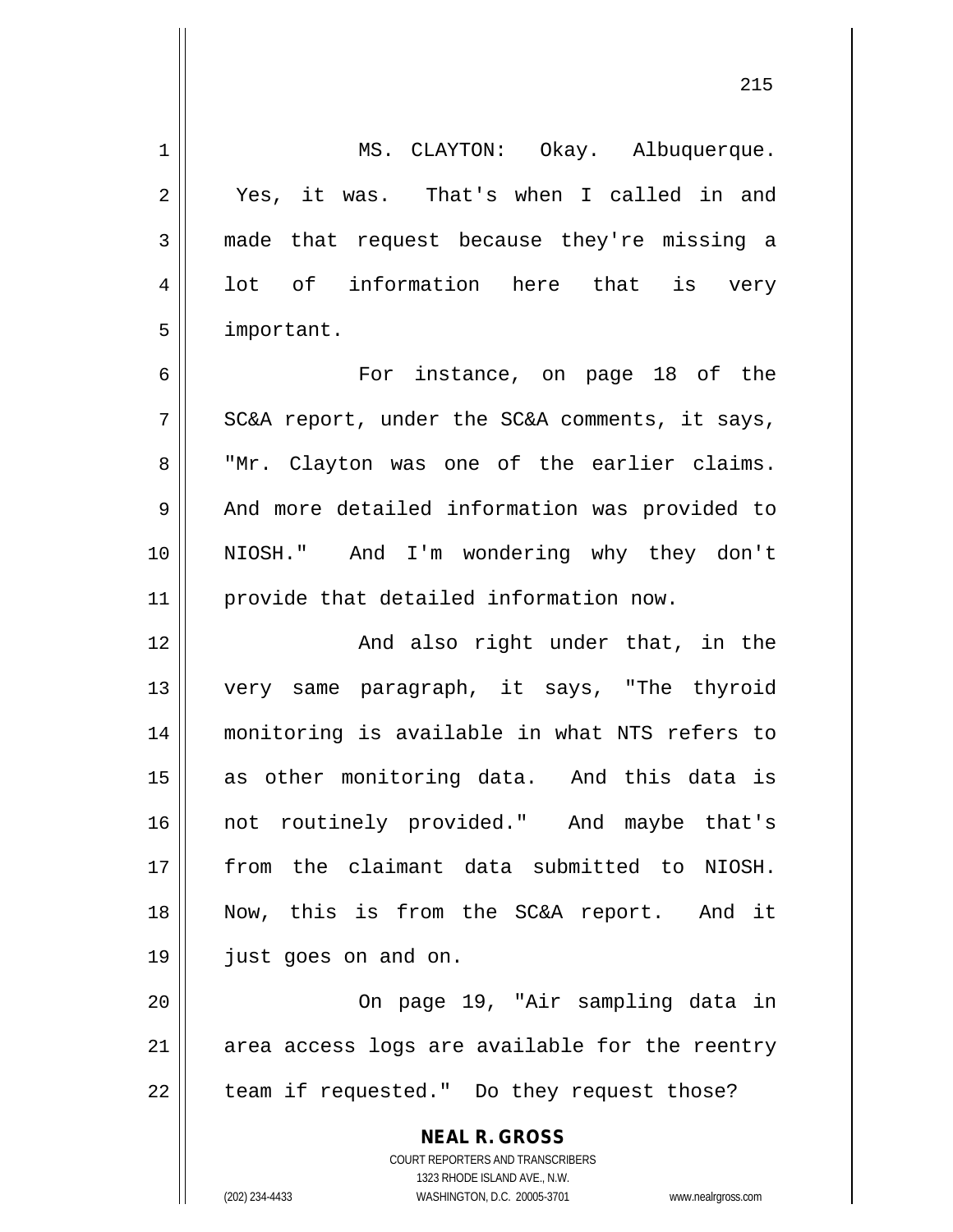MS. CLAYTON: Okay. Albuquerque. Yes, it was. That's when I called in and made that request because they're missing a lot of information here that is very important.

For instance, on page 18 of the SC&A report, under the SC&A comments, it says, "Mr. Clayton was one of the earlier claims. And more detailed information was provided to NIOSH." And I'm wondering why they don't provide that detailed information now.

And also right under that, in the very same paragraph, it says, "The thyroid monitoring is available in what NTS refers to as other monitoring data. And this data is not routinely provided." And maybe that's from the claimant data submitted to NIOSH. Now, this is from the SC&A report. And it just goes on and on.

On page 19, "Air sampling data in area access logs are available for the reentry team if requested." Do they request those?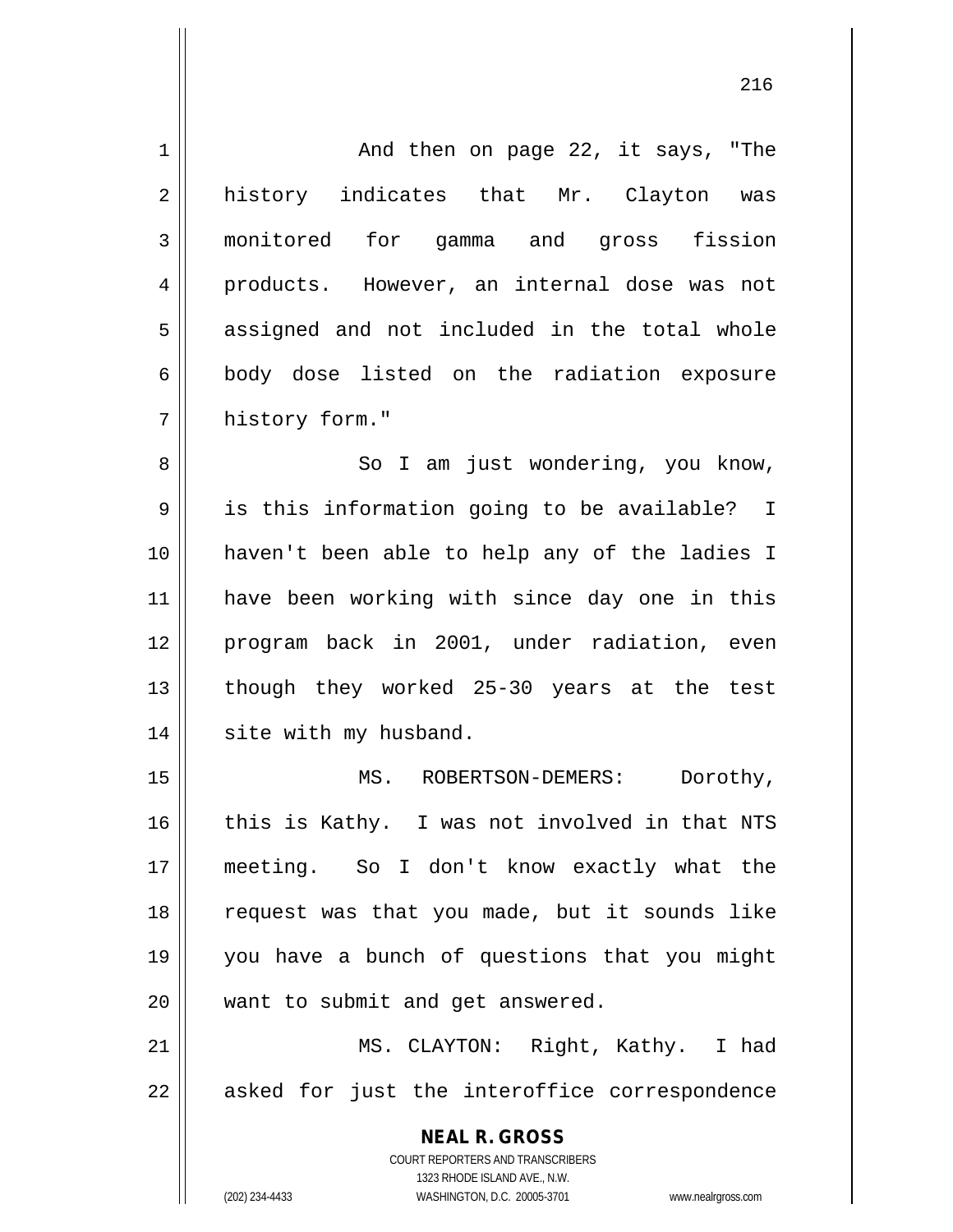And then on page 22, it says, "The history indicates that Mr. Clayton was monitored for gamma and gross fission products. However, an internal dose was not assigned and not included in the total whole body dose listed on the radiation exposure history form."

So I am just wondering, you know, is this information going to be available? I haven't been able to help any of the ladies I have been working with since day one in this program back in 2001, under radiation, even though they worked 25-30 years at the test site with my husband.

MS. ROBERTSON-DEMERS: Dorothy, this is Kathy. I was not involved in that NTS meeting. So I don't know exactly what the request was that you made, but it sounds like you have a bunch of questions that you might want to submit and get answered.

MS. CLAYTON: Right, Kathy. I had asked for just the interoffice correspondence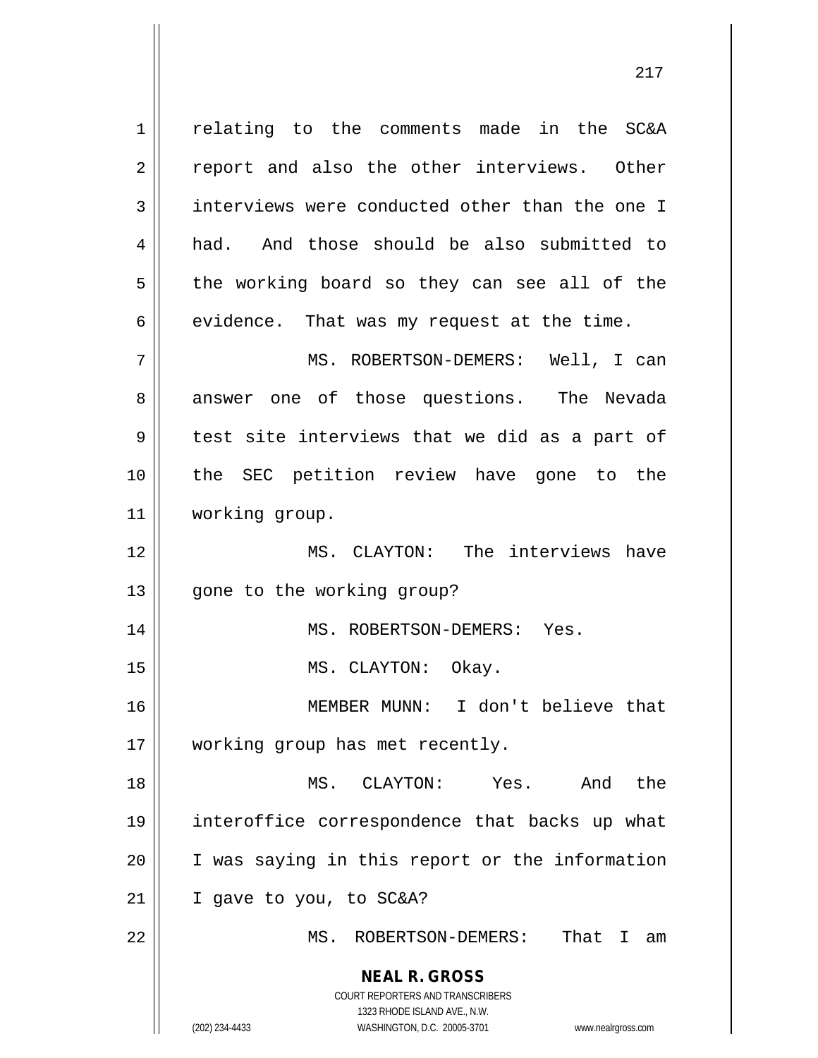relating to the comments made in the SC&A report and also the other interviews. Other interviews were conducted other than the one I had. And those should be also submitted to the working board so they can see all of the evidence. That was my request at the time.

MS. ROBERTSON-DEMERS: Well, I can answer one of those questions. The Nevada test site interviews that we did as a part of the SEC petition review have gone to the working group.

MS. CLAYTON: The interviews have gone to the working group?

MS. ROBERTSON-DEMERS: Yes.

MS. CLAYTON: Okay.

MEMBER MUNN: I don't believe that working group has met recently.

MS. CLAYTON: Yes. And the interoffice correspondence that backs up what I was saying in this report or the information I gave to you, to SC&A?

MS. ROBERTSON-DEMERS: That I am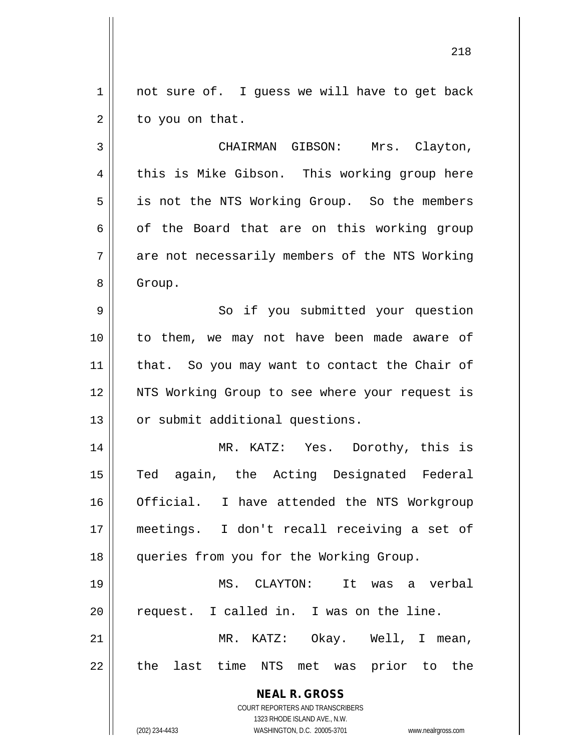not sure of. I guess we will have to get back to you on that.

CHAIRMAN GIBSON: Mrs. Clayton, this is Mike Gibson. This working group here is not the NTS Working Group. So the members of the Board that are on this working group are not necessarily members of the NTS Working Group.

So if you submitted your question to them, we may not have been made aware of that. So you may want to contact the Chair of NTS Working Group to see where your request is or submit additional questions.

MR. KATZ: Yes. Dorothy, this is Ted again, the Acting Designated Federal Official. I have attended the NTS Workgroup meetings. I don't recall receiving a set of queries from you for the Working Group.

MS. CLAYTON: It was a verbal request. I called in. I was on the line.

MR. KATZ: Okay. Well, I mean, the last time NTS met was prior to the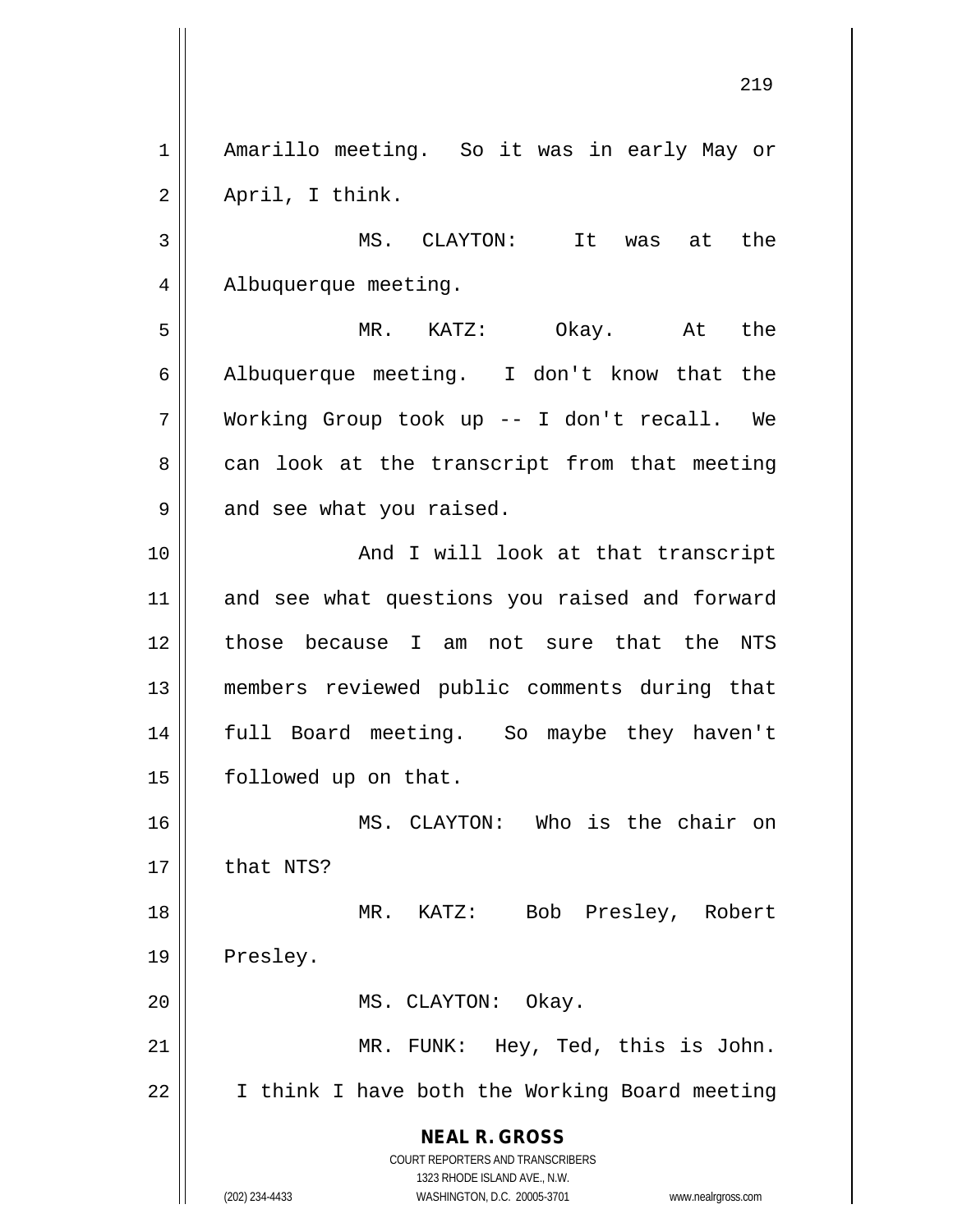Amarillo meeting. So it was in early May or April, I think.

MS. CLAYTON: It was at the Albuquerque meeting.

MR. KATZ: Okay. At the Albuquerque meeting. I don't know that the Working Group took up -- I don't recall. We can look at the transcript from that meeting and see what you raised.

And I will look at that transcript and see what questions you raised and forward those because I am not sure that the NTS members reviewed public comments during that full Board meeting. So maybe they haven't followed up on that.

MS. CLAYTON: Who is the chair on that NTS?

MR. KATZ: Bob Presley, Robert Presley.

MS. CLAYTON: Okay.

MR. FUNK: Hey, Ted, this is John. I think I have both the Working Board meeting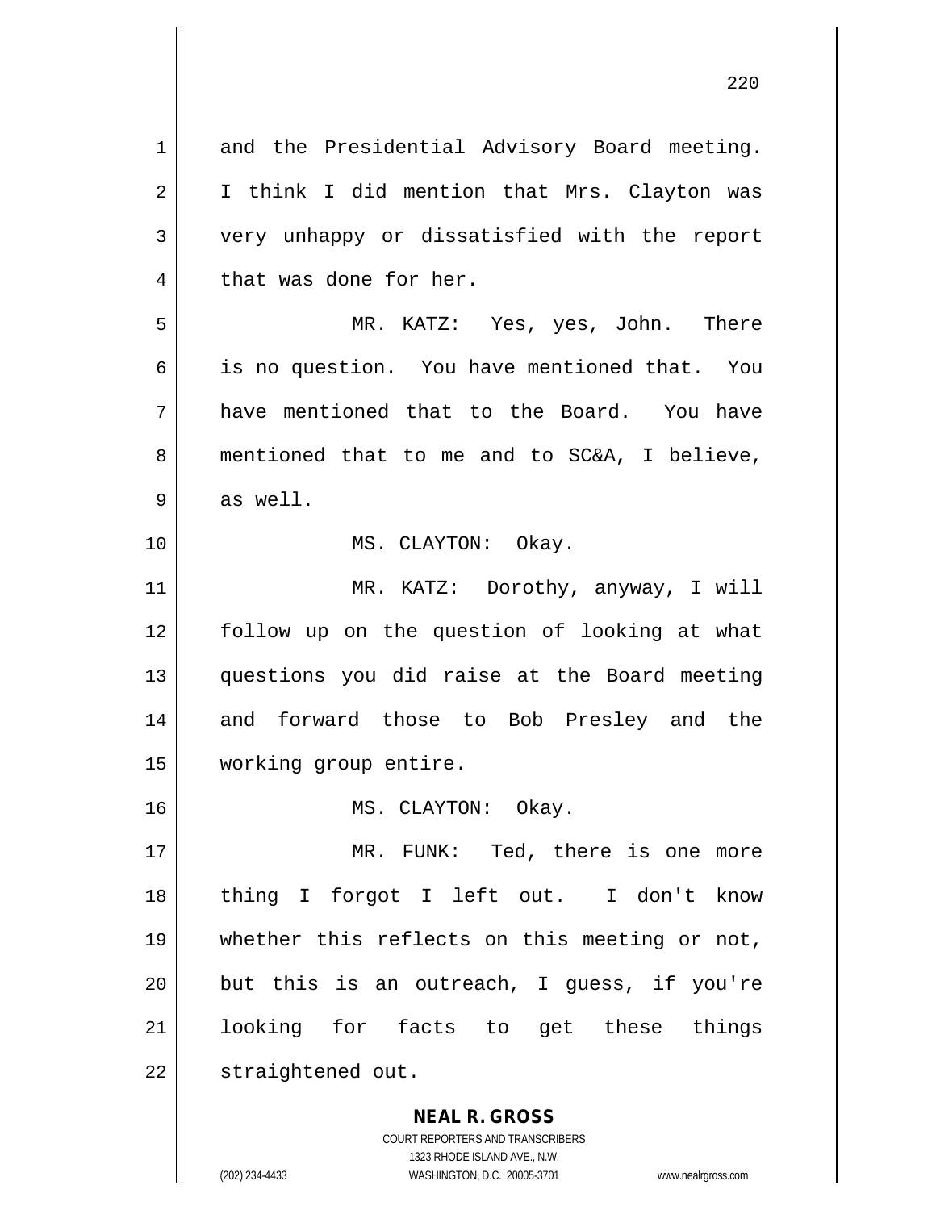and the Presidential Advisory Board meeting. I think I did mention that Mrs. Clayton was very unhappy or dissatisfied with the report that was done for her.

MR. KATZ: Yes, yes, John. There is no question. You have mentioned that. You have mentioned that to the Board. You have mentioned that to me and to SC&A, I believe, as well.

MS. CLAYTON: Okay.

MR. KATZ: Dorothy, anyway, I will follow up on the question of looking at what questions you did raise at the Board meeting and forward those to Bob Presley and the working group entire.

MS. CLAYTON: Okay.

MR. FUNK: Ted, there is one more thing I forgot I left out. I don't know whether this reflects on this meeting or not, but this is an outreach, I guess, if you're looking for facts to get these things straightened out.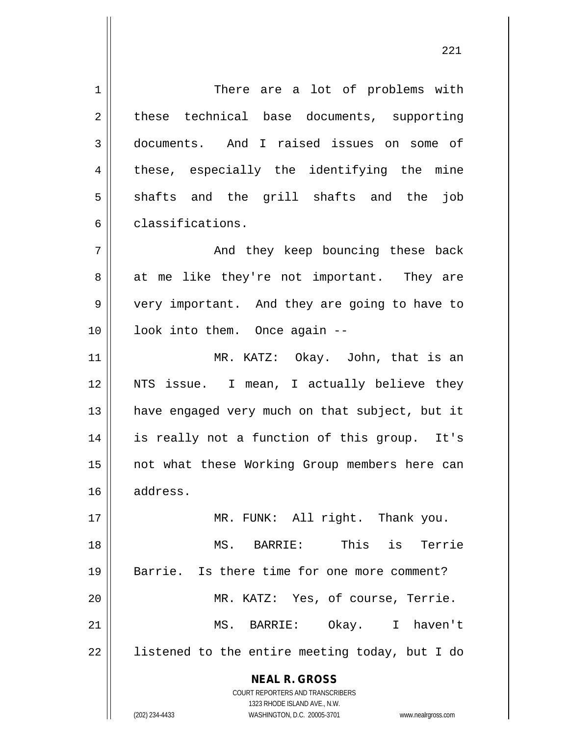There are a lot of problems with these technical base documents, supporting documents. And I raised issues on some of these, especially the identifying the mine shafts and the grill shafts and the job classifications.

And they keep bouncing these back at me like they're not important. They are very important. And they are going to have to look into them. Once again --

MR. KATZ: Okay. John, that is an NTS issue. I mean, I actually believe they have engaged very much on that subject, but it is really not a function of this group. It's not what these Working Group members here can address.

MR. FUNK: All right. Thank you.

MS. BARRIE: This is Terrie Barrie. Is there time for one more comment?

MR. KATZ: Yes, of course, Terrie.

MS. BARRIE: Okay. I haven't listened to the entire meeting today, but I do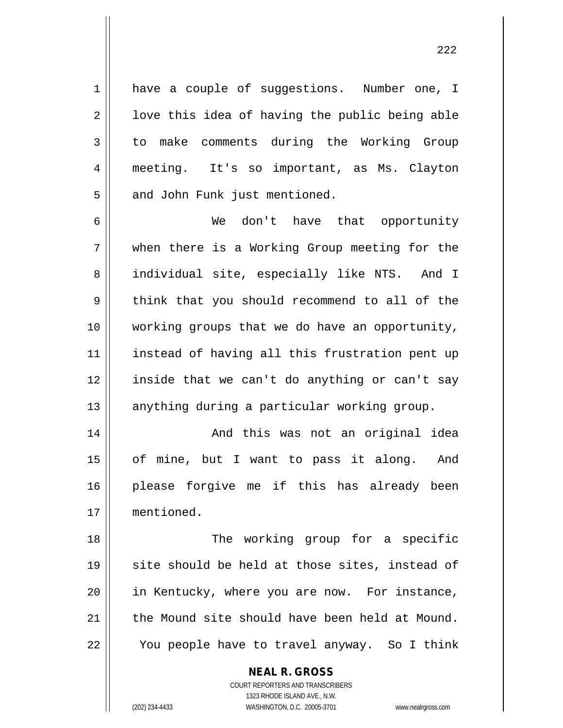have a couple of suggestions. Number one, I love this idea of having the public being able to make comments during the Working Group meeting. It's so important, as Ms. Clayton and John Funk just mentioned.

We don't have that opportunity when there is a Working Group meeting for the individual site, especially like NTS. And I think that you should recommend to all of the working groups that we do have an opportunity, instead of having all this frustration pent up inside that we can't do anything or can't say anything during a particular working group.

And this was not an original idea of mine, but I want to pass it along. And please forgive me if this has already been mentioned.

The working group for a specific site should be held at those sites, instead of in Kentucky, where you are now. For instance, the Mound site should have been held at Mound. You people have to travel anyway. So I think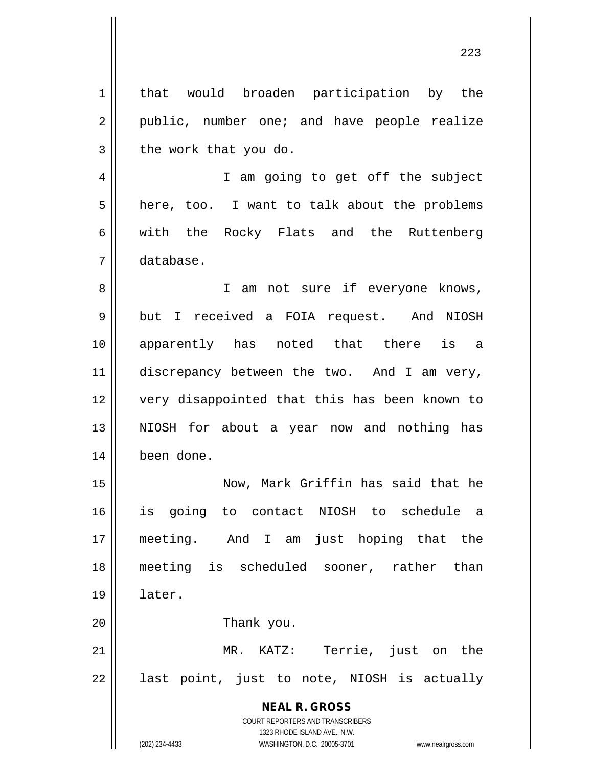that would broaden participation by the public, number one; and have people realize the work that you do.

I am going to get off the subject here, too. I want to talk about the problems with the Rocky Flats and the Ruttenberg database.

I am not sure if everyone knows, but I received a FOIA request. And NIOSH apparently has noted that there is a discrepancy between the two. And I am very, very disappointed that this has been known to NIOSH for about a year now and nothing has been done.

Now, Mark Griffin has said that he is going to contact NIOSH to schedule a meeting. And I am just hoping that the meeting is scheduled sooner, rather than later.

Thank you.

MR. KATZ: Terrie, just on the last point, just to note, NIOSH is actually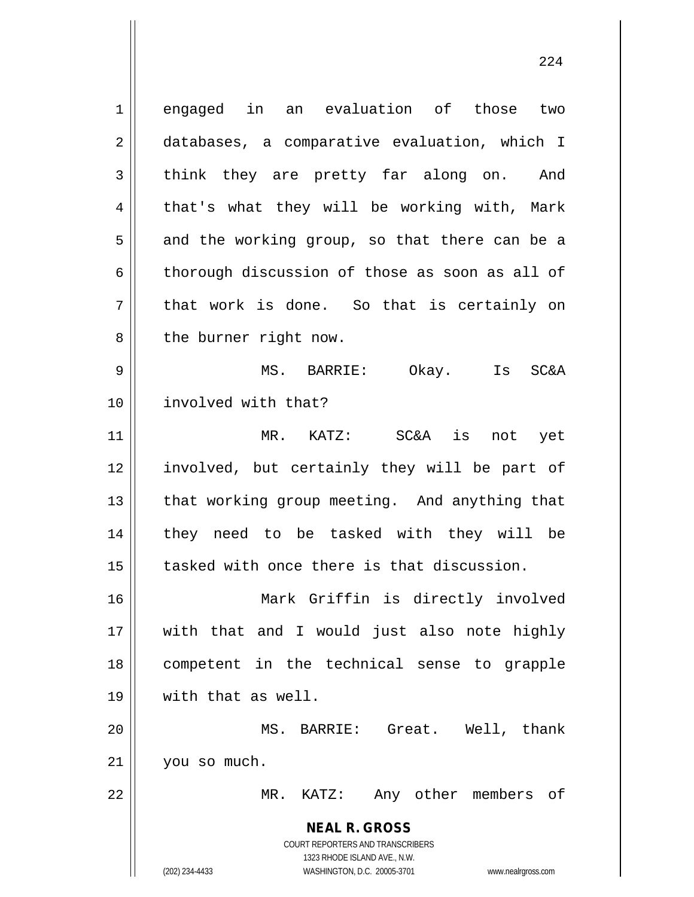engaged in an evaluation of those two databases, a comparative evaluation, which I think they are pretty far along on. And that's what they will be working with, Mark and the working group, so that there can be a thorough discussion of those as soon as all of that work is done. So that is certainly on the burner right now.

MS. BARRIE: Okay. Is SC&A involved with that?

MR. KATZ: SC&A is not yet involved, but certainly they will be part of that working group meeting. And anything that they need to be tasked with they will be tasked with once there is that discussion.

Mark Griffin is directly involved with that and I would just also note highly competent in the technical sense to grapple with that as well.

MS. BARRIE: Great. Well, thank you so much.

MR. KATZ: Any other members of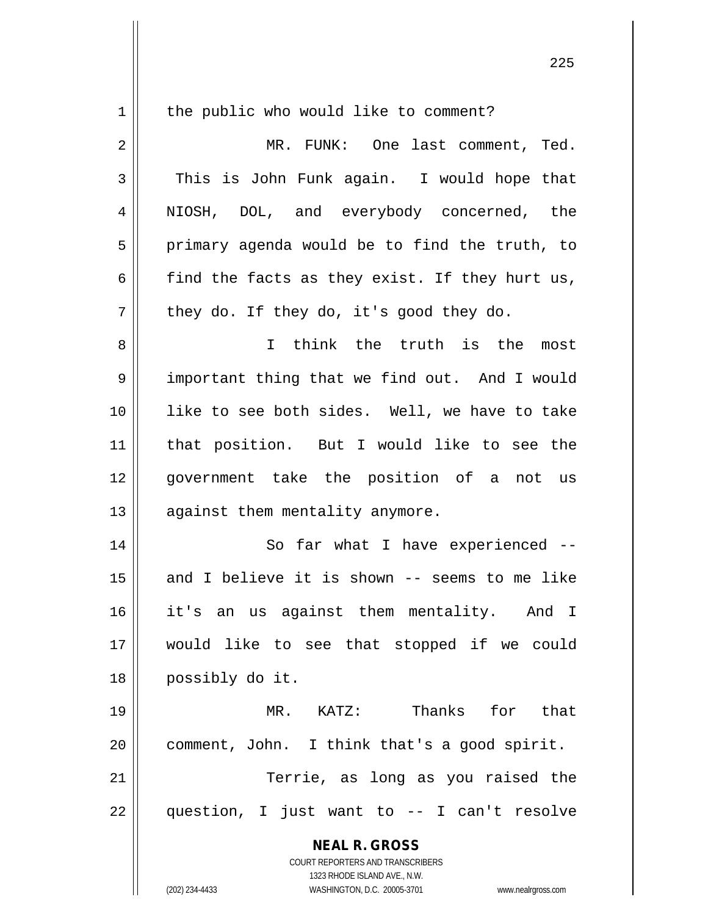the public who would like to comment?

MR. FUNK: One last comment, Ted. This is John Funk again. I would hope that NIOSH, DOL, and everybody concerned, the primary agenda would be to find the truth, to find the facts as they exist. If they hurt us, they do. If they do, it's good they do.

I think the truth is the most important thing that we find out. And I would like to see both sides. Well, we have to take that position. But I would like to see the government take the position of a not us against them mentality anymore.

So far what I have experienced -- and I believe it is shown -- seems to me like it's an us against them mentality. And I would like to see that stopped if we could possibly do it.

MR. KATZ: Thanks for that comment, John. I think that's a good spirit.

Terrie, as long as you raised the question, I just want to -- I can't resolve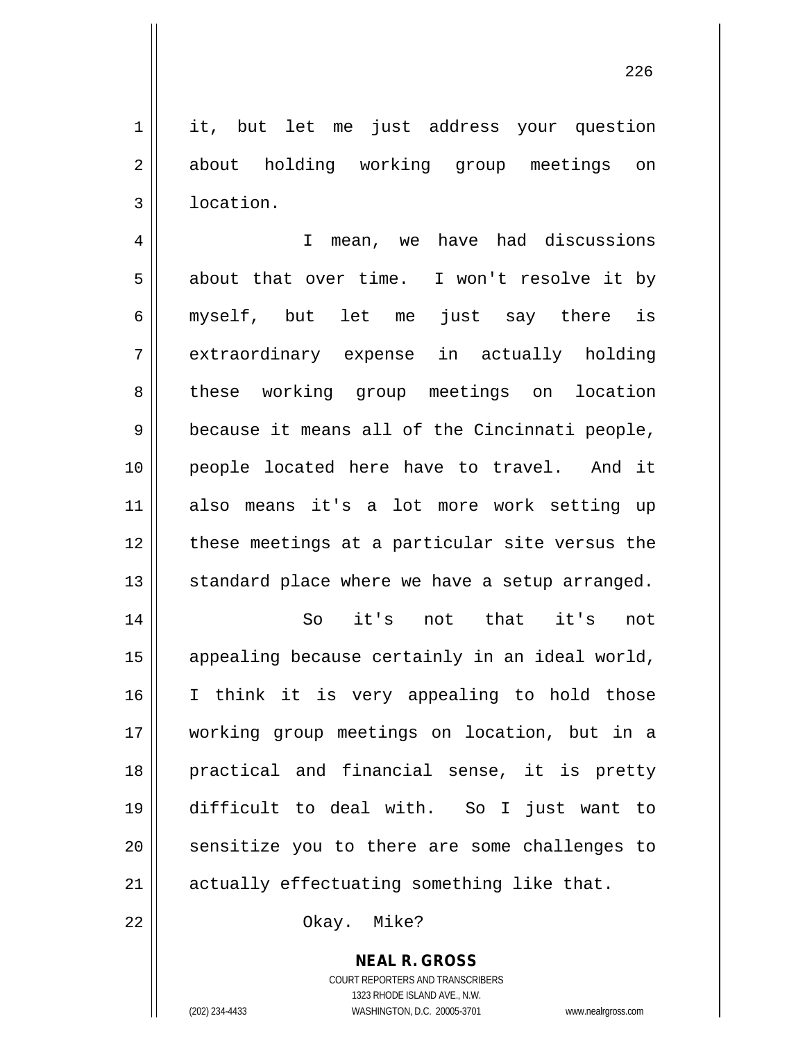it, but let me just address your question about holding working group meetings on location.

I mean, we have had discussions about that over time. I won't resolve it by myself, but let me just say there is extraordinary expense in actually holding these working group meetings on location because it means all of the Cincinnati people, people located here have to travel. And it also means it's a lot more work setting up these meetings at a particular site versus the standard place where we have a setup arranged.

So it's not that it's not appealing because certainly in an ideal world, I think it is very appealing to hold those working group meetings on location, but in a practical and financial sense, it is pretty difficult to deal with. So I just want to sensitize you to there are some challenges to actually effectuating something like that.

Okay. Mike?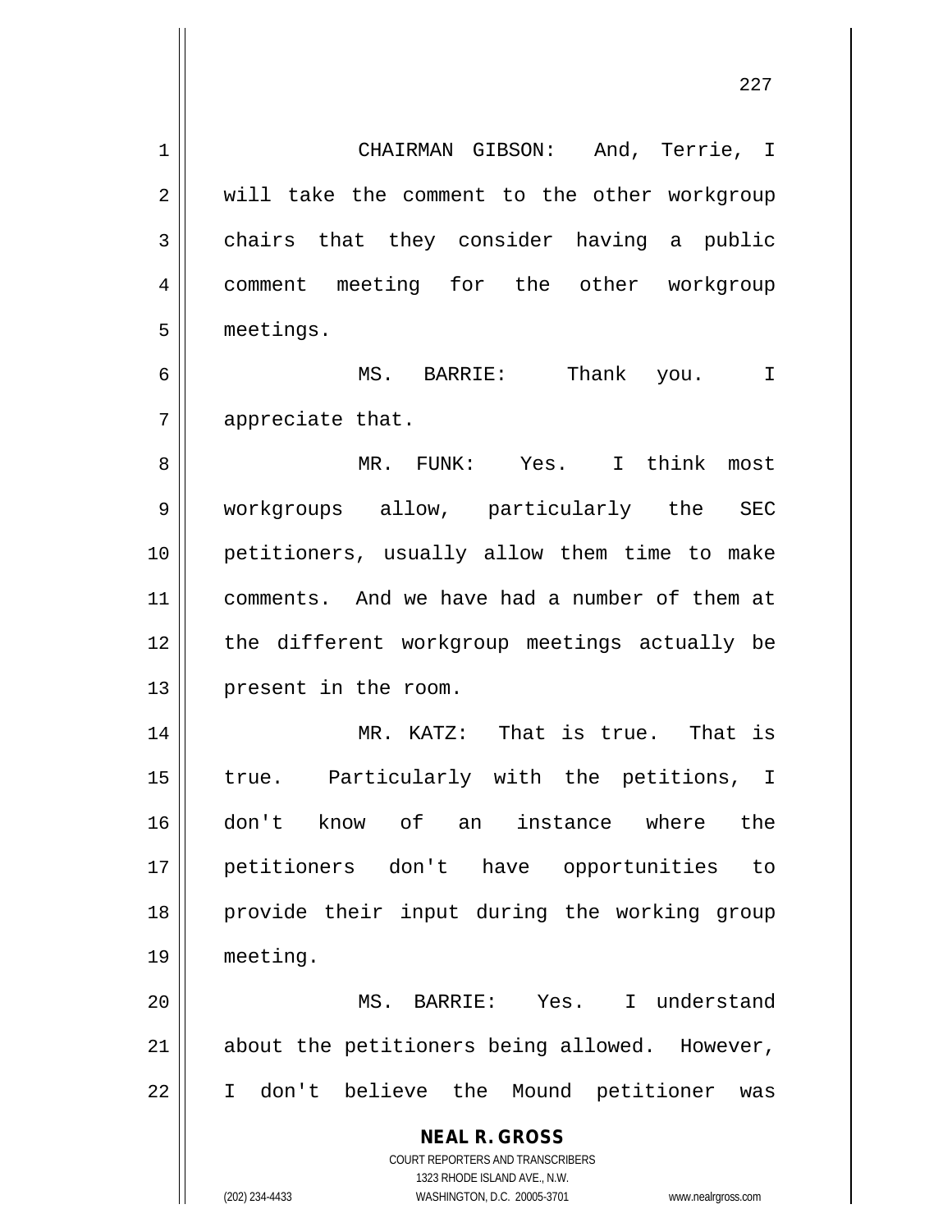CHAIRMAN GIBSON: And, Terrie, I will take the comment to the other workgroup chairs that they consider having a public comment meeting for the other workgroup meetings.

MS. BARRIE: Thank you. I appreciate that.

MR. FUNK: Yes. I think most workgroups allow, particularly the SEC petitioners, usually allow them time to make comments. And we have had a number of them at the different workgroup meetings actually be present in the room.

MR. KATZ: That is true. That is true. Particularly with the petitions, I don't know of an instance where the petitioners don't have opportunities to provide their input during the working group meeting.

MS. BARRIE: Yes. I understand about the petitioners being allowed. However, I don't believe the Mound petitioner was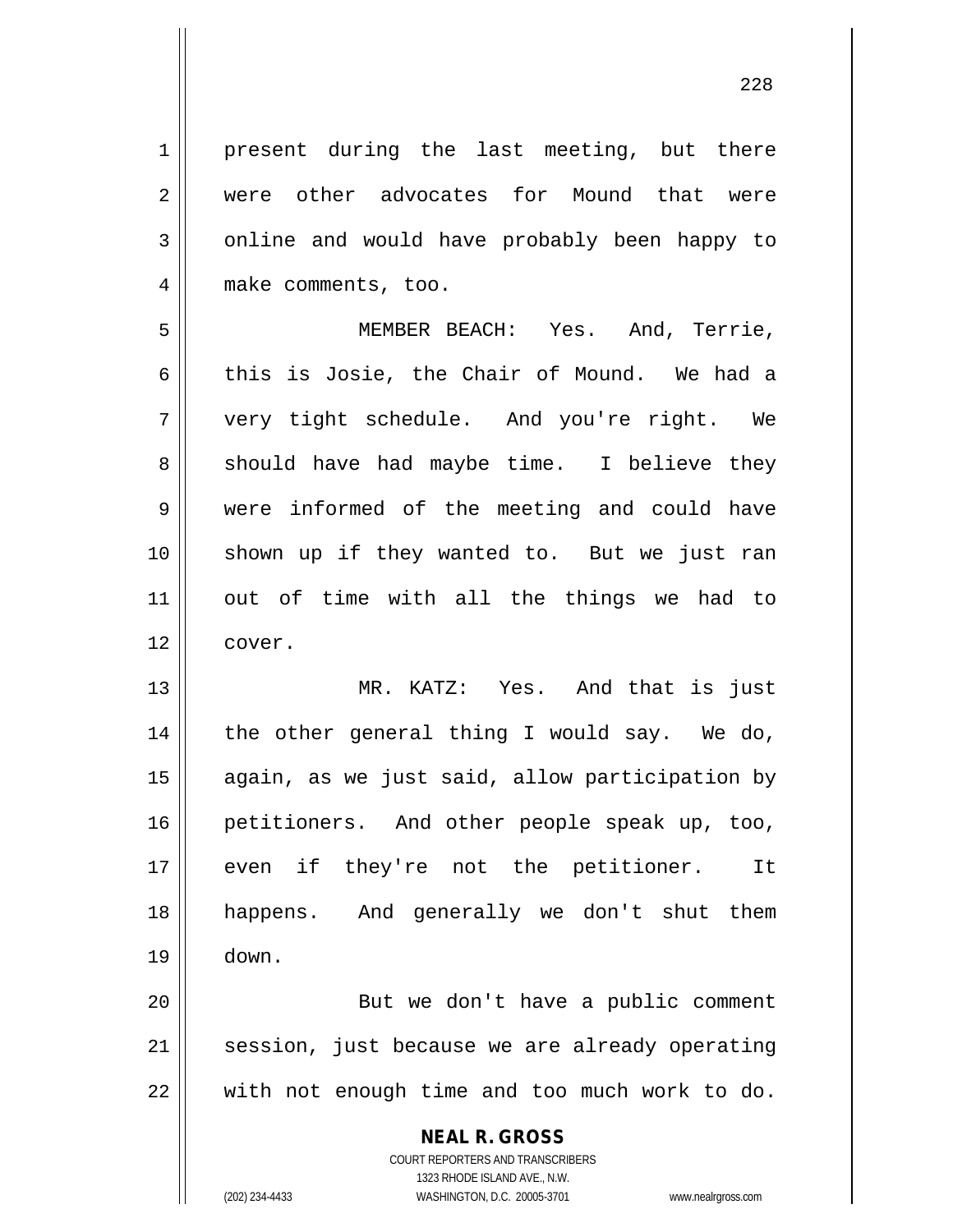present during the last meeting, but there were other advocates for Mound that were online and would have probably been happy to make comments, too.

MEMBER BEACH: Yes. And, Terrie, this is Josie, the Chair of Mound. We had a very tight schedule. And you're right. We should have had maybe time. I believe they were informed of the meeting and could have shown up if they wanted to. But we just ran out of time with all the things we had to cover.

MR. KATZ: Yes. And that is just the other general thing I would say. We do, again, as we just said, allow participation by petitioners. And other people speak up, too, even if they're not the petitioner. It happens. And generally we don't shut them down.

But we don't have a public comment session, just because we are already operating with not enough time and too much work to do.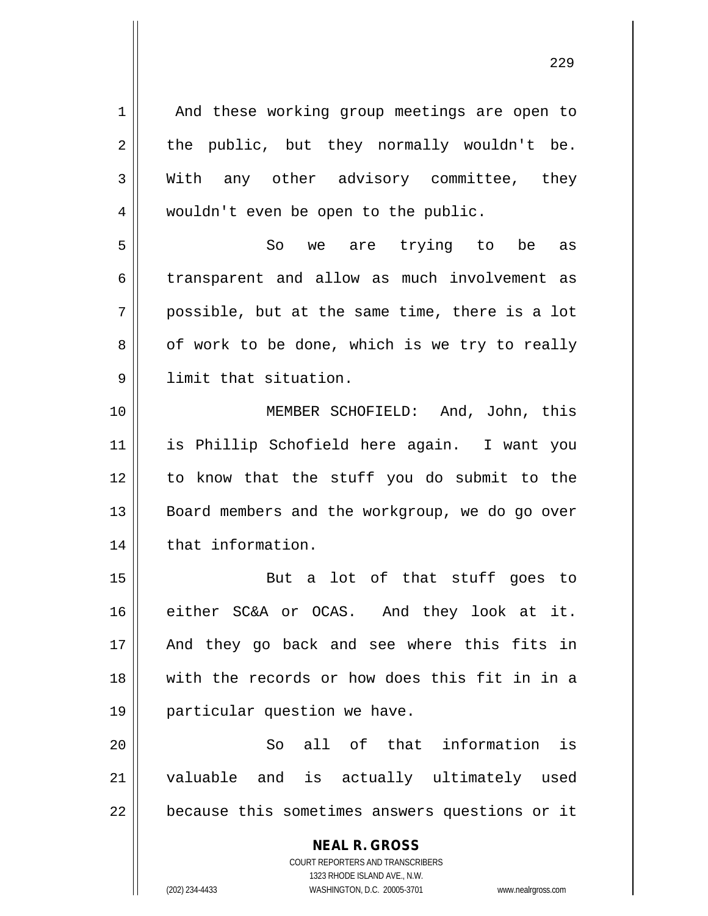And these working group meetings are open to the public, but they normally wouldn't be. With any other advisory committee, they wouldn't even be open to the public.

So we are trying to be as transparent and allow as much involvement as possible, but at the same time, there is a lot of work to be done, which is we try to really limit that situation.

MEMBER SCHOFIELD: And, John, this is Phillip Schofield here again. I want you to know that the stuff you do submit to the Board members and the workgroup, we do go over that information.

But a lot of that stuff goes to either SC&A or OCAS. And they look at it. And they go back and see where this fits in with the records or how does this fit in in a particular question we have.

So all of that information is valuable and is actually ultimately used because this sometimes answers questions or it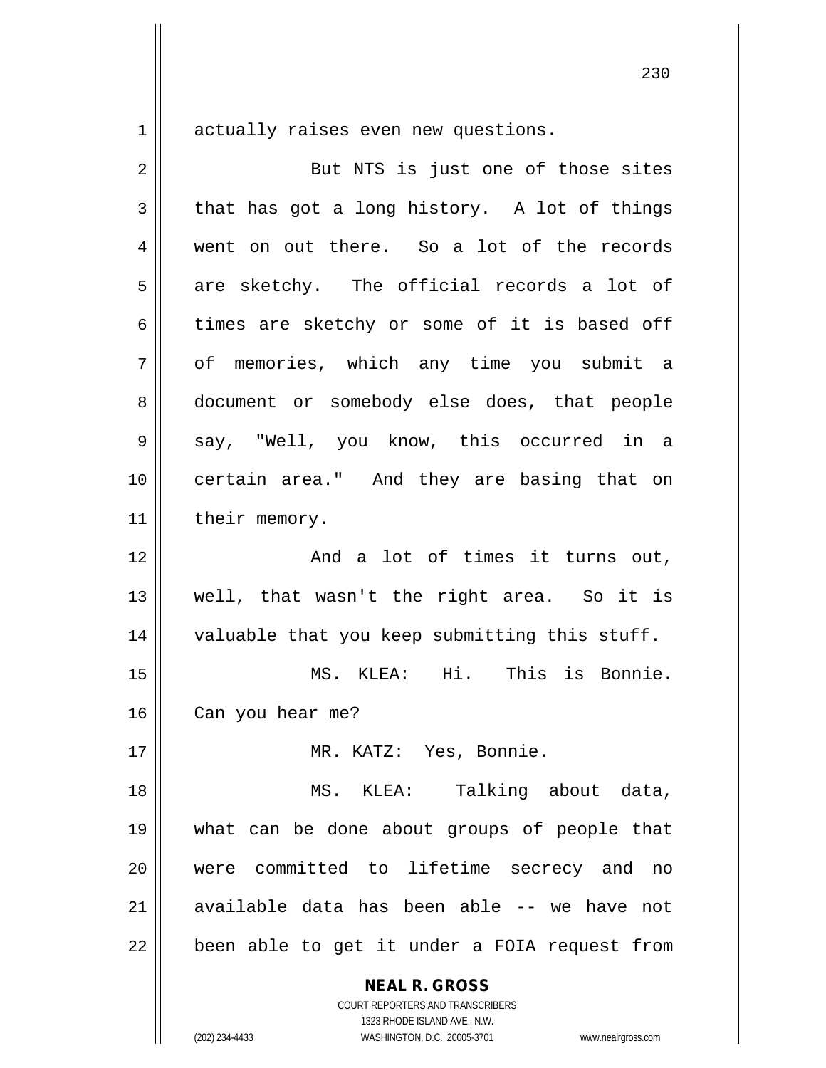actually raises even new questions.

But NTS is just one of those sites that has got a long history. A lot of things went on out there. So a lot of the records are sketchy. The official records a lot of times are sketchy or some of it is based off of memories, which any time you submit a document or somebody else does, that people say, "Well, you know, this occurred in a certain area." And they are basing that on their memory.

And a lot of times it turns out, well, that wasn't the right area. So it is valuable that you keep submitting this stuff.

MS. KLEA: Hi. This is Bonnie. Can you hear me?

MR. KATZ: Yes, Bonnie.

MS. KLEA: Talking about data, what can be done about groups of people that were committed to lifetime secrecy and no available data has been able -- we have not been able to get it under a FOIA request from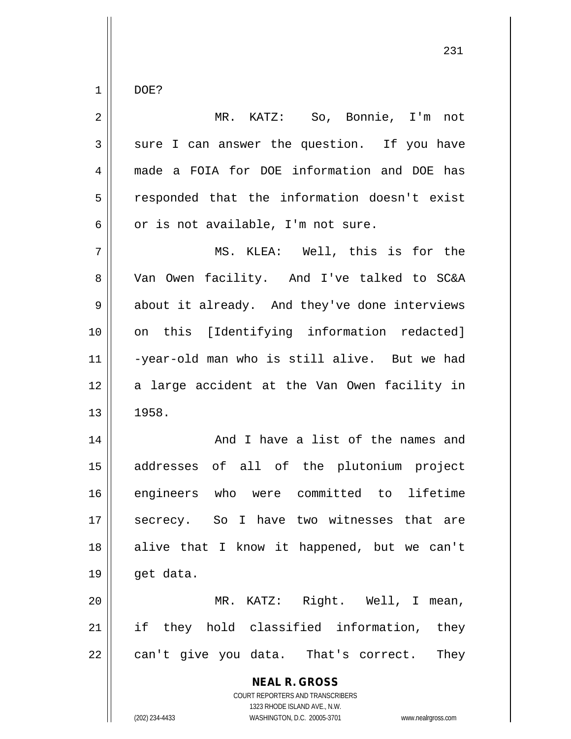DOE?

MR. KATZ: So, Bonnie, I'm not sure I can answer the question. If you have made a FOIA for DOE information and DOE has responded that the information doesn't exist or is not available, I'm not sure.

MS. KLEA: Well, this is for the Van Owen facility. And I've talked to SC&A about it already. And they've done interviews on this [Identifying information redacted] -year-old man who is still alive. But we had a large accident at the Van Owen facility in 1958.

And I have a list of the names and addresses of all of the plutonium project engineers who were committed to lifetime secrecy. So I have two witnesses that are alive that I know it happened, but we can't get data.

MR. KATZ: Right. Well, I mean, if they hold classified information, they can't give you data. That's correct. They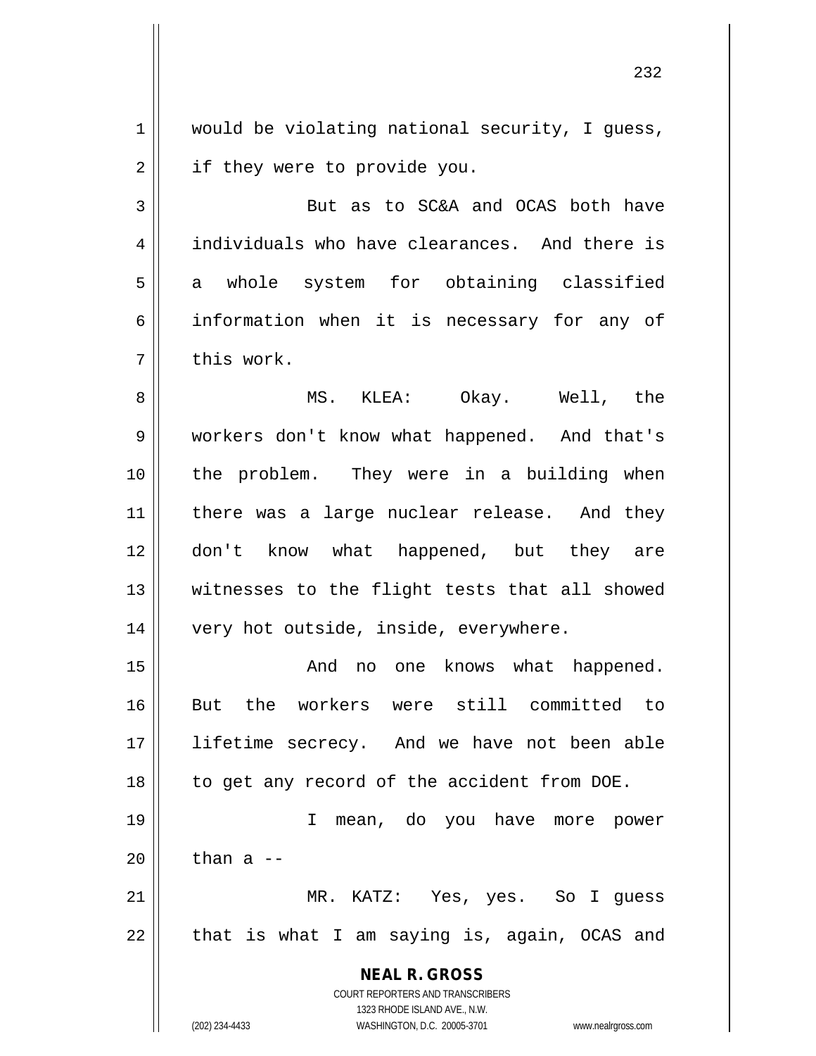would be violating national security, I guess, if they were to provide you.

But as to SC&A and OCAS both have individuals who have clearances. And there is a whole system for obtaining classified information when it is necessary for any of this work.

MS. KLEA: Okay. Well, the workers don't know what happened. And that's the problem. They were in a building when there was a large nuclear release. And they don't know what happened, but they are witnesses to the flight tests that all showed very hot outside, inside, everywhere.

And no one knows what happened. But the workers were still committed to lifetime secrecy. And we have not been able to get any record of the accident from DOE.

I mean, do you have more power than a --

MR. KATZ: Yes, yes. So I guess that is what I am saying is, again, OCAS and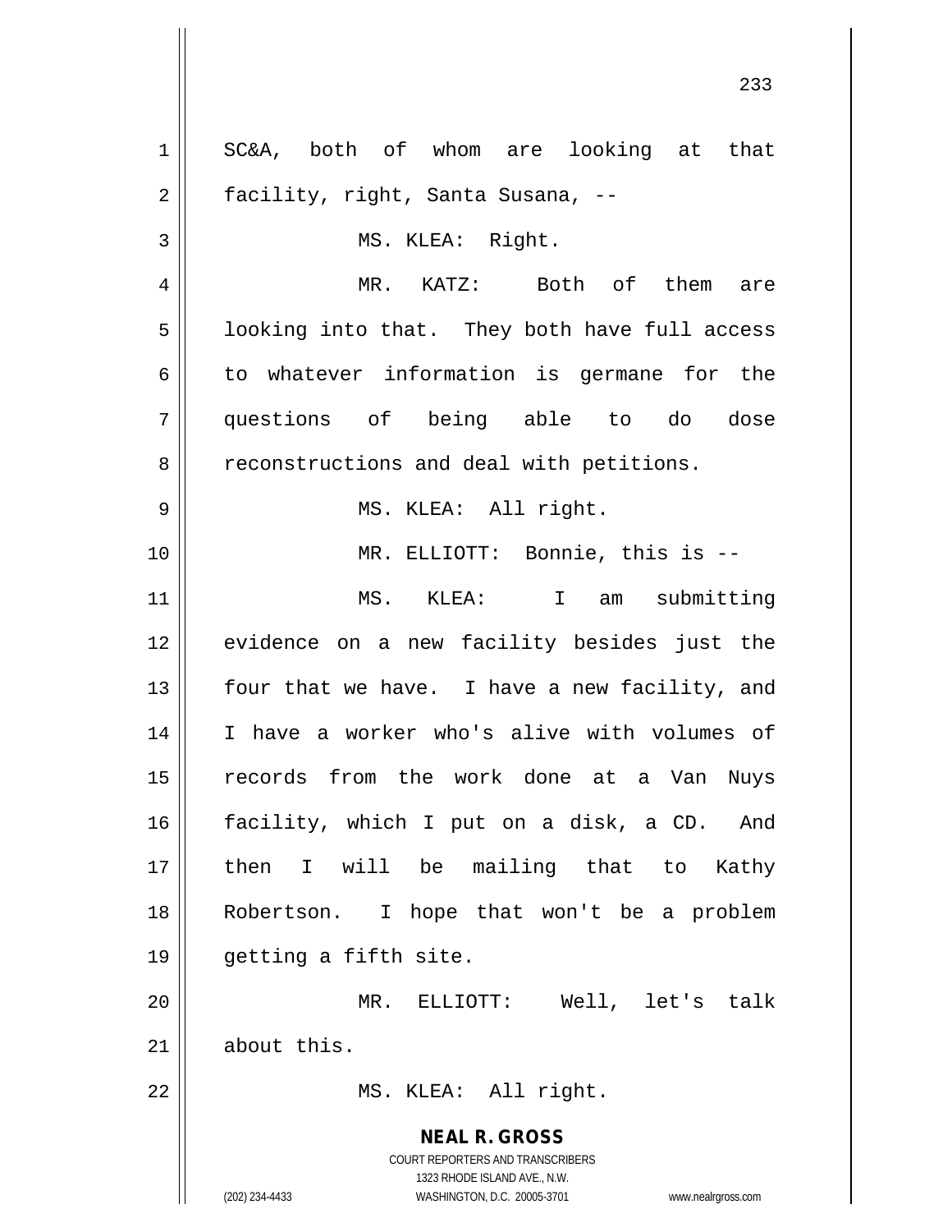SC&A, both of whom are looking at that facility, right, Santa Susana, --

MS. KLEA: Right.

MR. KATZ: Both of them are looking into that. They both have full access to whatever information is germane for the questions of being able to do dose reconstructions and deal with petitions.

MS. KLEA: All right.

MR. ELLIOTT: Bonnie, this is --

MS. KLEA: I am submitting evidence on a new facility besides just the four that we have. I have a new facility, and I have a worker who's alive with volumes of records from the work done at a Van Nuys facility, which I put on a disk, a CD. And then I will be mailing that to Kathy Robertson. I hope that won't be a problem getting a fifth site.

MR. ELLIOTT: Well, let's talk about this.

MS. KLEA: All right.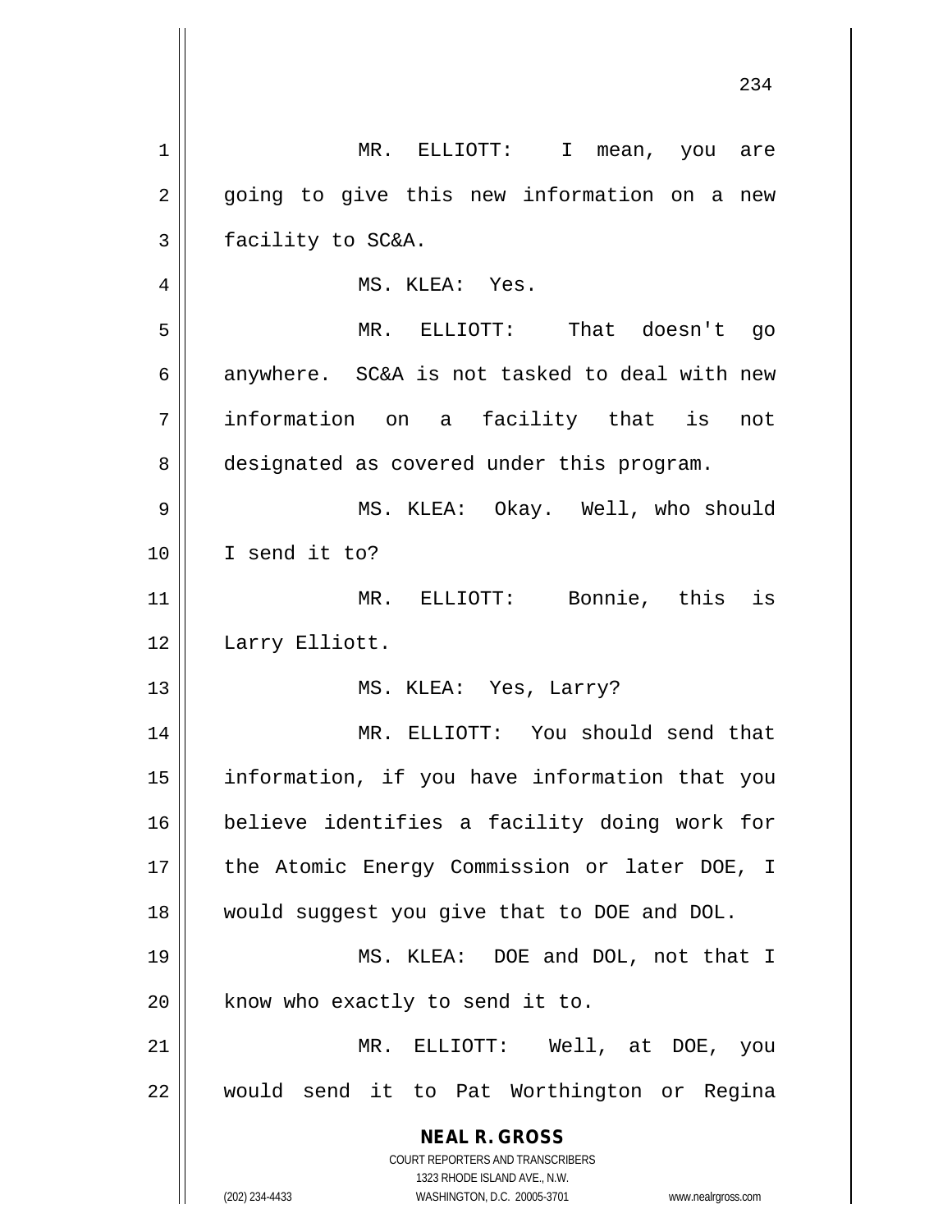MR. ELLIOTT: I mean, you are going to give this new information on a new facility to SC&A.

MS. KLEA: Yes.

MR. ELLIOTT: That doesn't go anywhere. SC&A is not tasked to deal with new information on a facility that is not designated as covered under this program.

MS. KLEA: Okay. Well, who should I send it to?

MR. ELLIOTT: Bonnie, this is Larry Elliott.

MS. KLEA: Yes, Larry?

MR. ELLIOTT: You should send that information, if you have information that you believe identifies a facility doing work for the Atomic Energy Commission or later DOE, I would suggest you give that to DOE and DOL.

MS. KLEA: DOE and DOL, not that I know who exactly to send it to.

MR. ELLIOTT: Well, at DOE, you would send it to Pat Worthington or Regina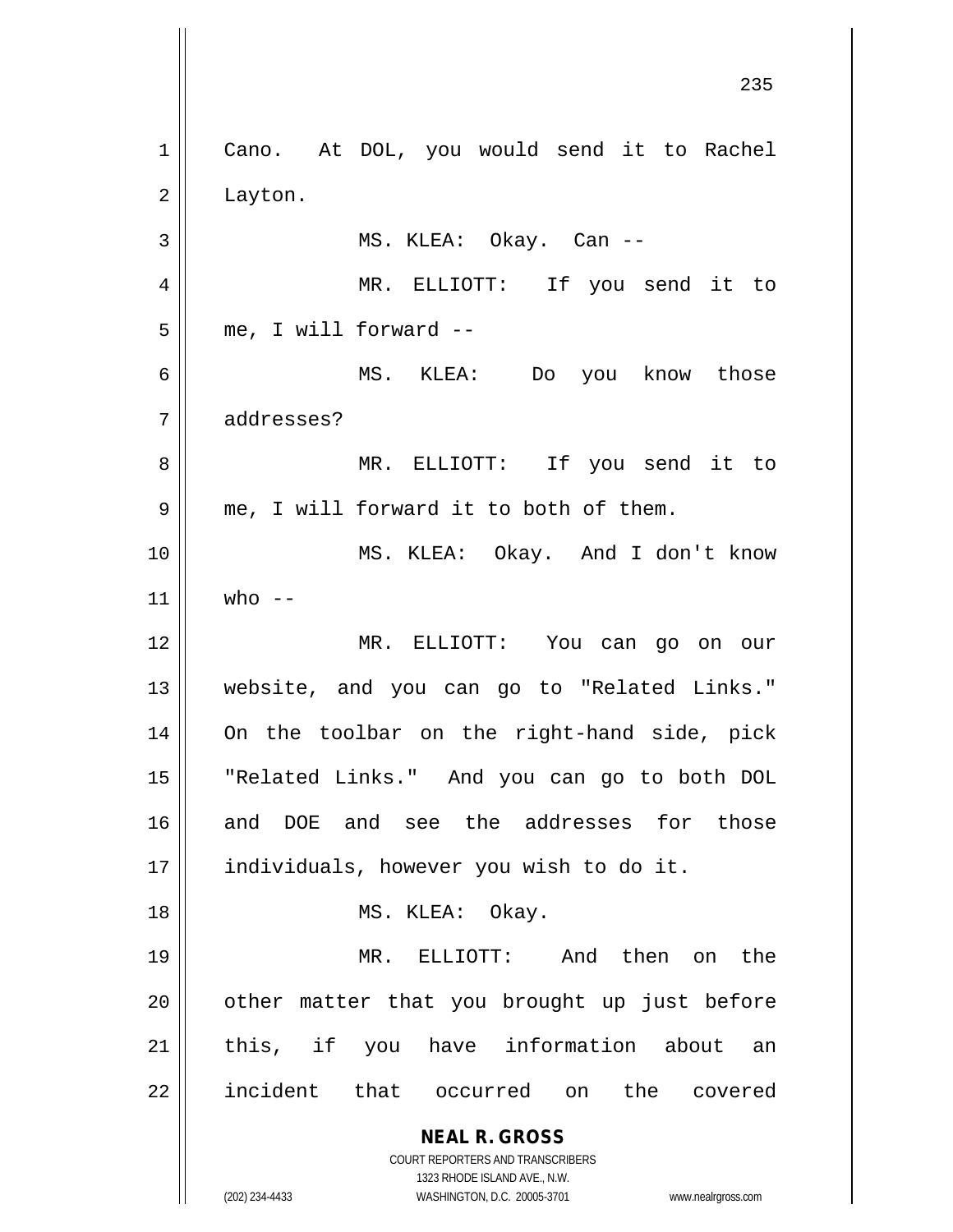Cano. At DOL, you would send it to Rachel Layton.

MS. KLEA: Okay. Can --

MR. ELLIOTT: If you send it to me, I will forward --

MS. KLEA: Do you know those addresses?

MR. ELLIOTT: If you send it to me, I will forward it to both of them.

MS. KLEA: Okay. And I don't know who --

MR. ELLIOTT: You can go on our website, and you can go to "Related Links." On the toolbar on the right-hand side, pick "Related Links." And you can go to both DOL and DOE and see the addresses for those individuals, however you wish to do it.

MS. KLEA: Okay.

MR. ELLIOTT: And then on the other matter that you brought up just before this, if you have information about an incident that occurred on the covered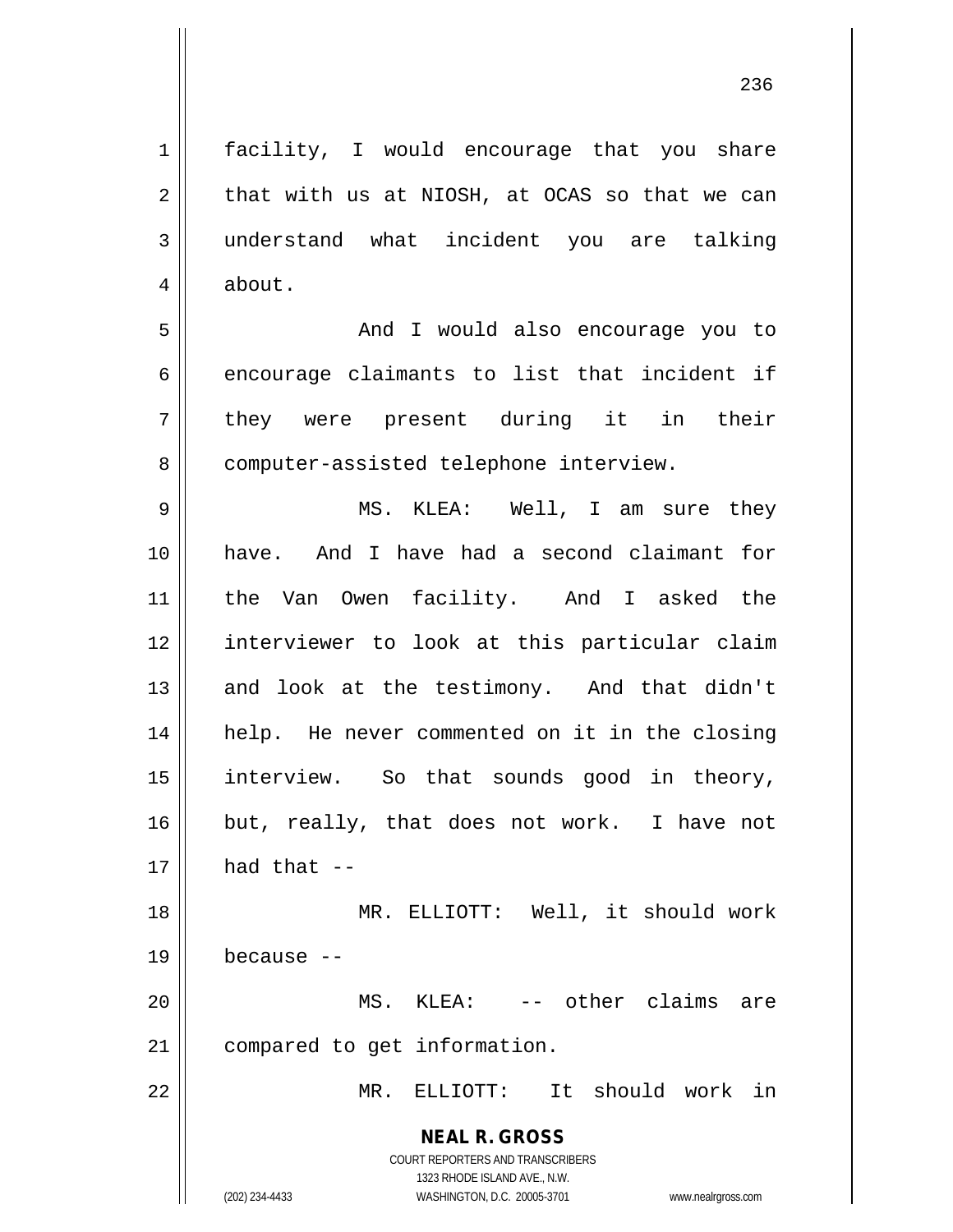facility, I would encourage that you share that with us at NIOSH, at OCAS so that we can understand what incident you are talking about.

And I would also encourage you to encourage claimants to list that incident if they were present during it in their computer-assisted telephone interview.

MS. KLEA: Well, I am sure they have. And I have had a second claimant for the Van Owen facility. And I asked the interviewer to look at this particular claim and look at the testimony. And that didn't help. He never commented on it in the closing interview. So that sounds good in theory, but, really, that does not work. I have not had that --

MR. ELLIOTT: Well, it should work because --

MS. KLEA: -- other claims are compared to get information.

MR. ELLIOTT: It should work in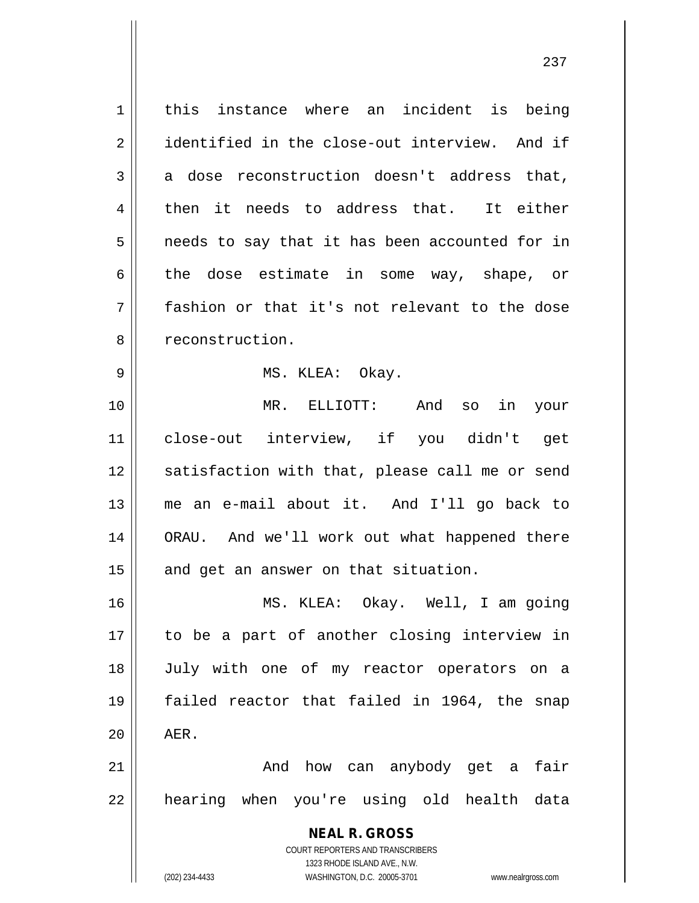this instance where an incident is being identified in the close-out interview. And if a dose reconstruction doesn't address that, then it needs to address that. It either needs to say that it has been accounted for in the dose estimate in some way, shape, or fashion or that it's not relevant to the dose reconstruction.

MS. KLEA: Okay.

MR. ELLIOTT: And so in your close-out interview, if you didn't get satisfaction with that, please call me or send me an e-mail about it. And I'll go back to ORAU. And we'll work out what happened there and get an answer on that situation.

MS. KLEA: Okay. Well, I am going to be a part of another closing interview in July with one of my reactor operators on a failed reactor that failed in 1964, the snap AER.

And how can anybody get a fair hearing when you're using old health data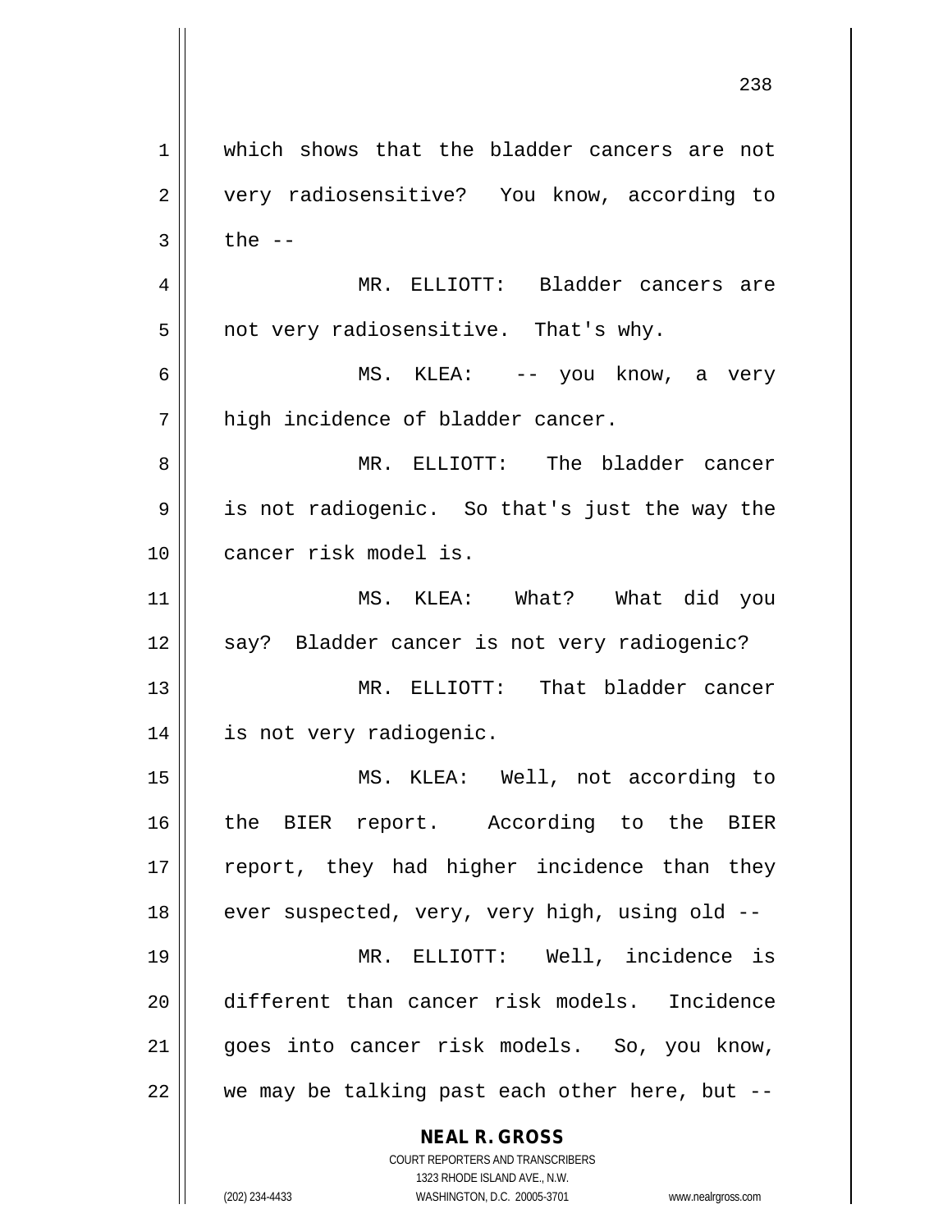which shows that the bladder cancers are not very radiosensitive? You know, according to the --

MR. ELLIOTT: Bladder cancers are not very radiosensitive. That's why.

MS. KLEA: -- you know, a very high incidence of bladder cancer.

MR. ELLIOTT: The bladder cancer is not radiogenic. So that's just the way the cancer risk model is.

MS. KLEA: What? What did you say? Bladder cancer is not very radiogenic?

MR. ELLIOTT: That bladder cancer is not very radiogenic.

MS. KLEA: Well, not according to the BIER report. According to the BIER report, they had higher incidence than they ever suspected, very, very high, using old --

MR. ELLIOTT: Well, incidence is different than cancer risk models. Incidence goes into cancer risk models. So, you know, we may be talking past each other here, but --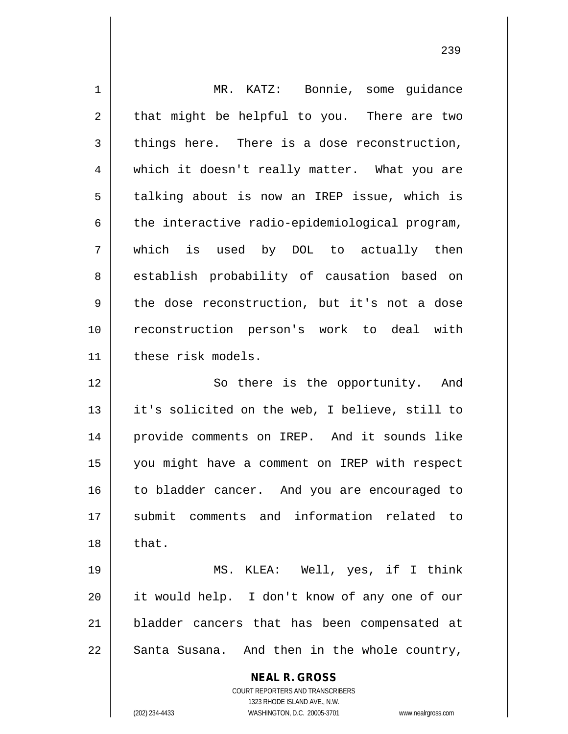MR. KATZ: Bonnie, some guidance that might be helpful to you. There are two things here. There is a dose reconstruction, which it doesn't really matter. What you are talking about is now an IREP issue, which is the interactive radio-epidemiological program, which is used by DOL to actually then establish probability of causation based on the dose reconstruction, but it's not a dose reconstruction person's work to deal with these risk models.

So there is the opportunity. And it's solicited on the web, I believe, still to provide comments on IREP. And it sounds like you might have a comment on IREP with respect to bladder cancer. And you are encouraged to submit comments and information related to that.

MS. KLEA: Well, yes, if I think it would help. I don't know of any one of our bladder cancers that has been compensated at Santa Susana. And then in the whole country,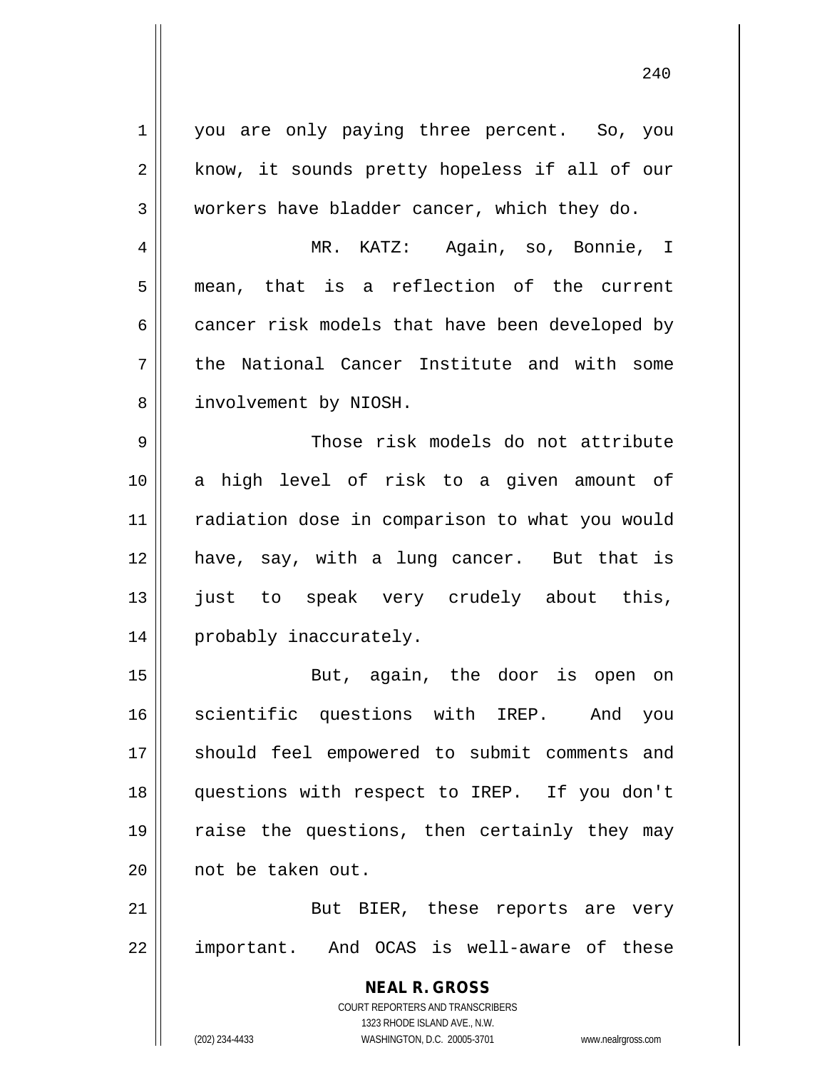you are only paying three percent. So, you know, it sounds pretty hopeless if all of our workers have bladder cancer, which they do.

MR. KATZ: Again, so, Bonnie, I mean, that is a reflection of the current cancer risk models that have been developed by the National Cancer Institute and with some involvement by NIOSH.

Those risk models do not attribute a high level of risk to a given amount of radiation dose in comparison to what you would have, say, with a lung cancer. But that is just to speak very crudely about this, probably inaccurately.

But, again, the door is open on scientific questions with IREP. And you should feel empowered to submit comments and questions with respect to IREP. If you don't raise the questions, then certainly they may not be taken out.

But BIER, these reports are very important. And OCAS is well-aware of these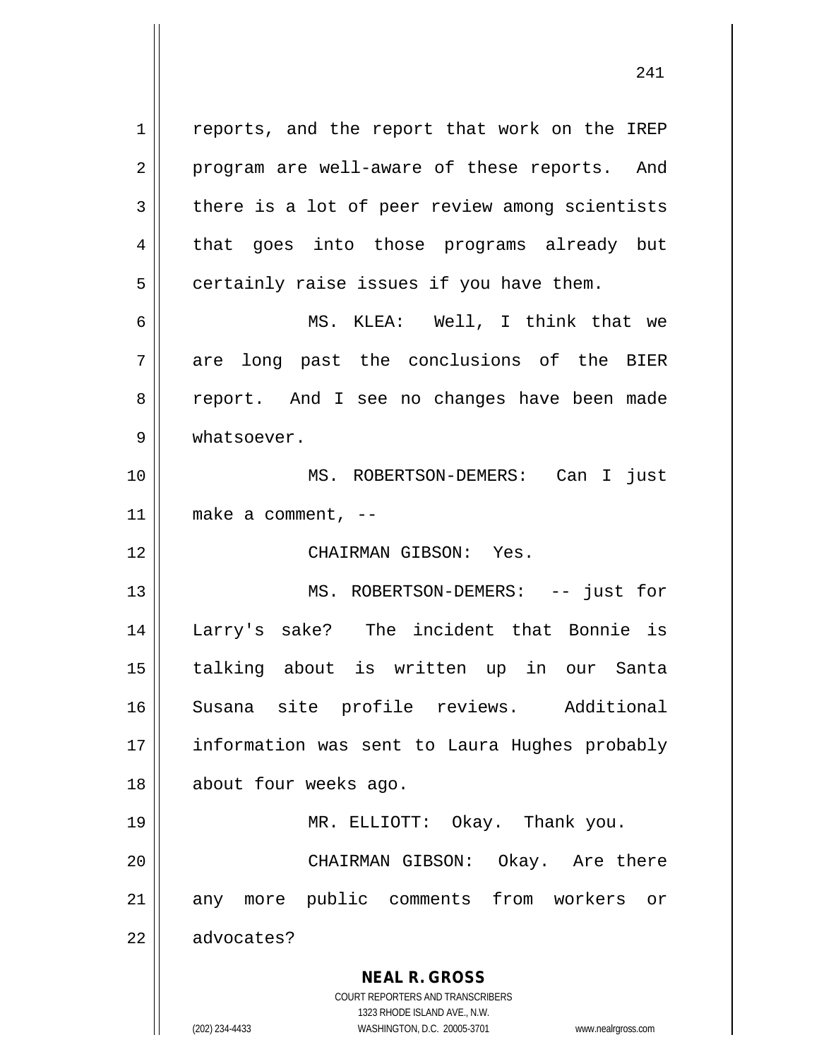reports, and the report that work on the IREP program are well-aware of these reports. And there is a lot of peer review among scientists that goes into those programs already but certainly raise issues if you have them.

MS. KLEA: Well, I think that we are long past the conclusions of the BIER report. And I see no changes have been made whatsoever.

MS. ROBERTSON-DEMERS: Can I just make a comment, --

CHAIRMAN GIBSON: Yes.

MS. ROBERTSON-DEMERS: -- just for Larry's sake? The incident that Bonnie is talking about is written up in our Santa Susana site profile reviews. Additional information was sent to Laura Hughes probably about four weeks ago.

MR. ELLIOTT: Okay. Thank you.

CHAIRMAN GIBSON: Okay. Are there any more public comments from workers or advocates?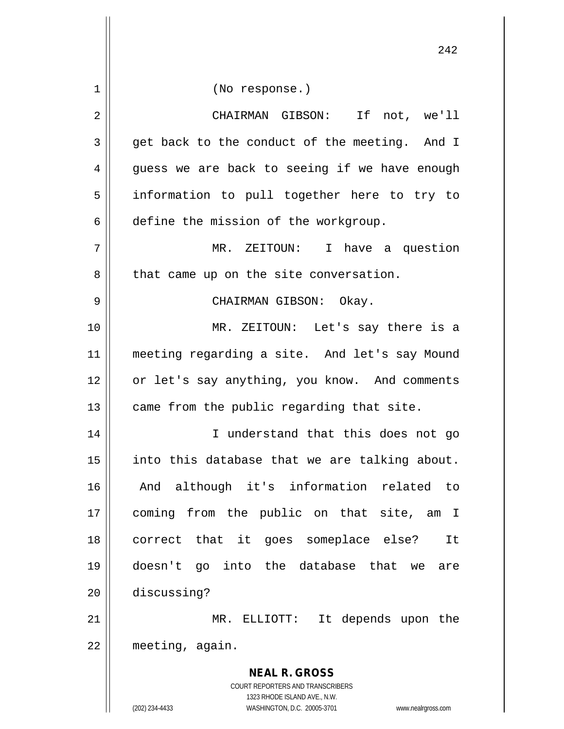(No response.)

CHAIRMAN GIBSON: If not, we'll get back to the conduct of the meeting. And I guess we are back to seeing if we have enough information to pull together here to try to define the mission of the workgroup.

MR. ZEITOUN: I have a question that came up on the site conversation.

CHAIRMAN GIBSON: Okay.

MR. ZEITOUN: Let's say there is a meeting regarding a site. And let's say Mound or let's say anything, you know. And comments came from the public regarding that site.

I understand that this does not go into this database that we are talking about. And although it's information related to coming from the public on that site, am I correct that it goes someplace else? It doesn't go into the database that we are discussing?

MR. ELLIOTT: It depends upon the meeting, again.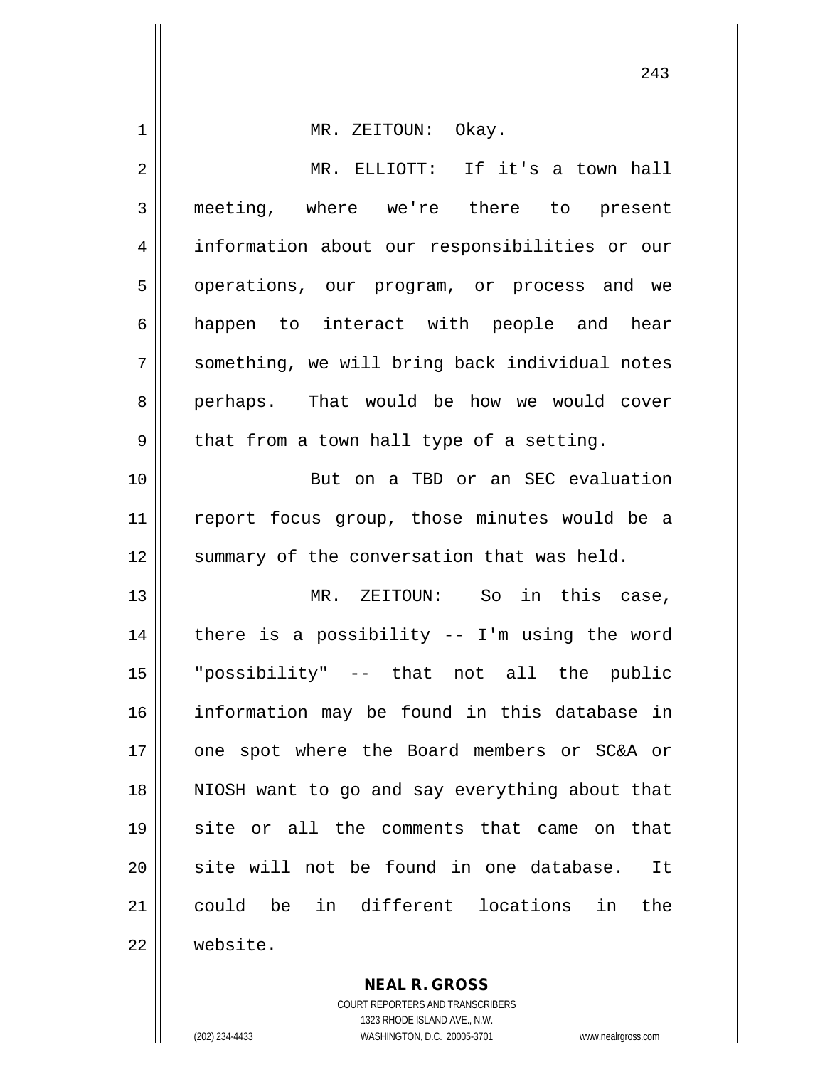MR. ZEITOUN: Okay.

MR. ELLIOTT: If it's a town hall meeting, where we're there to present information about our responsibilities or our operations, our program, or process and we happen to interact with people and hear something, we will bring back individual notes perhaps. That would be how we would cover that from a town hall type of a setting.

But on a TBD or an SEC evaluation report focus group, those minutes would be a summary of the conversation that was held.

MR. ZEITOUN: So in this case, there is a possibility -- I'm using the word "possibility" -- that not all the public information may be found in this database in one spot where the Board members or SC&A or NIOSH want to go and say everything about that site or all the comments that came on that site will not be found in one database. It could be in different locations in the website.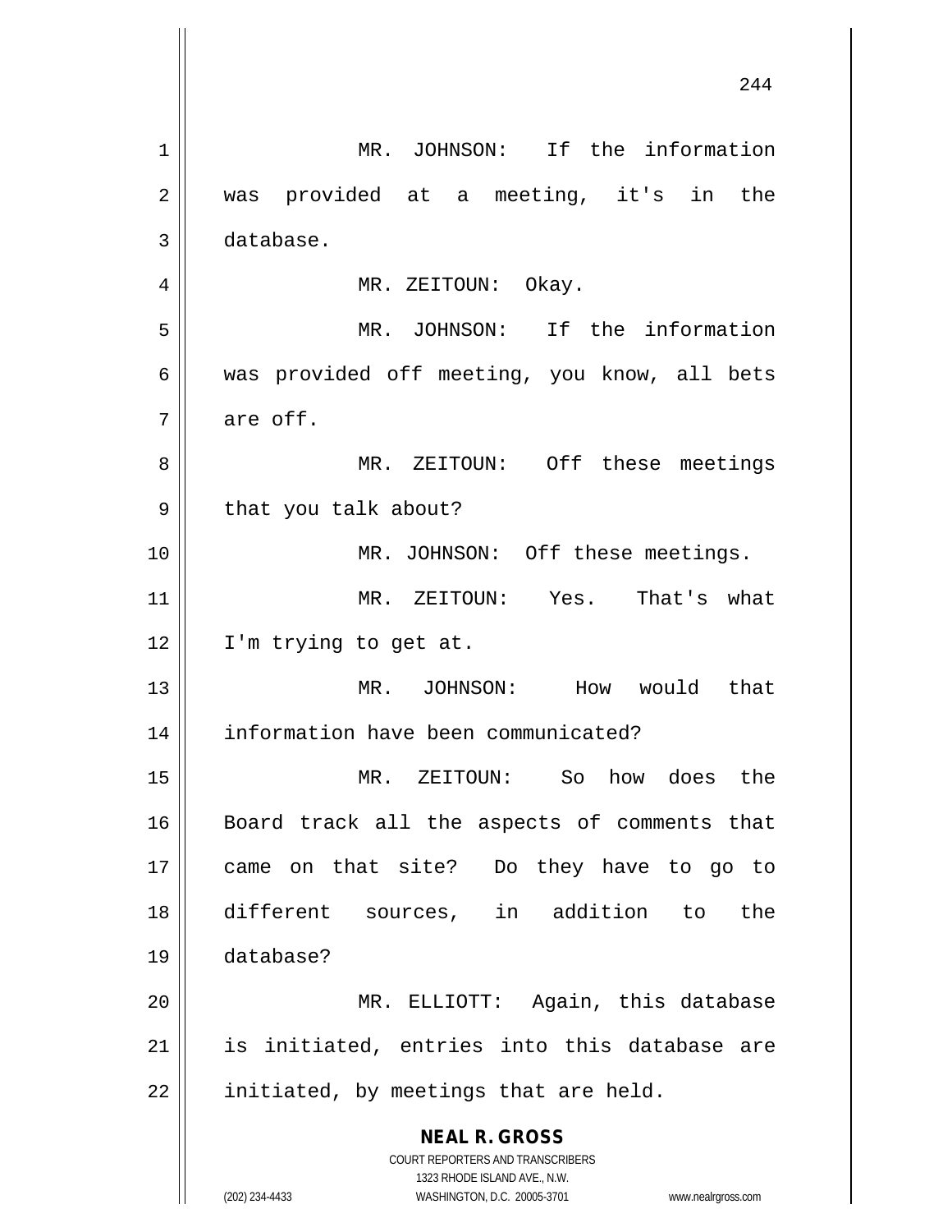MR. JOHNSON: If the information was provided at a meeting, it's in the database.

MR. ZEITOUN: Okay.

MR. JOHNSON: If the information was provided off meeting, you know, all bets are off.

MR. ZEITOUN: Off these meetings that you talk about?

MR. JOHNSON: Off these meetings.

MR. ZEITOUN: Yes. That's what I'm trying to get at.

MR. JOHNSON: How would that information have been communicated?

MR. ZEITOUN: So how does the Board track all the aspects of comments that came on that site? Do they have to go to different sources, in addition to the database?

MR. ELLIOTT: Again, this database is initiated, entries into this database are initiated, by meetings that are held.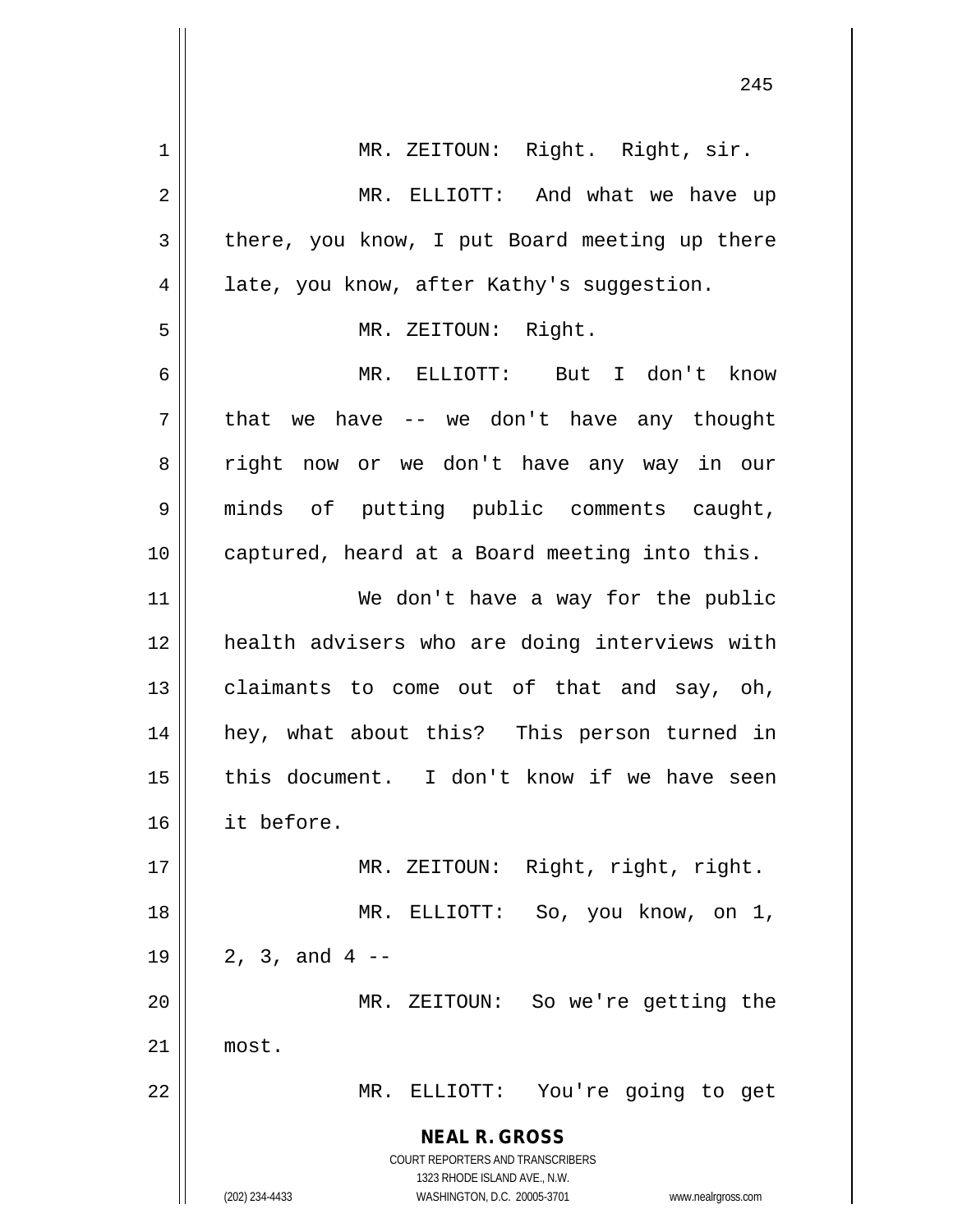MR. ZEITOUN: Right. Right, sir.

MR. ELLIOTT: And what we have up there, you know, I put Board meeting up there late, you know, after Kathy's suggestion.

MR. ZEITOUN: Right.

MR. ELLIOTT: But I don't know that we have -- we don't have any thought right now or we don't have any way in our minds of putting public comments caught, captured, heard at a Board meeting into this.

We don't have a way for the public health advisers who are doing interviews with claimants to come out of that and say, oh, hey, what about this? This person turned in this document. I don't know if we have seen it before.

MR. ZEITOUN: Right, right, right.

MR. ELLIOTT: So, you know, on 1, 2, 3, and 4 --

MR. ZEITOUN: So we're getting the most.

MR. ELLIOTT: You're going to get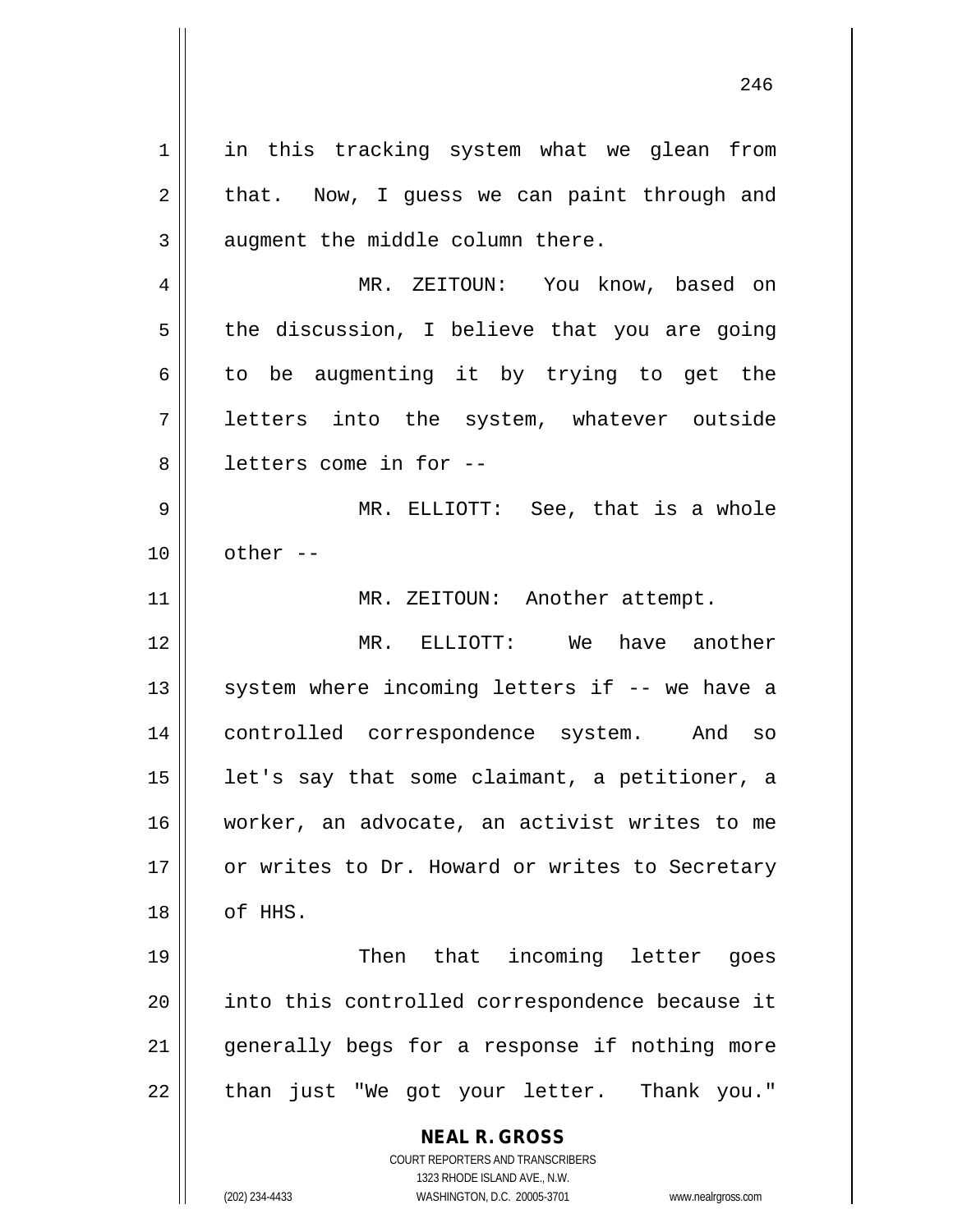in this tracking system what we glean from that. Now, I guess we can paint through and augment the middle column there.

MR. ZEITOUN: You know, based on the discussion, I believe that you are going to be augmenting it by trying to get the letters into the system, whatever outside letters come in for --

MR. ELLIOTT: See, that is a whole other --

MR. ZEITOUN: Another attempt.

MR. ELLIOTT: We have another system where incoming letters if -- we have a controlled correspondence system. And so let's say that some claimant, a petitioner, a worker, an advocate, an activist writes to me or writes to Dr. Howard or writes to Secretary of HHS.

Then that incoming letter goes into this controlled correspondence because it generally begs for a response if nothing more than just "We got your letter. Thank you."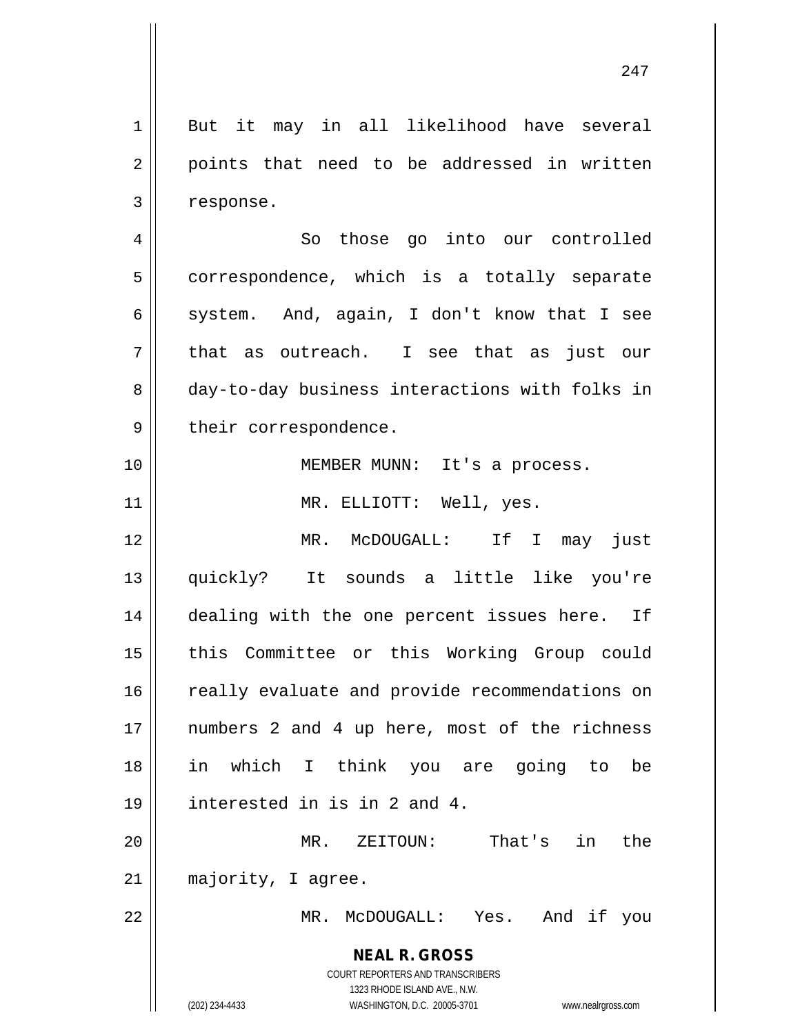But it may in all likelihood have several points that need to be addressed in written response.

So those go into our controlled correspondence, which is a totally separate system. And, again, I don't know that I see that as outreach. I see that as just our day-to-day business interactions with folks in their correspondence.

MEMBER MUNN: It's a process.

MR. ELLIOTT: Well, yes.

MR. McDOUGALL: If I may just quickly? It sounds a little like you're dealing with the one percent issues here. If this Committee or this Working Group could really evaluate and provide recommendations on numbers 2 and 4 up here, most of the richness in which I think you are going to be interested in is in 2 and 4.

MR. ZEITOUN: That's in the majority, I agree.

MR. McDOUGALL: Yes. And if you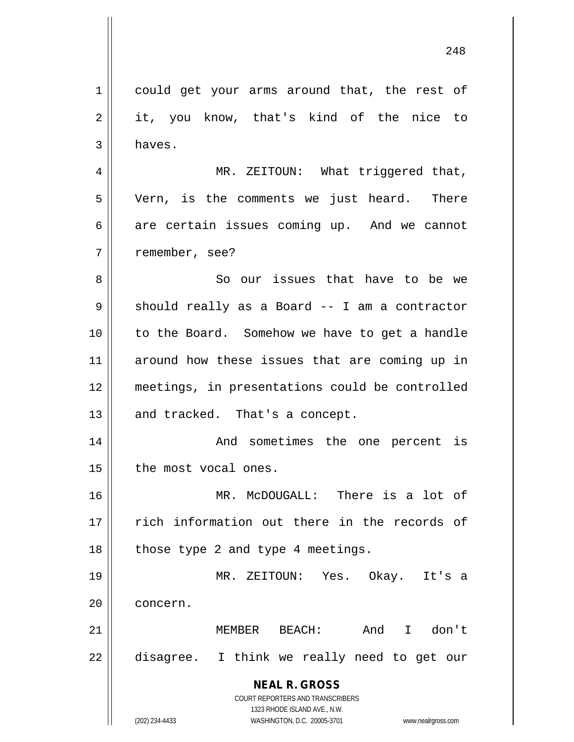could get your arms around that, the rest of it, you know, that's kind of the nice to haves.

MR. ZEITOUN: What triggered that, Vern, is the comments we just heard. There are certain issues coming up. And we cannot remember, see?

So our issues that have to be we should really as a Board -- I am a contractor to the Board. Somehow we have to get a handle around how these issues that are coming up in meetings, in presentations could be controlled and tracked. That's a concept.

And sometimes the one percent is the most vocal ones.

MR. McDOUGALL: There is a lot of rich information out there in the records of those type 2 and type 4 meetings.

MR. ZEITOUN: Yes. Okay. It's a concern.

MEMBER BEACH: And I don't disagree. I think we really need to get our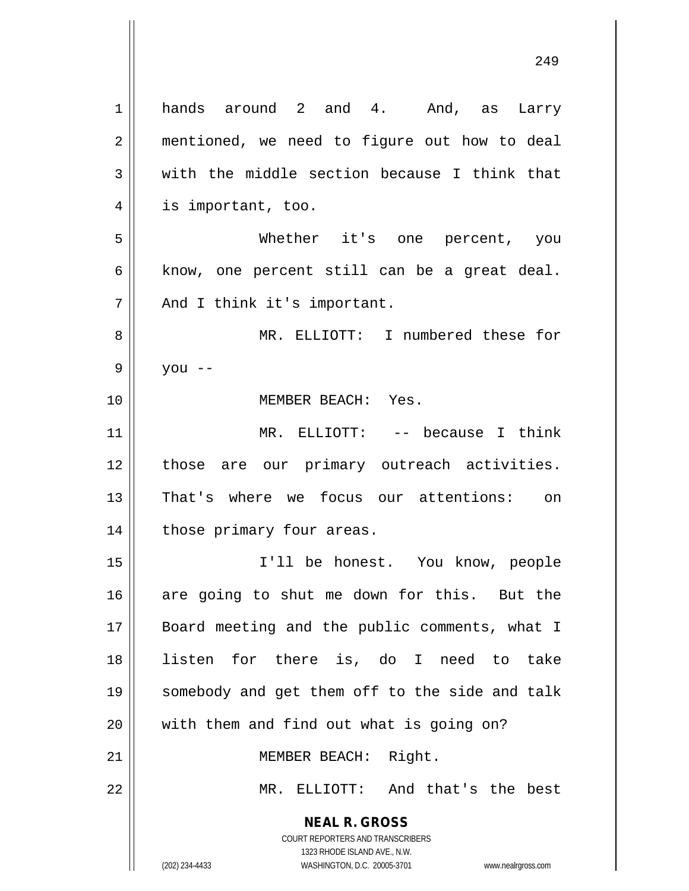hands around 2 and 4. And, as Larry mentioned, we need to figure out how to deal with the middle section because I think that is important, too.

Whether it's one percent, you know, one percent still can be a great deal. And I think it's important.

MR. ELLIOTT: I numbered these for you --

MEMBER BEACH: Yes.

MR. ELLIOTT: -- because I think those are our primary outreach activities. That's where we focus our attentions: on those primary four areas.

I'll be honest. You know, people are going to shut me down for this. But the Board meeting and the public comments, what I listen for there is, do I need to take somebody and get them off to the side and talk with them and find out what is going on?

MEMBER BEACH: Right.

MR. ELLIOTT: And that's the best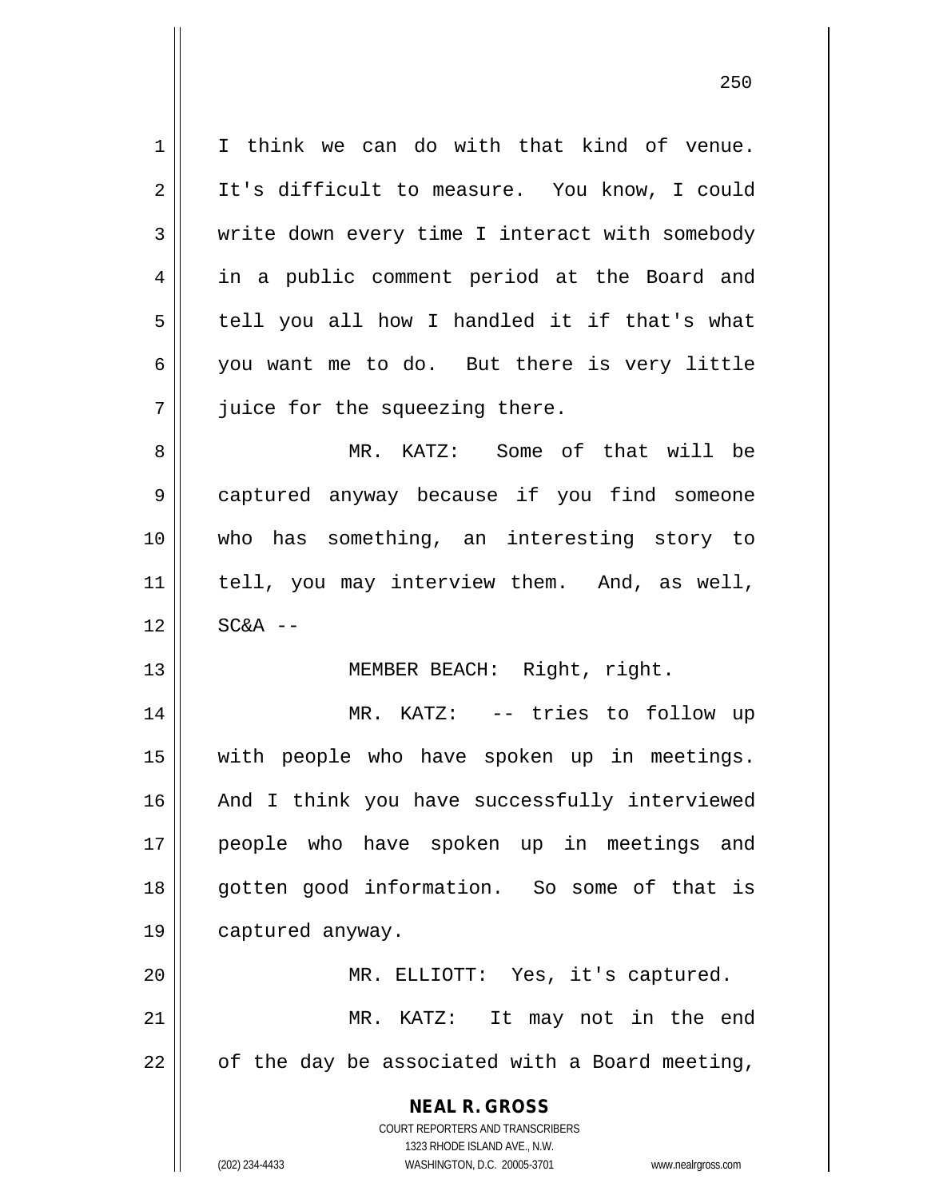I think we can do with that kind of venue. It's difficult to measure. You know, I could write down every time I interact with somebody in a public comment period at the Board and tell you all how I handled it if that's what you want me to do. But there is very little juice for the squeezing there.

MR. KATZ: Some of that will be captured anyway because if you find someone who has something, an interesting story to tell, you may interview them. And, as well, SC&A --

MEMBER BEACH: Right, right.

MR. KATZ: -- tries to follow up with people who have spoken up in meetings. And I think you have successfully interviewed people who have spoken up in meetings and gotten good information. So some of that is captured anyway.

MR. ELLIOTT: Yes, it's captured.

MR. KATZ: It may not in the end of the day be associated with a Board meeting,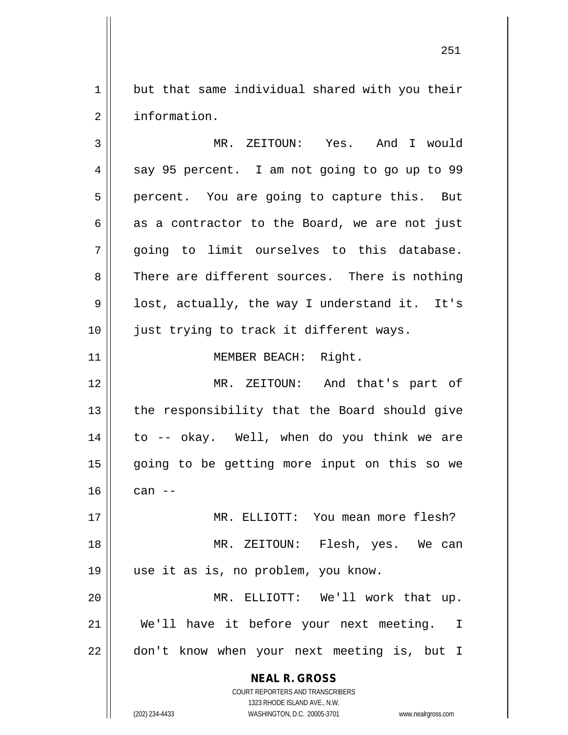but that same individual shared with you their information.

MR. ZEITOUN: Yes. And I would say 95 percent. I am not going to go up to 99 percent. You are going to capture this. But as a contractor to the Board, we are not just going to limit ourselves to this database. There are different sources. There is nothing lost, actually, the way I understand it. It's just trying to track it different ways.

MEMBER BEACH: Right.

MR. ZEITOUN: And that's part of the responsibility that the Board should give to -- okay. Well, when do you think we are going to be getting more input on this so we can --

MR. ELLIOTT: You mean more flesh?

MR. ZEITOUN: Flesh, yes. We can use it as is, no problem, you know.

MR. ELLIOTT: We'll work that up. We'll have it before your next meeting. I don't know when your next meeting is, but I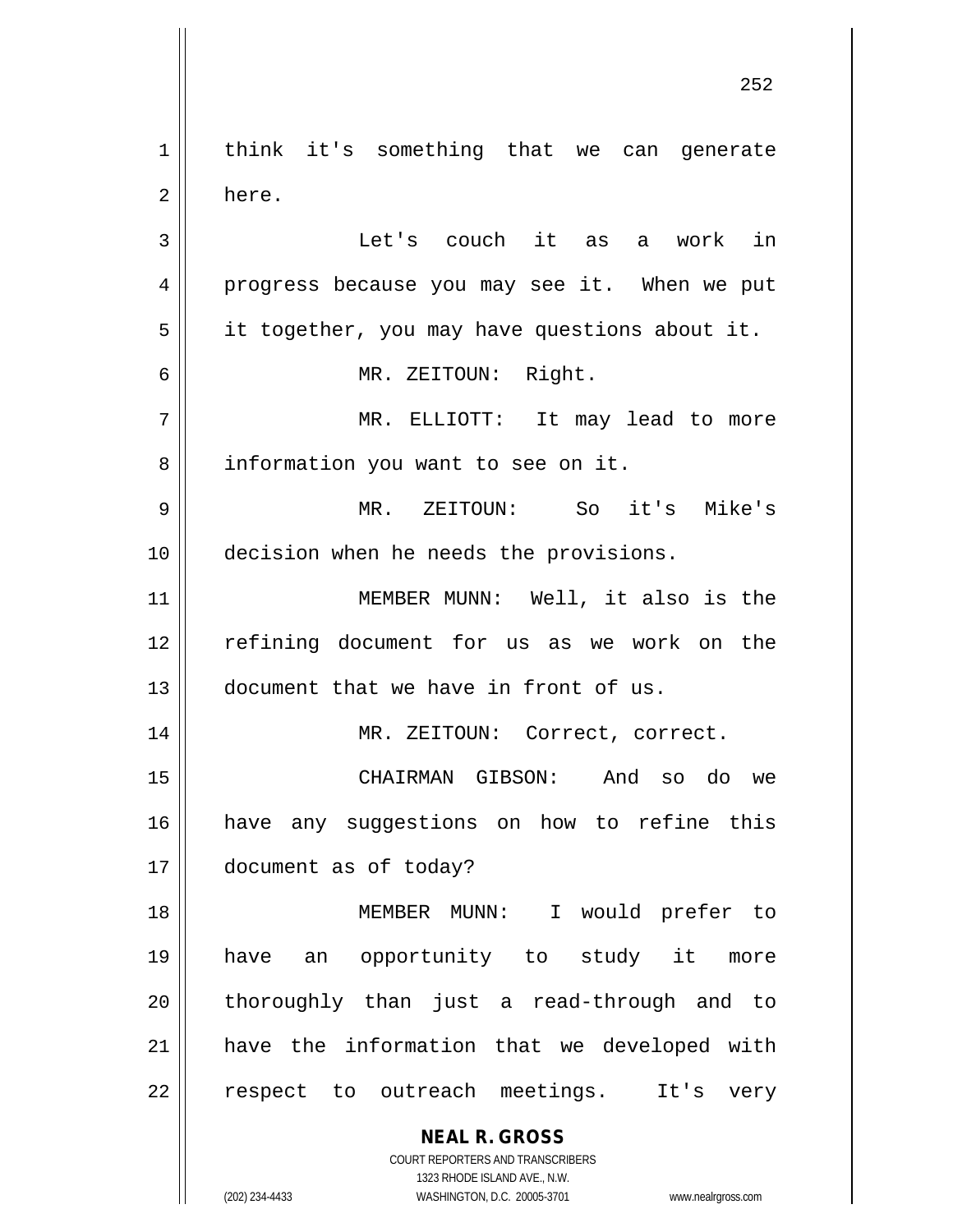think it's something that we can generate here.

Let's couch it as a work in progress because you may see it. When we put it together, you may have questions about it.

MR. ZEITOUN: Right.

MR. ELLIOTT: It may lead to more information you want to see on it.

MR. ZEITOUN: So it's Mike's decision when he needs the provisions.

MEMBER MUNN: Well, it also is the refining document for us as we work on the document that we have in front of us.

MR. ZEITOUN: Correct, correct.

CHAIRMAN GIBSON: And so do we have any suggestions on how to refine this document as of today?

MEMBER MUNN: I would prefer to have an opportunity to study it more thoroughly than just a read-through and to have the information that we developed with respect to outreach meetings. It's very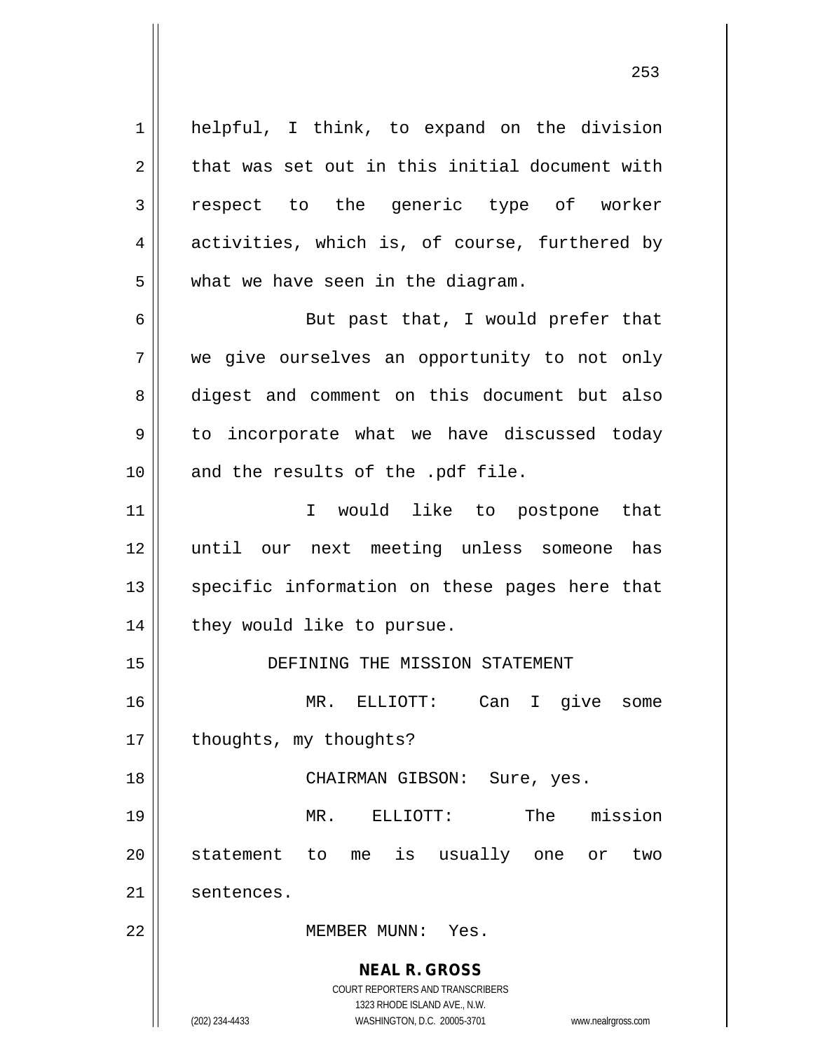helpful, I think, to expand on the division that was set out in this initial document with respect to the generic type of worker activities, which is, of course, furthered by what we have seen in the diagram.

But past that, I would prefer that we give ourselves an opportunity to not only digest and comment on this document but also to incorporate what we have discussed today and the results of the .pdf file.

I would like to postpone that until our next meeting unless someone has specific information on these pages here that they would like to pursue.

## DEFINING THE MISSION STATEMENT

MR. ELLIOTT: Can I give some thoughts, my thoughts?

CHAIRMAN GIBSON: Sure, yes.

MR. ELLIOTT: The mission statement to me is usually one or two sentences.

MEMBER MUNN: Yes.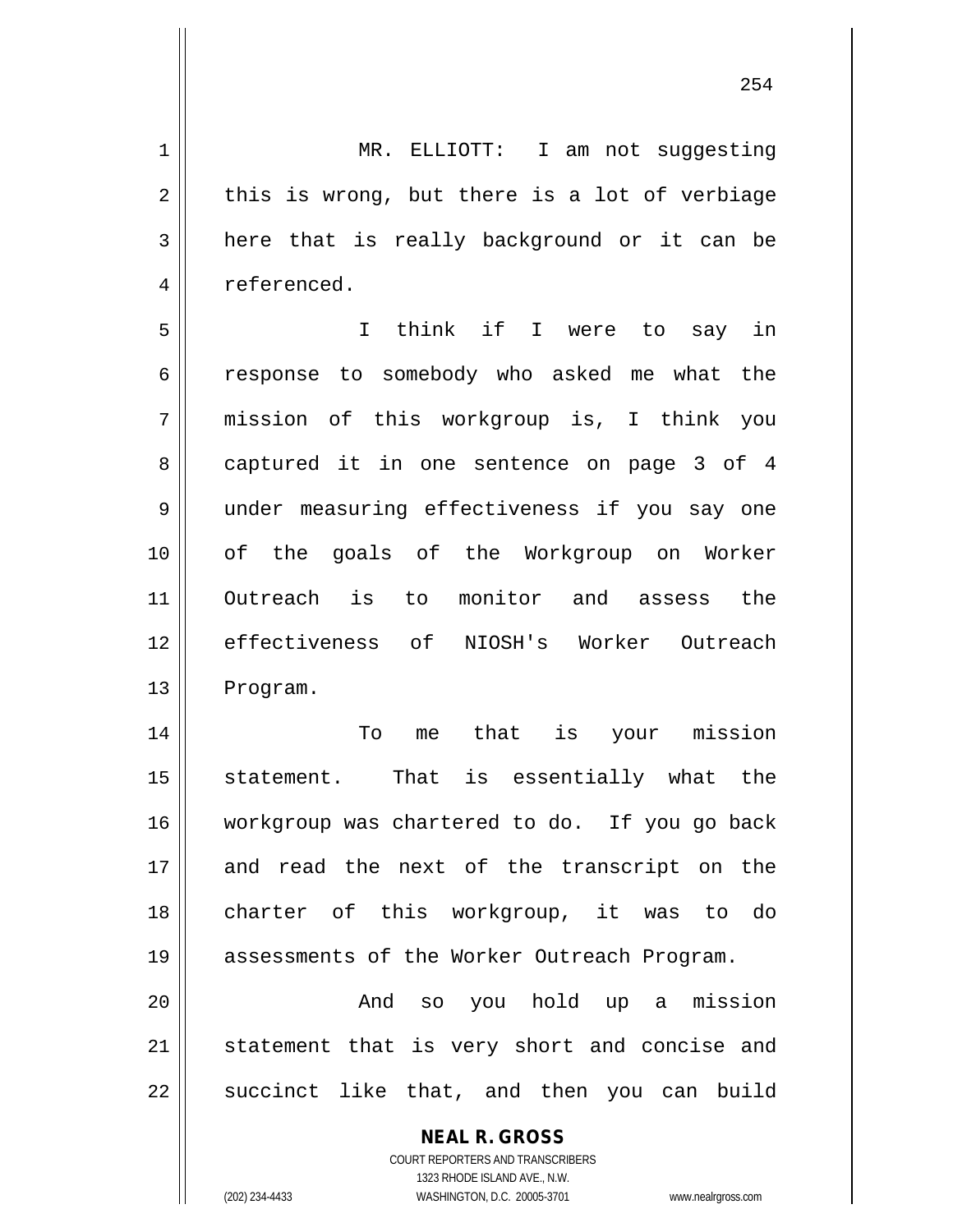MR. ELLIOTT: I am not suggesting this is wrong, but there is a lot of verbiage here that is really background or it can be referenced.

I think if I were to say in response to somebody who asked me what the mission of this workgroup is, I think you captured it in one sentence on page 3 of 4 under measuring effectiveness if you say one of the goals of the Workgroup on Worker Outreach is to monitor and assess the effectiveness of NIOSH's Worker Outreach Program.

To me that is your mission statement. That is essentially what the workgroup was chartered to do. If you go back and read the next of the transcript on the charter of this workgroup, it was to do assessments of the Worker Outreach Program.

And so you hold up a mission statement that is very short and concise and succinct like that, and then you can build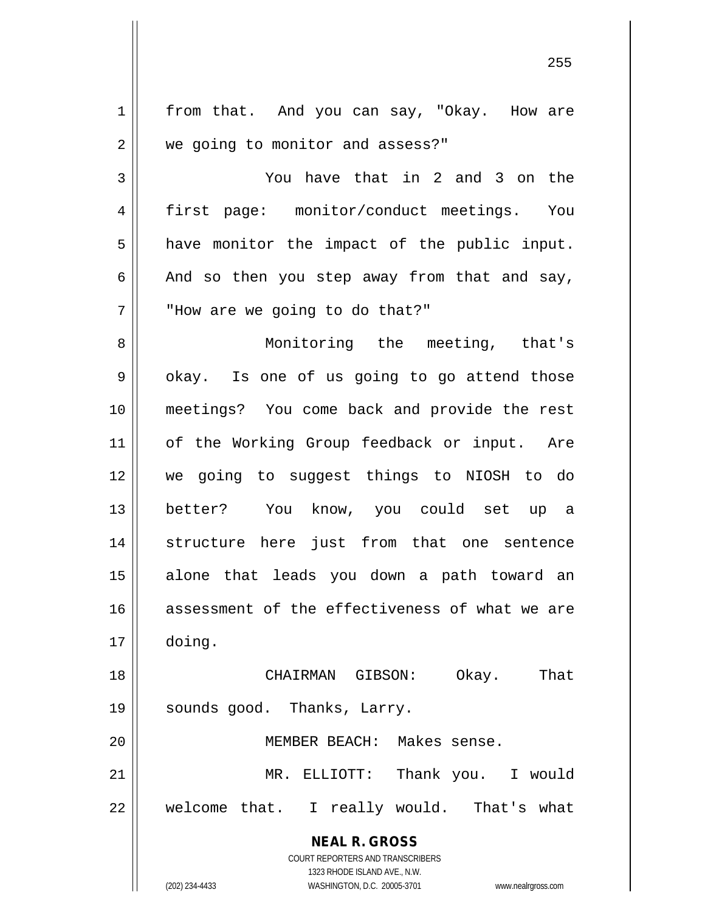from that. And you can say, "Okay. How are we going to monitor and assess?"

You have that in 2 and 3 on the first page: monitor/conduct meetings. You have monitor the impact of the public input. And so then you step away from that and say, "How are we going to do that?"

Monitoring the meeting, that's okay. Is one of us going to go attend those meetings? You come back and provide the rest of the Working Group feedback or input. Are we going to suggest things to NIOSH to do better? You know, you could set up a structure here just from that one sentence alone that leads you down a path toward an assessment of the effectiveness of what we are doing.

CHAIRMAN GIBSON: Okay. That sounds good. Thanks, Larry.

MEMBER BEACH: Makes sense.

MR. ELLIOTT: Thank you. I would welcome that. I really would. That's what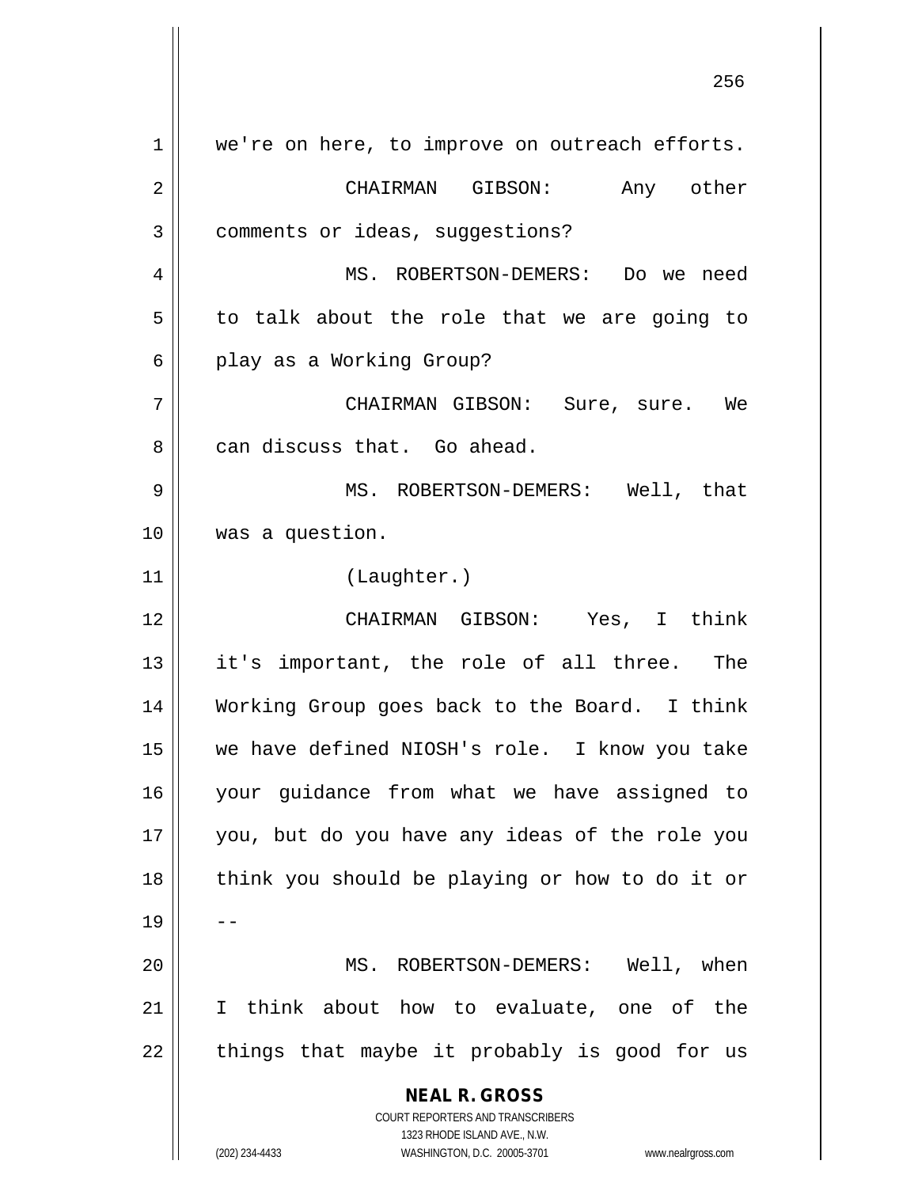we're on here, to improve on outreach efforts.

CHAIRMAN GIBSON: Any other comments or ideas, suggestions?

MS. ROBERTSON-DEMERS: Do we need to talk about the role that we are going to play as a Working Group?

CHAIRMAN GIBSON: Sure, sure. We can discuss that. Go ahead.

MS. ROBERTSON-DEMERS: Well, that was a question.

(Laughter.)

CHAIRMAN GIBSON: Yes, I think it's important, the role of all three. The Working Group goes back to the Board. I think we have defined NIOSH's role. I know you take your guidance from what we have assigned to you, but do you have any ideas of the role you think you should be playing or how to do it or --

MS. ROBERTSON-DEMERS: Well, when I think about how to evaluate, one of the things that maybe it probably is good for us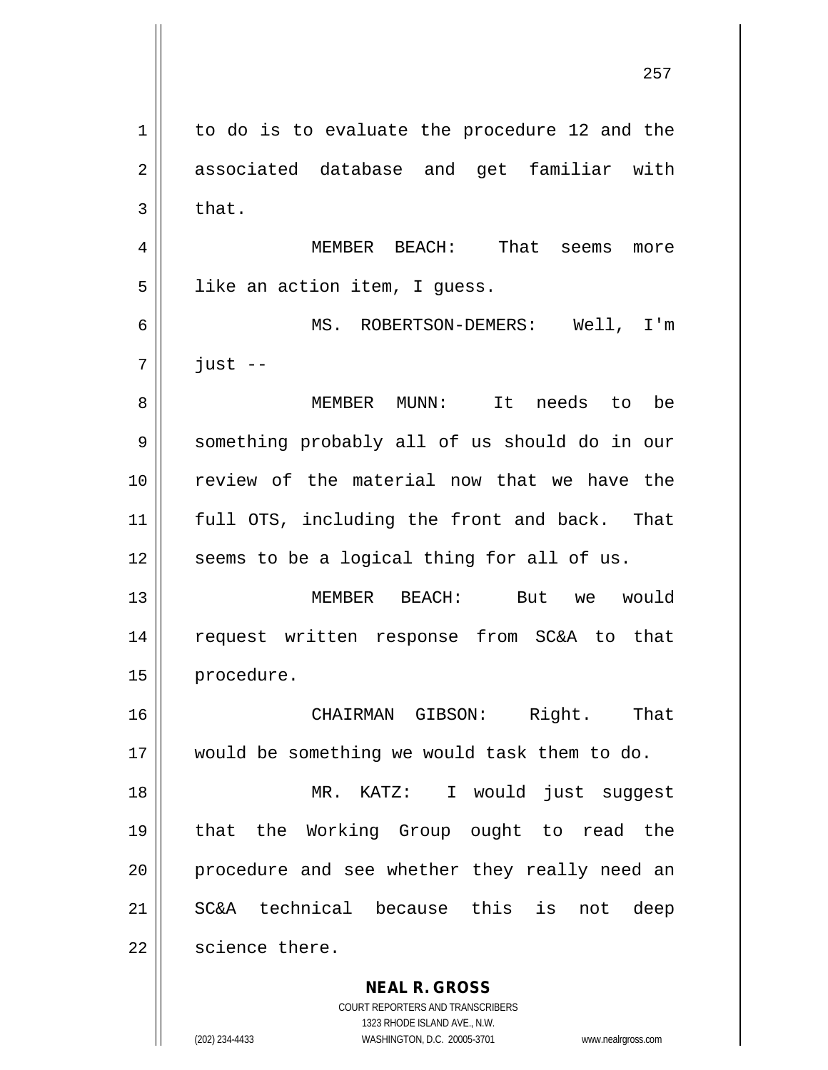to do is to evaluate the procedure 12 and the associated database and get familiar with that.

MEMBER BEACH: That seems more like an action item, I guess.

MS. ROBERTSON-DEMERS: Well, I'm just --

MEMBER MUNN: It needs to be something probably all of us should do in our review of the material now that we have the full OTS, including the front and back. That seems to be a logical thing for all of us.

MEMBER BEACH: But we would request written response from SC&A to that procedure.

CHAIRMAN GIBSON: Right. That would be something we would task them to do.

MR. KATZ: I would just suggest that the Working Group ought to read the procedure and see whether they really need an SC&A technical because this is not deep science there.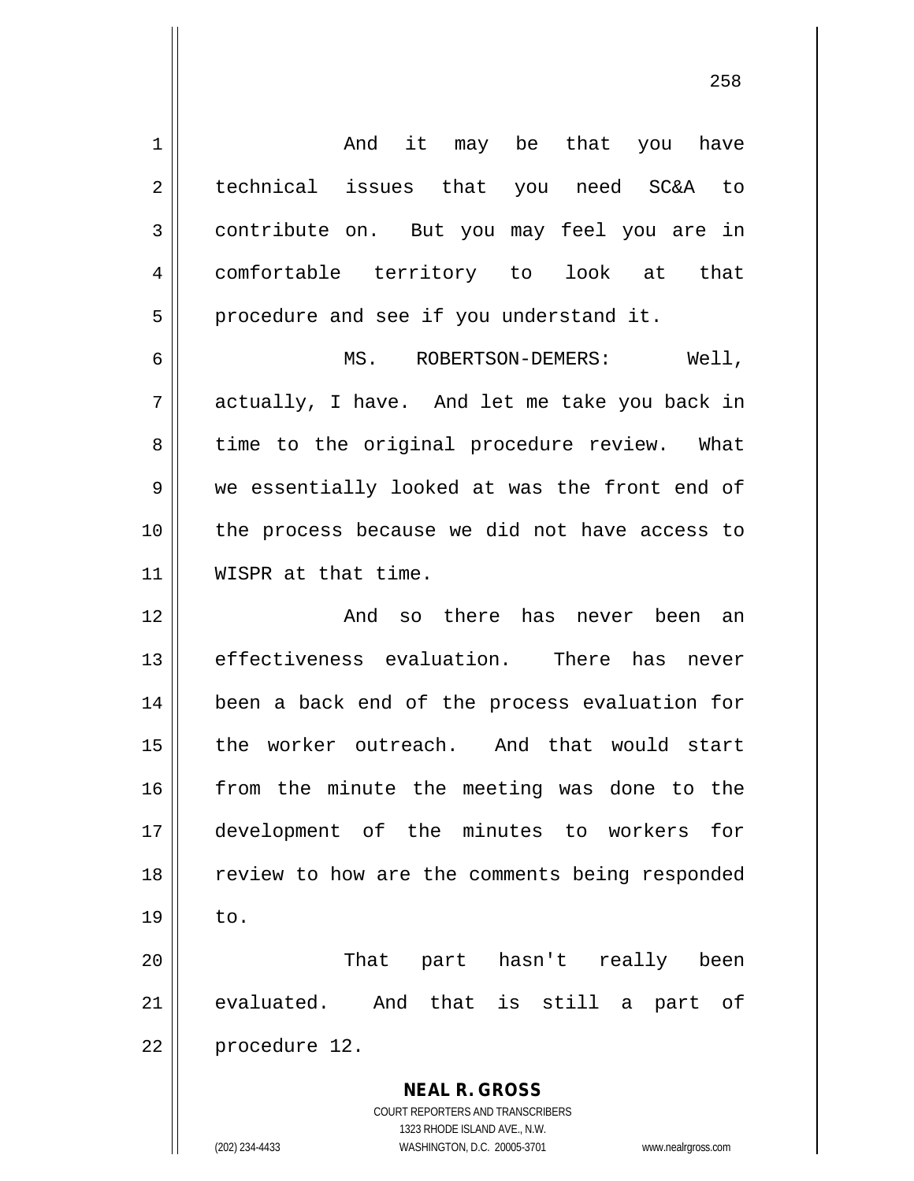And it may be that you have technical issues that you need SC&A to contribute on. But you may feel you are in comfortable territory to look at that procedure and see if you understand it.

MS. ROBERTSON-DEMERS: Well, actually, I have. And let me take you back in time to the original procedure review. What we essentially looked at was the front end of the process because we did not have access to WISPR at that time.

And so there has never been an effectiveness evaluation. There has never been a back end of the process evaluation for the worker outreach. And that would start from the minute the meeting was done to the development of the minutes to workers for review to how are the comments being responded to.

That part hasn't really been evaluated. And that is still a part of procedure 12.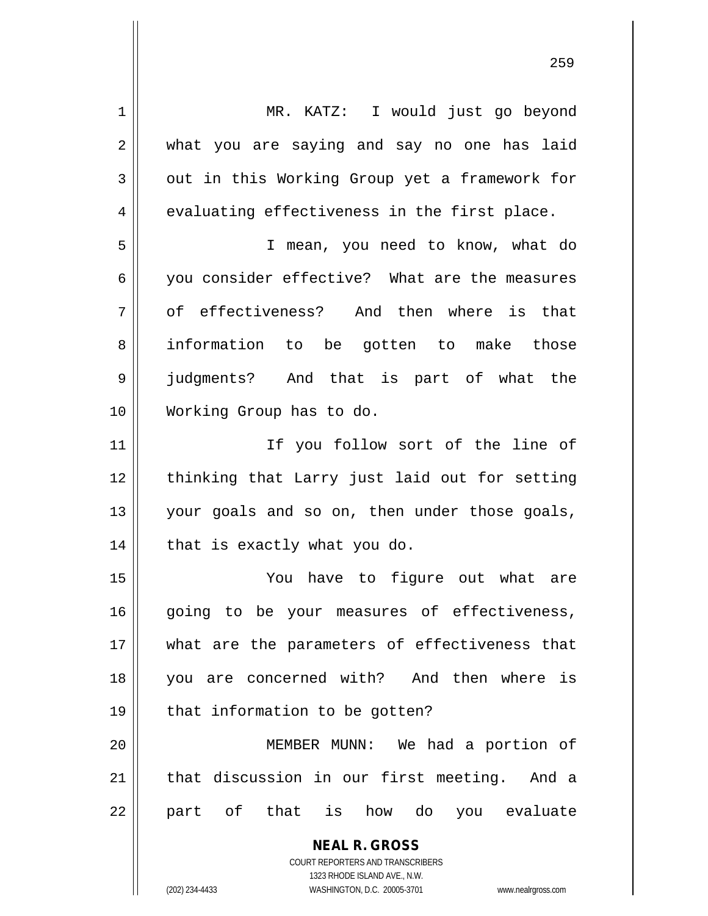MR. KATZ: I would just go beyond what you are saying and say no one has laid out in this Working Group yet a framework for evaluating effectiveness in the first place.

I mean, you need to know, what do you consider effective? What are the measures of effectiveness? And then where is that information to be gotten to make those judgments? And that is part of what the Working Group has to do.

If you follow sort of the line of thinking that Larry just laid out for setting your goals and so on, then under those goals, that is exactly what you do.

You have to figure out what are going to be your measures of effectiveness, what are the parameters of effectiveness that you are concerned with? And then where is that information to be gotten?

MEMBER MUNN: We had a portion of that discussion in our first meeting. And a part of that is how do you evaluate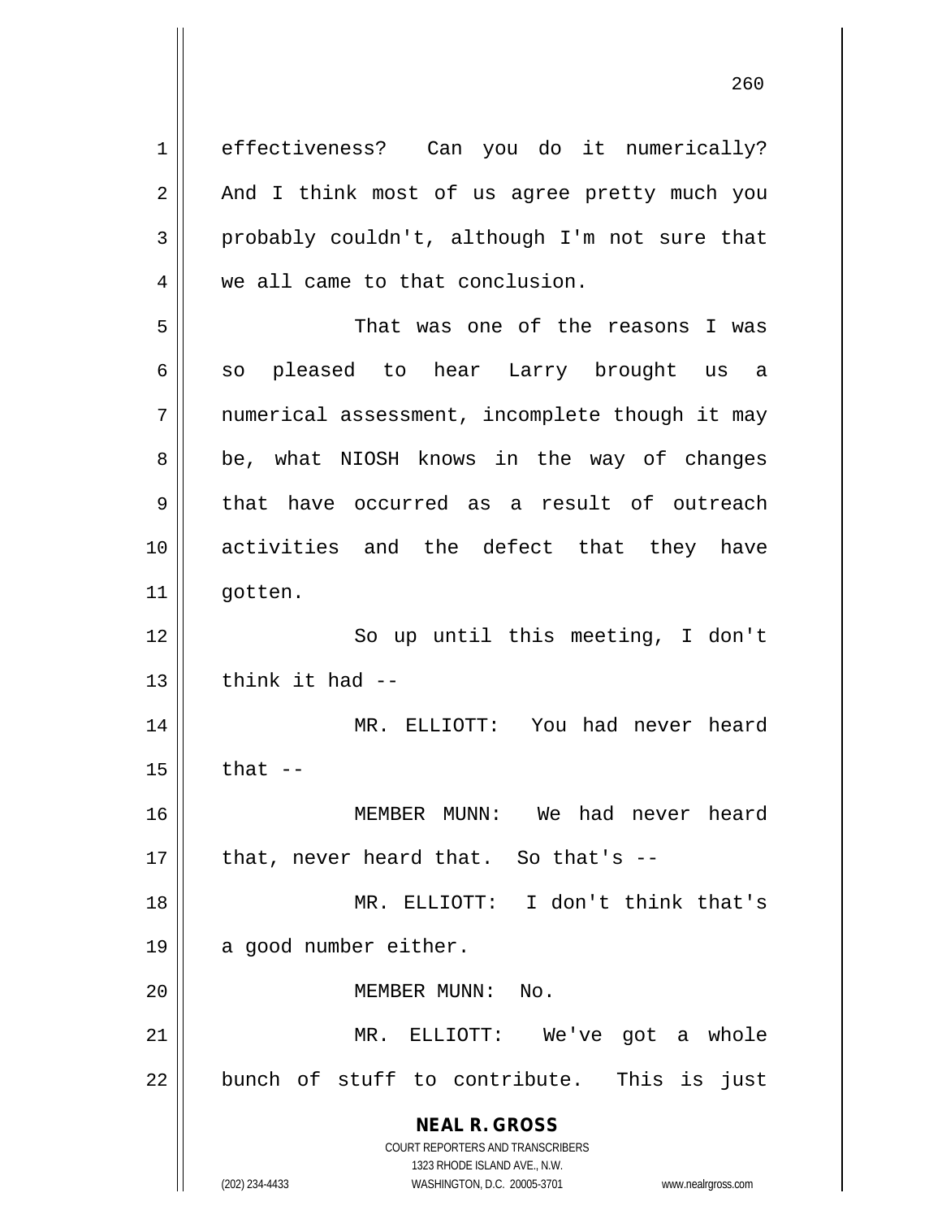effectiveness? Can you do it numerically? And I think most of us agree pretty much you probably couldn't, although I'm not sure that we all came to that conclusion.

That was one of the reasons I was so pleased to hear Larry brought us a numerical assessment, incomplete though it may be, what NIOSH knows in the way of changes that have occurred as a result of outreach activities and the defect that they have gotten.

So up until this meeting, I don't think it had --

MR. ELLIOTT: You had never heard that --

MEMBER MUNN: We had never heard that, never heard that. So that's --

MR. ELLIOTT: I don't think that's a good number either.

MEMBER MUNN: No.

MR. ELLIOTT: We've got a whole bunch of stuff to contribute. This is just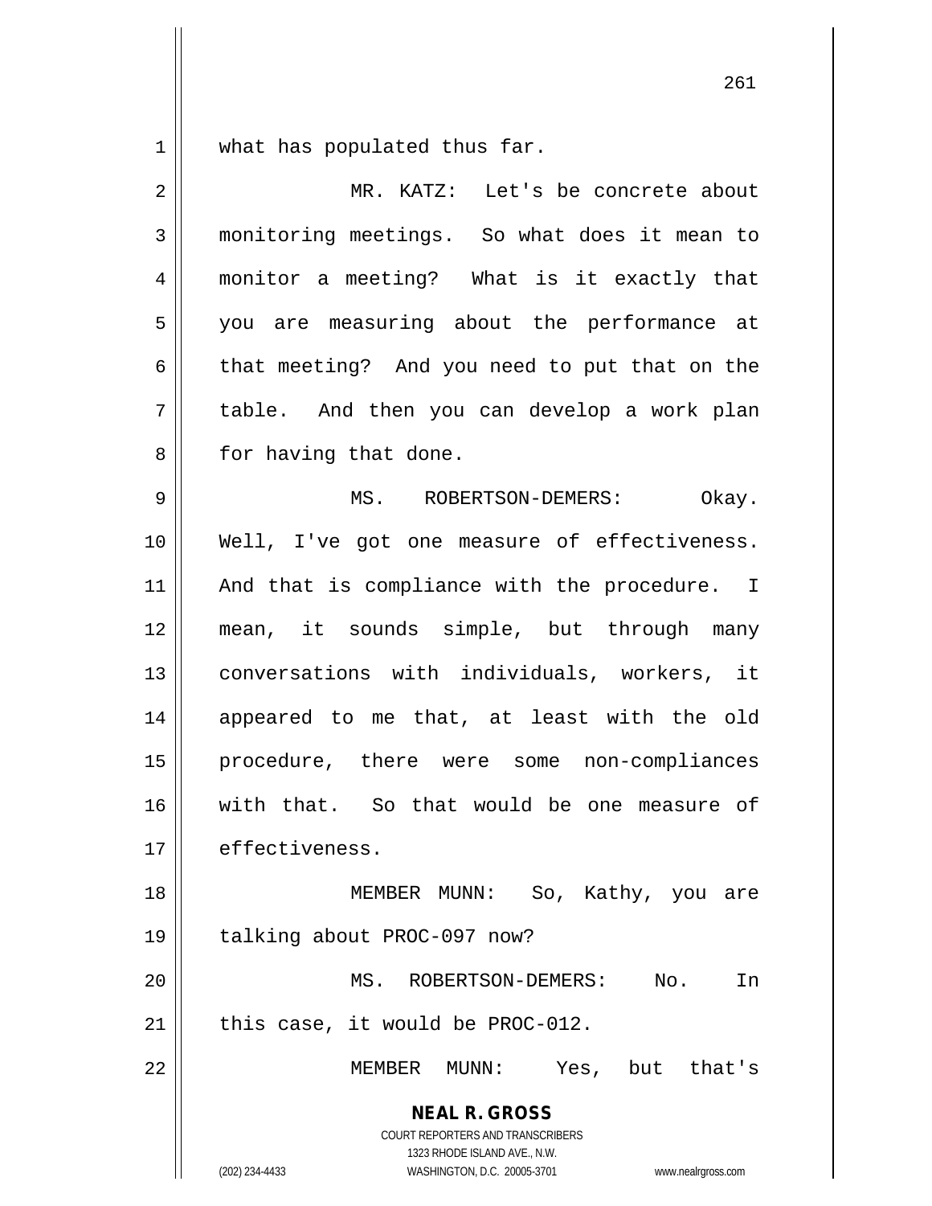what has populated thus far.

MR. KATZ: Let's be concrete about monitoring meetings. So what does it mean to monitor a meeting? What is it exactly that you are measuring about the performance at that meeting? And you need to put that on the table. And then you can develop a work plan for having that done.

MS. ROBERTSON-DEMERS: Okay. Well, I've got one measure of effectiveness. And that is compliance with the procedure. I mean, it sounds simple, but through many conversations with individuals, workers, it appeared to me that, at least with the old procedure, there were some non-compliances with that. So that would be one measure of effectiveness.

MEMBER MUNN: So, Kathy, you are talking about PROC-097 now?

MS. ROBERTSON-DEMERS: No. In this case, it would be PROC-012.

MEMBER MUNN: Yes, but that's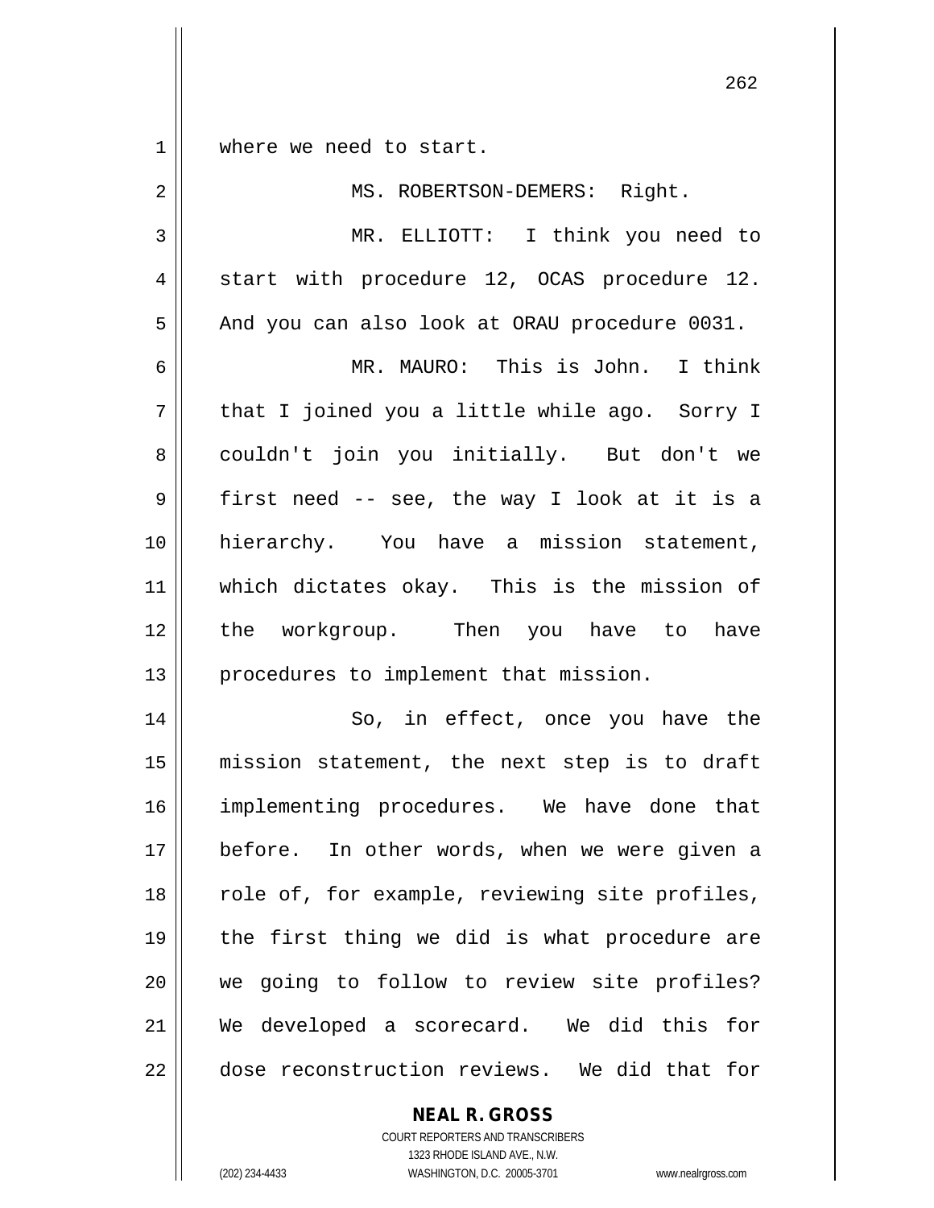where we need to start.

MS. ROBERTSON-DEMERS: Right.

MR. ELLIOTT: I think you need to start with procedure 12, OCAS procedure 12. And you can also look at ORAU procedure 0031.

MR. MAURO: This is John. I think that I joined you a little while ago. Sorry I couldn't join you initially. But don't we first need -- see, the way I look at it is a hierarchy. You have a mission statement, which dictates okay. This is the mission of the workgroup. Then you have to have procedures to implement that mission.

So, in effect, once you have the mission statement, the next step is to draft implementing procedures. We have done that before. In other words, when we were given a role of, for example, reviewing site profiles, the first thing we did is what procedure are we going to follow to review site profiles? We developed a scorecard. We did this for dose reconstruction reviews. We did that for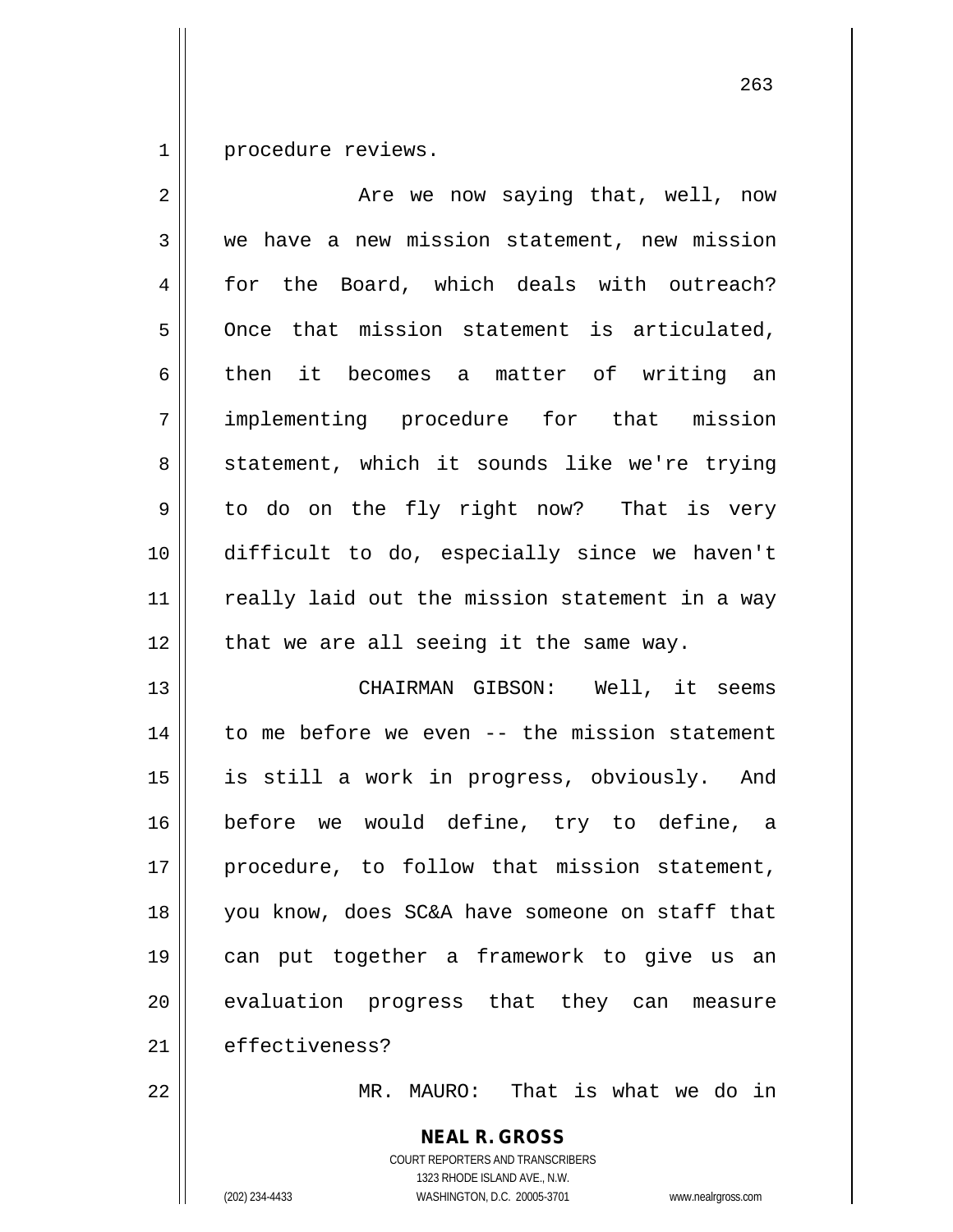procedure reviews.

Are we now saying that, well, now we have a new mission statement, new mission for the Board, which deals with outreach? Once that mission statement is articulated, then it becomes a matter of writing an implementing procedure for that mission statement, which it sounds like we're trying to do on the fly right now? That is very difficult to do, especially since we haven't really laid out the mission statement in a way that we are all seeing it the same way.

CHAIRMAN GIBSON: Well, it seems to me before we even -- the mission statement is still a work in progress, obviously. And before we would define, try to define, a procedure, to follow that mission statement, you know, does SC&A have someone on staff that can put together a framework to give us an evaluation progress that they can measure effectiveness?

MR. MAURO: That is what we do in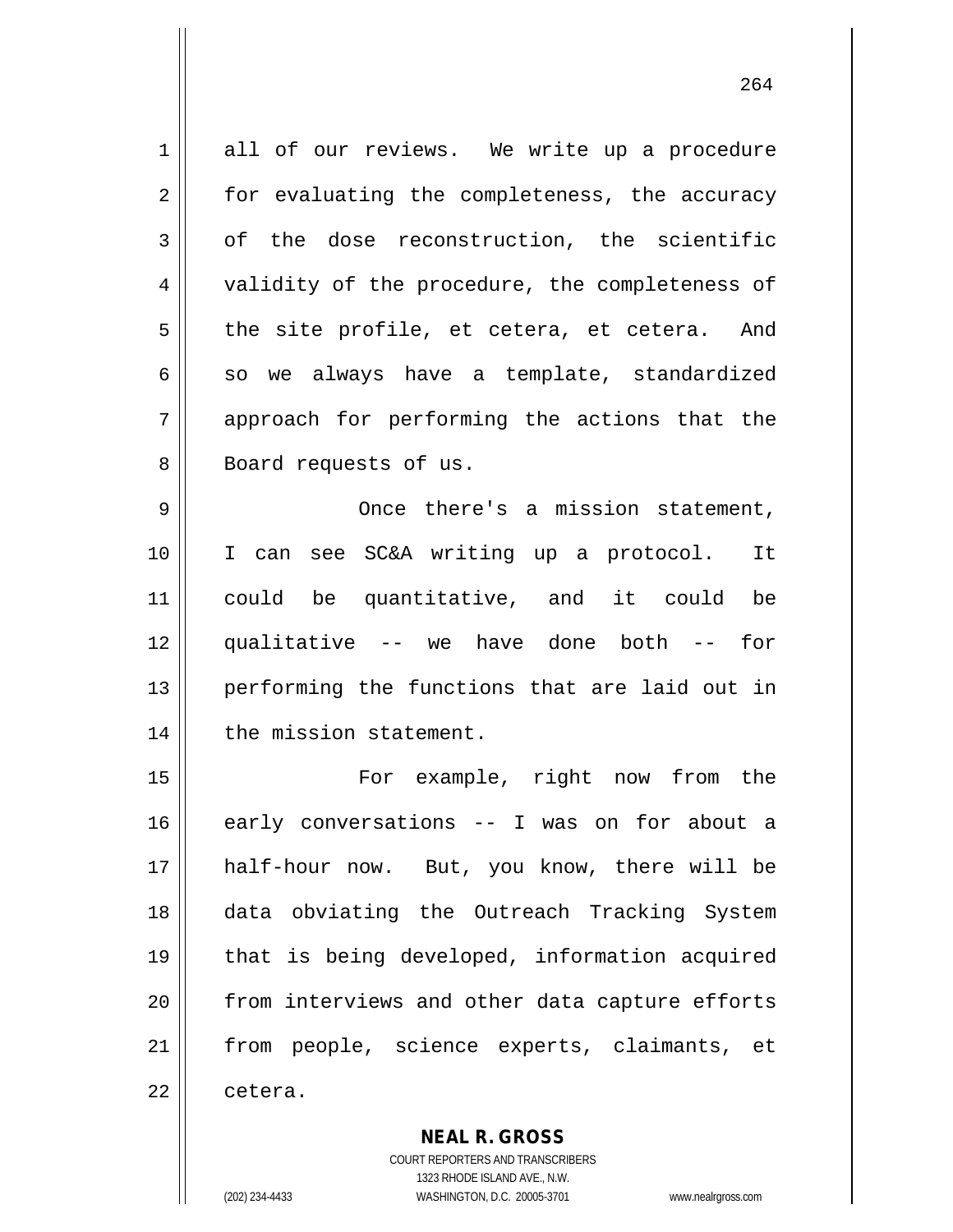all of our reviews. We write up a procedure for evaluating the completeness, the accuracy of the dose reconstruction, the scientific validity of the procedure, the completeness of the site profile, et cetera, et cetera. And so we always have a template, standardized approach for performing the actions that the Board requests of us.

Once there's a mission statement, I can see SC&A writing up a protocol. It could be quantitative, and it could be qualitative -- we have done both -- for performing the functions that are laid out in the mission statement.

For example, right now from the early conversations -- I was on for about a half-hour now. But, you know, there will be data obviating the Outreach Tracking System that is being developed, information acquired from interviews and other data capture efforts from people, science experts, claimants, et cetera.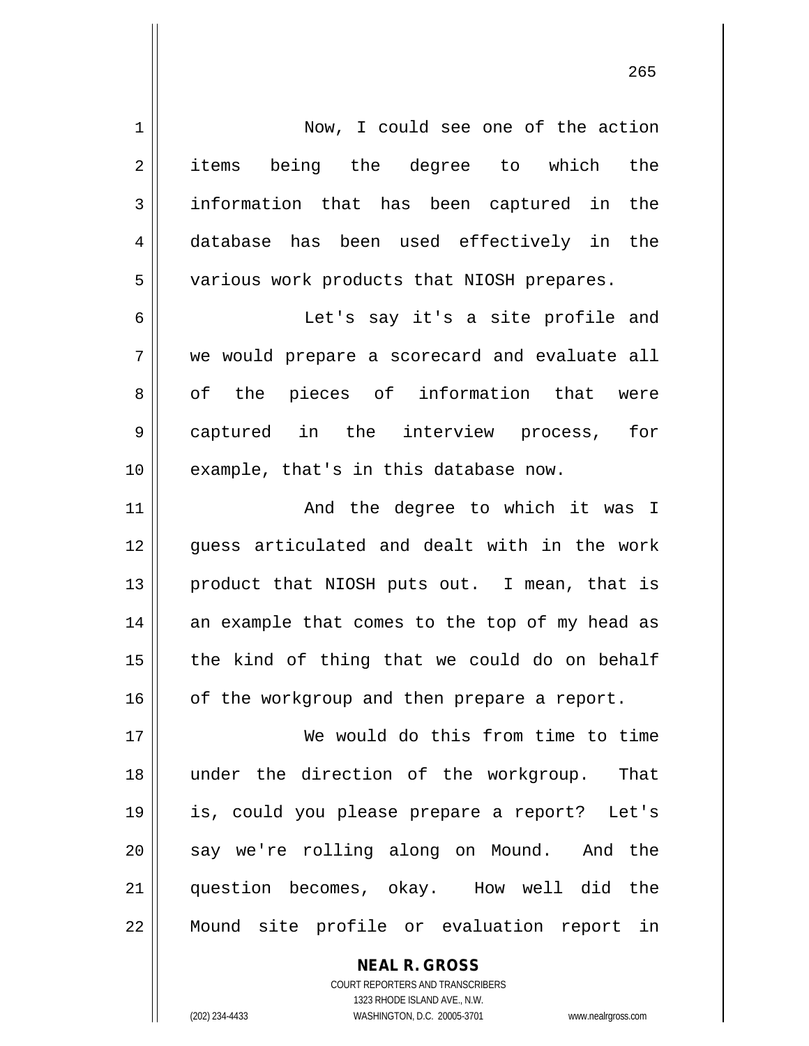Now, I could see one of the action items being the degree to which the information that has been captured in the database has been used effectively in the various work products that NIOSH prepares.

Let's say it's a site profile and we would prepare a scorecard and evaluate all of the pieces of information that were captured in the interview process, for example, that's in this database now.

And the degree to which it was I guess articulated and dealt with in the work product that NIOSH puts out. I mean, that is an example that comes to the top of my head as the kind of thing that we could do on behalf of the workgroup and then prepare a report.

We would do this from time to time under the direction of the workgroup. That is, could you please prepare a report? Let's say we're rolling along on Mound. And the question becomes, okay. How well did the Mound site profile or evaluation report in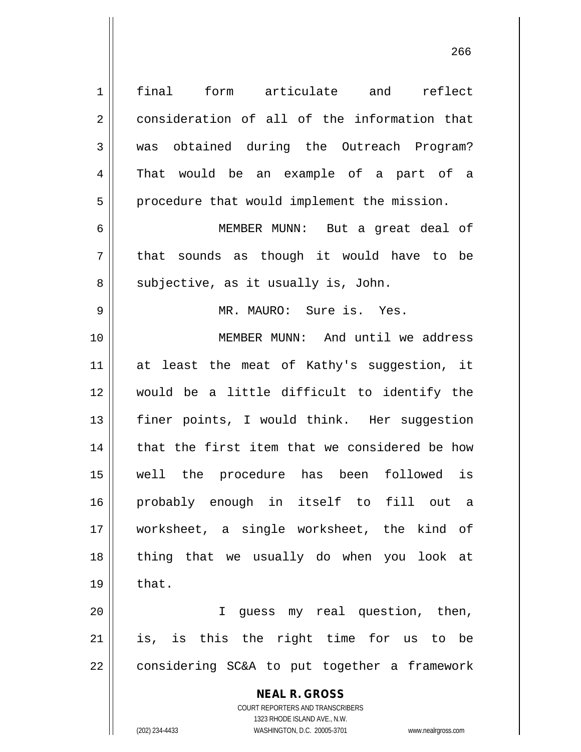final form articulate and reflect consideration of all of the information that was obtained during the Outreach Program? That would be an example of a part of a procedure that would implement the mission.

MEMBER MUNN: But a great deal of that sounds as though it would have to be subjective, as it usually is, John.

MR. MAURO: Sure is. Yes.

MEMBER MUNN: And until we address at least the meat of Kathy's suggestion, it would be a little difficult to identify the finer points, I would think. Her suggestion that the first item that we considered be how well the procedure has been followed is probably enough in itself to fill out a worksheet, a single worksheet, the kind of thing that we usually do when you look at that.

I guess my real question, then, is, is this the right time for us to be considering SC&A to put together a framework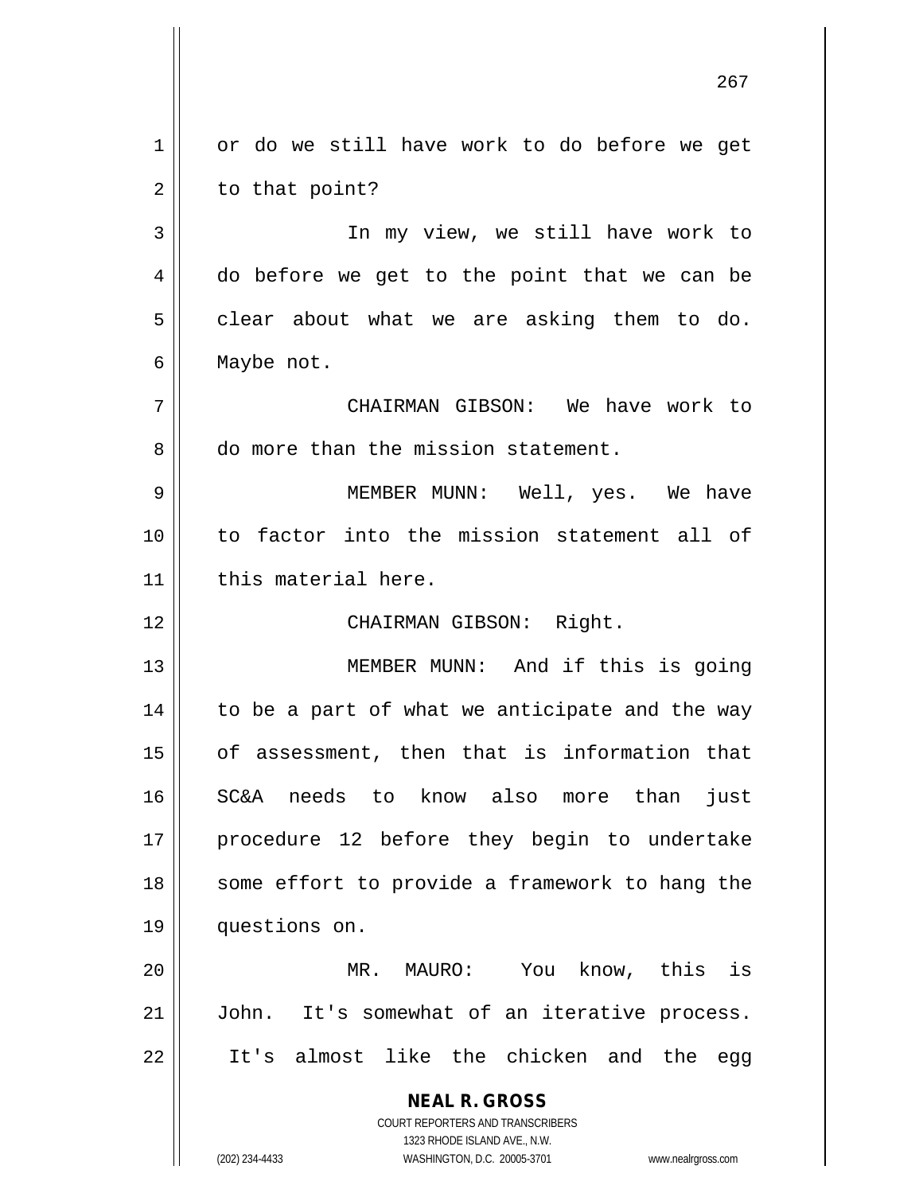or do we still have work to do before we get to that point?

In my view, we still have work to do before we get to the point that we can be clear about what we are asking them to do. Maybe not.

CHAIRMAN GIBSON: We have work to do more than the mission statement.

MEMBER MUNN: Well, yes. We have to factor into the mission statement all of this material here.

CHAIRMAN GIBSON: Right.

MEMBER MUNN: And if this is going to be a part of what we anticipate and the way of assessment, then that is information that SC&A needs to know also more than just procedure 12 before they begin to undertake some effort to provide a framework to hang the questions on.

MR. MAURO: You know, this is John. It's somewhat of an iterative process. It's almost like the chicken and the egg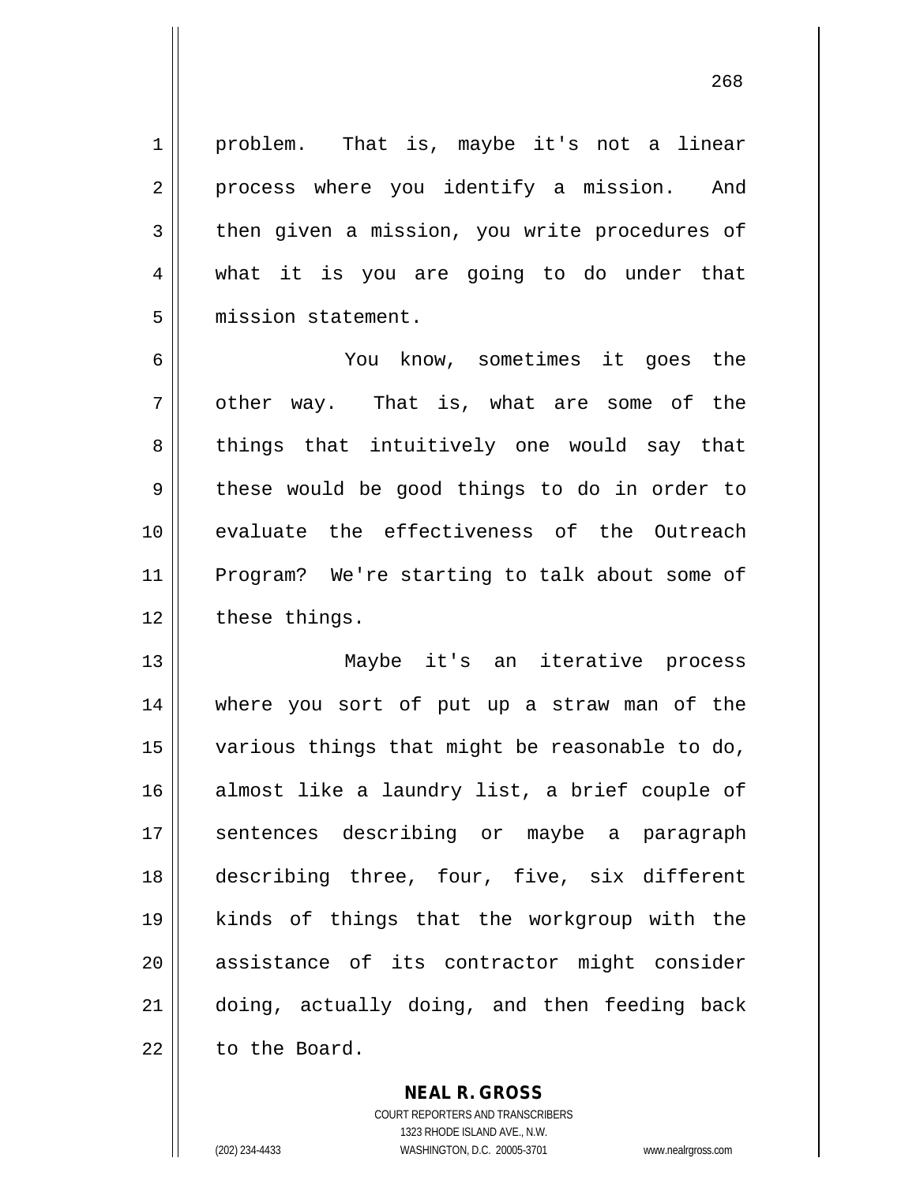problem. That is, maybe it's not a linear process where you identify a mission. And then given a mission, you write procedures of what it is you are going to do under that mission statement.

You know, sometimes it goes the other way. That is, what are some of the things that intuitively one would say that these would be good things to do in order to evaluate the effectiveness of the Outreach Program? We're starting to talk about some of these things.

Maybe it's an iterative process where you sort of put up a straw man of the various things that might be reasonable to do, almost like a laundry list, a brief couple of sentences describing or maybe a paragraph describing three, four, five, six different kinds of things that the workgroup with the assistance of its contractor might consider doing, actually doing, and then feeding back to the Board.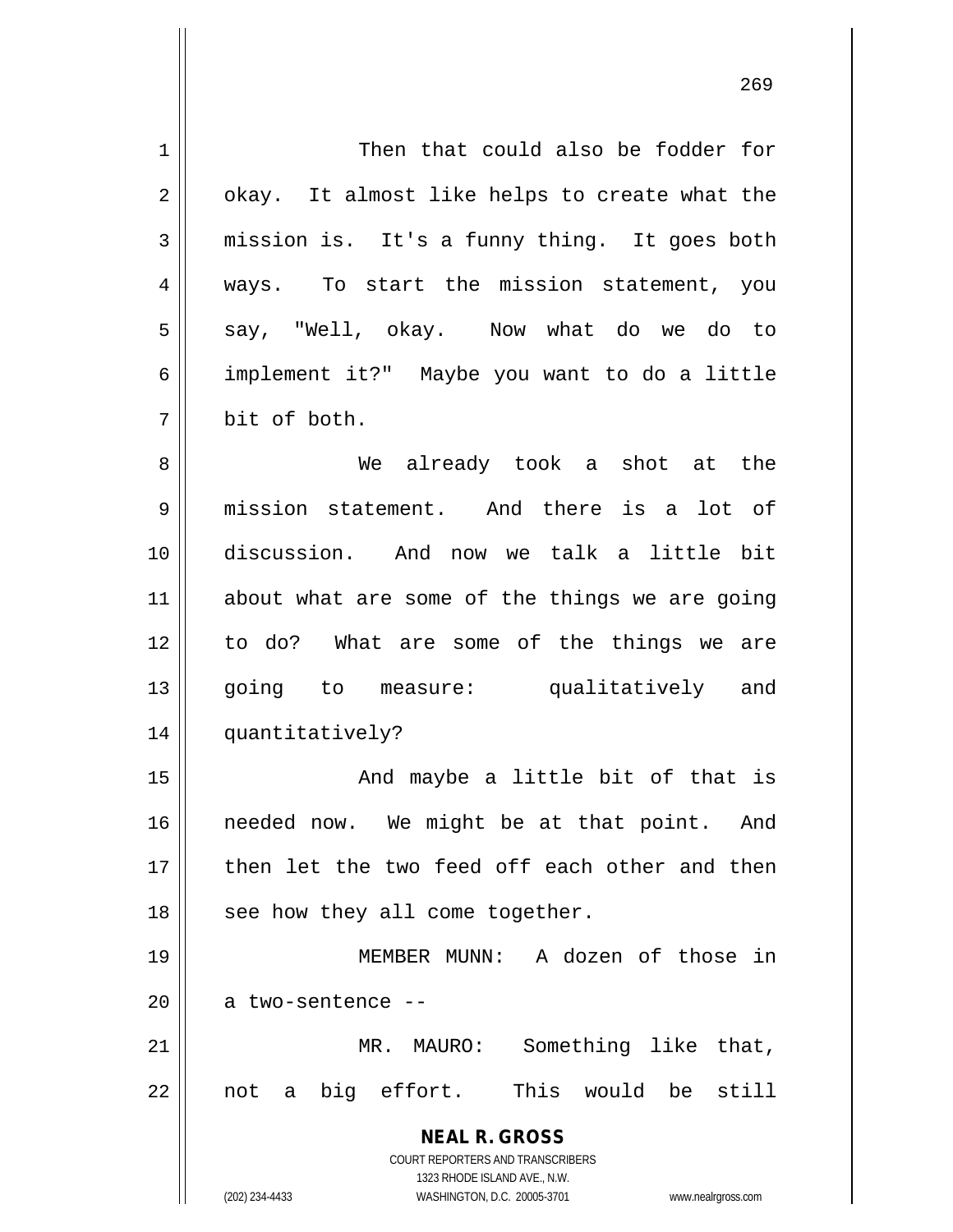Then that could also be fodder for okay. It almost like helps to create what the mission is. It's a funny thing. It goes both ways. To start the mission statement, you say, "Well, okay. Now what do we do to implement it?" Maybe you want to do a little bit of both.

We already took a shot at the mission statement. And there is a lot of discussion. And now we talk a little bit about what are some of the things we are going to do? What are some of the things we are going to measure: qualitatively and quantitatively?

And maybe a little bit of that is needed now. We might be at that point. And then let the two feed off each other and then see how they all come together.

MEMBER MUNN: A dozen of those in a two-sentence --

MR. MAURO: Something like that, not a big effort. This would be still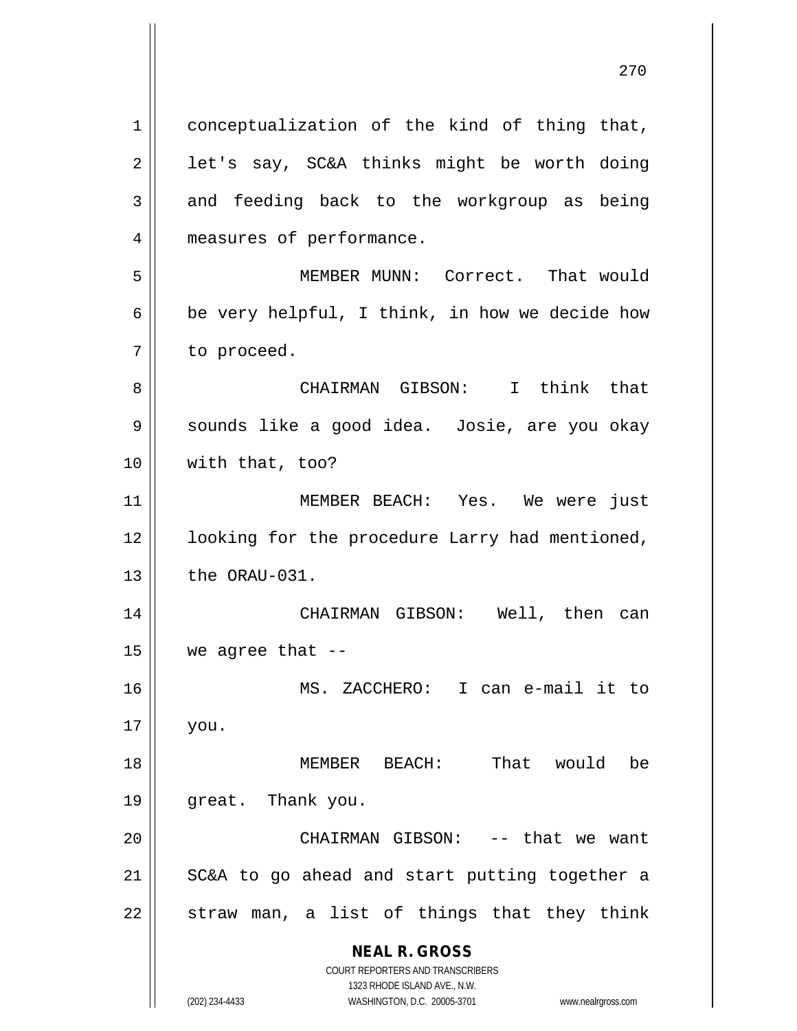conceptualization of the kind of thing that, let's say, SC&A thinks might be worth doing and feeding back to the workgroup as being measures of performance.

MEMBER MUNN: Correct. That would be very helpful, I think, in how we decide how to proceed.

CHAIRMAN GIBSON: I think that sounds like a good idea. Josie, are you okay with that, too?

MEMBER BEACH: Yes. We were just looking for the procedure Larry had mentioned, the ORAU-031.

CHAIRMAN GIBSON: Well, then can we agree that --

MS. ZACCHERO: I can e-mail it to you.

MEMBER BEACH: That would be great. Thank you.

CHAIRMAN GIBSON: -- that we want SC&A to go ahead and start putting together a straw man, a list of things that they think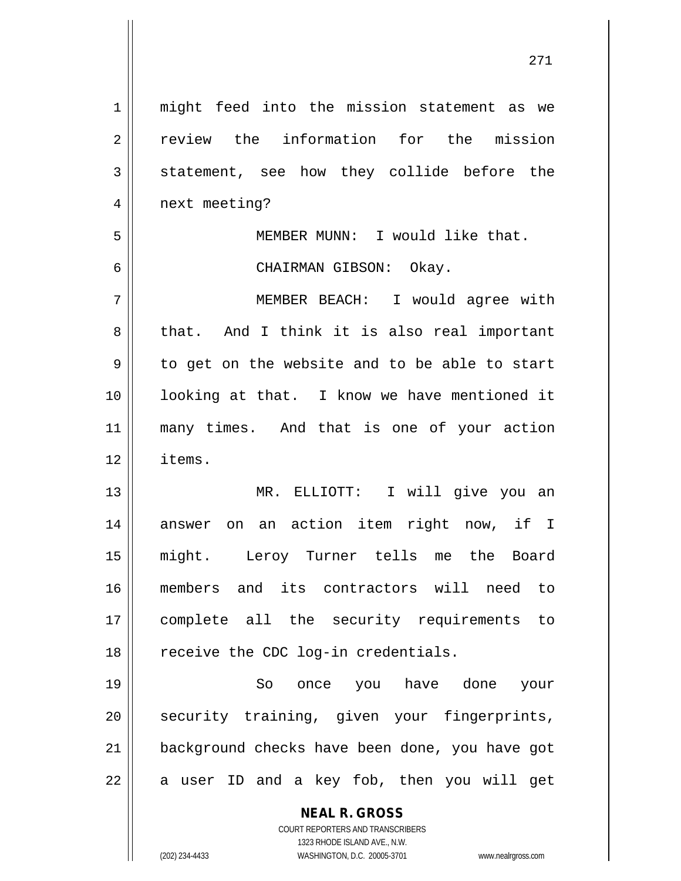might feed into the mission statement as we review the information for the mission statement, see how they collide before the next meeting?

MEMBER MUNN: I would like that.

CHAIRMAN GIBSON: Okay.

MEMBER BEACH: I would agree with that. And I think it is also real important to get on the website and to be able to start looking at that. I know we have mentioned it many times. And that is one of your action items.

MR. ELLIOTT: I will give you an answer on an action item right now, if I might. Leroy Turner tells me the Board members and its contractors will need to complete all the security requirements to receive the CDC log-in credentials.

So once you have done your security training, given your fingerprints, background checks have been done, you have got a user ID and a key fob, then you will get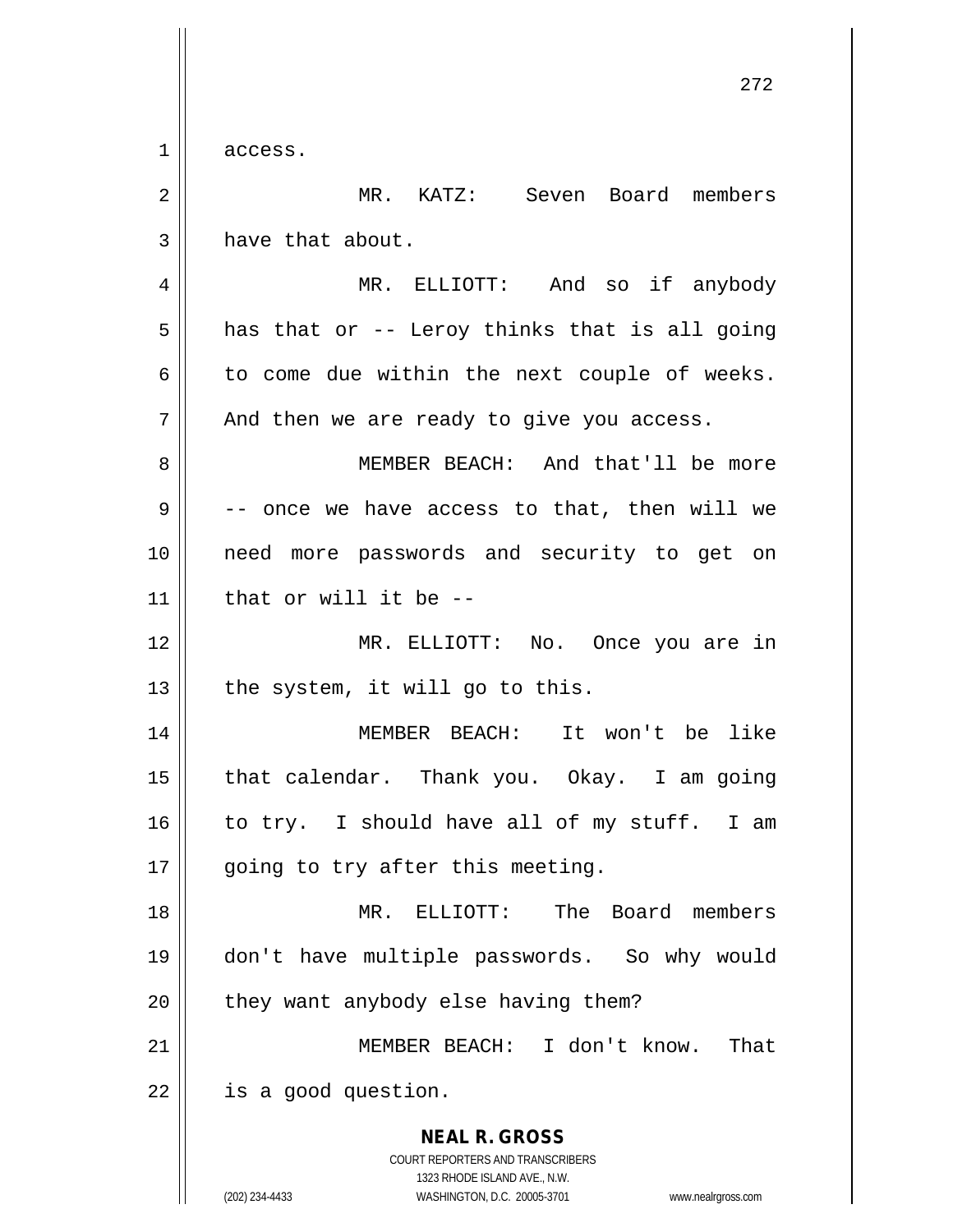access.

MR. KATZ: Seven Board members have that about.

MR. ELLIOTT: And so if anybody has that or -- Leroy thinks that is all going to come due within the next couple of weeks. And then we are ready to give you access.

MEMBER BEACH: And that'll be more -- once we have access to that, then will we need more passwords and security to get on that or will it be --

MR. ELLIOTT: No. Once you are in the system, it will go to this.

MEMBER BEACH: It won't be like that calendar. Thank you. Okay. I am going to try. I should have all of my stuff. I am going to try after this meeting.

MR. ELLIOTT: The Board members don't have multiple passwords. So why would they want anybody else having them?

MEMBER BEACH: I don't know. That is a good question.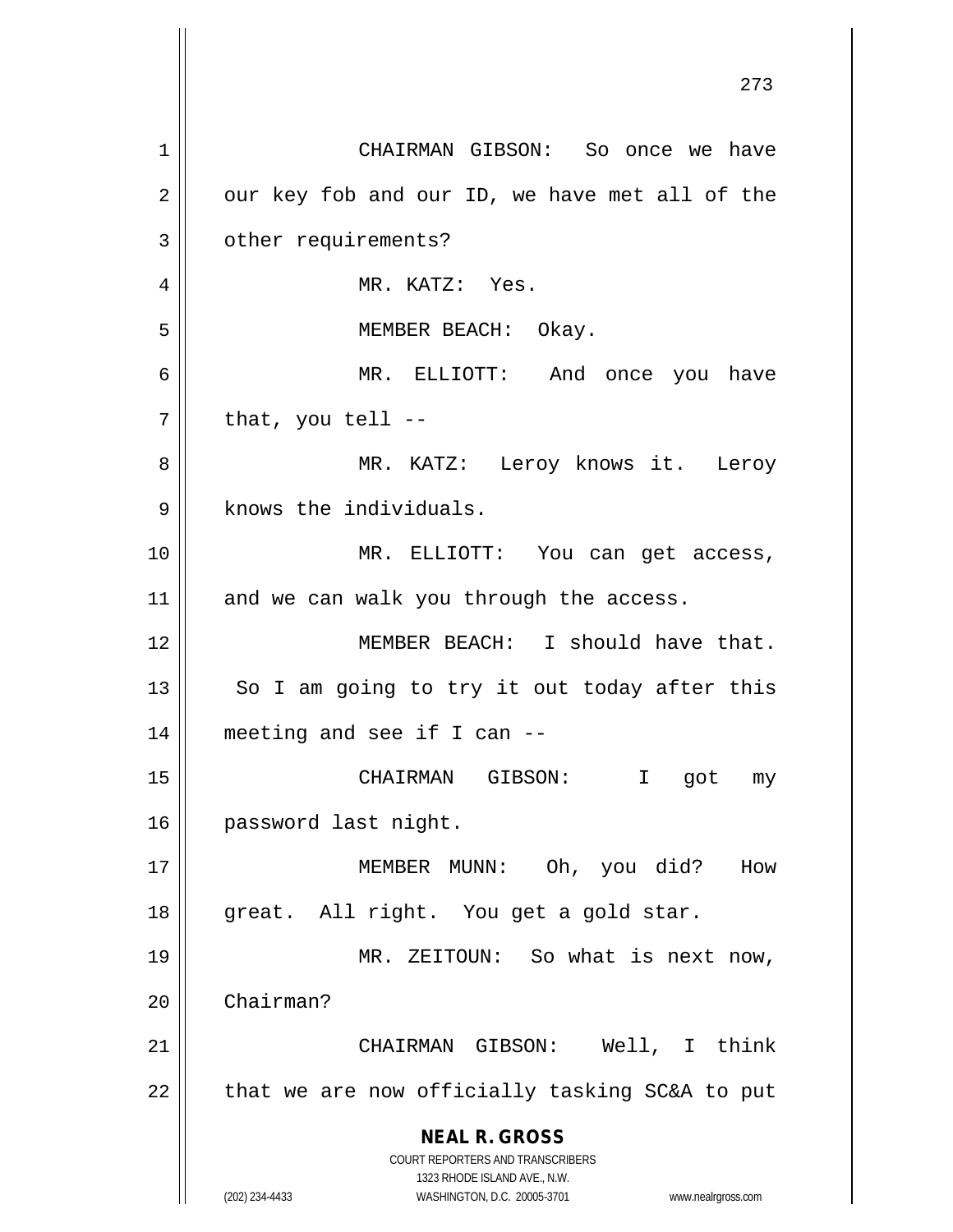CHAIRMAN GIBSON: So once we have our key fob and our ID, we have met all of the other requirements?

MR. KATZ: Yes.

MEMBER BEACH: Okay.

MR. ELLIOTT: And once you have that, you tell --

MR. KATZ: Leroy knows it. Leroy knows the individuals.

MR. ELLIOTT: You can get access, and we can walk you through the access.

MEMBER BEACH: I should have that. So I am going to try it out today after this meeting and see if I can --

CHAIRMAN GIBSON: I got my password last night.

MEMBER MUNN: Oh, you did? How great. All right. You get a gold star.

MR. ZEITOUN: So what is next now, Chairman?

CHAIRMAN GIBSON: Well, I think that we are now officially tasking SC&A to put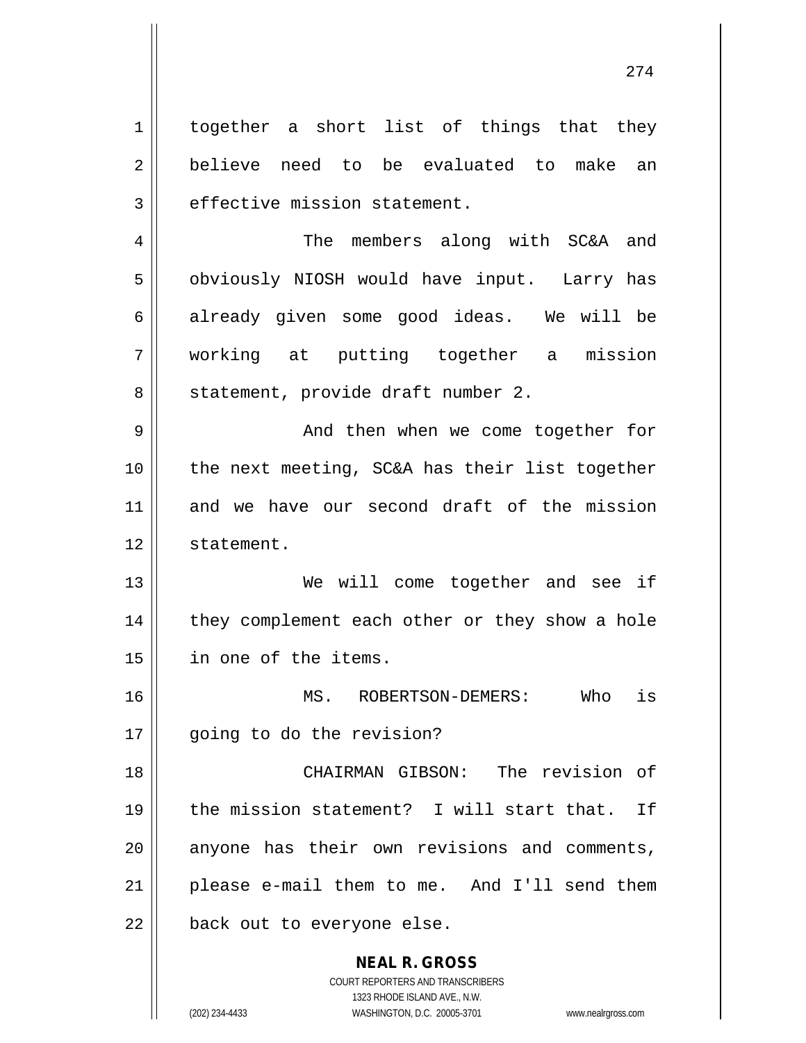together a short list of things that they believe need to be evaluated to make an effective mission statement.

The members along with SC&A and obviously NIOSH would have input. Larry has already given some good ideas. We will be working at putting together a mission statement, provide draft number 2.

And then when we come together for the next meeting, SC&A has their list together and we have our second draft of the mission statement.

We will come together and see if they complement each other or they show a hole in one of the items.

MS. ROBERTSON-DEMERS: Who is going to do the revision?

CHAIRMAN GIBSON: The revision of the mission statement? I will start that. If anyone has their own revisions and comments, please e-mail them to me. And I'll send them back out to everyone else.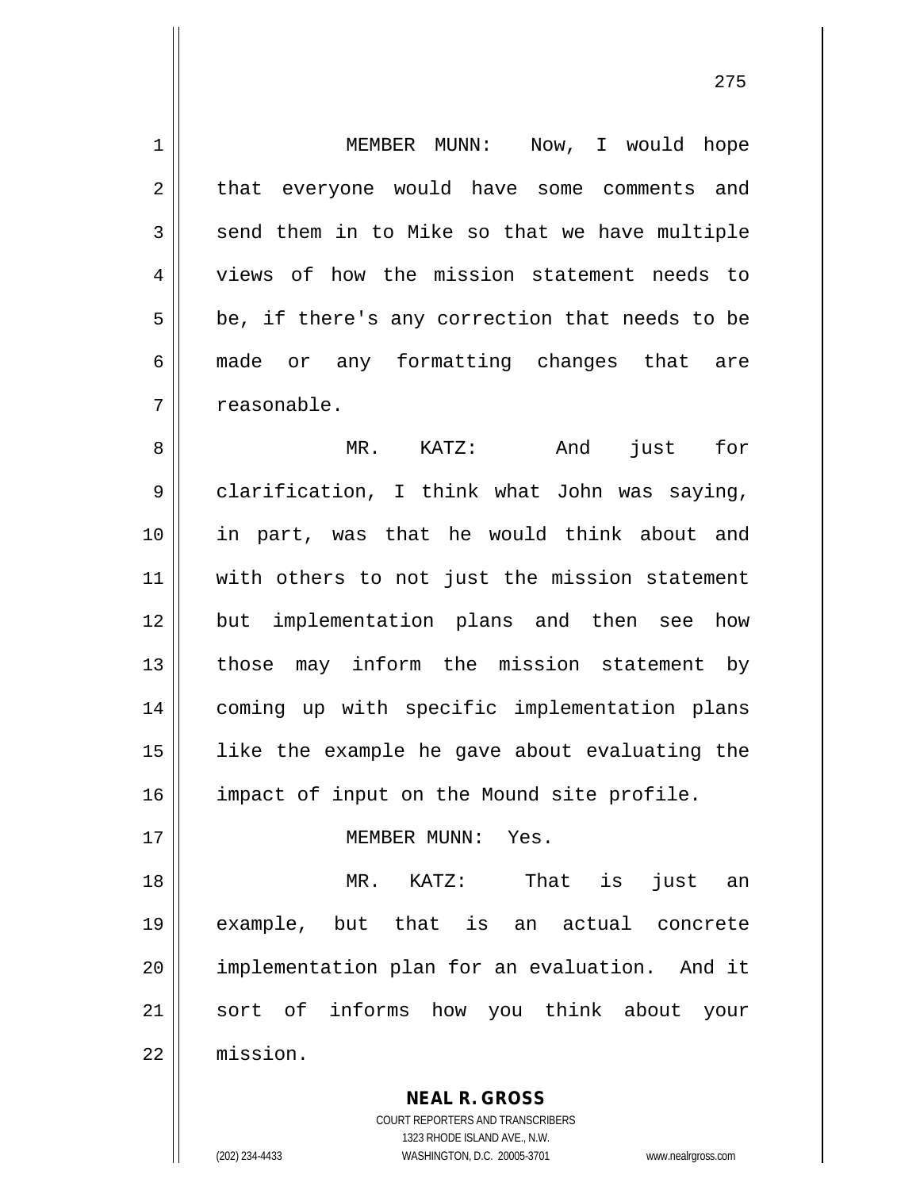MEMBER MUNN: Now, I would hope that everyone would have some comments and send them in to Mike so that we have multiple views of how the mission statement needs to be, if there's any correction that needs to be made or any formatting changes that are reasonable.

MR. KATZ: And just for clarification, I think what John was saying, in part, was that he would think about and with others to not just the mission statement but implementation plans and then see how those may inform the mission statement by coming up with specific implementation plans like the example he gave about evaluating the impact of input on the Mound site profile.

MEMBER MUNN: Yes.

MR. KATZ: That is just an example, but that is an actual concrete implementation plan for an evaluation. And it sort of informs how you think about your mission.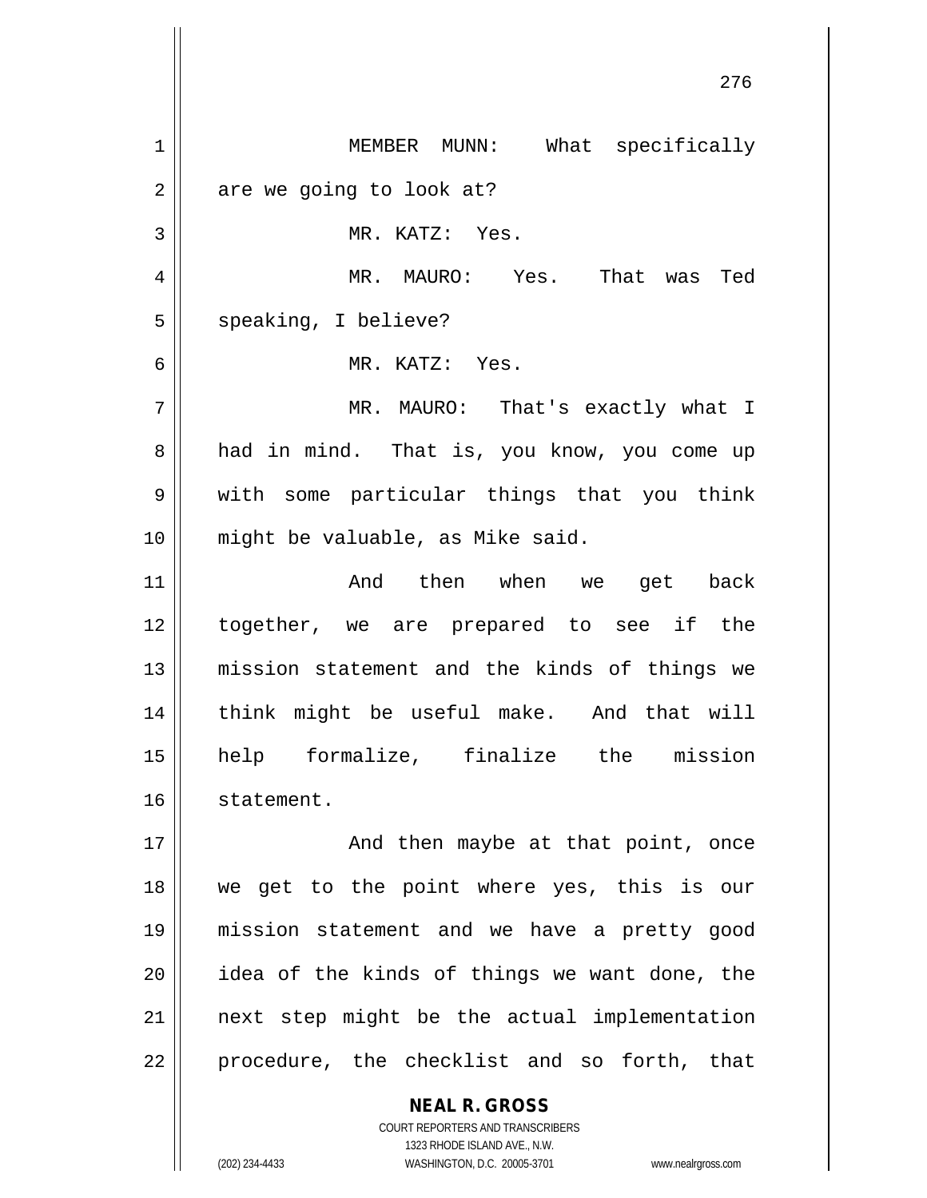MEMBER MUNN: What specifically are we going to look at?

MR. KATZ: Yes.

MR. MAURO: Yes. That was Ted speaking, I believe?

MR. KATZ: Yes.

MR. MAURO: That's exactly what I had in mind. That is, you know, you come up with some particular things that you think might be valuable, as Mike said.

And then when we get back together, we are prepared to see if the mission statement and the kinds of things we think might be useful make. And that will help formalize, finalize the mission statement.

And then maybe at that point, once we get to the point where yes, this is our mission statement and we have a pretty good idea of the kinds of things we want done, the next step might be the actual implementation procedure, the checklist and so forth, that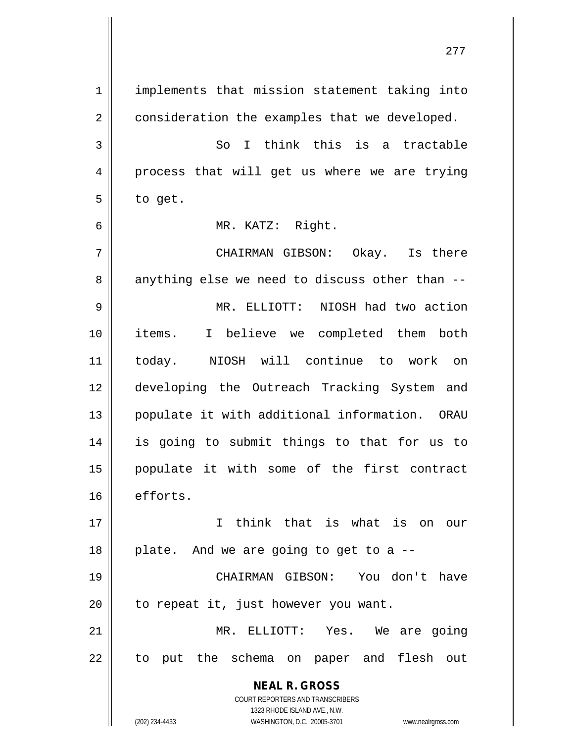implements that mission statement taking into consideration the examples that we developed.

So I think this is a tractable process that will get us where we are trying to get.

MR. KATZ: Right.

CHAIRMAN GIBSON: Okay. Is there anything else we need to discuss other than --

MR. ELLIOTT: NIOSH had two action items. I believe we completed them both today. NIOSH will continue to work on developing the Outreach Tracking System and populate it with additional information. ORAU is going to submit things to that for us to populate it with some of the first contract efforts.

I think that is what is on our plate. And we are going to get to a --

CHAIRMAN GIBSON: You don't have to repeat it, just however you want.

MR. ELLIOTT: Yes. We are going to put the schema on paper and flesh out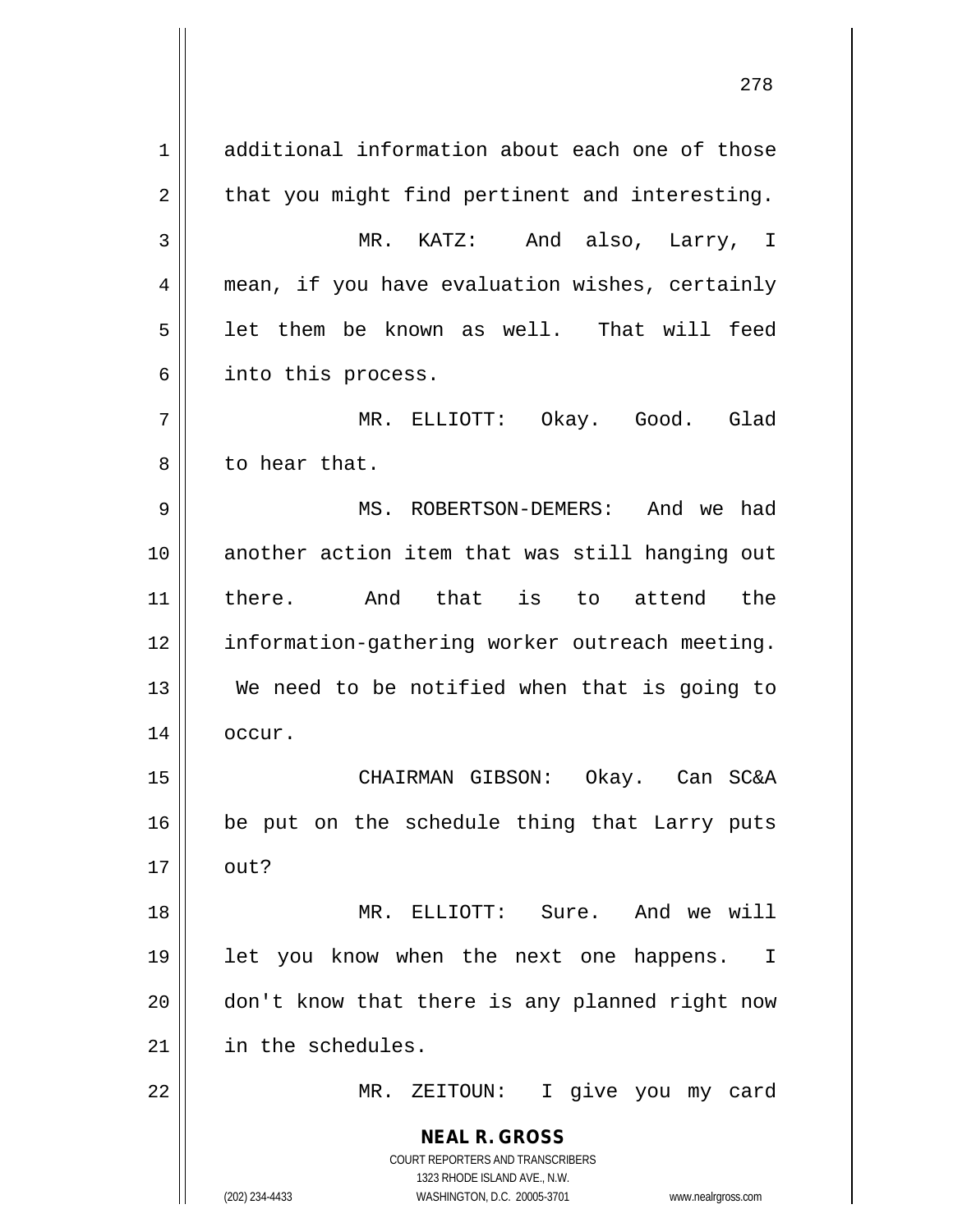additional information about each one of those that you might find pertinent and interesting.

MR. KATZ: And also, Larry, I mean, if you have evaluation wishes, certainly let them be known as well. That will feed into this process.

MR. ELLIOTT: Okay. Good. Glad to hear that.

MS. ROBERTSON-DEMERS: And we had another action item that was still hanging out there. And that is to attend the information-gathering worker outreach meeting. We need to be notified when that is going to occur.

CHAIRMAN GIBSON: Okay. Can SC&A be put on the schedule thing that Larry puts out?

MR. ELLIOTT: Sure. And we will let you know when the next one happens. I don't know that there is any planned right now in the schedules.

MR. ZEITOUN: I give you my card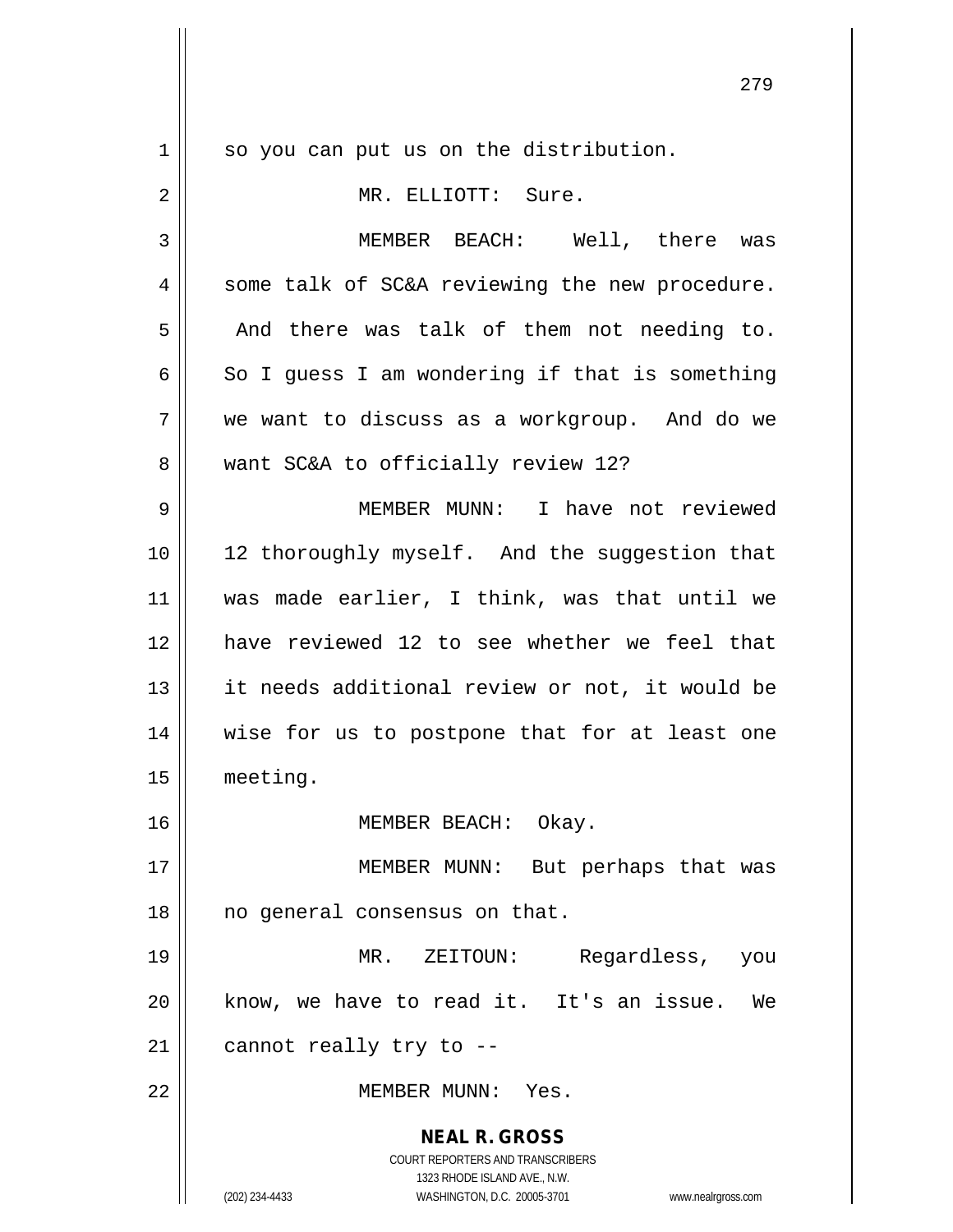so you can put us on the distribution.

MR. ELLIOTT: Sure.

MEMBER BEACH: Well, there was some talk of SC&A reviewing the new procedure. And there was talk of them not needing to. So I guess I am wondering if that is something we want to discuss as a workgroup. And do we want SC&A to officially review 12?

MEMBER MUNN: I have not reviewed 12 thoroughly myself. And the suggestion that was made earlier, I think, was that until we have reviewed 12 to see whether we feel that it needs additional review or not, it would be wise for us to postpone that for at least one meeting.

MEMBER BEACH: Okay.

MEMBER MUNN: But perhaps that was no general consensus on that.

MR. ZEITOUN: Regardless, you know, we have to read it. It's an issue. We cannot really try to --

MEMBER MUNN: Yes.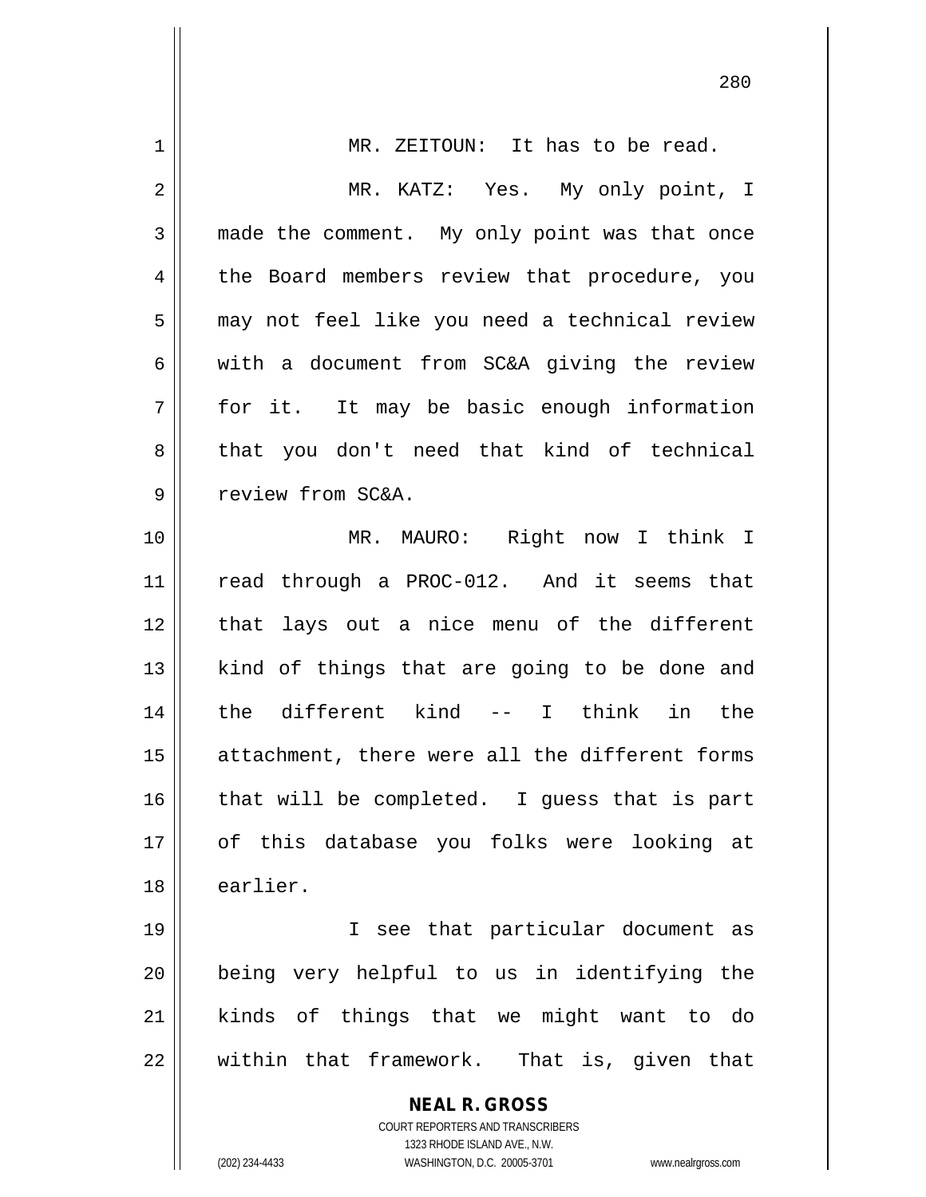MR. ZEITOUN: It has to be read.

MR. KATZ: Yes. My only point, I made the comment. My only point was that once the Board members review that procedure, you may not feel like you need a technical review with a document from SC&A giving the review for it. It may be basic enough information that you don't need that kind of technical review from SC&A.

MR. MAURO: Right now I think I read through a PROC-012. And it seems that that lays out a nice menu of the different kind of things that are going to be done and the different kind -- I think in the attachment, there were all the different forms that will be completed. I guess that is part of this database you folks were looking at earlier.

I see that particular document as being very helpful to us in identifying the kinds of things that we might want to do within that framework. That is, given that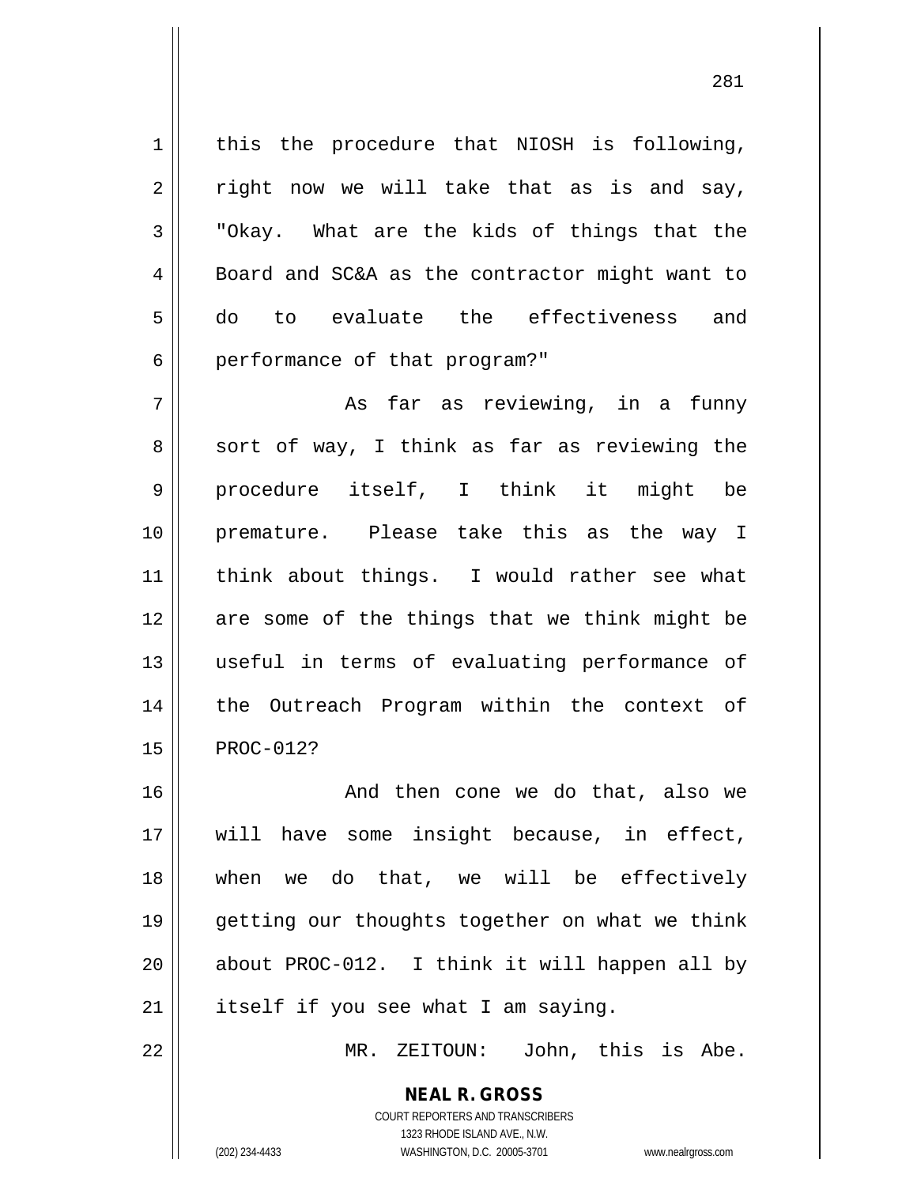this the procedure that NIOSH is following, right now we will take that as is and say, "Okay. What are the kids of things that the Board and SC&A as the contractor might want to do to evaluate the effectiveness and performance of that program?"

As far as reviewing, in a funny sort of way, I think as far as reviewing the procedure itself, I think it might be premature. Please take this as the way I think about things. I would rather see what are some of the things that we think might be useful in terms of evaluating performance of the Outreach Program within the context of PROC-012?

And then cone we do that, also we will have some insight because, in effect, when we do that, we will be effectively getting our thoughts together on what we think about PROC-012. I think it will happen all by itself if you see what I am saying.

MR. ZEITOUN: John, this is Abe.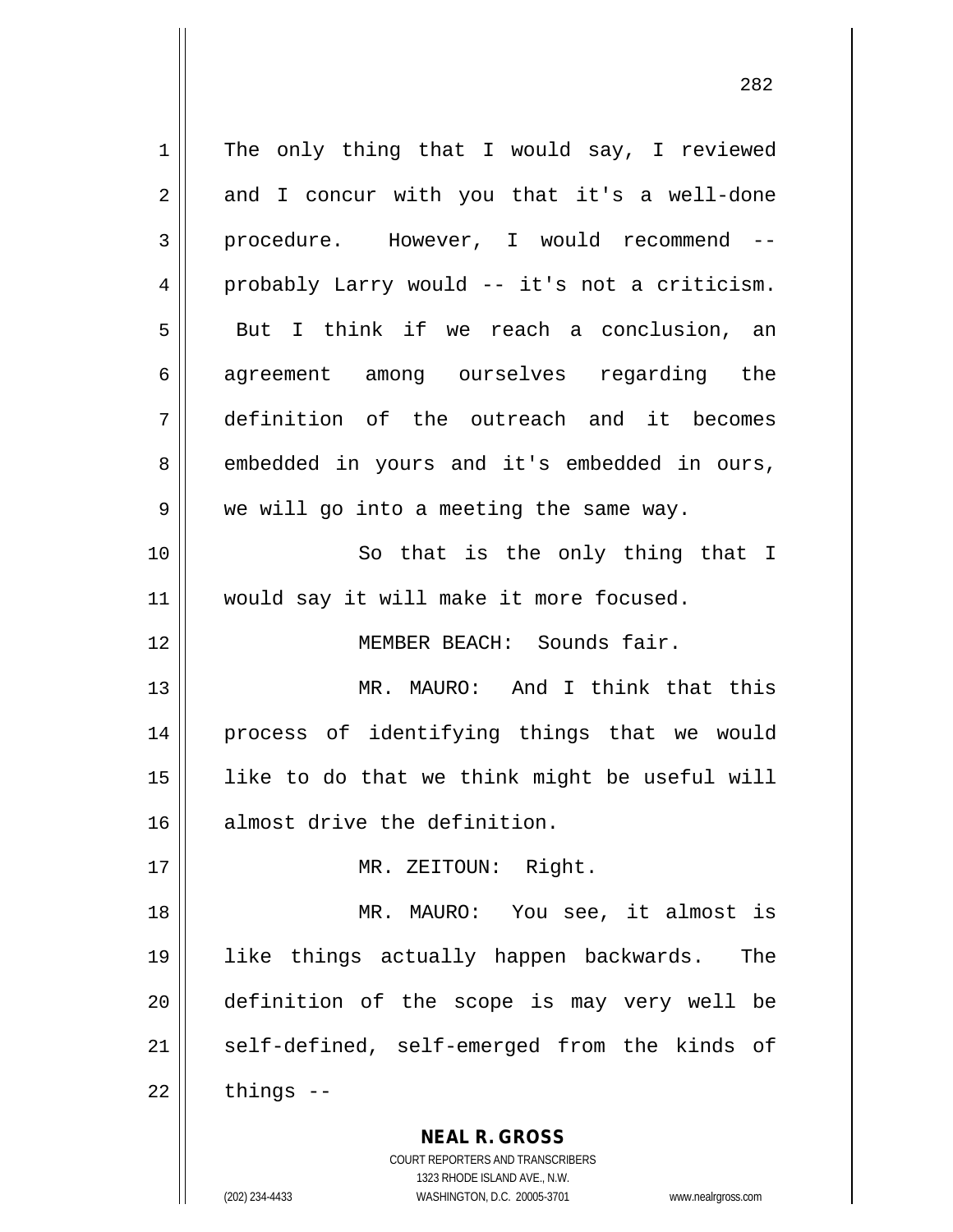The only thing that I would say, I reviewed and I concur with you that it's a well-done procedure. However, I would recommend -- probably Larry would -- it's not a criticism. But I think if we reach a conclusion, an agreement among ourselves regarding the definition of the outreach and it becomes embedded in yours and it's embedded in ours, we will go into a meeting the same way.

So that is the only thing that I would say it will make it more focused.

MEMBER BEACH: Sounds fair.

MR. MAURO: And I think that this process of identifying things that we would like to do that we think might be useful will almost drive the definition.

MR. ZEITOUN: Right.

MR. MAURO: You see, it almost is like things actually happen backwards. The definition of the scope is may very well be self-defined, self-emerged from the kinds of things --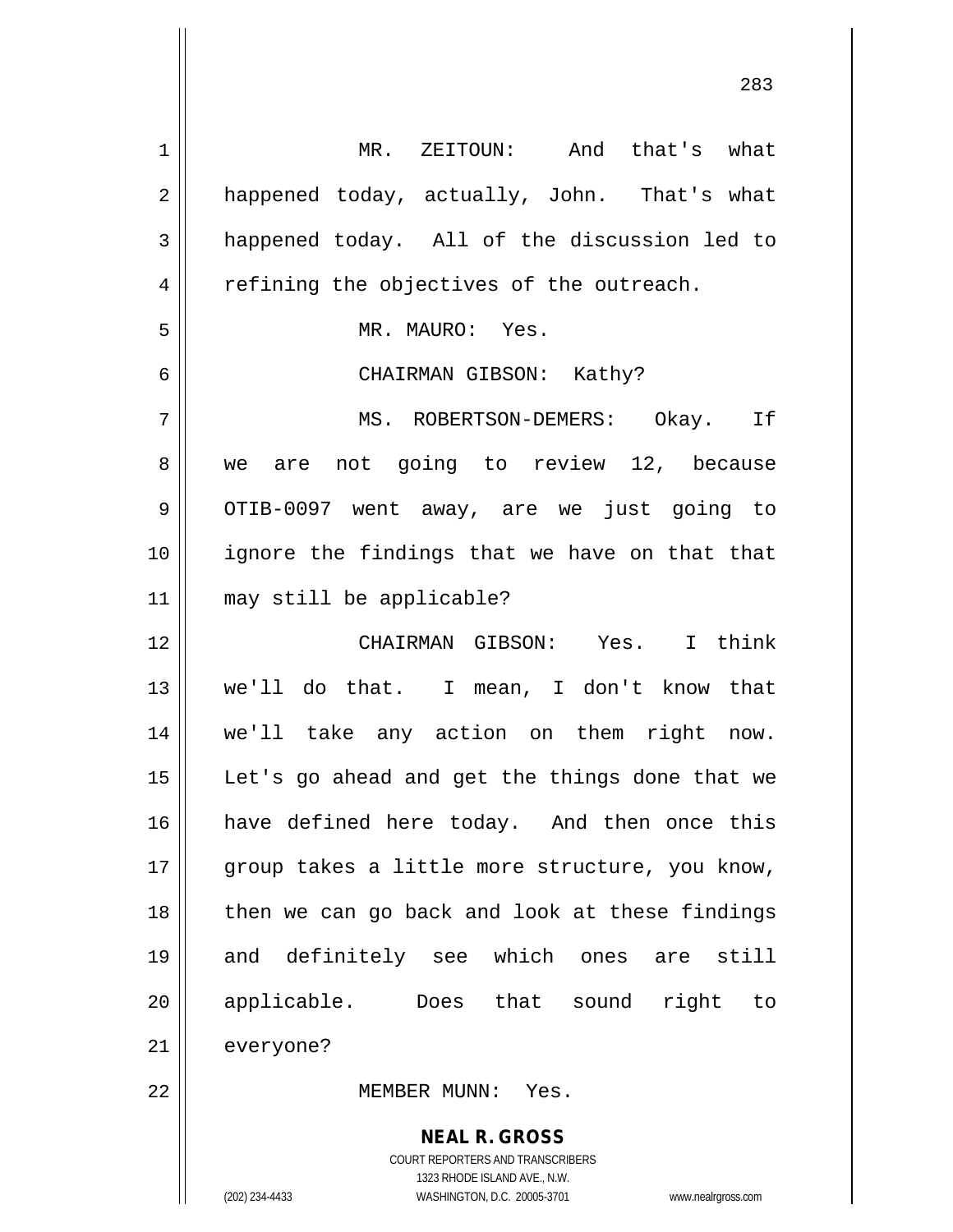MR. ZEITOUN: And that's what happened today, actually, John. That's what happened today. All of the discussion led to refining the objectives of the outreach.

MR. MAURO: Yes.

CHAIRMAN GIBSON: Kathy?

MS. ROBERTSON-DEMERS: Okay. If we are not going to review 12, because OTIB-0097 went away, are we just going to ignore the findings that we have on that that may still be applicable?

CHAIRMAN GIBSON: Yes. I think we'll do that. I mean, I don't know that we'll take any action on them right now. Let's go ahead and get the things done that we have defined here today. And then once this group takes a little more structure, you know, then we can go back and look at these findings and definitely see which ones are still applicable. Does that sound right to everyone?

MEMBER MUNN: Yes.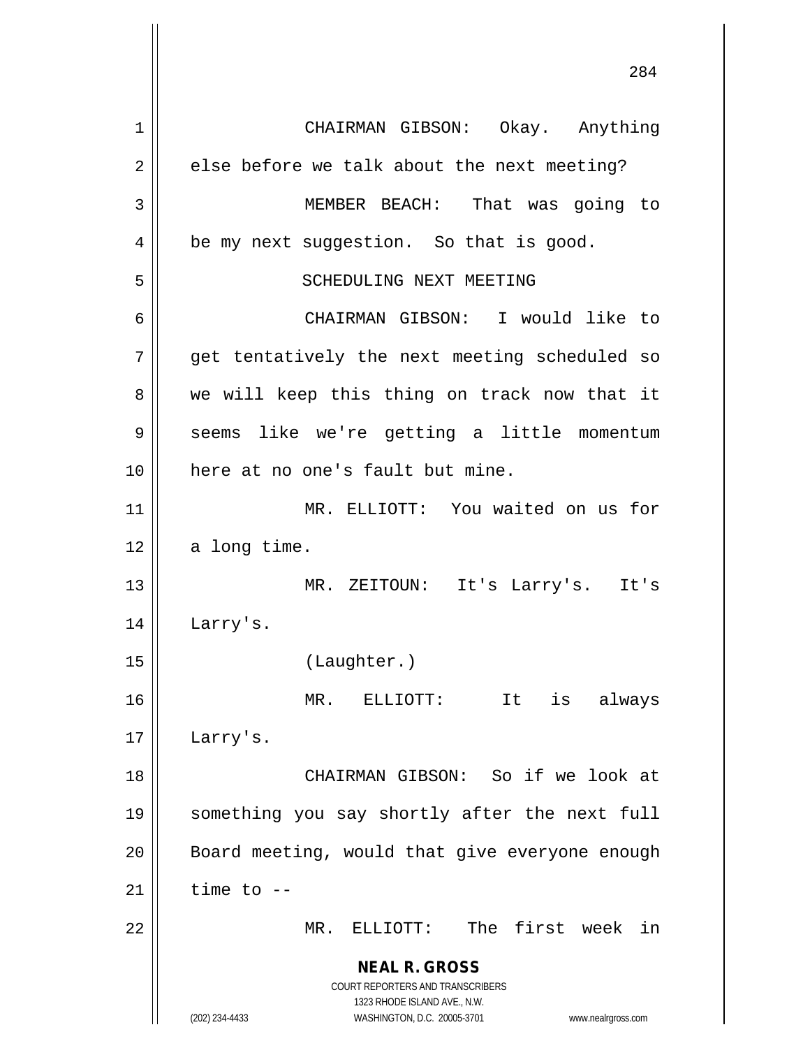CHAIRMAN GIBSON: Okay. Anything else before we talk about the next meeting?

MEMBER BEACH: That was going to be my next suggestion. So that is good.

SCHEDULING NEXT MEETING

CHAIRMAN GIBSON: I would like to get tentatively the next meeting scheduled so we will keep this thing on track now that it seems like we're getting a little momentum here at no one's fault but mine.

MR. ELLIOTT: You waited on us for a long time.

MR. ZEITOUN: It's Larry's. It's Larry's.

(Laughter.)

MR. ELLIOTT: It is always Larry's.

CHAIRMAN GIBSON: So if we look at something you say shortly after the next full Board meeting, would that give everyone enough time to --

MR. ELLIOTT: The first week in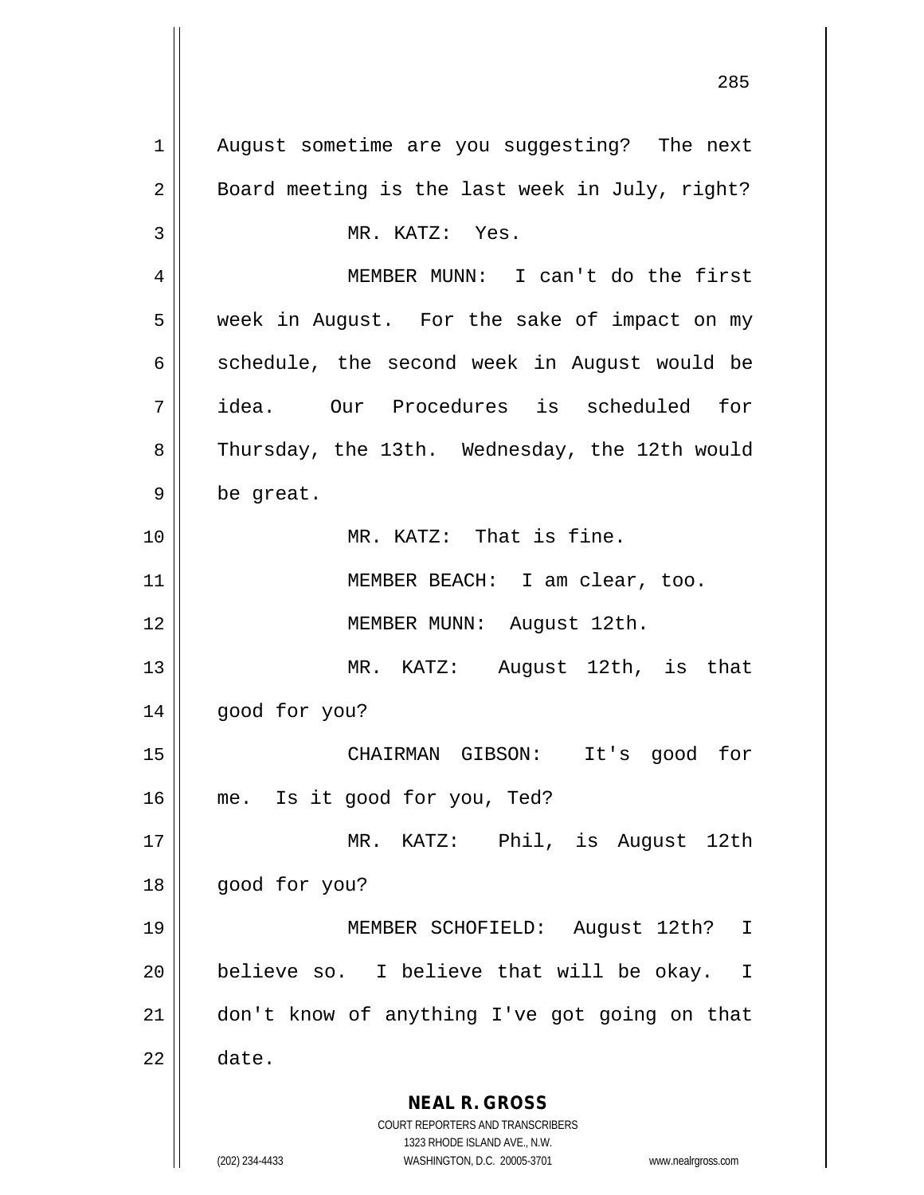August sometime are you suggesting? The next Board meeting is the last week in July, right?

MR. KATZ: Yes.

MEMBER MUNN: I can't do the first week in August. For the sake of impact on my schedule, the second week in August would be idea. Our Procedures is scheduled for Thursday, the 13th. Wednesday, the 12th would be great.

MR. KATZ: That is fine.

MEMBER BEACH: I am clear, too.

MEMBER MUNN: August 12th.

MR. KATZ: August 12th, is that good for you?

CHAIRMAN GIBSON: It's good for me. Is it good for you, Ted?

MR. KATZ: Phil, is August 12th good for you?

MEMBER SCHOFIELD: August 12th? I believe so. I believe that will be okay. I don't know of anything I've got going on that date.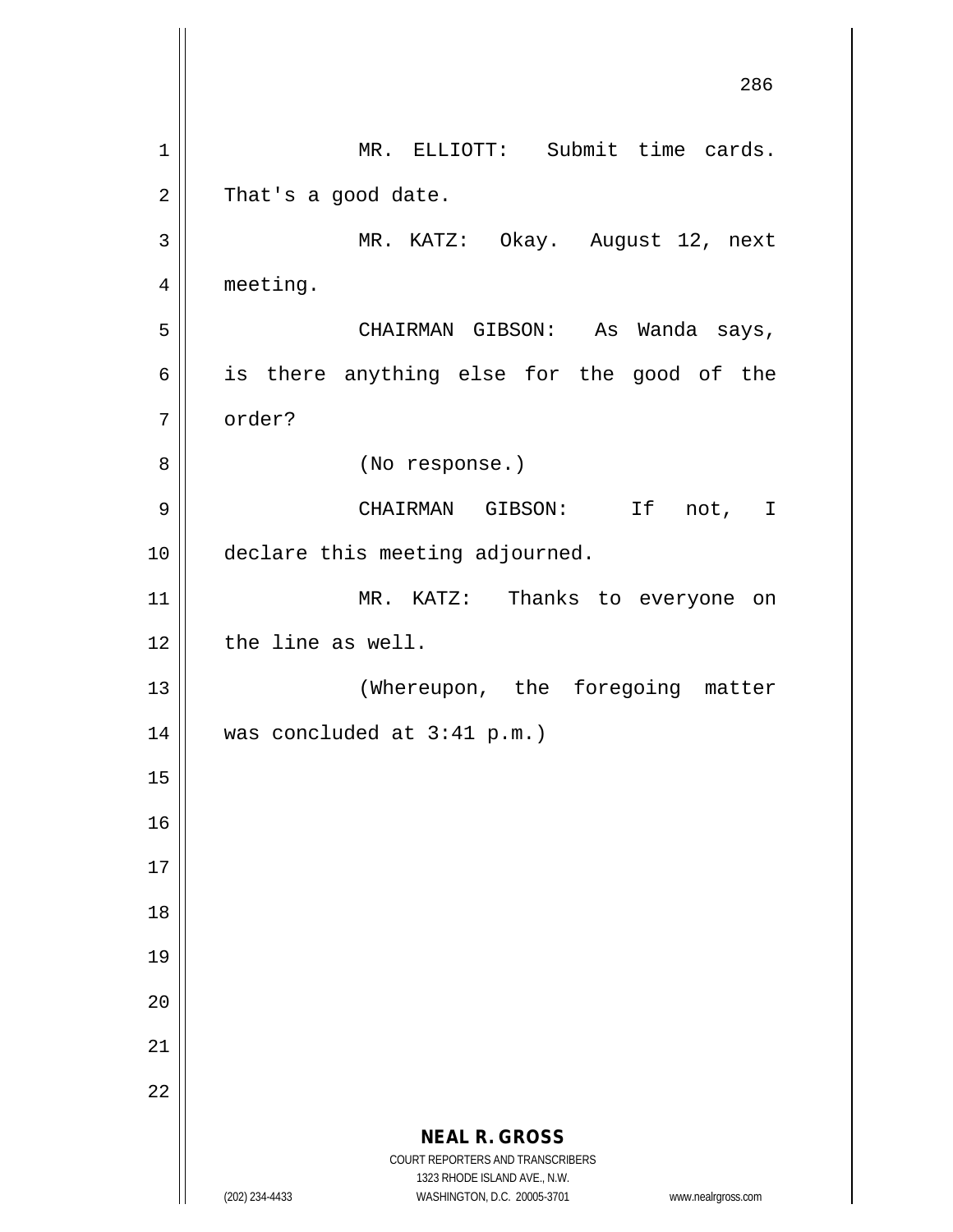MR. ELLIOTT: Submit time cards. That's a good date.

MR. KATZ: Okay. August 12, next meeting.

CHAIRMAN GIBSON: As Wanda says, is there anything else for the good of the order?

(No response.)

CHAIRMAN GIBSON: If not, I declare this meeting adjourned.

MR. KATZ: Thanks to everyone on the line as well.

(Whereupon, the foregoing matter was concluded at 3:41 p.m.)